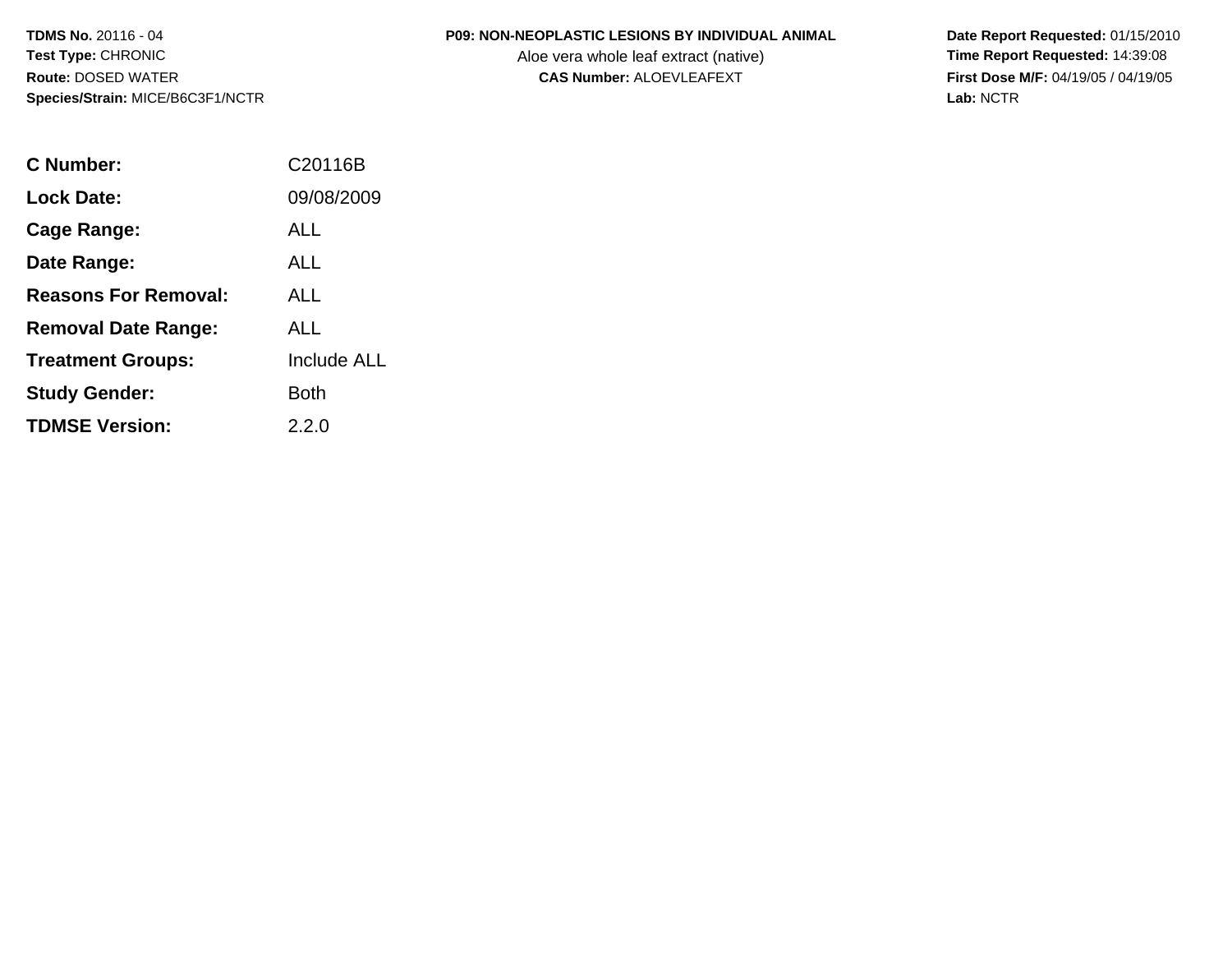**TDMS No.** 20116 - 04
**Test Type:** CHRONIC
**Route:** DOSED WATER
**Species/Strain:** MICE/B6C3F1/NCTR

**P09: NON-NEOPLASTIC LESIONS BY INDIVIDUAL ANIMAL**
Aloe vera whole leaf extract (native)
**CAS Number:** ALOEVLEAFEXT

**Date Report Requested:** 01/15/2010
**Time Report Requested:** 14:39:08
**First Dose M/F:** 04/19/05 / 04/19/05
**Lab:** NCTR

| | |
|---|---|
| **C Number:** | C20116B |
| **Lock Date:** | 09/08/2009 |
| **Cage Range:** | ALL |
| **Date Range:** | ALL |
| **Reasons For Removal:** | ALL |
| **Removal Date Range:** | ALL |
| **Treatment Groups:** | Include ALL |
| **Study Gender:** | Both |
| **TDMSE Version:** | 2.2.0 |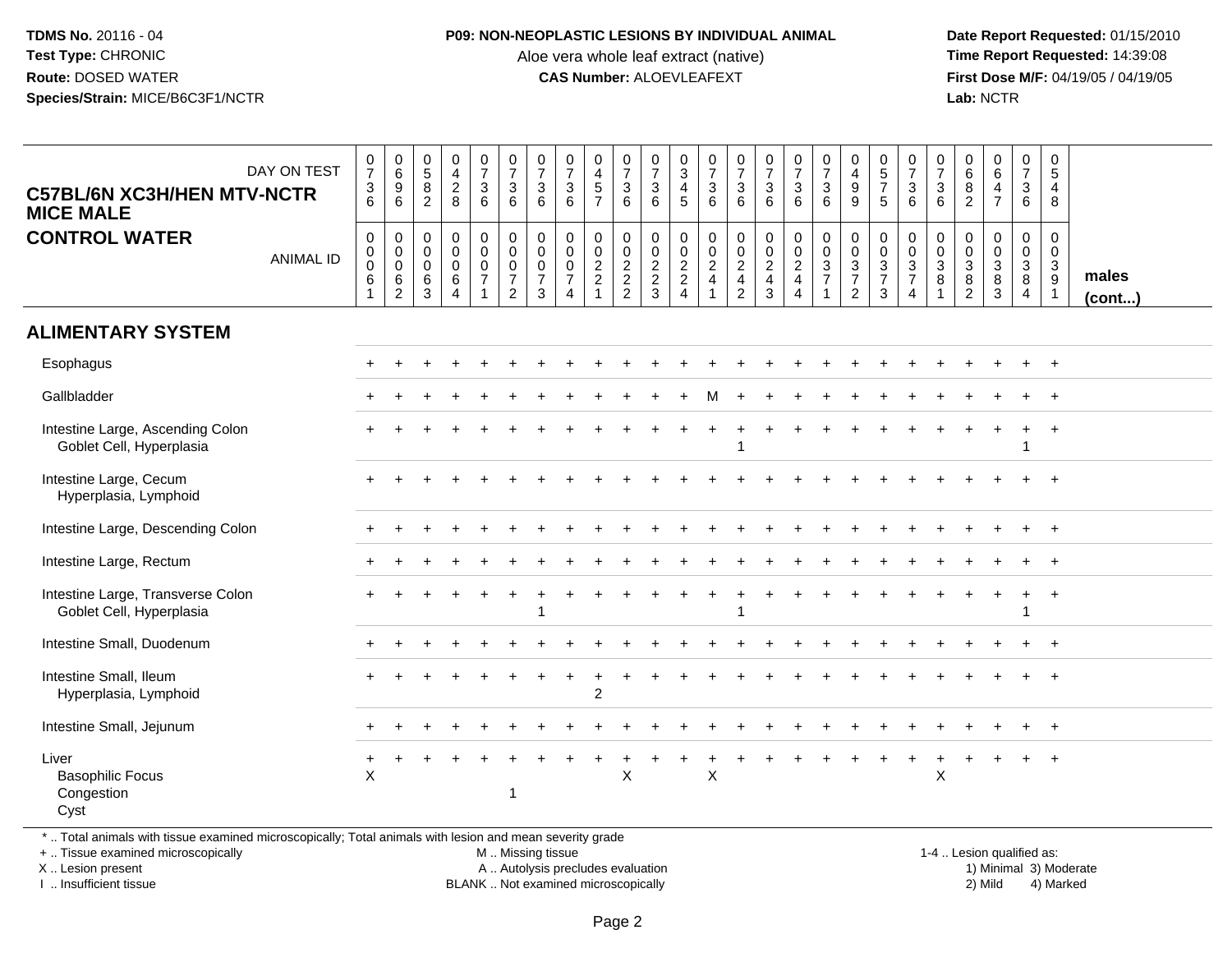**TDMS No.** 20116 - 04
**Test Type:** CHRONIC
**Route:** DOSED WATER
**Species/Strain:** MICE/B6C3F1/NCTR

**P09: NON-NEOPLASTIC LESIONS BY INDIVIDUAL ANIMAL**
Aloe vera whole leaf extract (native)
**CAS Number:** ALOEVLEAFEXT

**Date Report Requested:** 01/15/2010
**Time Report Requested:** 14:39:08
**First Dose M/F:** 04/19/05 / 04/19/05
**Lab:** NCTR

## C57BL/6N XC3H/HEN MTV-NCTR MICE MALE
## CONTROL WATER

| DAY ON TEST | 0736 | 0696 | 0582 | 0428 | 0736 | 0736 | 0736 | 0736 | 0457 | 0736 | 0736 | 0345 | 0736 | 0736 | 0736 | 0736 | 0736 | 0499 | 0575 | 0736 | 0736 | 0682 | 0647 | 0736 | 0548 | |
|---|---|---|---|---|---|---|---|---|---|---|---|---|---|---|---|---|---|---|---|---|---|---|---|---|---|---|
| **ANIMAL ID** | 00061 | 00062 | 00063 | 00064 | 00071 | 00072 | 00073 | 00074 | 00221 | 00222 | 00223 | 00224 | 00241 | 00242 | 00243 | 00244 | 00371 | 00372 | 00373 | 00374 | 00381 | 00382 | 00383 | 00384 | 00391 | **males (cont...)** |
| **ALIMENTARY SYSTEM** | | | | | | | | | | | | | | | | | | | | | | | | | | |
| Esophagus | + | + | + | + | + | + | + | + | + | + | + | + | + | + | + | + | + | + | + | + | + | + | + | + | + | |
| Gallbladder | + | + | + | + | + | + | + | + | + | + | + | + | M | + | + | + | + | + | + | + | + | + | + | + | + | |
| Intestine Large, Ascending Colon | + | + | + | + | + | + | + | + | + | + | + | + | + | + | + | + | + | + | + | + | + | + | + | + | + | |
| Goblet Cell, Hyperplasia | | | | | | | | | | | | | | 1 | | | | | | | | | | 1 | | |
| Intestine Large, Cecum | + | + | + | + | + | + | + | + | + | + | + | + | + | + | + | + | + | + | + | + | + | + | + | + | + | |
| Hyperplasia, Lymphoid | | | | | | | | | | | | | | | | | | | | | | | | | | |
| Intestine Large, Descending Colon | + | + | + | + | + | + | + | + | + | + | + | + | + | + | + | + | + | + | + | + | + | + | + | + | + | |
| Intestine Large, Rectum | + | + | + | + | + | + | + | + | + | + | + | + | + | + | + | + | + | + | + | + | + | + | + | + | + | |
| Intestine Large, Transverse Colon | + | + | + | + | + | + | + | + | + | + | + | + | + | + | + | + | + | + | + | + | + | + | + | + | + | |
| Goblet Cell, Hyperplasia | | | | | | | 1 | | | | | | | 1 | | | | | | | | | | 1 | | |
| Intestine Small, Duodenum | + | + | + | + | + | + | + | + | + | + | + | + | + | + | + | + | + | + | + | + | + | + | + | + | + | |
| Intestine Small, Ileum | + | + | + | + | + | + | + | + | + | + | + | + | + | + | + | + | + | + | + | + | + | + | + | + | + | |
| Hyperplasia, Lymphoid | | | | | | | | | 2 | | | | | | | | | | | | | | | | | |
| Intestine Small, Jejunum | + | + | + | + | + | + | + | + | + | + | + | + | + | + | + | + | + | + | + | + | + | + | + | + | + | |
| Liver | + | + | + | + | + | + | + | + | + | + | + | + | + | + | + | + | + | + | + | + | + | + | + | + | + | |
| Basophilic Focus | X | | | | | | | | | X | | | X | | | | | | | | X | | | | | |
| Congestion | | | | | | 1 | | | | | | | | | | | | | | | | | | | | |
| Cyst | | | | | | | | | | | | | | | | | | | | | | | | | | |

\* .. Total animals with tissue examined microscopically; Total animals with lesion and mean severity grade
+ .. Tissue examined microscopically
X .. Lesion present
I .. Insufficient tissue

M .. Missing tissue
A .. Autolysis precludes evaluation
BLANK .. Not examined microscopically

1-4 .. Lesion qualified as:
1) Minimal 3) Moderate
2) Mild 4) Marked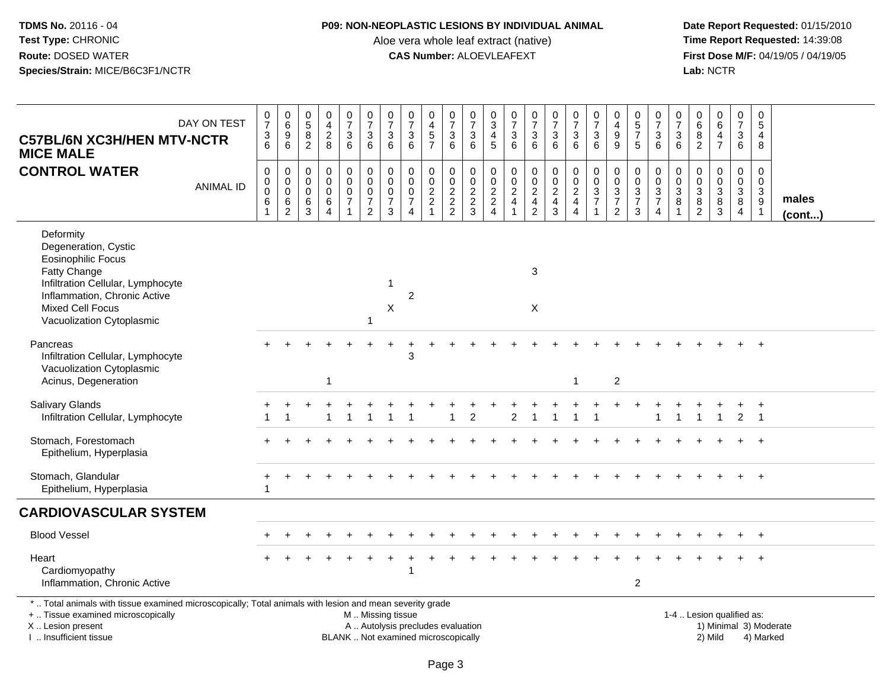TDMS No. 20116 - 04
Test Type: CHRONIC
Route: DOSED WATER
Species/Strain: MICE/B6C3F1/NCTR

**P09: NON-NEOPLASTIC LESIONS BY INDIVIDUAL ANIMAL**
Aloe vera whole leaf extract (native)
**CAS Number:** ALOEVLEAFEXT

Date Report Requested: 01/15/2010
Time Report Requested: 14:39:08
First Dose M/F: 04/19/05 / 04/19/05
Lab: NCTR

| C57BL/6N XC3H/HEN MTV-NCTR MICE MALE — CONTROL WATER | | | | | | | | | | | | | | | | | | | | | | | | | | |
|---|---|---|---|---|---|---|---|---|---|---|---|---|---|---|---|---|---|---|---|---|---|---|---|---|---|---|
| DAY ON TEST | 0736 | 0696 | 0582 | 0428 | 0736 | 0736 | 0736 | 0736 | 0457 | 0736 | 0736 | 0345 | 0736 | 0736 | 0736 | 0736 | 0736 | 0499 | 0575 | 0736 | 0736 | 0682 | 0647 | 0736 | 0548 | |
| ANIMAL ID | 0061 | 0062 | 0063 | 0064 | 0071 | 0072 | 0073 | 0074 | 0221 | 0222 | 0223 | 0224 | 0241 | 0242 | 0243 | 0244 | 0371 | 0372 | 0373 | 0374 | 0381 | 0382 | 0383 | 0384 | 0391 | males (cont...) |
| Deformity | | | | | | | | | | | | | | | | | | | | | | | | | | |
| Degeneration, Cystic | | | | | | | | | | | | | | | | | | | | | | | | | | |
| Eosinophilic Focus | | | | | | | | | | | | | | | | | | | | | | | | | | |
| Fatty Change | | | | | | | | | | | | | | 3 | | | | | | | | | | | | |
| Infiltration Cellular, Lymphocyte | | | | | | | 1 | | | | | | | | | | | | | | | | | | | |
| Inflammation, Chronic Active | | | | | | | | 2 | | | | | | | | | | | | | | | | | | |
| Mixed Cell Focus | | | | | | | X | | | | | | | X | | | | | | | | | | | | |
| Vacuolization Cytoplasmic | | | | | | 1 | | | | | | | | | | | | | | | | | | | | |
| Pancreas | + | + | + | + | + | + | + | + | + | + | + | + | + | + | + | + | + | + | + | + | + | + | + | + | + | |
| Infiltration Cellular, Lymphocyte | | | | | | | | 3 | | | | | | | | | | | | | | | | | | |
| Vacuolization Cytoplasmic | | | | | | | | | | | | | | | | | | | | | | | | | | |
| Acinus, Degeneration | | | | 1 | | | | | | | | | | | | 1 | | 2 | | | | | | | | |
| Salivary Glands | + | + | + | + | + | + | + | + | + | + | + | + | + | + | + | + | + | + | + | + | + | + | + | + | + | |
| Infiltration Cellular, Lymphocyte | 1 | 1 | | 1 | 1 | 1 | 1 | 1 | | 1 | 2 | | 2 | 1 | 1 | 1 | 1 | | | 1 | 1 | 1 | 1 | 2 | 1 | |
| Stomach, Forestomach | + | + | + | + | + | + | + | + | + | + | + | + | + | + | + | + | + | + | + | + | + | + | + | + | + | |
| Epithelium, Hyperplasia | | | | | | | | | | | | | | | | | | | | | | | | | | |
| Stomach, Glandular | + | + | + | + | + | + | + | + | + | + | + | + | + | + | + | + | + | + | + | + | + | + | + | + | + | |
| Epithelium, Hyperplasia | 1 | | | | | | | | | | | | | | | | | | | | | | | | | |
| **CARDIOVASCULAR SYSTEM** | | | | | | | | | | | | | | | | | | | | | | | | | | |
| Blood Vessel | + | + | + | + | + | + | + | + | + | + | + | + | + | + | + | + | + | + | + | + | + | + | + | + | + | |
| Heart | + | + | + | + | + | + | + | + | + | + | + | + | + | + | + | + | + | + | + | + | + | + | + | + | + | |
| Cardiomyopathy | | | | | | | | 1 | | | | | | | | | | | | | | | | | | |
| Inflammation, Chronic Active | | | | | | | | | | | | | | | | | | | 2 | | | | | | | |

\* .. Total animals with tissue examined microscopically; Total animals with lesion and mean severity grade
\+ .. Tissue examined microscopically
X .. Lesion present
I .. Insufficient tissue

M .. Missing tissue
A .. Autolysis precludes evaluation
BLANK .. Not examined microscopically

1-4 .. Lesion qualified as:
1) Minimal 3) Moderate
2) Mild 4) Marked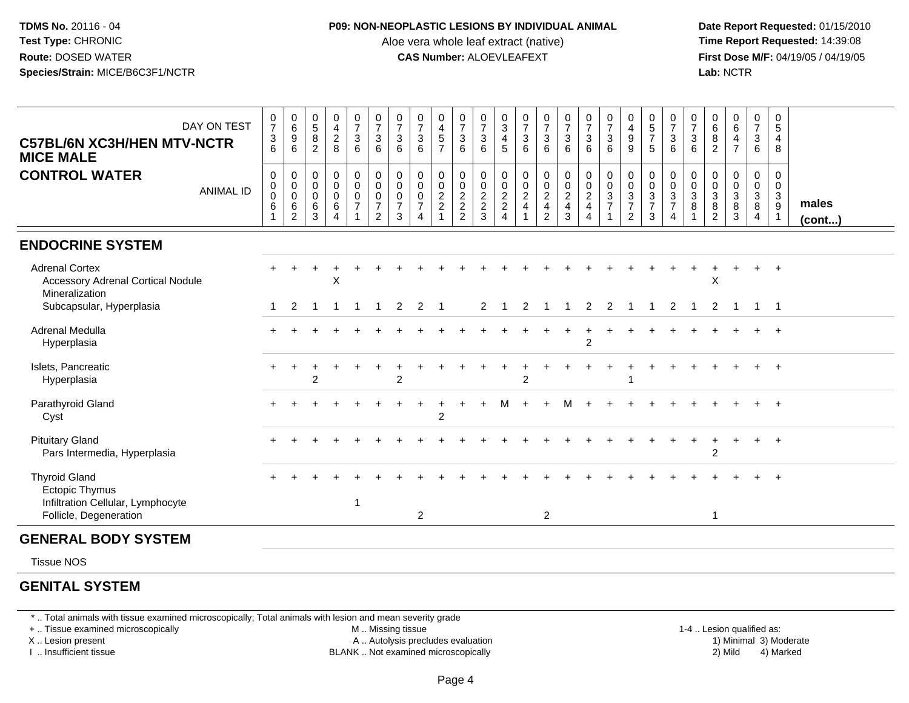**TDMS No.** 20116 - 04
**Test Type:** CHRONIC
**Route:** DOSED WATER
**Species/Strain:** MICE/B6C3F1/NCTR

**P09: NON-NEOPLASTIC LESIONS BY INDIVIDUAL ANIMAL**
Aloe vera whole leaf extract (native)
**CAS Number:** ALOEVLEAFEXT

**Date Report Requested:** 01/15/2010
**Time Report Requested:** 14:39:08
**First Dose M/F:** 04/19/05 / 04/19/05
**Lab:** NCTR

**C57BL/6N XC3H/HEN MTV-NCTR MICE MALE**
**CONTROL WATER**

| DAY ON TEST | 0736 | 0696 | 0582 | 0428 | 0736 | 0736 | 0736 | 0736 | 0457 | 0736 | 0736 | 0345 | 0736 | 0736 | 0736 | 0736 | 0736 | 0499 | 0575 | 0736 | 0736 | 0682 | 0647 | 0736 | 0548 | |
|---|---|---|---|---|---|---|---|---|---|---|---|---|---|---|---|---|---|---|---|---|---|---|---|---|---|---|
| **ANIMAL ID** | 0061 | 0062 | 0063 | 0064 | 0071 | 0072 | 0073 | 0074 | 0221 | 0222 | 0223 | 0224 | 0241 | 0242 | 0243 | 0244 | 0371 | 0372 | 0373 | 0374 | 0381 | 0382 | 0383 | 0384 | 0391 | **males (cont...)** |
| **ENDOCRINE SYSTEM** | | | | | | | | | | | | | | | | | | | | | | | | | | |
| Adrenal Cortex | + | + | + | + | + | + | + | + | + | + | + | + | + | + | + | + | + | + | + | + | + | + | + | + | + | |
| Accessory Adrenal Cortical Nodule | | | | X | | | | | | | | | | | | | | | | | | X | | | | |
| Mineralization | | | | | | | | | | | | | | | | | | | | | | | | | | |
| Subcapsular, Hyperplasia | 1 | 2 | 1 | 1 | 1 | 1 | 2 | 2 | 1 | | 2 | 1 | 2 | 1 | 1 | 2 | 2 | 1 | 1 | 2 | 1 | 2 | 1 | 1 | 1 | |
| Adrenal Medulla | + | + | + | + | + | + | + | + | + | + | + | + | + | + | + | + | + | + | + | + | + | + | + | + | + | |
| Hyperplasia | | | | | | | | | | | | | | | | 2 | | | | | | | | | | |
| Islets, Pancreatic | + | + | + | + | + | + | + | + | + | + | + | + | + | + | + | + | + | + | + | + | + | + | + | + | + | |
| Hyperplasia | | | 2 | | | | 2 | | | | | | 2 | | | | | 1 | | | | | | | | |
| Parathyroid Gland | + | + | + | + | + | + | + | + | + | + | + | M | + | + | M | + | + | + | + | + | + | + | + | + | + | |
| Cyst | | | | | | | | | 2 | | | | | | | | | | | | | | | | | |
| Pituitary Gland | + | + | + | + | + | + | + | + | + | + | + | + | + | + | + | + | + | + | + | + | + | + | + | + | + | |
| Pars Intermedia, Hyperplasia | | | | | | | | | | | | | | | | | | | | | | 2 | | | | |
| Thyroid Gland | + | + | + | + | + | + | + | + | + | + | + | + | + | + | + | + | + | + | + | + | + | + | + | + | + | |
| Ectopic Thymus | | | | | | | | | | | | | | | | | | | | | | | | | | |
| Infiltration Cellular, Lymphocyte | | | | | 1 | | | | | | | | | | | | | | | | | | | | | |
| Follicle, Degeneration | | | | | | | | 2 | | | | | | 2 | | | | | | | | 1 | | | | |
| **GENERAL BODY SYSTEM** | | | | | | | | | | | | | | | | | | | | | | | | | | |
| Tissue NOS | | | | | | | | | | | | | | | | | | | | | | | | | | |
| **GENITAL SYSTEM** | | | | | | | | | | | | | | | | | | | | | | | | | | |

\* .. Total animals with tissue examined microscopically; Total animals with lesion and mean severity grade
\+ .. Tissue examined microscopically
X .. Lesion present
I .. Insufficient tissue
M .. Missing tissue
A .. Autolysis precludes evaluation
BLANK .. Not examined microscopically
1-4 .. Lesion qualified as: 1) Minimal 2) Mild 3) Moderate 4) Marked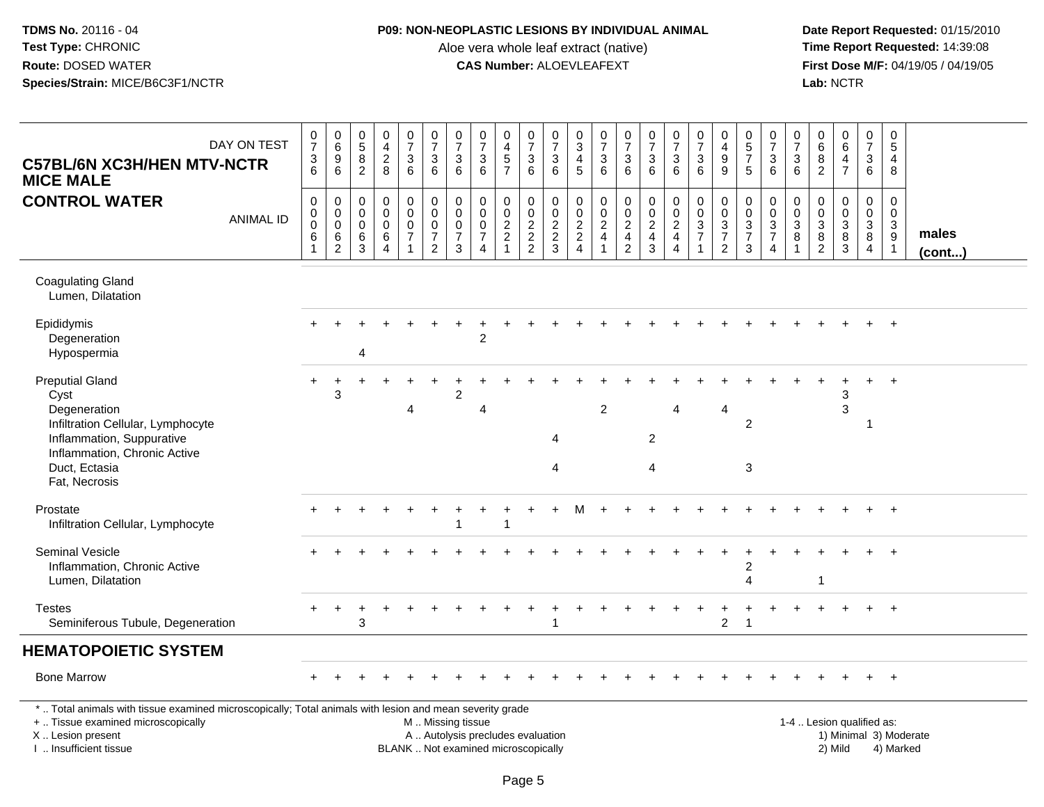**TDMS No.** 20116 - 04
**Test Type:** CHRONIC
**Route:** DOSED WATER
**Species/Strain:** MICE/B6C3F1/NCTR

**P09: NON-NEOPLASTIC LESIONS BY INDIVIDUAL ANIMAL**
Aloe vera whole leaf extract (native)
**CAS Number:** ALOEVLEAFEXT

**Date Report Requested:** 01/15/2010
**Time Report Requested:** 14:39:08
**First Dose M/F:** 04/19/05 / 04/19/05
**Lab:** NCTR

**C57BL/6N XC3H/HEN MTV-NCTR MICE MALE**
**CONTROL WATER**

| DAY ON TEST | 0736 | 0696 | 0582 | 0428 | 0736 | 0736 | 0736 | 0736 | 0457 | 0736 | 0736 | 0345 | 0736 | 0736 | 0736 | 0736 | 0736 | 0499 | 0575 | 0736 | 0736 | 0682 | 0647 | 0736 | 0548 | |
|---|---|---|---|---|---|---|---|---|---|---|---|---|---|---|---|---|---|---|---|---|---|---|---|---|---|---|
| ANIMAL ID | 00061 | 00062 | 00063 | 00064 | 00071 | 00072 | 00073 | 00074 | 00221 | 00222 | 00223 | 00224 | 00241 | 00242 | 00243 | 00244 | 00371 | 00372 | 00373 | 00374 | 00381 | 00382 | 00383 | 00384 | 00391 | **males (cont...)** |
| Coagulating Gland | | | | | | | | | | | | | | | | | | | | | | | | | | |
| Lumen, Dilatation | | | | | | | | | | | | | | | | | | | | | | | | | | |
| Epididymis | + | + | + | + | + | + | + | + | + | + | + | + | + | + | + | + | + | + | + | + | + | + | + | + | + | |
| Degeneration | | | | | | | | 2 | | | | | | | | | | | | | | | | | | |
| Hypospermia | | | 4 | | | | | | | | | | | | | | | | | | | | | | | |
| Preputial Gland | + | + | + | + | + | + | + | + | + | + | + | + | + | + | + | + | + | + | + | + | + | + | + | + | + | |
| Cyst | | 3 | | | | | 2 | | | | | | | | | | | | | | | | 3 | | | |
| Degeneration | | | | | 4 | | | 4 | | | | | 2 | | | 4 | | 4 | | | | | 3 | | | |
| Infiltration Cellular, Lymphocyte | | | | | | | | | | | | | | | | | | | 2 | | | | | 1 | | |
| Inflammation, Suppurative | | | | | | | | | | | 4 | | | | 2 | | | | | | | | | | | |
| Inflammation, Chronic Active | | | | | | | | | | | | | | | | | | | | | | | | | | |
| Duct, Ectasia | | | | | | | | | | | 4 | | | | 4 | | | | 3 | | | | | | | |
| Fat, Necrosis | | | | | | | | | | | | | | | | | | | | | | | | | | |
| Prostate | + | + | + | + | + | + | + | + | + | + | + | M | + | + | + | + | + | + | + | + | + | + | + | + | + | |
| Infiltration Cellular, Lymphocyte | | | | | | | 1 | | 1 | | | | | | | | | | | | | | | | | |
| Seminal Vesicle | + | + | + | + | + | + | + | + | + | + | + | + | + | + | + | + | + | + | + | + | + | + | + | + | + | |
| Inflammation, Chronic Active | | | | | | | | | | | | | | | | | | | 2 | | | | | | | |
| Lumen, Dilatation | | | | | | | | | | | | | | | | | | | 4 | | | 1 | | | | |
| Testes | + | + | + | + | + | + | + | + | + | + | + | + | + | + | + | + | + | + | + | + | + | + | + | + | + | |
| Seminiferous Tubule, Degeneration | | | 3 | | | | | | | | 1 | | | | | | | 2 | 1 | | | | | | | |
| **HEMATOPOIETIC SYSTEM** | | | | | | | | | | | | | | | | | | | | | | | | | | |
| Bone Marrow | + | + | + | + | + | + | + | + | + | + | + | + | + | + | + | + | + | + | + | + | + | + | + | + | + | |

* .. Total animals with tissue examined microscopically; Total animals with lesion and mean severity grade
+ .. Tissue examined microscopically
X .. Lesion present
I .. Insufficient tissue

M .. Missing tissue
A .. Autolysis precludes evaluation
BLANK .. Not examined microscopically

1-4 .. Lesion qualified as:
1) Minimal 3) Moderate
2) Mild 4) Marked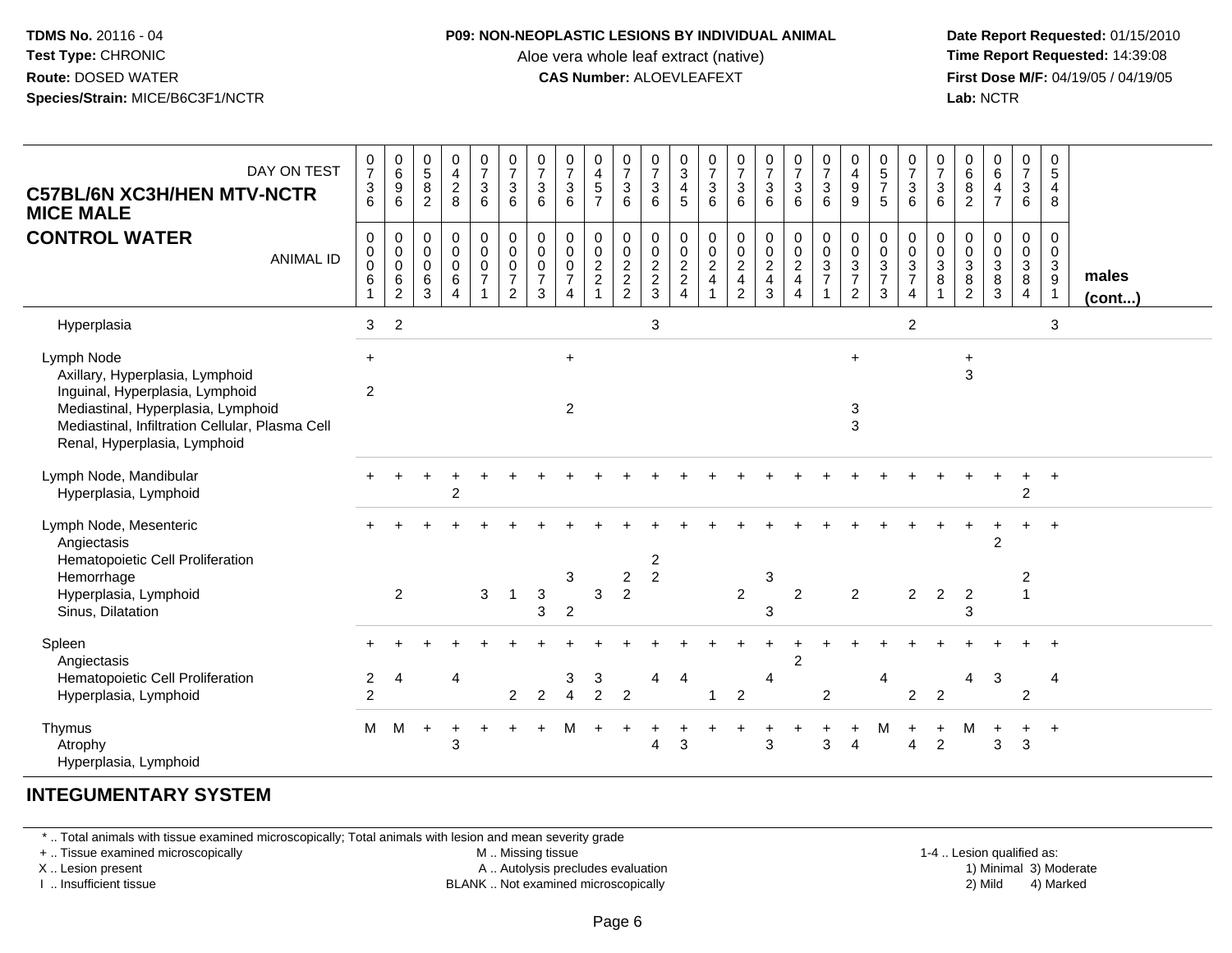**TDMS No.** 20116 - 04
**Test Type:** CHRONIC
**Route:** DOSED WATER
**Species/Strain:** MICE/B6C3F1/NCTR

**P09: NON-NEOPLASTIC LESIONS BY INDIVIDUAL ANIMAL**
Aloe vera whole leaf extract (native)
**CAS Number:** ALOEVLEAFEXT

**Date Report Requested:** 01/15/2010
**Time Report Requested:** 14:39:08
**First Dose M/F:** 04/19/05 / 04/19/05
**Lab:** NCTR

**C57BL/6N XC3H/HEN MTV-NCTR MICE MALE**
**CONTROL WATER**

| DAY ON TEST | 0736 | 0696 | 0582 | 0428 | 0736 | 0736 | 0736 | 0736 | 0457 | 0736 | 0736 | 0345 | 0736 | 0736 | 0736 | 0736 | 0736 | 0499 | 0575 | 0736 | 0736 | 0682 | 0647 | 0736 | 0548 | |
|---|---|---|---|---|---|---|---|---|---|---|---|---|---|---|---|---|---|---|---|---|---|---|---|---|---|---|
| **ANIMAL ID** | 00061 | 00062 | 00063 | 00064 | 00071 | 00072 | 00073 | 00074 | 00221 | 00222 | 00223 | 00224 | 00241 | 00242 | 00243 | 00244 | 00371 | 00372 | 00373 | 00374 | 00381 | 00382 | 00383 | 00384 | 00391 | **males (cont...)** |
| Hyperplasia | 3 | 2 | | | | | | | | | 3 | | | | | | | | | 2 | | | | | 3 | |
| Lymph Node | + | | | | | | | + | | | | | | | | | | + | | | | + | | | | |
| Axillary, Hyperplasia, Lymphoid | | | | | | | | | | | | | | | | | | | | | | 3 | | | | |
| Inguinal, Hyperplasia, Lymphoid | 2 | | | | | | | | | | | | | | | | | | | | | | | | | |
| Mediastinal, Hyperplasia, Lymphoid | | | | | | | | 2 | | | | | | | | | | 3 | | | | | | | | |
| Mediastinal, Infiltration Cellular, Plasma Cell | | | | | | | | | | | | | | | | | | 3 | | | | | | | | |
| Renal, Hyperplasia, Lymphoid | | | | | | | | | | | | | | | | | | | | | | | | | | |
| Lymph Node, Mandibular | + | + | + | + | + | + | + | + | + | + | + | + | + | + | + | + | + | + | + | + | + | + | + | + | + | |
| Hyperplasia, Lymphoid | | | | 2 | | | | | | | | | | | | | | | | | | | | 2 | | |
| Lymph Node, Mesenteric | + | + | + | + | + | + | + | + | + | + | + | + | + | + | + | + | + | + | + | + | + | + | + | + | + | |
| Angiectasis | | | | | | | | | | | | | | | | | | | | | | | 2 | | | |
| Hematopoietic Cell Proliferation | | | | | | | | | | | 2 | | | | | | | | | | | | | | | |
| Hemorrhage | | | | | | | | 3 | | 2 | 2 | | | | 3 | | | | | | | | | 2 | | |
| Hyperplasia, Lymphoid | | 2 | | | 3 | 1 | 3 | | 3 | 2 | | | | 2 | | 2 | | 2 | | 2 | 2 | 2 | | 1 | | |
| Sinus, Dilatation | | | | | | | 3 | 2 | | | | | | | 3 | | | | | | | 3 | | | | |
| Spleen | + | + | + | + | + | + | + | + | + | + | + | + | + | + | + | + | + | + | + | + | + | + | + | + | + | |
| Angiectasis | | | | | | | | | | | | | | | | 2 | | | | | | | | | | |
| Hematopoietic Cell Proliferation | 2 | 4 | | 4 | | | | 3 | 3 | | 4 | 4 | | | 4 | | | | 4 | | | 4 | 3 | | 4 | |
| Hyperplasia, Lymphoid | 2 | | | | | 2 | 2 | 4 | 2 | 2 | | | 1 | 2 | | | 2 | | | 2 | 2 | | | 2 | | |
| Thymus | M | M | + | + | + | + | + | M | + | + | + | + | + | + | + | + | + | + | M | + | + | M | + | + | + | |
| Atrophy | | | | 3 | | | | | | | 4 | 3 | | | 3 | | 3 | 4 | | 4 | 2 | | 3 | 3 | | |
| Hyperplasia, Lymphoid | | | | | | | | | | | | | | | | | | | | | | | | | | |

## INTEGUMENTARY SYSTEM

\* .. Total animals with tissue examined microscopically; Total animals with lesion and mean severity grade
\+ .. Tissue examined microscopically
X .. Lesion present
I .. Insufficient tissue
M .. Missing tissue
A .. Autolysis precludes evaluation
BLANK .. Not examined microscopically
1-4 .. Lesion qualified as: 1) Minimal 2) Mild 3) Moderate 4) Marked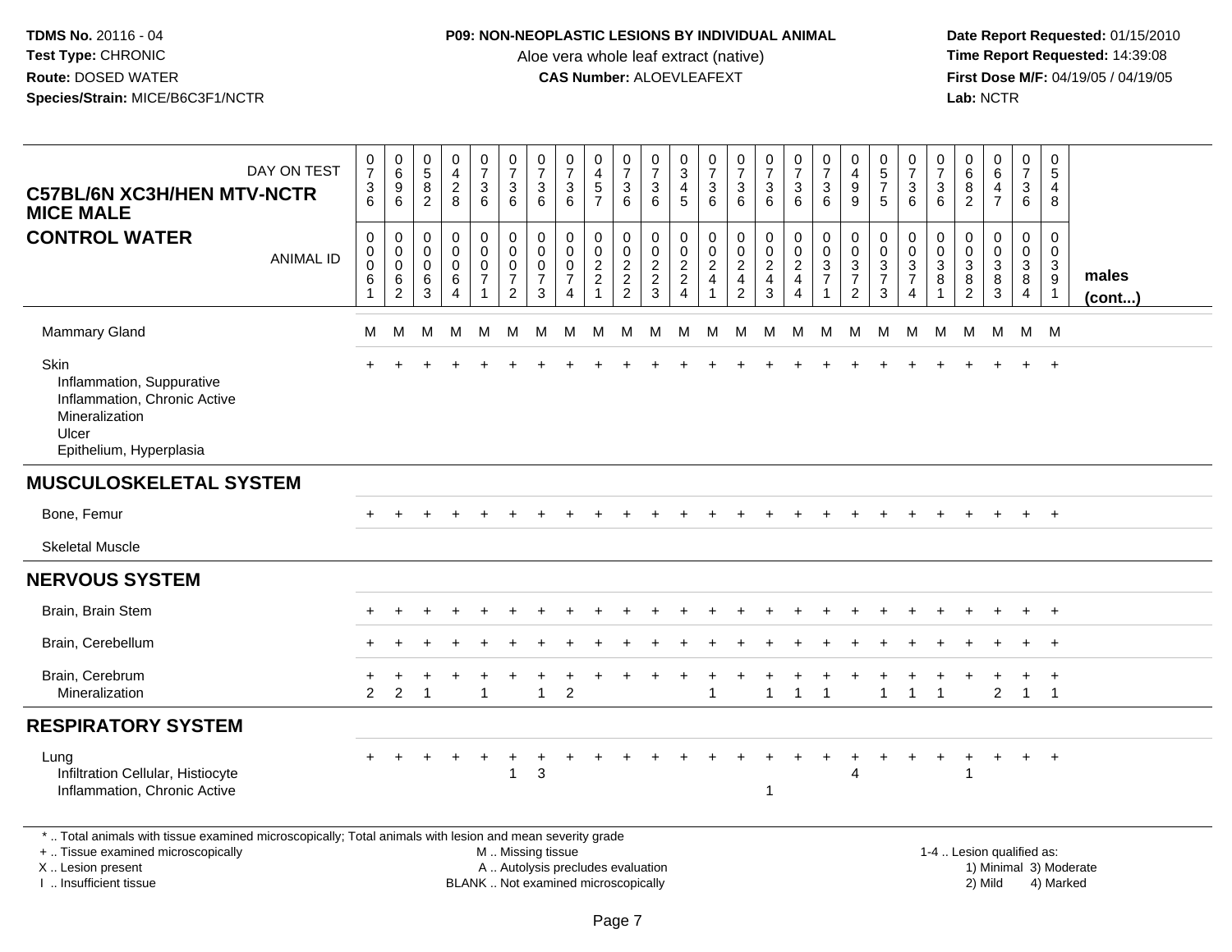**TDMS No.** 20116 - 04
**Test Type:** CHRONIC
**Route:** DOSED WATER
**Species/Strain:** MICE/B6C3F1/NCTR

**P09: NON-NEOPLASTIC LESIONS BY INDIVIDUAL ANIMAL**
Aloe vera whole leaf extract (native)
**CAS Number:** ALOEVLEAFEXT

**Date Report Requested:** 01/15/2010
**Time Report Requested:** 14:39:08
**First Dose M/F:** 04/19/05 / 04/19/05
**Lab:** NCTR

**C57BL/6N XC3H/HEN MTV-NCTR MICE MALE**
**CONTROL WATER**

| DAY ON TEST | 0736 | 0696 | 0582 | 0428 | 0736 | 0736 | 0736 | 0736 | 0457 | 0736 | 0736 | 0345 | 0736 | 0736 | 0736 | 0736 | 0736 | 0499 | 0575 | 0736 | 0736 | 0682 | 0647 | 0736 | 0548 | |
|---|---|---|---|---|---|---|---|---|---|---|---|---|---|---|---|---|---|---|---|---|---|---|---|---|---|---|
| **ANIMAL ID** | 00061 | 00062 | 00063 | 00064 | 00071 | 00072 | 00073 | 00074 | 00221 | 00222 | 00223 | 00224 | 00241 | 00242 | 00243 | 00244 | 00371 | 00372 | 00373 | 00374 | 00381 | 00382 | 00383 | 00384 | 00391 | **males (cont...)** |
| Mammary Gland | M | M | M | M | M | M | M | M | M | M | M | M | M | M | M | M | M | M | M | M | M | M | M | M | M | |
| Skin | + | + | + | + | + | + | + | + | + | + | + | + | + | + | + | + | + | + | + | + | + | + | + | + | + | |
| Inflammation, Suppurative | | | | | | | | | | | | | | | | | | | | | | | | | | |
| Inflammation, Chronic Active | | | | | | | | | | | | | | | | | | | | | | | | | | |
| Mineralization | | | | | | | | | | | | | | | | | | | | | | | | | | |
| Ulcer | | | | | | | | | | | | | | | | | | | | | | | | | | |
| Epithelium, Hyperplasia | | | | | | | | | | | | | | | | | | | | | | | | | | |
| **MUSCULOSKELETAL SYSTEM** | | | | | | | | | | | | | | | | | | | | | | | | | | |
| Bone, Femur | + | + | + | + | + | + | + | + | + | + | + | + | + | + | + | + | + | + | + | + | + | + | + | + | + | |
| Skeletal Muscle | | | | | | | | | | | | | | | | | | | | | | | | | | |
| **NERVOUS SYSTEM** | | | | | | | | | | | | | | | | | | | | | | | | | | |
| Brain, Brain Stem | + | + | + | + | + | + | + | + | + | + | + | + | + | + | + | + | + | + | + | + | + | + | + | + | + | |
| Brain, Cerebellum | + | + | + | + | + | + | + | + | + | + | + | + | + | + | + | + | + | + | + | + | + | + | + | + | + | |
| Brain, Cerebrum | + | + | + | + | + | + | + | + | + | + | + | + | + | + | + | + | + | + | + | + | + | + | + | + | + | |
| Mineralization | 2 | 2 | 1 | | 1 | | 1 | 2 | | | | | 1 | | 1 | 1 | 1 | | 1 | 1 | 1 | | 2 | 1 | 1 | |
| **RESPIRATORY SYSTEM** | | | | | | | | | | | | | | | | | | | | | | | | | | |
| Lung | + | + | + | + | + | + | + | + | + | + | + | + | + | + | + | + | + | + | + | + | + | + | + | + | + | |
| Infiltration Cellular, Histiocyte | | | | | | 1 | 3 | | | | | | | | | | | 4 | | | | 1 | | | | |
| Inflammation, Chronic Active | | | | | | | | | | | | | | | 1 | | | | | | | | | | | |

\* .. Total animals with tissue examined microscopically; Total animals with lesion and mean severity grade
+ .. Tissue examined microscopically
X .. Lesion present
I .. Insufficient tissue

M .. Missing tissue
A .. Autolysis precludes evaluation
BLANK .. Not examined microscopically

1-4 .. Lesion qualified as:
1) Minimal 3) Moderate
2) Mild 4) Marked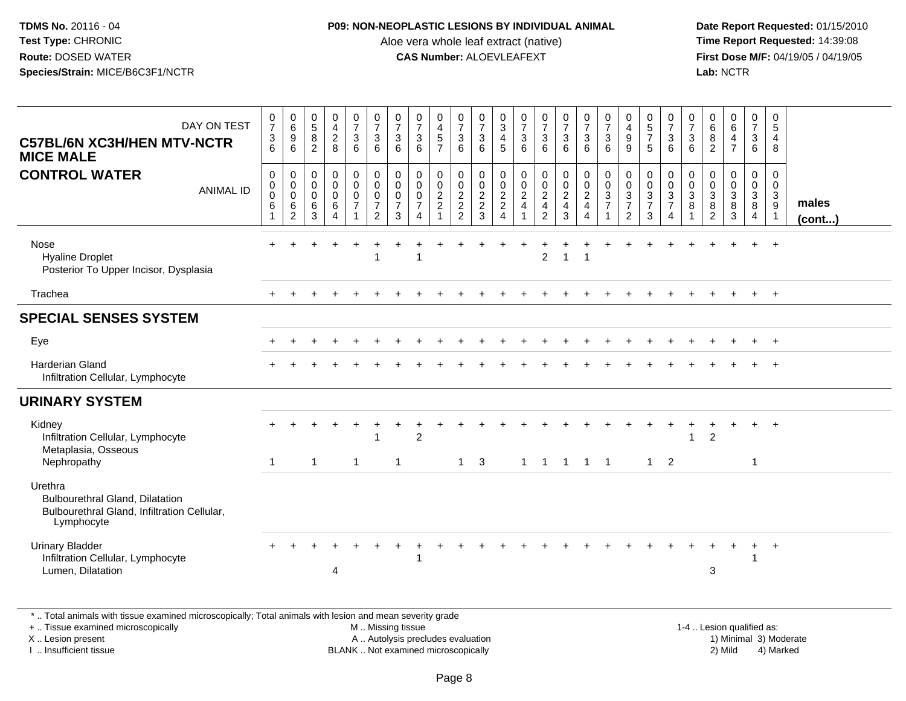**TDMS No.** 20116 - 04
**Test Type:** CHRONIC
**Route:** DOSED WATER
**Species/Strain:** MICE/B6C3F1/NCTR

**P09: NON-NEOPLASTIC LESIONS BY INDIVIDUAL ANIMAL**
Aloe vera whole leaf extract (native)
**CAS Number:** ALOEVLEAFEXT

**Date Report Requested:** 01/15/2010
**Time Report Requested:** 14:39:08
**First Dose M/F:** 04/19/05 / 04/19/05
**Lab:** NCTR

| C57BL/6N XC3H/HEN MTV-NCTR MICE MALE — DAY ON TEST | 0736 | 0696 | 0582 | 0428 | 0736 | 0736 | 0736 | 0736 | 0457 | 0736 | 0736 | 0345 | 0736 | 0736 | 0736 | 0736 | 0736 | 0499 | 0575 | 0736 | 0736 | 0682 | 0647 | 0736 | 0548 | |
|---|---|---|---|---|---|---|---|---|---|---|---|---|---|---|---|---|---|---|---|---|---|---|---|---|---|---|
| **CONTROL WATER** — ANIMAL ID | 00061 | 00062 | 00063 | 00064 | 00071 | 00072 | 00073 | 00074 | 00221 | 00222 | 00223 | 00224 | 00241 | 00242 | 00243 | 00244 | 00371 | 00372 | 00373 | 00374 | 00381 | 00382 | 00383 | 00384 | 00391 | **males (cont...)** |
| Nose | + | + | + | + | + | + | + | + | + | + | + | + | + | + | + | + | + | + | + | + | + | + | + | + | + | |
| Hyaline Droplet | | | | | | 1 | | 1 | | | | | | 2 | 1 | 1 | | | | | | | | | | |
| Posterior To Upper Incisor, Dysplasia | | | | | | | | | | | | | | | | | | | | | | | | | | |
| Trachea | + | + | + | + | + | + | + | + | + | + | + | + | + | + | + | + | + | + | + | + | + | + | + | + | + | |
| **SPECIAL SENSES SYSTEM** | | | | | | | | | | | | | | | | | | | | | | | | | | |
| Eye | + | + | + | + | + | + | + | + | + | + | + | + | + | + | + | + | + | + | + | + | + | + | + | + | + | |
| Harderian Gland | + | + | + | + | + | + | + | + | + | + | + | + | + | + | + | + | + | + | + | + | + | + | + | + | + | |
| Infiltration Cellular, Lymphocyte | | | | | | | | | | | | | | | | | | | | | | | | | | |
| **URINARY SYSTEM** | | | | | | | | | | | | | | | | | | | | | | | | | | |
| Kidney | + | + | + | + | + | + | + | + | + | + | + | + | + | + | + | + | + | + | + | + | + | + | + | + | + | |
| Infiltration Cellular, Lymphocyte | | | | | | 1 | | 2 | | | | | | | | | | | | | 1 | 2 | | | | |
| Metaplasia, Osseous | | | | | | | | | | | | | | | | | | | | | | | | | | |
| Nephropathy | 1 | | 1 | | 1 | | 1 | | | 1 | 3 | | 1 | 1 | 1 | 1 | 1 | | 1 | 2 | | | | 1 | | |
| Urethra | | | | | | | | | | | | | | | | | | | | | | | | | | |
| Bulbourethral Gland, Dilatation | | | | | | | | | | | | | | | | | | | | | | | | | | |
| Bulbourethral Gland, Infiltration Cellular, Lymphocyte | | | | | | | | | | | | | | | | | | | | | | | | | | |
| Urinary Bladder | + | + | + | + | + | + | + | + | + | + | + | + | + | + | + | + | + | + | + | + | + | + | + | + | + | |
| Infiltration Cellular, Lymphocyte | | | | | | | | 1 | | | | | | | | | | | | | | | | 1 | | |
| Lumen, Dilatation | | | | 4 | | | | | | | | | | | | | | | | | | 3 | | | | |

* .. Total animals with tissue examined microscopically; Total animals with lesion and mean severity grade
+ .. Tissue examined microscopically
X .. Lesion present
I .. Insufficient tissue

M .. Missing tissue
A .. Autolysis precludes evaluation
BLANK .. Not examined microscopically

1-4 .. Lesion qualified as:
1) Minimal 3) Moderate
2) Mild 4) Marked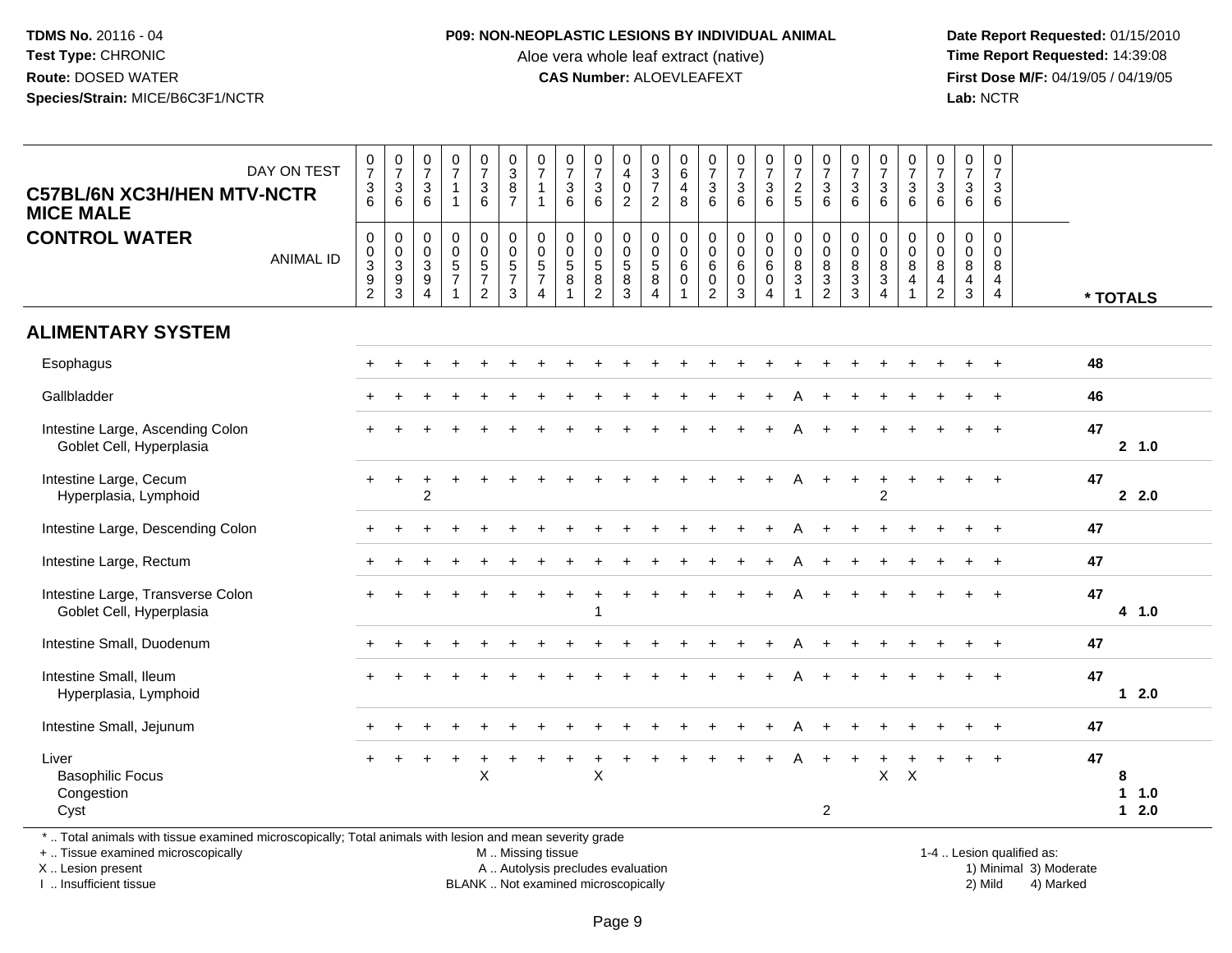**TDMS No.** 20116 - 04
**Test Type:** CHRONIC
**Route:** DOSED WATER
**Species/Strain:** MICE/B6C3F1/NCTR

**P09: NON-NEOPLASTIC LESIONS BY INDIVIDUAL ANIMAL**
Aloe vera whole leaf extract (native)
**CAS Number:** ALOEVLEAFEXT

**Date Report Requested:** 01/15/2010
**Time Report Requested:** 14:39:08
**First Dose M/F:** 04/19/05 / 04/19/05
**Lab:** NCTR

**C57BL/6N XC3H/HEN MTV-NCTR MICE MALE**
**CONTROL WATER**

| DAY ON TEST | 0736 | 0736 | 0736 | 0711 | 0736 | 0387 | 0711 | 0736 | 0736 | 0402 | 0372 | 0648 | 0736 | 0736 | 0736 | 0725 | 0736 | 0736 | 0736 | 0736 | 0736 | 0736 | 0736 | |
|---|---|---|---|---|---|---|---|---|---|---|---|---|---|---|---|---|---|---|---|---|---|---|---|---|
| **ANIMAL ID** | 00392 | 00393 | 00394 | 00571 | 00572 | 00573 | 00574 | 00581 | 00582 | 00583 | 00584 | 00601 | 00602 | 00603 | 00604 | 00831 | 00832 | 00833 | 00834 | 00841 | 00842 | 00843 | 00844 | *** TOTALS** |
| **ALIMENTARY SYSTEM** | | | | | | | | | | | | | | | | | | | | | | | | |
| Esophagus | + | + | + | + | + | + | + | + | + | + | + | + | + | + | + | + | + | + | + | + | + | + | + | 48 |
| Gallbladder | + | + | + | + | + | + | + | + | + | + | + | + | + | + | + | A | + | + | + | + | + | + | + | 46 |
| Intestine Large, Ascending Colon | + | + | + | + | + | + | + | + | + | + | + | + | + | + | + | A | + | + | + | + | + | + | + | 47 |
| Goblet Cell, Hyperplasia | | | | | | | | | | | | | | | | | | | | | | | | 2 1.0 |
| Intestine Large, Cecum | + | + | + | + | + | + | + | + | + | + | + | + | + | + | + | A | + | + | + | + | + | + | + | 47 |
| Hyperplasia, Lymphoid | | | 2 | | | | | | | | | | | | | | | | 2 | | | | | 2 2.0 |
| Intestine Large, Descending Colon | + | + | + | + | + | + | + | + | + | + | + | + | + | + | + | A | + | + | + | + | + | + | + | 47 |
| Intestine Large, Rectum | + | + | + | + | + | + | + | + | + | + | + | + | + | + | + | A | + | + | + | + | + | + | + | 47 |
| Intestine Large, Transverse Colon | + | + | + | + | + | + | + | + | + | + | + | + | + | + | + | A | + | + | + | + | + | + | + | 47 |
| Goblet Cell, Hyperplasia | | | | | | | | | 1 | | | | | | | | | | | | | | | 4 1.0 |
| Intestine Small, Duodenum | + | + | + | + | + | + | + | + | + | + | + | + | + | + | + | A | + | + | + | + | + | + | + | 47 |
| Intestine Small, Ileum | + | + | + | + | + | + | + | + | + | + | + | + | + | + | + | A | + | + | + | + | + | + | + | 47 |
| Hyperplasia, Lymphoid | | | | | | | | | | | | | | | | | | | | | | | | 1 2.0 |
| Intestine Small, Jejunum | + | + | + | + | + | + | + | + | + | + | + | + | + | + | + | A | + | + | + | + | + | + | + | 47 |
| Liver | + | + | + | + | + | + | + | + | + | + | + | + | + | + | + | A | + | + | + | + | + | + | + | 47 |
| Basophilic Focus | | | | | X | | | | X | | | | | | | | | | X | X | | | | 8 |
| Congestion | | | | | | | | | | | | | | | | | | | | | | | | 1 1.0 |
| Cyst | | | | | | | | | | | | | | | | | 2 | | | | | | | 1 2.0 |

\* .. Total animals with tissue examined microscopically; Total animals with lesion and mean severity grade
\+ .. Tissue examined microscopically
X .. Lesion present
I .. Insufficient tissue

M .. Missing tissue
A .. Autolysis precludes evaluation
BLANK .. Not examined microscopically

1-4 .. Lesion qualified as:
1) Minimal 3) Moderate
2) Mild 4) Marked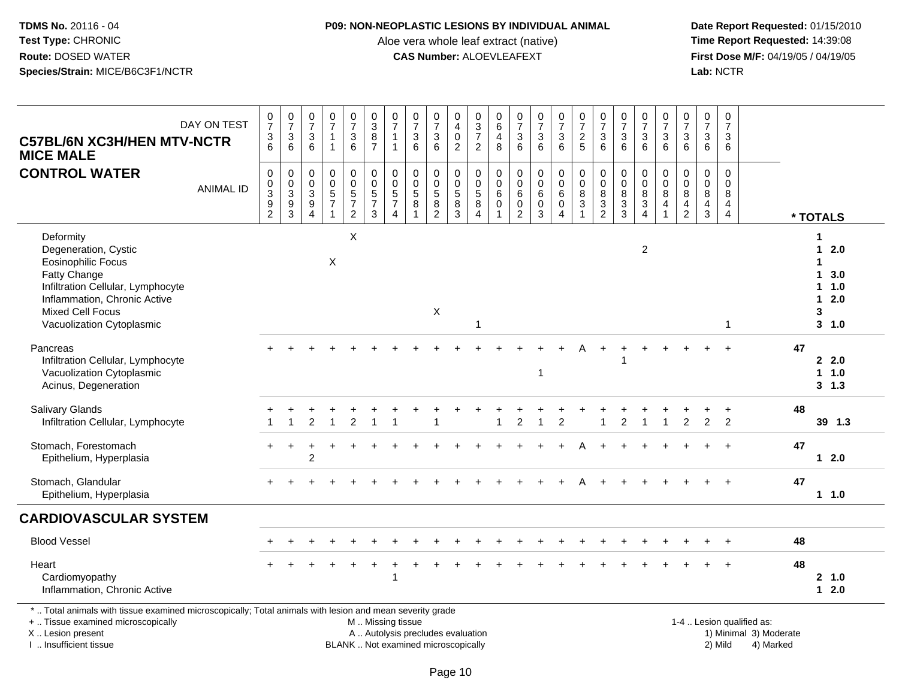**TDMS No.** 20116 - 04
**Test Type:** CHRONIC
**Route:** DOSED WATER
**Species/Strain:** MICE/B6C3F1/NCTR

**P09: NON-NEOPLASTIC LESIONS BY INDIVIDUAL ANIMAL**
Aloe vera whole leaf extract (native)
**CAS Number:** ALOEVLEAFEXT

**Date Report Requested:** 01/15/2010
**Time Report Requested:** 14:39:08
**First Dose M/F:** 04/19/05 / 04/19/05
**Lab:** NCTR

## C57BL/6N XC3H/HEN MTV-NCTR MICE MALE
## CONTROL WATER

| DAY ON TEST | 0736 | 0736 | 0736 | 0711 | 0736 | 0387 | 0711 | 0736 | 0736 | 0402 | 0372 | 0648 | 0736 | 0736 | 0736 | 0725 | 0736 | 0736 | 0736 | 0736 | 0736 | 0736 | 0736 | |
|---|---|---|---|---|---|---|---|---|---|---|---|---|---|---|---|---|---|---|---|---|---|---|---|---|
| **ANIMAL ID** | 00392 | 00393 | 00394 | 00571 | 00572 | 00573 | 00574 | 00581 | 00582 | 00583 | 00584 | 00601 | 00602 | 00603 | 00604 | 00831 | 00832 | 00833 | 00834 | 00841 | 00842 | 00843 | 00844 | *** TOTALS** |
| Deformity | | | | | X | | | | | | | | | | | | | | | | | | | 1 |
| Degeneration, Cystic | | | | | | | | | | | | | | | | | | | 2 | | | | | 1 2.0 |
| Eosinophilic Focus | | | | X | | | | | | | | | | | | | | | | | | | | 1 |
| Fatty Change | | | | | | | | | | | | | | | | | | | | | | | | 1 3.0 |
| Infiltration Cellular, Lymphocyte | | | | | | | | | | | | | | | | | | | | | | | | 1 1.0 |
| Inflammation, Chronic Active | | | | | | | | | | | | | | | | | | | | | | | | 1 2.0 |
| Mixed Cell Focus | | | | | | | | | X | | | | | | | | | | | | | | | 3 |
| Vacuolization Cytoplasmic | | | | | | | | | | | 1 | | | | | | | | | | | | 1 | 3 1.0 |
| Pancreas | + | + | + | + | + | + | + | + | + | + | + | + | + | + | + | A | + | + | + | + | + | + | + | 47 |
| Infiltration Cellular, Lymphocyte | | | | | | | | | | | | | | | | | | 1 | | | | | | 2 2.0 |
| Vacuolization Cytoplasmic | | | | | | | | | | | | | | 1 | | | | | | | | | | 1 1.0 |
| Acinus, Degeneration | | | | | | | | | | | | | | | | | | | | | | | | 3 1.3 |
| Salivary Glands | + | + | + | + | + | + | + | + | + | + | + | + | + | + | + | + | + | + | + | + | + | + | + | 48 |
| Infiltration Cellular, Lymphocyte | 1 | 1 | 2 | 1 | 2 | 1 | 1 | | 1 | | | 1 | 2 | 1 | 2 | | 1 | 2 | 1 | 1 | 2 | 2 | 2 | 39 1.3 |
| Stomach, Forestomach | + | + | + | + | + | + | + | + | + | + | + | + | + | + | + | A | + | + | + | + | + | + | + | 47 |
| Epithelium, Hyperplasia | | | 2 | | | | | | | | | | | | | | | | | | | | | 1 2.0 |
| Stomach, Glandular | + | + | + | + | + | + | + | + | + | + | + | + | + | + | + | A | + | + | + | + | + | + | + | 47 |
| Epithelium, Hyperplasia | | | | | | | | | | | | | | | | | | | | | | | | 1 1.0 |

## CARDIOVASCULAR SYSTEM

| | | | | | | | | | | | | | | | | | | | | | | | | |
|---|---|---|---|---|---|---|---|---|---|---|---|---|---|---|---|---|---|---|---|---|---|---|---|---|
| Blood Vessel | + | + | + | + | + | + | + | + | + | + | + | + | + | + | + | + | + | + | + | + | + | + | + | 48 |
| Heart | + | + | + | + | + | + | + | + | + | + | + | + | + | + | + | + | + | + | + | + | + | + | + | 48 |
| Cardiomyopathy | | | | | | | 1 | | | | | | | | | | | | | | | | | 2 1.0 |
| Inflammation, Chronic Active | | | | | | | | | | | | | | | | | | | | | | | | 1 2.0 |

\* .. Total animals with tissue examined microscopically; Total animals with lesion and mean severity grade
\+ .. Tissue examined microscopically
X .. Lesion present
I .. Insufficient tissue

M .. Missing tissue
A .. Autolysis precludes evaluation
BLANK .. Not examined microscopically

1-4 .. Lesion qualified as:
1) Minimal 3) Moderate
2) Mild 4) Marked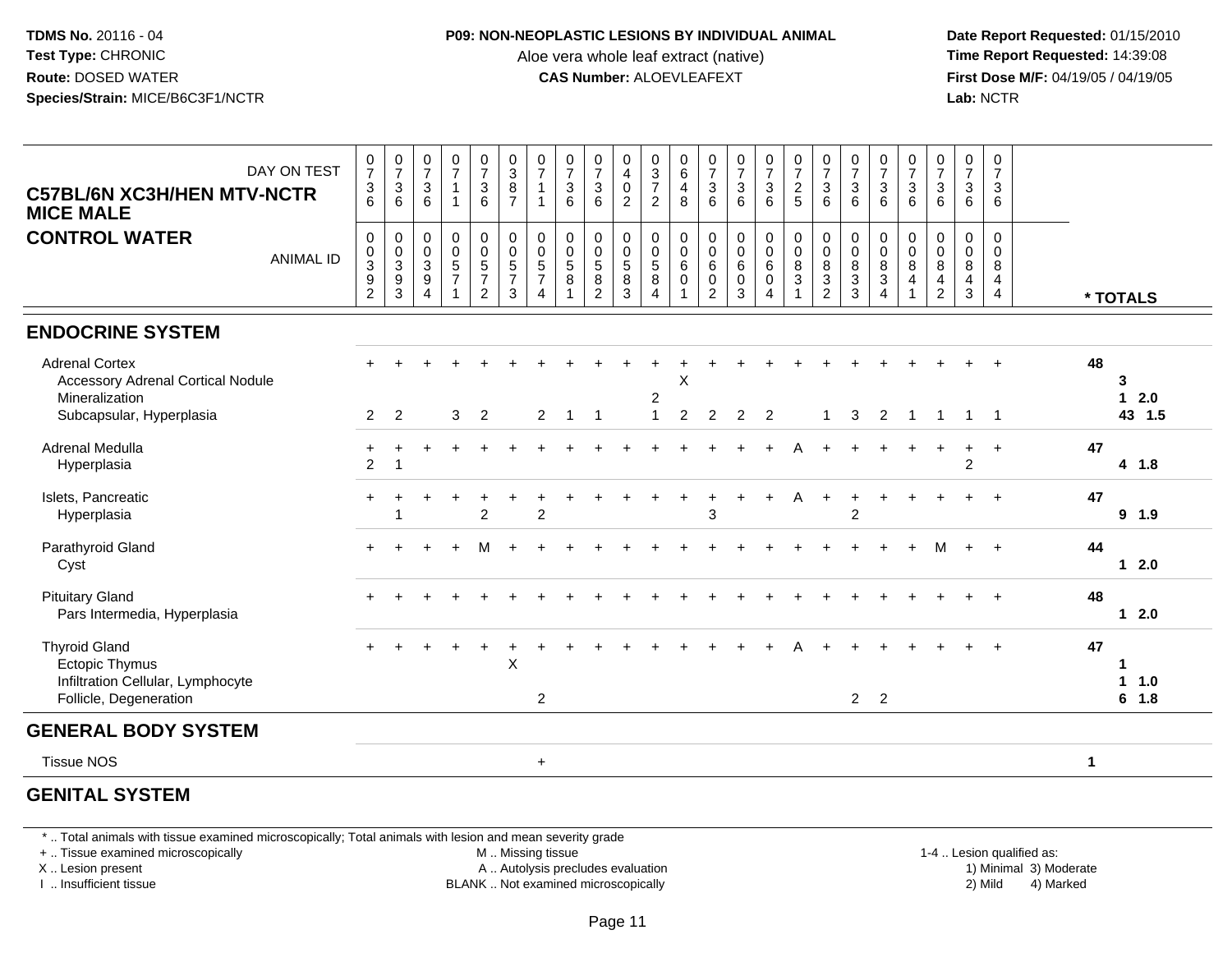**TDMS No.** 20116 - 04
**Test Type:** CHRONIC
**Route:** DOSED WATER
**Species/Strain:** MICE/B6C3F1/NCTR

**P09: NON-NEOPLASTIC LESIONS BY INDIVIDUAL ANIMAL**
Aloe vera whole leaf extract (native)
**CAS Number:** ALOEVLEAFEXT

**Date Report Requested:** 01/15/2010
**Time Report Requested:** 14:39:08
**First Dose M/F:** 04/19/05 / 04/19/05
**Lab:** NCTR

## C57BL/6N XC3H/HEN MTV-NCTR MICE MALE
## CONTROL WATER

| DAY ON TEST | 0736 | 0736 | 0736 | 0711 | 0736 | 0387 | 0711 | 0736 | 0736 | 0402 | 0372 | 0648 | 0736 | 0736 | 0736 | 0725 | 0736 | 0736 | 0736 | 0736 | 0736 | 0736 | 0736 | |
|---|---|---|---|---|---|---|---|---|---|---|---|---|---|---|---|---|---|---|---|---|---|---|---|---|
| **ANIMAL ID** | 00392 | 00393 | 00394 | 00571 | 00572 | 00573 | 00574 | 00581 | 00582 | 00583 | 00584 | 00601 | 00602 | 00603 | 00604 | 00831 | 00832 | 00833 | 00834 | 00841 | 00842 | 00843 | 00844 | *** TOTALS** |
| **ENDOCRINE SYSTEM** | | | | | | | | | | | | | | | | | | | | | | | | |
| Adrenal Cortex | + | + | + | + | + | + | + | + | + | + | + | + | + | + | + | + | + | + | + | + | + | + | + | 48 |
| Accessory Adrenal Cortical Nodule | | | | | | | | | | | | X | | | | | | | | | | | | 3 |
| Mineralization | | | | | | | | | | | 2 | | | | | | | | | | | | | 1 2.0 |
| Subcapsular, Hyperplasia | 2 | 2 | | 3 | 2 | | 2 | 1 | 1 | | 1 | 2 | 2 | 2 | 2 | | 1 | 3 | 2 | 1 | 1 | 1 | 1 | 43 1.5 |
| Adrenal Medulla | + | + | + | + | + | + | + | + | + | + | + | + | + | + | + | A | + | + | + | + | + | + | + | 47 |
| Hyperplasia | 2 | 1 | | | | | | | | | | | | | | | | | | | | 2 | | 4 1.8 |
| Islets, Pancreatic | + | + | + | + | + | + | + | + | + | + | + | + | + | + | + | A | + | + | + | + | + | + | + | 47 |
| Hyperplasia | | 1 | | | 2 | | 2 | | | | | | 3 | | | | | 2 | | | | | | 9 1.9 |
| Parathyroid Gland | + | + | + | + | M | + | + | + | + | + | + | + | + | + | + | + | + | + | + | + | M | + | + | 44 |
| Cyst | | | | | | | | | | | | | | | | | | | | | | | | 1 2.0 |
| Pituitary Gland | + | + | + | + | + | + | + | + | + | + | + | + | + | + | + | + | + | + | + | + | + | + | + | 48 |
| Pars Intermedia, Hyperplasia | | | | | | | | | | | | | | | | | | | | | | | | 1 2.0 |
| Thyroid Gland | + | + | + | + | + | + | + | + | + | + | + | + | + | + | + | A | + | + | + | + | + | + | + | 47 |
| Ectopic Thymus | | | | | | X | | | | | | | | | | | | | | | | | | 1 |
| Infiltration Cellular, Lymphocyte | | | | | | | | | | | | | | | | | | | | | | | | 1 1.0 |
| Follicle, Degeneration | | | | | | | 2 | | | | | | | | | | | 2 | 2 | | | | | 6 1.8 |
| **GENERAL BODY SYSTEM** | | | | | | | | | | | | | | | | | | | | | | | | |
| Tissue NOS | | | | | | | + | | | | | | | | | | | | | | | | | 1 |
| **GENITAL SYSTEM** | | | | | | | | | | | | | | | | | | | | | | | | |

* .. Total animals with tissue examined microscopically; Total animals with lesion and mean severity grade
+ .. Tissue examined microscopically
X .. Lesion present
I .. Insufficient tissue

M .. Missing tissue
A .. Autolysis precludes evaluation
BLANK .. Not examined microscopically

1-4 .. Lesion qualified as:
1) Minimal 3) Moderate
2) Mild 4) Marked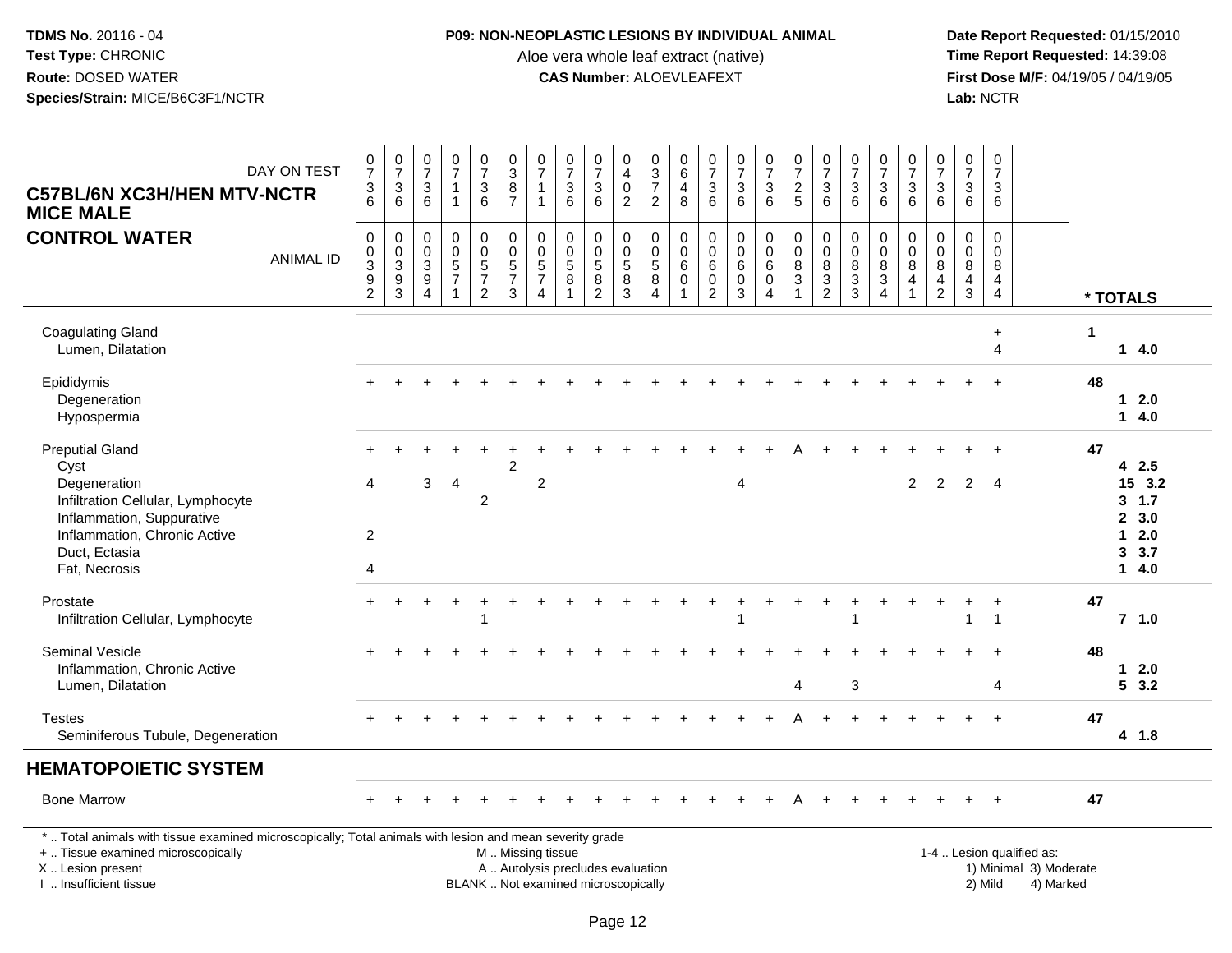**TDMS No.** 20116 - 04
**Test Type:** CHRONIC
**Route:** DOSED WATER
**Species/Strain:** MICE/B6C3F1/NCTR

**P09: NON-NEOPLASTIC LESIONS BY INDIVIDUAL ANIMAL**
Aloe vera whole leaf extract (native)
**CAS Number:** ALOEVLEAFEXT

**Date Report Requested:** 01/15/2010
**Time Report Requested:** 14:39:08
**First Dose M/F:** 04/19/05 / 04/19/05
**Lab:** NCTR

## C57BL/6N XC3H/HEN MTV-NCTR MICE MALE
## CONTROL WATER

| DAY ON TEST | 0736 | 0736 | 0736 | 0711 | 0736 | 0387 | 0711 | 0736 | 0736 | 0402 | 0372 | 0648 | 0736 | 0736 | 0736 | 0725 | 0736 | 0736 | 0736 | 0736 | 0736 | 0736 | 0736 | |
|---|---|---|---|---|---|---|---|---|---|---|---|---|---|---|---|---|---|---|---|---|---|---|---|---|
| **ANIMAL ID** | 00392 | 00393 | 00394 | 00571 | 00572 | 00573 | 00574 | 00581 | 00582 | 00583 | 00584 | 00601 | 00602 | 00603 | 00604 | 00831 | 00832 | 00833 | 00834 | 00841 | 00842 | 00843 | 00844 | *** TOTALS** |
| Coagulating Gland | | | | | | | | | | | | | | | | | | | | | | | + | 1 |
| Lumen, Dilatation | | | | | | | | | | | | | | | | | | | | | | | 4 | 1 4.0 |
| Epididymis | + | + | + | + | + | + | + | + | + | + | + | + | + | + | + | + | + | + | + | + | + | + | + | 48 |
| Degeneration | | | | | | | | | | | | | | | | | | | | | | | | 1 2.0 |
| Hypospermia | | | | | | | | | | | | | | | | | | | | | | | | 1 4.0 |
| Preputial Gland | + | + | + | + | + | + | + | + | + | + | + | + | + | + | + | A | + | + | + | + | + | + | + | 47 |
| Cyst | | | | | | 2 | | | | | | | | | | | | | | | | | | 4 2.5 |
| Degeneration | 4 | | 3 | 4 | | | 2 | | | | | | | 4 | | | | | | 2 | 2 | 2 | 4 | 15 3.2 |
| Infiltration Cellular, Lymphocyte | | | | | 2 | | | | | | | | | | | | | | | | | | | 3 1.7 |
| Inflammation, Suppurative | | | | | | | | | | | | | | | | | | | | | | | | 2 3.0 |
| Inflammation, Chronic Active | 2 | | | | | | | | | | | | | | | | | | | | | | | 1 2.0 |
| Duct, Ectasia | | | | | | | | | | | | | | | | | | | | | | | | 3 3.7 |
| Fat, Necrosis | 4 | | | | | | | | | | | | | | | | | | | | | | | 1 4.0 |
| Prostate | + | + | + | + | + | + | + | + | + | + | + | + | + | + | + | + | + | + | + | + | + | + | + | 47 |
| Infiltration Cellular, Lymphocyte | | | | | 1 | | | | | | | | | 1 | | | | 1 | | | | 1 | 1 | 7 1.0 |
| Seminal Vesicle | + | + | + | + | + | + | + | + | + | + | + | + | + | + | + | + | + | + | + | + | + | + | + | 48 |
| Inflammation, Chronic Active | | | | | | | | | | | | | | | | | | | | | | | | 1 2.0 |
| Lumen, Dilatation | | | | | | | | | | | | | | | | 4 | | 3 | | | | | 4 | 5 3.2 |
| Testes | + | + | + | + | + | + | + | + | + | + | + | + | + | + | + | A | + | + | + | + | + | + | + | 47 |
| Seminiferous Tubule, Degeneration | | | | | | | | | | | | | | | | | | | | | | | | 4 1.8 |
| **HEMATOPOIETIC SYSTEM** | | | | | | | | | | | | | | | | | | | | | | | | |
| Bone Marrow | + | + | + | + | + | + | + | + | + | + | + | + | + | + | + | A | + | + | + | + | + | + | + | 47 |

* .. Total animals with tissue examined microscopically; Total animals with lesion and mean severity grade
+ .. Tissue examined microscopically
X .. Lesion present
I .. Insufficient tissue

M .. Missing tissue
A .. Autolysis precludes evaluation
BLANK .. Not examined microscopically

1-4 .. Lesion qualified as:
1) Minimal 3) Moderate
2) Mild 4) Marked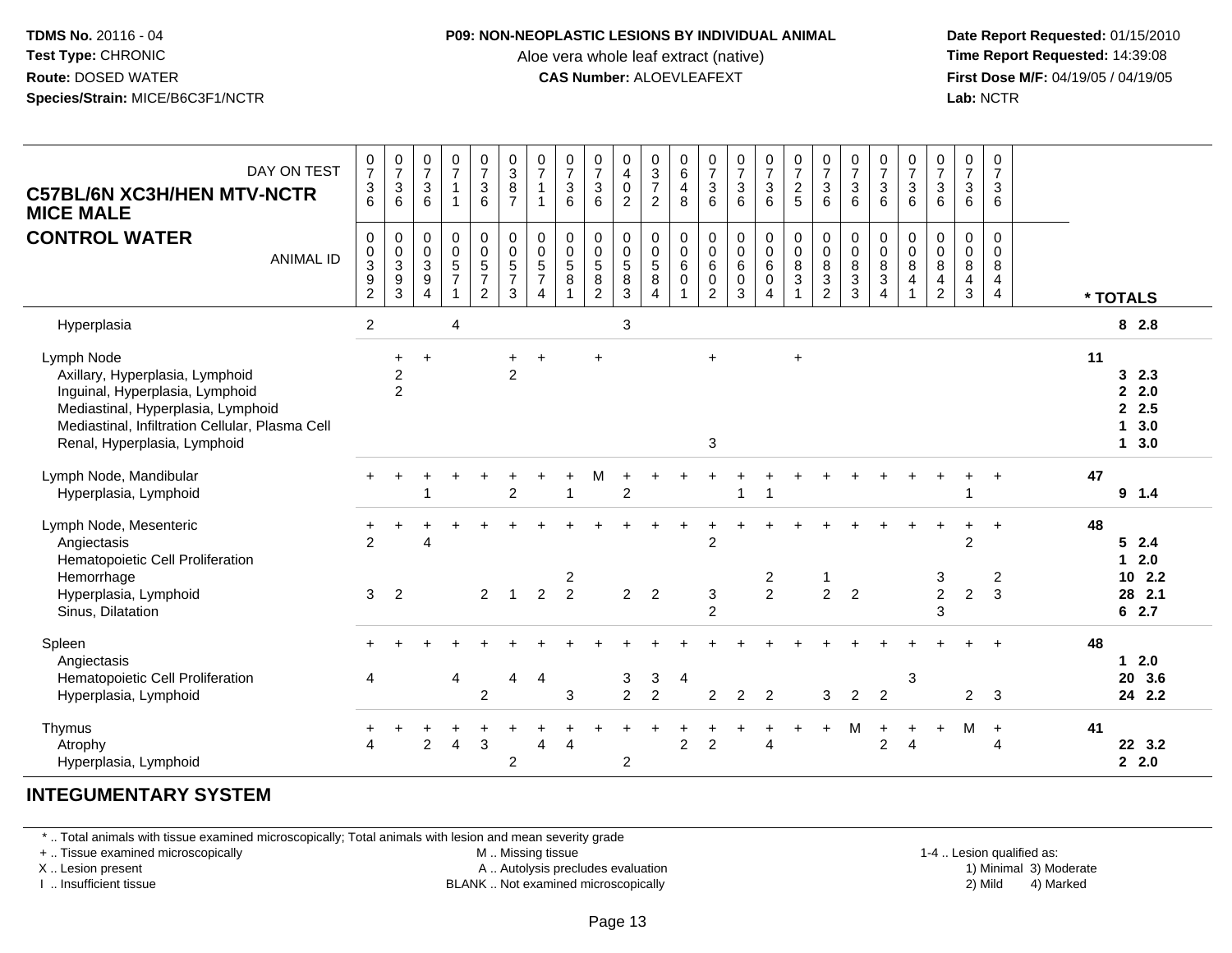**TDMS No.** 20116 - 04
**Test Type:** CHRONIC
**Route:** DOSED WATER
**Species/Strain:** MICE/B6C3F1/NCTR

**P09: NON-NEOPLASTIC LESIONS BY INDIVIDUAL ANIMAL**
Aloe vera whole leaf extract (native)
**CAS Number:** ALOEVLEAFEXT

**Date Report Requested:** 01/15/2010
**Time Report Requested:** 14:39:08
**First Dose M/F:** 04/19/05 / 04/19/05
**Lab:** NCTR

**C57BL/6N XC3H/HEN MTV-NCTR MICE MALE**
**CONTROL WATER**

| DAY ON TEST | 0736 | 0736 | 0736 | 0711 | 0736 | 0387 | 0711 | 0736 | 0736 | 0402 | 0372 | 0648 | 0736 | 0736 | 0736 | 0725 | 0736 | 0736 | 0736 | 0736 | 0736 | 0736 | 0736 | |
|---|---|---|---|---|---|---|---|---|---|---|---|---|---|---|---|---|---|---|---|---|---|---|---|---|
| **ANIMAL ID** | 0392 | 0393 | 0394 | 0571 | 0572 | 0573 | 0574 | 0581 | 0582 | 0583 | 0584 | 0601 | 0602 | 0603 | 0604 | 0831 | 0832 | 0833 | 0834 | 0841 | 0842 | 0843 | 0844 | *** TOTALS** |
| Hyperplasia | 2 | | | 4 | | | | | | 3 | | | | | | | | | | | | | | 8 2.8 |
| Lymph Node | | + | + | | | + | + | | + | | | | + | | | + | | | | | | | | 11 |
| Axillary, Hyperplasia, Lymphoid | | 2 | | | | 2 | | | | | | | | | | | | | | | | | | 3 2.3 |
| Inguinal, Hyperplasia, Lymphoid | | 2 | | | | | | | | | | | | | | | | | | | | | | 2 2.0 |
| Mediastinal, Hyperplasia, Lymphoid | | | | | | | | | | | | | | | | | | | | | | | | 2 2.5 |
| Mediastinal, Infiltration Cellular, Plasma Cell | | | | | | | | | | | | | | | | | | | | | | | | 1 3.0 |
| Renal, Hyperplasia, Lymphoid | | | | | | | | | | | | | 3 | | | | | | | | | | | 1 3.0 |
| Lymph Node, Mandibular | + | + | + | + | + | + | + | + | M | + | + | + | + | + | + | + | + | + | + | + | + | + | + | 47 |
| Hyperplasia, Lymphoid | | | 1 | | | 2 | | 1 | | 2 | | | | 1 | 1 | | | | | | | 1 | | 9 1.4 |
| Lymph Node, Mesenteric | + | + | + | + | + | + | + | + | + | + | + | + | + | + | + | + | + | + | + | + | + | + | + | 48 |
| Angiectasis | 2 | | 4 | | | | | | | | | | 2 | | | | | | | | | 2 | | 5 2.4 |
| Hematopoietic Cell Proliferation | | | | | | | | | | | | | | | | | | | | | | | | 1 2.0 |
| Hemorrhage | | | | | | | | 2 | | | | | | | 2 | | 1 | | | | 3 | | 2 | 10 2.2 |
| Hyperplasia, Lymphoid | 3 | 2 | | | 2 | 1 | 2 | 2 | | 2 | 2 | | 3 | | 2 | | 2 | 2 | | | 2 | 2 | 3 | 28 2.1 |
| Sinus, Dilatation | | | | | | | | | | | | | 2 | | | | | | | | 3 | | | 6 2.7 |
| Spleen | + | + | + | + | + | + | + | + | + | + | + | + | + | + | + | + | + | + | + | + | + | + | + | 48 |
| Angiectasis | | | | | | | | | | | | | | | | | | | | | | | | 1 2.0 |
| Hematopoietic Cell Proliferation | 4 | | | 4 | | 4 | 4 | | | 3 | 3 | 4 | | | | | | | | 3 | | | | 20 3.6 |
| Hyperplasia, Lymphoid | | | | | 2 | | | 3 | | 2 | 2 | | 2 | 2 | 2 | | 3 | 2 | 2 | | | 2 | 3 | 24 2.2 |
| Thymus | + | + | + | + | + | + | + | + | + | + | + | + | + | + | + | + | + | M | + | + | + | M | + | 41 |
| Atrophy | 4 | | 2 | 4 | 3 | | 4 | 4 | | | | 2 | 2 | | 4 | | | | 2 | 4 | | | 4 | 22 3.2 |
| Hyperplasia, Lymphoid | | | | | | 2 | | | | 2 | | | | | | | | | | | | | | 2 2.0 |

## INTEGUMENTARY SYSTEM

\* .. Total animals with tissue examined microscopically; Total animals with lesion and mean severity grade
+ .. Tissue examined microscopically
X .. Lesion present
I .. Insufficient tissue
M .. Missing tissue
A .. Autolysis precludes evaluation
BLANK .. Not examined microscopically
1-4 .. Lesion qualified as: 1) Minimal 2) Mild 3) Moderate 4) Marked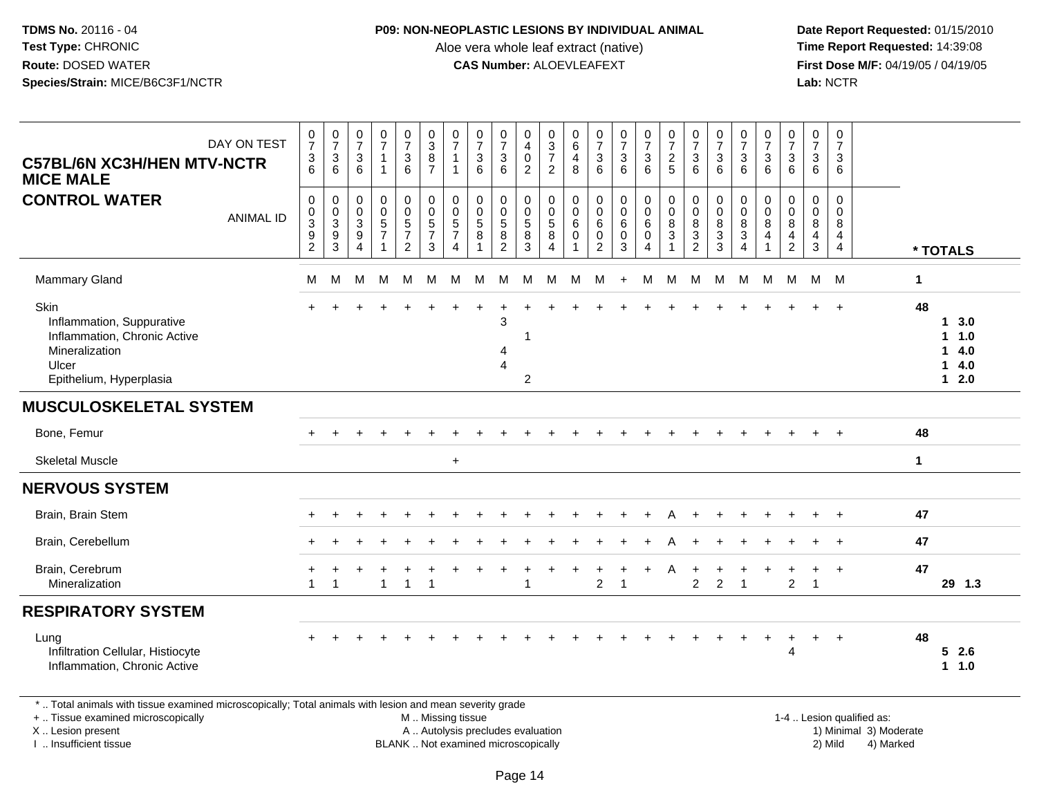TDMS No. 20116 - 04
Test Type: CHRONIC
Route: DOSED WATER
Species/Strain: MICE/B6C3F1/NCTR

**P09: NON-NEOPLASTIC LESIONS BY INDIVIDUAL ANIMAL**
Aloe vera whole leaf extract (native)
**CAS Number:** ALOEVLEAFEXT

Date Report Requested: 01/15/2010
Time Report Requested: 14:39:08
First Dose M/F: 04/19/05 / 04/19/05
Lab: NCTR

**C57BL/6N XC3H/HEN MTV-NCTR MICE MALE**
**CONTROL WATER**

| DAY ON TEST | 0736 | 0736 | 0736 | 0711 | 0736 | 0387 | 0711 | 0736 | 0736 | 0402 | 0372 | 0648 | 0736 | 0736 | 0736 | 0725 | 0736 | 0736 | 0736 | 0736 | 0736 | 0736 | 0736 | |
|---|---|---|---|---|---|---|---|---|---|---|---|---|---|---|---|---|---|---|---|---|---|---|---|---|
| ANIMAL ID | 00392 | 00393 | 00394 | 00571 | 00572 | 00573 | 00574 | 00581 | 00582 | 00583 | 00584 | 00601 | 00602 | 00603 | 00604 | 00831 | 00832 | 00833 | 00834 | 00841 | 00842 | 00843 | 00844 | * TOTALS |
| Mammary Gland | M | M | M | M | M | M | M | M | M | M | M | M | M | + | M | M | M | M | M | M | M | M | M | 1 |
| Skin | + | + | + | + | + | + | + | + | + | + | + | + | + | + | + | + | + | + | + | + | + | + | + | 48 |
| Inflammation, Suppurative | | | | | | | | | 3 | | | | | | | | | | | | | | | 1 3.0 |
| Inflammation, Chronic Active | | | | | | | | | | 1 | | | | | | | | | | | | | | 1 1.0 |
| Mineralization | | | | | | | | | 4 | | | | | | | | | | | | | | | 1 4.0 |
| Ulcer | | | | | | | | | 4 | | | | | | | | | | | | | | | 1 4.0 |
| Epithelium, Hyperplasia | | | | | | | | | | 2 | | | | | | | | | | | | | | 1 2.0 |
| **MUSCULOSKELETAL SYSTEM** | | | | | | | | | | | | | | | | | | | | | | | | |
| Bone, Femur | + | + | + | + | + | + | + | + | + | + | + | + | + | + | + | + | + | + | + | + | + | + | + | 48 |
| Skeletal Muscle | | | | | | | + | | | | | | | | | | | | | | | | | 1 |
| **NERVOUS SYSTEM** | | | | | | | | | | | | | | | | | | | | | | | | |
| Brain, Brain Stem | + | + | + | + | + | + | + | + | + | + | + | + | + | + | + | A | + | + | + | + | + | + | + | 47 |
| Brain, Cerebellum | + | + | + | + | + | + | + | + | + | + | + | + | + | + | + | A | + | + | + | + | + | + | + | 47 |
| Brain, Cerebrum | + | + | + | + | + | + | + | + | + | + | + | + | + | + | + | A | + | + | + | + | + | + | + | 47 |
| Mineralization | 1 | 1 | | 1 | 1 | 1 | | | | 1 | | | 2 | 1 | | | 2 | 2 | 1 | | 2 | 1 | | 29 1.3 |
| **RESPIRATORY SYSTEM** | | | | | | | | | | | | | | | | | | | | | | | | |
| Lung | + | + | + | + | + | + | + | + | + | + | + | + | + | + | + | + | + | + | + | + | + | + | + | 48 |
| Infiltration Cellular, Histiocyte | | | | | | | | | | | | | | | | | | | | | 4 | | | 5 2.6 |
| Inflammation, Chronic Active | | | | | | | | | | | | | | | | | | | | | | | | 1 1.0 |

* .. Total animals with tissue examined microscopically; Total animals with lesion and mean severity grade
+ .. Tissue examined microscopically
X .. Lesion present
I .. Insufficient tissue

M .. Missing tissue
A .. Autolysis precludes evaluation
BLANK .. Not examined microscopically

1-4 .. Lesion qualified as:
1) Minimal 3) Moderate
2) Mild 4) Marked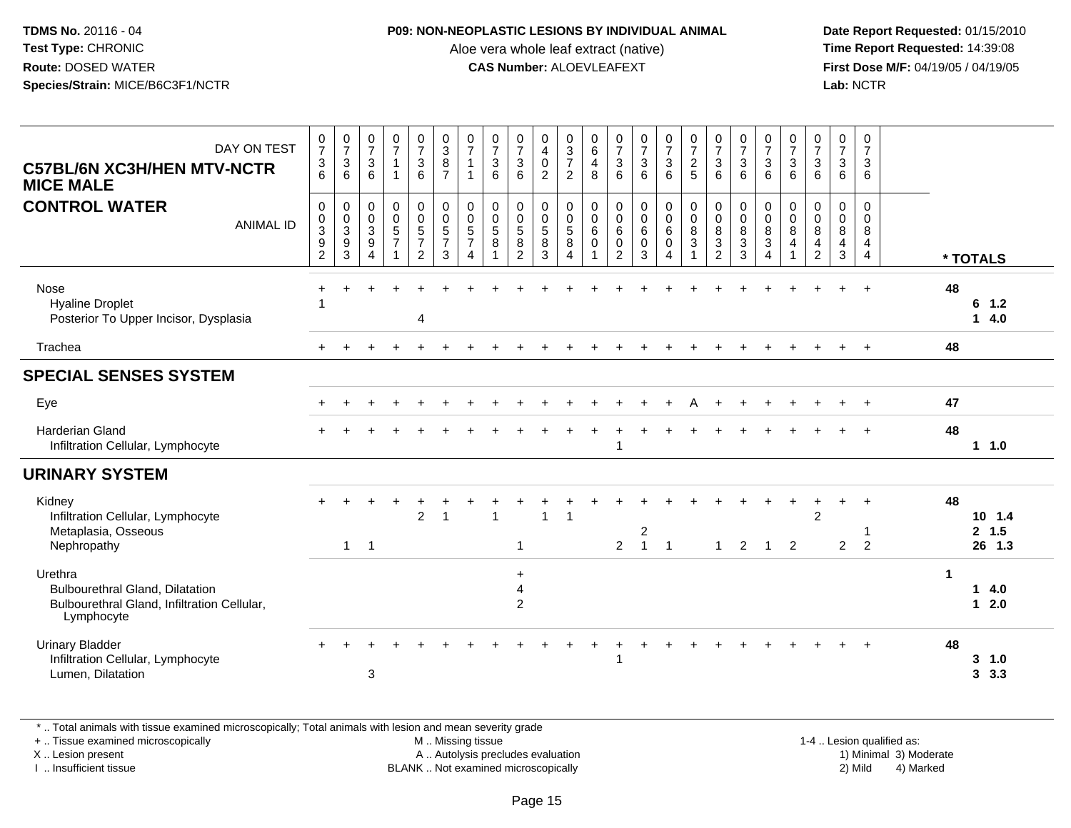**TDMS No.** 20116 - 04
**Test Type:** CHRONIC
**Route:** DOSED WATER
**Species/Strain:** MICE/B6C3F1/NCTR

**P09: NON-NEOPLASTIC LESIONS BY INDIVIDUAL ANIMAL**
Aloe vera whole leaf extract (native)
**CAS Number:** ALOEVLEAFEXT

**Date Report Requested:** 01/15/2010
**Time Report Requested:** 14:39:08
**First Dose M/F:** 04/19/05 / 04/19/05
**Lab:** NCTR

**C57BL/6N XC3H/HEN MTV-NCTR MICE MALE**
**CONTROL WATER**

| DAY ON TEST | 0736 | 0736 | 0736 | 0711 | 0736 | 0387 | 0711 | 0736 | 0736 | 0402 | 0372 | 0648 | 0736 | 0736 | 0736 | 0725 | 0736 | 0736 | 0736 | 0736 | 0736 | 0736 | 0736 | |
|---|---|---|---|---|---|---|---|---|---|---|---|---|---|---|---|---|---|---|---|---|---|---|---|---|
| ANIMAL ID | 00392 | 00393 | 00394 | 00571 | 00572 | 00573 | 00574 | 00581 | 00582 | 00583 | 00584 | 00601 | 00602 | 00603 | 00604 | 00831 | 00832 | 00833 | 00834 | 00841 | 00842 | 00843 | 00844 | * TOTALS |
| Nose | + | + | + | + | + | + | + | + | + | + | + | + | + | + | + | + | + | + | + | + | + | + | + | 48 |
| Hyaline Droplet | 1 | | | | | | | | | | | | | | | | | | | | | | | 6 1.2 |
| Posterior To Upper Incisor, Dysplasia | | | | | 4 | | | | | | | | | | | | | | | | | | | 1 4.0 |
| Trachea | + | + | + | + | + | + | + | + | + | + | + | + | + | + | + | + | + | + | + | + | + | + | + | 48 |
| **SPECIAL SENSES SYSTEM** | | | | | | | | | | | | | | | | | | | | | | | | |
| Eye | + | + | + | + | + | + | + | + | + | + | + | + | + | + | + | A | + | + | + | + | + | + | + | 47 |
| Harderian Gland | + | + | + | + | + | + | + | + | + | + | + | + | + | + | + | + | + | + | + | + | + | + | + | 48 |
| Infiltration Cellular, Lymphocyte | | | | | | | | | | | | | 1 | | | | | | | | | | | 1 1.0 |
| **URINARY SYSTEM** | | | | | | | | | | | | | | | | | | | | | | | | |
| Kidney | + | + | + | + | + | + | + | + | + | + | + | + | + | + | + | + | + | + | + | + | + | + | + | 48 |
| Infiltration Cellular, Lymphocyte | | | | | 2 | 1 | | 1 | | 1 | 1 | | | | | | | | | | 2 | | | 10 1.4 |
| Metaplasia, Osseous | | | | | | | | | | | | | | 2 | | | | | | | | | 1 | 2 1.5 |
| Nephropathy | | 1 | 1 | | | | | | 1 | | | | 2 | 1 | 1 | | 1 | 2 | 1 | 2 | | 2 | 2 | 26 1.3 |
| Urethra | | | | | | | | | + | | | | | | | | | | | | | | | 1 |
| Bulbourethral Gland, Dilatation | | | | | | | | | 4 | | | | | | | | | | | | | | | 1 4.0 |
| Bulbourethral Gland, Infiltration Cellular, Lymphocyte | | | | | | | | | 2 | | | | | | | | | | | | | | | 1 2.0 |
| Urinary Bladder | + | + | + | + | + | + | + | + | + | + | + | + | + | + | + | + | + | + | + | + | + | + | + | 48 |
| Infiltration Cellular, Lymphocyte | | | | | | | | | | | | | 1 | | | | | | | | | | | 3 1.0 |
| Lumen, Dilatation | | | 3 | | | | | | | | | | | | | | | | | | | | | 3 3.3 |

\* .. Total animals with tissue examined microscopically; Total animals with lesion and mean severity grade
\+ .. Tissue examined microscopically
X .. Lesion present
I .. Insufficient tissue

M .. Missing tissue
A .. Autolysis precludes evaluation
BLANK .. Not examined microscopically

1-4 .. Lesion qualified as:
1) Minimal 3) Moderate
2) Mild 4) Marked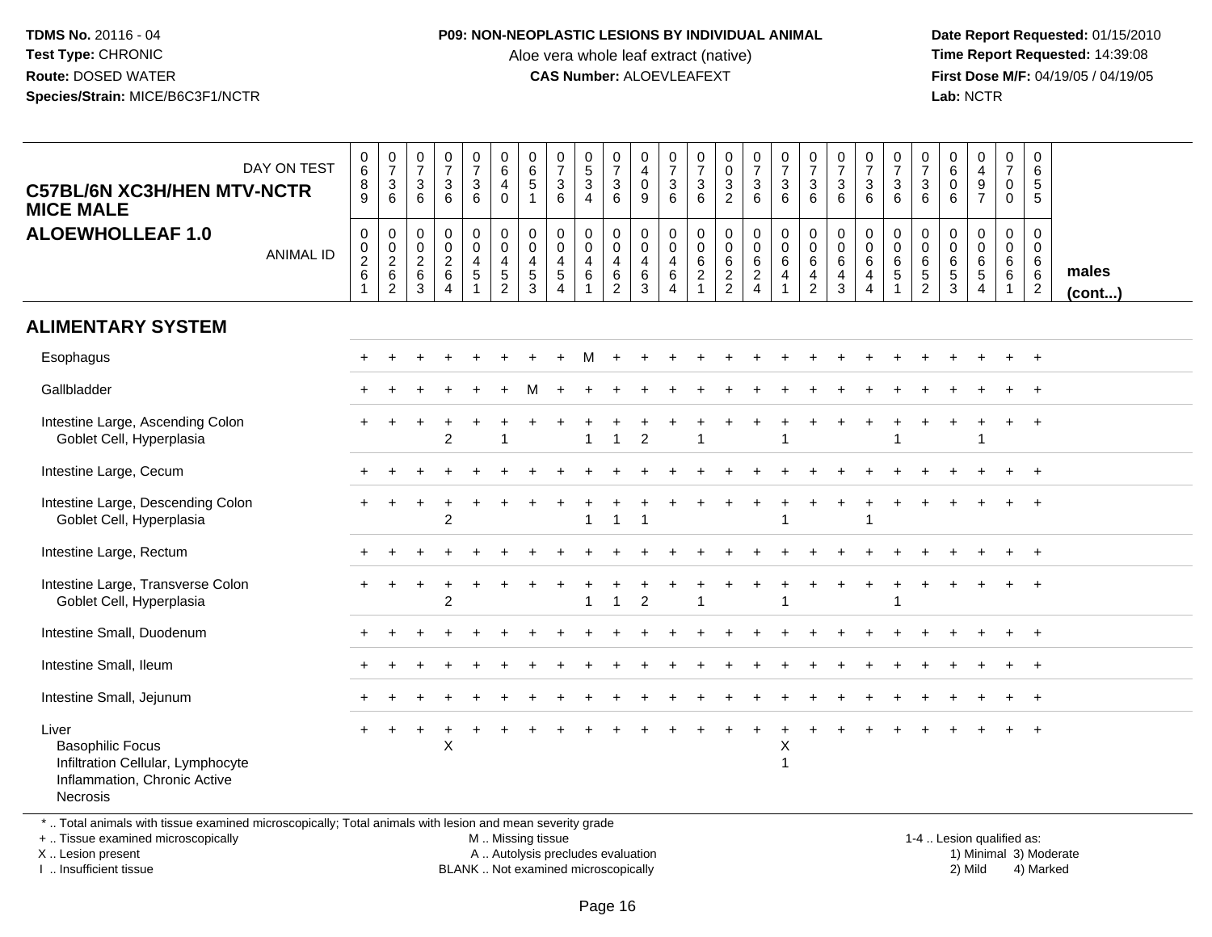**TDMS No.** 20116 - 04
**Test Type:** CHRONIC
**Route:** DOSED WATER
**Species/Strain:** MICE/B6C3F1/NCTR

**P09: NON-NEOPLASTIC LESIONS BY INDIVIDUAL ANIMAL**
Aloe vera whole leaf extract (native)
**CAS Number:** ALOEVLEAFEXT

**Date Report Requested:** 01/15/2010
**Time Report Requested:** 14:39:08
**First Dose M/F:** 04/19/05 / 04/19/05
**Lab:** NCTR

## C57BL/6N XC3H/HEN MTV-NCTR MICE MALE
## ALOEWHOLLEAF 1.0

| DAY ON TEST | 0689 | 0736 | 0736 | 0736 | 0736 | 0640 | 0651 | 0736 | 0534 | 0736 | 0409 | 0736 | 0736 | 0032 | 0736 | 0736 | 0736 | 0736 | 0736 | 0736 | 0736 | 0606 | 0497 | 0700 | 0655 | |
|---|---|---|---|---|---|---|---|---|---|---|---|---|---|---|---|---|---|---|---|---|---|---|---|---|---|---|
| **ANIMAL ID** | 00261 | 00262 | 00263 | 00264 | 00451 | 00452 | 00453 | 00454 | 00461 | 00462 | 00463 | 00464 | 00621 | 00622 | 00624 | 00641 | 00642 | 00643 | 00644 | 00651 | 00652 | 00653 | 00654 | 00661 | 00662 | **males (cont...)** |
| **ALIMENTARY SYSTEM** | | | | | | | | | | | | | | | | | | | | | | | | | | |
| Esophagus | + | + | + | + | + | + | + | + | M | + | + | + | + | + | + | + | + | + | + | + | + | + | + | + | + | |
| Gallbladder | + | + | + | + | + | + | M | + | + | + | + | + | + | + | + | + | + | + | + | + | + | + | + | + | + | |
| Intestine Large, Ascending Colon | + | + | + | + | + | + | + | + | + | + | + | + | + | + | + | + | + | + | + | + | + | + | + | + | + | |
| Goblet Cell, Hyperplasia | | | | 2 | | 1 | | | 1 | 1 | 2 | | 1 | | | 1 | | | | 1 | | | 1 | | | |
| Intestine Large, Cecum | + | + | + | + | + | + | + | + | + | + | + | + | + | + | + | + | + | + | + | + | + | + | + | + | + | |
| Intestine Large, Descending Colon | + | + | + | + | + | + | + | + | + | + | + | + | + | + | + | + | + | + | + | + | + | + | + | + | + | |
| Goblet Cell, Hyperplasia | | | | 2 | | | | | 1 | 1 | 1 | | | | | 1 | | | 1 | | | | | | | |
| Intestine Large, Rectum | + | + | + | + | + | + | + | + | + | + | + | + | + | + | + | + | + | + | + | + | + | + | + | + | + | |
| Intestine Large, Transverse Colon | + | + | + | + | + | + | + | + | + | + | + | + | + | + | + | + | + | + | + | + | + | + | + | + | + | |
| Goblet Cell, Hyperplasia | | | | 2 | | | | | 1 | 1 | 2 | | 1 | | | 1 | | | | 1 | | | | | | |
| Intestine Small, Duodenum | + | + | + | + | + | + | + | + | + | + | + | + | + | + | + | + | + | + | + | + | + | + | + | + | + | |
| Intestine Small, Ileum | + | + | + | + | + | + | + | + | + | + | + | + | + | + | + | + | + | + | + | + | + | + | + | + | + | |
| Intestine Small, Jejunum | + | + | + | + | + | + | + | + | + | + | + | + | + | + | + | + | + | + | + | + | + | + | + | + | + | |
| Liver | + | + | + | + | + | + | + | + | + | + | + | + | + | + | + | + | + | + | + | + | + | + | + | + | + | |
| Basophilic Focus | | | | X | | | | | | | | | | | | X | | | | | | | | | | |
| Infiltration Cellular, Lymphocyte | | | | | | | | | | | | | | | | 1 | | | | | | | | | | |
| Inflammation, Chronic Active | | | | | | | | | | | | | | | | | | | | | | | | | | |
| Necrosis | | | | | | | | | | | | | | | | | | | | | | | | | | |

\* .. Total animals with tissue examined microscopically; Total animals with lesion and mean severity grade
\+ .. Tissue examined microscopically
X .. Lesion present
I .. Insufficient tissue

M .. Missing tissue
A .. Autolysis precludes evaluation
BLANK .. Not examined microscopically

1-4 .. Lesion qualified as:
1) Minimal 3) Moderate
2) Mild 4) Marked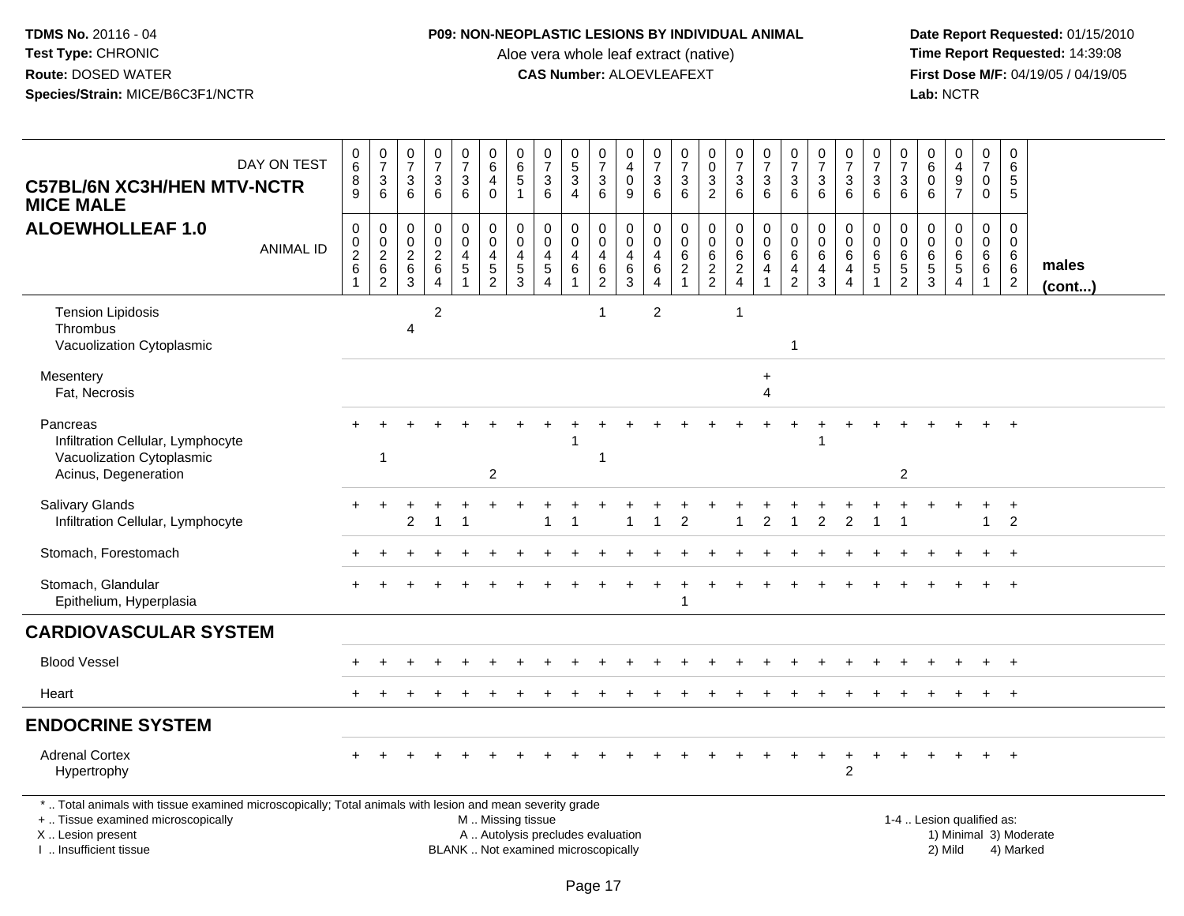**TDMS No.** 20116 - 04
**Test Type:** CHRONIC
**Route:** DOSED WATER
**Species/Strain:** MICE/B6C3F1/NCTR

**P09: NON-NEOPLASTIC LESIONS BY INDIVIDUAL ANIMAL**
Aloe vera whole leaf extract (native)
**CAS Number:** ALOEVLEAFEXT

**Date Report Requested:** 01/15/2010
**Time Report Requested:** 14:39:08
**First Dose M/F:** 04/19/05 / 04/19/05
**Lab:** NCTR

**C57BL/6N XC3H/HEN MTV-NCTR MICE MALE**
**ALOEWHOLLEAF 1.0**

| DAY ON TEST | 0689 | 0736 | 0736 | 0736 | 0736 | 0640 | 0651 | 0736 | 0534 | 0736 | 0409 | 0736 | 0736 | 0032 | 0736 | 0736 | 0736 | 0736 | 0736 | 0736 | 0736 | 0606 | 0497 | 0700 | 0655 | |
|---|---|---|---|---|---|---|---|---|---|---|---|---|---|---|---|---|---|---|---|---|---|---|---|---|---|---|
| **ANIMAL ID** | 00261 | 00262 | 00263 | 00264 | 00451 | 00452 | 00453 | 00454 | 00461 | 00462 | 00463 | 00464 | 00621 | 00622 | 00624 | 00641 | 00642 | 00643 | 00644 | 00651 | 00652 | 00653 | 00654 | 00661 | 00662 | **males (cont...)** |
| Tension Lipidosis | | | | 2 | | | | | | 1 | | 2 | | | 1 | | | | | | | | | | | |
| Thrombus | | | 4 | | | | | | | | | | | | | | | | | | | | | | | |
| Vacuolization Cytoplasmic | | | | | | | | | | | | | | | | | 1 | | | | | | | | | |
| Mesentery | | | | | | | | | | | | | | | | + | | | | | | | | | | |
| Fat, Necrosis | | | | | | | | | | | | | | | | 4 | | | | | | | | | | |
| Pancreas | + | + | + | + | + | + | + | + | + | + | + | + | + | + | + | + | + | + | + | + | + | + | + | + | + | |
| Infiltration Cellular, Lymphocyte | | | | | | | | | 1 | | | | | | | | | 1 | | | | | | | | |
| Vacuolization Cytoplasmic | | 1 | | | | | | | | 1 | | | | | | | | | | | | | | | | |
| Acinus, Degeneration | | | | | | 2 | | | | | | | | | | | | | | | 2 | | | | | |
| Salivary Glands | + | + | + | + | + | + | + | + | + | + | + | + | + | + | + | + | + | + | + | + | + | + | + | + | + | |
| Infiltration Cellular, Lymphocyte | | | 2 | 1 | 1 | | | 1 | 1 | | 1 | 1 | 2 | | 1 | 2 | 1 | 2 | 2 | 1 | 1 | | | 1 | 2 | |
| Stomach, Forestomach | + | + | + | + | + | + | + | + | + | + | + | + | + | + | + | + | + | + | + | + | + | + | + | + | + | |
| Stomach, Glandular | + | + | + | + | + | + | + | + | + | + | + | + | + | + | + | + | + | + | + | + | + | + | + | + | + | |
| Epithelium, Hyperplasia | | | | | | | | | | | | | 1 | | | | | | | | | | | | | |
| **CARDIOVASCULAR SYSTEM** | | | | | | | | | | | | | | | | | | | | | | | | | | |
| Blood Vessel | + | + | + | + | + | + | + | + | + | + | + | + | + | + | + | + | + | + | + | + | + | + | + | + | + | |
| Heart | + | + | + | + | + | + | + | + | + | + | + | + | + | + | + | + | + | + | + | + | + | + | + | + | + | |
| **ENDOCRINE SYSTEM** | | | | | | | | | | | | | | | | | | | | | | | | | | |
| Adrenal Cortex | + | + | + | + | + | + | + | + | + | + | + | + | + | + | + | + | + | + | + | + | + | + | + | + | + | |
| Hypertrophy | | | | | | | | | | | | | | | | | | | 2 | | | | | | | |

\* .. Total animals with tissue examined microscopically; Total animals with lesion and mean severity grade
+ .. Tissue examined microscopically
X .. Lesion present
I .. Insufficient tissue

M .. Missing tissue
A .. Autolysis precludes evaluation
BLANK .. Not examined microscopically

1-4 .. Lesion qualified as:
1) Minimal 3) Moderate
2) Mild 4) Marked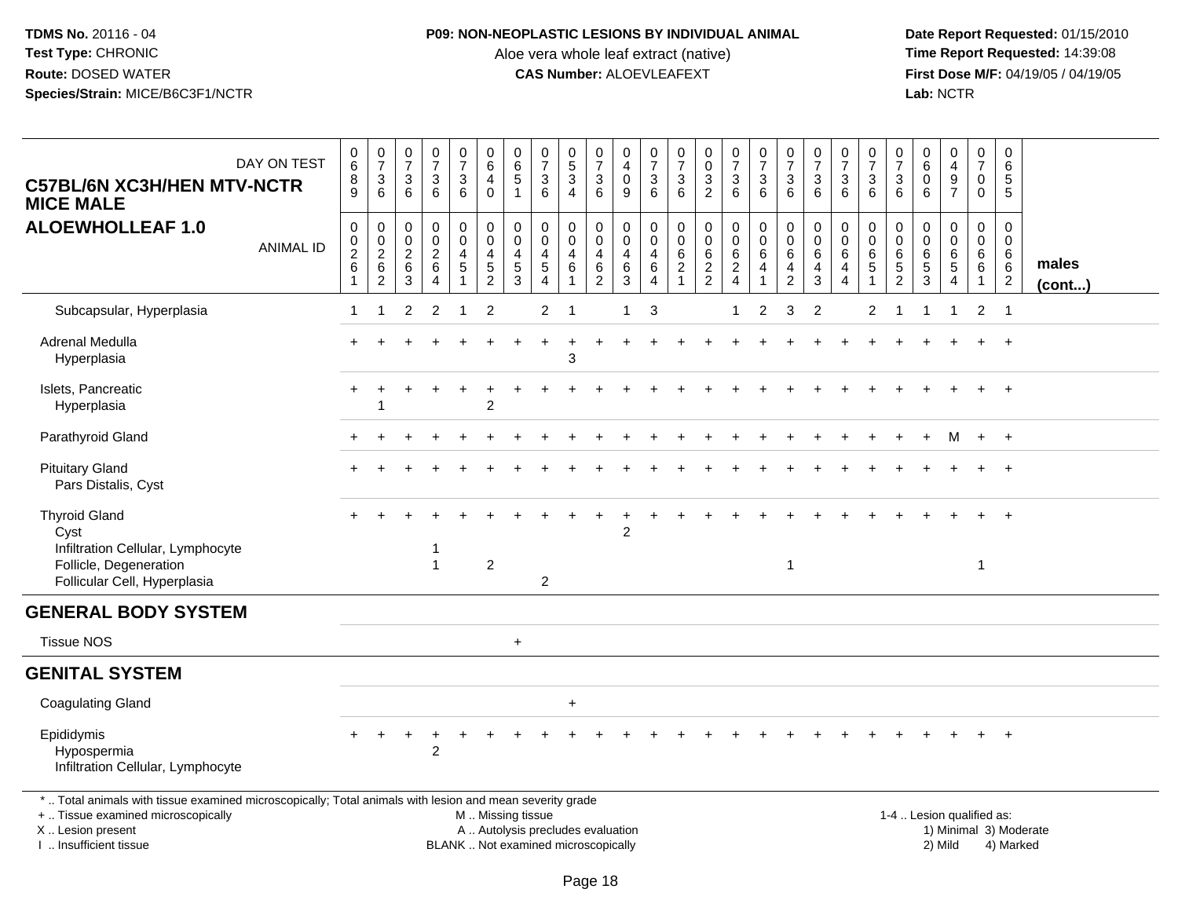**TDMS No.** 20116 - 04
**Test Type:** CHRONIC
**Route:** DOSED WATER
**Species/Strain:** MICE/B6C3F1/NCTR

**P09: NON-NEOPLASTIC LESIONS BY INDIVIDUAL ANIMAL**
Aloe vera whole leaf extract (native)
**CAS Number:** ALOEVLEAFEXT

**Date Report Requested:** 01/15/2010
**Time Report Requested:** 14:39:08
**First Dose M/F:** 04/19/05 / 04/19/05
**Lab:** NCTR

## C57BL/6N XC3H/HEN MTV-NCTR MICE MALE
## ALOEWHOLLEAF 1.0

| DAY ON TEST | 0689 | 0736 | 0736 | 0736 | 0736 | 0640 | 0651 | 0736 | 0534 | 0736 | 0409 | 0736 | 0736 | 0032 | 0736 | 0736 | 0736 | 0736 | 0736 | 0736 | 0736 | 0606 | 0497 | 0700 | 0655 | |
|---|---|---|---|---|---|---|---|---|---|---|---|---|---|---|---|---|---|---|---|---|---|---|---|---|---|---|
| **ANIMAL ID** | 00261 | 00262 | 00263 | 00264 | 00451 | 00452 | 00453 | 00454 | 00461 | 00462 | 00463 | 00464 | 00621 | 00622 | 00624 | 00641 | 00642 | 00643 | 00644 | 00651 | 00652 | 00653 | 00654 | 00661 | 00662 | **males (cont...)** |
| Subcapsular, Hyperplasia | 1 | 1 | 2 | 2 | 1 | 2 | | 2 | 1 | | 1 | 3 | | | 1 | 2 | 3 | 2 | | 2 | 1 | 1 | 1 | 2 | 1 | |
| Adrenal Medulla | + | + | + | + | + | + | + | + | + | + | + | + | + | + | + | + | + | + | + | + | + | + | + | + | + | |
| Hyperplasia | | | | | | | | | 3 | | | | | | | | | | | | | | | | | |
| Islets, Pancreatic | + | + | + | + | + | + | + | + | + | + | + | + | + | + | + | + | + | + | + | + | + | + | + | + | + | |
| Hyperplasia | | 1 | | | | 2 | | | | | | | | | | | | | | | | | | | | |
| Parathyroid Gland | + | + | + | + | + | + | + | + | + | + | + | + | + | + | + | + | + | + | + | + | + | + | M | + | + | |
| Pituitary Gland | + | + | + | + | + | + | + | + | + | + | + | + | + | + | + | + | + | + | + | + | + | + | + | + | + | |
| Pars Distalis, Cyst | | | | | | | | | | | | | | | | | | | | | | | | | | |
| Thyroid Gland | + | + | + | + | + | + | + | + | + | + | + | + | + | + | + | + | + | + | + | + | + | + | + | + | + | |
| Cyst | | | | | | | | | | | 2 | | | | | | | | | | | | | | | |
| Infiltration Cellular, Lymphocyte | | | | 1 | | | | | | | | | | | | | | | | | | | | | | |
| Follicle, Degeneration | | | | 1 | | 2 | | | | | | | | | | | 1 | | | | | | | 1 | | |
| Follicular Cell, Hyperplasia | | | | | | | | 2 | | | | | | | | | | | | | | | | | | |
| **GENERAL BODY SYSTEM** | | | | | | | | | | | | | | | | | | | | | | | | | | |
| Tissue NOS | | | | | | | + | | | | | | | | | | | | | | | | | | | |
| **GENITAL SYSTEM** | | | | | | | | | | | | | | | | | | | | | | | | | | |
| Coagulating Gland | | | | | | | | | + | | | | | | | | | | | | | | | | | |
| Epididymis | + | + | + | + | + | + | + | + | + | + | + | + | + | + | + | + | + | + | + | + | + | + | + | + | + | |
| Hypospermia | | | | 2 | | | | | | | | | | | | | | | | | | | | | | |
| Infiltration Cellular, Lymphocyte | | | | | | | | | | | | | | | | | | | | | | | | | | |

\* .. Total animals with tissue examined microscopically; Total animals with lesion and mean severity grade
\+ .. Tissue examined microscopically
X .. Lesion present
I .. Insufficient tissue

M .. Missing tissue
A .. Autolysis precludes evaluation
BLANK .. Not examined microscopically

1-4 .. Lesion qualified as:
1) Minimal 3) Moderate
2) Mild 4) Marked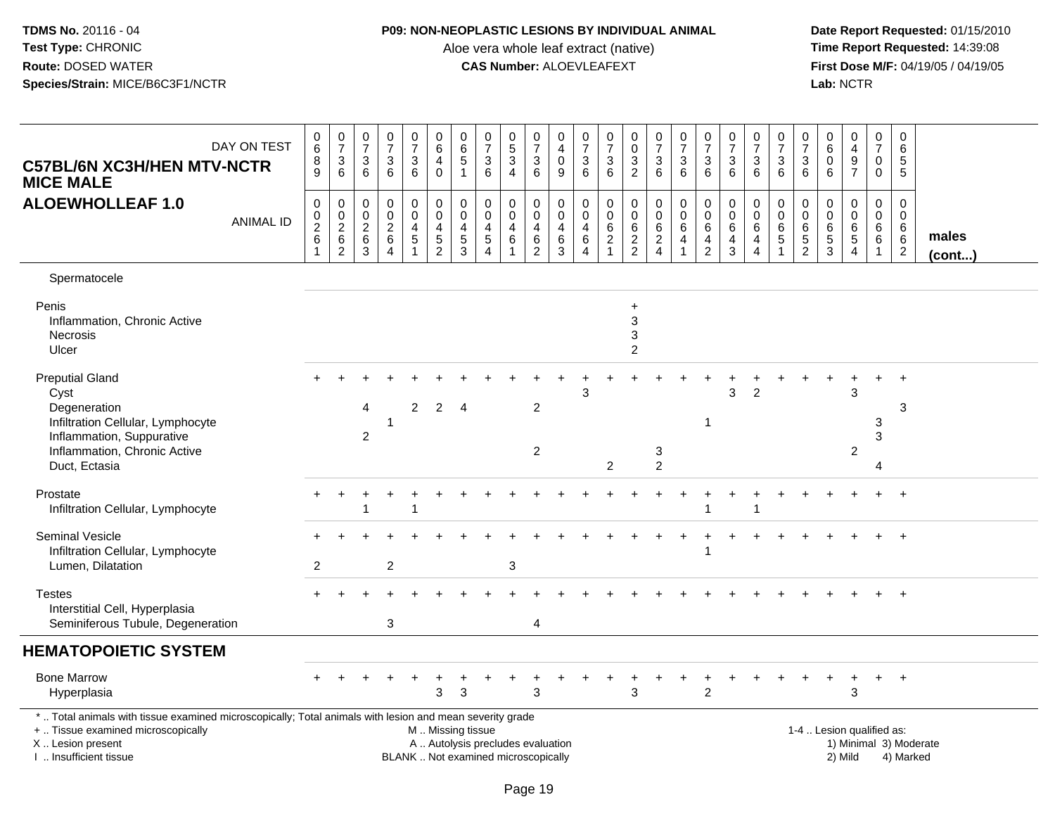**TDMS No.** 20116 - 04
**Test Type:** CHRONIC
**Route:** DOSED WATER
**Species/Strain:** MICE/B6C3F1/NCTR

**P09: NON-NEOPLASTIC LESIONS BY INDIVIDUAL ANIMAL**
Aloe vera whole leaf extract (native)
**CAS Number:** ALOEVLEAFEXT

**Date Report Requested:** 01/15/2010
**Time Report Requested:** 14:39:08
**First Dose M/F:** 04/19/05 / 04/19/05
**Lab:** NCTR

## C57BL/6N XC3H/HEN MTV-NCTR MICE MALE
## ALOEWHOLLEAF 1.0

| DAY ON TEST | 0689 | 0736 | 0736 | 0736 | 0736 | 0640 | 0651 | 0736 | 0534 | 0736 | 0409 | 0736 | 0736 | 0032 | 0736 | 0736 | 0736 | 0736 | 0736 | 0736 | 0736 | 0606 | 0497 | 0700 | 0655 | |
|---|---|---|---|---|---|---|---|---|---|---|---|---|---|---|---|---|---|---|---|---|---|---|---|---|---|---|
| **ANIMAL ID** | 00261 | 00262 | 00263 | 00264 | 00451 | 00452 | 00453 | 00454 | 00461 | 00462 | 00463 | 00464 | 00621 | 00622 | 00624 | 00641 | 00642 | 00643 | 00644 | 00651 | 00652 | 00653 | 00654 | 00661 | 00662 | **males (cont...)** |
| Spermatocele | | | | | | | | | | | | | | | | | | | | | | | | | | |
| Penis | | | | | | | | | | | | | | + | | | | | | | | | | | | |
| Inflammation, Chronic Active | | | | | | | | | | | | | | 3 | | | | | | | | | | | | |
| Necrosis | | | | | | | | | | | | | | 3 | | | | | | | | | | | | |
| Ulcer | | | | | | | | | | | | | | 2 | | | | | | | | | | | | |
| Preputial Gland | + | + | + | + | + | + | + | + | + | + | + | + | + | + | + | + | + | + | + | + | + | + | + | + | + | |
| Cyst | | | | | | | | | | | | 3 | | | | | | 3 | 2 | | | | 3 | | | |
| Degeneration | | | 4 | | 2 | 2 | 4 | | | 2 | | | | | | | | | | | | | | | 3 | |
| Infiltration Cellular, Lymphocyte | | | | 1 | | | | | | | | | | | | | 1 | | | | | | | 3 | | |
| Inflammation, Suppurative | | | 2 | | | | | | | | | | | | | | | | | | | | | 3 | | |
| Inflammation, Chronic Active | | | | | | | | | | 2 | | | | | 3 | | | | | | | | 2 | | | |
| Duct, Ectasia | | | | | | | | | | | | | 2 | | 2 | | | | | | | | | 4 | | |
| Prostate | + | + | + | + | + | + | + | + | + | + | + | + | + | + | + | + | + | + | + | + | + | + | + | + | + | |
| Infiltration Cellular, Lymphocyte | | | 1 | | 1 | | | | | | | | | | | | 1 | | 1 | | | | | | | |
| Seminal Vesicle | + | + | + | + | + | + | + | + | + | + | + | + | + | + | + | + | + | + | + | + | + | + | + | + | + | |
| Infiltration Cellular, Lymphocyte | | | | | | | | | | | | | | | | | 1 | | | | | | | | | |
| Lumen, Dilatation | 2 | | | 2 | | | | | 3 | | | | | | | | | | | | | | | | | |
| Testes | + | + | + | + | + | + | + | + | + | + | + | + | + | + | + | + | + | + | + | + | + | + | + | + | + | |
| Interstitial Cell, Hyperplasia | | | | | | | | | | | | | | | | | | | | | | | | | | |
| Seminiferous Tubule, Degeneration | | | | 3 | | | | | | 4 | | | | | | | | | | | | | | | | |
| **HEMATOPOIETIC SYSTEM** | | | | | | | | | | | | | | | | | | | | | | | | | | |
| Bone Marrow | + | + | + | + | + | + | + | + | + | + | + | + | + | + | + | + | + | + | + | + | + | + | + | + | + | |
| Hyperplasia | | | | | | 3 | 3 | | | 3 | | | | 3 | | | 2 | | | | | | 3 | | | |

\* .. Total animals with tissue examined microscopically; Total animals with lesion and mean severity grade
+ .. Tissue examined microscopically
X .. Lesion present
I .. Insufficient tissue

M .. Missing tissue
A .. Autolysis precludes evaluation
BLANK .. Not examined microscopically

1-4 .. Lesion qualified as:
1) Minimal 3) Moderate
2) Mild 4) Marked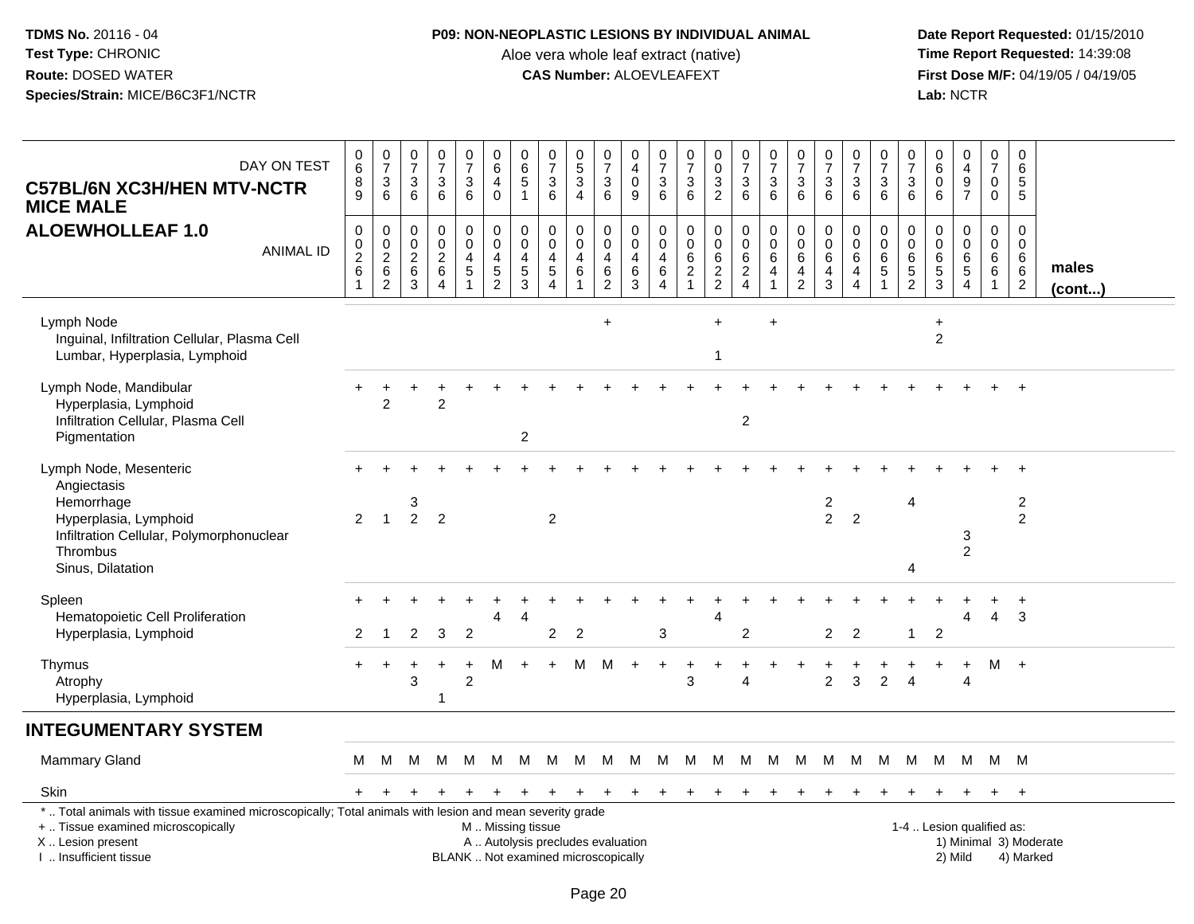**TDMS No.** 20116 - 04
**Test Type:** CHRONIC
**Route:** DOSED WATER
**Species/Strain:** MICE/B6C3F1/NCTR

**P09: NON-NEOPLASTIC LESIONS BY INDIVIDUAL ANIMAL**
Aloe vera whole leaf extract (native)
**CAS Number:** ALOEVLEAFEXT

**Date Report Requested:** 01/15/2010
**Time Report Requested:** 14:39:08
**First Dose M/F:** 04/19/05 / 04/19/05
**Lab:** NCTR

## C57BL/6N XC3H/HEN MTV-NCTR MICE MALE
## ALOEWHOLLEAF 1.0

| DAY ON TEST | 0689 | 0736 | 0736 | 0736 | 0736 | 0640 | 0651 | 0736 | 0534 | 0736 | 0409 | 0736 | 0736 | 0032 | 0736 | 0736 | 0736 | 0736 | 0736 | 0736 | 0736 | 0606 | 0497 | 0700 | 0655 | |
|---|---|---|---|---|---|---|---|---|---|---|---|---|---|---|---|---|---|---|---|---|---|---|---|---|---|---|
| **ANIMAL ID** | 00261 | 00262 | 00263 | 00264 | 00451 | 00452 | 00453 | 00454 | 00461 | 00462 | 00463 | 00464 | 00621 | 00622 | 00624 | 00641 | 00642 | 00643 | 00644 | 00651 | 00652 | 00653 | 00654 | 00661 | 00662 | **males (cont...)** |
| Lymph Node | | | | | | | | | | + | | | | + | | + | | | | | | + | | | | |
| Inguinal, Infiltration Cellular, Plasma Cell | | | | | | | | | | | | | | | | | | | | | | 2 | | | | |
| Lumbar, Hyperplasia, Lymphoid | | | | | | | | | | | | | | 1 | | | | | | | | | | | | |
| Lymph Node, Mandibular | + | + | + | + | + | + | + | + | + | + | + | + | + | + | + | + | + | + | + | + | + | + | + | + | + | |
| Hyperplasia, Lymphoid | | 2 | | 2 | | | | | | | | | | | | | | | | | | | | | | |
| Infiltration Cellular, Plasma Cell | | | | | | | | | | | | | | | 2 | | | | | | | | | | | |
| Pigmentation | | | | | | | 2 | | | | | | | | | | | | | | | | | | | |
| Lymph Node, Mesenteric | + | + | + | + | + | + | + | + | + | + | + | + | + | + | + | + | + | + | + | + | + | + | + | + | + | |
| Angiectasis | | | | | | | | | | | | | | | | | | | | | | | | | | |
| Hemorrhage | | | 3 | | | | | | | | | | | | | | | 2 | | | 4 | | | | 2 | |
| Hyperplasia, Lymphoid | 2 | 1 | 2 | 2 | | | | 2 | | | | | | | | | | 2 | 2 | | | | | | 2 | |
| Infiltration Cellular, Polymorphonuclear | | | | | | | | | | | | | | | | | | | | | | | 3 | | | |
| Thrombus | | | | | | | | | | | | | | | | | | | | | | | 2 | | | |
| Sinus, Dilatation | | | | | | | | | | | | | | | | | | | | | 4 | | | | | |
| Spleen | + | + | + | + | + | + | + | + | + | + | + | + | + | + | + | + | + | + | + | + | + | + | + | + | + | |
| Hematopoietic Cell Proliferation | | | | | | 4 | 4 | | | | | | | 4 | | | | | | | | | 4 | 4 | 3 | |
| Hyperplasia, Lymphoid | 2 | 1 | 2 | 3 | 2 | | | 2 | 2 | | | 3 | | | 2 | | | 2 | 2 | | 1 | 2 | | | | |
| Thymus | + | + | + | + | + | M | + | + | M | M | + | + | + | + | + | + | + | + | + | + | + | + | + | M | + | |
| Atrophy | | | 3 | | 2 | | | | | | | | 3 | | 4 | | | 2 | 3 | 2 | 4 | | 4 | | | |
| Hyperplasia, Lymphoid | | | | 1 | | | | | | | | | | | | | | | | | | | | | | |

## INTEGUMENTARY SYSTEM

| | | | | | | | | | | | | | | | | | | | | | | | | | | |
|---|---|---|---|---|---|---|---|---|---|---|---|---|---|---|---|---|---|---|---|---|---|---|---|---|---|---|
| Mammary Gland | M | M | M | M | M | M | M | M | M | M | M | M | M | M | M | M | M | M | M | M | M | M | M | M | M | |
| Skin | + | + | + | + | + | + | + | + | + | + | + | + | + | + | + | + | + | + | + | + | + | + | + | + | + | |

\* .. Total animals with tissue examined microscopically; Total animals with lesion and mean severity grade
+ .. Tissue examined microscopically
X .. Lesion present
I .. Insufficient tissue

M .. Missing tissue
A .. Autolysis precludes evaluation
BLANK .. Not examined microscopically

1-4 .. Lesion qualified as:
1) Minimal 3) Moderate
2) Mild 4) Marked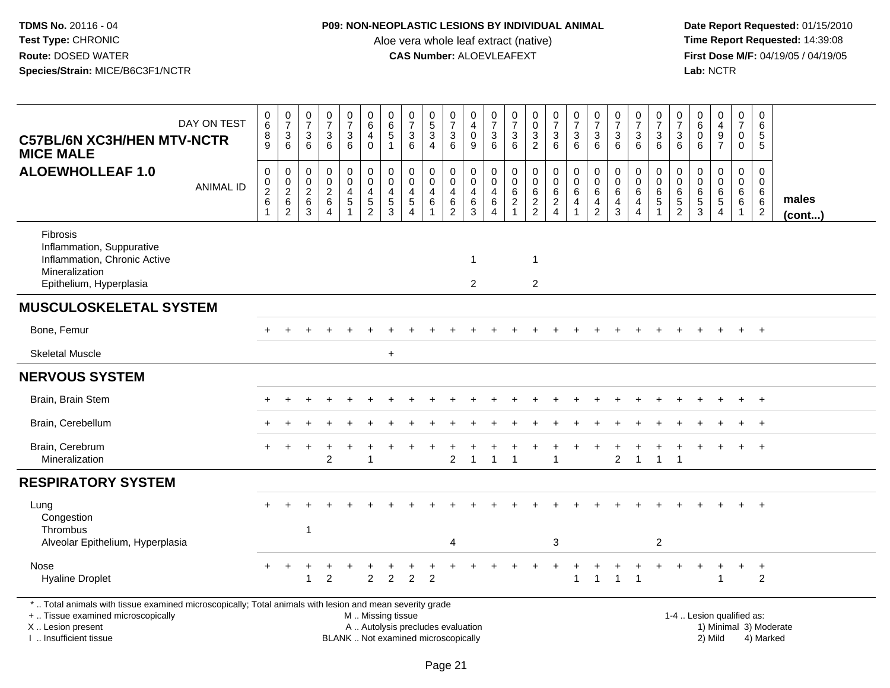TDMS No. 20116 - 04
Test Type: CHRONIC
Route: DOSED WATER
Species/Strain: MICE/B6C3F1/NCTR

**P09: NON-NEOPLASTIC LESIONS BY INDIVIDUAL ANIMAL**
Aloe vera whole leaf extract (native)
**CAS Number:** ALOEVLEAFEXT

Date Report Requested: 01/15/2010
Time Report Requested: 14:39:08
First Dose M/F: 04/19/05 / 04/19/05
Lab: NCTR

**C57BL/6N XC3H/HEN MTV-NCTR MICE MALE**
**ALOEWHOLLEAF 1.0**

| DAY ON TEST | 0689 | 0736 | 0736 | 0736 | 0736 | 0640 | 0651 | 0736 | 0534 | 0736 | 0409 | 0736 | 0736 | 0032 | 0736 | 0736 | 0736 | 0736 | 0736 | 0736 | 0736 | 0606 | 0497 | 0700 | 0655 | |
|---|---|---|---|---|---|---|---|---|---|---|---|---|---|---|---|---|---|---|---|---|---|---|---|---|---|---|
| ANIMAL ID | 00261 | 00262 | 00263 | 00264 | 00451 | 00452 | 00453 | 00454 | 00461 | 00462 | 00463 | 00464 | 00621 | 00622 | 00624 | 00641 | 00642 | 00643 | 00644 | 00651 | 00652 | 00653 | 00654 | 00661 | 00662 | males (cont...) |
| Fibrosis | | | | | | | | | | | | | | | | | | | | | | | | | | |
| Inflammation, Suppurative | | | | | | | | | | | | | | | | | | | | | | | | | | |
| Inflammation, Chronic Active | | | | | | | | | | | 1 | | | 1 | | | | | | | | | | | | |
| Mineralization | | | | | | | | | | | | | | | | | | | | | | | | | | |
| Epithelium, Hyperplasia | | | | | | | | | | | 2 | | | 2 | | | | | | | | | | | | |
| **MUSCULOSKELETAL SYSTEM** | | | | | | | | | | | | | | | | | | | | | | | | | | |
| Bone, Femur | + | + | + | + | + | + | + | + | + | + | + | + | + | + | + | + | + | + | + | + | + | + | + | + | + | |
| Skeletal Muscle | | | | | | | + | | | | | | | | | | | | | | | | | | | |
| **NERVOUS SYSTEM** | | | | | | | | | | | | | | | | | | | | | | | | | | |
| Brain, Brain Stem | + | + | + | + | + | + | + | + | + | + | + | + | + | + | + | + | + | + | + | + | + | + | + | + | + | |
| Brain, Cerebellum | + | + | + | + | + | + | + | + | + | + | + | + | + | + | + | + | + | + | + | + | + | + | + | + | + | |
| Brain, Cerebrum | + | + | + | + | + | + | + | + | + | + | + | + | + | + | + | + | + | + | + | + | + | + | + | + | + | |
| Mineralization | | | | 2 | | 1 | | | | 2 | 1 | 1 | 1 | | 1 | | | 2 | 1 | 1 | 1 | | | | | |
| **RESPIRATORY SYSTEM** | | | | | | | | | | | | | | | | | | | | | | | | | | |
| Lung | + | + | + | + | + | + | + | + | + | + | + | + | + | + | + | + | + | + | + | + | + | + | + | + | + | |
| Congestion | | | | | | | | | | | | | | | | | | | | | | | | | | |
| Thrombus | | | 1 | | | | | | | | | | | | | | | | | | | | | | | |
| Alveolar Epithelium, Hyperplasia | | | | | | | | | | 4 | | | | | 3 | | | | | 2 | | | | | | |
| Nose | + | + | + | + | + | + | + | + | + | + | + | + | + | + | + | + | + | + | + | + | + | + | + | + | + | |
| Hyaline Droplet | | | 1 | 2 | | 2 | 2 | 2 | 2 | | | | | | | 1 | 1 | 1 | 1 | | | | 1 | | 2 | |

\* .. Total animals with tissue examined microscopically; Total animals with lesion and mean severity grade
+ .. Tissue examined microscopically
X .. Lesion present
I .. Insufficient tissue

M .. Missing tissue
A .. Autolysis precludes evaluation
BLANK .. Not examined microscopically

1-4 .. Lesion qualified as:
1) Minimal 3) Moderate
2) Mild 4) Marked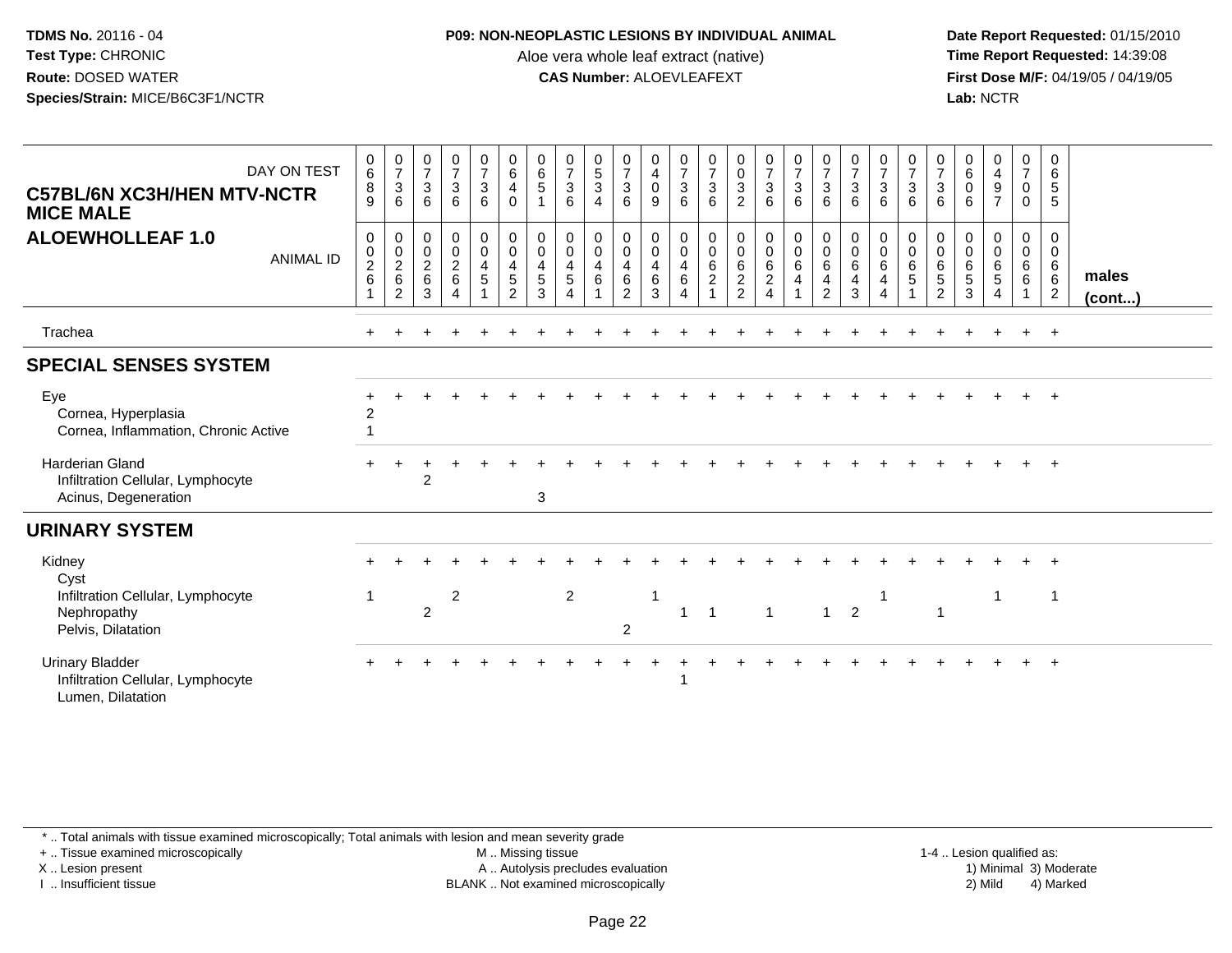**TDMS No.** 20116 - 04
**Test Type:** CHRONIC
**Route:** DOSED WATER
**Species/Strain:** MICE/B6C3F1/NCTR

**P09: NON-NEOPLASTIC LESIONS BY INDIVIDUAL ANIMAL**
Aloe vera whole leaf extract (native)
**CAS Number:** ALOEVLEAFEXT

**Date Report Requested:** 01/15/2010
**Time Report Requested:** 14:39:08
**First Dose M/F:** 04/19/05 / 04/19/05
**Lab:** NCTR

## C57BL/6N XC3H/HEN MTV-NCTR MICE MALE
## ALOEWHOLLEAF 1.0

| DAY ON TEST | 0689 | 0736 | 0736 | 0736 | 0736 | 0640 | 0651 | 0736 | 0534 | 0736 | 0409 | 0736 | 0736 | 0032 | 0736 | 0736 | 0736 | 0736 | 0736 | 0736 | 0736 | 0606 | 0497 | 0700 | 0655 | |
|---|---|---|---|---|---|---|---|---|---|---|---|---|---|---|---|---|---|---|---|---|---|---|---|---|---|---|
| **ANIMAL ID** | 00261 | 00262 | 00263 | 00264 | 00451 | 00452 | 00453 | 00454 | 00461 | 00462 | 00463 | 00464 | 00621 | 00622 | 00624 | 00641 | 00642 | 00643 | 00644 | 00651 | 00652 | 00653 | 00654 | 00661 | 00662 | **males (cont...)** |
| Trachea | + | + | + | + | + | + | + | + | + | + | + | + | + | + | + | + | + | + | + | + | + | + | + | + | + | |
| **SPECIAL SENSES SYSTEM** | | | | | | | | | | | | | | | | | | | | | | | | | | |
| Eye | + | + | + | + | + | + | + | + | + | + | + | + | + | + | + | + | + | + | + | + | + | + | + | + | + | |
| Cornea, Hyperplasia | 2 | | | | | | | | | | | | | | | | | | | | | | | | | |
| Cornea, Inflammation, Chronic Active | 1 | | | | | | | | | | | | | | | | | | | | | | | | | |
| Harderian Gland | + | + | + | + | + | + | + | + | + | + | + | + | + | + | + | + | + | + | + | + | + | + | + | + | + | |
| Infiltration Cellular, Lymphocyte | | | 2 | | | | | | | | | | | | | | | | | | | | | | | |
| Acinus, Degeneration | | | | | | | 3 | | | | | | | | | | | | | | | | | | | |
| **URINARY SYSTEM** | | | | | | | | | | | | | | | | | | | | | | | | | | |
| Kidney | + | + | + | + | + | + | + | + | + | + | + | + | + | + | + | + | + | + | + | + | + | + | + | + | + | |
| Cyst | | | | | | | | | | | | | | | | | | | | | | | | | | |
| Infiltration Cellular, Lymphocyte | 1 | | | 2 | | | | 2 | | | 1 | | | | | | | | 1 | | | | 1 | | 1 | |
| Nephropathy | | | 2 | | | | | | | | | 1 | 1 | | 1 | | 1 | 2 | | | 1 | | | | | |
| Pelvis, Dilatation | | | | | | | | | | 2 | | | | | | | | | | | | | | | | |
| Urinary Bladder | + | + | + | + | + | + | + | + | + | + | + | + | + | + | + | + | + | + | + | + | + | + | + | + | + | |
| Infiltration Cellular, Lymphocyte | | | | | | | | | | | | 1 | | | | | | | | | | | | | | |
| Lumen, Dilatation | | | | | | | | | | | | | | | | | | | | | | | | | | |

\* .. Total animals with tissue examined microscopically; Total animals with lesion and mean severity grade
+ .. Tissue examined microscopically
X .. Lesion present
I .. Insufficient tissue
M .. Missing tissue
A .. Autolysis precludes evaluation
BLANK .. Not examined microscopically
1-4 .. Lesion qualified as: 1) Minimal 2) Mild 3) Moderate 4) Marked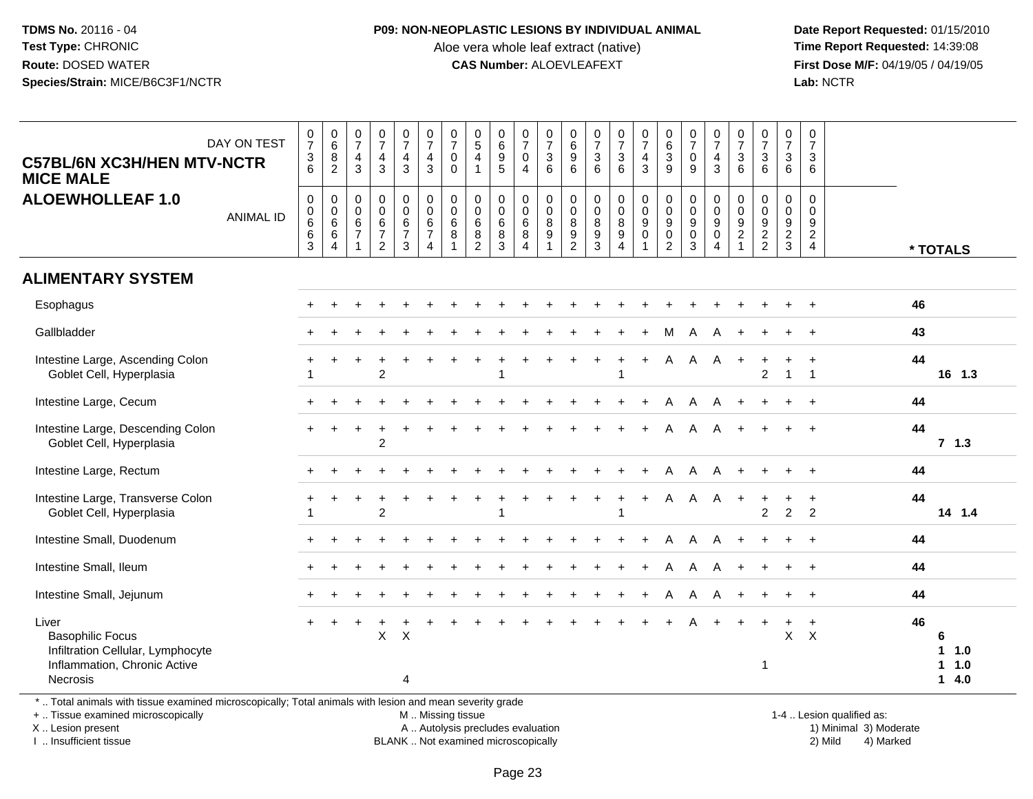TDMS No. 20116 - 04
Test Type: CHRONIC
Route: DOSED WATER
Species/Strain: MICE/B6C3F1/NCTR

**P09: NON-NEOPLASTIC LESIONS BY INDIVIDUAL ANIMAL**
Aloe vera whole leaf extract (native)
**CAS Number:** ALOEVLEAFEXT

Date Report Requested: 01/15/2010
Time Report Requested: 14:39:08
First Dose M/F: 04/19/05 / 04/19/05
Lab: NCTR

## C57BL/6N XC3H/HEN MTV-NCTR MICE MALE
## ALOEWHOLLEAF 1.0

| DAY ON TEST | 0736 | 0682 | 0743 | 0743 | 0743 | 0743 | 0700 | 0541 | 0695 | 0704 | 0736 | 0696 | 0736 | 0736 | 0743 | 0639 | 0709 | 0743 | 0736 | 0736 | 0736 | 0736 | |
|---|---|---|---|---|---|---|---|---|---|---|---|---|---|---|---|---|---|---|---|---|---|---|---|
| **ANIMAL ID** | 00663 | 00664 | 00671 | 00672 | 00673 | 00674 | 00681 | 00682 | 00683 | 00684 | 00891 | 00892 | 00893 | 00894 | 00901 | 00902 | 00903 | 00904 | 00921 | 00922 | 00923 | 00924 | *** TOTALS** |
| **ALIMENTARY SYSTEM** | | | | | | | | | | | | | | | | | | | | | | | |
| Esophagus | + | + | + | + | + | + | + | + | + | + | + | + | + | + | + | + | + | + | + | + | + | + | 46 |
| Gallbladder | + | + | + | + | + | + | + | + | + | + | + | + | + | + | + | M | A | A | + | + | + | + | 43 |
| Intestine Large, Ascending Colon | + | + | + | + | + | + | + | + | + | + | + | + | + | + | + | A | A | A | + | + | + | + | 44 |
| Goblet Cell, Hyperplasia | 1 | | | 2 | | | | | 1 | | | | | 1 | | | | | | 2 | 1 | 1 | 16 1.3 |
| Intestine Large, Cecum | + | + | + | + | + | + | + | + | + | + | + | + | + | + | + | A | A | A | + | + | + | + | 44 |
| Intestine Large, Descending Colon | + | + | + | + | + | + | + | + | + | + | + | + | + | + | + | A | A | A | + | + | + | + | 44 |
| Goblet Cell, Hyperplasia | | | | 2 | | | | | | | | | | | | | | | | | | | 7 1.3 |
| Intestine Large, Rectum | + | + | + | + | + | + | + | + | + | + | + | + | + | + | + | A | A | A | + | + | + | + | 44 |
| Intestine Large, Transverse Colon | + | + | + | + | + | + | + | + | + | + | + | + | + | + | + | A | A | A | + | + | + | + | 44 |
| Goblet Cell, Hyperplasia | 1 | | | 2 | | | | | 1 | | | | | 1 | | | | | | 2 | 2 | 2 | 14 1.4 |
| Intestine Small, Duodenum | + | + | + | + | + | + | + | + | + | + | + | + | + | + | + | A | A | A | + | + | + | + | 44 |
| Intestine Small, Ileum | + | + | + | + | + | + | + | + | + | + | + | + | + | + | + | A | A | A | + | + | + | + | 44 |
| Intestine Small, Jejunum | + | + | + | + | + | + | + | + | + | + | + | + | + | + | + | A | A | A | + | + | + | + | 44 |
| Liver | + | + | + | + | + | + | + | + | + | + | + | + | + | + | + | + | A | + | + | + | + | + | 46 |
| Basophilic Focus | | | | X | X | | | | | | | | | | | | | | | | X | X | 6 |
| Infiltration Cellular, Lymphocyte | | | | | | | | | | | | | | | | | | | | | | | 1 1.0 |
| Inflammation, Chronic Active | | | | | | | | | | | | | | | | | | | | 1 | | | 1 1.0 |
| Necrosis | | | | | 4 | | | | | | | | | | | | | | | | | | 1 4.0 |

* .. Total animals with tissue examined microscopically; Total animals with lesion and mean severity grade
+ .. Tissue examined microscopically
X .. Lesion present
I .. Insufficient tissue

M .. Missing tissue
A .. Autolysis precludes evaluation
BLANK .. Not examined microscopically

1-4 .. Lesion qualified as:
1) Minimal 3) Moderate
2) Mild 4) Marked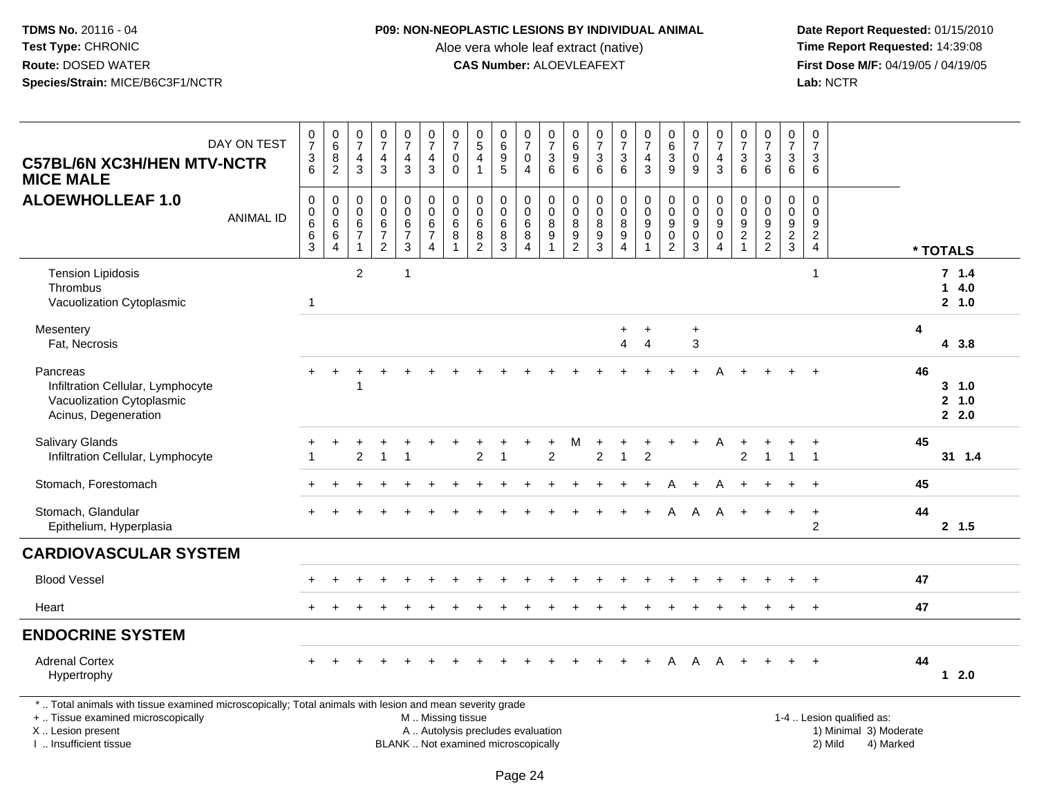**TDMS No.** 20116 - 04
**Test Type:** CHRONIC
**Route:** DOSED WATER
**Species/Strain:** MICE/B6C3F1/NCTR

**P09: NON-NEOPLASTIC LESIONS BY INDIVIDUAL ANIMAL**
Aloe vera whole leaf extract (native)
**CAS Number:** ALOEVLEAFEXT

**Date Report Requested:** 01/15/2010
**Time Report Requested:** 14:39:08
**First Dose M/F:** 04/19/05 / 04/19/05
**Lab:** NCTR

**C57BL/6N XC3H/HEN MTV-NCTR MICE MALE**
**ALOEWHOLLEAF 1.0**

| DAY ON TEST | 0736 | 0682 | 0743 | 0743 | 0743 | 0743 | 0700 | 0541 | 0695 | 0704 | 0736 | 0696 | 0736 | 0736 | 0743 | 0639 | 0709 | 0743 | 0736 | 0736 | 0736 | 0736 | |
|---|---|---|---|---|---|---|---|---|---|---|---|---|---|---|---|---|---|---|---|---|---|---|---|
| ANIMAL ID | 00663 | 00664 | 00671 | 00672 | 00673 | 00674 | 00681 | 00682 | 00683 | 00684 | 00891 | 00892 | 00893 | 00894 | 00901 | 00902 | 00903 | 00904 | 00921 | 00922 | 00923 | 00924 | * TOTALS |
| Tension Lipidosis | | | 2 | | 1 | | | | | | | | | | | | | | | | | 1 | 7 1.4 |
| Thrombus | | | | | | | | | | | | | | | | | | | | | | | 1 4.0 |
| Vacuolization Cytoplasmic | 1 | | | | | | | | | | | | | | | | | | | | | | 2 1.0 |
| Mesentery | | | | | | | | | | | | | | + | + | | + | | | | | | 4 |
| Fat, Necrosis | | | | | | | | | | | | | | 4 | 4 | | 3 | | | | | | 4 3.8 |
| Pancreas | + | + | + | + | + | + | + | + | + | + | + | + | + | + | + | + | + | A | + | + | + | + | 46 |
| Infiltration Cellular, Lymphocyte | | | 1 | | | | | | | | | | | | | | | | | | | | 3 1.0 |
| Vacuolization Cytoplasmic | | | | | | | | | | | | | | | | | | | | | | | 2 1.0 |
| Acinus, Degeneration | | | | | | | | | | | | | | | | | | | | | | | 2 2.0 |
| Salivary Glands | + | + | + | + | + | + | + | + | + | + | + | M | + | + | + | + | + | A | + | + | + | + | 45 |
| Infiltration Cellular, Lymphocyte | 1 | | 2 | 1 | 1 | | | 2 | 1 | | 2 | | 2 | 1 | 2 | | | | 2 | 1 | 1 | 1 | 31 1.4 |
| Stomach, Forestomach | + | + | + | + | + | + | + | + | + | + | + | + | + | + | + | A | + | A | + | + | + | + | 45 |
| Stomach, Glandular | + | + | + | + | + | + | + | + | + | + | + | + | + | + | + | A | A | A | + | + | + | + | 44 |
| Epithelium, Hyperplasia | | | | | | | | | | | | | | | | | | | | | | 2 | 2 1.5 |
| **CARDIOVASCULAR SYSTEM** | | | | | | | | | | | | | | | | | | | | | | | |
| Blood Vessel | + | + | + | + | + | + | + | + | + | + | + | + | + | + | + | + | + | + | + | + | + | + | 47 |
| Heart | + | + | + | + | + | + | + | + | + | + | + | + | + | + | + | + | + | + | + | + | + | + | 47 |
| **ENDOCRINE SYSTEM** | | | | | | | | | | | | | | | | | | | | | | | |
| Adrenal Cortex | + | + | + | + | + | + | + | + | + | + | + | + | + | + | + | A | A | A | + | + | + | + | 44 |
| Hypertrophy | | | | | | | | | | | | | | | | | | | | | | | 1 2.0 |

* .. Total animals with tissue examined microscopically; Total animals with lesion and mean severity grade
+ .. Tissue examined microscopically
X .. Lesion present
I .. Insufficient tissue

M .. Missing tissue
A .. Autolysis precludes evaluation
BLANK .. Not examined microscopically

1-4 .. Lesion qualified as:
1) Minimal 3) Moderate
2) Mild 4) Marked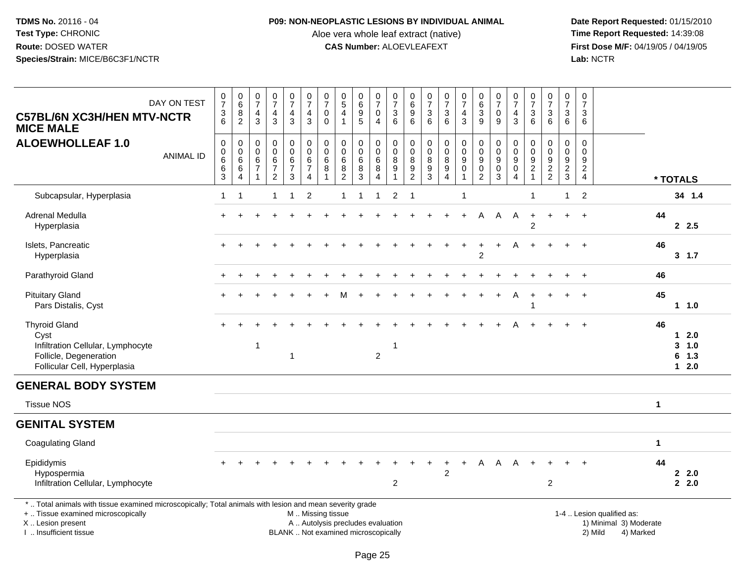**TDMS No.** 20116 - 04
**Test Type:** CHRONIC
**Route:** DOSED WATER
**Species/Strain:** MICE/B6C3F1/NCTR

**P09: NON-NEOPLASTIC LESIONS BY INDIVIDUAL ANIMAL**
Aloe vera whole leaf extract (native)
**CAS Number:** ALOEVLEAFEXT

**Date Report Requested:** 01/15/2010
**Time Report Requested:** 14:39:08
**First Dose M/F:** 04/19/05 / 04/19/05
**Lab:** NCTR

**C57BL/6N XC3H/HEN MTV-NCTR MICE MALE**
**ALOEWHOLLEAF 1.0**

| DAY ON TEST | 0736 | 0682 | 0743 | 0743 | 0743 | 0743 | 0700 | 0541 | 0695 | 0704 | 0736 | 0696 | 0736 | 0736 | 0743 | 0639 | 0709 | 0743 | 0736 | 0736 | 0736 | 0736 | |
|---|---|---|---|---|---|---|---|---|---|---|---|---|---|---|---|---|---|---|---|---|---|---|---|
| **ANIMAL ID** | 00663 | 00664 | 00671 | 00672 | 00673 | 00674 | 00681 | 00682 | 00683 | 00684 | 00891 | 00892 | 00893 | 00894 | 00901 | 00902 | 00903 | 00904 | 00921 | 00922 | 00923 | 00924 | *** TOTALS** |
| Subcapsular, Hyperplasia | 1 | 1 | | 1 | 1 | 2 | | 1 | 1 | 1 | 2 | 1 | | | 1 | | | | 1 | | 1 | 2 | 34 1.4 |
| Adrenal Medulla | + | + | + | + | + | + | + | + | + | + | + | + | + | + | + | A | A | A | + | + | + | + | 44 |
| Hyperplasia | | | | | | | | | | | | | | | | | | | 2 | | | | 2 2.5 |
| Islets, Pancreatic | + | + | + | + | + | + | + | + | + | + | + | + | + | + | + | + | + | A | + | + | + | + | 46 |
| Hyperplasia | | | | | | | | | | | | | | | | 2 | | | | | | | 3 1.7 |
| Parathyroid Gland | + | + | + | + | + | + | + | + | + | + | + | + | + | + | + | + | + | + | + | + | + | + | 46 |
| Pituitary Gland | + | + | + | + | + | + | + | M | + | + | + | + | + | + | + | + | + | A | + | + | + | + | 45 |
| Pars Distalis, Cyst | | | | | | | | | | | | | | | | | | | 1 | | | | 1 1.0 |
| Thyroid Gland | + | + | + | + | + | + | + | + | + | + | + | + | + | + | + | + | + | A | + | + | + | + | 46 |
| Cyst | | | | | | | | | | | | | | | | | | | | | | | 1 2.0 |
| Infiltration Cellular, Lymphocyte | | | 1 | | | | | | | | 1 | | | | | | | | | | | | 3 1.0 |
| Follicle, Degeneration | | | | | 1 | | | | | 2 | | | | | | | | | | | | | 6 1.3 |
| Follicular Cell, Hyperplasia | | | | | | | | | | | | | | | | | | | | | | | 1 2.0 |
| **GENERAL BODY SYSTEM** | | | | | | | | | | | | | | | | | | | | | | | |
| Tissue NOS | | | | | | | | | | | | | | | | | | | | | | | 1 |
| **GENITAL SYSTEM** | | | | | | | | | | | | | | | | | | | | | | | |
| Coagulating Gland | | | | | | | | | | | | | | | | | | | | | | | 1 |
| Epididymis | + | + | + | + | + | + | + | + | + | + | + | + | + | + | + | A | A | A | + | + | + | + | 44 |
| Hypospermia | | | | | | | | | | | | | | 2 | | | | | | | | | 2 2.0 |
| Infiltration Cellular, Lymphocyte | | | | | | | | | | | 2 | | | | | | | | | 2 | | | 2 2.0 |

\* .. Total animals with tissue examined microscopically; Total animals with lesion and mean severity grade
\+ .. Tissue examined microscopically
X .. Lesion present
I .. Insufficient tissue

M .. Missing tissue
A .. Autolysis precludes evaluation
BLANK .. Not examined microscopically

1-4 .. Lesion qualified as:
1) Minimal 3) Moderate
2) Mild 4) Marked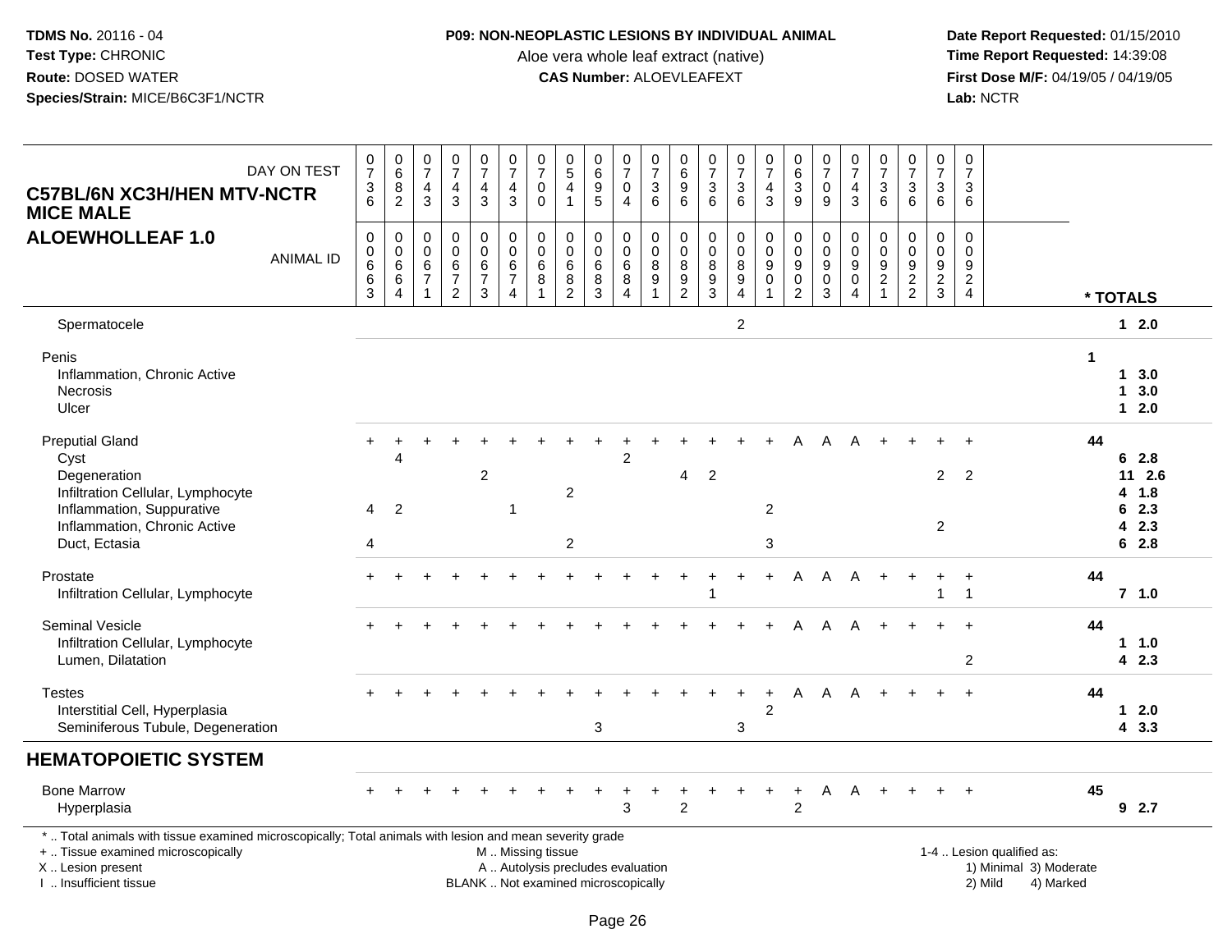**TDMS No.** 20116 - 04
**Test Type:** CHRONIC
**Route:** DOSED WATER
**Species/Strain:** MICE/B6C3F1/NCTR

**P09: NON-NEOPLASTIC LESIONS BY INDIVIDUAL ANIMAL**
Aloe vera whole leaf extract (native)
**CAS Number:** ALOEVLEAFEXT

**Date Report Requested:** 01/15/2010
**Time Report Requested:** 14:39:08
**First Dose M/F:** 04/19/05 / 04/19/05
**Lab:** NCTR

## C57BL/6N XC3H/HEN MTV-NCTR MICE MALE
## ALOEWHOLLEAF 1.0

| DAY ON TEST | 0736 | 0682 | 0743 | 0743 | 0743 | 0743 | 0700 | 0541 | 0695 | 0704 | 0736 | 0696 | 0736 | 0736 | 0743 | 0639 | 0709 | 0743 | 0736 | 0736 | 0736 | 0736 | |
|---|---|---|---|---|---|---|---|---|---|---|---|---|---|---|---|---|---|---|---|---|---|---|---|
| **ANIMAL ID** | 0663 | 0664 | 0671 | 0672 | 0673 | 0674 | 0681 | 0682 | 0683 | 0684 | 0891 | 0892 | 0893 | 0894 | 0901 | 0902 | 0903 | 0904 | 0921 | 0922 | 0923 | 0924 | **\* TOTALS** |
| Spermatocele | | | | | | | | | | | | | | 2 | | | | | | | | | 1 2.0 |
| Penis | | | | | | | | | | | | | | | | | | | | | | | 1 |
| Inflammation, Chronic Active | | | | | | | | | | | | | | | | | | | | | | | 1 3.0 |
| Necrosis | | | | | | | | | | | | | | | | | | | | | | | 1 3.0 |
| Ulcer | | | | | | | | | | | | | | | | | | | | | | | 1 2.0 |
| Preputial Gland | + | + | + | + | + | + | + | + | + | + | + | + | + | + | + | A | A | A | + | + | + | + | 44 |
| Cyst | | 4 | | | | | | | | 2 | | | | | | | | | | | | | 6 2.8 |
| Degeneration | | | | | 2 | | | | | | | 4 | 2 | | | | | | | | 2 | 2 | 11 2.6 |
| Infiltration Cellular, Lymphocyte | | | | | | | | 2 | | | | | | | | | | | | | | | 4 1.8 |
| Inflammation, Suppurative | 4 | 2 | | | | 1 | | | | | | | | | 2 | | | | | | | | 6 2.3 |
| Inflammation, Chronic Active | | | | | | | | | | | | | | | | | | | | | 2 | | 4 2.3 |
| Duct, Ectasia | 4 | | | | | | | 2 | | | | | | | 3 | | | | | | | | 6 2.8 |
| Prostate | + | + | + | + | + | + | + | + | + | + | + | + | + | + | + | A | A | A | + | + | + | + | 44 |
| Infiltration Cellular, Lymphocyte | | | | | | | | | | | | | 1 | | | | | | | | 1 | 1 | 7 1.0 |
| Seminal Vesicle | + | + | + | + | + | + | + | + | + | + | + | + | + | + | + | A | A | A | + | + | + | + | 44 |
| Infiltration Cellular, Lymphocyte | | | | | | | | | | | | | | | | | | | | | | | 1 1.0 |
| Lumen, Dilatation | | | | | | | | | | | | | | | | | | | | | | 2 | 4 2.3 |
| Testes | + | + | + | + | + | + | + | + | + | + | + | + | + | + | + | A | A | A | + | + | + | + | 44 |
| Interstitial Cell, Hyperplasia | | | | | | | | | | | | | | | 2 | | | | | | | | 1 2.0 |
| Seminiferous Tubule, Degeneration | | | | | | | | | 3 | | | | | 3 | | | | | | | | | 4 3.3 |
| **HEMATOPOIETIC SYSTEM** | | | | | | | | | | | | | | | | | | | | | | | |
| Bone Marrow | + | + | + | + | + | + | + | + | + | + | + | + | + | + | + | + | A | A | + | + | + | + | 45 |
| Hyperplasia | | | | | | | | | | 3 | | 2 | | | | 2 | | | | | | | 9 2.7 |

\* .. Total animals with tissue examined microscopically; Total animals with lesion and mean severity grade
\+ .. Tissue examined microscopically
X .. Lesion present
I .. Insufficient tissue

M .. Missing tissue
A .. Autolysis precludes evaluation
BLANK .. Not examined microscopically

1-4 .. Lesion qualified as:
1) Minimal 3) Moderate
2) Mild 4) Marked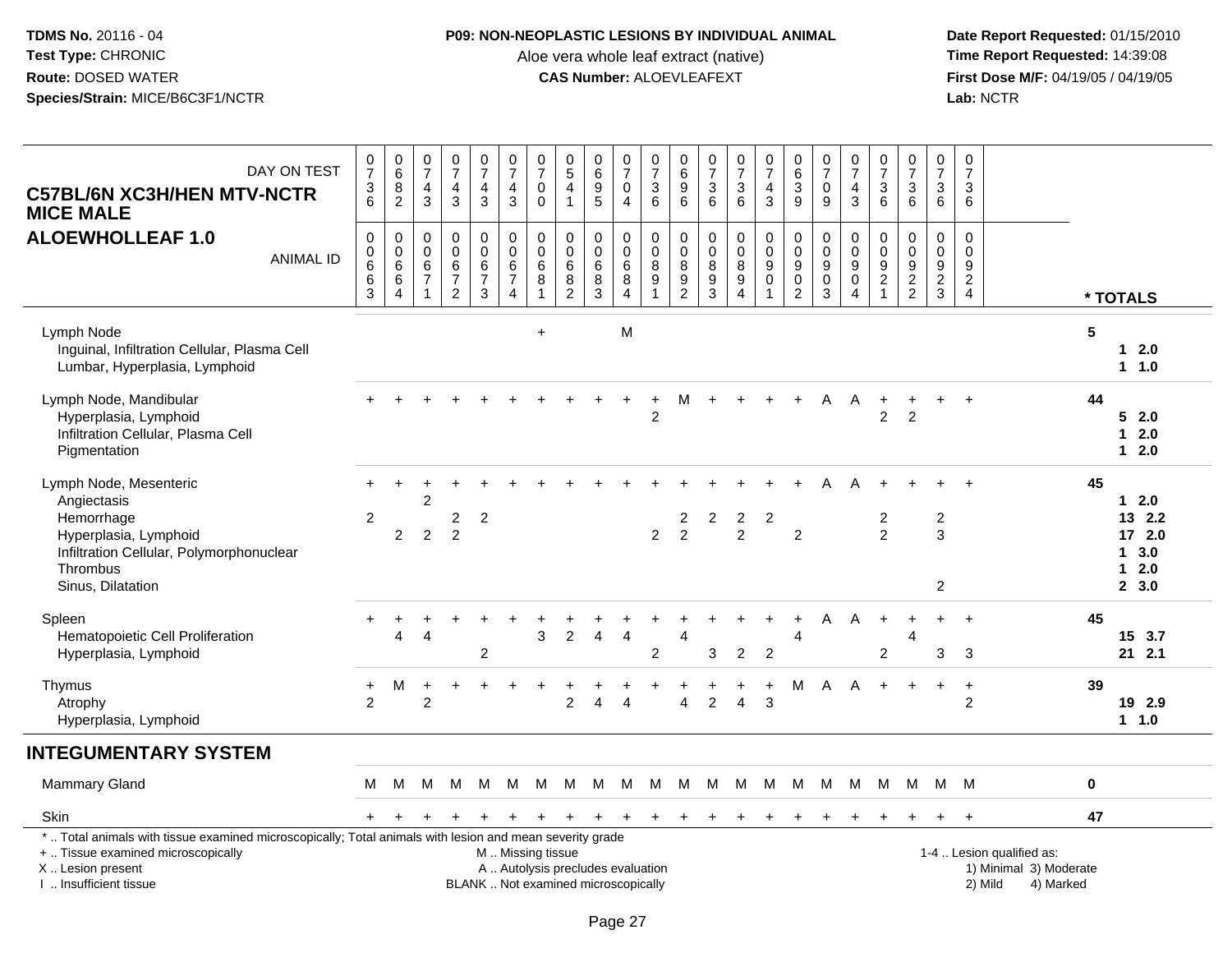**TDMS No.** 20116 - 04
**Test Type:** CHRONIC
**Route:** DOSED WATER
**Species/Strain:** MICE/B6C3F1/NCTR

**P09: NON-NEOPLASTIC LESIONS BY INDIVIDUAL ANIMAL**
Aloe vera whole leaf extract (native)
**CAS Number:** ALOEVLEAFEXT

**Date Report Requested:** 01/15/2010
**Time Report Requested:** 14:39:08
**First Dose M/F:** 04/19/05 / 04/19/05
**Lab:** NCTR

**C57BL/6N XC3H/HEN MTV-NCTR MICE MALE**
**ALOEWHOLLEAF 1.0**

| DAY ON TEST | 0736 | 0682 | 0743 | 0743 | 0743 | 0743 | 0700 | 0541 | 0695 | 0704 | 0736 | 0696 | 0736 | 0736 | 0743 | 0639 | 0709 | 0743 | 0736 | 0736 | 0736 | 0736 | |
|---|---|---|---|---|---|---|---|---|---|---|---|---|---|---|---|---|---|---|---|---|---|---|---|
| **ANIMAL ID** | 00663 | 00664 | 00671 | 00672 | 00673 | 00674 | 00681 | 00682 | 00683 | 00684 | 00891 | 00892 | 00893 | 00894 | 00901 | 00902 | 00903 | 00904 | 00921 | 00922 | 00923 | 00924 | *** TOTALS** |
| Lymph Node | | | | | | | + | | | M | | | | | | | | | | | | | 5 |
| Inguinal, Infiltration Cellular, Plasma Cell | | | | | | | | | | | | | | | | | | | | | | | 1 2.0 |
| Lumbar, Hyperplasia, Lymphoid | | | | | | | | | | | | | | | | | | | | | | | 1 1.0 |
| Lymph Node, Mandibular | + | + | + | + | + | + | + | + | + | + | + | M | + | + | + | + | A | A | + | + | + | + | 44 |
| Hyperplasia, Lymphoid | | | | | | | | | | | 2 | | | | | | | | 2 | 2 | | | 5 2.0 |
| Infiltration Cellular, Plasma Cell | | | | | | | | | | | | | | | | | | | | | | | 1 2.0 |
| Pigmentation | | | | | | | | | | | | | | | | | | | | | | | 1 2.0 |
| Lymph Node, Mesenteric | + | + | + | + | + | + | + | + | + | + | + | + | + | + | + | + | A | A | + | + | + | + | 45 |
| Angiectasis | | | 2 | | | | | | | | | | | | | | | | | | | | 1 2.0 |
| Hemorrhage | 2 | | | 2 | 2 | | | | | | | 2 | 2 | 2 | 2 | | | | 2 | | 2 | | 13 2.2 |
| Hyperplasia, Lymphoid | | 2 | 2 | 2 | | | | | | | 2 | 2 | | 2 | | 2 | | | 2 | | 3 | | 17 2.0 |
| Infiltration Cellular, Polymorphonuclear | | | | | | | | | | | | | | | | | | | | | | | 1 3.0 |
| Thrombus | | | | | | | | | | | | | | | | | | | | | | | 1 2.0 |
| Sinus, Dilatation | | | | | | | | | | | | | | | | | | | | | 2 | | 2 3.0 |
| Spleen | + | + | + | + | + | + | + | + | + | + | + | + | + | + | + | + | A | A | + | + | + | + | 45 |
| Hematopoietic Cell Proliferation | | 4 | 4 | | | | 3 | 2 | 4 | 4 | | 4 | | | | 4 | | | | 4 | | | 15 3.7 |
| Hyperplasia, Lymphoid | | | | | 2 | | | | | | 2 | | 3 | 2 | 2 | | | | 2 | | 3 | 3 | 21 2.1 |
| Thymus | + | M | + | + | + | + | + | + | + | + | + | + | + | + | + | M | A | A | + | + | + | + | 39 |
| Atrophy | 2 | | 2 | | | | | 2 | 4 | 4 | | 4 | 2 | 4 | 3 | | | | | | | 2 | 19 2.9 |
| Hyperplasia, Lymphoid | | | | | | | | | | | | | | | | | | | | | | | 1 1.0 |
| **INTEGUMENTARY SYSTEM** | | | | | | | | | | | | | | | | | | | | | | | |
| Mammary Gland | M | M | M | M | M | M | M | M | M | M | M | M | M | M | M | M | M | M | M | M | M | M | 0 |
| Skin | + | + | + | + | + | + | + | + | + | + | + | + | + | + | + | + | + | + | + | + | + | + | 47 |

\* .. Total animals with tissue examined microscopically; Total animals with lesion and mean severity grade
\+ .. Tissue examined microscopically
X .. Lesion present
I .. Insufficient tissue

M .. Missing tissue
A .. Autolysis precludes evaluation
BLANK .. Not examined microscopically

1-4 .. Lesion qualified as:
1) Minimal 3) Moderate
2) Mild 4) Marked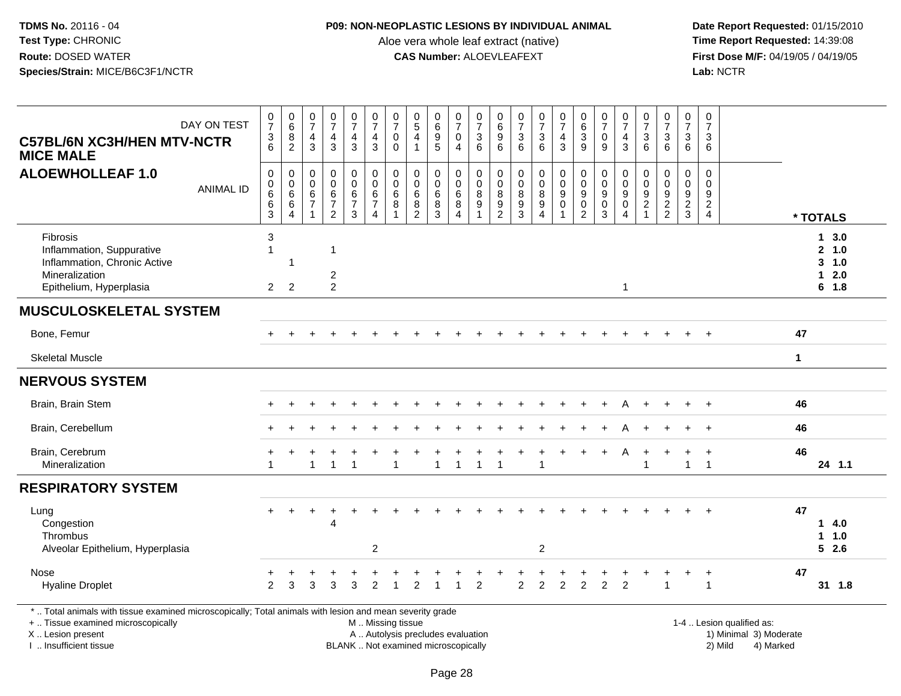**TDMS No.** 20116 - 04
**Test Type:** CHRONIC
**Route:** DOSED WATER
**Species/Strain:** MICE/B6C3F1/NCTR

**P09: NON-NEOPLASTIC LESIONS BY INDIVIDUAL ANIMAL**
Aloe vera whole leaf extract (native)
**CAS Number:** ALOEVLEAFEXT

**Date Report Requested:** 01/15/2010
**Time Report Requested:** 14:39:08
**First Dose M/F:** 04/19/05 / 04/19/05
**Lab:** NCTR

**C57BL/6N XC3H/HEN MTV-NCTR MICE MALE**
**ALOEWHOLLEAF 1.0**

| DAY ON TEST | 0736 | 0682 | 0743 | 0743 | 0743 | 0743 | 0700 | 0541 | 0695 | 0704 | 0736 | 0696 | 0736 | 0736 | 0743 | 0639 | 0709 | 0743 | 0736 | 0736 | 0736 | 0736 | |
|---|---|---|---|---|---|---|---|---|---|---|---|---|---|---|---|---|---|---|---|---|---|---|---|
| ANIMAL ID | 00663 | 00664 | 00671 | 00672 | 00673 | 00674 | 00681 | 00682 | 00683 | 00684 | 00891 | 00892 | 00893 | 00894 | 00901 | 00902 | 00903 | 00904 | 00921 | 00922 | 00923 | 00924 | * TOTALS |
| Fibrosis | 3 | | | | | | | | | | | | | | | | | | | | | | 1 3.0 |
| Inflammation, Suppurative | 1 | | | 1 | | | | | | | | | | | | | | | | | | | 2 1.0 |
| Inflammation, Chronic Active | | 1 | | | | | | | | | | | | | | | | | | | | | 3 1.0 |
| Mineralization | | | | 2 | | | | | | | | | | | | | | | | | | | 1 2.0 |
| Epithelium, Hyperplasia | 2 | 2 | | 2 | | | | | | | | | | | | | | 1 | | | | | 6 1.8 |
| **MUSCULOSKELETAL SYSTEM** | | | | | | | | | | | | | | | | | | | | | | | |
| Bone, Femur | + | + | + | + | + | + | + | + | + | + | + | + | + | + | + | + | + | + | + | + | + | + | 47 |
| Skeletal Muscle | | | | | | | | | | | | | | | | | | | | | | | 1 |
| **NERVOUS SYSTEM** | | | | | | | | | | | | | | | | | | | | | | | |
| Brain, Brain Stem | + | + | + | + | + | + | + | + | + | + | + | + | + | + | + | + | + | A | + | + | + | + | 46 |
| Brain, Cerebellum | + | + | + | + | + | + | + | + | + | + | + | + | + | + | + | + | + | A | + | + | + | + | 46 |
| Brain, Cerebrum | + | + | + | + | + | + | + | + | + | + | + | + | + | + | + | + | + | A | + | + | + | + | 46 |
| Mineralization | 1 | | 1 | 1 | 1 | | 1 | | 1 | 1 | 1 | 1 | | 1 | | | | | 1 | | 1 | 1 | 24 1.1 |
| **RESPIRATORY SYSTEM** | | | | | | | | | | | | | | | | | | | | | | | |
| Lung | + | + | + | + | + | + | + | + | + | + | + | + | + | + | + | + | + | + | + | + | + | + | 47 |
| Congestion | | | | 4 | | | | | | | | | | | | | | | | | | | 1 4.0 |
| Thrombus | | | | | | | | | | | | | | | | | | | | | | | 1 1.0 |
| Alveolar Epithelium, Hyperplasia | | | | | | 2 | | | | | | | | 2 | | | | | | | | | 5 2.6 |
| Nose | + | + | + | + | + | + | + | + | + | + | + | + | + | + | + | + | + | + | + | + | + | + | 47 |
| Hyaline Droplet | 2 | 3 | 3 | 3 | 3 | 2 | 1 | 2 | 1 | 1 | 2 | | 2 | 2 | 2 | 2 | 2 | 2 | | 1 | | 1 | 31 1.8 |

* .. Total animals with tissue examined microscopically; Total animals with lesion and mean severity grade
+ .. Tissue examined microscopically
X .. Lesion present
I .. Insufficient tissue
M .. Missing tissue
A .. Autolysis precludes evaluation
BLANK .. Not examined microscopically
1-4 .. Lesion qualified as: 1) Minimal 2) Mild 3) Moderate 4) Marked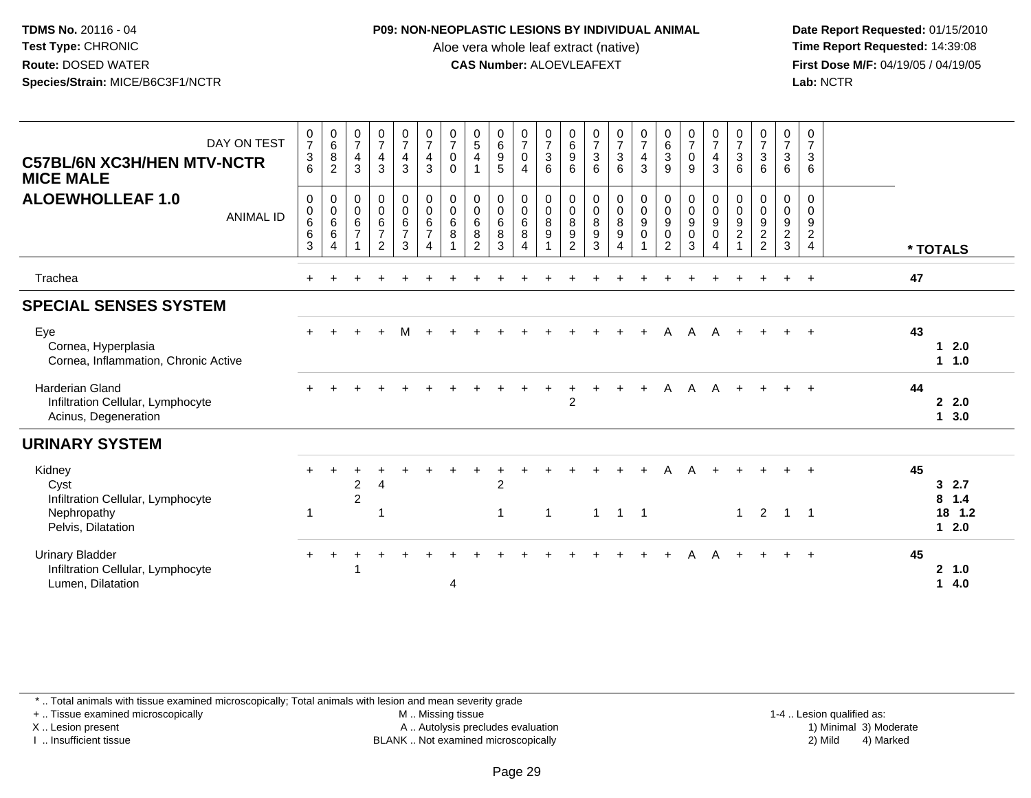**TDMS No.** 20116 - 04
**Test Type:** CHRONIC
**Route:** DOSED WATER
**Species/Strain:** MICE/B6C3F1/NCTR

**P09: NON-NEOPLASTIC LESIONS BY INDIVIDUAL ANIMAL**
Aloe vera whole leaf extract (native)
**CAS Number:** ALOEVLEAFEXT

**Date Report Requested:** 01/15/2010
**Time Report Requested:** 14:39:08
**First Dose M/F:** 04/19/05 / 04/19/05
**Lab:** NCTR

**C57BL/6N XC3H/HEN MTV-NCTR MICE MALE**
**ALOEWHOLLEAF 1.0**

| DAY ON TEST | 0736 | 0682 | 0743 | 0743 | 0743 | 0743 | 0700 | 0541 | 0695 | 0704 | 0736 | 0696 | 0736 | 0736 | 0743 | 0639 | 0709 | 0743 | 0736 | 0736 | 0736 | 0736 | |
|---|---|---|---|---|---|---|---|---|---|---|---|---|---|---|---|---|---|---|---|---|---|---|---|
| ANIMAL ID | 00663 | 00664 | 00671 | 00672 | 00673 | 00674 | 00681 | 00682 | 00683 | 00684 | 00891 | 00892 | 00893 | 00894 | 00901 | 00902 | 00903 | 00904 | 00921 | 00922 | 00923 | 00924 | * TOTALS |
| Trachea | + | + | + | + | + | + | + | + | + | + | + | + | + | + | + | + | + | + | + | + | + | + | 47 |
| **SPECIAL SENSES SYSTEM** | | | | | | | | | | | | | | | | | | | | | | | |
| Eye | + | + | + | + | M | + | + | + | + | + | + | + | + | + | + | A | A | A | + | + | + | + | 43 |
| Cornea, Hyperplasia | | | | | | | | | | | | | | | | | | | | | | | 1 2.0 |
| Cornea, Inflammation, Chronic Active | | | | | | | | | | | | | | | | | | | | | | | 1 1.0 |
| Harderian Gland | + | + | + | + | + | + | + | + | + | + | + | + | + | + | + | A | A | A | + | + | + | + | 44 |
| Infiltration Cellular, Lymphocyte | | | | | | | | | | | | 2 | | | | | | | | | | | 2 2.0 |
| Acinus, Degeneration | | | | | | | | | | | | | | | | | | | | | | | 1 3.0 |
| **URINARY SYSTEM** | | | | | | | | | | | | | | | | | | | | | | | |
| Kidney | + | + | + | + | + | + | + | + | + | + | + | + | + | + | + | A | A | + | + | + | + | + | 45 |
| Cyst | | | 2 | 4 | | | | | 2 | | | | | | | | | | | | | | 3 2.7 |
| Infiltration Cellular, Lymphocyte | | | 2 | | | | | | | | | | | | | | | | | | | | 8 1.4 |
| Nephropathy | 1 | | | 1 | | | | | 1 | | 1 | | 1 | 1 | 1 | | | | 1 | 2 | 1 | 1 | 18 1.2 |
| Pelvis, Dilatation | | | | | | | | | | | | | | | | | | | | | | | 1 2.0 |
| Urinary Bladder | + | + | + | + | + | + | + | + | + | + | + | + | + | + | + | + | A | A | + | + | + | + | 45 |
| Infiltration Cellular, Lymphocyte | | | 1 | | | | | | | | | | | | | | | | | | | | 2 1.0 |
| Lumen, Dilatation | | | | | | | 4 | | | | | | | | | | | | | | | | 1 4.0 |

\* .. Total animals with tissue examined microscopically; Total animals with lesion and mean severity grade
+ .. Tissue examined microscopically
X .. Lesion present
I .. Insufficient tissue
M .. Missing tissue
A .. Autolysis precludes evaluation
BLANK .. Not examined microscopically
1-4 .. Lesion qualified as: 1) Minimal 2) Mild 3) Moderate 4) Marked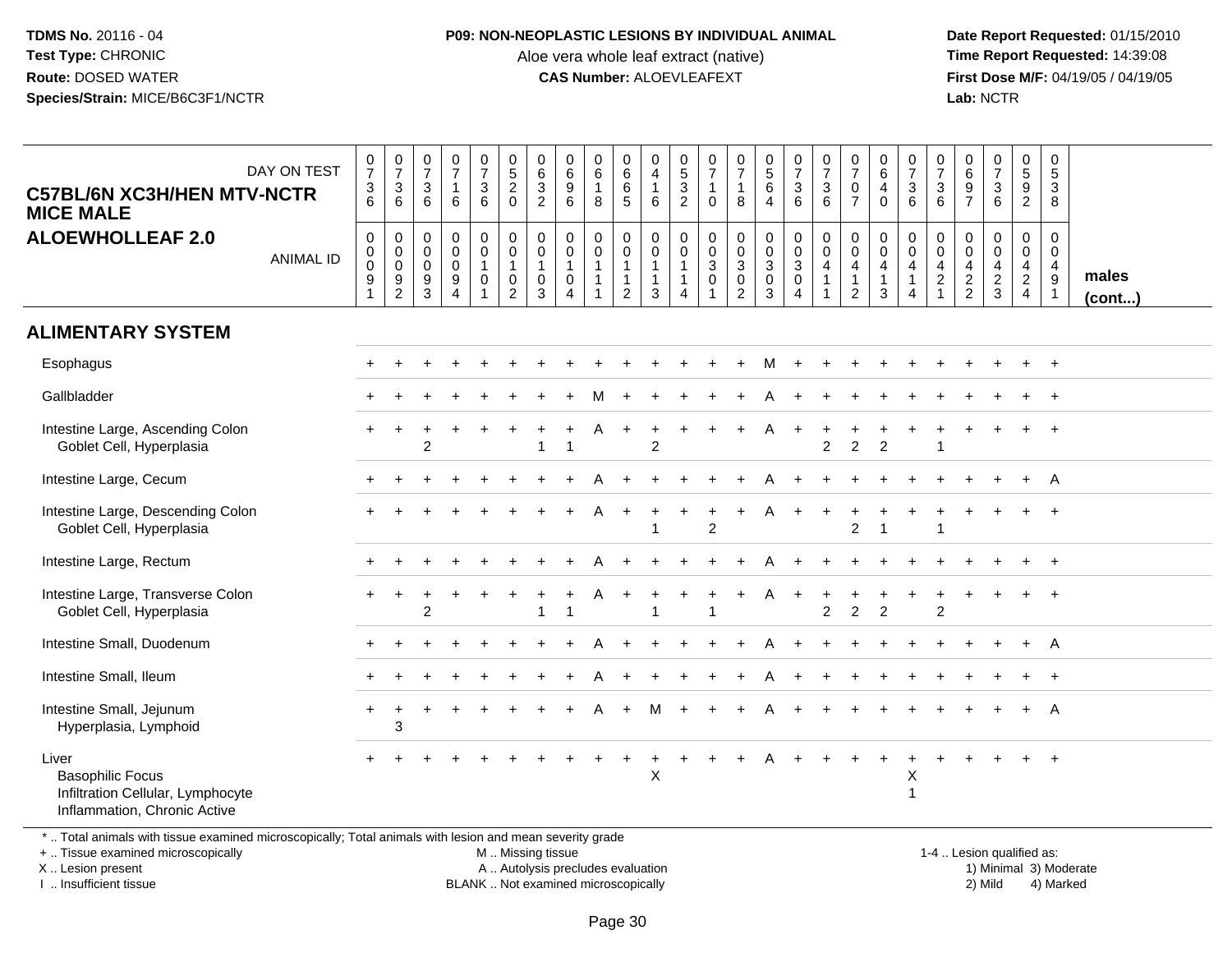TDMS No. 20116 - 04
Test Type: CHRONIC
Route: DOSED WATER
Species/Strain: MICE/B6C3F1/NCTR

**P09: NON-NEOPLASTIC LESIONS BY INDIVIDUAL ANIMAL**
Aloe vera whole leaf extract (native)
**CAS Number:** ALOEVLEAFEXT

Date Report Requested: 01/15/2010
Time Report Requested: 14:39:08
First Dose M/F: 04/19/05 / 04/19/05
Lab: NCTR

| C57BL/6N XC3H/HEN MTV-NCTR MICE MALE ALOEWHOLLEAF 2.0 — DAY ON TEST | 0736 | 0736 | 0736 | 0716 | 0736 | 0520 | 0632 | 0696 | 0618 | 0665 | 0416 | 0532 | 0710 | 0718 | 0564 | 0736 | 0736 | 0707 | 0640 | 0736 | 0736 | 0697 | 0736 | 0592 | 0538 | |
|---|---|---|---|---|---|---|---|---|---|---|---|---|---|---|---|---|---|---|---|---|---|---|---|---|---|---|
| ANIMAL ID | 00091 | 00092 | 00093 | 00094 | 00101 | 00102 | 00103 | 00104 | 00111 | 00112 | 00113 | 00114 | 00301 | 00302 | 00303 | 00304 | 00411 | 00412 | 00413 | 00414 | 00421 | 00422 | 00423 | 00424 | 00491 | males (cont...) |
| **ALIMENTARY SYSTEM** | | | | | | | | | | | | | | | | | | | | | | | | | | |
| Esophagus | + | + | + | + | + | + | + | + | + | + | + | + | + | + | M | + | + | + | + | + | + | + | + | + | + | |
| Gallbladder | + | + | + | + | + | + | + | + | M | + | + | + | + | + | A | + | + | + | + | + | + | + | + | + | + | |
| Intestine Large, Ascending Colon | + | + | + | + | + | + | + | + | A | + | + | + | + | + | A | + | + | + | + | + | + | + | + | + | + | |
| Goblet Cell, Hyperplasia | | | 2 | | | | 1 | 1 | | | 2 | | | | | | 2 | 2 | 2 | | 1 | | | | | |
| Intestine Large, Cecum | + | + | + | + | + | + | + | + | A | + | + | + | + | + | A | + | + | + | + | + | + | + | + | + | A | |
| Intestine Large, Descending Colon | + | + | + | + | + | + | + | + | A | + | + | + | + | + | A | + | + | + | + | + | + | + | + | + | + | |
| Goblet Cell, Hyperplasia | | | | | | | | | | | 1 | | 2 | | | | | 2 | 1 | | 1 | | | | | |
| Intestine Large, Rectum | + | + | + | + | + | + | + | + | A | + | + | + | + | + | A | + | + | + | + | + | + | + | + | + | + | |
| Intestine Large, Transverse Colon | + | + | + | + | + | + | + | + | A | + | + | + | + | + | A | + | + | + | + | + | + | + | + | + | + | |
| Goblet Cell, Hyperplasia | | | 2 | | | | 1 | 1 | | | 1 | | 1 | | | | 2 | 2 | 2 | | 2 | | | | | |
| Intestine Small, Duodenum | + | + | + | + | + | + | + | + | A | + | + | + | + | + | A | + | + | + | + | + | + | + | + | + | A | |
| Intestine Small, Ileum | + | + | + | + | + | + | + | + | A | + | + | + | + | + | A | + | + | + | + | + | + | + | + | + | + | |
| Intestine Small, Jejunum | + | + | + | + | + | + | + | + | A | + | M | + | + | + | A | + | + | + | + | + | + | + | + | + | A | |
| Hyperplasia, Lymphoid | | 3 | | | | | | | | | | | | | | | | | | | | | | | | |
| Liver | + | + | + | + | + | + | + | + | + | + | + | + | + | + | A | + | + | + | + | + | + | + | + | + | + | |
| Basophilic Focus | | | | | | | | | | | X | | | | | | | | | X | | | | | | |
| Infiltration Cellular, Lymphocyte | | | | | | | | | | | | | | | | | | | | 1 | | | | | | |
| Inflammation, Chronic Active | | | | | | | | | | | | | | | | | | | | | | | | | | |

\* .. Total animals with tissue examined microscopically; Total animals with lesion and mean severity grade
+ .. Tissue examined microscopically
X .. Lesion present
I .. Insufficient tissue

M .. Missing tissue
A .. Autolysis precludes evaluation
BLANK .. Not examined microscopically

1-4 .. Lesion qualified as:
1) Minimal 3) Moderate
2) Mild 4) Marked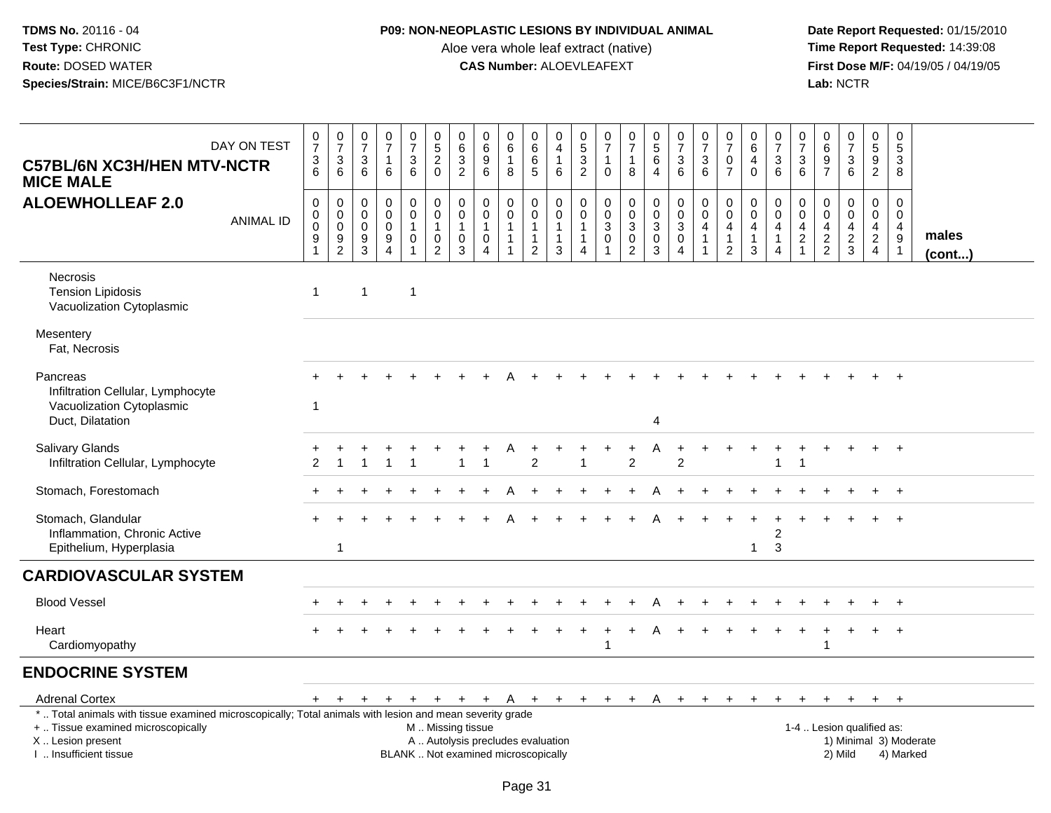**TDMS No.** 20116 - 04
**Test Type:** CHRONIC
**Route:** DOSED WATER
**Species/Strain:** MICE/B6C3F1/NCTR

**P09: NON-NEOPLASTIC LESIONS BY INDIVIDUAL ANIMAL**
Aloe vera whole leaf extract (native)
**CAS Number:** ALOEVLEAFEXT

**Date Report Requested:** 01/15/2010
**Time Report Requested:** 14:39:08
**First Dose M/F:** 04/19/05 / 04/19/05
**Lab:** NCTR

| C57BL/6N XC3H/HEN MTV-NCTR MICE MALE — ALOEWHOLLEAF 2.0 | | | | | | | | | | | | | | | | | | | | | | | | | | |
|---|---|---|---|---|---|---|---|---|---|---|---|---|---|---|---|---|---|---|---|---|---|---|---|---|---|---|
| DAY ON TEST | 0736 | 0736 | 0736 | 0716 | 0736 | 0520 | 0632 | 0696 | 0618 | 0665 | 0416 | 0532 | 0710 | 0718 | 0564 | 0736 | 0736 | 0707 | 0640 | 0736 | 0736 | 0697 | 0736 | 0592 | 0538 | |
| ANIMAL ID | 00091 | 00092 | 00093 | 00094 | 00101 | 00102 | 00103 | 00104 | 00111 | 00112 | 00113 | 00114 | 00301 | 00302 | 00303 | 00304 | 00411 | 00412 | 00413 | 00414 | 00421 | 00422 | 00423 | 00424 | 00491 | **males (cont...)** |
| Necrosis | | | | | | | | | | | | | | | | | | | | | | | | | | |
| Tension Lipidosis | 1 | | 1 | | 1 | | | | | | | | | | | | | | | | | | | | | |
| Vacuolization Cytoplasmic | | | | | | | | | | | | | | | | | | | | | | | | | | |
| Mesentery | | | | | | | | | | | | | | | | | | | | | | | | | | |
| Fat, Necrosis | | | | | | | | | | | | | | | | | | | | | | | | | | |
| Pancreas | + | + | + | + | + | + | + | + | A | + | + | + | + | + | + | + | + | + | + | + | + | + | + | + | + | |
| Infiltration Cellular, Lymphocyte | | | | | | | | | | | | | | | | | | | | | | | | | | |
| Vacuolization Cytoplasmic | 1 | | | | | | | | | | | | | | | | | | | | | | | | | |
| Duct, Dilatation | | | | | | | | | | | | | | | 4 | | | | | | | | | | | |
| Salivary Glands | + | + | + | + | + | + | + | + | A | + | + | + | + | + | A | + | + | + | + | + | + | + | + | + | + | |
| Infiltration Cellular, Lymphocyte | 2 | 1 | 1 | 1 | 1 | | 1 | 1 | | 2 | | 1 | | 2 | | 2 | | | | 1 | 1 | | | | | |
| Stomach, Forestomach | + | + | + | + | + | + | + | + | A | + | + | + | + | + | A | + | + | + | + | + | + | + | + | + | + | |
| Stomach, Glandular | + | + | + | + | + | + | + | + | A | + | + | + | + | + | A | + | + | + | + | + | + | + | + | + | + | |
| Inflammation, Chronic Active | | | | | | | | | | | | | | | | | | | | 2 | | | | | | |
| Epithelium, Hyperplasia | | 1 | | | | | | | | | | | | | | | | | 1 | 3 | | | | | | |
| **CARDIOVASCULAR SYSTEM** | | | | | | | | | | | | | | | | | | | | | | | | | | |
| Blood Vessel | + | + | + | + | + | + | + | + | + | + | + | + | + | + | A | + | + | + | + | + | + | + | + | + | + | |
| Heart | + | + | + | + | + | + | + | + | + | + | + | + | + | + | A | + | + | + | + | + | + | + | + | + | + | |
| Cardiomyopathy | | | | | | | | | | | | | 1 | | | | | | | | | 1 | | | | |
| **ENDOCRINE SYSTEM** | | | | | | | | | | | | | | | | | | | | | | | | | | |
| Adrenal Cortex | + | + | + | + | + | + | + | + | A | + | + | + | + | + | A | + | + | + | + | + | + | + | + | + | + | |

\* .. Total animals with tissue examined microscopically; Total animals with lesion and mean severity grade
\+ .. Tissue examined microscopically
X .. Lesion present
I .. Insufficient tissue

M .. Missing tissue
A .. Autolysis precludes evaluation
BLANK .. Not examined microscopically

1-4 .. Lesion qualified as:
1) Minimal 3) Moderate
2) Mild 4) Marked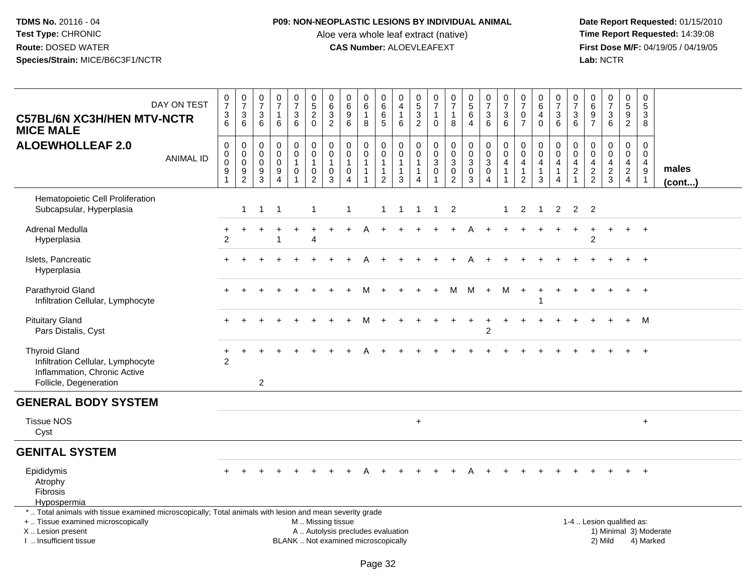**TDMS No.** 20116 - 04
**Test Type:** CHRONIC
**Route:** DOSED WATER
**Species/Strain:** MICE/B6C3F1/NCTR

**P09: NON-NEOPLASTIC LESIONS BY INDIVIDUAL ANIMAL**
Aloe vera whole leaf extract (native)
**CAS Number:** ALOEVLEAFEXT

**Date Report Requested:** 01/15/2010
**Time Report Requested:** 14:39:08
**First Dose M/F:** 04/19/05 / 04/19/05
**Lab:** NCTR

## C57BL/6N XC3H/HEN MTV-NCTR MICE MALE
## ALOEWHOLLEAF 2.0

| DAY ON TEST | 0736 | 0736 | 0736 | 0716 | 0736 | 0520 | 0632 | 0696 | 0618 | 0665 | 0416 | 0532 | 0710 | 0718 | 0564 | 0736 | 0736 | 0707 | 0640 | 0736 | 0736 | 0697 | 0736 | 0592 | 0538 | |
|---|---|---|---|---|---|---|---|---|---|---|---|---|---|---|---|---|---|---|---|---|---|---|---|---|---|---|
| **ANIMAL ID** | 0000091 | 0000092 | 0000093 | 0000094 | 0001011 | 0001012 | 0001013 | 0001014 | 0001111 | 0001112 | 0001113 | 0001114 | 0003011 | 0003012 | 0003013 | 0003014 | 0004011 | 0004012 | 0004013 | 0004014 | 0004021 | 0004022 | 0004023 | 0004024 | 0004091 | **males (cont...)** |
| Hematopoietic Cell Proliferation | | | | | | | | | | | | | | | | | | | | | | | | | | |
| Subcapsular, Hyperplasia | | 1 | 1 | 1 | | 1 | | 1 | | 1 | 1 | 1 | 1 | 2 | | | 1 | 2 | 1 | 2 | 2 | 2 | | | | |
| Adrenal Medulla | + | + | + | + | + | + | + | + | A | + | + | + | + | + | A | + | + | + | + | + | + | + | + | + | + | |
| Hyperplasia | 2 | | | 1 | | 4 | | | | | | | | | | | | | | | | 2 | | | | |
| Islets, Pancreatic | + | + | + | + | + | + | + | + | A | + | + | + | + | + | A | + | + | + | + | + | + | + | + | + | + | |
| Hyperplasia | | | | | | | | | | | | | | | | | | | | | | | | | | |
| Parathyroid Gland | + | + | + | + | + | + | + | + | M | + | + | + | + | M | M | + | M | + | + | + | + | + | + | + | + | |
| Infiltration Cellular, Lymphocyte | | | | | | | | | | | | | | | | | | | 1 | | | | | | | |
| Pituitary Gland | + | + | + | + | + | + | + | + | M | + | + | + | + | + | + | + | + | + | + | + | + | + | + | + | M | |
| Pars Distalis, Cyst | | | | | | | | | | | | | | | | 2 | | | | | | | | | | |
| Thyroid Gland | + | + | + | + | + | + | + | + | A | + | + | + | + | + | + | + | + | + | + | + | + | + | + | + | + | |
| Infiltration Cellular, Lymphocyte | 2 | | | | | | | | | | | | | | | | | | | | | | | | | |
| Inflammation, Chronic Active | | | | | | | | | | | | | | | | | | | | | | | | | | |
| Follicle, Degeneration | | | 2 | | | | | | | | | | | | | | | | | | | | | | | |
| **GENERAL BODY SYSTEM** | | | | | | | | | | | | | | | | | | | | | | | | | | |
| Tissue NOS | | | | | | | | | | | | + | | | | | | | | | | | | | + | |
| Cyst | | | | | | | | | | | | | | | | | | | | | | | | | | |
| **GENITAL SYSTEM** | | | | | | | | | | | | | | | | | | | | | | | | | | |
| Epididymis | + | + | + | + | + | + | + | + | A | + | + | + | + | + | A | + | + | + | + | + | + | + | + | + | + | |
| Atrophy | | | | | | | | | | | | | | | | | | | | | | | | | | |
| Fibrosis | | | | | | | | | | | | | | | | | | | | | | | | | | |
| Hypospermia | | | | | | | | | | | | | | | | | | | | | | | | | | |

\* .. Total animals with tissue examined microscopically; Total animals with lesion and mean severity grade
+ .. Tissue examined microscopically
X .. Lesion present
I .. Insufficient tissue

M .. Missing tissue
A .. Autolysis precludes evaluation
BLANK .. Not examined microscopically

1-4 .. Lesion qualified as:
1) Minimal 3) Moderate
2) Mild 4) Marked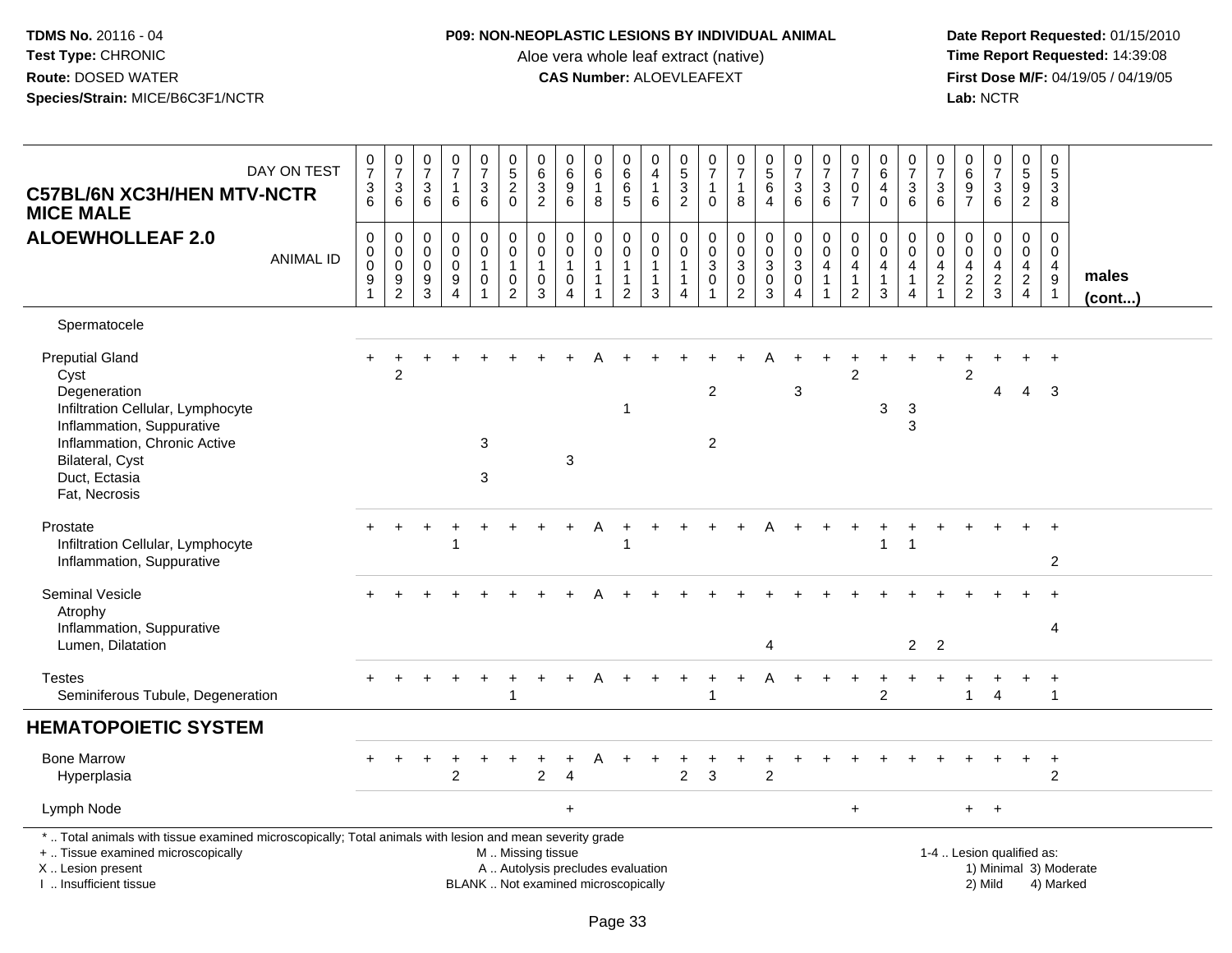**TDMS No.** 20116 - 04
**Test Type:** CHRONIC
**Route:** DOSED WATER
**Species/Strain:** MICE/B6C3F1/NCTR

**P09: NON-NEOPLASTIC LESIONS BY INDIVIDUAL ANIMAL**
Aloe vera whole leaf extract (native)
**CAS Number:** ALOEVLEAFEXT

**Date Report Requested:** 01/15/2010
**Time Report Requested:** 14:39:08
**First Dose M/F:** 04/19/05 / 04/19/05
**Lab:** NCTR

## C57BL/6N XC3H/HEN MTV-NCTR MICE MALE
## ALOEWHOLLEAF 2.0

| DAY ON TEST | 0736 | 0736 | 0736 | 0716 | 0736 | 0520 | 0632 | 0696 | 0618 | 0665 | 0416 | 0532 | 0710 | 0718 | 0564 | 0736 | 0736 | 0707 | 0640 | 0736 | 0736 | 0697 | 0736 | 0592 | 0538 | |
|---|---|---|---|---|---|---|---|---|---|---|---|---|---|---|---|---|---|---|---|---|---|---|---|---|---|---|
| **ANIMAL ID** | 00091 | 00092 | 00093 | 00094 | 00101 | 00102 | 00103 | 00104 | 00111 | 00112 | 00113 | 00114 | 00301 | 00302 | 00303 | 00304 | 00411 | 00412 | 00413 | 00414 | 00421 | 00422 | 00423 | 00424 | 00491 | **males (cont...)** |
| Spermatocele | | | | | | | | | | | | | | | | | | | | | | | | | | |
| Preputial Gland | + | + | + | + | + | + | + | + | A | + | + | + | + | + | A | + | + | + | + | + | + | + | + | + | + | |
| Cyst | | 2 | | | | | | | | | | | | | | | | 2 | | | | 2 | | | | |
| Degeneration | | | | | | | | | | | | | 2 | | | 3 | | | | | | | 4 | 4 | 3 | |
| Infiltration Cellular, Lymphocyte | | | | | | | | | | 1 | | | | | | | | | 3 | 3 | | | | | | |
| Inflammation, Suppurative | | | | | | | | | | | | | | | | | | | | 3 | | | | | | |
| Inflammation, Chronic Active | | | | | 3 | | | | | | | | 2 | | | | | | | | | | | | | |
| Bilateral, Cyst | | | | | | | | 3 | | | | | | | | | | | | | | | | | | |
| Duct, Ectasia | | | | | 3 | | | | | | | | | | | | | | | | | | | | | |
| Fat, Necrosis | | | | | | | | | | | | | | | | | | | | | | | | | | |
| Prostate | + | + | + | + | + | + | + | + | A | + | + | + | + | + | A | + | + | + | + | + | + | + | + | + | + | |
| Infiltration Cellular, Lymphocyte | | | | 1 | | | | | | 1 | | | | | | | | | 1 | 1 | | | | | | |
| Inflammation, Suppurative | | | | | | | | | | | | | | | | | | | | | | | | | 2 | |
| Seminal Vesicle | + | + | + | + | + | + | + | + | A | + | + | + | + | + | + | + | + | + | + | + | + | + | + | + | + | |
| Atrophy | | | | | | | | | | | | | | | | | | | | | | | | | | |
| Inflammation, Suppurative | | | | | | | | | | | | | | | | | | | | | | | | | 4 | |
| Lumen, Dilatation | | | | | | | | | | | | | | | 4 | | | | | 2 | 2 | | | | | |
| Testes | + | + | + | + | + | + | + | + | A | + | + | + | + | + | A | + | + | + | + | + | + | + | + | + | + | |
| Seminiferous Tubule, Degeneration | | | | | | 1 | | | | | | | 1 | | | | | | 2 | | | 1 | 4 | | 1 | |
| **HEMATOPOIETIC SYSTEM** | | | | | | | | | | | | | | | | | | | | | | | | | | |
| Bone Marrow | + | + | + | + | + | + | + | + | A | + | + | + | + | + | + | + | + | + | + | + | + | + | + | + | + | |
| Hyperplasia | | | | 2 | | | 2 | 4 | | | | 2 | 3 | | 2 | | | | | | | | | | 2 | |
| Lymph Node | | | | | | | | + | | | | | | | | | | + | | | | + | + | | | |

\* .. Total animals with tissue examined microscopically; Total animals with lesion and mean severity grade
\+ .. Tissue examined microscopically
X .. Lesion present
I .. Insufficient tissue

M .. Missing tissue
A .. Autolysis precludes evaluation
BLANK .. Not examined microscopically

1-4 .. Lesion qualified as:
1) Minimal 3) Moderate
2) Mild 4) Marked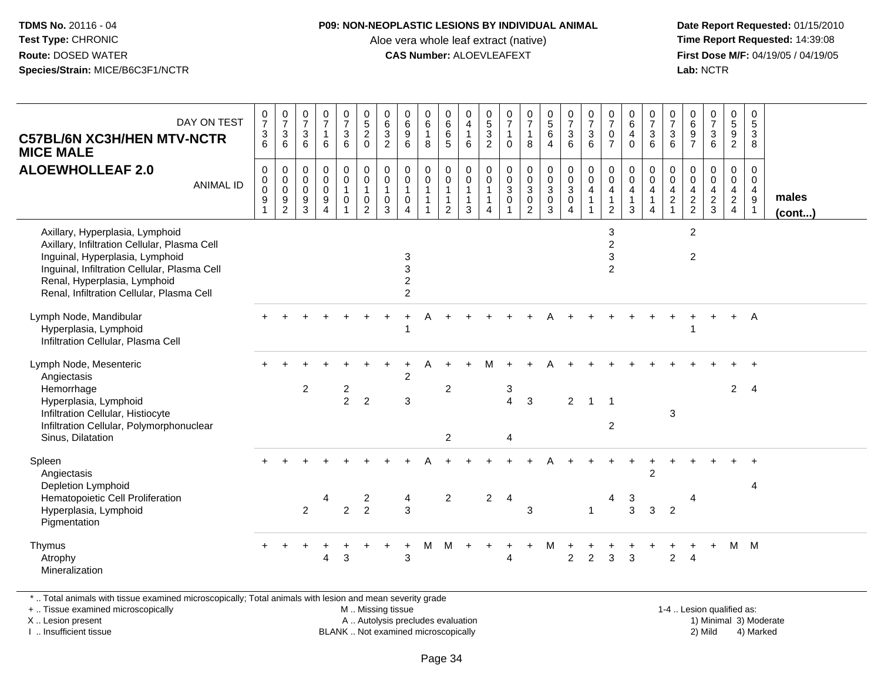# P09: NON-NEOPLASTIC LESIONS BY INDIVIDUAL ANIMAL

Aloe vera whole leaf extract (native)

**CAS Number:** ALOEVLEAFEXT

**TDMS No.** 20116 - 04
**Test Type:** CHRONIC
**Route:** DOSED WATER
**Species/Strain:** MICE/B6C3F1/NCTR

**Date Report Requested:** 01/15/2010
**Time Report Requested:** 14:39:08
**First Dose M/F:** 04/19/05 / 04/19/05
**Lab:** NCTR

## C57BL/6N XC3H/HEN MTV-NCTR MICE MALE ALOEWHOLLEAF 2.0 — males (cont...)

| DAY ON TEST | 0736 | 0736 | 0736 | 0716 | 0736 | 0520 | 0632 | 0696 | 0618 | 0665 | 0416 | 0532 | 0710 | 0718 | 0564 | 0736 | 0736 | 0707 | 0640 | 0736 | 0736 | 0697 | 0736 | 0592 | 0538 |
|---|---|---|---|---|---|---|---|---|---|---|---|---|---|---|---|---|---|---|---|---|---|---|---|---|---|
| **ANIMAL ID** | 0091 | 0092 | 0093 | 0094 | 0101 | 0102 | 0103 | 0104 | 0111 | 0112 | 0113 | 0114 | 0301 | 0302 | 0303 | 0304 | 0411 | 0412 | 0413 | 0414 | 0421 | 0422 | 0423 | 0424 | 0491 |
| Axillary, Hyperplasia, Lymphoid | | | | | | | | | | | | | | | | | | 3 | | | | 2 | | | |
| Axillary, Infiltration Cellular, Plasma Cell | | | | | | | | | | | | | | | | | | 2 | | | | | | | |
| Inguinal, Hyperplasia, Lymphoid | | | | | | | | 3 | | | | | | | | | | 3 | | | | 2 | | | |
| Inguinal, Infiltration Cellular, Plasma Cell | | | | | | | | 3 | | | | | | | | | | 2 | | | | | | | |
| Renal, Hyperplasia, Lymphoid | | | | | | | | 2 | | | | | | | | | | | | | | | | | |
| Renal, Infiltration Cellular, Plasma Cell | | | | | | | | 2 | | | | | | | | | | | | | | | | | |
| Lymph Node, Mandibular | + | + | + | + | + | + | + | + | A | + | + | + | + | + | A | + | + | + | + | + | + | + | + | + | A |
| Hyperplasia, Lymphoid | | | | | | | | 1 | | | | | | | | | | | | | | 1 | | | |
| Infiltration Cellular, Plasma Cell | | | | | | | | | | | | | | | | | | | | | | | | | |
| Lymph Node, Mesenteric | + | + | + | + | + | + | + | + | A | + | + | M | + | + | A | + | + | + | + | + | + | + | + | + | + |
| Angiectasis | | | | | | | | 2 | | | | | | | | | | | | | | | | | |
| Hemorrhage | | | 2 | | 2 | | | | | 2 | | | 3 | | | | | | | | | | | 2 | 4 |
| Hyperplasia, Lymphoid | | | | | 2 | 2 | | 3 | | | | | 4 | 3 | | 2 | 1 | 1 | | | | | | | |
| Infiltration Cellular, Histiocyte | | | | | | | | | | | | | | | | | | | | | 3 | | | | |
| Infiltration Cellular, Polymorphonuclear | | | | | | | | | | | | | | | | | | 2 | | | | | | | |
| Sinus, Dilatation | | | | | | | | | | 2 | | | 4 | | | | | | | | | | | | |
| Spleen | + | + | + | + | + | + | + | + | A | + | + | + | + | + | A | + | + | + | + | + | + | + | + | + | + |
| Angiectasis | | | | | | | | | | | | | | | | | | | | 2 | | | | | |
| Depletion Lymphoid | | | | | | | | | | | | | | | | | | | | | | | | | 4 |
| Hematopoietic Cell Proliferation | | | | 4 | | 2 | | 4 | | 2 | | 2 | 4 | | | | | 4 | 3 | | | 4 | | | |
| Hyperplasia, Lymphoid | | | 2 | | 2 | 2 | | 3 | | | | | | 3 | | | 1 | | 3 | 3 | 2 | | | | |
| Pigmentation | | | | | | | | | | | | | | | | | | | | | | | | | |
| Thymus | + | + | + | + | + | + | + | + | M | M | + | + | + | + | M | + | + | + | + | + | + | + | + | M | M |
| Atrophy | | | | 4 | 3 | | | 3 | | | | | 4 | | | 2 | 2 | 3 | 3 | | 2 | 4 | | | |
| Mineralization | | | | | | | | | | | | | | | | | | | | | | | | | |

\* .. Total animals with tissue examined microscopically; Total animals with lesion and mean severity grade

+ .. Tissue examined microscopically
X .. Lesion present
I .. Insufficient tissue

M .. Missing tissue
A .. Autolysis precludes evaluation
BLANK .. Not examined microscopically

1-4 .. Lesion qualified as:
1) Minimal 3) Moderate
2) Mild 4) Marked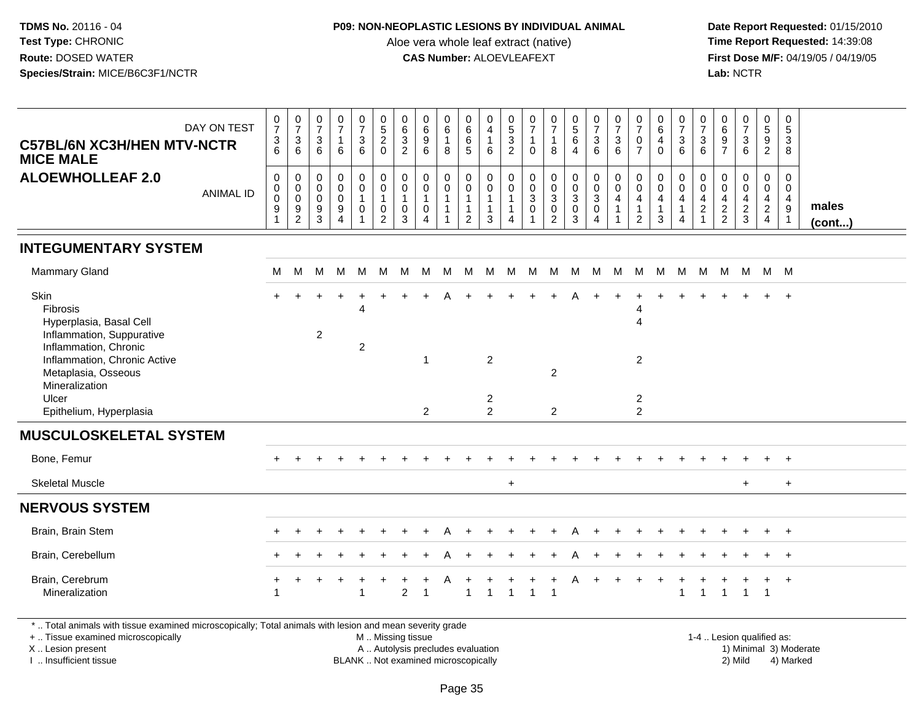**TDMS No.** 20116 - 04
**Test Type:** CHRONIC
**Route:** DOSED WATER
**Species/Strain:** MICE/B6C3F1/NCTR

**P09: NON-NEOPLASTIC LESIONS BY INDIVIDUAL ANIMAL**
Aloe vera whole leaf extract (native)
**CAS Number:** ALOEVLEAFEXT

**Date Report Requested:** 01/15/2010
**Time Report Requested:** 14:39:08
**First Dose M/F:** 04/19/05 / 04/19/05
**Lab:** NCTR

**C57BL/6N XC3H/HEN MTV-NCTR MICE MALE**
**ALOEWHOLLEAF 2.0**

| DAY ON TEST | 0736 | 0736 | 0736 | 0716 | 0736 | 0520 | 0632 | 0696 | 0618 | 0665 | 0416 | 0532 | 0710 | 0718 | 0564 | 0736 | 0736 | 0707 | 0640 | 0736 | 0736 | 0697 | 0736 | 0592 | 0538 | |
|---|---|---|---|---|---|---|---|---|---|---|---|---|---|---|---|---|---|---|---|---|---|---|---|---|---|---|
| **ANIMAL ID** | 0091 | 0092 | 0093 | 0094 | 0101 | 0102 | 0103 | 0104 | 0111 | 0112 | 0113 | 0114 | 0301 | 0302 | 0303 | 0304 | 0411 | 0412 | 0413 | 0414 | 0421 | 0422 | 0423 | 0424 | 0491 | **males (cont...)** |
| **INTEGUMENTARY SYSTEM** | | | | | | | | | | | | | | | | | | | | | | | | | | |
| Mammary Gland | M | M | M | M | M | M | M | M | M | M | M | M | M | M | M | M | M | M | M | M | M | M | M | M | M | |
| Skin | + | + | + | + | + | + | + | + | A | + | + | + | + | + | A | + | + | + | + | + | + | + | + | + | + | |
| Fibrosis | | | | | 4 | | | | | | | | | | | | | 4 | | | | | | | | |
| Hyperplasia, Basal Cell | | | | | | | | | | | | | | | | | | 4 | | | | | | | | |
| Inflammation, Suppurative | | | 2 | | | | | | | | | | | | | | | | | | | | | | | |
| Inflammation, Chronic | | | | | 2 | | | | | | | | | | | | | | | | | | | | | |
| Inflammation, Chronic Active | | | | | | | | 1 | | | 2 | | | | | | | 2 | | | | | | | | |
| Metaplasia, Osseous | | | | | | | | | | | | | | 2 | | | | | | | | | | | | |
| Mineralization | | | | | | | | | | | | | | | | | | | | | | | | | | |
| Ulcer | | | | | | | | | | | 2 | | | | | | | 2 | | | | | | | | |
| Epithelium, Hyperplasia | | | | | | | | 2 | | | 2 | | | 2 | | | | 2 | | | | | | | | |
| **MUSCULOSKELETAL SYSTEM** | | | | | | | | | | | | | | | | | | | | | | | | | | |
| Bone, Femur | + | + | + | + | + | + | + | + | + | + | + | + | + | + | + | + | + | + | + | + | + | + | + | + | + | |
| Skeletal Muscle | | | | | | | | | | | | + | | | | | | | | | | | + | | + | |
| **NERVOUS SYSTEM** | | | | | | | | | | | | | | | | | | | | | | | | | | |
| Brain, Brain Stem | + | + | + | + | + | + | + | + | A | + | + | + | + | + | A | + | + | + | + | + | + | + | + | + | + | |
| Brain, Cerebellum | + | + | + | + | + | + | + | + | A | + | + | + | + | + | A | + | + | + | + | + | + | + | + | + | + | |
| Brain, Cerebrum | + | + | + | + | + | + | + | + | A | + | + | + | + | + | A | + | + | + | + | + | + | + | + | + | + | |
| Mineralization | 1 | | | | 1 | | 2 | 1 | | 1 | 1 | 1 | 1 | 1 | | | | | | 1 | 1 | 1 | 1 | 1 | | |

\* .. Total animals with tissue examined microscopically; Total animals with lesion and mean severity grade
+ .. Tissue examined microscopically
X .. Lesion present
I .. Insufficient tissue
M .. Missing tissue
A .. Autolysis precludes evaluation
BLANK .. Not examined microscopically
1-4 .. Lesion qualified as: 1) Minimal 2) Mild 3) Moderate 4) Marked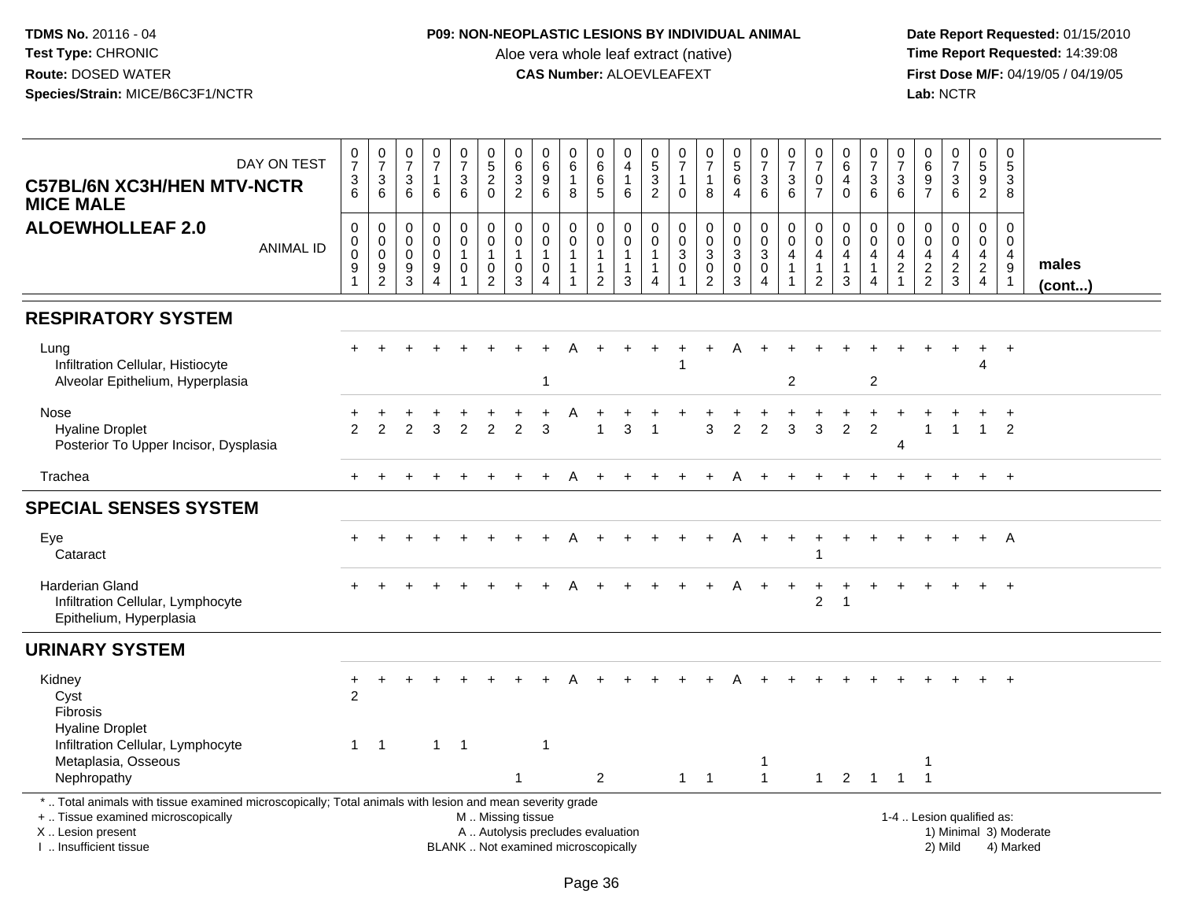**TDMS No.** 20116 - 04
**Test Type:** CHRONIC
**Route:** DOSED WATER
**Species/Strain:** MICE/B6C3F1/NCTR

**P09: NON-NEOPLASTIC LESIONS BY INDIVIDUAL ANIMAL**
Aloe vera whole leaf extract (native)
**CAS Number:** ALOEVLEAFEXT

**Date Report Requested:** 01/15/2010
**Time Report Requested:** 14:39:08
**First Dose M/F:** 04/19/05 / 04/19/05
**Lab:** NCTR

## C57BL/6N XC3H/HEN MTV-NCTR MICE MALE
## ALOEWHOLLEAF 2.0

| DAY ON TEST | 0736 | 0736 | 0736 | 0716 | 0736 | 0520 | 0632 | 0696 | 0618 | 0665 | 0416 | 0532 | 0710 | 0718 | 0564 | 0736 | 0736 | 0707 | 0640 | 0736 | 0736 | 0697 | 0736 | 0592 | 0538 | |
|---|---|---|---|---|---|---|---|---|---|---|---|---|---|---|---|---|---|---|---|---|---|---|---|---|---|---|
| **ANIMAL ID** | 00091 | 00092 | 00093 | 00094 | 00101 | 00102 | 00103 | 00104 | 00111 | 00112 | 00113 | 00114 | 00301 | 00302 | 00303 | 00304 | 00411 | 00412 | 00413 | 00414 | 00421 | 00422 | 00423 | 00424 | 00491 | **males (cont...)** |
| **RESPIRATORY SYSTEM** | | | | | | | | | | | | | | | | | | | | | | | | | | |
| Lung | + | + | + | + | + | + | + | + | A | + | + | + | + | + | A | + | + | + | + | + | + | + | + | + | + | |
| Infiltration Cellular, Histiocyte | | | | | | | | | | | | | 1 | | | | | | | | | | | 4 | | |
| Alveolar Epithelium, Hyperplasia | | | | | | | | 1 | | | | | | | | | 2 | | | 2 | | | | | | |
| Nose | + | + | + | + | + | + | + | + | A | + | + | + | + | + | + | + | + | + | + | + | + | + | + | + | + | |
| Hyaline Droplet | 2 | 2 | 2 | 3 | 2 | 2 | 2 | 3 | | 1 | 3 | 1 | | 3 | 2 | 2 | 3 | 3 | 2 | 2 | | 1 | 1 | 1 | 2 | |
| Posterior To Upper Incisor, Dysplasia | | | | | | | | | | | | | | | | | | | | | 4 | | | | | |
| Trachea | + | + | + | + | + | + | + | + | A | + | + | + | + | + | A | + | + | + | + | + | + | + | + | + | + | |
| **SPECIAL SENSES SYSTEM** | | | | | | | | | | | | | | | | | | | | | | | | | | |
| Eye | + | + | + | + | + | + | + | + | A | + | + | + | + | + | A | + | + | + | + | + | + | + | + | + | A | |
| Cataract | | | | | | | | | | | | | | | | | | 1 | | | | | | | | |
| Harderian Gland | + | + | + | + | + | + | + | + | A | + | + | + | + | + | A | + | + | + | + | + | + | + | + | + | + | |
| Infiltration Cellular, Lymphocyte | | | | | | | | | | | | | | | | | | 2 | 1 | | | | | | | |
| Epithelium, Hyperplasia | | | | | | | | | | | | | | | | | | | | | | | | | | |
| **URINARY SYSTEM** | | | | | | | | | | | | | | | | | | | | | | | | | | |
| Kidney | + | + | + | + | + | + | + | + | A | + | + | + | + | + | A | + | + | + | + | + | + | + | + | + | + | |
| Cyst | 2 | | | | | | | | | | | | | | | | | | | | | | | | | |
| Fibrosis | | | | | | | | | | | | | | | | | | | | | | | | | | |
| Hyaline Droplet | | | | | | | | | | | | | | | | | | | | | | | | | | |
| Infiltration Cellular, Lymphocyte | 1 | 1 | | 1 | 1 | | | 1 | | | | | | | | | | | | | | | | | | |
| Metaplasia, Osseous | | | | | | | | | | | | | | | | 1 | | | | | | 1 | | | | |
| Nephropathy | | | | | | | 1 | | | 2 | | | 1 | 1 | | 1 | | 1 | 2 | 1 | 1 | 1 | | | | |

\* .. Total animals with tissue examined microscopically; Total animals with lesion and mean severity grade
+ .. Tissue examined microscopically
X .. Lesion present
I .. Insufficient tissue

M .. Missing tissue
A .. Autolysis precludes evaluation
BLANK .. Not examined microscopically

1-4 .. Lesion qualified as:
1) Minimal 3) Moderate
2) Mild 4) Marked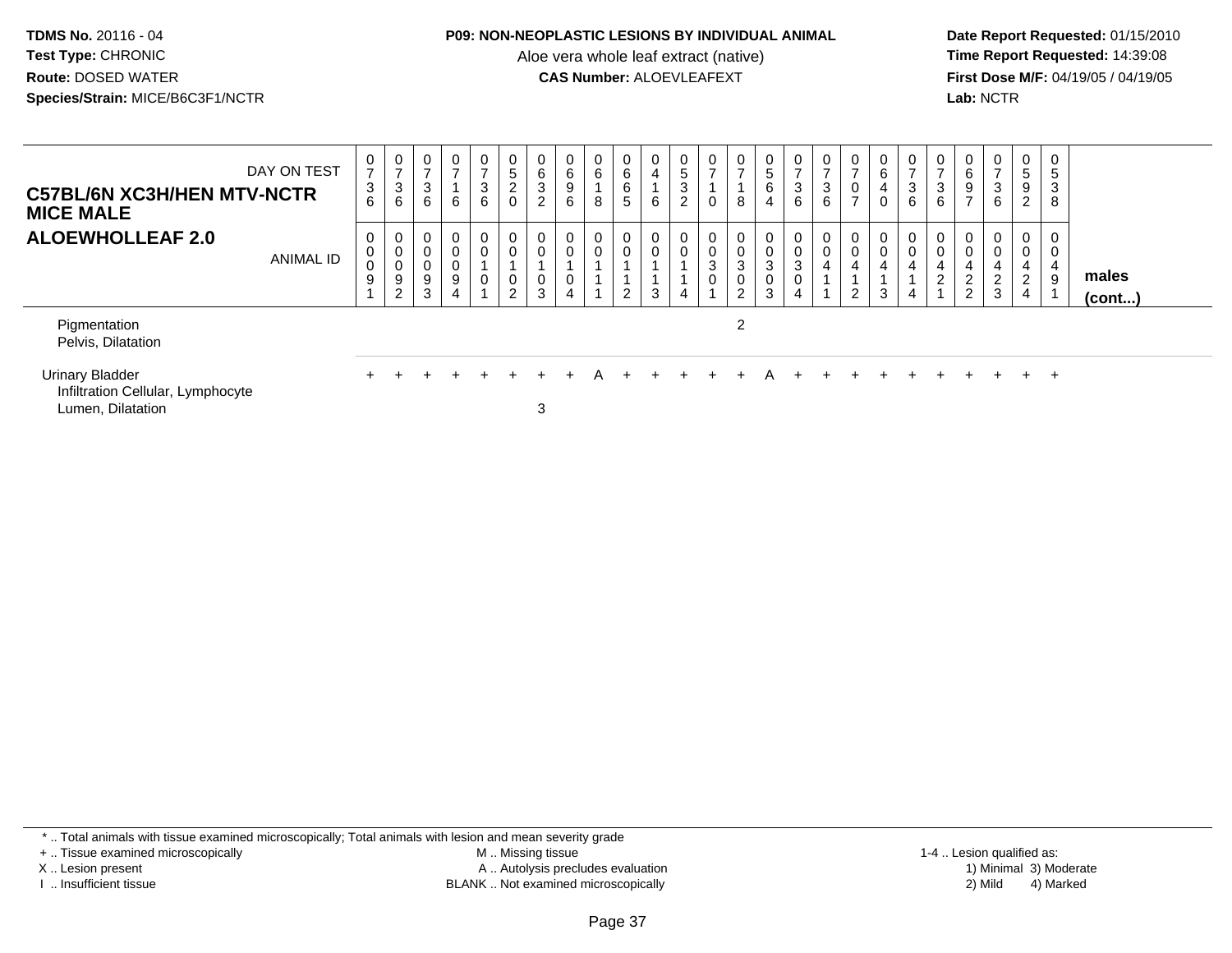TDMS No. 20116 - 04
Test Type: CHRONIC
Route: DOSED WATER
Species/Strain: MICE/B6C3F1/NCTR

**P09: NON-NEOPLASTIC LESIONS BY INDIVIDUAL ANIMAL**
Aloe vera whole leaf extract (native)
**CAS Number:** ALOEVLEAFEXT

Date Report Requested: 01/15/2010
Time Report Requested: 14:39:08
First Dose M/F: 04/19/05 / 04/19/05
Lab: NCTR

| C57BL/6N XC3H/HEN MTV-NCTR MICE MALE ALOEWHOLLEAF 2.0 | | | | | | | | | | | | | | | | | | | | | | | | | | |
|---|---|---|---|---|---|---|---|---|---|---|---|---|---|---|---|---|---|---|---|---|---|---|---|---|---|---|
| DAY ON TEST | 0736 | 0736 | 0736 | 0716 | 0736 | 0520 | 0632 | 0696 | 0618 | 0665 | 0416 | 0532 | 0710 | 0718 | 0564 | 0736 | 0736 | 0707 | 0640 | 0736 | 0736 | 0697 | 0736 | 0592 | 0538 | |
| ANIMAL ID | 0009 1 | 0009 2 | 0009 3 | 0009 4 | 0010 1 | 0010 2 | 0010 3 | 0010 4 | 0011 1 | 0011 2 | 0011 3 | 0011 4 | 0030 1 | 0030 2 | 0030 3 | 0030 4 | 0041 1 | 0041 2 | 0041 3 | 0041 4 | 0042 1 | 0042 2 | 0042 3 | 0042 4 | 0049 1 | males (cont...) |
| Pigmentation | | | | | | | | | | | | | | 2 | | | | | | | | | | | | |
| Pelvis, Dilatation | | | | | | | | | | | | | | | | | | | | | | | | | | |
| Urinary Bladder | + | + | + | + | + | + | + | + | A | + | + | + | + | + | A | + | + | + | + | + | + | + | + | + | + | |
| Infiltration Cellular, Lymphocyte | | | | | | | | | | | | | | | | | | | | | | | | | | |
| Lumen, Dilatation | | | | | | | 3 | | | | | | | | | | | | | | | | | | | |

\* .. Total animals with tissue examined microscopically; Total animals with lesion and mean severity grade
\+ .. Tissue examined microscopically
X .. Lesion present
I .. Insufficient tissue
M .. Missing tissue
A .. Autolysis precludes evaluation
BLANK .. Not examined microscopically
1-4 .. Lesion qualified as: 1) Minimal 2) Mild 3) Moderate 4) Marked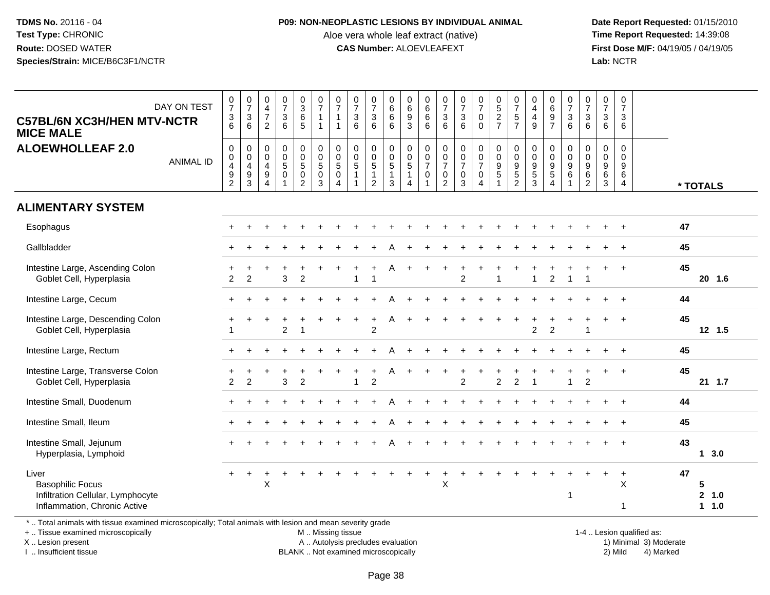## P09: NON-NEOPLASTIC LESIONS BY INDIVIDUAL ANIMAL

Aloe vera whole leaf extract (native)

**CAS Number:** ALOEVLEAFEXT

### C57BL/6N XC3H/HEN MTV-NCTR MICE MALE

### ALOEWHOLLEAF 2.0

| DAY ON TEST | 0736 | 0736 | 0472 | 0736 | 0365 | 0711 | 0711 | 0736 | 0736 | 0666 | 0693 | 0666 | 0736 | 0736 | 0700 | 0527 | 0757 | 0449 | 0697 | 0736 | 0736 | 0736 | 0736 | |
|---|---|---|---|---|---|---|---|---|---|---|---|---|---|---|---|---|---|---|---|---|---|---|---|---|
| **ANIMAL ID** | 0049 2 | 0049 3 | 0049 4 | 0050 1 | 0050 2 | 0050 3 | 0050 4 | 0051 1 | 0051 2 | 0051 3 | 0051 4 | 0070 1 | 0070 2 | 0070 3 | 0070 4 | 0095 1 | 0095 2 | 0095 3 | 0095 4 | 0096 1 | 0096 2 | 0096 3 | 0096 4 | *** TOTALS** |
| **ALIMENTARY SYSTEM** | | | | | | | | | | | | | | | | | | | | | | | | |
| Esophagus | + | + | + | + | + | + | + | + | + | + | + | + | + | + | + | + | + | + | + | + | + | + | + | 47 |
| Gallbladder | + | + | + | + | + | + | + | + | + | A | + | + | + | + | + | + | + | + | + | + | + | + | + | 45 |
| Intestine Large, Ascending Colon | + | + | + | + | + | + | + | + | + | A | + | + | + | + | + | + | + | + | + | + | + | + | + | 45 |
| Goblet Cell, Hyperplasia | 2 | 2 | | 3 | 2 | | | 1 | 1 | | | | | 2 | | 1 | | 1 | 2 | 1 | 1 | | | 20 1.6 |
| Intestine Large, Cecum | + | + | + | + | + | + | + | + | + | A | + | + | + | + | + | + | + | + | + | + | + | + | + | 44 |
| Intestine Large, Descending Colon | + | + | + | + | + | + | + | + | + | A | + | + | + | + | + | + | + | + | + | + | + | + | + | 45 |
| Goblet Cell, Hyperplasia | 1 | | | 2 | 1 | | | | 2 | | | | | | | | | 2 | 2 | | 1 | | | 12 1.5 |
| Intestine Large, Rectum | + | + | + | + | + | + | + | + | + | A | + | + | + | + | + | + | + | + | + | + | + | + | + | 45 |
| Intestine Large, Transverse Colon | + | + | + | + | + | + | + | + | + | A | + | + | + | + | + | + | + | + | + | + | + | + | + | 45 |
| Goblet Cell, Hyperplasia | 2 | 2 | | 3 | 2 | | | 1 | 2 | | | | | 2 | | 2 | 2 | 1 | | 1 | 2 | | | 21 1.7 |
| Intestine Small, Duodenum | + | + | + | + | + | + | + | + | + | A | + | + | + | + | + | + | + | + | + | + | + | + | + | 44 |
| Intestine Small, Ileum | + | + | + | + | + | + | + | + | + | A | + | + | + | + | + | + | + | + | + | + | + | + | + | 45 |
| Intestine Small, Jejunum | + | + | + | + | + | + | + | + | + | A | + | + | + | + | + | + | + | + | + | + | + | + | + | 43 |
| Hyperplasia, Lymphoid | | | | | | | | | | | | | | | | | | | | | | | | 1 3.0 |
| Liver | + | + | + | + | + | + | + | + | + | + | + | + | + | + | + | + | + | + | + | + | + | + | + | 47 |
| Basophilic Focus | | | X | | | | | | | | | | X | | | | | | | | | | X | 5 |
| Infiltration Cellular, Lymphocyte | | | | | | | | | | | | | | | | | | | | 1 | | | | 2 1.0 |
| Inflammation, Chronic Active | | | | | | | | | | | | | | | | | | | | | | | 1 | 1 1.0 |

\* .. Total animals with tissue examined microscopically; Total animals with lesion and mean severity grade

+ .. Tissue examined microscopically
X .. Lesion present
I .. Insufficient tissue

M .. Missing tissue
A .. Autolysis precludes evaluation
BLANK .. Not examined microscopically

1-4 .. Lesion qualified as:
1) Minimal 3) Moderate
2) Mild 4) Marked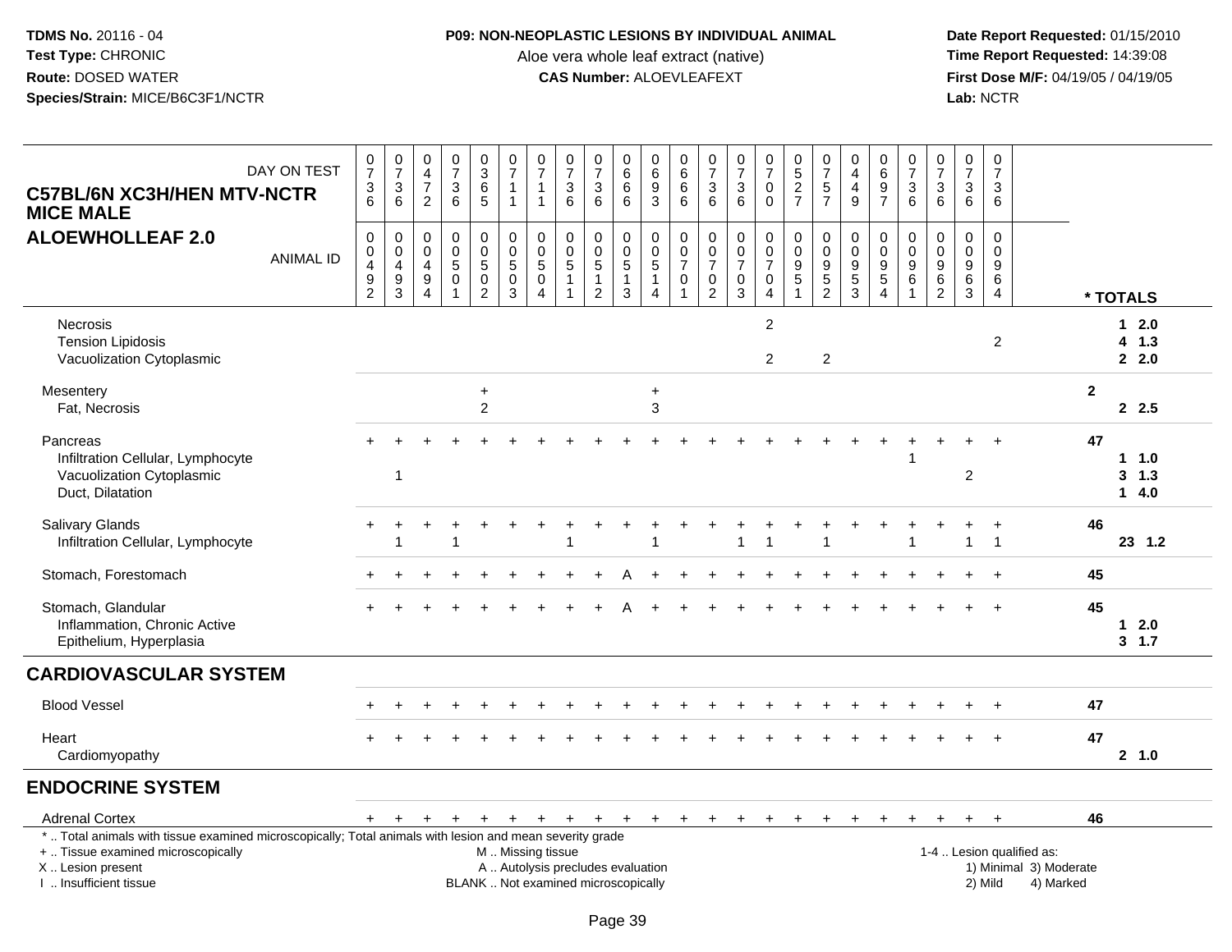**TDMS No.** 20116 - 04
**Test Type:** CHRONIC
**Route:** DOSED WATER
**Species/Strain:** MICE/B6C3F1/NCTR

**P09: NON-NEOPLASTIC LESIONS BY INDIVIDUAL ANIMAL**
Aloe vera whole leaf extract (native)
**CAS Number:** ALOEVLEAFEXT

**Date Report Requested:** 01/15/2010
**Time Report Requested:** 14:39:08
**First Dose M/F:** 04/19/05 / 04/19/05
**Lab:** NCTR

**C57BL/6N XC3H/HEN MTV-NCTR MICE MALE**
**ALOEWHOLLEAF 2.0**

| DAY ON TEST | 0736 | 0736 | 0472 | 0736 | 0365 | 0711 | 0711 | 0736 | 0736 | 0666 | 0693 | 0666 | 0736 | 0736 | 0700 | 0527 | 0757 | 0449 | 0697 | 0736 | 0736 | 0736 | 0736 | |
|---|---|---|---|---|---|---|---|---|---|---|---|---|---|---|---|---|---|---|---|---|---|---|---|---|
| **ANIMAL ID** | 00492 | 00493 | 00494 | 00501 | 00502 | 00503 | 00504 | 00511 | 00512 | 00513 | 00514 | 00701 | 00702 | 00703 | 00704 | 00951 | 00952 | 00953 | 00954 | 00961 | 00962 | 00963 | 00964 | *** TOTALS** |
| Necrosis | | | | | | | | | | | | | | | 2 | | | | | | | | | 1 2.0 |
| Tension Lipidosis | | | | | | | | | | | | | | | | | | | | | | | 2 | 4 1.3 |
| Vacuolization Cytoplasmic | | | | | | | | | | | | | | | 2 | | 2 | | | | | | | 2 2.0 |
| Mesentery | | | | | + | | | | | | + | | | | | | | | | | | | | 2 |
| Fat, Necrosis | | | | | 2 | | | | | | 3 | | | | | | | | | | | | | 2 2.5 |
| Pancreas | + | + | + | + | + | + | + | + | + | + | + | + | + | + | + | + | + | + | + | + | + | + | + | 47 |
| Infiltration Cellular, Lymphocyte | | | | | | | | | | | | | | | | | | | | 1 | | | | 1 1.0 |
| Vacuolization Cytoplasmic | | 1 | | | | | | | | | | | | | | | | | | | | 2 | | 3 1.3 |
| Duct, Dilatation | | | | | | | | | | | | | | | | | | | | | | | | 1 4.0 |
| Salivary Glands | + | + | + | + | + | + | + | + | + | + | + | + | + | + | + | + | + | + | + | + | + | + | + | 46 |
| Infiltration Cellular, Lymphocyte | | 1 | | 1 | | | | 1 | | | 1 | | | 1 | 1 | | 1 | | | 1 | | 1 | 1 | 23 1.2 |
| Stomach, Forestomach | + | + | + | + | + | + | + | + | + | A | + | + | + | + | + | + | + | + | + | + | + | + | + | 45 |
| Stomach, Glandular | + | + | + | + | + | + | + | + | + | A | + | + | + | + | + | + | + | + | + | + | + | + | + | 45 |
| Inflammation, Chronic Active | | | | | | | | | | | | | | | | | | | | | | | | 1 2.0 |
| Epithelium, Hyperplasia | | | | | | | | | | | | | | | | | | | | | | | | 3 1.7 |
| **CARDIOVASCULAR SYSTEM** | | | | | | | | | | | | | | | | | | | | | | | | |
| Blood Vessel | + | + | + | + | + | + | + | + | + | + | + | + | + | + | + | + | + | + | + | + | + | + | + | 47 |
| Heart | + | + | + | + | + | + | + | + | + | + | + | + | + | + | + | + | + | + | + | + | + | + | + | 47 |
| Cardiomyopathy | | | | | | | | | | | | | | | | | | | | | | | | 2 1.0 |
| **ENDOCRINE SYSTEM** | | | | | | | | | | | | | | | | | | | | | | | | |
| Adrenal Cortex | + | + | + | + | + | + | + | + | + | + | + | + | + | + | + | + | + | + | + | + | + | + | + | 46 |

\* .. Total animals with tissue examined microscopically; Total animals with lesion and mean severity grade
\+ .. Tissue examined microscopically
X .. Lesion present
I .. Insufficient tissue

M .. Missing tissue
A .. Autolysis precludes evaluation
BLANK .. Not examined microscopically

1-4 .. Lesion qualified as:
1) Minimal 3) Moderate
2) Mild 4) Marked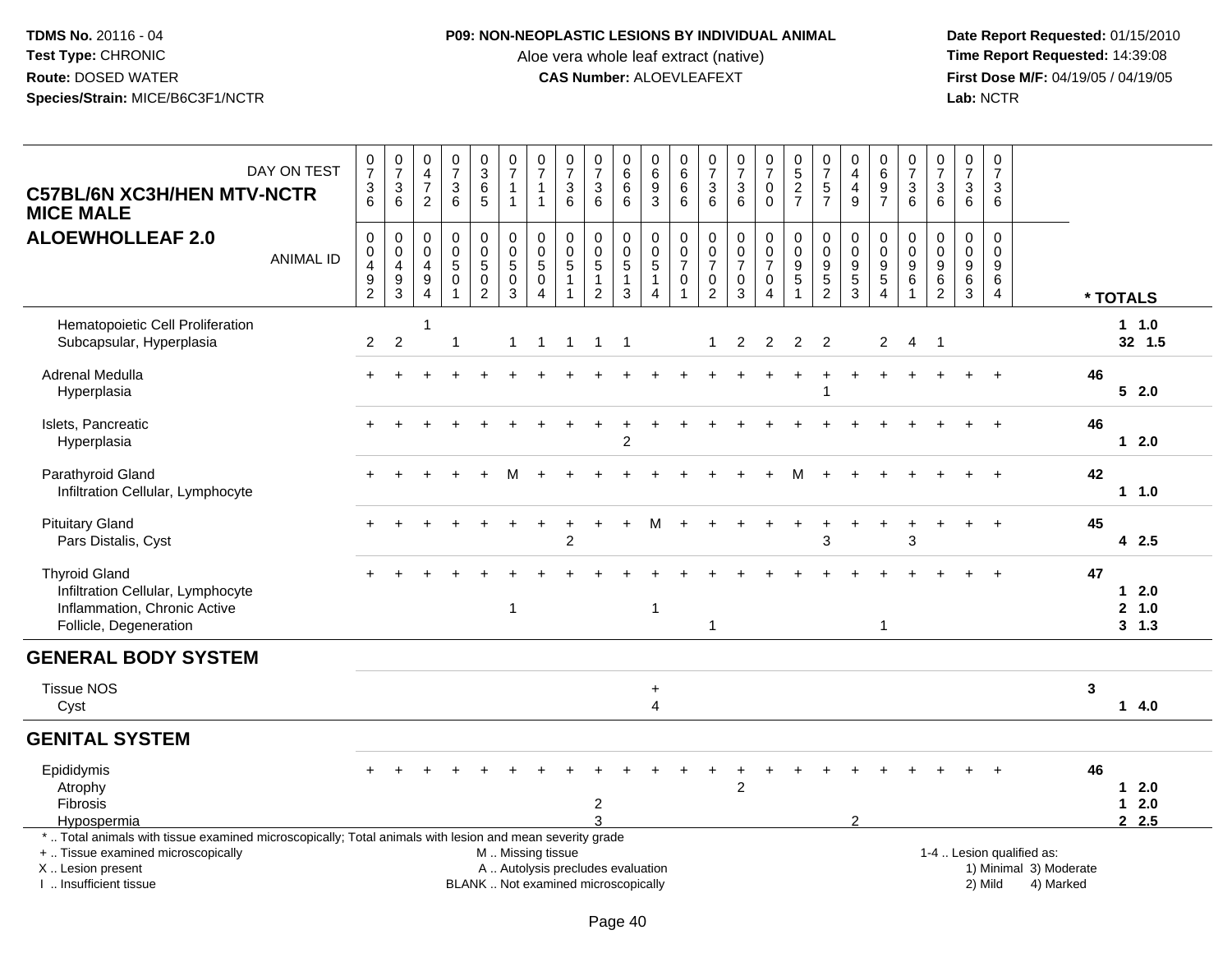TDMS No. 20116 - 04
Test Type: CHRONIC
Route: DOSED WATER
Species/Strain: MICE/B6C3F1/NCTR

**P09: NON-NEOPLASTIC LESIONS BY INDIVIDUAL ANIMAL**
Aloe vera whole leaf extract (native)
**CAS Number:** ALOEVLEAFEXT

Date Report Requested: 01/15/2010
Time Report Requested: 14:39:08
First Dose M/F: 04/19/05 / 04/19/05
Lab: NCTR

**C57BL/6N XC3H/HEN MTV-NCTR MICE MALE**
**ALOEWHOLLEAF 2.0**

| DAY ON TEST | 0736 | 0736 | 0472 | 0736 | 0365 | 0711 | 0711 | 0736 | 0736 | 0666 | 0693 | 0666 | 0736 | 0736 | 0700 | 0527 | 0757 | 0449 | 0697 | 0736 | 0736 | 0736 | 0736 | |
|---|---|---|---|---|---|---|---|---|---|---|---|---|---|---|---|---|---|---|---|---|---|---|---|---|
| **ANIMAL ID** | 00492 | 00493 | 00494 | 00501 | 00502 | 00503 | 00504 | 00511 | 00512 | 00513 | 00514 | 00701 | 00702 | 00703 | 00704 | 00951 | 00952 | 00953 | 00954 | 00961 | 00962 | 00963 | 00964 | **\* TOTALS** |
| Hematopoietic Cell Proliferation | | | 1 | | | | | | | | | | | | | | | | | | | | | 1 1.0 |
| Subcapsular, Hyperplasia | 2 | 2 | | 1 | | 1 | 1 | 1 | 1 | 1 | | | 1 | 2 | 2 | 2 | 2 | | 2 | 4 | 1 | | | 32 1.5 |
| Adrenal Medulla | + | + | + | + | + | + | + | + | + | + | + | + | + | + | + | + | + | + | + | + | + | + | + | 46 |
| Hyperplasia | | | | | | | | | | | | | | | | | 1 | | | | | | | 5 2.0 |
| Islets, Pancreatic | + | + | + | + | + | + | + | + | + | + | + | + | + | + | + | + | + | + | + | + | + | + | + | 46 |
| Hyperplasia | | | | | | | | | | 2 | | | | | | | | | | | | | | 1 2.0 |
| Parathyroid Gland | + | + | + | + | + | M | + | + | + | + | + | + | + | + | + | M | + | + | + | + | + | + | + | 42 |
| Infiltration Cellular, Lymphocyte | | | | | | | | | | | | | | | | | | | | | | | | 1 1.0 |
| Pituitary Gland | + | + | + | + | + | + | + | + | + | + | M | + | + | + | + | + | + | + | + | + | + | + | + | 45 |
| Pars Distalis, Cyst | | | | | | | | 2 | | | | | | | | | 3 | | | 3 | | | | 4 2.5 |
| Thyroid Gland | + | + | + | + | + | + | + | + | + | + | + | + | + | + | + | + | + | + | + | + | + | + | + | 47 |
| Infiltration Cellular, Lymphocyte | | | | | | | | | | | | | | | | | | | | | | | | 1 2.0 |
| Inflammation, Chronic Active | | | | | | 1 | | | | | 1 | | | | | | | | | | | | | 2 1.0 |
| Follicle, Degeneration | | | | | | | | | | | | | 1 | | | | | | 1 | | | | | 3 1.3 |
| **GENERAL BODY SYSTEM** | | | | | | | | | | | | | | | | | | | | | | | | |
| Tissue NOS | | | | | | | | | | | + | | | | | | | | | | | | | 3 |
| Cyst | | | | | | | | | | | 4 | | | | | | | | | | | | | 1 4.0 |
| **GENITAL SYSTEM** | | | | | | | | | | | | | | | | | | | | | | | | |
| Epididymis | + | + | + | + | + | + | + | + | + | + | + | + | + | + | + | + | + | + | + | + | + | + | + | 46 |
| Atrophy | | | | | | | | | | | | | | 2 | | | | | | | | | | 1 2.0 |
| Fibrosis | | | | | | | | | 2 | | | | | | | | | | | | | | | 1 2.0 |
| Hypospermia | | | | | | | | | 3 | | | | | | | | | 2 | | | | | | 2 2.5 |

\* .. Total animals with tissue examined microscopically; Total animals with lesion and mean severity grade
+ .. Tissue examined microscopically
X .. Lesion present
I .. Insufficient tissue

M .. Missing tissue
A .. Autolysis precludes evaluation
BLANK .. Not examined microscopically

1-4 .. Lesion qualified as:
1) Minimal 3) Moderate
2) Mild 4) Marked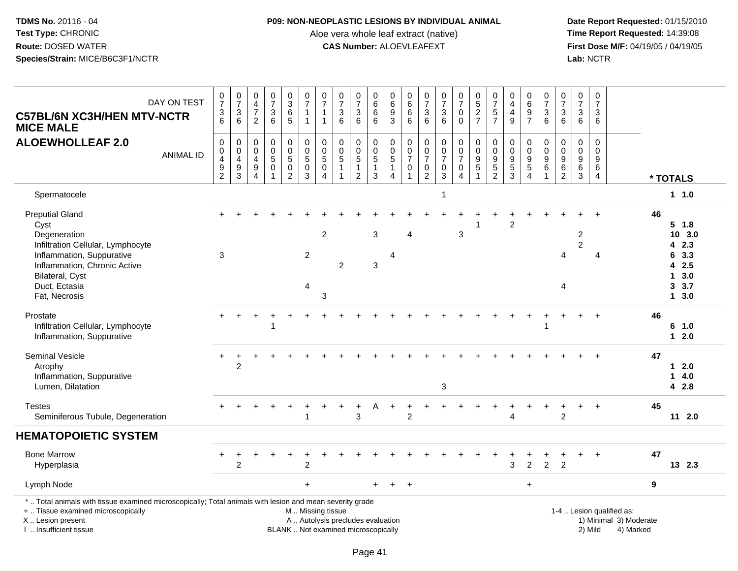**TDMS No.** 20116 - 04
**Test Type:** CHRONIC
**Route:** DOSED WATER
**Species/Strain:** MICE/B6C3F1/NCTR

**P09: NON-NEOPLASTIC LESIONS BY INDIVIDUAL ANIMAL**
Aloe vera whole leaf extract (native)
**CAS Number:** ALOEVLEAFEXT

**Date Report Requested:** 01/15/2010
**Time Report Requested:** 14:39:08
**First Dose M/F:** 04/19/05 / 04/19/05
**Lab:** NCTR

**C57BL/6N XC3H/HEN MTV-NCTR MICE MALE**
**ALOEWHOLLEAF 2.0**

| DAY ON TEST | 0736 | 0736 | 0472 | 0736 | 0365 | 0711 | 0711 | 0736 | 0736 | 0666 | 0693 | 0666 | 0736 | 0736 | 0700 | 0527 | 0757 | 0449 | 0697 | 0736 | 0736 | 0736 | 0736 | |
|---|---|---|---|---|---|---|---|---|---|---|---|---|---|---|---|---|---|---|---|---|---|---|---|---|
| **ANIMAL ID** | 00492 | 00493 | 00494 | 00501 | 00502 | 00503 | 00504 | 00511 | 00512 | 00513 | 00514 | 00701 | 00702 | 00703 | 00704 | 00951 | 00952 | 00953 | 00954 | 00961 | 00962 | 00963 | 00964 | *** TOTALS** |
| Spermatocele | | | | | | | | | | | | | | 1 | | | | | | | | | | **1 1.0** |
| Preputial Gland | + | + | + | + | + | + | + | + | + | + | + | + | + | + | + | + | + | + | + | + | + | + | + | **46** |
| Cyst | | | | | | | | | | | | | | | | 1 | | 2 | | | | | | **5 1.8** |
| Degeneration | | | | | | | 2 | | | 3 | | 4 | | | 3 | | | | | | | 2 | | **10 3.0** |
| Infiltration Cellular, Lymphocyte | | | | | | | | | | | | | | | | | | | | | | 2 | | **4 2.3** |
| Inflammation, Suppurative | 3 | | | | | 2 | | | | | 4 | | | | | | | | | | 4 | | 4 | **6 3.3** |
| Inflammation, Chronic Active | | | | | | | | 2 | | 3 | | | | | | | | | | | | | | **4 2.5** |
| Bilateral, Cyst | | | | | | | | | | | | | | | | | | | | | | | | **1 3.0** |
| Duct, Ectasia | | | | | | 4 | | | | | | | | | | | | | | | 4 | | | **3 3.7** |
| Fat, Necrosis | | | | | | | 3 | | | | | | | | | | | | | | | | | **1 3.0** |
| Prostate | + | + | + | + | + | + | + | + | + | + | + | + | + | + | + | + | + | + | + | + | + | + | + | **46** |
| Infiltration Cellular, Lymphocyte | | | | 1 | | | | | | | | | | | | | | | | 1 | | | | **6 1.0** |
| Inflammation, Suppurative | | | | | | | | | | | | | | | | | | | | | | | | **1 2.0** |
| Seminal Vesicle | + | + | + | + | + | + | + | + | + | + | + | + | + | + | + | + | + | + | + | + | + | + | + | **47** |
| Atrophy | | 2 | | | | | | | | | | | | | | | | | | | | | | **1 2.0** |
| Inflammation, Suppurative | | | | | | | | | | | | | | | | | | | | | | | | **1 4.0** |
| Lumen, Dilatation | | | | | | | | | | | | | | 3 | | | | | | | | | | **4 2.8** |
| Testes | + | + | + | + | + | + | + | + | + | A | + | + | + | + | + | + | + | + | + | + | + | + | + | **45** |
| Seminiferous Tubule, Degeneration | | | | | | 1 | | | 3 | | | 2 | | | | | | 4 | | | 2 | | | **11 2.0** |
| **HEMATOPOIETIC SYSTEM** | | | | | | | | | | | | | | | | | | | | | | | | |
| Bone Marrow | + | + | + | + | + | + | + | + | + | + | + | + | + | + | + | + | + | + | + | + | + | + | + | **47** |
| Hyperplasia | | 2 | | | | 2 | | | | | | | | | | | | 3 | 2 | 2 | 2 | | | **13 2.3** |
| Lymph Node | | | | | | + | | | | + | + | + | | | | | | | + | | | | | **9** |

\* .. Total animals with tissue examined microscopically; Total animals with lesion and mean severity grade
\+ .. Tissue examined microscopically
X .. Lesion present
I .. Insufficient tissue

M .. Missing tissue
A .. Autolysis precludes evaluation
BLANK .. Not examined microscopically

1-4 .. Lesion qualified as:
1) Minimal 3) Moderate
2) Mild 4) Marked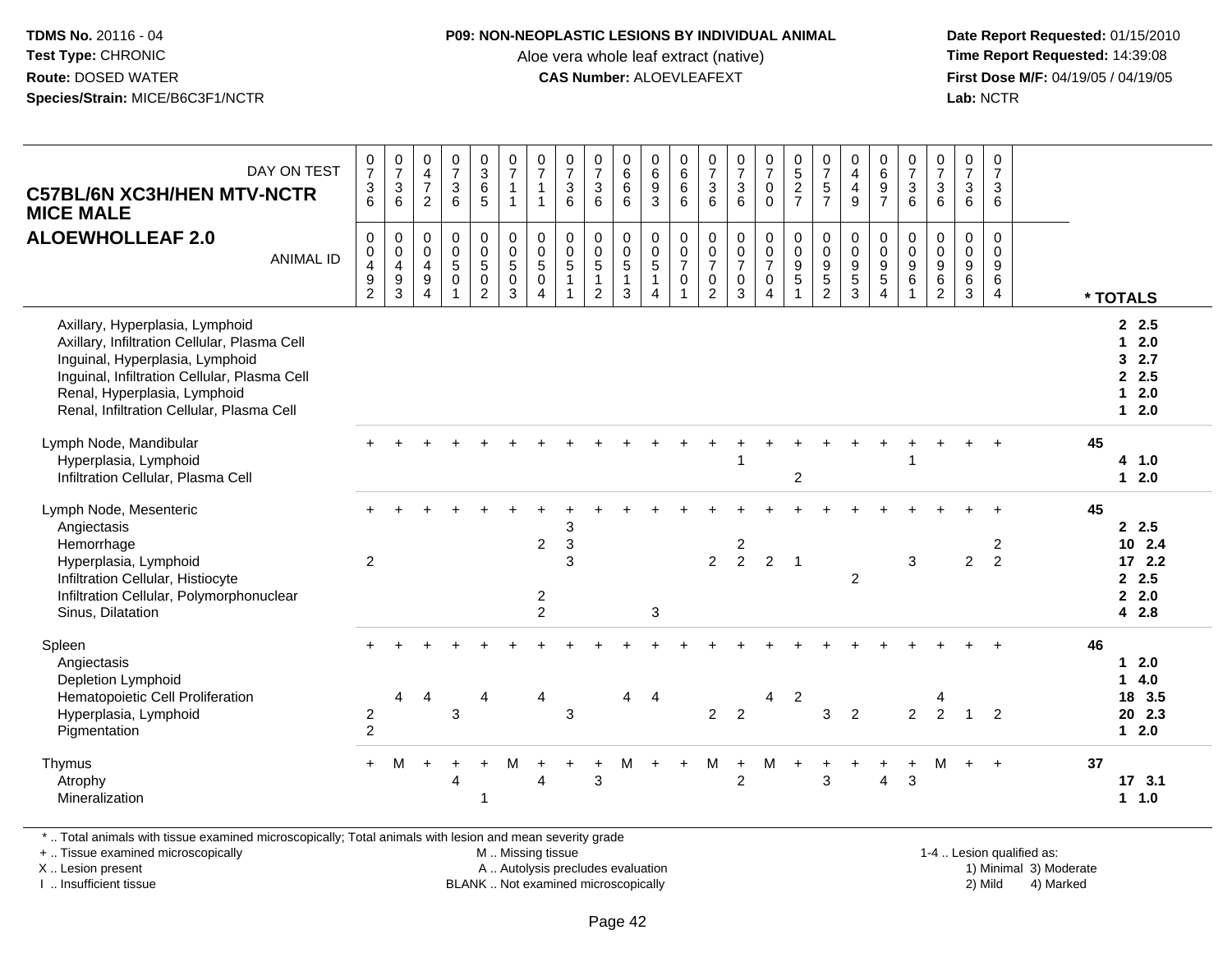**TDMS No.** 20116 - 04
**Test Type:** CHRONIC
**Route:** DOSED WATER
**Species/Strain:** MICE/B6C3F1/NCTR

**P09: NON-NEOPLASTIC LESIONS BY INDIVIDUAL ANIMAL**
Aloe vera whole leaf extract (native)
**CAS Number:** ALOEVLEAFEXT

**Date Report Requested:** 01/15/2010
**Time Report Requested:** 14:39:08
**First Dose M/F:** 04/19/05 / 04/19/05
**Lab:** NCTR

**C57BL/6N XC3H/HEN MTV-NCTR MICE MALE**
**ALOEWHOLLEAF 2.0**

| DAY ON TEST | 0736 | 0736 | 0472 | 0736 | 0365 | 0711 | 0711 | 0736 | 0736 | 0666 | 0693 | 0666 | 0736 | 0736 | 0700 | 0527 | 0757 | 0449 | 0697 | 0736 | 0736 | 0736 | 0736 | |
|---|---|---|---|---|---|---|---|---|---|---|---|---|---|---|---|---|---|---|---|---|---|---|---|---|
| **ANIMAL ID** | 00492 | 00493 | 00494 | 00501 | 00502 | 00503 | 00504 | 00511 | 00512 | 00513 | 00514 | 00701 | 00702 | 00703 | 00704 | 00951 | 00952 | 00953 | 00954 | 00961 | 00962 | 00963 | 00964 | *** TOTALS** |
| Axillary, Hyperplasia, Lymphoid | | | | | | | | | | | | | | | | | | | | | | | | 2 2.5 |
| Axillary, Infiltration Cellular, Plasma Cell | | | | | | | | | | | | | | | | | | | | | | | | 1 2.0 |
| Inguinal, Hyperplasia, Lymphoid | | | | | | | | | | | | | | | | | | | | | | | | 3 2.7 |
| Inguinal, Infiltration Cellular, Plasma Cell | | | | | | | | | | | | | | | | | | | | | | | | 2 2.5 |
| Renal, Hyperplasia, Lymphoid | | | | | | | | | | | | | | | | | | | | | | | | 1 2.0 |
| Renal, Infiltration Cellular, Plasma Cell | | | | | | | | | | | | | | | | | | | | | | | | 1 2.0 |
| Lymph Node, Mandibular | + | + | + | + | + | + | + | + | + | + | + | + | + | + | + | + | + | + | + | + | + | + | + | 45 |
| Hyperplasia, Lymphoid | | | | | | | | | | | | | | 1 | | | | | | 1 | | | | 4 1.0 |
| Infiltration Cellular, Plasma Cell | | | | | | | | | | | | | | | | 2 | | | | | | | | 1 2.0 |
| Lymph Node, Mesenteric | + | + | + | + | + | + | + | + | + | + | + | + | + | + | + | + | + | + | + | + | + | + | + | 45 |
| Angiectasis | | | | | | | | 3 | | | | | | | | | | | | | | | | 2 2.5 |
| Hemorrhage | | | | | | | 2 | 3 | | | | | | 2 | | | | | | | | | 2 | 10 2.4 |
| Hyperplasia, Lymphoid | 2 | | | | | | | 3 | | | | | 2 | 2 | 2 | 1 | | | | 3 | | 2 | 2 | 17 2.2 |
| Infiltration Cellular, Histiocyte | | | | | | | | | | | | | | | | | | 2 | | | | | | 2 2.5 |
| Infiltration Cellular, Polymorphonuclear | | | | | | | 2 | | | | | | | | | | | | | | | | | 2 2.0 |
| Sinus, Dilatation | | | | | | | 2 | | | | 3 | | | | | | | | | | | | | 4 2.8 |
| Spleen | + | + | + | + | + | + | + | + | + | + | + | + | + | + | + | + | + | + | + | + | + | + | + | 46 |
| Angiectasis | | | | | | | | | | | | | | | | | | | | | | | | 1 2.0 |
| Depletion Lymphoid | | | | | | | | | | | | | | | | | | | | | | | | 1 4.0 |
| Hematopoietic Cell Proliferation | | 4 | 4 | | 4 | | 4 | | | 4 | 4 | | | | 4 | 2 | | | | | 4 | | | 18 3.5 |
| Hyperplasia, Lymphoid | 2 | | | 3 | | | | 3 | | | | | 2 | 2 | | | 3 | 2 | | 2 | 2 | 1 | 2 | 20 2.3 |
| Pigmentation | 2 | | | | | | | | | | | | | | | | | | | | | | | 1 2.0 |
| Thymus | + | M | + | + | + | M | + | + | + | M | + | + | M | + | M | + | + | + | + | + | M | + | + | 37 |
| Atrophy | | | | 4 | | | 4 | | 3 | | | | | 2 | | | 3 | | 4 | 3 | | | | 17 3.1 |
| Mineralization | | | | | 1 | | | | | | | | | | | | | | | | | | | 1 1.0 |

\* .. Total animals with tissue examined microscopically; Total animals with lesion and mean severity grade
+ .. Tissue examined microscopically
X .. Lesion present
I .. Insufficient tissue
M .. Missing tissue
A .. Autolysis precludes evaluation
BLANK .. Not examined microscopically
1-4 .. Lesion qualified as: 1) Minimal 2) Mild 3) Moderate 4) Marked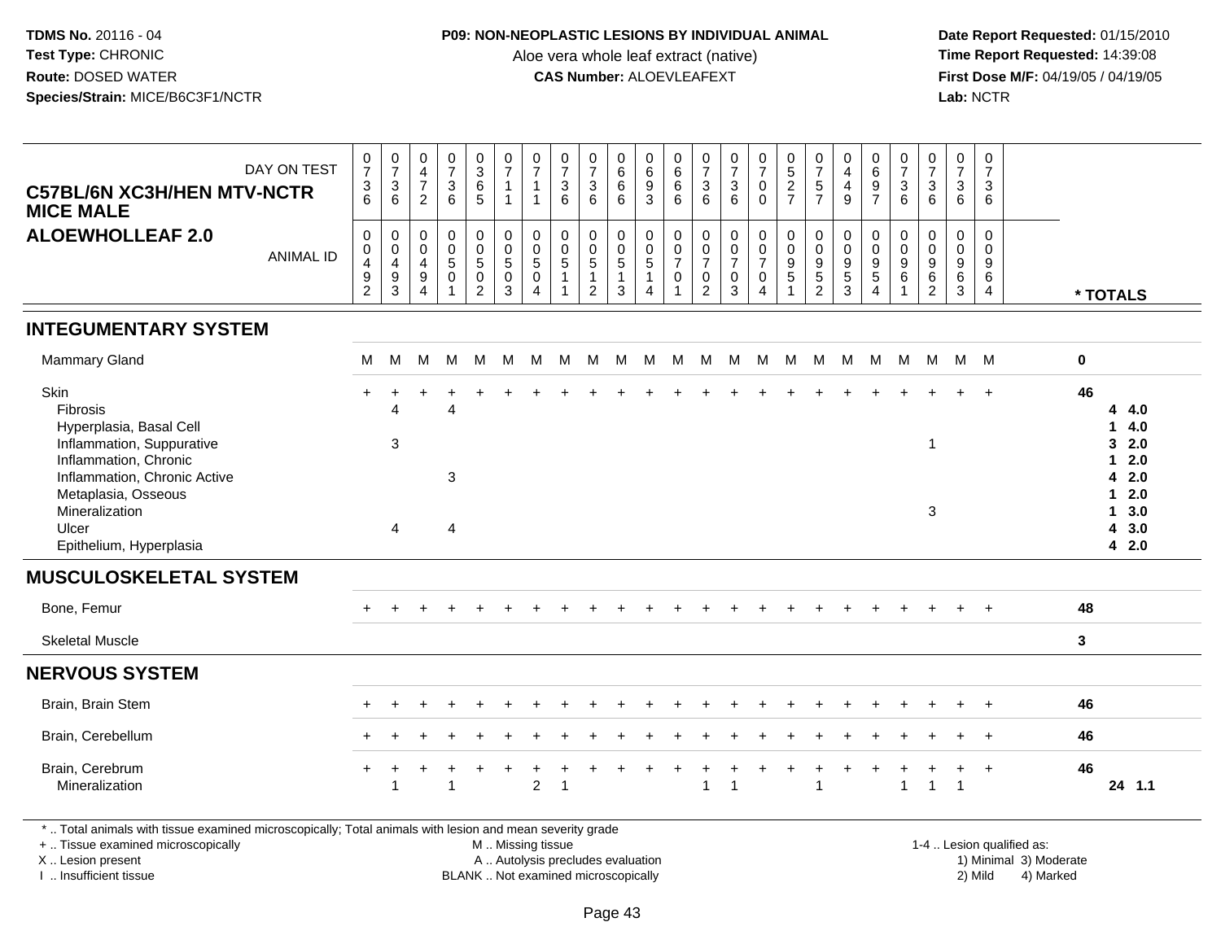**TDMS No.** 20116 - 04
**Test Type:** CHRONIC
**Route:** DOSED WATER
**Species/Strain:** MICE/B6C3F1/NCTR

**P09: NON-NEOPLASTIC LESIONS BY INDIVIDUAL ANIMAL**
Aloe vera whole leaf extract (native)
**CAS Number:** ALOEVLEAFEXT

**Date Report Requested:** 01/15/2010
**Time Report Requested:** 14:39:08
**First Dose M/F:** 04/19/05 / 04/19/05
**Lab:** NCTR

## C57BL/6N XC3H/HEN MTV-NCTR MICE MALE
## ALOEWHOLLEAF 2.0

| DAY ON TEST | 0736 | 0736 | 0472 | 0736 | 0365 | 0711 | 0711 | 0736 | 0736 | 0666 | 0693 | 0666 | 0736 | 0736 | 0700 | 0527 | 0757 | 0449 | 0697 | 0736 | 0736 | 0736 | 0736 | |
|---|---|---|---|---|---|---|---|---|---|---|---|---|---|---|---|---|---|---|---|---|---|---|---|---|
| **ANIMAL ID** | 00492 | 00493 | 00494 | 00501 | 00502 | 00503 | 00504 | 00511 | 00512 | 00513 | 00514 | 00701 | 00702 | 00703 | 00704 | 00951 | 00952 | 00953 | 00954 | 00961 | 00962 | 00963 | 00964 | *** TOTALS** |
| **INTEGUMENTARY SYSTEM** | | | | | | | | | | | | | | | | | | | | | | | | |
| Mammary Gland | M | M | M | M | M | M | M | M | M | M | M | M | M | M | M | M | M | M | M | M | M | M | M | 0 |
| Skin | + | + | + | + | + | + | + | + | + | + | + | + | + | + | + | + | + | + | + | + | + | + | + | 46 |
| Fibrosis | | 4 | | 4 | | | | | | | | | | | | | | | | | | | | 4 4.0 |
| Hyperplasia, Basal Cell | | | | | | | | | | | | | | | | | | | | | | | | 1 4.0 |
| Inflammation, Suppurative | | 3 | | | | | | | | | | | | | | | | | | | 1 | | | 3 2.0 |
| Inflammation, Chronic | | | | | | | | | | | | | | | | | | | | | | | | 1 2.0 |
| Inflammation, Chronic Active | | | | 3 | | | | | | | | | | | | | | | | | | | | 4 2.0 |
| Metaplasia, Osseous | | | | | | | | | | | | | | | | | | | | | | | | 1 2.0 |
| Mineralization | | | | | | | | | | | | | | | | | | | | | 3 | | | 1 3.0 |
| Ulcer | | 4 | | 4 | | | | | | | | | | | | | | | | | | | | 4 3.0 |
| Epithelium, Hyperplasia | | | | | | | | | | | | | | | | | | | | | | | | 4 2.0 |
| **MUSCULOSKELETAL SYSTEM** | | | | | | | | | | | | | | | | | | | | | | | | |
| Bone, Femur | + | + | + | + | + | + | + | + | + | + | + | + | + | + | + | + | + | + | + | + | + | + | + | 48 |
| Skeletal Muscle | | | | | | | | | | | | | | | | | | | | | | | | 3 |
| **NERVOUS SYSTEM** | | | | | | | | | | | | | | | | | | | | | | | | |
| Brain, Brain Stem | + | + | + | + | + | + | + | + | + | + | + | + | + | + | + | + | + | + | + | + | + | + | + | 46 |
| Brain, Cerebellum | + | + | + | + | + | + | + | + | + | + | + | + | + | + | + | + | + | + | + | + | + | + | + | 46 |
| Brain, Cerebrum | + | + | + | + | + | + | + | + | + | + | + | + | + | + | + | + | + | + | + | + | + | + | + | 46 |
| Mineralization | | 1 | | 1 | | | 2 | 1 | | | | | 1 | 1 | | | 1 | | | 1 | 1 | 1 | | 24 1.1 |

* .. Total animals with tissue examined microscopically; Total animals with lesion and mean severity grade
+ .. Tissue examined microscopically
X .. Lesion present
I .. Insufficient tissue
M .. Missing tissue
A .. Autolysis precludes evaluation
BLANK .. Not examined microscopically
1-4 .. Lesion qualified as: 1) Minimal 2) Mild 3) Moderate 4) Marked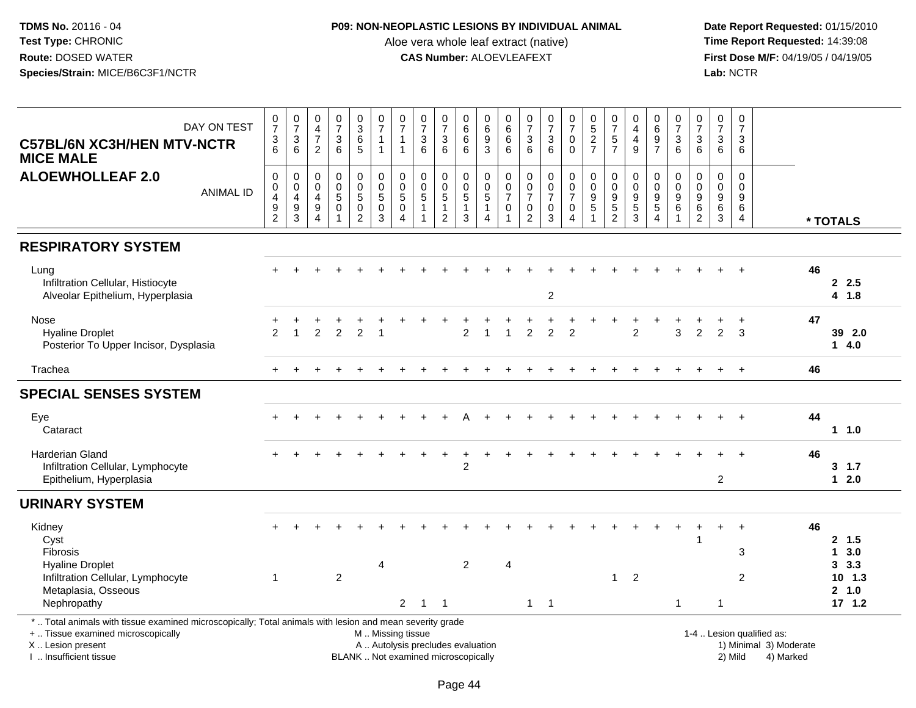**TDMS No.** 20116 - 04
**Test Type:** CHRONIC
**Route:** DOSED WATER
**Species/Strain:** MICE/B6C3F1/NCTR

**P09: NON-NEOPLASTIC LESIONS BY INDIVIDUAL ANIMAL**
Aloe vera whole leaf extract (native)
**CAS Number:** ALOEVLEAFEXT

**Date Report Requested:** 01/15/2010
**Time Report Requested:** 14:39:08
**First Dose M/F:** 04/19/05 / 04/19/05
**Lab:** NCTR

**C57BL/6N XC3H/HEN MTV-NCTR MICE MALE**
**ALOEWHOLLEAF 2.0**

| DAY ON TEST | 0736 | 0736 | 0472 | 0736 | 0365 | 0711 | 0711 | 0736 | 0736 | 0666 | 0693 | 0666 | 0736 | 0736 | 0700 | 0527 | 0757 | 0449 | 0697 | 0736 | 0736 | 0736 | 0736 | |
|---|---|---|---|---|---|---|---|---|---|---|---|---|---|---|---|---|---|---|---|---|---|---|---|---|
| **ANIMAL ID** | 00492 | 00493 | 00494 | 00501 | 00502 | 00503 | 00504 | 00511 | 00512 | 00513 | 00514 | 00701 | 00702 | 00703 | 00704 | 00951 | 00952 | 00953 | 00954 | 00961 | 00962 | 00963 | 00964 | *** TOTALS** |
| **RESPIRATORY SYSTEM** | | | | | | | | | | | | | | | | | | | | | | | | |
| Lung | + | + | + | + | + | + | + | + | + | + | + | + | + | + | + | + | + | + | + | + | + | + | + | 46 |
| Infiltration Cellular, Histiocyte | | | | | | | | | | | | | | | | | | | | | | | | 2 2.5 |
| Alveolar Epithelium, Hyperplasia | | | | | | | | | | | | | | 2 | | | | | | | | | | 4 1.8 |
| Nose | + | + | + | + | + | + | + | + | + | + | + | + | + | + | + | + | + | + | + | + | + | + | + | 47 |
| Hyaline Droplet | 2 | 1 | 2 | 2 | 2 | 1 | | | | 2 | 1 | 1 | 2 | 2 | 2 | | | 2 | | 3 | 2 | 2 | 3 | 39 2.0 |
| Posterior To Upper Incisor, Dysplasia | | | | | | | | | | | | | | | | | | | | | | | | 1 4.0 |
| Trachea | + | + | + | + | + | + | + | + | + | + | + | + | + | + | + | + | + | + | + | + | + | + | + | 46 |
| **SPECIAL SENSES SYSTEM** | | | | | | | | | | | | | | | | | | | | | | | | |
| Eye | + | + | + | + | + | + | + | + | + | A | + | + | + | + | + | + | + | + | + | + | + | + | + | 44 |
| Cataract | | | | | | | | | | | | | | | | | | | | | | | | 1 1.0 |
| Harderian Gland | + | + | + | + | + | + | + | + | + | + | + | + | + | + | + | + | + | + | + | + | + | + | + | 46 |
| Infiltration Cellular, Lymphocyte | | | | | | | | | | 2 | | | | | | | | | | | | | | 3 1.7 |
| Epithelium, Hyperplasia | | | | | | | | | | | | | | | | | | | | | | 2 | | 1 2.0 |
| **URINARY SYSTEM** | | | | | | | | | | | | | | | | | | | | | | | | |
| Kidney | + | + | + | + | + | + | + | + | + | + | + | + | + | + | + | + | + | + | + | + | + | + | + | 46 |
| Cyst | | | | | | | | | | | | | | | | | | | | | 1 | | | 2 1.5 |
| Fibrosis | | | | | | | | | | | | | | | | | | | | | | | 3 | 1 3.0 |
| Hyaline Droplet | | | | | | 4 | | | | 2 | | 4 | | | | | | | | | | | | 3 3.3 |
| Infiltration Cellular, Lymphocyte | 1 | | | 2 | | | | | | | | | | | | | 1 | 2 | | | | | 2 | 10 1.3 |
| Metaplasia, Osseous | | | | | | | | | | | | | | | | | | | | | | | | 2 1.0 |
| Nephropathy | | | | | | | 2 | 1 | 1 | | | | 1 | 1 | | | | | | 1 | | 1 | | 17 1.2 |

* .. Total animals with tissue examined microscopically; Total animals with lesion and mean severity grade
+ .. Tissue examined microscopically
X .. Lesion present
I .. Insufficient tissue

M .. Missing tissue
A .. Autolysis precludes evaluation
BLANK .. Not examined microscopically

1-4 .. Lesion qualified as:
1) Minimal 3) Moderate
2) Mild 4) Marked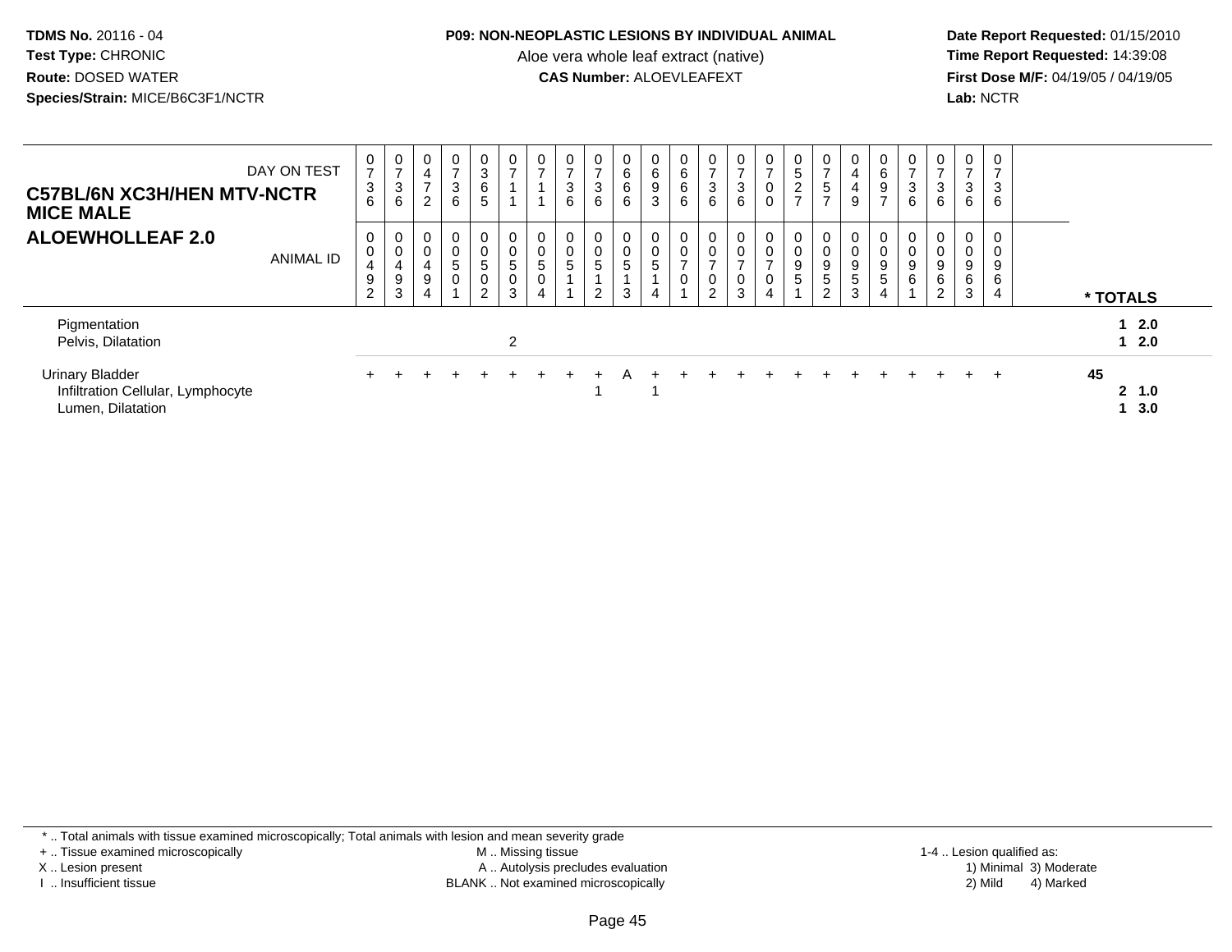**TDMS No.** 20116 - 04
**Test Type:** CHRONIC
**Route:** DOSED WATER
**Species/Strain:** MICE/B6C3F1/NCTR

**P09: NON-NEOPLASTIC LESIONS BY INDIVIDUAL ANIMAL**
Aloe vera whole leaf extract (native)
**CAS Number:** ALOEVLEAFEXT

**Date Report Requested:** 01/15/2010
**Time Report Requested:** 14:39:08
**First Dose M/F:** 04/19/05 / 04/19/05
**Lab:** NCTR

| C57BL/6N XC3H/HEN MTV-NCTR MICE MALE — DAY ON TEST | 0736 | 0736 | 0472 | 0736 | 0365 | 0711 | 0711 | 0736 | 0736 | 0666 | 0693 | 0666 | 0736 | 0736 | 0700 | 0527 | 0757 | 0449 | 0697 | 0736 | 0736 | 0736 | 0736 | |
|---|---|---|---|---|---|---|---|---|---|---|---|---|---|---|---|---|---|---|---|---|---|---|---|---|
| **ALOEWHOLLEAF 2.0** — ANIMAL ID | 00492 | 00493 | 00494 | 00501 | 00502 | 00503 | 00504 | 00511 | 00512 | 00513 | 00514 | 00701 | 00702 | 00703 | 00704 | 00951 | 00952 | 00953 | 00954 | 00961 | 00962 | 00963 | 00964 | * TOTALS |
| Pigmentation | | | | | | | | | | | | | | | | | | | | | | | | 1 2.0 |
| Pelvis, Dilatation | | | | | | 2 | | | | | | | | | | | | | | | | | | 1 2.0 |
| Urinary Bladder | + | + | + | + | + | + | + | + | + | A | + | + | + | + | + | + | + | + | + | + | + | + | + | 45 |
| Infiltration Cellular, Lymphocyte | | | | | | | | | 1 | | 1 | | | | | | | | | | | | | 2 1.0 |
| Lumen, Dilatation | | | | | | | | | | | | | | | | | | | | | | | | 1 3.0 |

* .. Total animals with tissue examined microscopically; Total animals with lesion and mean severity grade
+ .. Tissue examined microscopically
X .. Lesion present
I .. Insufficient tissue
M .. Missing tissue
A .. Autolysis precludes evaluation
BLANK .. Not examined microscopically
1-4 .. Lesion qualified as:
1) Minimal 3) Moderate
2) Mild 4) Marked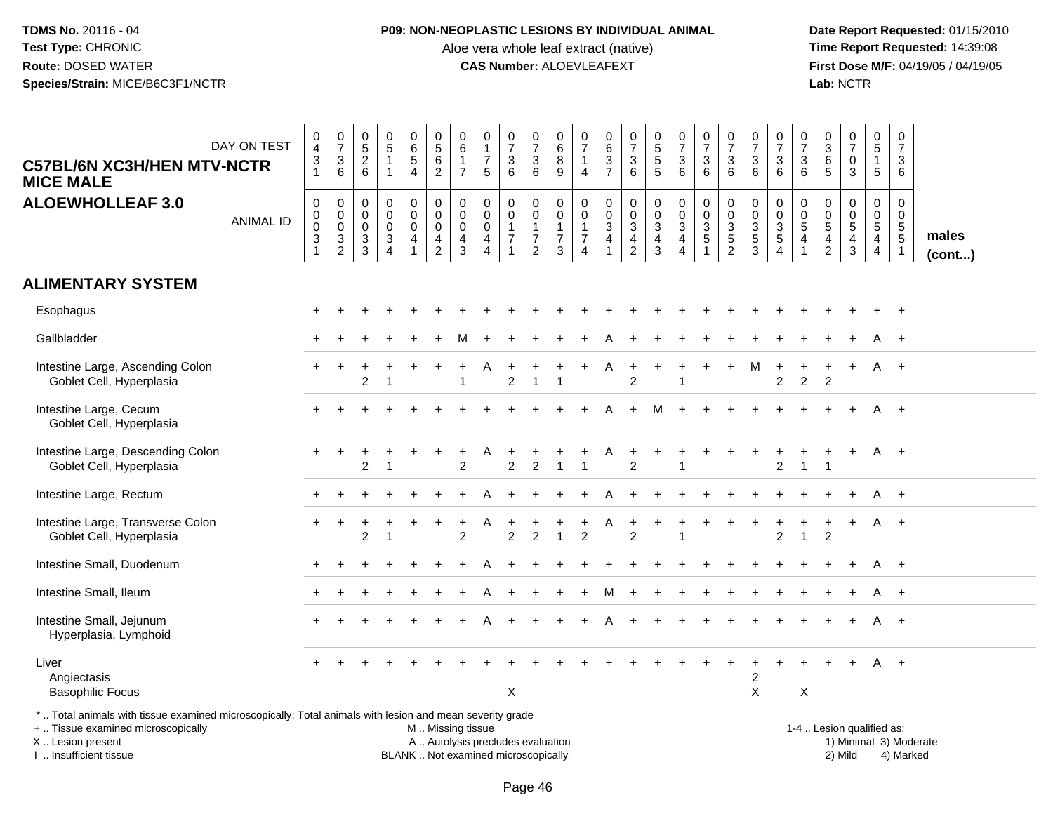TDMS No. 20116 - 04
Test Type: CHRONIC
Route: DOSED WATER
Species/Strain: MICE/B6C3F1/NCTR

**P09: NON-NEOPLASTIC LESIONS BY INDIVIDUAL ANIMAL**
Aloe vera whole leaf extract (native)
**CAS Number:** ALOEVLEAFEXT

Date Report Requested: 01/15/2010
Time Report Requested: 14:39:08
First Dose M/F: 04/19/05 / 04/19/05
Lab: NCTR

**C57BL/6N XC3H/HEN MTV-NCTR MICE MALE**
**ALOEWHOLLEAF 3.0**

| DAY ON TEST | 0431 | 0736 | 0526 | 0511 | 0654 | 0562 | 0617 | 0175 | 0736 | 0736 | 0689 | 0714 | 0637 | 0736 | 0555 | 0736 | 0736 | 0736 | 0736 | 0736 | 0736 | 0365 | 0703 | 0515 | 0736 | |
|---|---|---|---|---|---|---|---|---|---|---|---|---|---|---|---|---|---|---|---|---|---|---|---|---|---|---|
| **ANIMAL ID** | 00031 | 00032 | 00033 | 00034 | 00041 | 00042 | 00043 | 00044 | 00171 | 00172 | 00173 | 00174 | 00341 | 00342 | 00343 | 00344 | 00351 | 00352 | 00353 | 00354 | 00541 | 00542 | 00543 | 00544 | 00551 | **males (cont...)** |
| **ALIMENTARY SYSTEM** | | | | | | | | | | | | | | | | | | | | | | | | | | |
| Esophagus | + | + | + | + | + | + | + | + | + | + | + | + | + | + | + | + | + | + | + | + | + | + | + | + | + | |
| Gallbladder | + | + | + | + | + | + | M | + | + | + | + | + | A | + | + | + | + | + | + | + | + | + | + | A | + | |
| Intestine Large, Ascending Colon | + | + | + | + | + | + | + | A | + | + | + | + | A | + | + | + | + | + | M | + | + | + | + | A | + | |
| Goblet Cell, Hyperplasia | | | 2 | 1 | | | 1 | | 2 | 1 | 1 | | | 2 | | 1 | | | | 2 | 2 | 2 | | | | |
| Intestine Large, Cecum | + | + | + | + | + | + | + | + | + | + | + | + | A | + | M | + | + | + | + | + | + | + | + | A | + | |
| Goblet Cell, Hyperplasia | | | | | | | | | | | | | | | | | | | | | | | | | | |
| Intestine Large, Descending Colon | + | + | + | + | + | + | + | A | + | + | + | + | A | + | + | + | + | + | + | + | + | + | + | A | + | |
| Goblet Cell, Hyperplasia | | | 2 | 1 | | | 2 | | 2 | 2 | 1 | 1 | | 2 | | 1 | | | | 2 | 1 | 1 | | | | |
| Intestine Large, Rectum | + | + | + | + | + | + | + | A | + | + | + | + | A | + | + | + | + | + | + | + | + | + | + | A | + | |
| Intestine Large, Transverse Colon | + | + | + | + | + | + | + | A | + | + | + | + | A | + | + | + | + | + | + | + | + | + | + | A | + | |
| Goblet Cell, Hyperplasia | | | 2 | 1 | | | 2 | | 2 | 2 | 1 | 2 | | 2 | | 1 | | | | 2 | 1 | 2 | | | | |
| Intestine Small, Duodenum | + | + | + | + | + | + | + | A | + | + | + | + | + | + | + | + | + | + | + | + | + | + | + | A | + | |
| Intestine Small, Ileum | + | + | + | + | + | + | + | A | + | + | + | + | M | + | + | + | + | + | + | + | + | + | + | A | + | |
| Intestine Small, Jejunum | + | + | + | + | + | + | + | A | + | + | + | + | A | + | + | + | + | + | + | + | + | + | + | A | + | |
| Hyperplasia, Lymphoid | | | | | | | | | | | | | | | | | | | | | | | | | | |
| Liver | + | + | + | + | + | + | + | + | + | + | + | + | + | + | + | + | + | + | + | + | + | + | + | A | + | |
| Angiectasis | | | | | | | | | | | | | | | | | | | 2 | | | | | | | |
| Basophilic Focus | | | | | | | | | X | | | | | | | | | | X | | X | | | | | |

\* .. Total animals with tissue examined microscopically; Total animals with lesion and mean severity grade
\+ .. Tissue examined microscopically
X .. Lesion present
I .. Insufficient tissue

M .. Missing tissue
A .. Autolysis precludes evaluation
BLANK .. Not examined microscopically

1-4 .. Lesion qualified as:
1) Minimal 3) Moderate
2) Mild 4) Marked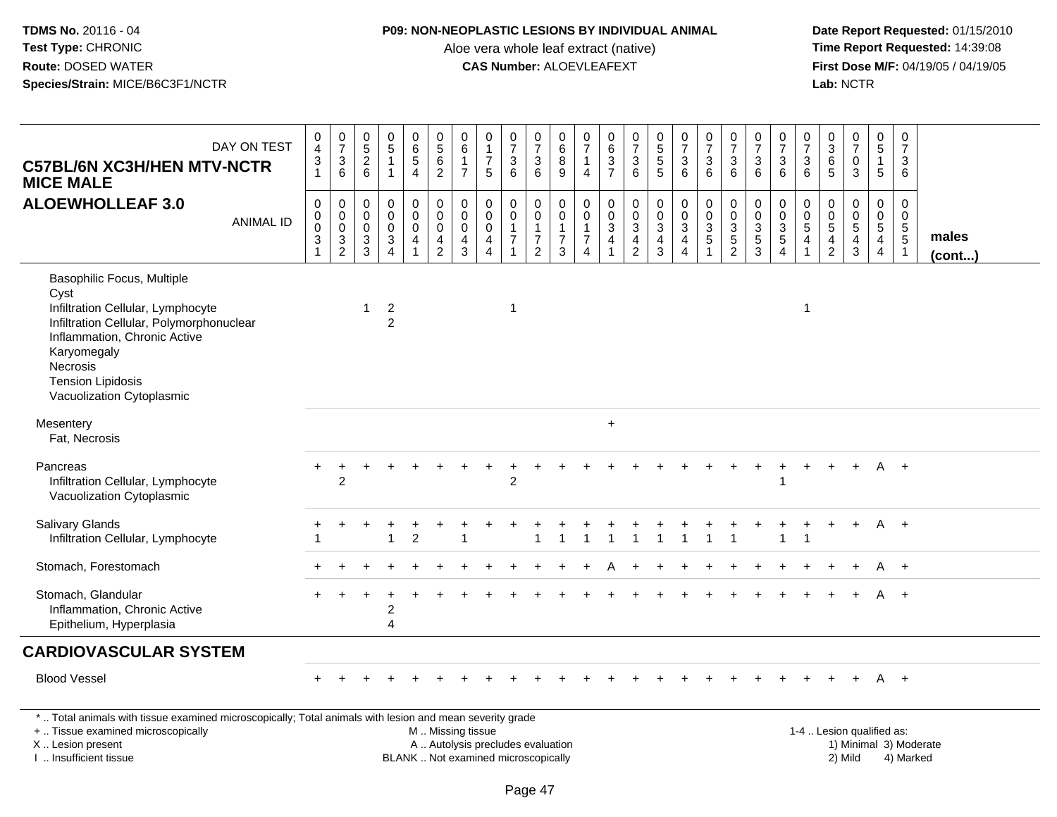**TDMS No.** 20116 - 04
**Test Type:** CHRONIC
**Route:** DOSED WATER
**Species/Strain:** MICE/B6C3F1/NCTR

**P09: NON-NEOPLASTIC LESIONS BY INDIVIDUAL ANIMAL**
Aloe vera whole leaf extract (native)
**CAS Number:** ALOEVLEAFEXT

**Date Report Requested:** 01/15/2010
**Time Report Requested:** 14:39:08
**First Dose M/F:** 04/19/05 / 04/19/05
**Lab:** NCTR

**C57BL/6N XC3H/HEN MTV-NCTR MICE MALE**
**ALOEWHOLLEAF 3.0**

| DAY ON TEST | 0431 | 0736 | 0526 | 0511 | 0654 | 0562 | 0617 | 0175 | 0736 | 0736 | 0689 | 0714 | 0637 | 0736 | 0555 | 0736 | 0736 | 0736 | 0736 | 0736 | 0736 | 0365 | 0703 | 0515 | 0736 | |
|---|---|---|---|---|---|---|---|---|---|---|---|---|---|---|---|---|---|---|---|---|---|---|---|---|---|---|
| **ANIMAL ID** | 00031 | 00032 | 00033 | 00034 | 00041 | 00042 | 00043 | 00044 | 00171 | 00172 | 00173 | 00174 | 00341 | 00342 | 00343 | 00344 | 00351 | 00352 | 00353 | 00354 | 00541 | 00542 | 00543 | 00544 | 00551 | **males (cont...)** |
| Basophilic Focus, Multiple | | | | | | | | | | | | | | | | | | | | | | | | | | |
| Cyst | | | | | | | | | | | | | | | | | | | | | | | | | | |
| Infiltration Cellular, Lymphocyte | | | 1 | 2 | | | | | 1 | | | | | | | | | | | | 1 | | | | | |
| Infiltration Cellular, Polymorphonuclear | | | | 2 | | | | | | | | | | | | | | | | | | | | | | |
| Inflammation, Chronic Active | | | | | | | | | | | | | | | | | | | | | | | | | | |
| Karyomegaly | | | | | | | | | | | | | | | | | | | | | | | | | | |
| Necrosis | | | | | | | | | | | | | | | | | | | | | | | | | | |
| Tension Lipidosis | | | | | | | | | | | | | | | | | | | | | | | | | | |
| Vacuolization Cytoplasmic | | | | | | | | | | | | | | | | | | | | | | | | | | |
| Mesentery | | | | | | | | | | | | | + | | | | | | | | | | | | | |
| Fat, Necrosis | | | | | | | | | | | | | | | | | | | | | | | | | | |
| Pancreas | + | + | + | + | + | + | + | + | + | + | + | + | + | + | + | + | + | + | + | + | + | + | + | A | + | |
| Infiltration Cellular, Lymphocyte | | 2 | | | | | | | 2 | | | | | | | | | | | 1 | | | | | | |
| Vacuolization Cytoplasmic | | | | | | | | | | | | | | | | | | | | | | | | | | |
| Salivary Glands | + | + | + | + | + | + | + | + | + | + | + | + | + | + | + | + | + | + | + | + | + | + | + | A | + | |
| Infiltration Cellular, Lymphocyte | 1 | | | 1 | 2 | | 1 | | | 1 | 1 | 1 | 1 | 1 | 1 | 1 | 1 | 1 | | 1 | 1 | | | | | |
| Stomach, Forestomach | + | + | + | + | + | + | + | + | + | + | + | + | A | + | + | + | + | + | + | + | + | + | + | A | + | |
| Stomach, Glandular | + | + | + | + | + | + | + | + | + | + | + | + | + | + | + | + | + | + | + | + | + | + | + | A | + | |
| Inflammation, Chronic Active | | | | 2 | | | | | | | | | | | | | | | | | | | | | | |
| Epithelium, Hyperplasia | | | | 4 | | | | | | | | | | | | | | | | | | | | | | |
| **CARDIOVASCULAR SYSTEM** | | | | | | | | | | | | | | | | | | | | | | | | | | |
| Blood Vessel | + | + | + | + | + | + | + | + | + | + | + | + | + | + | + | + | + | + | + | + | + | + | + | A | + | |

\* .. Total animals with tissue examined microscopically; Total animals with lesion and mean severity grade
+ .. Tissue examined microscopically
X .. Lesion present
I .. Insufficient tissue
M .. Missing tissue
A .. Autolysis precludes evaluation
BLANK .. Not examined microscopically
1-4 .. Lesion qualified as: 1) Minimal 2) Mild 3) Moderate 4) Marked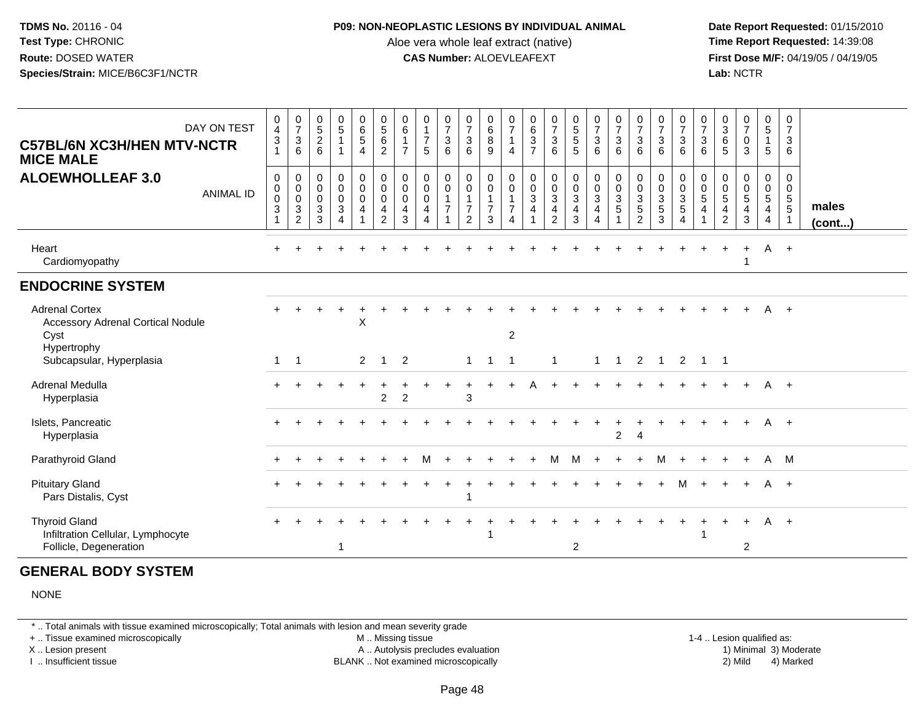**TDMS No.** 20116 - 04
**Test Type:** CHRONIC
**Route:** DOSED WATER
**Species/Strain:** MICE/B6C3F1/NCTR

**P09: NON-NEOPLASTIC LESIONS BY INDIVIDUAL ANIMAL**
Aloe vera whole leaf extract (native)
**CAS Number:** ALOEVLEAFEXT

**Date Report Requested:** 01/15/2010
**Time Report Requested:** 14:39:08
**First Dose M/F:** 04/19/05 / 04/19/05
**Lab:** NCTR

## C57BL/6N XC3H/HEN MTV-NCTR MICE MALE
## ALOEWHOLLEAF 3.0

| DAY ON TEST | 0431 | 0736 | 0526 | 0511 | 0654 | 0562 | 0617 | 0175 | 0736 | 0736 | 0689 | 0714 | 0637 | 0736 | 0555 | 0736 | 0736 | 0736 | 0736 | 0736 | 0736 | 0365 | 0703 | 0515 | 0736 | |
|---|---|---|---|---|---|---|---|---|---|---|---|---|---|---|---|---|---|---|---|---|---|---|---|---|---|---|
| **ANIMAL ID** | 00031 | 00032 | 00033 | 00034 | 00041 | 00042 | 00043 | 00044 | 00171 | 00172 | 00173 | 00174 | 00341 | 00342 | 00343 | 00344 | 00351 | 00352 | 00353 | 00354 | 00541 | 00542 | 00543 | 00544 | 00551 | **males (cont...)** |
| Heart | + | + | + | + | + | + | + | + | + | + | + | + | + | + | + | + | + | + | + | + | + | + | + | A | + | |
| Cardiomyopathy | | | | | | | | | | | | | | | | | | | | | | | 1 | | | |
| **ENDOCRINE SYSTEM** | | | | | | | | | | | | | | | | | | | | | | | | | | |
| Adrenal Cortex | + | + | + | + | + | + | + | + | + | + | + | + | + | + | + | + | + | + | + | + | + | + | + | A | + | |
| Accessory Adrenal Cortical Nodule | | | | | X | | | | | | | | | | | | | | | | | | | | | |
| Cyst | | | | | | | | | | | | 2 | | | | | | | | | | | | | | |
| Hypertrophy | | | | | | | | | | | | | | | | | | | | | | | | | | |
| Subcapsular, Hyperplasia | 1 | 1 | | | 2 | 1 | 2 | | | 1 | 1 | 1 | | 1 | | 1 | 1 | 2 | 1 | 2 | 1 | 1 | | | | |
| Adrenal Medulla | + | + | + | + | + | + | + | + | + | + | + | + | A | + | + | + | + | + | + | + | + | + | + | A | + | |
| Hyperplasia | | | | | | 2 | 2 | | | 3 | | | | | | | | | | | | | | | | |
| Islets, Pancreatic | + | + | + | + | + | + | + | + | + | + | + | + | + | + | + | + | + | + | + | + | + | + | + | A | + | |
| Hyperplasia | | | | | | | | | | | | | | | | | 2 | 4 | | | | | | | | |
| Parathyroid Gland | + | + | + | + | + | + | + | M | + | + | + | + | + | M | M | + | + | + | M | + | + | + | + | A | M | |
| Pituitary Gland | + | + | + | + | + | + | + | + | + | + | + | + | + | + | + | + | + | + | + | M | + | + | + | A | + | |
| Pars Distalis, Cyst | | | | | | | | | | 1 | | | | | | | | | | | | | | | | |
| Thyroid Gland | + | + | + | + | + | + | + | + | + | + | + | + | + | + | + | + | + | + | + | + | + | + | + | A | + | |
| Infiltration Cellular, Lymphocyte | | | | | | | | | | | 1 | | | | | | | | | | 1 | | | | | |
| Follicle, Degeneration | | | | 1 | | | | | | | | | | | 2 | | | | | | | | 2 | | | |

## GENERAL BODY SYSTEM

NONE

\* .. Total animals with tissue examined microscopically; Total animals with lesion and mean severity grade
\+ .. Tissue examined microscopically
X .. Lesion present
I .. Insufficient tissue

M .. Missing tissue
A .. Autolysis precludes evaluation
BLANK .. Not examined microscopically

1-4 .. Lesion qualified as:
1) Minimal 3) Moderate
2) Mild 4) Marked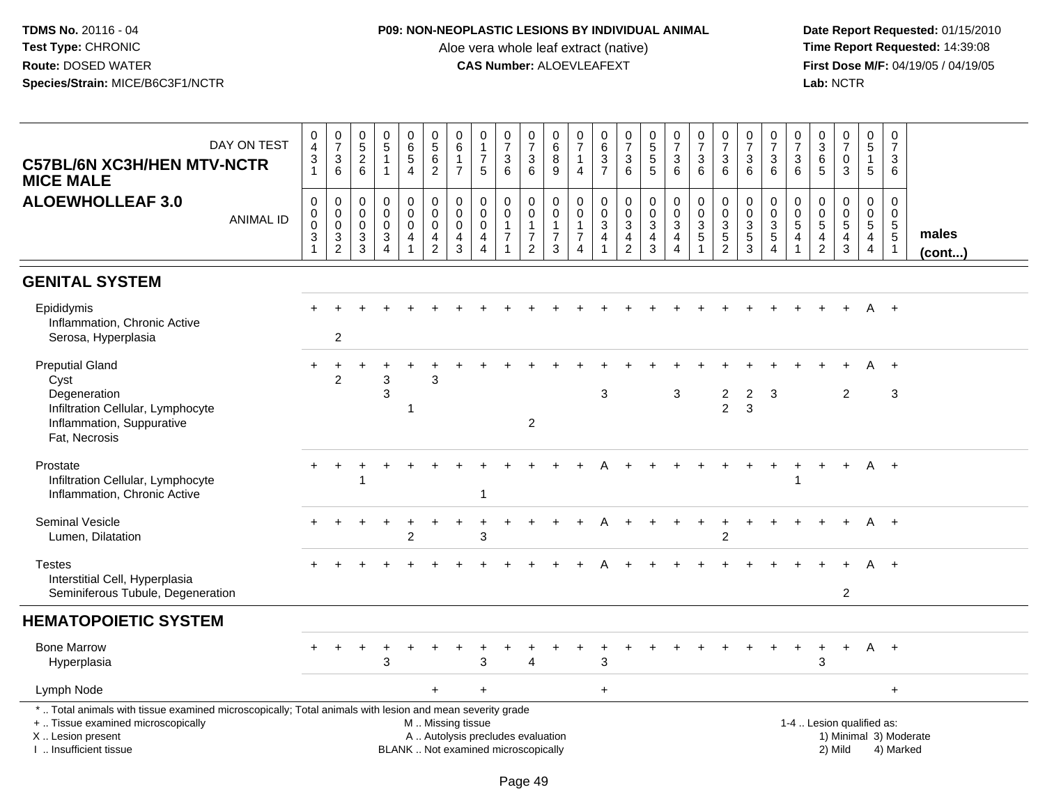**TDMS No.** 20116 - 04
**Test Type:** CHRONIC
**Route:** DOSED WATER
**Species/Strain:** MICE/B6C3F1/NCTR

**P09: NON-NEOPLASTIC LESIONS BY INDIVIDUAL ANIMAL**
Aloe vera whole leaf extract (native)
**CAS Number:** ALOEVLEAFEXT

**Date Report Requested:** 01/15/2010
**Time Report Requested:** 14:39:08
**First Dose M/F:** 04/19/05 / 04/19/05
**Lab:** NCTR

| C57BL/6N XC3H/HEN MTV-NCTR MICE MALE — ALOEWHOLLEAF 3.0 | | | | | | | | | | | | | | | | | | | | | | | | | | |
|---|---|---|---|---|---|---|---|---|---|---|---|---|---|---|---|---|---|---|---|---|---|---|---|---|---|---|
| DAY ON TEST | 0431 | 0736 | 0526 | 0511 | 0654 | 0562 | 0617 | 0175 | 0736 | 0736 | 0689 | 0714 | 0637 | 0736 | 0555 | 0736 | 0736 | 0736 | 0736 | 0736 | 0736 | 0365 | 0703 | 0515 | 0736 | |
| ANIMAL ID | 00031 | 00032 | 00033 | 00034 | 00041 | 00042 | 00043 | 00044 | 00171 | 00172 | 00173 | 00174 | 00341 | 00342 | 00343 | 00344 | 00351 | 00352 | 00353 | 00354 | 00541 | 00542 | 00543 | 00544 | 00551 | males (cont...) |
| **GENITAL SYSTEM** | | | | | | | | | | | | | | | | | | | | | | | | | | |
| Epididymis | + | + | + | + | + | + | + | + | + | + | + | + | + | + | + | + | + | + | + | + | + | + | + | A | + | |
| Inflammation, Chronic Active | | | | | | | | | | | | | | | | | | | | | | | | | | |
| Serosa, Hyperplasia | | 2 | | | | | | | | | | | | | | | | | | | | | | | | |
| Preputial Gland | + | + | + | + | + | + | + | + | + | + | + | + | + | + | + | + | + | + | + | + | + | + | + | A | + | |
| Cyst | | 2 | | 3 | | 3 | | | | | | | | | | | | | | | | | | | | |
| Degeneration | | | | 3 | | | | | | | | | 3 | | | 3 | | 2 | 2 | 3 | | | 2 | | 3 | |
| Infiltration Cellular, Lymphocyte | | | | | 1 | | | | | | | | | | | | | 2 | 3 | | | | | | | |
| Inflammation, Suppurative | | | | | | | | | | 2 | | | | | | | | | | | | | | | | |
| Fat, Necrosis | | | | | | | | | | | | | | | | | | | | | | | | | | |
| Prostate | + | + | + | + | + | + | + | + | + | + | + | + | A | + | + | + | + | + | + | + | + | + | + | A | + | |
| Infiltration Cellular, Lymphocyte | | | 1 | | | | | | | | | | | | | | | | | | 1 | | | | | |
| Inflammation, Chronic Active | | | | | | | | 1 | | | | | | | | | | | | | | | | | | |
| Seminal Vesicle | + | + | + | + | + | + | + | + | + | + | + | + | A | + | + | + | + | + | + | + | + | + | + | A | + | |
| Lumen, Dilatation | | | | | 2 | | | 3 | | | | | | | | | | 2 | | | | | | | | |
| Testes | + | + | + | + | + | + | + | + | + | + | + | + | A | + | + | + | + | + | + | + | + | + | + | A | + | |
| Interstitial Cell, Hyperplasia | | | | | | | | | | | | | | | | | | | | | | | | | | |
| Seminiferous Tubule, Degeneration | | | | | | | | | | | | | | | | | | | | | | | 2 | | | |
| **HEMATOPOIETIC SYSTEM** | | | | | | | | | | | | | | | | | | | | | | | | | | |
| Bone Marrow | + | + | + | + | + | + | + | + | + | + | + | + | + | + | + | + | + | + | + | + | + | + | + | A | + | |
| Hyperplasia | | | | 3 | | | | 3 | | 4 | | | 3 | | | | | | | | | 3 | | | | |
| Lymph Node | | | | | | + | | + | | | | | + | | | | | | | | | | | | + | |

\* .. Total animals with tissue examined microscopically; Total animals with lesion and mean severity grade
+ .. Tissue examined microscopically
X .. Lesion present
I .. Insufficient tissue

M .. Missing tissue
A .. Autolysis precludes evaluation
BLANK .. Not examined microscopically

1-4 .. Lesion qualified as:
1) Minimal 3) Moderate
2) Mild 4) Marked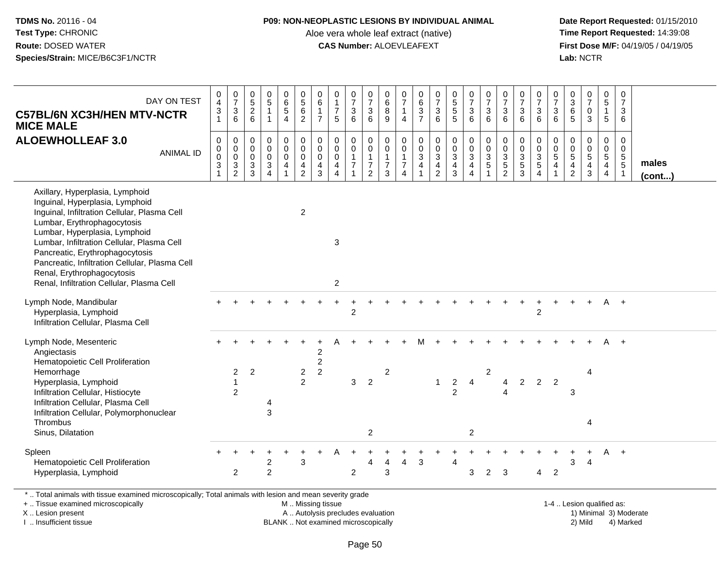**TDMS No.** 20116 - 04
**Test Type:** CHRONIC
**Route:** DOSED WATER
**Species/Strain:** MICE/B6C3F1/NCTR

**P09: NON-NEOPLASTIC LESIONS BY INDIVIDUAL ANIMAL**
Aloe vera whole leaf extract (native)
**CAS Number:** ALOEVLEAFEXT

**Date Report Requested:** 01/15/2010
**Time Report Requested:** 14:39:08
**First Dose M/F:** 04/19/05 / 04/19/05
**Lab:** NCTR

| C57BL/6N XC3H/HEN MTV-NCTR MICE MALE — DAY ON TEST | 0431 | 0736 | 0526 | 0511 | 0654 | 0562 | 0617 | 0175 | 0736 | 0736 | 0689 | 0714 | 0637 | 0736 | 0555 | 0736 | 0736 | 0736 | 0736 | 0736 | 0736 | 0365 | 0703 | 0515 | 0736 | |
|---|---|---|---|---|---|---|---|---|---|---|---|---|---|---|---|---|---|---|---|---|---|---|---|---|---|---|
| **ALOEWHOLLEAF 3.0** — ANIMAL ID | 00031 | 00032 | 00033 | 00034 | 00041 | 00042 | 00043 | 00044 | 00171 | 00172 | 00173 | 00174 | 00341 | 00342 | 00343 | 00344 | 00351 | 00352 | 00353 | 00354 | 00541 | 00542 | 00543 | 00544 | 00551 | **males (cont...)** |
| Axillary, Hyperplasia, Lymphoid | | | | | | | | | | | | | | | | | | | | | | | | | | |
| Inguinal, Hyperplasia, Lymphoid | | | | | | | | | | | | | | | | | | | | | | | | | | |
| Inguinal, Infiltration Cellular, Plasma Cell | | | | | | 2 | | | | | | | | | | | | | | | | | | | | |
| Lumbar, Erythrophagocytosis | | | | | | | | | | | | | | | | | | | | | | | | | | |
| Lumbar, Hyperplasia, Lymphoid | | | | | | | | | | | | | | | | | | | | | | | | | | |
| Lumbar, Infiltration Cellular, Plasma Cell | | | | | | | | 3 | | | | | | | | | | | | | | | | | | |
| Pancreatic, Erythrophagocytosis | | | | | | | | | | | | | | | | | | | | | | | | | | |
| Pancreatic, Infiltration Cellular, Plasma Cell | | | | | | | | | | | | | | | | | | | | | | | | | | |
| Renal, Erythrophagocytosis | | | | | | | | | | | | | | | | | | | | | | | | | | |
| Renal, Infiltration Cellular, Plasma Cell | | | | | | | | 2 | | | | | | | | | | | | | | | | | | |
| Lymph Node, Mandibular | + | + | + | + | + | + | + | + | + | + | + | + | + | + | + | + | + | + | + | + | + | + | + | A | + | |
| Hyperplasia, Lymphoid | | | | | | | | | 2 | | | | | | | | | | | 2 | | | | | | |
| Infiltration Cellular, Plasma Cell | | | | | | | | | | | | | | | | | | | | | | | | | | |
| Lymph Node, Mesenteric | + | + | + | + | + | + | + | A | + | + | + | + | M | + | + | + | + | + | + | + | + | + | + | A | + | |
| Angiectasis | | | | | | | 2 | | | | | | | | | | | | | | | | | | | |
| Hematopoietic Cell Proliferation | | | | | | | 2 | | | | | | | | | | | | | | | | | | | |
| Hemorrhage | | 2 | 2 | | | 2 | 2 | | | | 2 | | | | | | 2 | | | | | | 4 | | | |
| Hyperplasia, Lymphoid | | 1 | | | | 2 | | | 3 | 2 | | | | 1 | 2 | 4 | | 4 | 2 | 2 | 2 | | | | | |
| Infiltration Cellular, Histiocyte | | 2 | | | | | | | | | | | | | 2 | | | 4 | | | | 3 | | | | |
| Infiltration Cellular, Plasma Cell | | | | 4 | | | | | | | | | | | | | | | | | | | | | | |
| Infiltration Cellular, Polymorphonuclear | | | | 3 | | | | | | | | | | | | | | | | | | | | | | |
| Thrombus | | | | | | | | | | | | | | | | | | | | | | | 4 | | | |
| Sinus, Dilatation | | | | | | | | | | 2 | | | | | | 2 | | | | | | | | | | |
| Spleen | + | + | + | + | + | + | + | A | + | + | + | + | + | + | + | + | + | + | + | + | + | + | + | A | + | |
| Hematopoietic Cell Proliferation | | | | 2 | | 3 | | | | 4 | 4 | 4 | 3 | | 4 | | | | | | | 3 | 4 | | | |
| Hyperplasia, Lymphoid | | 2 | | 2 | | | | | 2 | | 3 | | | | | 3 | 2 | 3 | | 4 | 2 | | | | | |

\* .. Total animals with tissue examined microscopically; Total animals with lesion and mean severity grade
+ .. Tissue examined microscopically
X .. Lesion present
I .. Insufficient tissue

M .. Missing tissue
A .. Autolysis precludes evaluation
BLANK .. Not examined microscopically

1-4 .. Lesion qualified as:
1) Minimal 3) Moderate
2) Mild 4) Marked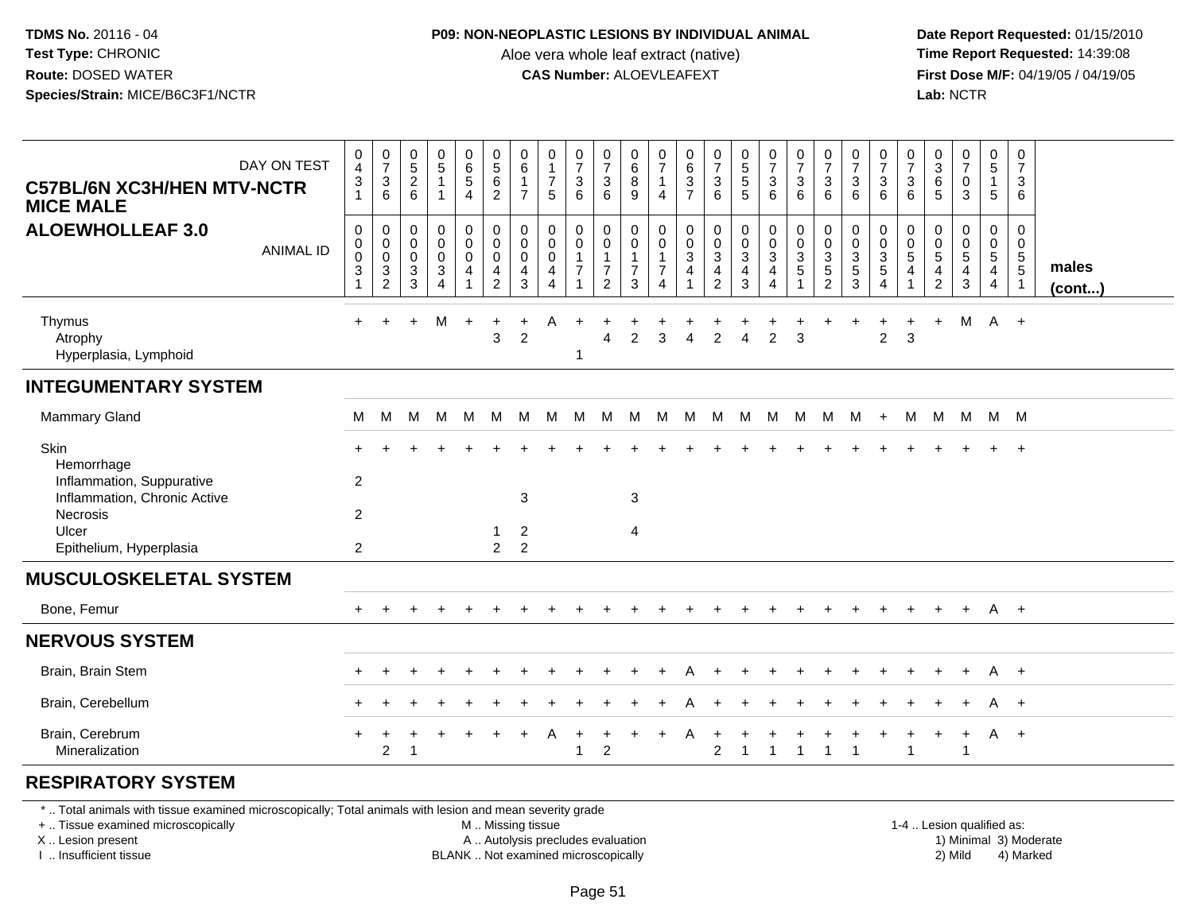**TDMS No.** 20116 - 04
**Test Type:** CHRONIC
**Route:** DOSED WATER
**Species/Strain:** MICE/B6C3F1/NCTR

**P09: NON-NEOPLASTIC LESIONS BY INDIVIDUAL ANIMAL**
Aloe vera whole leaf extract (native)
**CAS Number:** ALOEVLEAFEXT

**Date Report Requested:** 01/15/2010
**Time Report Requested:** 14:39:08
**First Dose M/F:** 04/19/05 / 04/19/05
**Lab:** NCTR

**C57BL/6N XC3H/HEN MTV-NCTR MICE MALE**
**ALOEWHOLLEAF 3.0**

| DAY ON TEST | 0431 | 0736 | 0526 | 0511 | 0654 | 0562 | 0617 | 0175 | 0736 | 0736 | 0689 | 0714 | 0637 | 0736 | 0555 | 0736 | 0736 | 0736 | 0736 | 0736 | 0736 | 0365 | 0703 | 0515 | 0736 | |
|---|---|---|---|---|---|---|---|---|---|---|---|---|---|---|---|---|---|---|---|---|---|---|---|---|---|---|
| **ANIMAL ID** | 0031 | 0032 | 0033 | 0034 | 0041 | 0042 | 0043 | 0044 | 0171 | 0172 | 0173 | 0174 | 0341 | 0342 | 0343 | 0344 | 0351 | 0352 | 0353 | 0354 | 0541 | 0542 | 0543 | 0544 | 0551 | **males (cont...)** |
| Thymus | + | + | + | M | + | + | + | A | + | + | + | + | + | + | + | + | + | + | + | + | + | + | M | A | + | |
| Atrophy | | | | | | 3 | 2 | | | 4 | 2 | 3 | 4 | 2 | 4 | 2 | 3 | | | 2 | 3 | | | | | |
| Hyperplasia, Lymphoid | | | | | | | | | 1 | | | | | | | | | | | | | | | | | |
| **INTEGUMENTARY SYSTEM** | | | | | | | | | | | | | | | | | | | | | | | | | | |
| Mammary Gland | M | M | M | M | M | M | M | M | M | M | M | M | M | M | M | M | M | M | M | + | M | M | M | M | M | |
| Skin | + | + | + | + | + | + | + | + | + | + | + | + | + | + | + | + | + | + | + | + | + | + | + | + | + | |
| Hemorrhage | | | | | | | | | | | | | | | | | | | | | | | | | | |
| Inflammation, Suppurative | 2 | | | | | | | | | | | | | | | | | | | | | | | | | |
| Inflammation, Chronic Active | | | | | | | 3 | | | | 3 | | | | | | | | | | | | | | | |
| Necrosis | 2 | | | | | | | | | | | | | | | | | | | | | | | | | |
| Ulcer | | | | | | 1 | 2 | | | | 4 | | | | | | | | | | | | | | | |
| Epithelium, Hyperplasia | 2 | | | | | 2 | 2 | | | | | | | | | | | | | | | | | | | |
| **MUSCULOSKELETAL SYSTEM** | | | | | | | | | | | | | | | | | | | | | | | | | | |
| Bone, Femur | + | + | + | + | + | + | + | + | + | + | + | + | + | + | + | + | + | + | + | + | + | + | + | A | + | |
| **NERVOUS SYSTEM** | | | | | | | | | | | | | | | | | | | | | | | | | | |
| Brain, Brain Stem | + | + | + | + | + | + | + | + | + | + | + | + | A | + | + | + | + | + | + | + | + | + | + | A | + | |
| Brain, Cerebellum | + | + | + | + | + | + | + | + | + | + | + | + | A | + | + | + | + | + | + | + | + | + | + | A | + | |
| Brain, Cerebrum | + | + | + | + | + | + | + | A | + | + | + | + | A | + | + | + | + | + | + | + | + | + | + | A | + | |
| Mineralization | | 2 | 1 | | | | | | 1 | 2 | | | | 2 | 1 | 1 | 1 | 1 | 1 | | 1 | | 1 | | | |
| **RESPIRATORY SYSTEM** | | | | | | | | | | | | | | | | | | | | | | | | | | |

\* .. Total animals with tissue examined microscopically; Total animals with lesion and mean severity grade
\+ .. Tissue examined microscopically
X .. Lesion present
I .. Insufficient tissue

M .. Missing tissue
A .. Autolysis precludes evaluation
BLANK .. Not examined microscopically

1-4 .. Lesion qualified as:
1) Minimal 3) Moderate
2) Mild 4) Marked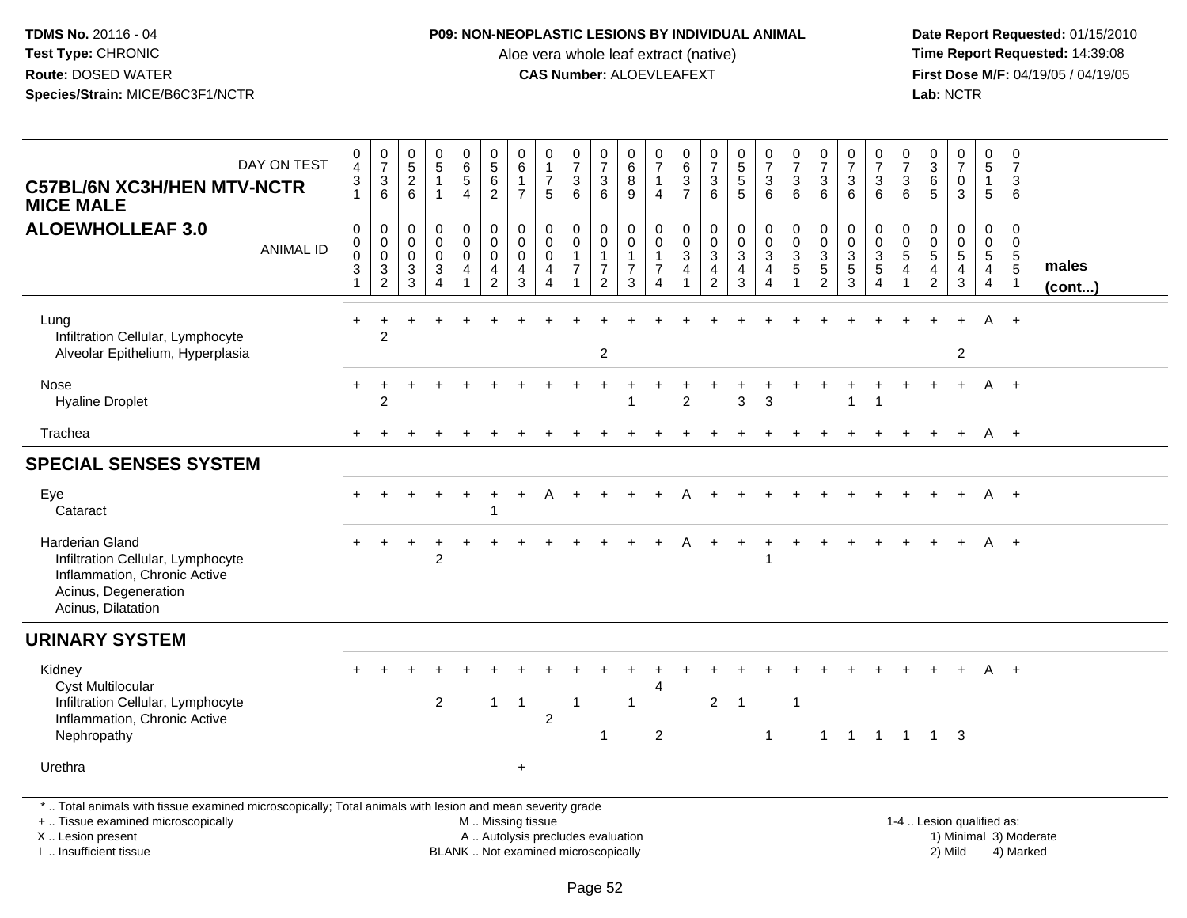TDMS No. 20116 - 04
Test Type: CHRONIC
Route: DOSED WATER
Species/Strain: MICE/B6C3F1/NCTR

**P09: NON-NEOPLASTIC LESIONS BY INDIVIDUAL ANIMAL**
Aloe vera whole leaf extract (native)
**CAS Number:** ALOEVLEAFEXT

Date Report Requested: 01/15/2010
Time Report Requested: 14:39:08
First Dose M/F: 04/19/05 / 04/19/05
Lab: NCTR

**C57BL/6N XC3H/HEN MTV-NCTR MICE MALE**
**ALOEWHOLLEAF 3.0**

| DAY ON TEST | 0431 | 0736 | 0526 | 0511 | 0654 | 0562 | 0617 | 0175 | 0736 | 0736 | 0689 | 0714 | 0637 | 0736 | 0555 | 0736 | 0736 | 0736 | 0736 | 0736 | 0736 | 0365 | 0703 | 0515 | 0736 | |
|---|---|---|---|---|---|---|---|---|---|---|---|---|---|---|---|---|---|---|---|---|---|---|---|---|---|---|
| **ANIMAL ID** | 00031 | 00032 | 00033 | 00034 | 00041 | 00042 | 00043 | 00044 | 00171 | 00172 | 00173 | 00174 | 00341 | 00342 | 00343 | 00344 | 00351 | 00352 | 00353 | 00354 | 00541 | 00542 | 00543 | 00544 | 00551 | **males (cont...)** |
| Lung | + | + | + | + | + | + | + | + | + | + | + | + | + | + | + | + | + | + | + | + | + | + | + | A | + | |
| Infiltration Cellular, Lymphocyte | | 2 | | | | | | | | | | | | | | | | | | | | | | | | |
| Alveolar Epithelium, Hyperplasia | | | | | | | | | | 2 | | | | | | | | | | | | | 2 | | | |
| Nose | + | + | + | + | + | + | + | + | + | + | + | + | + | + | + | + | + | + | + | + | + | + | + | A | + | |
| Hyaline Droplet | | 2 | | | | | | | | | 1 | | 2 | | 3 | 3 | | | 1 | 1 | | | | | | |
| Trachea | + | + | + | + | + | + | + | + | + | + | + | + | + | + | + | + | + | + | + | + | + | + | + | A | + | |
| **SPECIAL SENSES SYSTEM** | | | | | | | | | | | | | | | | | | | | | | | | | | |
| Eye | + | + | + | + | + | + | + | A | + | + | + | + | A | + | + | + | + | + | + | + | + | + | + | A | + | |
| Cataract | | | | | | 1 | | | | | | | | | | | | | | | | | | | | |
| Harderian Gland | + | + | + | + | + | + | + | + | + | + | + | + | A | + | + | + | + | + | + | + | + | + | + | A | + | |
| Infiltration Cellular, Lymphocyte | | | | 2 | | | | | | | | | | | | 1 | | | | | | | | | | |
| Inflammation, Chronic Active | | | | | | | | | | | | | | | | | | | | | | | | | | |
| Acinus, Degeneration | | | | | | | | | | | | | | | | | | | | | | | | | | |
| Acinus, Dilatation | | | | | | | | | | | | | | | | | | | | | | | | | | |
| **URINARY SYSTEM** | | | | | | | | | | | | | | | | | | | | | | | | | | |
| Kidney | + | + | + | + | + | + | + | + | + | + | + | + | + | + | + | + | + | + | + | + | + | + | + | A | + | |
| Cyst Multilocular | | | | | | | | | | | | 4 | | | | | | | | | | | | | | |
| Infiltration Cellular, Lymphocyte | | | | 2 | | 1 | 1 | | 1 | | 1 | | | 2 | 1 | | 1 | | | | | | | | | |
| Inflammation, Chronic Active | | | | | | | | 2 | | | | | | | | | | | | | | | | | | |
| Nephropathy | | | | | | | | | | 1 | | 2 | | | | 1 | | 1 | 1 | 1 | 1 | 1 | 3 | | | |
| Urethra | | | | | | | + | | | | | | | | | | | | | | | | | | | |

* .. Total animals with tissue examined microscopically; Total animals with lesion and mean severity grade
+ .. Tissue examined microscopically
X .. Lesion present
I .. Insufficient tissue

M .. Missing tissue
A .. Autolysis precludes evaluation
BLANK .. Not examined microscopically

1-4 .. Lesion qualified as:
1) Minimal 3) Moderate
2) Mild 4) Marked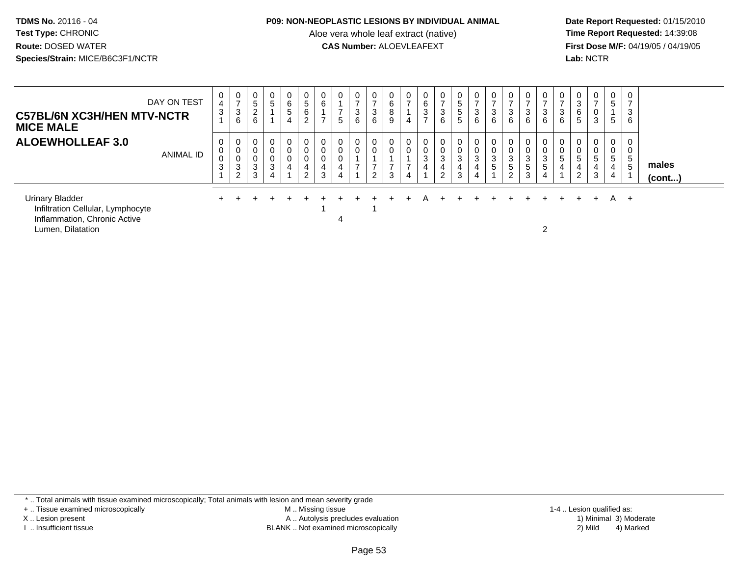**TDMS No.** 20116 - 04
**Test Type:** CHRONIC
**Route:** DOSED WATER
**Species/Strain:** MICE/B6C3F1/NCTR

**P09: NON-NEOPLASTIC LESIONS BY INDIVIDUAL ANIMAL**
Aloe vera whole leaf extract (native)
**CAS Number:** ALOEVLEAFEXT

**Date Report Requested:** 01/15/2010
**Time Report Requested:** 14:39:08
**First Dose M/F:** 04/19/05 / 04/19/05
**Lab:** NCTR

## C57BL/6N XC3H/HEN MTV-NCTR MICE MALE
## ALOEWHOLLEAF 3.0

| DAY ON TEST | 0431 | 0736 | 0526 | 0511 | 0654 | 0562 | 0617 | 0175 | 0736 | 0736 | 0689 | 0714 | 0637 | 0736 | 0555 | 0736 | 0736 | 0736 | 0736 | 0736 | 0736 | 0365 | 0703 | 0515 | 0736 | |
|---|---|---|---|---|---|---|---|---|---|---|---|---|---|---|---|---|---|---|---|---|---|---|---|---|---|---|
| **ANIMAL ID** | 00031 | 00032 | 00033 | 00034 | 00041 | 00042 | 00043 | 00044 | 00171 | 00172 | 00173 | 00174 | 00341 | 00342 | 00343 | 00344 | 00351 | 00352 | 00353 | 00354 | 00541 | 00542 | 00543 | 00544 | 00551 | **males (cont...)** |
| Urinary Bladder | + | + | + | + | + | + | + | + | + | + | + | + | A | + | + | + | + | + | + | + | + | + | + | A | + | |
| Infiltration Cellular, Lymphocyte | | | | | | | 1 | | | 1 | | | | | | | | | | | | | | | | |
| Inflammation, Chronic Active | | | | | | | | 4 | | | | | | | | | | | | | | | | | | |
| Lumen, Dilatation | | | | | | | | | | | | | | | | | | | | 2 | | | | | | |

\* .. Total animals with tissue examined microscopically; Total animals with lesion and mean severity grade
\+ .. Tissue examined microscopically
X .. Lesion present
I .. Insufficient tissue

M .. Missing tissue
A .. Autolysis precludes evaluation
BLANK .. Not examined microscopically

1-4 .. Lesion qualified as:
1) Minimal 3) Moderate
2) Mild 4) Marked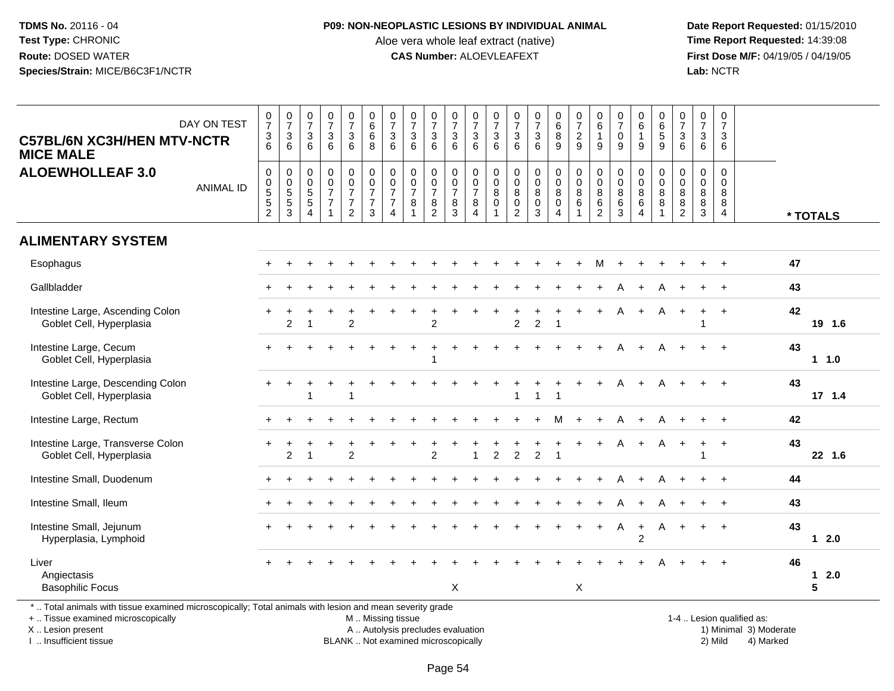**TDMS No.** 20116 - 04
**Test Type:** CHRONIC
**Route:** DOSED WATER
**Species/Strain:** MICE/B6C3F1/NCTR

**P09: NON-NEOPLASTIC LESIONS BY INDIVIDUAL ANIMAL**
Aloe vera whole leaf extract (native)
**CAS Number:** ALOEVLEAFEXT

**Date Report Requested:** 01/15/2010
**Time Report Requested:** 14:39:08
**First Dose M/F:** 04/19/05 / 04/19/05
**Lab:** NCTR

## C57BL/6N XC3H/HEN MTV-NCTR MICE MALE
## ALOEWHOLLEAF 3.0

| DAY ON TEST | 0736 | 0736 | 0736 | 0736 | 0736 | 0668 | 0736 | 0736 | 0736 | 0736 | 0736 | 0736 | 0736 | 0736 | 0689 | 0729 | 0619 | 0709 | 0619 | 0659 | 0736 | 0736 | 0736 | |
|---|---|---|---|---|---|---|---|---|---|---|---|---|---|---|---|---|---|---|---|---|---|---|---|---|
| **ANIMAL ID** | 00552 | 00553 | 00554 | 00771 | 00772 | 00773 | 00774 | 00781 | 00782 | 00783 | 00784 | 00801 | 00802 | 00803 | 00804 | 00861 | 00862 | 00863 | 00864 | 00881 | 00882 | 00883 | 00884 | *** TOTALS** |
| **ALIMENTARY SYSTEM** | | | | | | | | | | | | | | | | | | | | | | | | |
| Esophagus | + | + | + | + | + | + | + | + | + | + | + | + | + | + | + | + | M | + | + | + | + | + | + | 47 |
| Gallbladder | + | + | + | + | + | + | + | + | + | + | + | + | + | + | + | + | + | A | + | A | + | + | + | 43 |
| Intestine Large, Ascending Colon | + | + | + | + | + | + | + | + | + | + | + | + | + | + | + | + | + | A | + | A | + | + | + | 42 |
| Goblet Cell, Hyperplasia | | 2 | 1 | | 2 | | | | 2 | | | | 2 | 2 | 1 | | | | | | | 1 | | 19 1.6 |
| Intestine Large, Cecum | + | + | + | + | + | + | + | + | + | + | + | + | + | + | + | + | + | A | + | A | + | + | + | 43 |
| Goblet Cell, Hyperplasia | | | | | | | | | 1 | | | | | | | | | | | | | | | 1 1.0 |
| Intestine Large, Descending Colon | + | + | + | + | + | + | + | + | + | + | + | + | + | + | + | + | + | A | + | A | + | + | + | 43 |
| Goblet Cell, Hyperplasia | | | 1 | | 1 | | | | | | | | 1 | 1 | 1 | | | | | | | | | 17 1.4 |
| Intestine Large, Rectum | + | + | + | + | + | + | + | + | + | + | + | + | + | + | M | + | + | A | + | A | + | + | + | 42 |
| Intestine Large, Transverse Colon | + | + | + | + | + | + | + | + | + | + | + | + | + | + | + | + | + | A | + | A | + | + | + | 43 |
| Goblet Cell, Hyperplasia | | 2 | 1 | | 2 | | | | 2 | | 1 | 2 | 2 | 2 | 1 | | | | | | | 1 | | 22 1.6 |
| Intestine Small, Duodenum | + | + | + | + | + | + | + | + | + | + | + | + | + | + | + | + | + | A | + | A | + | + | + | 44 |
| Intestine Small, Ileum | + | + | + | + | + | + | + | + | + | + | + | + | + | + | + | + | + | A | + | A | + | + | + | 43 |
| Intestine Small, Jejunum | + | + | + | + | + | + | + | + | + | + | + | + | + | + | + | + | + | A | + | A | + | + | + | 43 |
| Hyperplasia, Lymphoid | | | | | | | | | | | | | | | | | | | 2 | | | | | 1 2.0 |
| Liver | + | + | + | + | + | + | + | + | + | + | + | + | + | + | + | + | + | + | + | A | + | + | + | 46 |
| Angiectasis | | | | | | | | | | | | | | | | | | | | | | | | 1 2.0 |
| Basophilic Focus | | | | | | | | | | X | | | | | | X | | | | | | | | 5 |

\* .. Total animals with tissue examined microscopically; Total animals with lesion and mean severity grade
\+ .. Tissue examined microscopically
X .. Lesion present
I .. Insufficient tissue

M .. Missing tissue
A .. Autolysis precludes evaluation
BLANK .. Not examined microscopically

1-4 .. Lesion qualified as:
1) Minimal 3) Moderate
2) Mild 4) Marked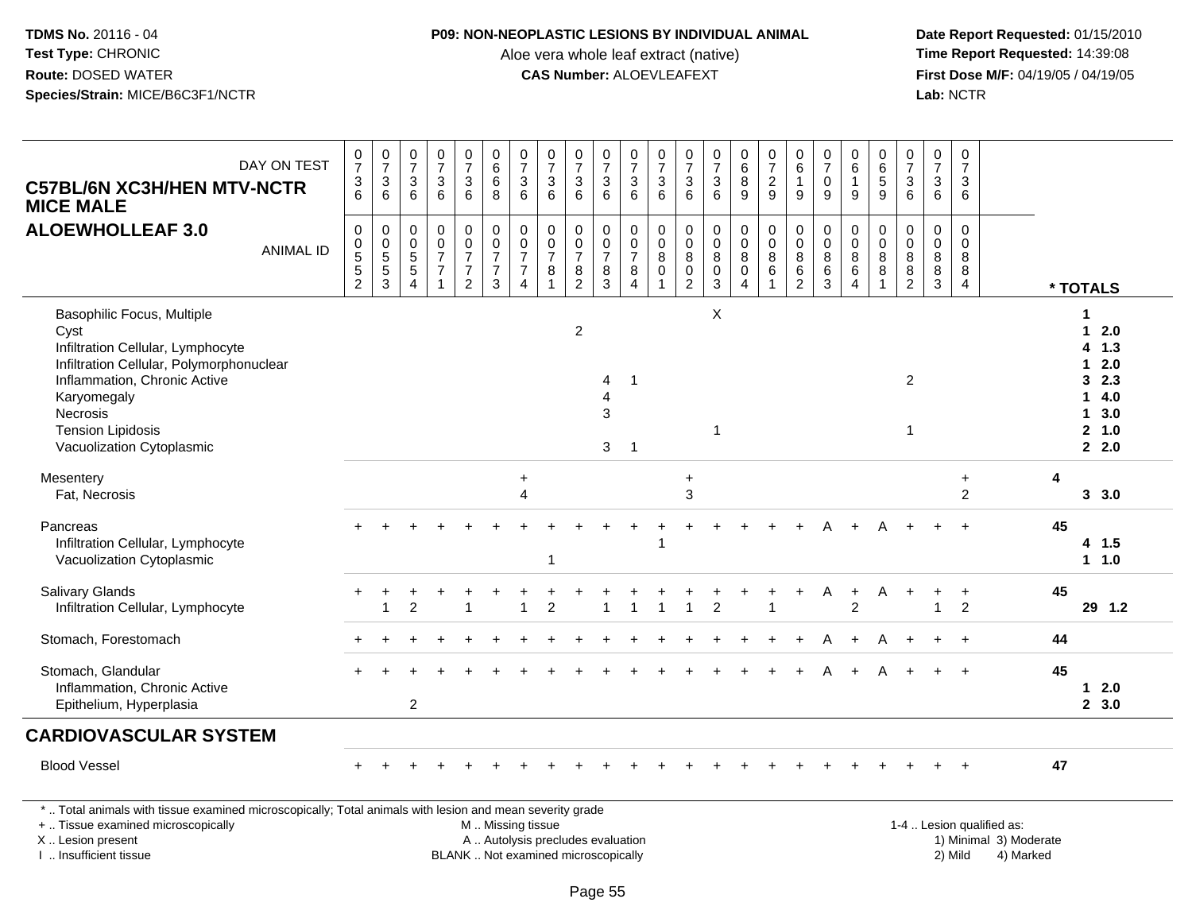**TDMS No.** 20116 - 04
**Test Type:** CHRONIC
**Route:** DOSED WATER
**Species/Strain:** MICE/B6C3F1/NCTR

**P09: NON-NEOPLASTIC LESIONS BY INDIVIDUAL ANIMAL**
Aloe vera whole leaf extract (native)
**CAS Number:** ALOEVLEAFEXT

**Date Report Requested:** 01/15/2010
**Time Report Requested:** 14:39:08
**First Dose M/F:** 04/19/05 / 04/19/05
**Lab:** NCTR

**C57BL/6N XC3H/HEN MTV-NCTR MICE MALE**
**ALOEWHOLLEAF 3.0**

| DAY ON TEST | 0736 | 0736 | 0736 | 0736 | 0736 | 0668 | 0736 | 0736 | 0736 | 0736 | 0736 | 0736 | 0736 | 0736 | 0689 | 0729 | 0619 | 0709 | 0619 | 0659 | 0736 | 0736 | 0736 | |
|---|---|---|---|---|---|---|---|---|---|---|---|---|---|---|---|---|---|---|---|---|---|---|---|---|
| **ANIMAL ID** | 0552 | 0553 | 0554 | 0771 | 0772 | 0773 | 0774 | 0781 | 0782 | 0783 | 0784 | 0801 | 0802 | 0803 | 0804 | 0861 | 0862 | 0863 | 0864 | 0881 | 0882 | 0883 | 0884 | *** TOTALS** |
| Basophilic Focus, Multiple | | | | | | | | | | | | | | X | | | | | | | | | | 1 |
| Cyst | | | | | | | | | 2 | | | | | | | | | | | | | | | 1 2.0 |
| Infiltration Cellular, Lymphocyte | | | | | | | | | | | | | | | | | | | | | | | | 4 1.3 |
| Infiltration Cellular, Polymorphonuclear | | | | | | | | | | | | | | | | | | | | | | | | 1 2.0 |
| Inflammation, Chronic Active | | | | | | | | | | 4 | 1 | | | | | | | | | | 2 | | | 3 2.3 |
| Karyomegaly | | | | | | | | | | 4 | | | | | | | | | | | | | | 1 4.0 |
| Necrosis | | | | | | | | | | 3 | | | | | | | | | | | | | | 1 3.0 |
| Tension Lipidosis | | | | | | | | | | | | | | 1 | | | | | | | 1 | | | 2 1.0 |
| Vacuolization Cytoplasmic | | | | | | | | | | 3 | 1 | | | | | | | | | | | | | 2 2.0 |
| Mesentery | | | | | | | + | | | | | | + | | | | | | | | | | + | 4 |
| Fat, Necrosis | | | | | | | 4 | | | | | | 3 | | | | | | | | | | 2 | 3 3.0 |
| Pancreas | + | + | + | + | + | + | + | + | + | + | + | + | + | + | + | + | + | A | + | A | + | + | + | 45 |
| Infiltration Cellular, Lymphocyte | | | | | | | | | | | | 1 | | | | | | | | | | | | 4 1.5 |
| Vacuolization Cytoplasmic | | | | | | | | 1 | | | | | | | | | | | | | | | | 1 1.0 |
| Salivary Glands | + | + | + | + | + | + | + | + | + | + | + | + | + | + | + | + | + | A | + | A | + | + | + | 45 |
| Infiltration Cellular, Lymphocyte | | 1 | 2 | | 1 | | 1 | 2 | | 1 | 1 | 1 | 1 | 2 | | 1 | | | 2 | | | 1 | 2 | 29 1.2 |
| Stomach, Forestomach | + | + | + | + | + | + | + | + | + | + | + | + | + | + | + | + | + | A | + | A | + | + | + | 44 |
| Stomach, Glandular | + | + | + | + | + | + | + | + | + | + | + | + | + | + | + | + | + | A | + | A | + | + | + | 45 |
| Inflammation, Chronic Active | | | | | | | | | | | | | | | | | | | | | | | | 1 2.0 |
| Epithelium, Hyperplasia | | | 2 | | | | | | | | | | | | | | | | | | | | | 2 3.0 |
| **CARDIOVASCULAR SYSTEM** | | | | | | | | | | | | | | | | | | | | | | | | |
| Blood Vessel | + | + | + | + | + | + | + | + | + | + | + | + | + | + | + | + | + | + | + | + | + | + | + | 47 |

* .. Total animals with tissue examined microscopically; Total animals with lesion and mean severity grade
+ .. Tissue examined microscopically
X .. Lesion present
I .. Insufficient tissue
M .. Missing tissue
A .. Autolysis precludes evaluation
BLANK .. Not examined microscopically
1-4 .. Lesion qualified as: 1) Minimal 2) Mild 3) Moderate 4) Marked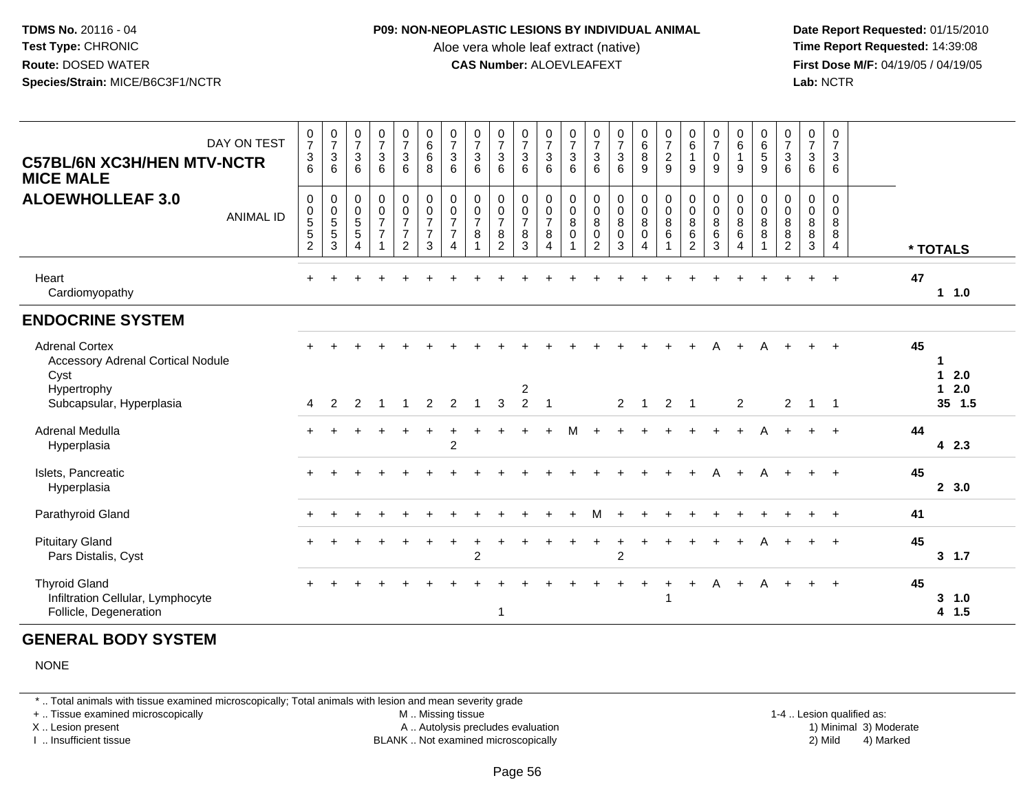**TDMS No.** 20116 - 04
**Test Type:** CHRONIC
**Route:** DOSED WATER
**Species/Strain:** MICE/B6C3F1/NCTR

**P09: NON-NEOPLASTIC LESIONS BY INDIVIDUAL ANIMAL**
Aloe vera whole leaf extract (native)
**CAS Number:** ALOEVLEAFEXT

**Date Report Requested:** 01/15/2010
**Time Report Requested:** 14:39:08
**First Dose M/F:** 04/19/05 / 04/19/05
**Lab:** NCTR

## C57BL/6N XC3H/HEN MTV-NCTR MICE MALE
## ALOEWHOLLEAF 3.0

| DAY ON TEST | 0736 | 0736 | 0736 | 0736 | 0736 | 0668 | 0736 | 0736 | 0736 | 0736 | 0736 | 0736 | 0736 | 0736 | 0689 | 0729 | 0619 | 0709 | 0619 | 0659 | 0736 | 0736 | 0736 | |
|---|---|---|---|---|---|---|---|---|---|---|---|---|---|---|---|---|---|---|---|---|---|---|---|---|
| **ANIMAL ID** | 00552 | 00553 | 00554 | 00771 | 00772 | 00773 | 00774 | 00781 | 00782 | 00783 | 00784 | 00801 | 00802 | 00803 | 00804 | 00861 | 00862 | 00863 | 00864 | 00881 | 00882 | 00883 | 00884 | *** TOTALS** |
| Heart | + | + | + | + | + | + | + | + | + | + | + | + | + | + | + | + | + | + | + | + | + | + | + | 47 |
| Cardiomyopathy | | | | | | | | | | | | | | | | | | | | | | | | 1 1.0 |
| **ENDOCRINE SYSTEM** | | | | | | | | | | | | | | | | | | | | | | | | |
| Adrenal Cortex | + | + | + | + | + | + | + | + | + | + | + | + | + | + | + | + | + | A | + | A | + | + | + | 45 |
| Accessory Adrenal Cortical Nodule | | | | | | | | | | | | | | | | | | | | | | | | 1 |
| Cyst | | | | | | | | | | | | | | | | | | | | | | | | 1 2.0 |
| Hypertrophy | | | | | | | | | | 2 | | | | | | | | | | | | | | 1 2.0 |
| Subcapsular, Hyperplasia | 4 | 2 | 2 | 1 | 1 | 2 | 2 | 1 | 3 | 2 | 1 | | | 2 | 1 | 2 | 1 | | 2 | | 2 | 1 | 1 | 35 1.5 |
| Adrenal Medulla | + | + | + | + | + | + | + | + | + | + | + | M | + | + | + | + | + | + | + | A | + | + | + | 44 |
| Hyperplasia | | | | | | | 2 | | | | | | | | | | | | | | | | | 4 2.3 |
| Islets, Pancreatic | + | + | + | + | + | + | + | + | + | + | + | + | + | + | + | + | + | A | + | A | + | + | + | 45 |
| Hyperplasia | | | | | | | | | | | | | | | | | | | | | | | | 2 3.0 |
| Parathyroid Gland | + | + | + | + | + | + | + | + | + | + | + | + | M | + | + | + | + | + | + | + | + | + | + | 41 |
| Pituitary Gland | + | + | + | + | + | + | + | + | + | + | + | + | + | + | + | + | + | + | + | A | + | + | + | 45 |
| Pars Distalis, Cyst | | | | | | | | 2 | | | | | | 2 | | | | | | | | | | 3 1.7 |
| Thyroid Gland | + | + | + | + | + | + | + | + | + | + | + | + | + | + | + | + | + | A | + | A | + | + | + | 45 |
| Infiltration Cellular, Lymphocyte | | | | | | | | | | | | | | | | 1 | | | | | | | | 3 1.0 |
| Follicle, Degeneration | | | | | | | | | 1 | | | | | | | | | | | | | | | 4 1.5 |

## GENERAL BODY SYSTEM

NONE

\* .. Total animals with tissue examined microscopically; Total animals with lesion and mean severity grade
+ .. Tissue examined microscopically
X .. Lesion present
I .. Insufficient tissue
M .. Missing tissue
A .. Autolysis precludes evaluation
BLANK .. Not examined microscopically
1-4 .. Lesion qualified as: 1) Minimal 2) Mild 3) Moderate 4) Marked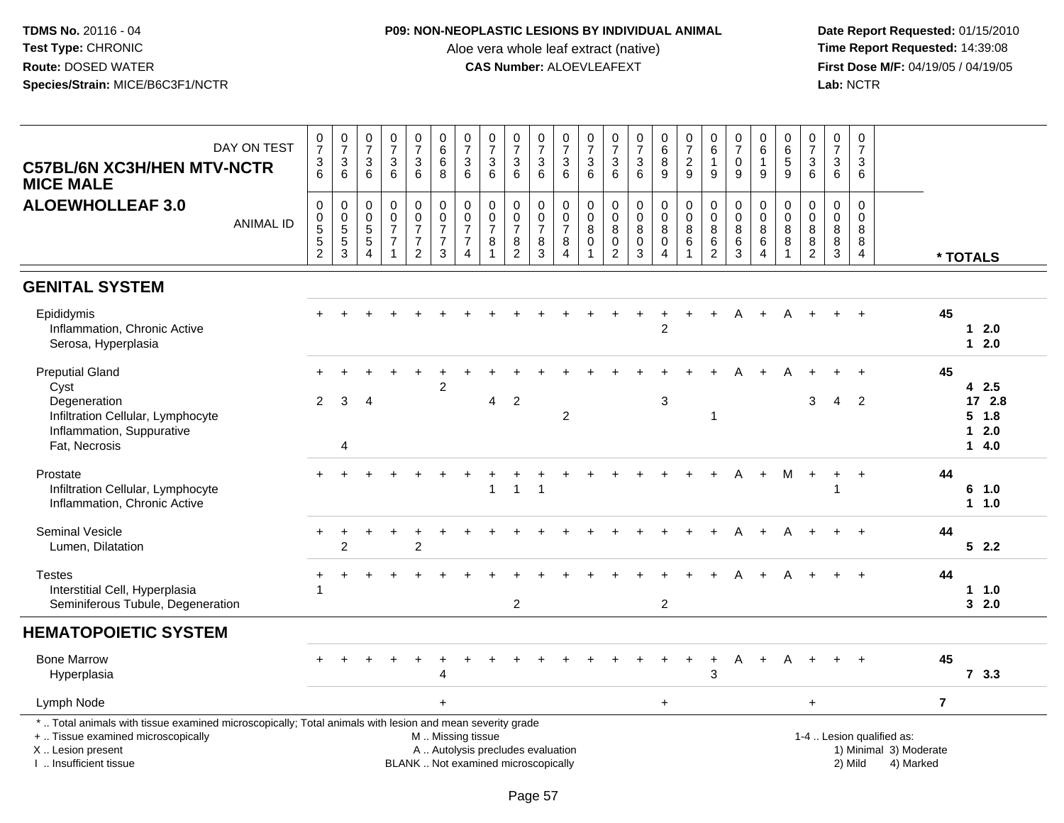**TDMS No.** 20116 - 04
**Test Type:** CHRONIC
**Route:** DOSED WATER
**Species/Strain:** MICE/B6C3F1/NCTR

**P09: NON-NEOPLASTIC LESIONS BY INDIVIDUAL ANIMAL**
Aloe vera whole leaf extract (native)
**CAS Number:** ALOEVLEAFEXT

**Date Report Requested:** 01/15/2010
**Time Report Requested:** 14:39:08
**First Dose M/F:** 04/19/05 / 04/19/05
**Lab:** NCTR

## C57BL/6N XC3H/HEN MTV-NCTR MICE MALE
## ALOEWHOLLEAF 3.0

| DAY ON TEST | 0736 | 0736 | 0736 | 0736 | 0736 | 0668 | 0736 | 0736 | 0736 | 0736 | 0736 | 0736 | 0736 | 0736 | 0689 | 0729 | 0619 | 0709 | 0619 | 0659 | 0736 | 0736 | 0736 | |
|---|---|---|---|---|---|---|---|---|---|---|---|---|---|---|---|---|---|---|---|---|---|---|---|---|
| **ANIMAL ID** | 00552 | 00553 | 00554 | 00771 | 00772 | 00773 | 00774 | 00781 | 00782 | 00783 | 00784 | 00801 | 00802 | 00803 | 00804 | 00861 | 00862 | 00863 | 00864 | 00881 | 00882 | 00883 | 00884 | *** TOTALS** |
| **GENITAL SYSTEM** | | | | | | | | | | | | | | | | | | | | | | | | |
| Epididymis | + | + | + | + | + | + | + | + | + | + | + | + | + | + | + | + | + | A | + | A | + | + | + | 45 |
| Inflammation, Chronic Active | | | | | | | | | | | | | | | 2 | | | | | | | | | 1 2.0 |
| Serosa, Hyperplasia | | | | | | | | | | | | | | | | | | | | | | | | 1 2.0 |
| Preputial Gland | + | + | + | + | + | + | + | + | + | + | + | + | + | + | + | + | + | A | + | A | + | + | + | 45 |
| Cyst | | | | | | 2 | | | | | | | | | | | | | | | | | | 4 2.5 |
| Degeneration | 2 | 3 | 4 | | | | | 4 | 2 | | | | | | 3 | | | | | | 3 | 4 | 2 | 17 2.8 |
| Infiltration Cellular, Lymphocyte | | | | | | | | | | | 2 | | | | | | 1 | | | | | | | 5 1.8 |
| Inflammation, Suppurative | | | | | | | | | | | | | | | | | | | | | | | | 1 2.0 |
| Fat, Necrosis | | 4 | | | | | | | | | | | | | | | | | | | | | | 1 4.0 |
| Prostate | + | + | + | + | + | + | + | + | + | + | + | + | + | + | + | + | + | A | + | M | + | + | + | 44 |
| Infiltration Cellular, Lymphocyte | | | | | | | | 1 | 1 | 1 | | | | | | | | | | | | 1 | | 6 1.0 |
| Inflammation, Chronic Active | | | | | | | | | | | | | | | | | | | | | | | | 1 1.0 |
| Seminal Vesicle | + | + | + | + | + | + | + | + | + | + | + | + | + | + | + | + | + | A | + | A | + | + | + | 44 |
| Lumen, Dilatation | | 2 | | | 2 | | | | | | | | | | | | | | | | | | | 5 2.2 |
| Testes | + | + | + | + | + | + | + | + | + | + | + | + | + | + | + | + | + | A | + | A | + | + | + | 44 |
| Interstitial Cell, Hyperplasia | 1 | | | | | | | | | | | | | | | | | | | | | | | 1 1.0 |
| Seminiferous Tubule, Degeneration | | | | | | | | | 2 | | | | | | 2 | | | | | | | | | 3 2.0 |
| **HEMATOPOIETIC SYSTEM** | | | | | | | | | | | | | | | | | | | | | | | | |
| Bone Marrow | + | + | + | + | + | + | + | + | + | + | + | + | + | + | + | + | + | A | + | A | + | + | + | 45 |
| Hyperplasia | | | | | | 4 | | | | | | | | | | | 3 | | | | | | | 7 3.3 |
| Lymph Node | | | | | | + | | | | | | | | | + | | | | | | + | | | 7 |

\* .. Total animals with tissue examined microscopically; Total animals with lesion and mean severity grade
+ .. Tissue examined microscopically
X .. Lesion present
I .. Insufficient tissue

M .. Missing tissue
A .. Autolysis precludes evaluation
BLANK .. Not examined microscopically

1-4 .. Lesion qualified as:
1) Minimal 3) Moderate
2) Mild 4) Marked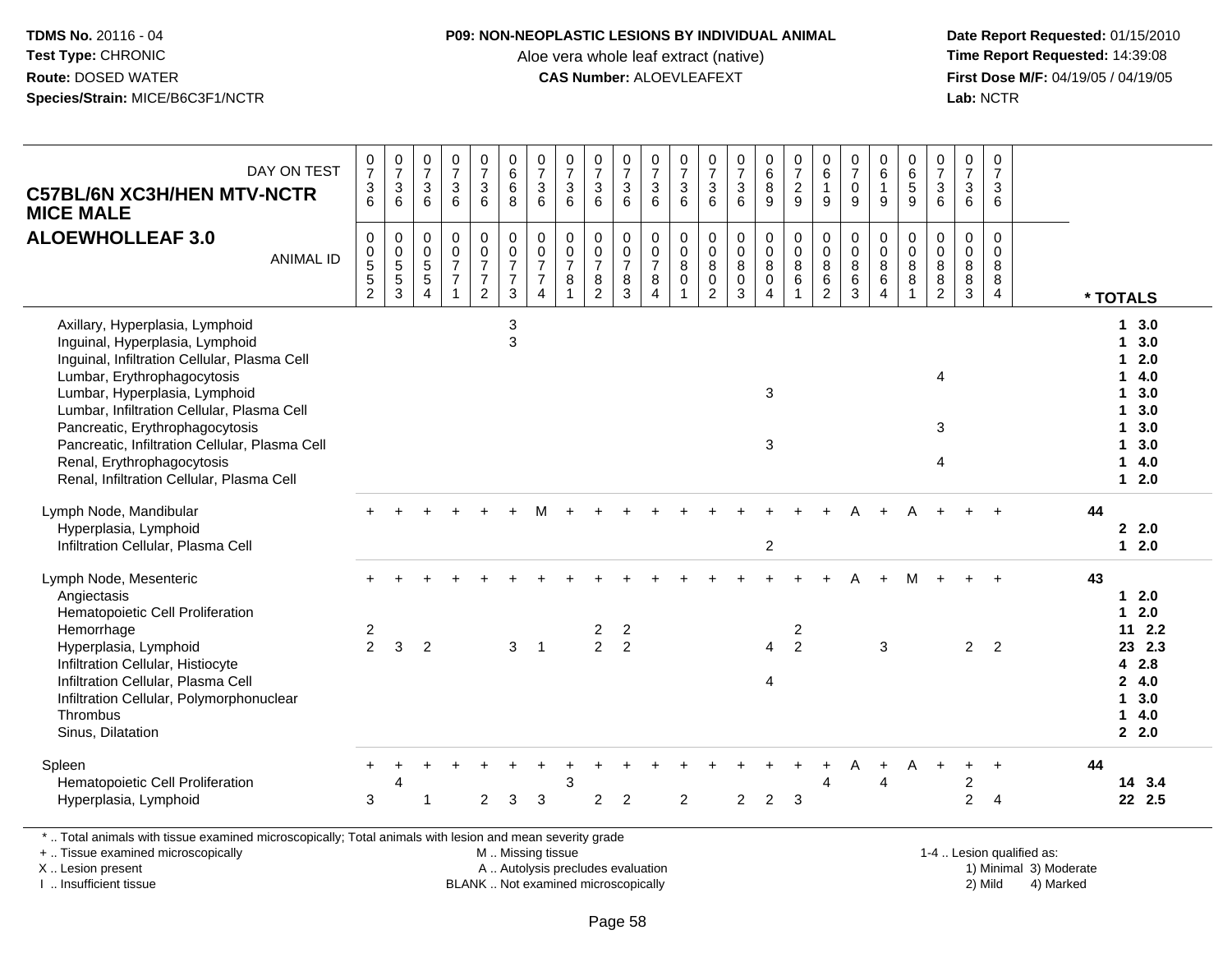**TDMS No.** 20116 - 04
**Test Type:** CHRONIC
**Route:** DOSED WATER
**Species/Strain:** MICE/B6C3F1/NCTR

**P09: NON-NEOPLASTIC LESIONS BY INDIVIDUAL ANIMAL**
Aloe vera whole leaf extract (native)
**CAS Number:** ALOEVLEAFEXT

**Date Report Requested:** 01/15/2010
**Time Report Requested:** 14:39:08
**First Dose M/F:** 04/19/05 / 04/19/05
**Lab:** NCTR

## C57BL/6N XC3H/HEN MTV-NCTR MICE MALE
## ALOEWHOLLEAF 3.0

| DAY ON TEST | 0736 | 0736 | 0736 | 0736 | 0736 | 0668 | 0736 | 0736 | 0736 | 0736 | 0736 | 0736 | 0736 | 0736 | 0689 | 0729 | 0619 | 0709 | 0619 | 0659 | 0736 | 0736 | 0736 | |
|---|---|---|---|---|---|---|---|---|---|---|---|---|---|---|---|---|---|---|---|---|---|---|---|---|
| **ANIMAL ID** | 0552 | 0553 | 0554 | 0771 | 0772 | 0773 | 0774 | 0781 | 0782 | 0783 | 0784 | 0801 | 0802 | 0803 | 0804 | 0861 | 0862 | 0863 | 0864 | 0881 | 0882 | 0883 | 0884 | *** TOTALS** |
| Axillary, Hyperplasia, Lymphoid | | | | | | 3 | | | | | | | | | | | | | | | | | | 1 3.0 |
| Inguinal, Hyperplasia, Lymphoid | | | | | | 3 | | | | | | | | | | | | | | | | | | 1 3.0 |
| Inguinal, Infiltration Cellular, Plasma Cell | | | | | | | | | | | | | | | | | | | | | | | | 1 2.0 |
| Lumbar, Erythrophagocytosis | | | | | | | | | | | | | | | | | | | | | 4 | | | 1 4.0 |
| Lumbar, Hyperplasia, Lymphoid | | | | | | | | | | | | | | | 3 | | | | | | | | | 1 3.0 |
| Lumbar, Infiltration Cellular, Plasma Cell | | | | | | | | | | | | | | | | | | | | | | | | 1 3.0 |
| Pancreatic, Erythrophagocytosis | | | | | | | | | | | | | | | | | | | | | 3 | | | 1 3.0 |
| Pancreatic, Infiltration Cellular, Plasma Cell | | | | | | | | | | | | | | | 3 | | | | | | | | | 1 3.0 |
| Renal, Erythrophagocytosis | | | | | | | | | | | | | | | | | | | | | 4 | | | 1 4.0 |
| Renal, Infiltration Cellular, Plasma Cell | | | | | | | | | | | | | | | | | | | | | | | | 1 2.0 |
| Lymph Node, Mandibular | + | + | + | + | + | + | M | + | + | + | + | + | + | + | + | + | + | A | + | A | + | + | + | 44 |
| Hyperplasia, Lymphoid | | | | | | | | | | | | | | | | | | | | | | | | 2 2.0 |
| Infiltration Cellular, Plasma Cell | | | | | | | | | | | | | | | 2 | | | | | | | | | 1 2.0 |
| Lymph Node, Mesenteric | + | + | + | + | + | + | + | + | + | + | + | + | + | + | + | + | + | A | + | M | + | + | + | 43 |
| Angiectasis | | | | | | | | | | | | | | | | | | | | | | | | 1 2.0 |
| Hematopoietic Cell Proliferation | | | | | | | | | | | | | | | | | | | | | | | | 1 2.0 |
| Hemorrhage | 2 | | | | | | | | 2 | 2 | | | | | | 2 | | | | | | | | 11 2.2 |
| Hyperplasia, Lymphoid | 2 | 3 | 2 | | | 3 | 1 | | 2 | 2 | | | | | 4 | 2 | | | 3 | | | 2 | 2 | 23 2.3 |
| Infiltration Cellular, Histiocyte | | | | | | | | | | | | | | | | | | | | | | | | 4 2.8 |
| Infiltration Cellular, Plasma Cell | | | | | | | | | | | | | | | 4 | | | | | | | | | 2 4.0 |
| Infiltration Cellular, Polymorphonuclear | | | | | | | | | | | | | | | | | | | | | | | | 1 3.0 |
| Thrombus | | | | | | | | | | | | | | | | | | | | | | | | 1 4.0 |
| Sinus, Dilatation | | | | | | | | | | | | | | | | | | | | | | | | 2 2.0 |
| Spleen | + | + | + | + | + | + | + | + | + | + | + | + | + | + | + | + | + | A | + | A | + | + | + | 44 |
| Hematopoietic Cell Proliferation | | 4 | | | | | | 3 | | | | | | | | | 4 | | 4 | | | 2 | | 14 3.4 |
| Hyperplasia, Lymphoid | 3 | | 1 | | 2 | 3 | 3 | | 2 | 2 | | 2 | | 2 | 2 | 3 | | | | | | 2 | 4 | 22 2.5 |

\* .. Total animals with tissue examined microscopically; Total animals with lesion and mean severity grade
+ .. Tissue examined microscopically
X .. Lesion present
I .. Insufficient tissue
M .. Missing tissue
A .. Autolysis precludes evaluation
BLANK .. Not examined microscopically
1-4 .. Lesion qualified as: 1) Minimal 2) Mild 3) Moderate 4) Marked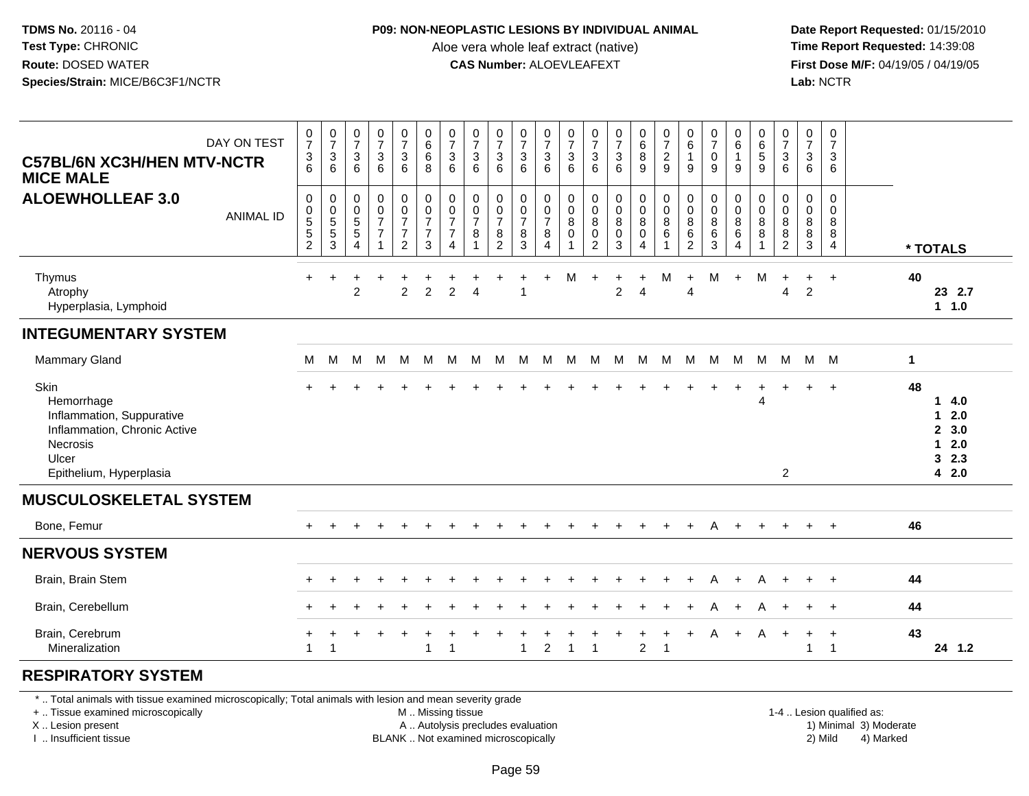TDMS No. 20116 - 04
Test Type: CHRONIC
Route: DOSED WATER
Species/Strain: MICE/B6C3F1/NCTR

**P09: NON-NEOPLASTIC LESIONS BY INDIVIDUAL ANIMAL**
Aloe vera whole leaf extract (native)
**CAS Number:** ALOEVLEAFEXT

Date Report Requested: 01/15/2010
Time Report Requested: 14:39:08
First Dose M/F: 04/19/05 / 04/19/05
Lab: NCTR

**C57BL/6N XC3H/HEN MTV-NCTR MICE MALE**
**ALOEWHOLLEAF 3.0**

| DAY ON TEST | 0736 | 0736 | 0736 | 0736 | 0736 | 0668 | 0736 | 0736 | 0736 | 0736 | 0736 | 0736 | 0736 | 0736 | 0689 | 0729 | 0619 | 0709 | 0619 | 0659 | 0736 | 0736 | 0736 | |
|---|---|---|---|---|---|---|---|---|---|---|---|---|---|---|---|---|---|---|---|---|---|---|---|---|
| **ANIMAL ID** | 00552 | 00553 | 00554 | 00771 | 00772 | 00773 | 00774 | 00781 | 00782 | 00783 | 00784 | 00801 | 00802 | 00803 | 00804 | 00861 | 00862 | 00863 | 00864 | 00881 | 00882 | 00883 | 00884 | *** TOTALS** |
| Thymus | + | + | + | + | + | + | + | + | + | + | + | M | + | + | + | M | + | M | + | M | + | + | + | 40 |
| Atrophy | | | 2 | | 2 | 2 | 2 | 4 | | 1 | | | | 2 | 4 | | 4 | | | | 4 | 2 | | 23 2.7 |
| Hyperplasia, Lymphoid | | | | | | | | | | | | | | | | | | | | | | | | 1 1.0 |
| **INTEGUMENTARY SYSTEM** | | | | | | | | | | | | | | | | | | | | | | | | |
| Mammary Gland | M | M | M | M | M | M | M | M | M | M | M | M | M | M | M | M | M | M | M | M | M | M | M | 1 |
| Skin | + | + | + | + | + | + | + | + | + | + | + | + | + | + | + | + | + | + | + | + | + | + | + | 48 |
| Hemorrhage | | | | | | | | | | | | | | | | | | | | 4 | | | | 1 4.0 |
| Inflammation, Suppurative | | | | | | | | | | | | | | | | | | | | | | | | 1 2.0 |
| Inflammation, Chronic Active | | | | | | | | | | | | | | | | | | | | | | | | 2 3.0 |
| Necrosis | | | | | | | | | | | | | | | | | | | | | | | | 1 2.0 |
| Ulcer | | | | | | | | | | | | | | | | | | | | | | | | 3 2.3 |
| Epithelium, Hyperplasia | | | | | | | | | | | | | | | | | | | | | 2 | | | 4 2.0 |
| **MUSCULOSKELETAL SYSTEM** | | | | | | | | | | | | | | | | | | | | | | | | |
| Bone, Femur | + | + | + | + | + | + | + | + | + | + | + | + | + | + | + | + | + | A | + | + | + | + | + | 46 |
| **NERVOUS SYSTEM** | | | | | | | | | | | | | | | | | | | | | | | | |
| Brain, Brain Stem | + | + | + | + | + | + | + | + | + | + | + | + | + | + | + | + | + | A | + | A | + | + | + | 44 |
| Brain, Cerebellum | + | + | + | + | + | + | + | + | + | + | + | + | + | + | + | + | + | A | + | A | + | + | + | 44 |
| Brain, Cerebrum | + | + | + | + | + | + | + | + | + | + | + | + | + | + | + | + | + | A | + | A | + | + | + | 43 |
| Mineralization | 1 | 1 | | | | 1 | 1 | | | 1 | 2 | 1 | 1 | | 2 | 1 | | | | | | 1 | 1 | 24 1.2 |
| **RESPIRATORY SYSTEM** | | | | | | | | | | | | | | | | | | | | | | | | |

* .. Total animals with tissue examined microscopically; Total animals with lesion and mean severity grade
+ .. Tissue examined microscopically
X .. Lesion present
I .. Insufficient tissue
M .. Missing tissue
A .. Autolysis precludes evaluation
BLANK .. Not examined microscopically
1-4 .. Lesion qualified as: 1) Minimal 2) Mild 3) Moderate 4) Marked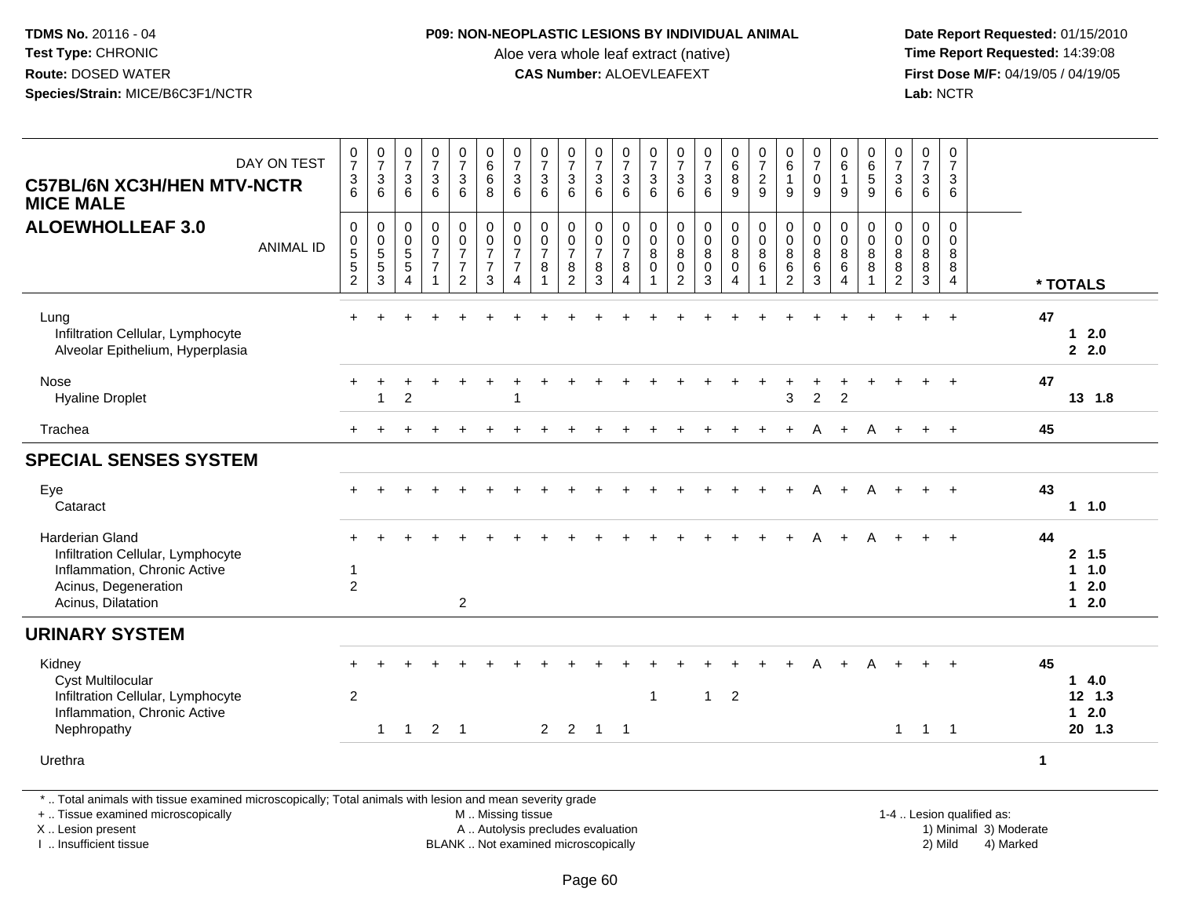**TDMS No.** 20116 - 04
**Test Type:** CHRONIC
**Route:** DOSED WATER
**Species/Strain:** MICE/B6C3F1/NCTR

**P09: NON-NEOPLASTIC LESIONS BY INDIVIDUAL ANIMAL**
Aloe vera whole leaf extract (native)
**CAS Number:** ALOEVLEAFEXT

**Date Report Requested:** 01/15/2010
**Time Report Requested:** 14:39:08
**First Dose M/F:** 04/19/05 / 04/19/05
**Lab:** NCTR

**C57BL/6N XC3H/HEN MTV-NCTR MICE MALE**
**ALOEWHOLLEAF 3.0**

| DAY ON TEST | 0736 | 0736 | 0736 | 0736 | 0736 | 0668 | 0736 | 0736 | 0736 | 0736 | 0736 | 0736 | 0736 | 0736 | 0689 | 0729 | 0619 | 0709 | 0619 | 0659 | 0736 | 0736 | 0736 | |
|---|---|---|---|---|---|---|---|---|---|---|---|---|---|---|---|---|---|---|---|---|---|---|---|---|
| **ANIMAL ID** | 00552 | 00553 | 00554 | 00771 | 00772 | 00773 | 00774 | 00781 | 00782 | 00783 | 00784 | 00801 | 00802 | 00803 | 00804 | 00861 | 00862 | 00863 | 00864 | 00881 | 00882 | 00883 | 00884 | *** TOTALS** |
| Lung | + | + | + | + | + | + | + | + | + | + | + | + | + | + | + | + | + | + | + | + | + | + | + | **47** |
| Infiltration Cellular, Lymphocyte | | | | | | | | | | | | | | | | | | | | | | | | **1 2.0** |
| Alveolar Epithelium, Hyperplasia | | | | | | | | | | | | | | | | | | | | | | | | **2 2.0** |
| Nose | + | + | + | + | + | + | + | + | + | + | + | + | + | + | + | + | + | + | + | + | + | + | + | **47** |
| Hyaline Droplet | | 1 | 2 | | | | 1 | | | | | | | | | | 3 | 2 | 2 | | | | | **13 1.8** |
| Trachea | + | + | + | + | + | + | + | + | + | + | + | + | + | + | + | + | + | A | + | A | + | + | + | **45** |
| **SPECIAL SENSES SYSTEM** | | | | | | | | | | | | | | | | | | | | | | | | |
| Eye | + | + | + | + | + | + | + | + | + | + | + | + | + | + | + | + | + | A | + | A | + | + | + | **43** |
| Cataract | | | | | | | | | | | | | | | | | | | | | | | | **1 1.0** |
| Harderian Gland | + | + | + | + | + | + | + | + | + | + | + | + | + | + | + | + | + | A | + | A | + | + | + | **44** |
| Infiltration Cellular, Lymphocyte | | | | | | | | | | | | | | | | | | | | | | | | **2 1.5** |
| Inflammation, Chronic Active | 1 | | | | | | | | | | | | | | | | | | | | | | | **1 1.0** |
| Acinus, Degeneration | 2 | | | | | | | | | | | | | | | | | | | | | | | **1 2.0** |
| Acinus, Dilatation | | | | | 2 | | | | | | | | | | | | | | | | | | | **1 2.0** |
| **URINARY SYSTEM** | | | | | | | | | | | | | | | | | | | | | | | | |
| Kidney | + | + | + | + | + | + | + | + | + | + | + | + | + | + | + | + | + | A | + | A | + | + | + | **45** |
| Cyst Multilocular | | | | | | | | | | | | | | | | | | | | | | | | **1 4.0** |
| Infiltration Cellular, Lymphocyte | 2 | | | | | | | | | | | 1 | | 1 | 2 | | | | | | | | | **12 1.3** |
| Inflammation, Chronic Active | | | | | | | | | | | | | | | | | | | | | | | | **1 2.0** |
| Nephropathy | | 1 | 1 | 2 | 1 | | | 2 | 2 | 1 | 1 | | | | | | | | | | 1 | 1 | 1 | **20 1.3** |
| Urethra | | | | | | | | | | | | | | | | | | | | | | | | **1** |

\* .. Total animals with tissue examined microscopically; Total animals with lesion and mean severity grade
\+ .. Tissue examined microscopically
X .. Lesion present
I .. Insufficient tissue

M .. Missing tissue
A .. Autolysis precludes evaluation
BLANK .. Not examined microscopically

1-4 .. Lesion qualified as:
1) Minimal 3) Moderate
2) Mild 4) Marked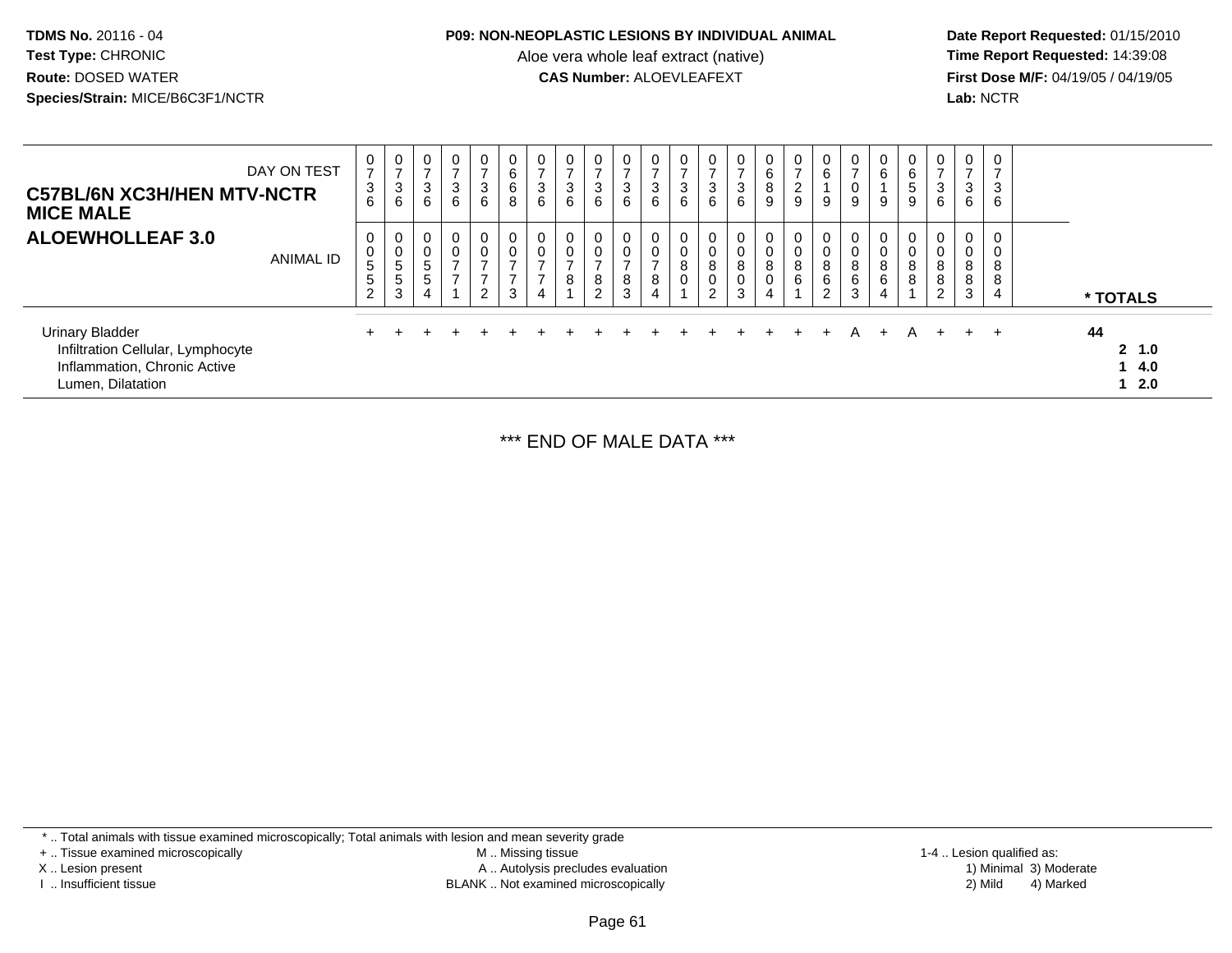**TDMS No.** 20116 - 04
**Test Type:** CHRONIC
**Route:** DOSED WATER
**Species/Strain:** MICE/B6C3F1/NCTR

**P09: NON-NEOPLASTIC LESIONS BY INDIVIDUAL ANIMAL**
Aloe vera whole leaf extract (native)
**CAS Number:** ALOEVLEAFEXT

**Date Report Requested:** 01/15/2010
**Time Report Requested:** 14:39:08
**First Dose M/F:** 04/19/05 / 04/19/05
**Lab:** NCTR

| **C57BL/6N XC3H/HEN MTV-NCTR MICE MALE** DAY ON TEST | 0736 | 0736 | 0736 | 0736 | 0736 | 0668 | 0736 | 0736 | 0736 | 0736 | 0736 | 0736 | 0736 | 0736 | 0689 | 0729 | 0619 | 0709 | 0619 | 0659 | 0736 | 0736 | 0736 | |
|---|---|---|---|---|---|---|---|---|---|---|---|---|---|---|---|---|---|---|---|---|---|---|---|---|
| **ALOEWHOLLEAF 3.0** ANIMAL ID | 00552 | 00553 | 00554 | 00771 | 00772 | 00773 | 00774 | 00781 | 00782 | 00783 | 00784 | 00801 | 00802 | 00803 | 00804 | 00861 | 00862 | 00863 | 00864 | 00881 | 00882 | 00883 | 00884 | *** TOTALS** |
| Urinary Bladder | + | + | + | + | + | + | + | + | + | + | + | + | + | + | + | + | A | + | A | + | + | + | + | **44** |
| Infiltration Cellular, Lymphocyte | | | | | | | | | | | | | | | | | | | | | | | | **2 1.0** |
| Inflammation, Chronic Active | | | | | | | | | | | | | | | | | | | | | | | | **1 4.0** |
| Lumen, Dilatation | | | | | | | | | | | | | | | | | | | | | | | | **1 2.0** |

*** END OF MALE DATA ***

\* .. Total animals with tissue examined microscopically; Total animals with lesion and mean severity grade
\+ .. Tissue examined microscopically
X .. Lesion present
I .. Insufficient tissue
M .. Missing tissue
A .. Autolysis precludes evaluation
BLANK .. Not examined microscopically
1-4 .. Lesion qualified as:
1) Minimal 2) Mild 3) Moderate 4) Marked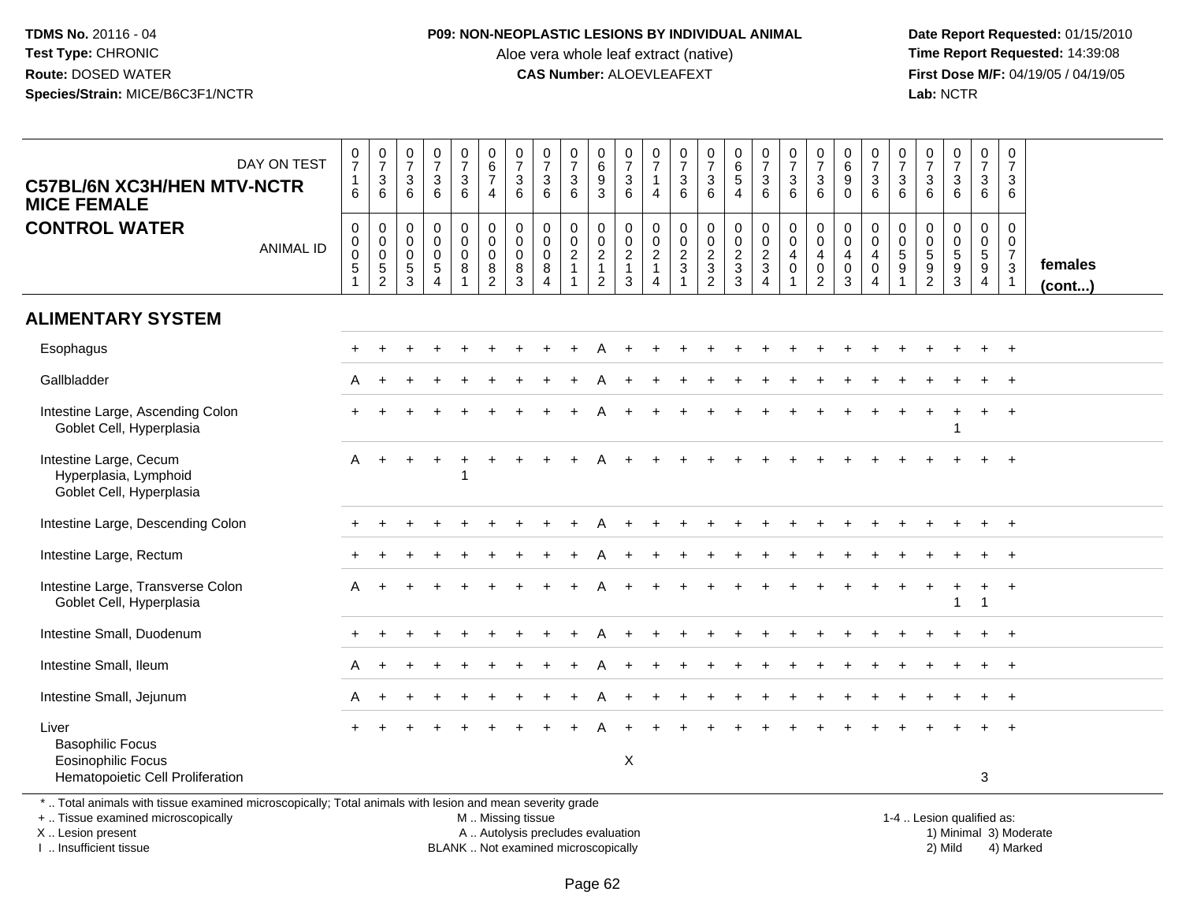TDMS No. 20116 - 04
Test Type: CHRONIC
Route: DOSED WATER
Species/Strain: MICE/B6C3F1/NCTR

**P09: NON-NEOPLASTIC LESIONS BY INDIVIDUAL ANIMAL**
Aloe vera whole leaf extract (native)
**CAS Number:** ALOEVLEAFEXT

Date Report Requested: 01/15/2010
Time Report Requested: 14:39:08
First Dose M/F: 04/19/05 / 04/19/05
Lab: NCTR

**C57BL/6N XC3H/HEN MTV-NCTR MICE FEMALE**
**CONTROL WATER**

| DAY ON TEST | 0716 | 0736 | 0736 | 0736 | 0736 | 0674 | 0736 | 0736 | 0736 | 0693 | 0736 | 0714 | 0736 | 0736 | 0654 | 0736 | 0736 | 0736 | 0690 | 0736 | 0736 | 0736 | 0736 | 0736 | 0736 | |
|---|---|---|---|---|---|---|---|---|---|---|---|---|---|---|---|---|---|---|---|---|---|---|---|---|---|---|
| ANIMAL ID | 00051 | 00052 | 00053 | 00054 | 00081 | 00082 | 00083 | 00084 | 00211 | 00212 | 00213 | 00214 | 00231 | 00232 | 00233 | 00234 | 00401 | 00402 | 00403 | 00404 | 00591 | 00592 | 00593 | 00594 | 00731 | females (cont...) |
| **ALIMENTARY SYSTEM** | | | | | | | | | | | | | | | | | | | | | | | | | | |
| Esophagus | + | + | + | + | + | + | + | + | + | A | + | + | + | + | + | + | + | + | + | + | + | + | + | + | + | |
| Gallbladder | A | + | + | + | + | + | + | + | + | A | + | + | + | + | + | + | + | + | + | + | + | + | + | + | + | |
| Intestine Large, Ascending Colon | + | + | + | + | + | + | + | + | + | A | + | + | + | + | + | + | + | + | + | + | + | + | + | + | + | |
| Goblet Cell, Hyperplasia | | | | | | | | | | | | | | | | | | | | | | | 1 | | | |
| Intestine Large, Cecum | A | + | + | + | + | + | + | + | + | A | + | + | + | + | + | + | + | + | + | + | + | + | + | + | + | |
| Hyperplasia, Lymphoid | | | | | 1 | | | | | | | | | | | | | | | | | | | | | |
| Goblet Cell, Hyperplasia | | | | | | | | | | | | | | | | | | | | | | | | | | |
| Intestine Large, Descending Colon | + | + | + | + | + | + | + | + | + | A | + | + | + | + | + | + | + | + | + | + | + | + | + | + | + | |
| Intestine Large, Rectum | + | + | + | + | + | + | + | + | + | A | + | + | + | + | + | + | + | + | + | + | + | + | + | + | + | |
| Intestine Large, Transverse Colon | A | + | + | + | + | + | + | + | + | A | + | + | + | + | + | + | + | + | + | + | + | + | + | + | + | |
| Goblet Cell, Hyperplasia | | | | | | | | | | | | | | | | | | | | | | | 1 | 1 | | |
| Intestine Small, Duodenum | + | + | + | + | + | + | + | + | + | A | + | + | + | + | + | + | + | + | + | + | + | + | + | + | + | |
| Intestine Small, Ileum | A | + | + | + | + | + | + | + | + | A | + | + | + | + | + | + | + | + | + | + | + | + | + | + | + | |
| Intestine Small, Jejunum | A | + | + | + | + | + | + | + | + | A | + | + | + | + | + | + | + | + | + | + | + | + | + | + | + | |
| Liver | + | + | + | + | + | + | + | + | + | A | + | + | + | + | + | + | + | + | + | + | + | + | + | + | + | |
| Basophilic Focus | | | | | | | | | | | | | | | | | | | | | | | | | | |
| Eosinophilic Focus | | | | | | | | | | | X | | | | | | | | | | | | | | | |
| Hematopoietic Cell Proliferation | | | | | | | | | | | | | | | | | | | | | | | | 3 | | |

* .. Total animals with tissue examined microscopically; Total animals with lesion and mean severity grade
+ .. Tissue examined microscopically
X .. Lesion present
I .. Insufficient tissue
M .. Missing tissue
A .. Autolysis precludes evaluation
BLANK .. Not examined microscopically
1-4 .. Lesion qualified as: 1) Minimal 2) Mild 3) Moderate 4) Marked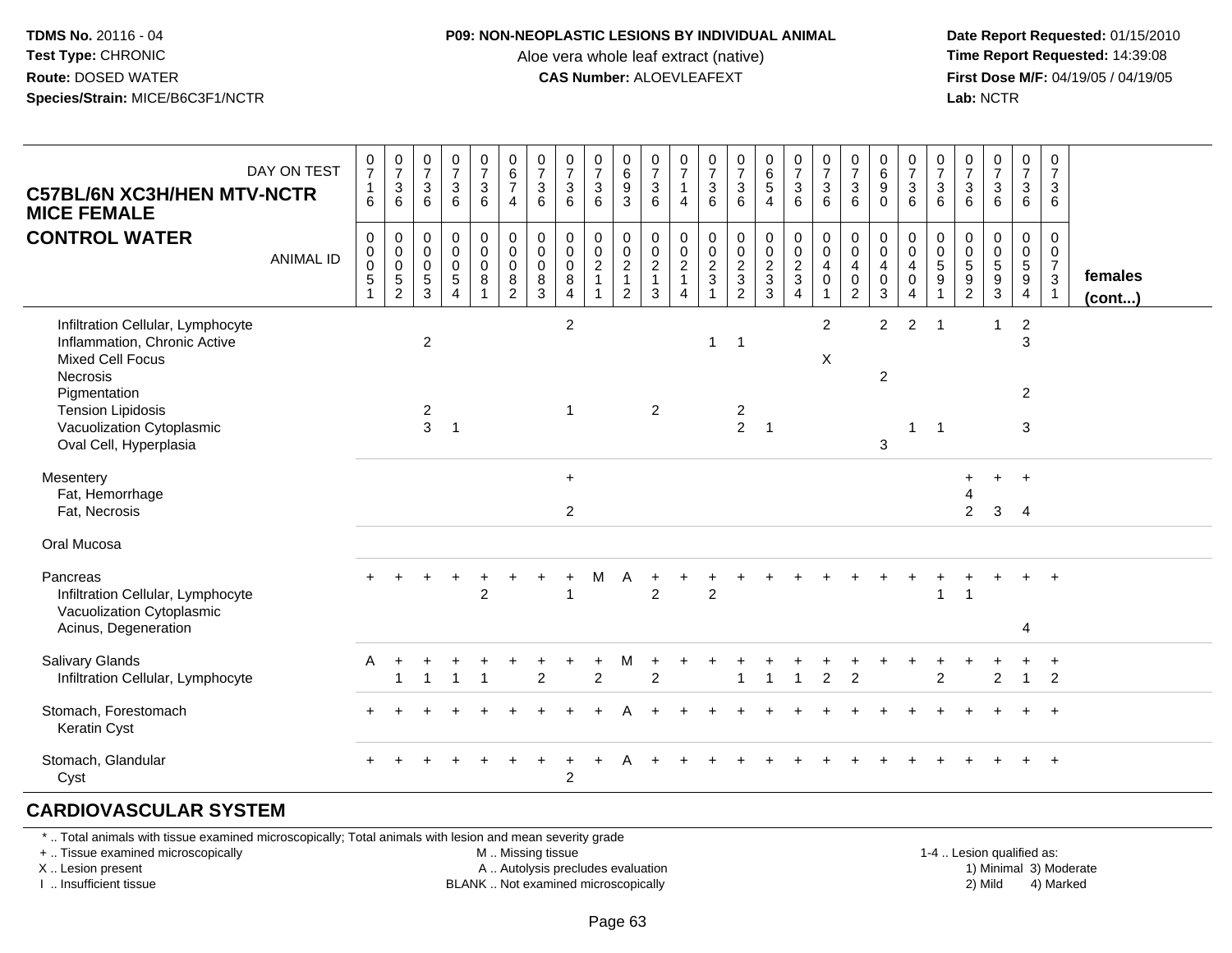**TDMS No.** 20116 - 04
**Test Type:** CHRONIC
**Route:** DOSED WATER
**Species/Strain:** MICE/B6C3F1/NCTR

**P09: NON-NEOPLASTIC LESIONS BY INDIVIDUAL ANIMAL**
Aloe vera whole leaf extract (native)
**CAS Number:** ALOEVLEAFEXT

**Date Report Requested:** 01/15/2010
**Time Report Requested:** 14:39:08
**First Dose M/F:** 04/19/05 / 04/19/05
**Lab:** NCTR

| C57BL/6N XC3H/HEN MTV-NCTR MICE FEMALE — CONTROL WATER | | | | | | | | | | | | | | | | | | | | | | | | | | |
|---|---|---|---|---|---|---|---|---|---|---|---|---|---|---|---|---|---|---|---|---|---|---|---|---|---|---|
| DAY ON TEST | 0716 | 0736 | 0736 | 0736 | 0736 | 0674 | 0736 | 0736 | 0736 | 0693 | 0736 | 0714 | 0736 | 0736 | 0654 | 0736 | 0736 | 0736 | 0690 | 0736 | 0736 | 0736 | 0736 | 0736 | 0736 | |
| ANIMAL ID | 00051 | 00052 | 00053 | 00054 | 00081 | 00082 | 00083 | 00084 | 00211 | 00212 | 00213 | 00214 | 00231 | 00232 | 00233 | 00234 | 00401 | 00402 | 00403 | 00404 | 00591 | 00592 | 00593 | 00594 | 00731 | **females (cont...)** |
| Infiltration Cellular, Lymphocyte | | | | | | | | 2 | | | | | | | | | 2 | | 2 | 2 | 1 | | 1 | 2 | | |
| Inflammation, Chronic Active | | | 2 | | | | | | | | | | 1 | 1 | | | | | | | | | | 3 | | |
| Mixed Cell Focus | | | | | | | | | | | | | | | | | X | | | | | | | | | |
| Necrosis | | | | | | | | | | | | | | | | | | | 2 | | | | | | | |
| Pigmentation | | | | | | | | | | | | | | | | | | | | | | | | 2 | | |
| Tension Lipidosis | | | 2 | | | | | 1 | | | 2 | | | 2 | | | | | | | | | | | | |
| Vacuolization Cytoplasmic | | | 3 | 1 | | | | | | | | | | 2 | 1 | | | | | 1 | 1 | | | 3 | | |
| Oval Cell, Hyperplasia | | | | | | | | | | | | | | | | | | | 3 | | | | | | | |
| Mesentery | | | | | | | | + | | | | | | | | | | | | | | + | + | + | | |
| Fat, Hemorrhage | | | | | | | | | | | | | | | | | | | | | | 4 | | | | |
| Fat, Necrosis | | | | | | | | 2 | | | | | | | | | | | | | | 2 | 3 | 4 | | |
| Oral Mucosa | | | | | | | | | | | | | | | | | | | | | | | | | | |
| Pancreas | + | + | + | + | + | + | + | + | M | A | + | + | + | + | + | + | + | + | + | + | + | + | + | + | + | |
| Infiltration Cellular, Lymphocyte | | | | | 2 | | | 1 | | | 2 | | 2 | | | | | | | | 1 | 1 | | | | |
| Vacuolization Cytoplasmic | | | | | | | | | | | | | | | | | | | | | | | | | | |
| Acinus, Degeneration | | | | | | | | | | | | | | | | | | | | | | | | 4 | | |
| Salivary Glands | A | + | + | + | + | + | + | + | + | M | + | + | + | + | + | + | + | + | + | + | + | + | + | + | + | |
| Infiltration Cellular, Lymphocyte | | 1 | 1 | 1 | 1 | | 2 | | 2 | | 2 | | | 1 | 1 | 1 | 2 | 2 | | | 2 | | 2 | 1 | 2 | |
| Stomach, Forestomach | + | + | + | + | + | + | + | + | + | A | + | + | + | + | + | + | + | + | + | + | + | + | + | + | + | |
| Keratin Cyst | | | | | | | | | | | | | | | | | | | | | | | | | | |
| Stomach, Glandular | + | + | + | + | + | + | + | + | + | A | + | + | + | + | + | + | + | + | + | + | + | + | + | + | + | |
| Cyst | | | | | | | | 2 | | | | | | | | | | | | | | | | | | |

## CARDIOVASCULAR SYSTEM

\* .. Total animals with tissue examined microscopically; Total animals with lesion and mean severity grade
\+ .. Tissue examined microscopically
X .. Lesion present
I .. Insufficient tissue

M .. Missing tissue
A .. Autolysis precludes evaluation
BLANK .. Not examined microscopically

1-4 .. Lesion qualified as:
1) Minimal 3) Moderate
2) Mild 4) Marked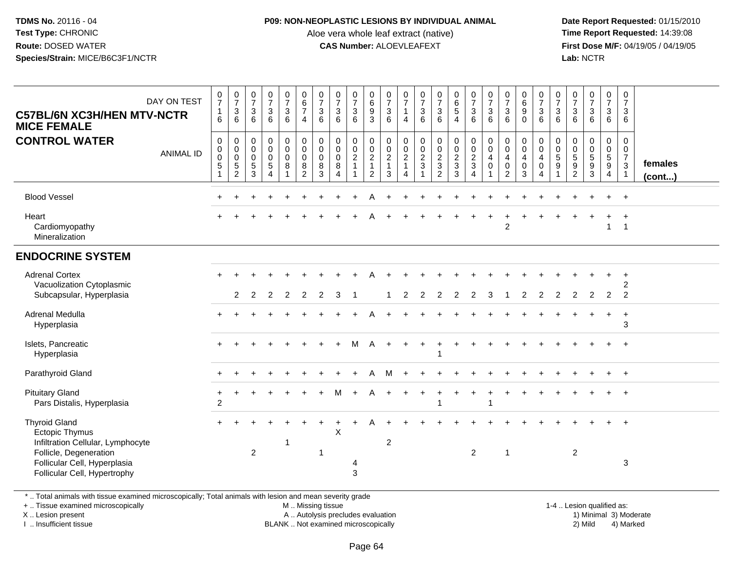**P09: NON-NEOPLASTIC LESIONS BY INDIVIDUAL ANIMAL**
Aloe vera whole leaf extract (native)
**CAS Number:** ALOEVLEAFEXT

**C57BL/6N XC3H/HEN MTV-NCTR MICE FEMALE**
**CONTROL WATER**

| ANIMAL ID | 00051 | 00052 | 00053 | 00054 | 00081 | 00082 | 00083 | 00084 | 00211 | 00212 | 00213 | 00214 | 00231 | 00232 | 00233 | 00234 | 00401 | 00402 | 00403 | 00404 | 00591 | 00592 | 00593 | 00594 | 00731 | females (cont...) |
|---|---|---|---|---|---|---|---|---|---|---|---|---|---|---|---|---|---|---|---|---|---|---|---|---|---|---|
| DAY ON TEST | 0716 | 0736 | 0736 | 0736 | 0736 | 0674 | 0736 | 0736 | 0736 | 0693 | 0736 | 0714 | 0736 | 0736 | 0654 | 0736 | 0736 | 0736 | 0690 | 0736 | 0736 | 0736 | 0736 | 0736 | 0736 | |
| Blood Vessel | + | + | + | + | + | + | + | + | + | A | + | + | + | + | + | + | + | + | + | + | + | + | + | + | + | |
| Heart | + | + | + | + | + | + | + | + | + | A | + | + | + | + | + | + | + | + | + | + | + | + | + | + | + | |
| Cardiomyopathy | | | | | | | | | | | | | | | | | | 2 | | | | | | 1 | 1 | |
| Mineralization | | | | | | | | | | | | | | | | | | | | | | | | | | |
| **ENDOCRINE SYSTEM** | | | | | | | | | | | | | | | | | | | | | | | | | | |
| Adrenal Cortex | + | + | + | + | + | + | + | + | + | A | + | + | + | + | + | + | + | + | + | + | + | + | + | + | + | |
| Vacuolization Cytoplasmic | | | | | | | | | | | | | | | | | | | | | | | | | 2 | |
| Subcapsular, Hyperplasia | | 2 | 2 | 2 | 2 | 2 | 2 | 3 | 1 | | 1 | 2 | 2 | 2 | 2 | 2 | 3 | 1 | 2 | 2 | 2 | 2 | 2 | 2 | 2 | |
| Adrenal Medulla | + | + | + | + | + | + | + | + | + | A | + | + | + | + | + | + | + | + | + | + | + | + | + | + | + | |
| Hyperplasia | | | | | | | | | | | | | | | | | | | | | | | | | 3 | |
| Islets, Pancreatic | + | + | + | + | + | + | + | + | M | A | + | + | + | + | + | + | + | + | + | + | + | + | + | + | + | |
| Hyperplasia | | | | | | | | | | | | | | 1 | | | | | | | | | | | | |
| Parathyroid Gland | + | + | + | + | + | + | + | + | + | A | M | + | + | + | + | + | + | + | + | + | + | + | + | + | + | |
| Pituitary Gland | + | + | + | + | + | + | + | M | + | A | + | + | + | + | + | + | + | + | + | + | + | + | + | + | + | |
| Pars Distalis, Hyperplasia | 2 | | | | | | | | | | | | | 1 | | | 1 | | | | | | | | | |
| Thyroid Gland | + | + | + | + | + | + | + | + | + | A | + | + | + | + | + | + | + | + | + | + | + | + | + | + | + | |
| Ectopic Thymus | | | | | | | | X | | | | | | | | | | | | | | | | | | |
| Infiltration Cellular, Lymphocyte | | | | | 1 | | | | | | 2 | | | | | | | | | | | | | | | |
| Follicle, Degeneration | | | 2 | | | | 1 | | | | | | | | | 2 | | 1 | | | | 2 | | | | |
| Follicular Cell, Hyperplasia | | | | | | | | | 4 | | | | | | | | | | | | | | | | 3 | |
| Follicular Cell, Hypertrophy | | | | | | | | | 3 | | | | | | | | | | | | | | | | | |

* .. Total animals with tissue examined microscopically; Total animals with lesion and mean severity grade
+ .. Tissue examined microscopically
X .. Lesion present
I .. Insufficient tissue
M .. Missing tissue
A .. Autolysis precludes evaluation
BLANK .. Not examined microscopically
1-4 .. Lesion qualified as: 1) Minimal 2) Mild 3) Moderate 4) Marked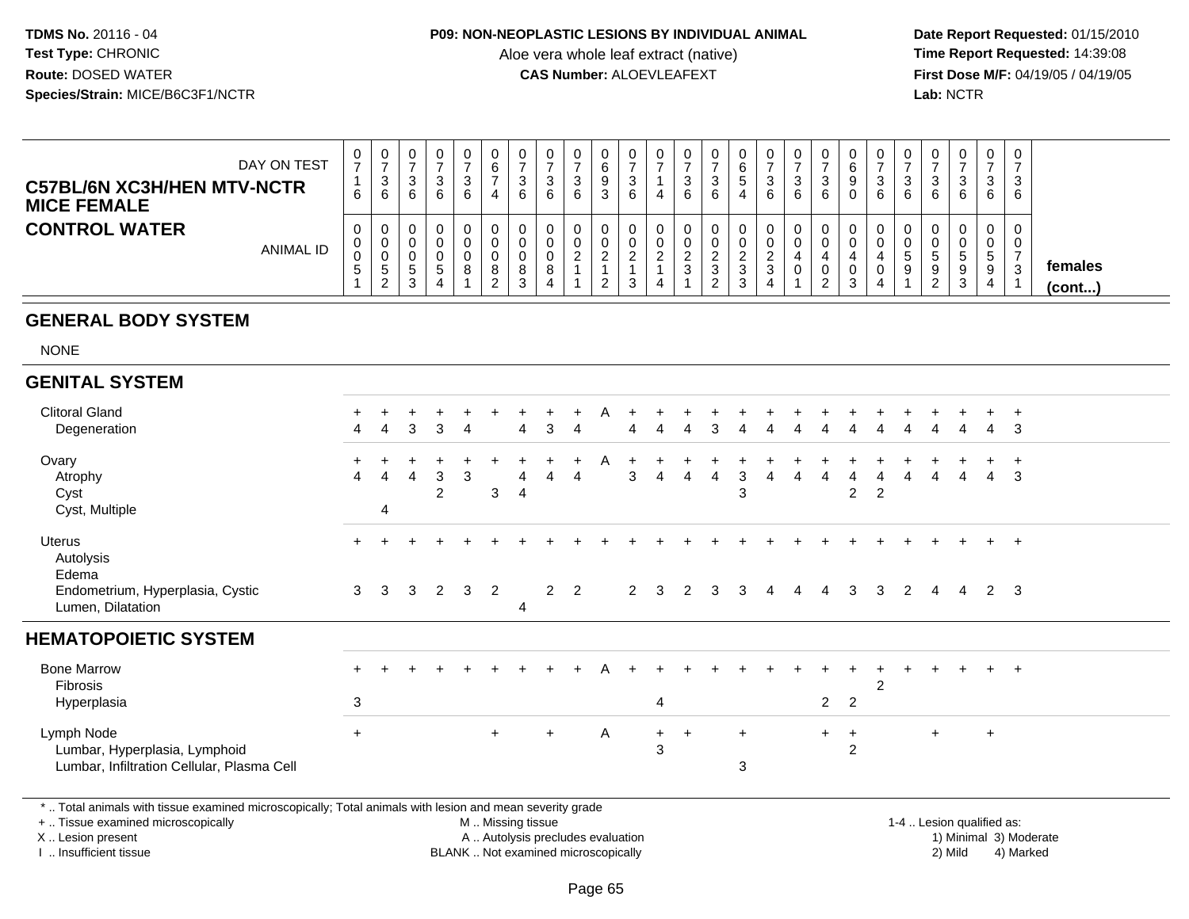**TDMS No.** 20116 - 04
**Test Type:** CHRONIC
**Route:** DOSED WATER
**Species/Strain:** MICE/B6C3F1/NCTR

**P09: NON-NEOPLASTIC LESIONS BY INDIVIDUAL ANIMAL**
Aloe vera whole leaf extract (native)
**CAS Number:** ALOEVLEAFEXT

**Date Report Requested:** 01/15/2010
**Time Report Requested:** 14:39:08
**First Dose M/F:** 04/19/05 / 04/19/05
**Lab:** NCTR

## C57BL/6N XC3H/HEN MTV-NCTR MICE FEMALE
## CONTROL WATER

| DAY ON TEST | 0716 | 0736 | 0736 | 0736 | 0736 | 0674 | 0736 | 0736 | 0736 | 0693 | 0736 | 0714 | 0736 | 0736 | 0654 | 0736 | 0736 | 0736 | 0690 | 0736 | 0736 | 0736 | 0736 | 0736 | 0736 | |
|---|---|---|---|---|---|---|---|---|---|---|---|---|---|---|---|---|---|---|---|---|---|---|---|---|---|---|
| ANIMAL ID | 00051 | 00052 | 00053 | 00054 | 00081 | 00082 | 00083 | 00084 | 00211 | 00212 | 00213 | 00214 | 00231 | 00232 | 00233 | 00234 | 00401 | 00402 | 00403 | 00404 | 00591 | 00592 | 00593 | 00594 | 00731 | **females (cont...)** |
| **GENERAL BODY SYSTEM** | | | | | | | | | | | | | | | | | | | | | | | | | | |
| NONE | | | | | | | | | | | | | | | | | | | | | | | | | | |
| **GENITAL SYSTEM** | | | | | | | | | | | | | | | | | | | | | | | | | | |
| Clitoral Gland | + | + | + | + | + | + | + | + | + | A | + | + | + | + | + | + | + | + | + | + | + | + | + | + | + | |
| Degeneration | 4 | 4 | 3 | 3 | 4 | | 4 | 3 | 4 | | 4 | 4 | 4 | 3 | 4 | 4 | 4 | 4 | 4 | 4 | 4 | 4 | 4 | 4 | 3 | |
| Ovary | + | + | + | + | + | + | + | + | + | A | + | + | + | + | + | + | + | + | + | + | + | + | + | + | + | |
| Atrophy | 4 | 4 | 4 | 3 | 3 | | 4 | 4 | 4 | | 3 | 4 | 4 | 4 | 3 | 4 | 4 | 4 | 4 | 4 | 4 | 4 | 4 | 4 | 3 | |
| Cyst | | | | 2 | | 3 | 4 | | | | | | | | 3 | | | | 2 | 2 | | | | | | |
| Cyst, Multiple | | 4 | | | | | | | | | | | | | | | | | | | | | | | | |
| Uterus | + | + | + | + | + | + | + | + | + | + | + | + | + | + | + | + | + | + | + | + | + | + | + | + | + | |
| Autolysis | | | | | | | | | | | | | | | | | | | | | | | | | | |
| Edema | | | | | | | | | | | | | | | | | | | | | | | | | | |
| Endometrium, Hyperplasia, Cystic | 3 | 3 | 3 | 2 | 3 | 2 | | 2 | 2 | | 2 | 3 | 2 | 3 | 3 | 4 | 4 | 4 | 3 | 3 | 2 | 4 | 4 | 2 | 3 | |
| Lumen, Dilatation | | | | | | | 4 | | | | | | | | | | | | | | | | | | | |
| **HEMATOPOIETIC SYSTEM** | | | | | | | | | | | | | | | | | | | | | | | | | | |
| Bone Marrow | + | + | + | + | + | + | + | + | + | A | + | + | + | + | + | + | + | + | + | + | + | + | + | + | + | |
| Fibrosis | | | | | | | | | | | | | | | | | | | | 2 | | | | | | |
| Hyperplasia | 3 | | | | | | | | | | | 4 | | | | | | 2 | 2 | | | | | | | |
| Lymph Node | + | | | | | + | | + | | A | | + | + | | + | | | + | + | | | + | | + | | |
| Lumbar, Hyperplasia, Lymphoid | | | | | | | | | | | | 3 | | | | | | | 2 | | | | | | | |
| Lumbar, Infiltration Cellular, Plasma Cell | | | | | | | | | | | | | | | 3 | | | | | | | | | | | |

\* .. Total animals with tissue examined microscopically; Total animals with lesion and mean severity grade
+ .. Tissue examined microscopically
X .. Lesion present
I .. Insufficient tissue

M .. Missing tissue
A .. Autolysis precludes evaluation
BLANK .. Not examined microscopically

1-4 .. Lesion qualified as:
1) Minimal 3) Moderate
2) Mild 4) Marked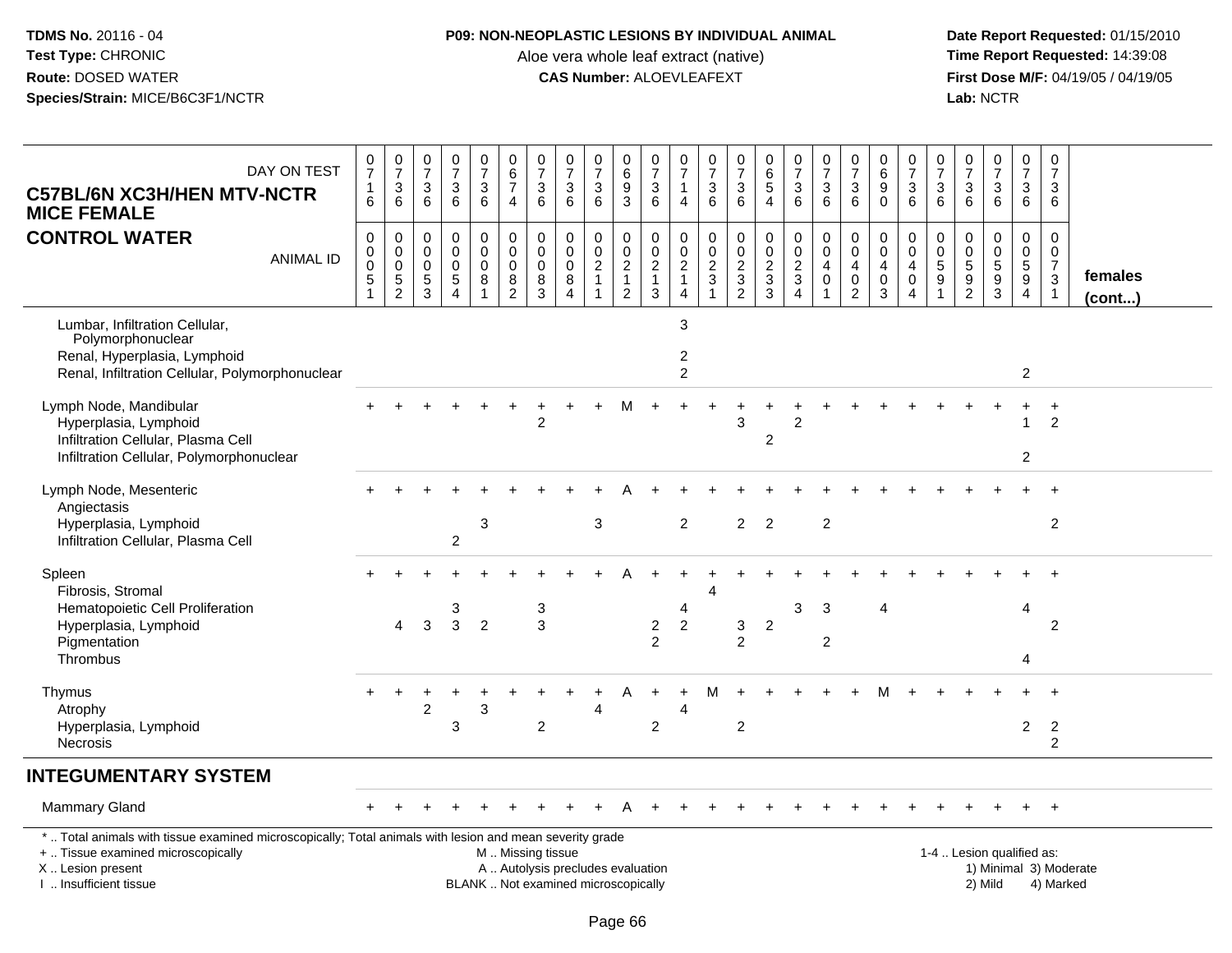**TDMS No.** 20116 - 04
**Test Type:** CHRONIC
**Route:** DOSED WATER
**Species/Strain:** MICE/B6C3F1/NCTR

**P09: NON-NEOPLASTIC LESIONS BY INDIVIDUAL ANIMAL**
Aloe vera whole leaf extract (native)
**CAS Number:** ALOEVLEAFEXT

**Date Report Requested:** 01/15/2010
**Time Report Requested:** 14:39:08
**First Dose M/F:** 04/19/05 / 04/19/05
**Lab:** NCTR

## C57BL/6N XC3H/HEN MTV-NCTR MICE FEMALE
## CONTROL WATER

| DAY ON TEST | 0716 | 0736 | 0736 | 0736 | 0736 | 0674 | 0736 | 0736 | 0736 | 0693 | 0736 | 0714 | 0736 | 0736 | 0654 | 0736 | 0736 | 0736 | 0690 | 0736 | 0736 | 0736 | 0736 | 0736 | 0736 | |
|---|---|---|---|---|---|---|---|---|---|---|---|---|---|---|---|---|---|---|---|---|---|---|---|---|---|---|
| **ANIMAL ID** | 0005 1 | 0005 2 | 0005 3 | 0005 4 | 0008 1 | 0008 2 | 0008 3 | 0008 4 | 0021 1 | 0021 2 | 0021 3 | 0021 4 | 0023 1 | 0023 2 | 0023 3 | 0023 4 | 0040 1 | 0040 2 | 0040 3 | 0040 4 | 0059 1 | 0059 2 | 0059 3 | 0059 4 | 0073 1 | **females (cont...)** |
| Lumbar, Infiltration Cellular, Polymorphonuclear | | | | | | | | | | | | 3 | | | | | | | | | | | | | | |
| Renal, Hyperplasia, Lymphoid | | | | | | | | | | | | 2 | | | | | | | | | | | | | | |
| Renal, Infiltration Cellular, Polymorphonuclear | | | | | | | | | | | | 2 | | | | | | | | | | | | 2 | | |
| Lymph Node, Mandibular | + | + | + | + | + | + | + | + | + | M | + | + | + | + | + | + | + | + | + | + | + | + | + | + | + | |
| Hyperplasia, Lymphoid | | | | | | | 2 | | | | | | | 3 | | 2 | | | | | | | | 1 | 2 | |
| Infiltration Cellular, Plasma Cell | | | | | | | | | | | | | | | 2 | | | | | | | | | | | |
| Infiltration Cellular, Polymorphonuclear | | | | | | | | | | | | | | | | | | | | | | | | 2 | | |
| Lymph Node, Mesenteric | + | + | + | + | + | + | + | + | + | A | + | + | + | + | + | + | + | + | + | + | + | + | + | + | + | |
| Angiectasis | | | | | | | | | | | | | | | | | | | | | | | | | | |
| Hyperplasia, Lymphoid | | | | | 3 | | | | 3 | | | 2 | | 2 | 2 | | 2 | | | | | | | | 2 | |
| Infiltration Cellular, Plasma Cell | | | | 2 | | | | | | | | | | | | | | | | | | | | | | |
| Spleen | + | + | + | + | + | + | + | + | + | A | + | + | + | + | + | + | + | + | + | + | + | + | + | + | + | |
| Fibrosis, Stromal | | | | | | | | | | | | | 4 | | | | | | | | | | | | | |
| Hematopoietic Cell Proliferation | | | | 3 | | | 3 | | | | | 4 | | | | 3 | 3 | | 4 | | | | | 4 | | |
| Hyperplasia, Lymphoid | | 4 | 3 | 3 | 2 | | 3 | | | | 2 | 2 | | 3 | 2 | | | | | | | | | | 2 | |
| Pigmentation | | | | | | | | | | | 2 | | | 2 | | | 2 | | | | | | | | | |
| Thrombus | | | | | | | | | | | | | | | | | | | | | | | | 4 | | |
| Thymus | + | + | + | + | + | + | + | + | + | A | + | + | M | + | + | + | + | + | M | + | + | + | + | + | + | |
| Atrophy | | | 2 | | 3 | | | | 4 | | | 4 | | | | | | | | | | | | | | |
| Hyperplasia, Lymphoid | | | | 3 | | | 2 | | | | 2 | | | 2 | | | | | | | | | | 2 | 2 | |
| Necrosis | | | | | | | | | | | | | | | | | | | | | | | | | 2 | |

## INTEGUMENTARY SYSTEM

| | | | | | | | | | | | | | | | | | | | | | | | | | | |
|---|---|---|---|---|---|---|---|---|---|---|---|---|---|---|---|---|---|---|---|---|---|---|---|---|---|---|
| Mammary Gland | + | + | + | + | + | + | + | + | + | A | + | + | + | + | + | + | + | + | + | + | + | + | + | + | + | |

\* .. Total animals with tissue examined microscopically; Total animals with lesion and mean severity grade
+ .. Tissue examined microscopically
X .. Lesion present
I .. Insufficient tissue

M .. Missing tissue
A .. Autolysis precludes evaluation
BLANK .. Not examined microscopically

1-4 .. Lesion qualified as:
1) Minimal 3) Moderate
2) Mild 4) Marked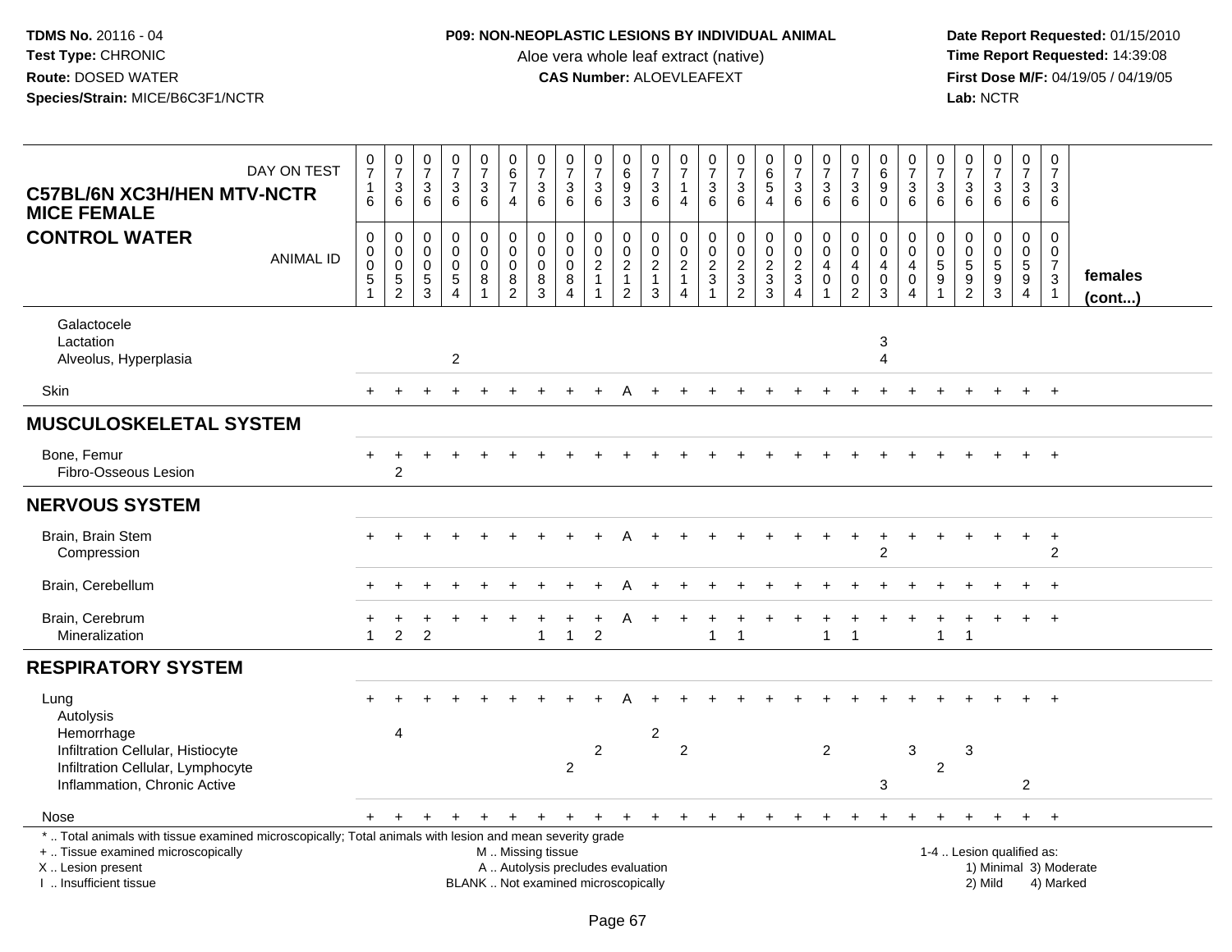**TDMS No.** 20116 - 04
**Test Type:** CHRONIC
**Route:** DOSED WATER
**Species/Strain:** MICE/B6C3F1/NCTR

**P09: NON-NEOPLASTIC LESIONS BY INDIVIDUAL ANIMAL**
Aloe vera whole leaf extract (native)
**CAS Number:** ALOEVLEAFEXT

**Date Report Requested:** 01/15/2010
**Time Report Requested:** 14:39:08
**First Dose M/F:** 04/19/05 / 04/19/05
**Lab:** NCTR

**C57BL/6N XC3H/HEN MTV-NCTR MICE FEMALE**
**CONTROL WATER**

| DAY ON TEST | 0716 | 0736 | 0736 | 0736 | 0736 | 0674 | 0736 | 0736 | 0736 | 0693 | 0736 | 0714 | 0736 | 0736 | 0654 | 0736 | 0736 | 0736 | 0690 | 0736 | 0736 | 0736 | 0736 | 0736 | 0736 | |
|---|---|---|---|---|---|---|---|---|---|---|---|---|---|---|---|---|---|---|---|---|---|---|---|---|---|---|
| ANIMAL ID | 00051 | 00052 | 00053 | 00054 | 00081 | 00082 | 00083 | 00084 | 00211 | 00212 | 00213 | 00214 | 00231 | 00232 | 00233 | 00234 | 00401 | 00402 | 00403 | 00404 | 00591 | 00592 | 00593 | 00594 | 00731 | **females (cont...)** |
| Galactocele | | | | | | | | | | | | | | | | | | | | | | | | | | |
| Lactation | | | | | | | | | | | | | | | | | | | 3 | | | | | | | |
| Alveolus, Hyperplasia | | | | 2 | | | | | | | | | | | | | | | 4 | | | | | | | |
| Skin | + | + | + | + | + | + | + | + | + | A | + | + | + | + | + | + | + | + | + | + | + | + | + | + | + | |
| **MUSCULOSKELETAL SYSTEM** | | | | | | | | | | | | | | | | | | | | | | | | | | |
| Bone, Femur | + | + | + | + | + | + | + | + | + | + | + | + | + | + | + | + | + | + | + | + | + | + | + | + | + | |
| Fibro-Osseous Lesion | | 2 | | | | | | | | | | | | | | | | | | | | | | | | |
| **NERVOUS SYSTEM** | | | | | | | | | | | | | | | | | | | | | | | | | | |
| Brain, Brain Stem | + | + | + | + | + | + | + | + | + | A | + | + | + | + | + | + | + | + | + | + | + | + | + | + | + | |
| Compression | | | | | | | | | | | | | | | | | | | 2 | | | | | | 2 | |
| Brain, Cerebellum | + | + | + | + | + | + | + | + | + | A | + | + | + | + | + | + | + | + | + | + | + | + | + | + | + | |
| Brain, Cerebrum | + | + | + | + | + | + | + | + | + | A | + | + | + | + | + | + | + | + | + | + | + | + | + | + | + | |
| Mineralization | 1 | 2 | 2 | | | | 1 | 1 | 2 | | | | 1 | 1 | | | 1 | 1 | | | 1 | 1 | | | | |
| **RESPIRATORY SYSTEM** | | | | | | | | | | | | | | | | | | | | | | | | | | |
| Lung | + | + | + | + | + | + | + | + | + | A | + | + | + | + | + | + | + | + | + | + | + | + | + | + | + | |
| Autolysis | | | | | | | | | | | | | | | | | | | | | | | | | | |
| Hemorrhage | | 4 | | | | | | | | | 2 | | | | | | | | | | | | | | | |
| Infiltration Cellular, Histiocyte | | | | | | | | | 2 | | | 2 | | | | | 2 | | | 3 | | 3 | | | | |
| Infiltration Cellular, Lymphocyte | | | | | | | | 2 | | | | | | | | | | | | | 2 | | | | | |
| Inflammation, Chronic Active | | | | | | | | | | | | | | | | | | | 3 | | | | | 2 | | |
| Nose | + | + | + | + | + | + | + | + | + | + | + | + | + | + | + | + | + | + | + | + | + | + | + | + | + | |

\* .. Total animals with tissue examined microscopically; Total animals with lesion and mean severity grade
\+ .. Tissue examined microscopically
X .. Lesion present
I .. Insufficient tissue

M .. Missing tissue
A .. Autolysis precludes evaluation
BLANK .. Not examined microscopically

1-4 .. Lesion qualified as:
1) Minimal 3) Moderate
2) Mild 4) Marked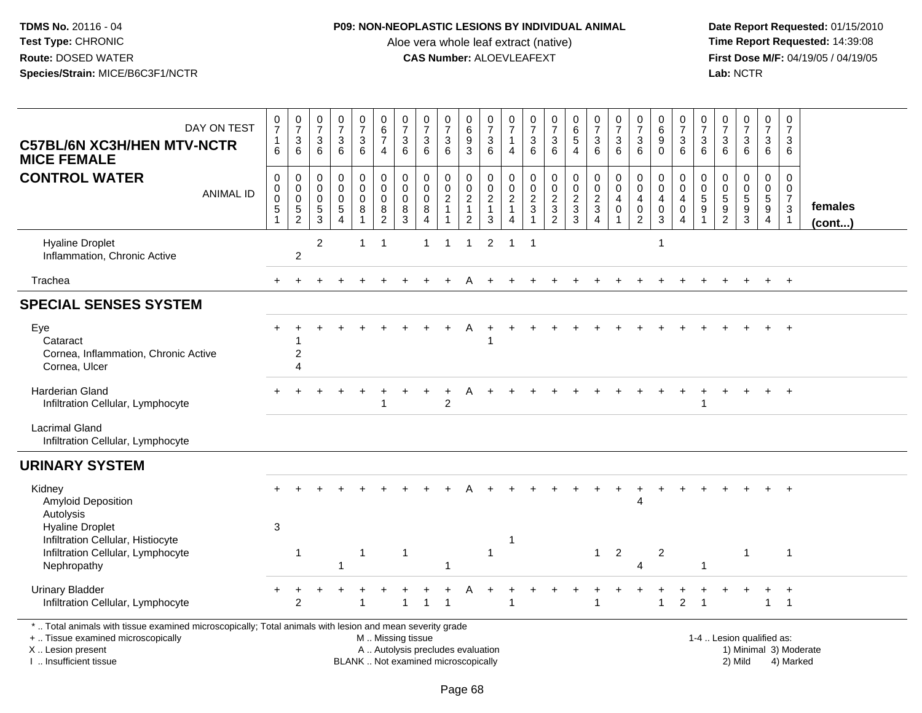**TDMS No.** 20116 - 04
**Test Type:** CHRONIC
**Route:** DOSED WATER
**Species/Strain:** MICE/B6C3F1/NCTR

**P09: NON-NEOPLASTIC LESIONS BY INDIVIDUAL ANIMAL**
Aloe vera whole leaf extract (native)
**CAS Number:** ALOEVLEAFEXT

**Date Report Requested:** 01/15/2010
**Time Report Requested:** 14:39:08
**First Dose M/F:** 04/19/05 / 04/19/05
**Lab:** NCTR

## C57BL/6N XC3H/HEN MTV-NCTR MICE FEMALE
## CONTROL WATER

| DAY ON TEST | 0716 | 0736 | 0736 | 0736 | 0736 | 0674 | 0736 | 0736 | 0736 | 0693 | 0736 | 0714 | 0736 | 0736 | 0654 | 0736 | 0736 | 0736 | 0690 | 0736 | 0736 | 0736 | 0736 | 0736 | 0736 | |
|---|---|---|---|---|---|---|---|---|---|---|---|---|---|---|---|---|---|---|---|---|---|---|---|---|---|---|
| **ANIMAL ID** | 00051 | 00052 | 00053 | 00054 | 00081 | 00082 | 00083 | 00084 | 00211 | 00212 | 00213 | 00214 | 00231 | 00232 | 00233 | 00234 | 00401 | 00402 | 00403 | 00404 | 00591 | 00592 | 00593 | 00594 | 00731 | **females (cont...)** |
| Hyaline Droplet | | | 2 | | 1 | 1 | | 1 | 1 | 1 | 2 | 1 | 1 | | | | | | 1 | | | | | | | |
| Inflammation, Chronic Active | | 2 | | | | | | | | | | | | | | | | | | | | | | | | |
| Trachea | + | + | + | + | + | + | + | + | + | A | + | + | + | + | + | + | + | + | + | + | + | + | + | + | + | |
| **SPECIAL SENSES SYSTEM** | | | | | | | | | | | | | | | | | | | | | | | | | | |
| Eye | + | + | + | + | + | + | + | + | + | A | + | + | + | + | + | + | + | + | + | + | + | + | + | + | + | |
| Cataract | | 1 | | | | | | | | | 1 | | | | | | | | | | | | | | | |
| Cornea, Inflammation, Chronic Active | | 2 | | | | | | | | | | | | | | | | | | | | | | | | |
| Cornea, Ulcer | | 4 | | | | | | | | | | | | | | | | | | | | | | | | |
| Harderian Gland | + | + | + | + | + | + | + | + | + | A | + | + | + | + | + | + | + | + | + | + | + | + | + | + | + | |
| Infiltration Cellular, Lymphocyte | | | | | | 1 | | | 2 | | | | | | | | | | | | 1 | | | | | |
| Lacrimal Gland | | | | | | | | | | | | | | | | | | | | | | | | | | |
| Infiltration Cellular, Lymphocyte | | | | | | | | | | | | | | | | | | | | | | | | | | |
| **URINARY SYSTEM** | | | | | | | | | | | | | | | | | | | | | | | | | | |
| Kidney | + | + | + | + | + | + | + | + | + | A | + | + | + | + | + | + | + | + | + | + | + | + | + | + | + | |
| Amyloid Deposition | | | | | | | | | | | | | | | | | | 4 | | | | | | | | |
| Autolysis | | | | | | | | | | | | | | | | | | | | | | | | | | |
| Hyaline Droplet | 3 | | | | | | | | | | | | | | | | | | | | | | | | | |
| Infiltration Cellular, Histiocyte | | | | | | | | | | | | 1 | | | | | | | | | | | | | | |
| Infiltration Cellular, Lymphocyte | | 1 | | | 1 | | 1 | | | | 1 | | | | | 1 | 2 | | 2 | | | | 1 | | 1 | |
| Nephropathy | | | | 1 | | | | | 1 | | | | | | | | | 4 | | | 1 | | | | | |
| Urinary Bladder | + | + | + | + | + | + | + | + | + | A | + | + | + | + | + | + | + | + | + | + | + | + | + | + | + | |
| Infiltration Cellular, Lymphocyte | | 2 | | | 1 | | 1 | 1 | 1 | | | 1 | | | | 1 | | | 1 | 2 | 1 | | | 1 | 1 | |

\* .. Total animals with tissue examined microscopically; Total animals with lesion and mean severity grade
+ .. Tissue examined microscopically
X .. Lesion present
I .. Insufficient tissue

M .. Missing tissue
A .. Autolysis precludes evaluation
BLANK .. Not examined microscopically

1-4 .. Lesion qualified as:
1) Minimal 3) Moderate
2) Mild 4) Marked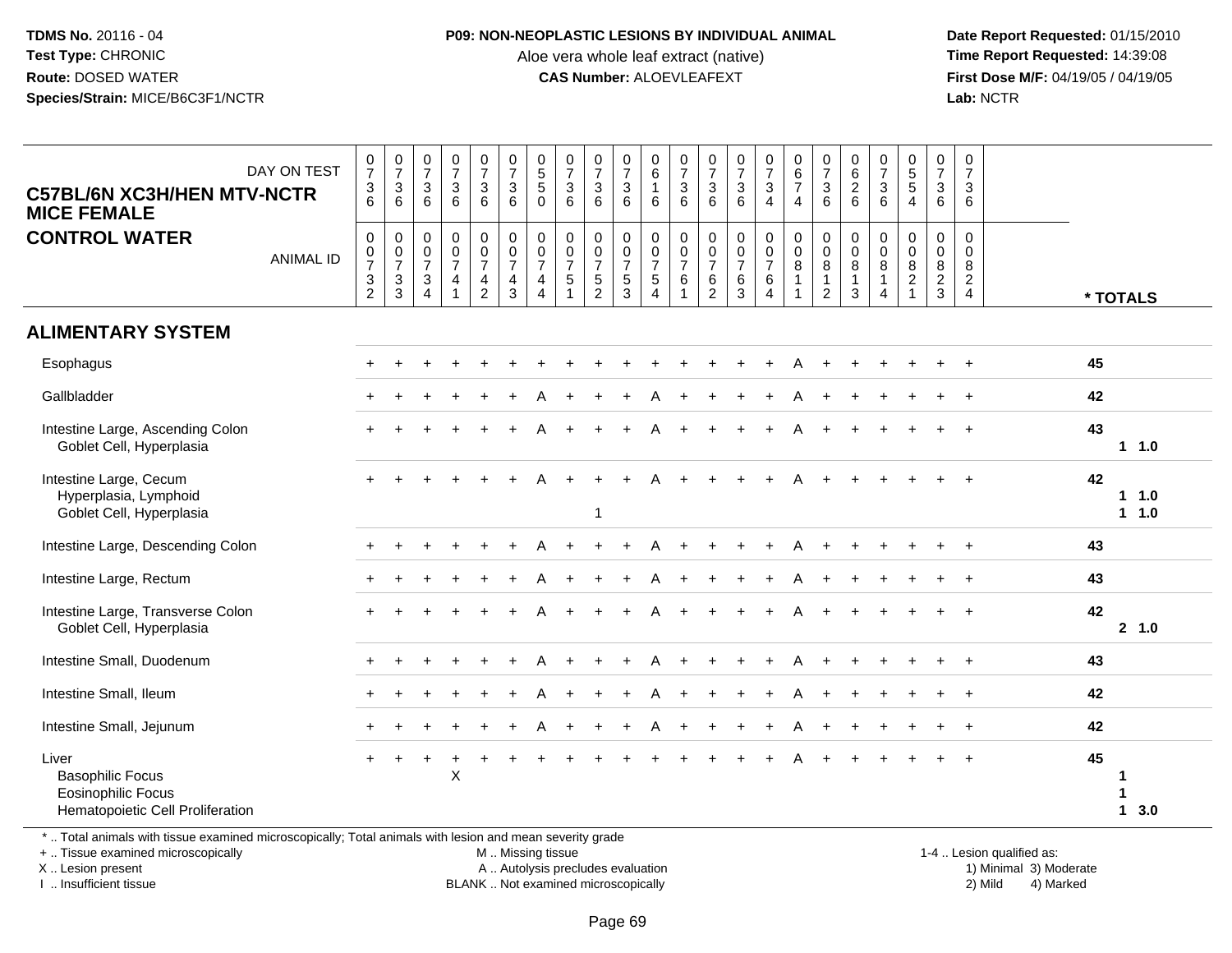**TDMS No.** 20116 - 04
**Test Type:** CHRONIC
**Route:** DOSED WATER
**Species/Strain:** MICE/B6C3F1/NCTR

**P09: NON-NEOPLASTIC LESIONS BY INDIVIDUAL ANIMAL**
Aloe vera whole leaf extract (native)
**CAS Number:** ALOEVLEAFEXT

**Date Report Requested:** 01/15/2010
**Time Report Requested:** 14:39:08
**First Dose M/F:** 04/19/05 / 04/19/05
**Lab:** NCTR

**C57BL/6N XC3H/HEN MTV-NCTR MICE FEMALE**
**CONTROL WATER**

| DAY ON TEST | 0736 | 0736 | 0736 | 0736 | 0736 | 0736 | 0550 | 0736 | 0736 | 0736 | 0616 | 0736 | 0736 | 0736 | 0734 | 0674 | 0736 | 0626 | 0736 | 0554 | 0736 | 0736 | |
|---|---|---|---|---|---|---|---|---|---|---|---|---|---|---|---|---|---|---|---|---|---|---|---|
| ANIMAL ID | 00732 | 00733 | 00734 | 00741 | 00742 | 00743 | 00744 | 00751 | 00752 | 00753 | 00754 | 00761 | 00762 | 00763 | 00764 | 00811 | 00812 | 00813 | 00814 | 00821 | 00823 | 00824 | * TOTALS |
| **ALIMENTARY SYSTEM** | | | | | | | | | | | | | | | | | | | | | | | |
| Esophagus | + | + | + | + | + | + | + | + | + | + | + | + | + | + | + | A | + | + | + | + | + | + | 45 |
| Gallbladder | + | + | + | + | + | + | A | + | + | + | A | + | + | + | + | A | + | + | + | + | + | + | 42 |
| Intestine Large, Ascending Colon | + | + | + | + | + | + | A | + | + | + | A | + | + | + | + | A | + | + | + | + | + | + | 43 |
| Goblet Cell, Hyperplasia | | | | | | | | | | | | | | | | | | | | | | | 1 1.0 |
| Intestine Large, Cecum | + | + | + | + | + | + | A | + | + | + | A | + | + | + | + | A | + | + | + | + | + | + | 42 |
| Hyperplasia, Lymphoid | | | | | | | | | | | | | | | | | | | | | | | 1 1.0 |
| Goblet Cell, Hyperplasia | | | | | | | | | 1 | | | | | | | | | | | | | | 1 1.0 |
| Intestine Large, Descending Colon | + | + | + | + | + | + | A | + | + | + | A | + | + | + | + | A | + | + | + | + | + | + | 43 |
| Intestine Large, Rectum | + | + | + | + | + | + | A | + | + | + | A | + | + | + | + | A | + | + | + | + | + | + | 43 |
| Intestine Large, Transverse Colon | + | + | + | + | + | + | A | + | + | + | A | + | + | + | + | A | + | + | + | + | + | + | 42 |
| Goblet Cell, Hyperplasia | | | | | | | | | | | | | | | | | | | | | | | 2 1.0 |
| Intestine Small, Duodenum | + | + | + | + | + | + | A | + | + | + | A | + | + | + | + | A | + | + | + | + | + | + | 43 |
| Intestine Small, Ileum | + | + | + | + | + | + | A | + | + | + | A | + | + | + | + | A | + | + | + | + | + | + | 42 |
| Intestine Small, Jejunum | + | + | + | + | + | + | A | + | + | + | A | + | + | + | + | A | + | + | + | + | + | + | 42 |
| Liver | + | + | + | + | + | + | + | + | + | + | + | + | + | + | + | A | + | + | + | + | + | + | 45 |
| Basophilic Focus | | | | X | | | | | | | | | | | | | | | | | | | 1 |
| Eosinophilic Focus | | | | | | | | | | | | | | | | | | | | | | | 1 |
| Hematopoietic Cell Proliferation | | | | | | | | | | | | | | | | | | | | | | | 1 3.0 |

\* .. Total animals with tissue examined microscopically; Total animals with lesion and mean severity grade
\+ .. Tissue examined microscopically
X .. Lesion present
I .. Insufficient tissue

M .. Missing tissue
A .. Autolysis precludes evaluation
BLANK .. Not examined microscopically

1-4 .. Lesion qualified as:
1) Minimal 3) Moderate
2) Mild 4) Marked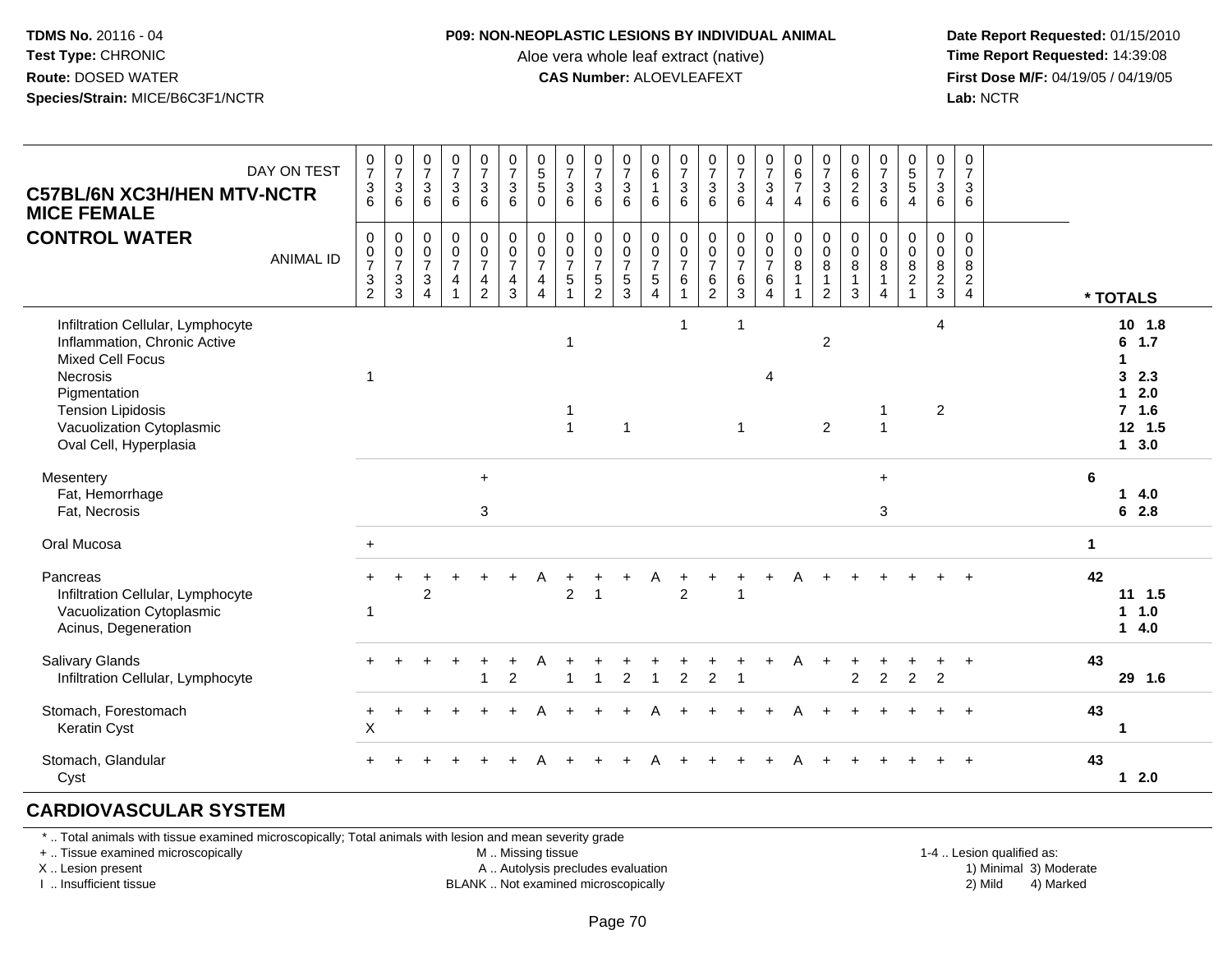**TDMS No.** 20116 - 04
**Test Type:** CHRONIC
**Route:** DOSED WATER
**Species/Strain:** MICE/B6C3F1/NCTR

**P09: NON-NEOPLASTIC LESIONS BY INDIVIDUAL ANIMAL**
Aloe vera whole leaf extract (native)
**CAS Number:** ALOEVLEAFEXT

**Date Report Requested:** 01/15/2010
**Time Report Requested:** 14:39:08
**First Dose M/F:** 04/19/05 / 04/19/05
**Lab:** NCTR

## C57BL/6N XC3H/HEN MTV-NCTR MICE FEMALE
## CONTROL WATER

| DAY ON TEST | 0736 | 0736 | 0736 | 0736 | 0736 | 0736 | 0550 | 0736 | 0736 | 0736 | 0616 | 0736 | 0736 | 0736 | 0734 | 0674 | 0736 | 0626 | 0736 | 0554 | 0736 | 0736 | |
|---|---|---|---|---|---|---|---|---|---|---|---|---|---|---|---|---|---|---|---|---|---|---|---|
| **ANIMAL ID** | 00732 | 00733 | 00734 | 00741 | 00742 | 00743 | 00744 | 00751 | 00752 | 00753 | 00754 | 00761 | 00762 | 00763 | 00764 | 00811 | 00812 | 00813 | 00814 | 00821 | 00823 | 00824 | **\* TOTALS** |
| Infiltration Cellular, Lymphocyte | | | | | | | | | | | | 1 | | 1 | | | | | | | 4 | | 10 1.8 |
| Inflammation, Chronic Active | | | | | | | | 1 | | | | | | | | | 2 | | | | | | 6 1.7 |
| Mixed Cell Focus | | | | | | | | | | | | | | | | | | | | | | | 1 |
| Necrosis | 1 | | | | | | | | | | | | | | 4 | | | | | | | | 3 2.3 |
| Pigmentation | | | | | | | | | | | | | | | | | | | | | | | 1 2.0 |
| Tension Lipidosis | | | | | | | | 1 | | | | | | | | | | | 1 | | 2 | | 7 1.6 |
| Vacuolization Cytoplasmic | | | | | | | | 1 | | 1 | | | | 1 | | | 2 | | 1 | | | | 12 1.5 |
| Oval Cell, Hyperplasia | | | | | | | | | | | | | | | | | | | | | | | 1 3.0 |
| Mesentery | | | | | + | | | | | | | | | | | | | | + | | | | 6 |
| Fat, Hemorrhage | | | | | | | | | | | | | | | | | | | | | | | 1 4.0 |
| Fat, Necrosis | | | | | 3 | | | | | | | | | | | | | | 3 | | | | 6 2.8 |
| Oral Mucosa | + | | | | | | | | | | | | | | | | | | | | | | 1 |
| Pancreas | + | + | + | + | + | + | A | + | + | + | A | + | + | + | + | A | + | + | + | + | + | + | 42 |
| Infiltration Cellular, Lymphocyte | | | 2 | | | | | 2 | 1 | | | 2 | | 1 | | | | | | | | | 11 1.5 |
| Vacuolization Cytoplasmic | 1 | | | | | | | | | | | | | | | | | | | | | | 1 1.0 |
| Acinus, Degeneration | | | | | | | | | | | | | | | | | | | | | | | 1 4.0 |
| Salivary Glands | + | + | + | + | + | + | A | + | + | + | + | + | + | + | + | A | + | + | + | + | + | + | 43 |
| Infiltration Cellular, Lymphocyte | | | | | 1 | 2 | | 1 | 1 | 2 | 1 | 2 | 2 | 1 | | | | 2 | 2 | 2 | 2 | | 29 1.6 |
| Stomach, Forestomach | + | + | + | + | + | + | A | + | + | + | A | + | + | + | + | A | + | + | + | + | + | + | 43 |
| Keratin Cyst | X | | | | | | | | | | | | | | | | | | | | | | 1 |
| Stomach, Glandular | + | + | + | + | + | + | A | + | + | + | A | + | + | + | + | A | + | + | + | + | + | + | 43 |
| Cyst | | | | | | | | | | | | | | | | | | | | | | | 1 2.0 |

## CARDIOVASCULAR SYSTEM

\* .. Total animals with tissue examined microscopically; Total animals with lesion and mean severity grade
\+ .. Tissue examined microscopically
X .. Lesion present
I .. Insufficient tissue

M .. Missing tissue
A .. Autolysis precludes evaluation
BLANK .. Not examined microscopically

1-4 .. Lesion qualified as:
1) Minimal 3) Moderate
2) Mild 4) Marked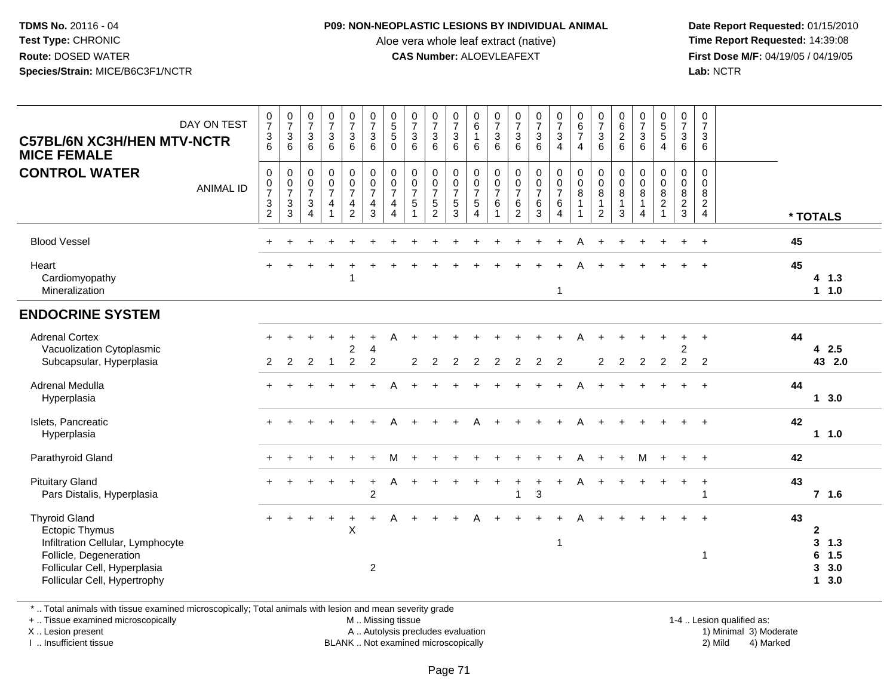**TDMS No.** 20116 - 04
**Test Type:** CHRONIC
**Route:** DOSED WATER
**Species/Strain:** MICE/B6C3F1/NCTR

**P09: NON-NEOPLASTIC LESIONS BY INDIVIDUAL ANIMAL**
Aloe vera whole leaf extract (native)
**CAS Number:** ALOEVLEAFEXT

**Date Report Requested:** 01/15/2010
**Time Report Requested:** 14:39:08
**First Dose M/F:** 04/19/05 / 04/19/05
**Lab:** NCTR

## C57BL/6N XC3H/HEN MTV-NCTR MICE FEMALE
## CONTROL WATER

| DAY ON TEST | 0736 | 0736 | 0736 | 0736 | 0736 | 0736 | 0550 | 0736 | 0736 | 0736 | 0616 | 0736 | 0736 | 0736 | 0734 | 0674 | 0736 | 0626 | 0736 | 0554 | 0736 | 0736 | |
|---|---|---|---|---|---|---|---|---|---|---|---|---|---|---|---|---|---|---|---|---|---|---|---|
| ANIMAL ID | 00732 | 00733 | 00734 | 00741 | 00742 | 00743 | 00744 | 00751 | 00752 | 00753 | 00754 | 00761 | 00762 | 00763 | 00764 | 00811 | 00812 | 00813 | 00814 | 00821 | 00823 | 00824 | * TOTALS |
| Blood Vessel | + | + | + | + | + | + | + | + | + | + | + | + | + | + | + | A | + | + | + | + | + | + | 45 |
| Heart | + | + | + | + | + | + | + | + | + | + | + | + | + | + | + | A | + | + | + | + | + | + | 45 |
| Cardiomyopathy | | | | | 1 | | | | | | | | | | | | | | | | | | 4 1.3 |
| Mineralization | | | | | | | | | | | | | | | 1 | | | | | | | | 1 1.0 |
| **ENDOCRINE SYSTEM** | | | | | | | | | | | | | | | | | | | | | | | |
| Adrenal Cortex | + | + | + | + | + | + | A | + | + | + | + | + | + | + | + | A | + | + | + | + | + | + | 44 |
| Vacuolization Cytoplasmic | | | | | 2 | 4 | | | | | | | | | | | | | | | 2 | | 4 2.5 |
| Subcapsular, Hyperplasia | 2 | 2 | 2 | 1 | 2 | 2 | | 2 | 2 | 2 | 2 | 2 | 2 | 2 | 2 | | 2 | 2 | 2 | 2 | 2 | 2 | 43 2.0 |
| Adrenal Medulla | + | + | + | + | + | + | A | + | + | + | + | + | + | + | + | A | + | + | + | + | + | + | 44 |
| Hyperplasia | | | | | | | | | | | | | | | | | | | | | | | 1 3.0 |
| Islets, Pancreatic | + | + | + | + | + | + | A | + | + | + | A | + | + | + | + | A | + | + | + | + | + | + | 42 |
| Hyperplasia | | | | | | | | | | | | | | | | | | | | | | | 1 1.0 |
| Parathyroid Gland | + | + | + | + | + | + | M | + | + | + | + | + | + | + | + | A | + | + | M | + | + | + | 42 |
| Pituitary Gland | + | + | + | + | + | + | A | + | + | + | + | + | + | + | + | A | + | + | + | + | + | + | 43 |
| Pars Distalis, Hyperplasia | | | | | | 2 | | | | | | | 1 | 3 | | | | | | | | 1 | 7 1.6 |
| Thyroid Gland | + | + | + | + | + | + | A | + | + | + | A | + | + | + | + | A | + | + | + | + | + | + | 43 |
| Ectopic Thymus | | | | | X | | | | | | | | | | | | | | | | | | 2 |
| Infiltration Cellular, Lymphocyte | | | | | | | | | | | | | | | 1 | | | | | | | | 3 1.3 |
| Follicle, Degeneration | | | | | | | | | | | | | | | | | | | | | | 1 | 6 1.5 |
| Follicular Cell, Hyperplasia | | | | | | 2 | | | | | | | | | | | | | | | | | 3 3.0 |
| Follicular Cell, Hypertrophy | | | | | | | | | | | | | | | | | | | | | | | 1 3.0 |

* .. Total animals with tissue examined microscopically; Total animals with lesion and mean severity grade
+ .. Tissue examined microscopically
X .. Lesion present
I .. Insufficient tissue

M .. Missing tissue
A .. Autolysis precludes evaluation
BLANK .. Not examined microscopically

1-4 .. Lesion qualified as:
1) Minimal 3) Moderate
2) Mild 4) Marked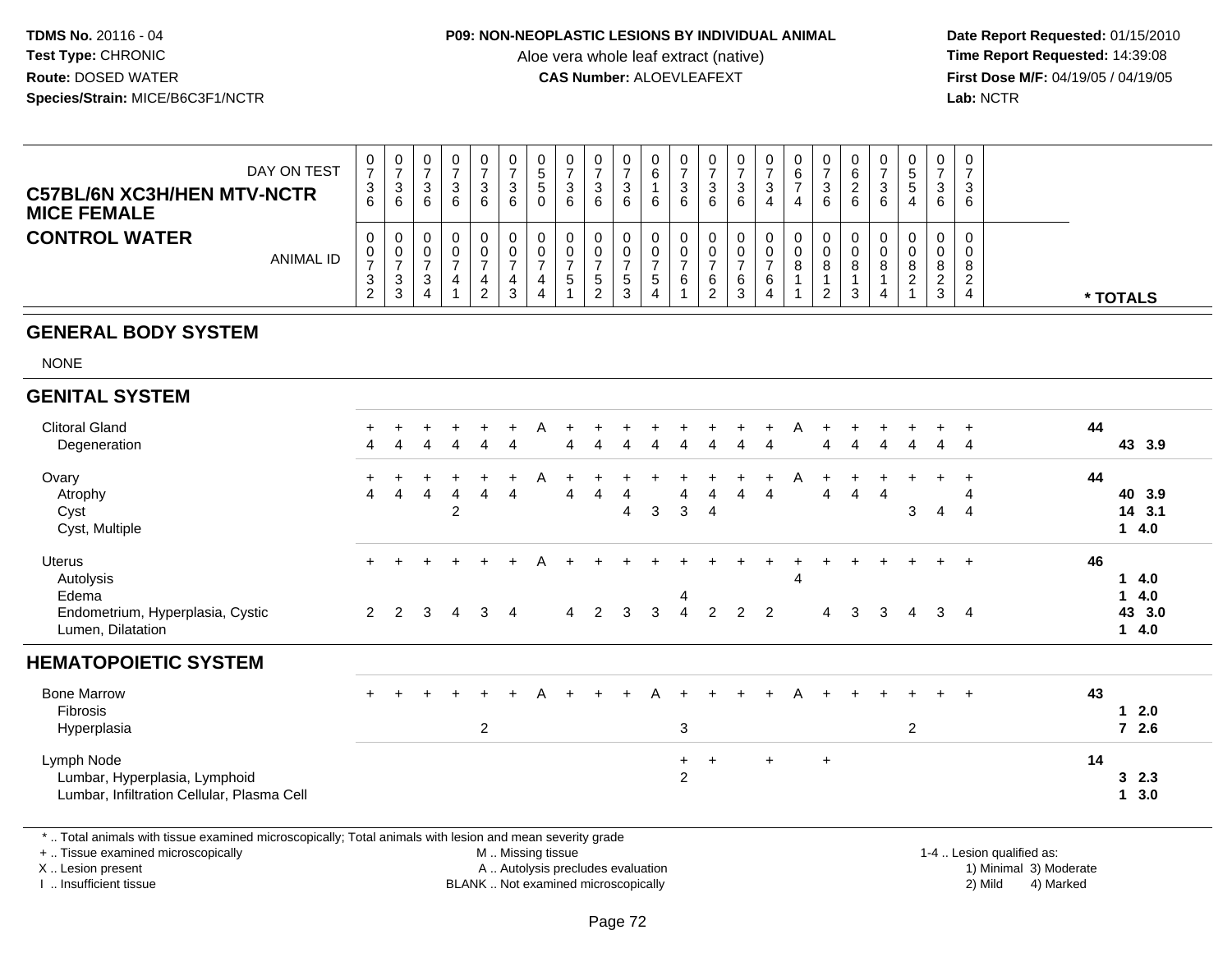TDMS No. 20116 - 04
Test Type: CHRONIC
Route: DOSED WATER
Species/Strain: MICE/B6C3F1/NCTR

**P09: NON-NEOPLASTIC LESIONS BY INDIVIDUAL ANIMAL**
Aloe vera whole leaf extract (native)
**CAS Number:** ALOEVLEAFEXT

Date Report Requested: 01/15/2010
Time Report Requested: 14:39:08
First Dose M/F: 04/19/05 / 04/19/05
Lab: NCTR

## C57BL/6N XC3H/HEN MTV-NCTR MICE FEMALE
## CONTROL WATER

| DAY ON TEST | 0736 | 0736 | 0736 | 0736 | 0736 | 0736 | 0550 | 0736 | 0736 | 0736 | 0616 | 0736 | 0736 | 0736 | 0734 | 0674 | 0736 | 0626 | 0736 | 0554 | 0736 | 0736 | |
|---|---|---|---|---|---|---|---|---|---|---|---|---|---|---|---|---|---|---|---|---|---|---|---|
| ANIMAL ID | 00732 | 00733 | 00734 | 00741 | 00742 | 00743 | 00744 | 00751 | 00752 | 00753 | 00754 | 00761 | 00762 | 00763 | 00764 | 00811 | 00812 | 00813 | 00814 | 00821 | 00823 | 00824 | * TOTALS |
| **GENERAL BODY SYSTEM** | | | | | | | | | | | | | | | | | | | | | | | |
| NONE | | | | | | | | | | | | | | | | | | | | | | | |
| **GENITAL SYSTEM** | | | | | | | | | | | | | | | | | | | | | | | |
| Clitoral Gland | + | + | + | + | + | + | A | + | + | + | + | + | + | + | + | A | + | + | + | + | + | + | 44 |
| Degeneration | 4 | 4 | 4 | 4 | 4 | 4 | | 4 | 4 | 4 | 4 | 4 | 4 | 4 | 4 | | 4 | 4 | 4 | 4 | 4 | 4 | 43 3.9 |
| Ovary | + | + | + | + | + | + | A | + | + | + | + | + | + | + | + | A | + | + | + | + | + | + | 44 |
| Atrophy | 4 | 4 | 4 | 4 | 4 | 4 | | 4 | 4 | 4 | | 4 | 4 | 4 | 4 | | 4 | 4 | 4 | | | 4 | 40 3.9 |
| Cyst | | | | 2 | | | | | | 4 | 3 | 3 | 4 | | | | | | | 3 | 4 | 4 | 14 3.1 |
| Cyst, Multiple | | | | | | | | | | | | | | | | | | | | | | | 1 4.0 |
| Uterus | + | + | + | + | + | + | A | + | + | + | + | + | + | + | + | + | + | + | + | + | + | + | 46 |
| Autolysis | | | | | | | | | | | | | | | | 4 | | | | | | | 1 4.0 |
| Edema | | | | | | | | | | | | 4 | | | | | | | | | | | 1 4.0 |
| Endometrium, Hyperplasia, Cystic | 2 | 2 | 3 | 4 | 3 | 4 | | 4 | 2 | 3 | 3 | 4 | 2 | 2 | 2 | | 4 | 3 | 3 | 4 | 3 | 4 | 43 3.0 |
| Lumen, Dilatation | | | | | | | | | | | | | | | | | | | | | | | 1 4.0 |
| **HEMATOPOIETIC SYSTEM** | | | | | | | | | | | | | | | | | | | | | | | |
| Bone Marrow | + | + | + | + | + | + | A | + | + | + | A | + | + | + | + | A | + | + | + | + | + | + | 43 |
| Fibrosis | | | | | | | | | | | | | | | | | | | | | | | 1 2.0 |
| Hyperplasia | | | | | 2 | | | | | | | 3 | | | | | | | | 2 | | | 7 2.6 |
| Lymph Node | | | | | | | | | | | | + | + | | + | | + | | | | | | 14 |
| Lumbar, Hyperplasia, Lymphoid | | | | | | | | | | | | 2 | | | | | | | | | | | 3 2.3 |
| Lumbar, Infiltration Cellular, Plasma Cell | | | | | | | | | | | | | | | | | | | | | | | 1 3.0 |

\* .. Total animals with tissue examined microscopically; Total animals with lesion and mean severity grade
+ .. Tissue examined microscopically
X .. Lesion present
I .. Insufficient tissue
M .. Missing tissue
A .. Autolysis precludes evaluation
BLANK .. Not examined microscopically
1-4 .. Lesion qualified as: 1) Minimal 2) Mild 3) Moderate 4) Marked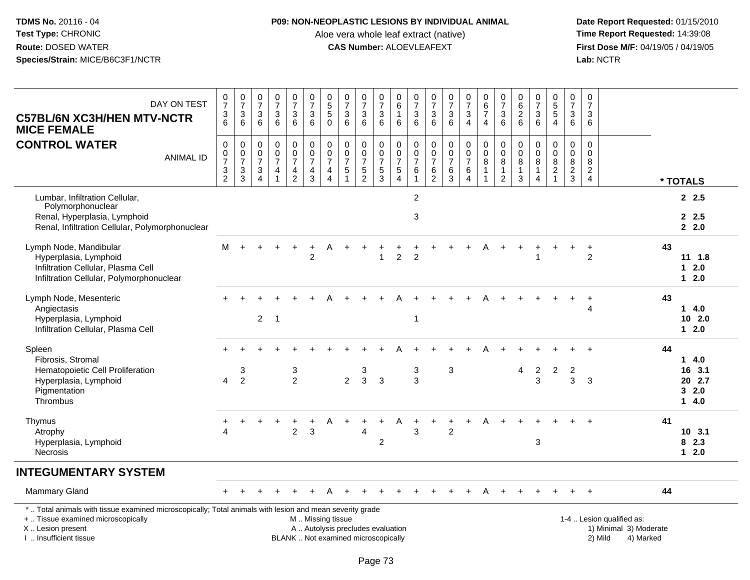**TDMS No.** 20116 - 04
**Test Type:** CHRONIC
**Route:** DOSED WATER
**Species/Strain:** MICE/B6C3F1/NCTR

**P09: NON-NEOPLASTIC LESIONS BY INDIVIDUAL ANIMAL**
Aloe vera whole leaf extract (native)
**CAS Number:** ALOEVLEAFEXT

**Date Report Requested:** 01/15/2010
**Time Report Requested:** 14:39:08
**First Dose M/F:** 04/19/05 / 04/19/05
**Lab:** NCTR

## C57BL/6N XC3H/HEN MTV-NCTR MICE FEMALE
## CONTROL WATER

| DAY ON TEST | 0736 | 0736 | 0736 | 0736 | 0736 | 0736 | 0550 | 0736 | 0736 | 0736 | 0616 | 0736 | 0736 | 0736 | 0734 | 0674 | 0736 | 0626 | 0736 | 0554 | 0736 | 0736 | |
|---|---|---|---|---|---|---|---|---|---|---|---|---|---|---|---|---|---|---|---|---|---|---|---|
| **ANIMAL ID** | 00732 | 00733 | 00734 | 00741 | 00742 | 00743 | 00744 | 00751 | 00752 | 00753 | 00754 | 00761 | 00762 | 00763 | 00764 | 00811 | 00812 | 00813 | 00814 | 00821 | 00823 | 00824 | **\* TOTALS** |
| Lumbar, Infiltration Cellular, Polymorphonuclear | | | | | | | | | | | | 2 | | | | | | | | | | | 2 2.5 |
| Renal, Hyperplasia, Lymphoid | | | | | | | | | | | | 3 | | | | | | | | | | | 2 2.5 |
| Renal, Infiltration Cellular, Polymorphonuclear | | | | | | | | | | | | | | | | | | | | | | | 2 2.0 |
| Lymph Node, Mandibular | M | + | + | + | + | + | A | + | + | + | + | + | + | + | + | A | + | + | + | + | + | + | 43 |
| Hyperplasia, Lymphoid | | | | | | 2 | | | | 1 | 2 | 2 | | | | | | | 1 | | | 2 | 11 1.8 |
| Infiltration Cellular, Plasma Cell | | | | | | | | | | | | | | | | | | | | | | | 1 2.0 |
| Infiltration Cellular, Polymorphonuclear | | | | | | | | | | | | | | | | | | | | | | | 1 2.0 |
| Lymph Node, Mesenteric | + | + | + | + | + | + | A | + | + | + | A | + | + | + | + | A | + | + | + | + | + | + | 43 |
| Angiectasis | | | | | | | | | | | | | | | | | | | | | | 4 | 1 4.0 |
| Hyperplasia, Lymphoid | | | 2 | 1 | | | | | | | | 1 | | | | | | | | | | | 10 2.0 |
| Infiltration Cellular, Plasma Cell | | | | | | | | | | | | | | | | | | | | | | | 1 2.0 |
| Spleen | + | + | + | + | + | + | + | + | + | + | A | + | + | + | + | A | + | + | + | + | + | + | 44 |
| Fibrosis, Stromal | | | | | | | | | | | | | | | | | | | | | | | 1 4.0 |
| Hematopoietic Cell Proliferation | | 3 | | | 3 | | | | 3 | | | 3 | | 3 | | | | 4 | 2 | 2 | 2 | | 16 3.1 |
| Hyperplasia, Lymphoid | 4 | 2 | | | 2 | | | 2 | 3 | 3 | | 3 | | | | | | | 3 | | 3 | 3 | 20 2.7 |
| Pigmentation | | | | | | | | | | | | | | | | | | | | | | | 3 2.0 |
| Thrombus | | | | | | | | | | | | | | | | | | | | | | | 1 4.0 |
| Thymus | + | + | + | + | + | + | A | + | + | + | A | + | + | + | + | A | + | + | + | + | + | + | 41 |
| Atrophy | 4 | | | | 2 | 3 | | | 4 | | | 3 | | 2 | | | | | | | | | 10 3.1 |
| Hyperplasia, Lymphoid | | | | | | | | | | 2 | | | | | | | | | 3 | | | | 8 2.3 |
| Necrosis | | | | | | | | | | | | | | | | | | | | | | | 1 2.0 |

## INTEGUMENTARY SYSTEM

| | 00732 | 00733 | 00734 | 00741 | 00742 | 00743 | 00744 | 00751 | 00752 | 00753 | 00754 | 00761 | 00762 | 00763 | 00764 | 00811 | 00812 | 00813 | 00814 | 00821 | 00823 | 00824 | **\* TOTALS** |
|---|---|---|---|---|---|---|---|---|---|---|---|---|---|---|---|---|---|---|---|---|---|---|---|
| Mammary Gland | + | + | + | + | + | + | A | + | + | + | + | + | + | + | + | A | + | + | + | + | + | + | 44 |

\* .. Total animals with tissue examined microscopically; Total animals with lesion and mean severity grade
+ .. Tissue examined microscopically
X .. Lesion present
I .. Insufficient tissue

M .. Missing tissue
A .. Autolysis precludes evaluation
BLANK .. Not examined microscopically

1-4 .. Lesion qualified as:
1) Minimal 3) Moderate
2) Mild 4) Marked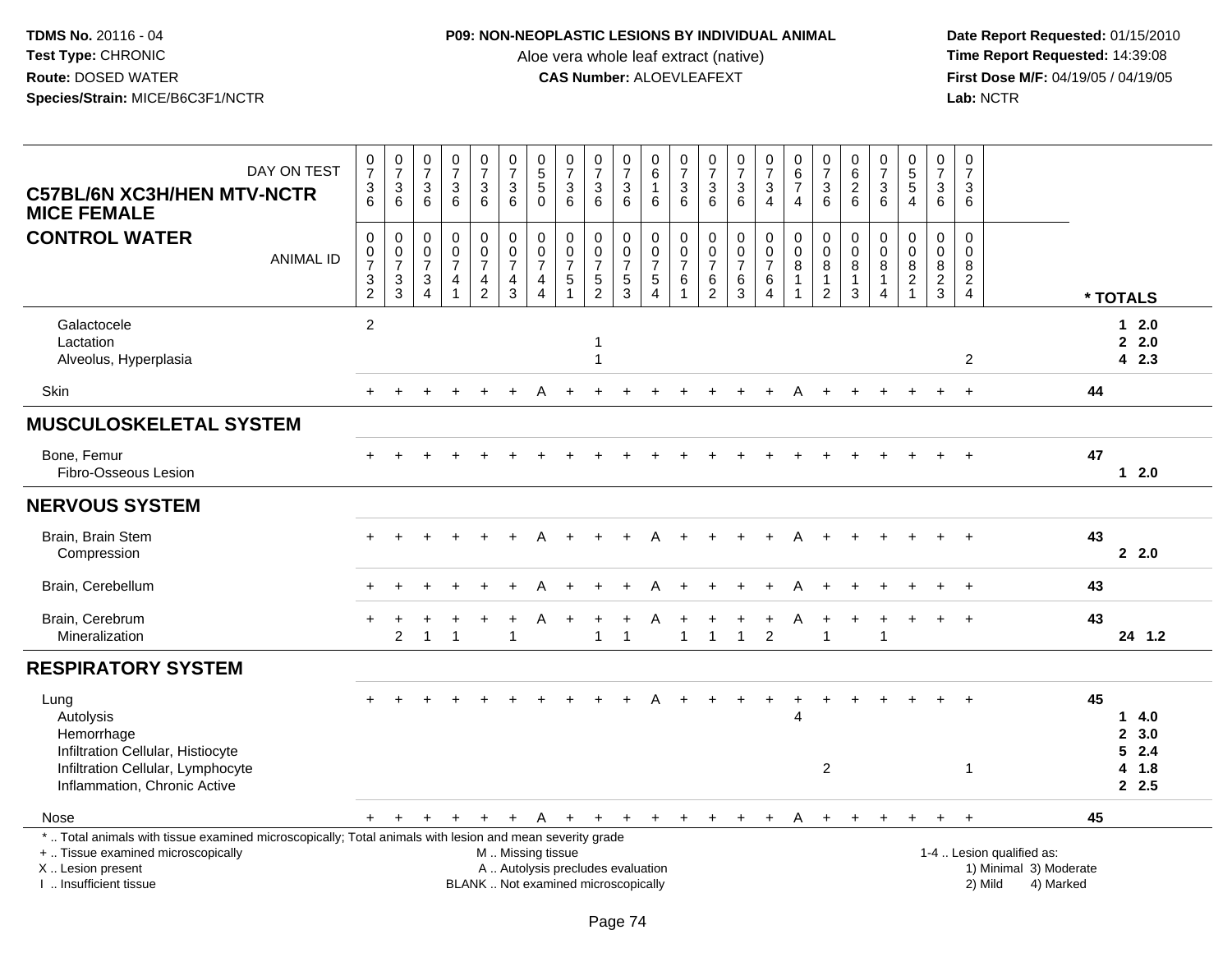**TDMS No.** 20116 - 04
**Test Type:** CHRONIC
**Route:** DOSED WATER
**Species/Strain:** MICE/B6C3F1/NCTR

**P09: NON-NEOPLASTIC LESIONS BY INDIVIDUAL ANIMAL**
Aloe vera whole leaf extract (native)
**CAS Number:** ALOEVLEAFEXT

**Date Report Requested:** 01/15/2010
**Time Report Requested:** 14:39:08
**First Dose M/F:** 04/19/05 / 04/19/05
**Lab:** NCTR

**C57BL/6N XC3H/HEN MTV-NCTR MICE FEMALE**
**CONTROL WATER**

| DAY ON TEST | 0736 | 0736 | 0736 | 0736 | 0736 | 0736 | 0550 | 0736 | 0736 | 0736 | 0616 | 0736 | 0736 | 0736 | 0734 | 0674 | 0736 | 0626 | 0736 | 0554 | 0736 | 0736 | |
|---|---|---|---|---|---|---|---|---|---|---|---|---|---|---|---|---|---|---|---|---|---|---|---|
| ANIMAL ID | 00732 | 00733 | 00734 | 00741 | 00742 | 00743 | 00744 | 00751 | 00752 | 00753 | 00754 | 00761 | 00762 | 00763 | 00764 | 00811 | 00812 | 00813 | 00814 | 00821 | 00823 | 00824 | * TOTALS |
| Galactocele | 2 | | | | | | | | | | | | | | | | | | | | | | 1 2.0 |
| Lactation | | | | | | | | | 1 | | | | | | | | | | | | | | 2 2.0 |
| Alveolus, Hyperplasia | | | | | | | | | 1 | | | | | | | | | | | | | 2 | 4 2.3 |
| Skin | + | + | + | + | + | + | A | + | + | + | + | + | + | + | + | A | + | + | + | + | + | + | 44 |
| **MUSCULOSKELETAL SYSTEM** | | | | | | | | | | | | | | | | | | | | | | | |
| Bone, Femur | + | + | + | + | + | + | + | + | + | + | + | + | + | + | + | + | + | + | + | + | + | + | 47 |
| Fibro-Osseous Lesion | | | | | | | | | | | | | | | | | | | | | | | 1 2.0 |
| **NERVOUS SYSTEM** | | | | | | | | | | | | | | | | | | | | | | | |
| Brain, Brain Stem | + | + | + | + | + | + | A | + | + | + | A | + | + | + | + | A | + | + | + | + | + | + | 43 |
| Compression | | | | | | | | | | | | | | | | | | | | | | | 2 2.0 |
| Brain, Cerebellum | + | + | + | + | + | + | A | + | + | + | A | + | + | + | + | A | + | + | + | + | + | + | 43 |
| Brain, Cerebrum | + | + | + | + | + | + | A | + | + | + | A | + | + | + | + | A | + | + | + | + | + | + | 43 |
| Mineralization | | 2 | 1 | 1 | | 1 | | | 1 | 1 | | 1 | 1 | 1 | 2 | | 1 | | 1 | | | | 24 1.2 |
| **RESPIRATORY SYSTEM** | | | | | | | | | | | | | | | | | | | | | | | |
| Lung | + | + | + | + | + | + | + | + | + | + | A | + | + | + | + | + | + | + | + | + | + | + | 45 |
| Autolysis | | | | | | | | | | | | | | | | 4 | | | | | | | 1 4.0 |
| Hemorrhage | | | | | | | | | | | | | | | | | | | | | | | 2 3.0 |
| Infiltration Cellular, Histiocyte | | | | | | | | | | | | | | | | | | | | | | | 5 2.4 |
| Infiltration Cellular, Lymphocyte | | | | | | | | | | | | | | | | | 2 | | | | | 1 | 4 1.8 |
| Inflammation, Chronic Active | | | | | | | | | | | | | | | | | | | | | | | 2 2.5 |
| Nose | + | + | + | + | + | + | A | + | + | + | + | + | + | + | + | A | + | + | + | + | + | + | 45 |

\* .. Total animals with tissue examined microscopically; Total animals with lesion and mean severity grade
\+ .. Tissue examined microscopically
X .. Lesion present
I .. Insufficient tissue
M .. Missing tissue
A .. Autolysis precludes evaluation
BLANK .. Not examined microscopically
1-4 .. Lesion qualified as: 1) Minimal 2) Mild 3) Moderate 4) Marked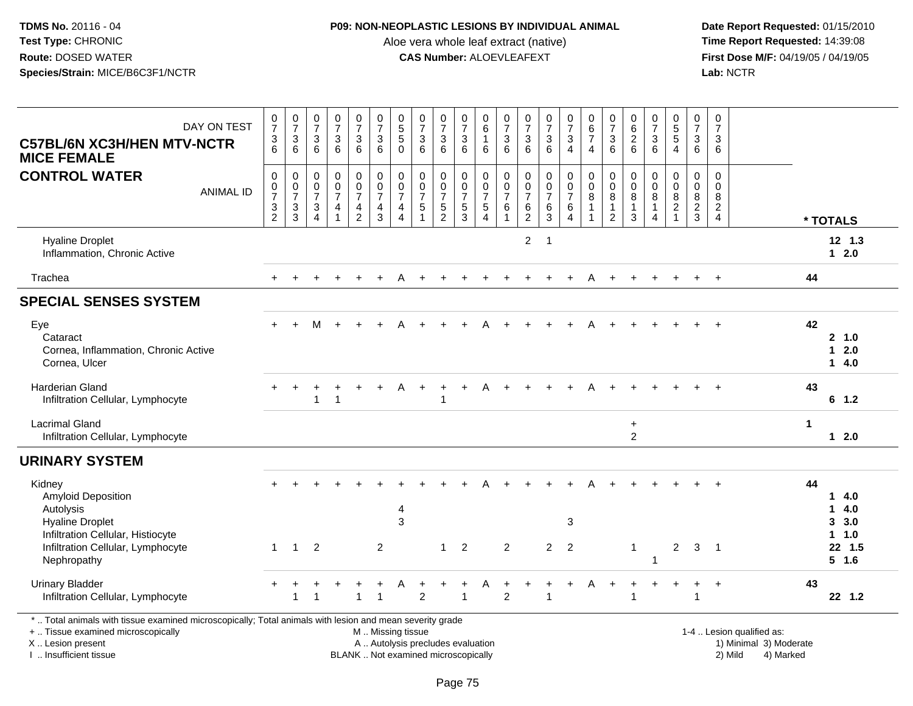**TDMS No.** 20116 - 04
**Test Type:** CHRONIC
**Route:** DOSED WATER
**Species/Strain:** MICE/B6C3F1/NCTR

**P09: NON-NEOPLASTIC LESIONS BY INDIVIDUAL ANIMAL**
Aloe vera whole leaf extract (native)
**CAS Number:** ALOEVLEAFEXT

**Date Report Requested:** 01/15/2010
**Time Report Requested:** 14:39:08
**First Dose M/F:** 04/19/05 / 04/19/05
**Lab:** NCTR

## C57BL/6N XC3H/HEN MTV-NCTR MICE FEMALE
## CONTROL WATER

| DAY ON TEST | 0736 | 0736 | 0736 | 0736 | 0736 | 0736 | 0550 | 0736 | 0736 | 0736 | 0616 | 0736 | 0736 | 0736 | 0734 | 0674 | 0736 | 0626 | 0736 | 0554 | 0736 | 0736 | |
|---|---|---|---|---|---|---|---|---|---|---|---|---|---|---|---|---|---|---|---|---|---|---|---|
| **ANIMAL ID** | 00732 | 00733 | 00734 | 00741 | 00742 | 00743 | 00744 | 00751 | 00752 | 00753 | 00754 | 00761 | 00762 | 00763 | 00764 | 00811 | 00812 | 00813 | 00814 | 00821 | 00823 | 00824 | *** TOTALS** |
| Hyaline Droplet | | | | | | | | | | | | | 2 | 1 | | | | | | | | | 12 1.3 |
| Inflammation, Chronic Active | | | | | | | | | | | | | | | | | | | | | | | 1 2.0 |
| Trachea | + | + | + | + | + | + | A | + | + | + | + | + | + | + | + | A | + | + | + | + | + | + | 44 |
| **SPECIAL SENSES SYSTEM** | | | | | | | | | | | | | | | | | | | | | | | |
| Eye | + | + | M | + | + | + | A | + | + | + | A | + | + | + | + | A | + | + | + | + | + | + | 42 |
| Cataract | | | | | | | | | | | | | | | | | | | | | | | 2 1.0 |
| Cornea, Inflammation, Chronic Active | | | | | | | | | | | | | | | | | | | | | | | 1 2.0 |
| Cornea, Ulcer | | | | | | | | | | | | | | | | | | | | | | | 1 4.0 |
| Harderian Gland | + | + | + | + | + | + | A | + | + | + | A | + | + | + | + | A | + | + | + | + | + | + | 43 |
| Infiltration Cellular, Lymphocyte | | | 1 | 1 | | | | | 1 | | | | | | | | | | | | | | 6 1.2 |
| Lacrimal Gland | | | | | | | | | | | | | | | | | | + | | | | | 1 |
| Infiltration Cellular, Lymphocyte | | | | | | | | | | | | | | | | | | 2 | | | | | 1 2.0 |
| **URINARY SYSTEM** | | | | | | | | | | | | | | | | | | | | | | | |
| Kidney | + | + | + | + | + | + | + | + | + | + | A | + | + | + | + | A | + | + | + | + | + | + | 44 |
| Amyloid Deposition | | | | | | | | | | | | | | | | | | | | | | | 1 4.0 |
| Autolysis | | | | | | | 4 | | | | | | | | | | | | | | | | 1 4.0 |
| Hyaline Droplet | | | | | | | 3 | | | | | | | | 3 | | | | | | | | 3 3.0 |
| Infiltration Cellular, Histiocyte | | | | | | | | | | | | | | | | | | | | | | | 1 1.0 |
| Infiltration Cellular, Lymphocyte | 1 | 1 | 2 | | | 2 | | | 1 | 2 | | 2 | | 2 | 2 | | | 1 | | 2 | 3 | 1 | 22 1.5 |
| Nephropathy | | | | | | | | | | | | | | | | | | | 1 | | | | 5 1.6 |
| Urinary Bladder | + | + | + | + | + | + | A | + | + | + | A | + | + | + | + | A | + | + | + | + | + | + | 43 |
| Infiltration Cellular, Lymphocyte | | 1 | 1 | | 1 | 1 | | 2 | | 1 | | 2 | | 1 | | | | 1 | | | 1 | | 22 1.2 |

* .. Total animals with tissue examined microscopically; Total animals with lesion and mean severity grade
+ .. Tissue examined microscopically
X .. Lesion present
I .. Insufficient tissue

M .. Missing tissue
A .. Autolysis precludes evaluation
BLANK .. Not examined microscopically

1-4 .. Lesion qualified as:
1) Minimal 3) Moderate
2) Mild 4) Marked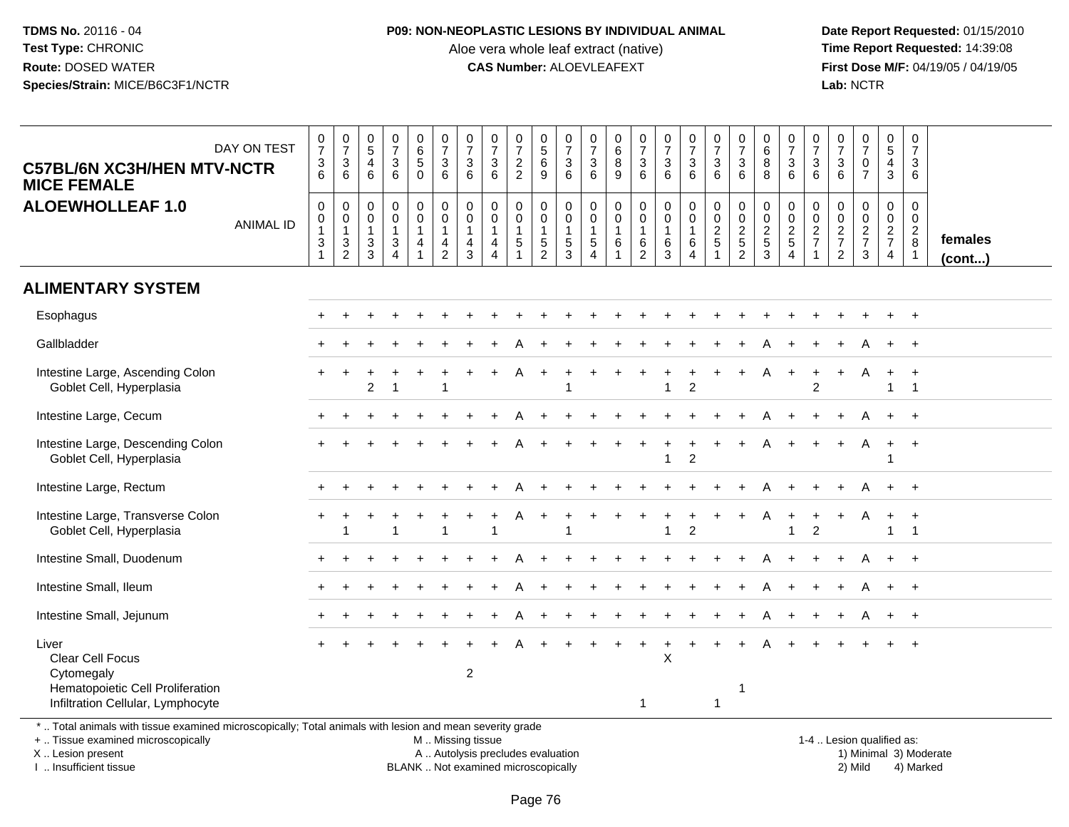**TDMS No.** 20116 - 04
**Test Type:** CHRONIC
**Route:** DOSED WATER
**Species/Strain:** MICE/B6C3F1/NCTR

**P09: NON-NEOPLASTIC LESIONS BY INDIVIDUAL ANIMAL**
Aloe vera whole leaf extract (native)
**CAS Number:** ALOEVLEAFEXT

**Date Report Requested:** 01/15/2010
**Time Report Requested:** 14:39:08
**First Dose M/F:** 04/19/05 / 04/19/05
**Lab:** NCTR

## C57BL/6N XC3H/HEN MTV-NCTR MICE FEMALE
## ALOEWHOLLEAF 1.0

| DAY ON TEST | 0736 | 0736 | 0546 | 0736 | 0650 | 0736 | 0736 | 0736 | 0722 | 0569 | 0736 | 0736 | 0689 | 0736 | 0736 | 0736 | 0736 | 0736 | 0688 | 0736 | 0736 | 0736 | 0707 | 0543 | 0736 | |
|---|---|---|---|---|---|---|---|---|---|---|---|---|---|---|---|---|---|---|---|---|---|---|---|---|---|---|
| **ANIMAL ID** | 00131 | 00132 | 00133 | 00134 | 00141 | 00142 | 00143 | 00144 | 00151 | 00152 | 00153 | 00154 | 00161 | 00162 | 00163 | 00164 | 00251 | 00252 | 00253 | 00254 | 00271 | 00272 | 00273 | 00274 | 00281 | **females (cont...)** |
| **ALIMENTARY SYSTEM** | | | | | | | | | | | | | | | | | | | | | | | | | | |
| Esophagus | + | + | + | + | + | + | + | + | + | + | + | + | + | + | + | + | + | + | + | + | + | + | + | + | + | |
| Gallbladder | + | + | + | + | + | + | + | + | A | + | + | + | + | + | + | + | + | + | A | + | + | + | A | + | + | |
| Intestine Large, Ascending Colon | + | + | + | + | + | + | + | + | A | + | + | + | + | + | + | + | + | + | A | + | + | + | A | + | + | |
| Goblet Cell, Hyperplasia | | | 2 | 1 | | 1 | | | | | 1 | | | | 1 | 2 | | | | | 2 | | | 1 | 1 | |
| Intestine Large, Cecum | + | + | + | + | + | + | + | + | A | + | + | + | + | + | + | + | + | + | A | + | + | + | A | + | + | |
| Intestine Large, Descending Colon | + | + | + | + | + | + | + | + | A | + | + | + | + | + | + | + | + | + | A | + | + | + | A | + | + | |
| Goblet Cell, Hyperplasia | | | | | | | | | | | | | | | 1 | 2 | | | | | | | | 1 | | |
| Intestine Large, Rectum | + | + | + | + | + | + | + | + | A | + | + | + | + | + | + | + | + | + | A | + | + | + | A | + | + | |
| Intestine Large, Transverse Colon | + | + | + | + | + | + | + | + | A | + | + | + | + | + | + | + | + | + | A | + | + | + | A | + | + | |
| Goblet Cell, Hyperplasia | | 1 | | 1 | | 1 | | 1 | | | 1 | | | | 1 | 2 | | | | 1 | 2 | | | 1 | 1 | |
| Intestine Small, Duodenum | + | + | + | + | + | + | + | + | A | + | + | + | + | + | + | + | + | + | A | + | + | + | A | + | + | |
| Intestine Small, Ileum | + | + | + | + | + | + | + | + | A | + | + | + | + | + | + | + | + | + | A | + | + | + | A | + | + | |
| Intestine Small, Jejunum | + | + | + | + | + | + | + | + | A | + | + | + | + | + | + | + | + | + | A | + | + | + | A | + | + | |
| Liver | + | + | + | + | + | + | + | + | A | + | + | + | + | + | + | + | + | + | A | + | + | + | + | + | + | |
| Clear Cell Focus | | | | | | | | | | | | | | | X | | | | | | | | | | | |
| Cytomegaly | | | | | | | 2 | | | | | | | | | | | | | | | | | | | |
| Hematopoietic Cell Proliferation | | | | | | | | | | | | | | | | | | 1 | | | | | | | | |
| Infiltration Cellular, Lymphocyte | | | | | | | | | | | | | | 1 | | | 1 | | | | | | | | | |

\* .. Total animals with tissue examined microscopically; Total animals with lesion and mean severity grade
\+ .. Tissue examined microscopically
X .. Lesion present
I .. Insufficient tissue

M .. Missing tissue
A .. Autolysis precludes evaluation
BLANK .. Not examined microscopically

1-4 .. Lesion qualified as:
1) Minimal 2) Mild 3) Moderate 4) Marked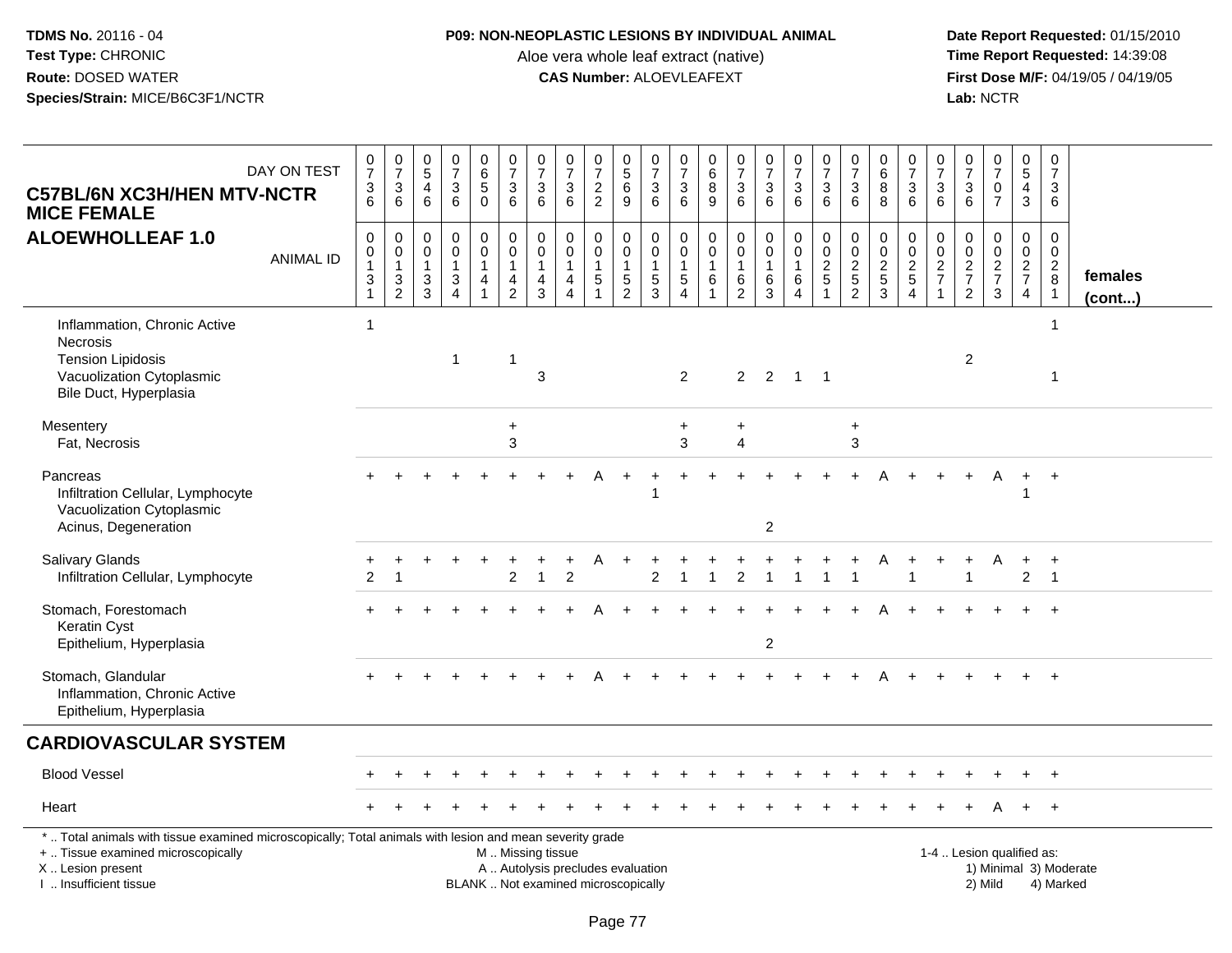**TDMS No.** 20116 - 04
**Test Type:** CHRONIC
**Route:** DOSED WATER
**Species/Strain:** MICE/B6C3F1/NCTR

**P09: NON-NEOPLASTIC LESIONS BY INDIVIDUAL ANIMAL**
Aloe vera whole leaf extract (native)
**CAS Number:** ALOEVLEAFEXT

**Date Report Requested:** 01/15/2010
**Time Report Requested:** 14:39:08
**First Dose M/F:** 04/19/05 / 04/19/05
**Lab:** NCTR

## C57BL/6N XC3H/HEN MTV-NCTR MICE FEMALE
## ALOEWHOLLEAF 1.0

| DAY ON TEST | 0736 | 0736 | 0546 | 0736 | 0650 | 0736 | 0736 | 0736 | 0722 | 0569 | 0736 | 0736 | 0689 | 0736 | 0736 | 0736 | 0736 | 0736 | 0688 | 0736 | 0736 | 0736 | 0707 | 0543 | 0736 | |
|---|---|---|---|---|---|---|---|---|---|---|---|---|---|---|---|---|---|---|---|---|---|---|---|---|---|---|
| **ANIMAL ID** | 00131 | 00132 | 00133 | 00134 | 00141 | 00142 | 00143 | 00144 | 00151 | 00152 | 00153 | 00154 | 00161 | 00162 | 00163 | 00164 | 00251 | 00252 | 00253 | 00254 | 00271 | 00272 | 00273 | 00274 | 00281 | **females (cont...)** |
| Inflammation, Chronic Active | 1 | | | | | | | | | | | | | | | | | | | | | | | | 1 | |
| Necrosis | | | | | | | | | | | | | | | | | | | | | | | | | | |
| Tension Lipidosis | | | | 1 | | 1 | | | | | | | | | | | | | | | | 2 | | | | |
| Vacuolization Cytoplasmic | | | | | | | 3 | | | | | 2 | | 2 | 2 | 1 | 1 | | | | | | | | 1 | |
| Bile Duct, Hyperplasia | | | | | | | | | | | | | | | | | | | | | | | | | | |
| Mesentery | | | | | | + | | | | | | + | | + | | | | + | | | | | | | | |
| Fat, Necrosis | | | | | | 3 | | | | | | 3 | | 4 | | | | 3 | | | | | | | | |
| Pancreas | + | + | + | + | + | + | + | + | A | + | + | + | + | + | + | + | + | + | A | + | + | + | A | + | + | |
| Infiltration Cellular, Lymphocyte | | | | | | | | | | | 1 | | | | | | | | | | | | | 1 | | |
| Vacuolization Cytoplasmic | | | | | | | | | | | | | | | | | | | | | | | | | | |
| Acinus, Degeneration | | | | | | | | | | | | | | | 2 | | | | | | | | | | | |
| Salivary Glands | + | + | + | + | + | + | + | + | A | + | + | + | + | + | + | + | + | + | A | + | + | + | A | + | + | |
| Infiltration Cellular, Lymphocyte | 2 | 1 | | | | 2 | 1 | 2 | | | 2 | 1 | 1 | 2 | 1 | 1 | 1 | 1 | | 1 | | 1 | | 2 | 1 | |
| Stomach, Forestomach | + | + | + | + | + | + | + | + | A | + | + | + | + | + | + | + | + | + | A | + | + | + | + | + | + | |
| Keratin Cyst | | | | | | | | | | | | | | | | | | | | | | | | | | |
| Epithelium, Hyperplasia | | | | | | | | | | | | | | | 2 | | | | | | | | | | | |
| Stomach, Glandular | + | + | + | + | + | + | + | + | A | + | + | + | + | + | + | + | + | + | A | + | + | + | + | + | + | |
| Inflammation, Chronic Active | | | | | | | | | | | | | | | | | | | | | | | | | | |
| Epithelium, Hyperplasia | | | | | | | | | | | | | | | | | | | | | | | | | | |
| **CARDIOVASCULAR SYSTEM** | | | | | | | | | | | | | | | | | | | | | | | | | | |
| Blood Vessel | + | + | + | + | + | + | + | + | + | + | + | + | + | + | + | + | + | + | + | + | + | + | + | + | + | |
| Heart | + | + | + | + | + | + | + | + | + | + | + | + | + | + | + | + | + | + | + | + | + | + | A | + | + | |

\* .. Total animals with tissue examined microscopically; Total animals with lesion and mean severity grade
+ .. Tissue examined microscopically
X .. Lesion present
I .. Insufficient tissue
M .. Missing tissue
A .. Autolysis precludes evaluation
BLANK .. Not examined microscopically
1-4 .. Lesion qualified as: 1) Minimal 2) Mild 3) Moderate 4) Marked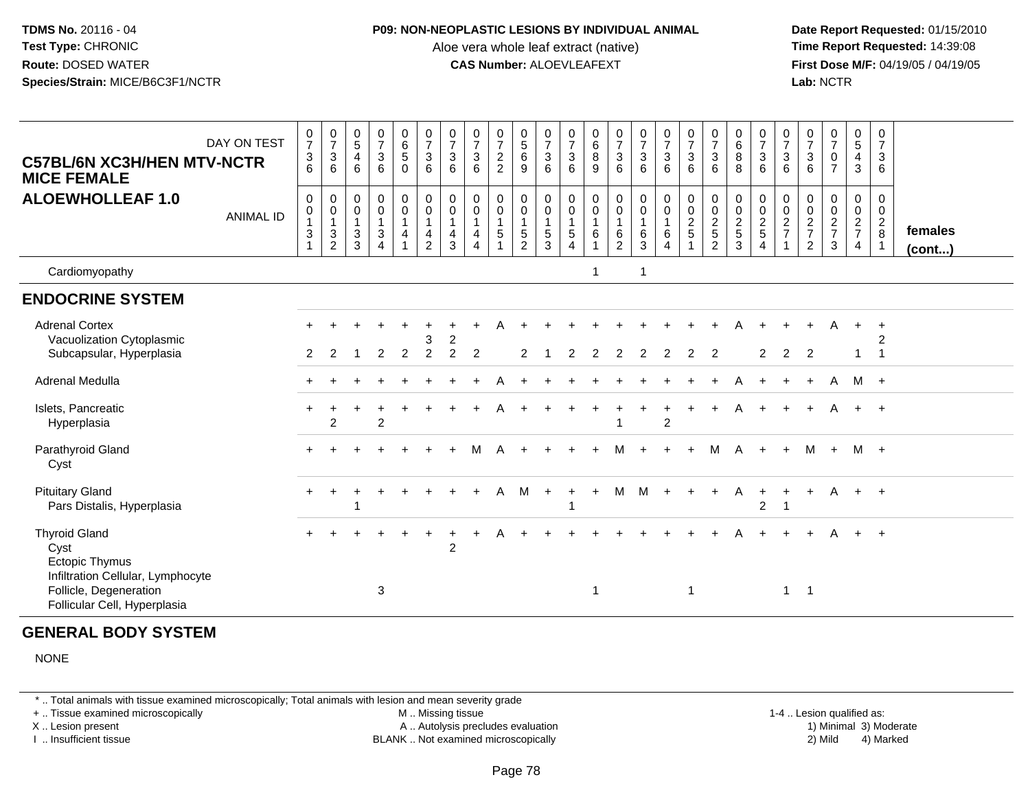**TDMS No.** 20116 - 04
**Test Type:** CHRONIC
**Route:** DOSED WATER
**Species/Strain:** MICE/B6C3F1/NCTR

**P09: NON-NEOPLASTIC LESIONS BY INDIVIDUAL ANIMAL**
Aloe vera whole leaf extract (native)
**CAS Number:** ALOEVLEAFEXT

**Date Report Requested:** 01/15/2010
**Time Report Requested:** 14:39:08
**First Dose M/F:** 04/19/05 / 04/19/05
**Lab:** NCTR

## C57BL/6N XC3H/HEN MTV-NCTR MICE FEMALE
## ALOEWHOLLEAF 1.0

| DAY ON TEST | 0736 | 0736 | 0546 | 0736 | 0650 | 0736 | 0736 | 0736 | 0722 | 0569 | 0736 | 0736 | 0689 | 0736 | 0736 | 0736 | 0736 | 0736 | 0688 | 0736 | 0736 | 0736 | 0707 | 0543 | 0736 | |
|---|---|---|---|---|---|---|---|---|---|---|---|---|---|---|---|---|---|---|---|---|---|---|---|---|---|---|
| **ANIMAL ID** | 00131 | 00132 | 00133 | 00134 | 00141 | 00142 | 00143 | 00144 | 00151 | 00152 | 00153 | 00154 | 00161 | 00162 | 00163 | 00164 | 00251 | 00252 | 00253 | 00254 | 00271 | 00272 | 00273 | 00274 | 00281 | **females (cont...)** |
| Cardiomyopathy | | | | | | | | | | | | | 1 | | 1 | | | | | | | | | | | |
| **ENDOCRINE SYSTEM** | | | | | | | | | | | | | | | | | | | | | | | | | | |
| Adrenal Cortex | + | + | + | + | + | + | + | + | A | + | + | + | + | + | + | + | + | + | A | + | + | + | A | + | + | |
| Vacuolization Cytoplasmic | | | | | | 3 | 2 | | | | | | | | | | | | | | | | | | 2 | |
| Subcapsular, Hyperplasia | 2 | 2 | 1 | 2 | 2 | 2 | 2 | 2 | | 2 | 1 | 2 | 2 | 2 | 2 | 2 | 2 | 2 | | 2 | 2 | 2 | | 1 | 1 | |
| Adrenal Medulla | + | + | + | + | + | + | + | + | A | + | + | + | + | + | + | + | + | + | A | + | + | + | A | M | + | |
| Islets, Pancreatic | + | + | + | + | + | + | + | + | A | + | + | + | + | + | + | + | + | + | A | + | + | + | A | + | + | |
| Hyperplasia | | 2 | | 2 | | | | | | | | | | 1 | | 2 | | | | | | | | | | |
| Parathyroid Gland | + | + | + | + | + | + | + | M | A | + | + | + | + | M | + | + | + | M | A | + | + | M | + | M | + | |
| Cyst | | | | | | | | | | | | | | | | | | | | | | | | | | |
| Pituitary Gland | + | + | + | + | + | + | + | + | A | M | + | + | + | M | M | + | + | + | A | + | + | + | A | + | + | |
| Pars Distalis, Hyperplasia | | | 1 | | | | | | | | | 1 | | | | | | | | 2 | 1 | | | | | |
| Thyroid Gland | + | + | + | + | + | + | + | + | A | + | + | + | + | + | + | + | + | + | A | + | + | + | A | + | + | |
| Cyst | | | | | | | 2 | | | | | | | | | | | | | | | | | | | |
| Ectopic Thymus | | | | | | | | | | | | | | | | | | | | | | | | | | |
| Infiltration Cellular, Lymphocyte | | | | | | | | | | | | | | | | | | | | | | | | | | |
| Follicle, Degeneration | | | | 3 | | | | | | | | | 1 | | | | 1 | | | | 1 | 1 | | | | |
| Follicular Cell, Hyperplasia | | | | | | | | | | | | | | | | | | | | | | | | | | |

## GENERAL BODY SYSTEM

NONE

\* .. Total animals with tissue examined microscopically; Total animals with lesion and mean severity grade
+ .. Tissue examined microscopically
X .. Lesion present
I .. Insufficient tissue
M .. Missing tissue
A .. Autolysis precludes evaluation
BLANK .. Not examined microscopically
1-4 .. Lesion qualified as: 1) Minimal 2) Mild 3) Moderate 4) Marked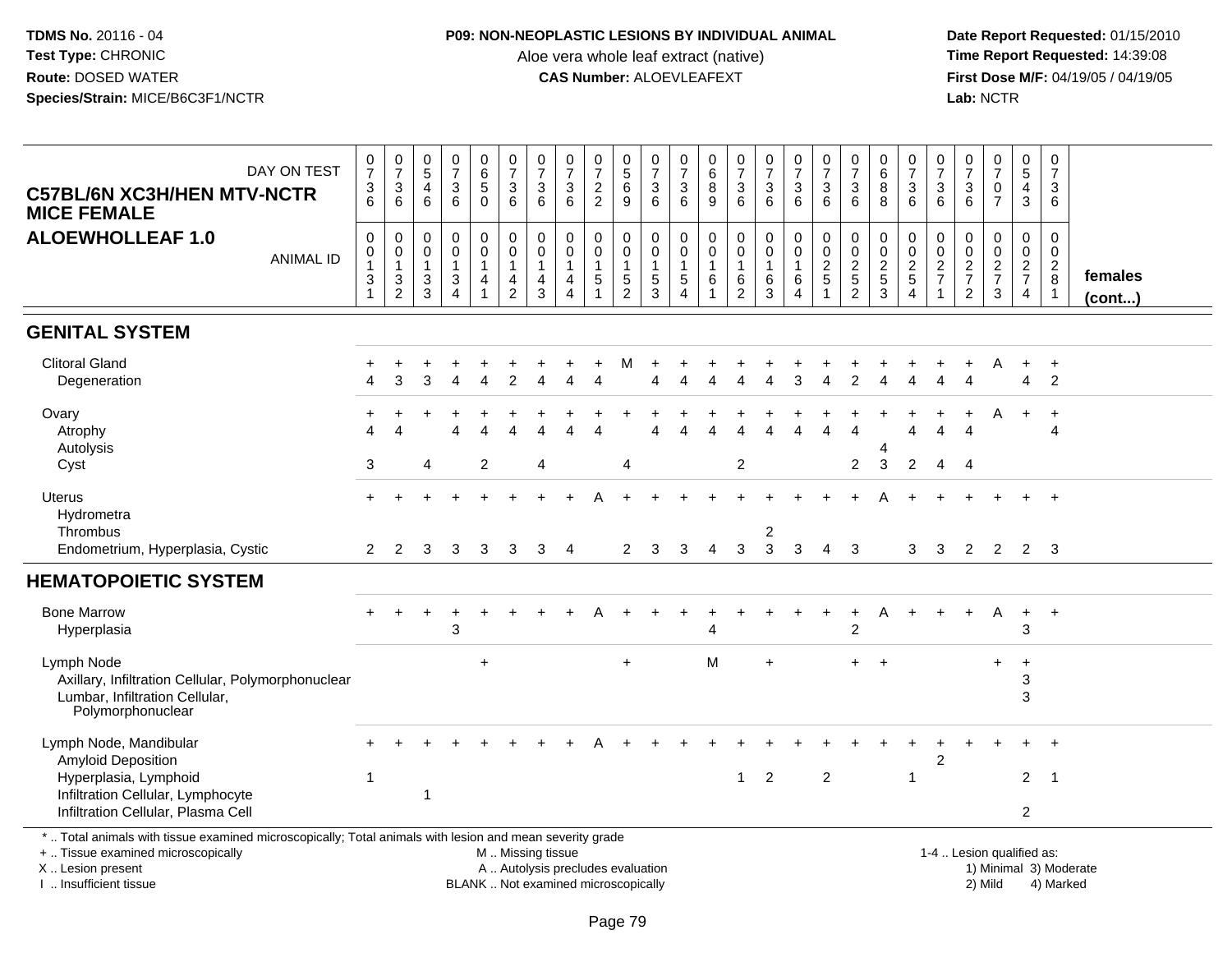**TDMS No.** 20116 - 04
**Test Type:** CHRONIC
**Route:** DOSED WATER
**Species/Strain:** MICE/B6C3F1/NCTR

**P09: NON-NEOPLASTIC LESIONS BY INDIVIDUAL ANIMAL**
Aloe vera whole leaf extract (native)
**CAS Number:** ALOEVLEAFEXT

**Date Report Requested:** 01/15/2010
**Time Report Requested:** 14:39:08
**First Dose M/F:** 04/19/05 / 04/19/05
**Lab:** NCTR

**C57BL/6N XC3H/HEN MTV-NCTR MICE FEMALE**
**ALOEWHOLLEAF 1.0**

| DAY ON TEST | 0736 | 0736 | 0546 | 0736 | 0650 | 0736 | 0736 | 0736 | 0722 | 0569 | 0736 | 0736 | 0689 | 0736 | 0736 | 0736 | 0736 | 0736 | 0688 | 0736 | 0736 | 0736 | 0707 | 0543 | 0736 | |
|---|---|---|---|---|---|---|---|---|---|---|---|---|---|---|---|---|---|---|---|---|---|---|---|---|---|---|
| ANIMAL ID | 00131 | 00132 | 00133 | 00134 | 00141 | 00142 | 00143 | 00144 | 00151 | 00152 | 00153 | 00154 | 00161 | 00162 | 00163 | 00164 | 00251 | 00252 | 00253 | 00254 | 00271 | 00272 | 00273 | 00274 | 00281 | females (cont...) |
| **GENITAL SYSTEM** | | | | | | | | | | | | | | | | | | | | | | | | | | |
| Clitoral Gland | + | + | + | + | + | + | + | + | + | M | + | + | + | + | + | + | + | + | + | + | + | + | A | + | + | |
| Degeneration | 4 | 3 | 3 | 4 | 4 | 2 | 4 | 4 | 4 | | 4 | 4 | 4 | 4 | 4 | 3 | 4 | 2 | 4 | 4 | 4 | 4 | | 4 | 2 | |
| Ovary | + | + | + | + | + | + | + | + | + | + | + | + | + | + | + | + | + | + | + | + | + | + | A | + | + | |
| Atrophy | 4 | 4 | | 4 | 4 | 4 | 4 | 4 | 4 | | 4 | 4 | 4 | 4 | 4 | 4 | 4 | 4 | | 4 | 4 | 4 | | | 4 | |
| Autolysis | | | | | | | | | | | | | | | | | | | 4 | | | | | | | |
| Cyst | 3 | | 4 | | 2 | | 4 | | | 4 | | | | 2 | | | | 2 | 3 | 2 | 4 | 4 | | | | |
| Uterus | + | + | + | + | + | + | + | + | A | + | + | + | + | + | + | + | + | + | A | + | + | + | + | + | + | |
| Hydrometra | | | | | | | | | | | | | | | | | | | | | | | | | | |
| Thrombus | | | | | | | | | | | | | | | 2 | | | | | | | | | | | |
| Endometrium, Hyperplasia, Cystic | 2 | 2 | 3 | 3 | 3 | 3 | 3 | 4 | | 2 | 3 | 3 | 4 | 3 | 3 | 3 | 4 | 3 | | 3 | 3 | 2 | 2 | 2 | 3 | |
| **HEMATOPOIETIC SYSTEM** | | | | | | | | | | | | | | | | | | | | | | | | | | |
| Bone Marrow | + | + | + | + | + | + | + | + | A | + | + | + | + | + | + | + | + | + | A | + | + | + | A | + | + | |
| Hyperplasia | | | | 3 | | | | | | | | | 4 | | | | | 2 | | | | | | 3 | | |
| Lymph Node | | | | | + | | | | | + | | | M | | + | | | + | + | | | | + | + | | |
| Axillary, Infiltration Cellular, Polymorphonuclear | | | | | | | | | | | | | | | | | | | | | | | | 3 | | |
| Lumbar, Infiltration Cellular, Polymorphonuclear | | | | | | | | | | | | | | | | | | | | | | | | 3 | | |
| Lymph Node, Mandibular | + | + | + | + | + | + | + | + | A | + | + | + | + | + | + | + | + | + | + | + | + | + | + | + | + | |
| Amyloid Deposition | | | | | | | | | | | | | | | | | | | | | 2 | | | | | |
| Hyperplasia, Lymphoid | 1 | | | | | | | | | | | | | 1 | 2 | | 2 | | | 1 | | | | 2 | 1 | |
| Infiltration Cellular, Lymphocyte | | | 1 | | | | | | | | | | | | | | | | | | | | | | | |
| Infiltration Cellular, Plasma Cell | | | | | | | | | | | | | | | | | | | | | | | | 2 | | |

\* .. Total animals with tissue examined microscopically; Total animals with lesion and mean severity grade
+ .. Tissue examined microscopically
X .. Lesion present
I .. Insufficient tissue

M .. Missing tissue
A .. Autolysis precludes evaluation
BLANK .. Not examined microscopically

1-4 .. Lesion qualified as:
1) Minimal 3) Moderate
2) Mild 4) Marked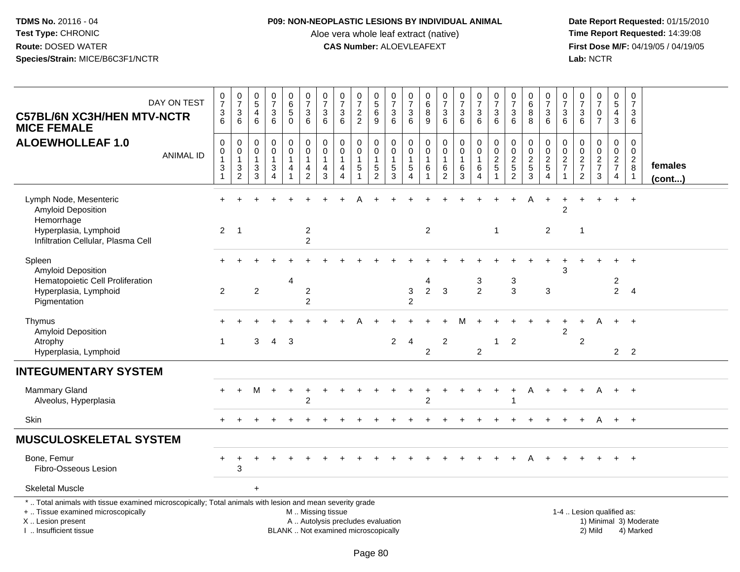**TDMS No.** 20116 - 04
**Test Type:** CHRONIC
**Route:** DOSED WATER
**Species/Strain:** MICE/B6C3F1/NCTR

**P09: NON-NEOPLASTIC LESIONS BY INDIVIDUAL ANIMAL**
Aloe vera whole leaf extract (native)
**CAS Number:** ALOEVLEAFEXT

**Date Report Requested:** 01/15/2010
**Time Report Requested:** 14:39:08
**First Dose M/F:** 04/19/05 / 04/19/05
**Lab:** NCTR

## C57BL/6N XC3H/HEN MTV-NCTR MICE FEMALE
## ALOEWHOLLEAF 1.0

| DAY ON TEST | 0736 | 0736 | 0546 | 0736 | 0650 | 0736 | 0736 | 0736 | 0722 | 0569 | 0736 | 0736 | 0689 | 0736 | 0736 | 0736 | 0736 | 0736 | 0688 | 0736 | 0736 | 0736 | 0707 | 0543 | 0736 | |
|---|---|---|---|---|---|---|---|---|---|---|---|---|---|---|---|---|---|---|---|---|---|---|---|---|---|---|
| **ANIMAL ID** | 0013 1 | 0013 2 | 0013 3 | 0013 4 | 0014 1 | 0014 2 | 0014 3 | 0014 4 | 0015 1 | 0015 2 | 0015 3 | 0015 4 | 0016 1 | 0016 2 | 0016 3 | 0016 4 | 0025 1 | 0025 2 | 0025 3 | 0025 4 | 0027 1 | 0027 2 | 0027 3 | 0027 4 | 0028 1 | **females (cont...)** |
| Lymph Node, Mesenteric | + | + | + | + | + | + | + | + | A | + | + | + | + | + | + | + | + | + | A | + | + | + | + | + | + | |
| Amyloid Deposition | | | | | | | | | | | | | | | | | | | | | 2 | | | | | |
| Hemorrhage | | | | | | | | | | | | | | | | | | | | | | | | | | |
| Hyperplasia, Lymphoid | 2 | 1 | | | | 2 | | | | | | | 2 | | | | 1 | | | 2 | | 1 | | | | |
| Infiltration Cellular, Plasma Cell | | | | | | 2 | | | | | | | | | | | | | | | | | | | | |
| Spleen | + | + | + | + | + | + | + | + | + | + | + | + | + | + | + | + | + | + | + | + | + | + | + | + | + | |
| Amyloid Deposition | | | | | | | | | | | | | | | | | | | | | 3 | | | | | |
| Hematopoietic Cell Proliferation | | | | | 4 | | | | | | | | 4 | | | 3 | | 3 | | | | | | 2 | | |
| Hyperplasia, Lymphoid | 2 | | 2 | | | 2 | | | | | | 3 | 2 | 3 | | 2 | | 3 | | 3 | | | | 2 | 4 | |
| Pigmentation | | | | | | 2 | | | | | | 2 | | | | | | | | | | | | | | |
| Thymus | + | + | + | + | + | + | + | + | A | + | + | + | + | + | M | + | + | + | + | + | + | + | A | + | + | |
| Amyloid Deposition | | | | | | | | | | | | | | | | | | | | | 2 | | | | | |
| Atrophy | 1 | | 3 | 4 | 3 | | | | | | 2 | 4 | | 2 | | | 1 | 2 | | | | 2 | | | | |
| Hyperplasia, Lymphoid | | | | | | | | | | | | | 2 | | | 2 | | | | | | | | 2 | 2 | |
| **INTEGUMENTARY SYSTEM** | | | | | | | | | | | | | | | | | | | | | | | | | | |
| Mammary Gland | + | + | M | + | + | + | + | + | + | + | + | + | + | + | + | + | + | + | A | + | + | + | A | + | + | |
| Alveolus, Hyperplasia | | | | | | 2 | | | | | | | 2 | | | | | 1 | | | | | | | | |
| Skin | + | + | + | + | + | + | + | + | + | + | + | + | + | + | + | + | + | + | + | + | + | + | A | + | + | |
| **MUSCULOSKELETAL SYSTEM** | | | | | | | | | | | | | | | | | | | | | | | | | | |
| Bone, Femur | + | + | + | + | + | + | + | + | + | + | + | + | + | + | + | + | + | + | A | + | + | + | + | + | + | |
| Fibro-Osseous Lesion | | 3 | | | | | | | | | | | | | | | | | | | | | | | | |
| Skeletal Muscle | | | + | | | | | | | | | | | | | | | | | | | | | | | |

\* .. Total animals with tissue examined microscopically; Total animals with lesion and mean severity grade
+ .. Tissue examined microscopically
X .. Lesion present
I .. Insufficient tissue

M .. Missing tissue
A .. Autolysis precludes evaluation
BLANK .. Not examined microscopically

1-4 .. Lesion qualified as:
1) Minimal 3) Moderate
2) Mild 4) Marked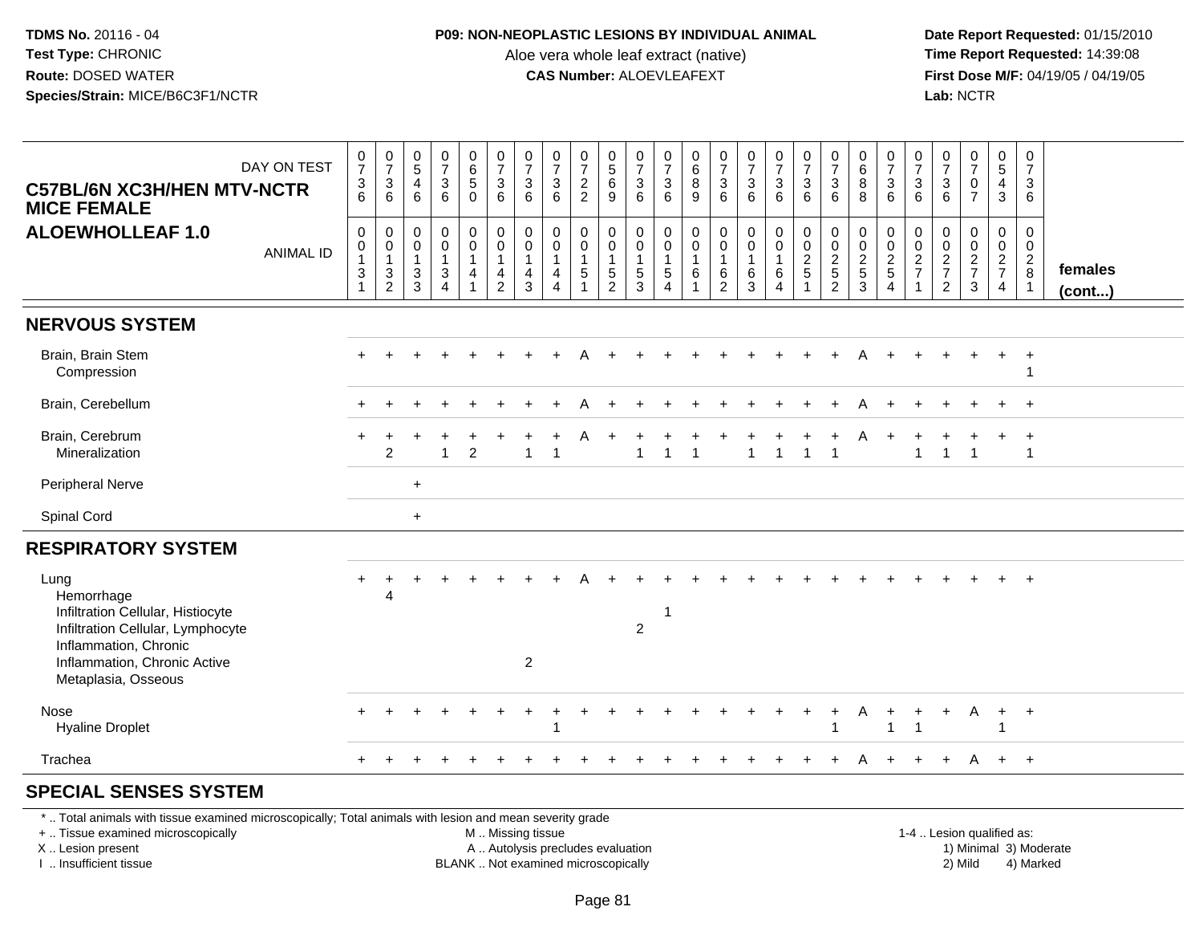**TDMS No.** 20116 - 04
**Test Type:** CHRONIC
**Route:** DOSED WATER
**Species/Strain:** MICE/B6C3F1/NCTR

**P09: NON-NEOPLASTIC LESIONS BY INDIVIDUAL ANIMAL**
Aloe vera whole leaf extract (native)
**CAS Number:** ALOEVLEAFEXT

**Date Report Requested:** 01/15/2010
**Time Report Requested:** 14:39:08
**First Dose M/F:** 04/19/05 / 04/19/05
**Lab:** NCTR

**C57BL/6N XC3H/HEN MTV-NCTR MICE FEMALE**
**ALOEWHOLLEAF 1.0**

| DAY ON TEST | 0736 | 0736 | 0546 | 0736 | 0650 | 0736 | 0736 | 0736 | 0722 | 0569 | 0736 | 0736 | 0689 | 0736 | 0736 | 0736 | 0736 | 0736 | 0688 | 0736 | 0736 | 0736 | 0707 | 0543 | 0736 | |
|---|---|---|---|---|---|---|---|---|---|---|---|---|---|---|---|---|---|---|---|---|---|---|---|---|---|---|
| **ANIMAL ID** | 00131 | 00132 | 00133 | 00134 | 00141 | 00142 | 00143 | 00144 | 00151 | 00152 | 00153 | 00154 | 00161 | 00162 | 00163 | 00164 | 00251 | 00252 | 00253 | 00254 | 00271 | 00272 | 00273 | 00274 | 00281 | **females (cont...)** |
| **NERVOUS SYSTEM** | | | | | | | | | | | | | | | | | | | | | | | | | | |
| Brain, Brain Stem | + | + | + | + | + | + | + | + | A | + | + | + | + | + | + | + | + | + | A | + | + | + | + | + | + | |
| Compression | | | | | | | | | | | | | | | | | | | | | | | | | 1 | |
| Brain, Cerebellum | + | + | + | + | + | + | + | + | A | + | + | + | + | + | + | + | + | + | A | + | + | + | + | + | + | |
| Brain, Cerebrum | + | + | + | + | + | + | + | + | A | + | + | + | + | + | + | + | + | + | A | + | + | + | + | + | + | |
| Mineralization | | 2 | | 1 | 2 | | 1 | 1 | | | 1 | 1 | 1 | | 1 | 1 | 1 | 1 | | | 1 | 1 | 1 | | 1 | |
| Peripheral Nerve | | | + | | | | | | | | | | | | | | | | | | | | | | | |
| Spinal Cord | | | + | | | | | | | | | | | | | | | | | | | | | | | |
| **RESPIRATORY SYSTEM** | | | | | | | | | | | | | | | | | | | | | | | | | | |
| Lung | + | + | + | + | + | + | + | + | A | + | + | + | + | + | + | + | + | + | + | + | + | + | + | + | + | |
| Hemorrhage | | 4 | | | | | | | | | | | | | | | | | | | | | | | | |
| Infiltration Cellular, Histiocyte | | | | | | | | | | | | 1 | | | | | | | | | | | | | | |
| Infiltration Cellular, Lymphocyte | | | | | | | | | | | 2 | | | | | | | | | | | | | | | |
| Inflammation, Chronic | | | | | | | | | | | | | | | | | | | | | | | | | | |
| Inflammation, Chronic Active | | | | | | | 2 | | | | | | | | | | | | | | | | | | | |
| Metaplasia, Osseous | | | | | | | | | | | | | | | | | | | | | | | | | | |
| Nose | + | + | + | + | + | + | + | + | + | + | + | + | + | + | + | + | + | + | A | + | + | + | A | + | + | |
| Hyaline Droplet | | | | | | | | 1 | | | | | | | | | | 1 | | 1 | 1 | | | 1 | | |
| Trachea | + | + | + | + | + | + | + | + | + | + | + | + | + | + | + | + | + | + | A | + | + | + | A | + | + | |
| **SPECIAL SENSES SYSTEM** | | | | | | | | | | | | | | | | | | | | | | | | | | |

* .. Total animals with tissue examined microscopically; Total animals with lesion and mean severity grade
+ .. Tissue examined microscopically
X .. Lesion present
I .. Insufficient tissue

M .. Missing tissue
A .. Autolysis precludes evaluation
BLANK .. Not examined microscopically

1-4 .. Lesion qualified as:
1) Minimal 3) Moderate
2) Mild 4) Marked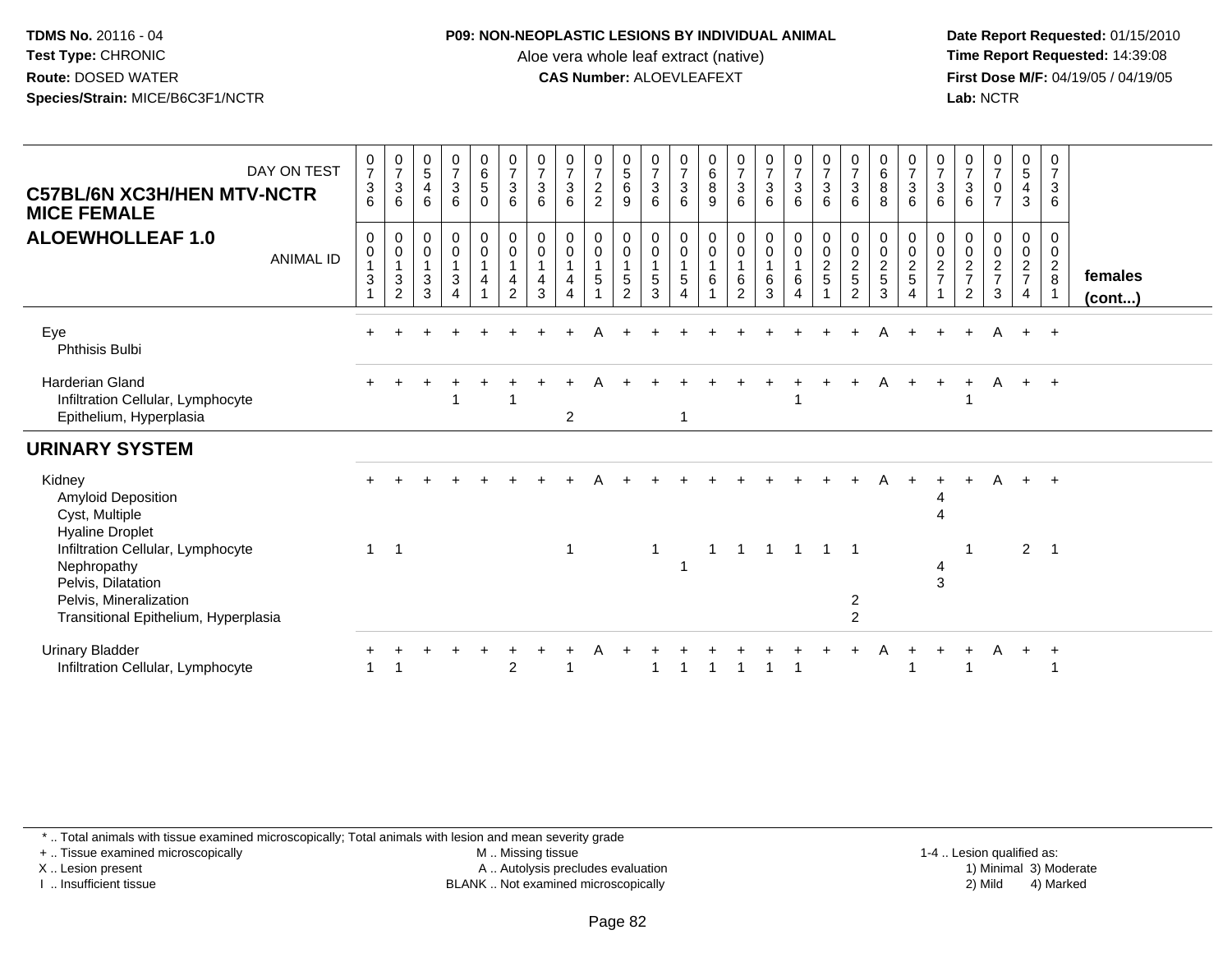**TDMS No.** 20116 - 04
**Test Type:** CHRONIC
**Route:** DOSED WATER
**Species/Strain:** MICE/B6C3F1/NCTR

**P09: NON-NEOPLASTIC LESIONS BY INDIVIDUAL ANIMAL**
Aloe vera whole leaf extract (native)
**CAS Number:** ALOEVLEAFEXT

**Date Report Requested:** 01/15/2010
**Time Report Requested:** 14:39:08
**First Dose M/F:** 04/19/05 / 04/19/05
**Lab:** NCTR

## C57BL/6N XC3H/HEN MTV-NCTR MICE FEMALE
## ALOEWHOLLEAF 1.0

| DAY ON TEST | 0736 | 0736 | 0546 | 0736 | 0650 | 0736 | 0736 | 0736 | 0722 | 0569 | 0736 | 0736 | 0689 | 0736 | 0736 | 0736 | 0736 | 0736 | 0688 | 0736 | 0736 | 0736 | 0707 | 0543 | 0736 | |
|---|---|---|---|---|---|---|---|---|---|---|---|---|---|---|---|---|---|---|---|---|---|---|---|---|---|---|
| **ANIMAL ID** | 00131 | 00132 | 00133 | 00134 | 00141 | 00142 | 00143 | 00144 | 00151 | 00152 | 00153 | 00154 | 00161 | 00162 | 00163 | 00164 | 00251 | 00252 | 00253 | 00254 | 00271 | 00272 | 00273 | 00274 | 00281 | **females (cont...)** |
| Eye | + | + | + | + | + | + | + | + | A | + | + | + | + | + | + | + | + | + | A | + | + | + | A | + | + | |
| Phthisis Bulbi | | | | | | | | | | | | | | | | | | | | | | | | | | |
| Harderian Gland | + | + | + | + | + | + | + | + | A | + | + | + | + | + | + | + | + | + | A | + | + | + | A | + | + | |
| Infiltration Cellular, Lymphocyte | | | | 1 | | 1 | | | | | | | | | | 1 | | | | | | 1 | | | | |
| Epithelium, Hyperplasia | | | | | | | | 2 | | | | 1 | | | | | | | | | | | | | | |
| **URINARY SYSTEM** | | | | | | | | | | | | | | | | | | | | | | | | | | |
| Kidney | + | + | + | + | + | + | + | + | A | + | + | + | + | + | + | + | + | + | A | + | + | + | A | + | + | |
| Amyloid Deposition | | | | | | | | | | | | | | | | | | | | | 4 | | | | | |
| Cyst, Multiple | | | | | | | | | | | | | | | | | | | | | 4 | | | | | |
| Hyaline Droplet | | | | | | | | | | | | | | | | | | | | | | | | | | |
| Infiltration Cellular, Lymphocyte | 1 | 1 | | | | | | 1 | | | 1 | | 1 | 1 | 1 | 1 | 1 | 1 | | | | 1 | | 2 | 1 | |
| Nephropathy | | | | | | | | | | | | 1 | | | | | | | | | 4 | | | | | |
| Pelvis, Dilatation | | | | | | | | | | | | | | | | | | | | | 3 | | | | | |
| Pelvis, Mineralization | | | | | | | | | | | | | | | | | | 2 | | | | | | | | |
| Transitional Epithelium, Hyperplasia | | | | | | | | | | | | | | | | | | 2 | | | | | | | | |
| Urinary Bladder | + | + | + | + | + | + | + | + | A | + | + | + | + | + | + | + | + | + | A | + | + | + | A | + | + | |
| Infiltration Cellular, Lymphocyte | 1 | 1 | | | | 2 | | 1 | | | 1 | 1 | 1 | 1 | 1 | 1 | | | | 1 | | 1 | | | 1 | |

\* .. Total animals with tissue examined microscopically; Total animals with lesion and mean severity grade
+ .. Tissue examined microscopically
X .. Lesion present
I .. Insufficient tissue
M .. Missing tissue
A .. Autolysis precludes evaluation
BLANK .. Not examined microscopically
1-4 .. Lesion qualified as: 1) Minimal 2) Mild 3) Moderate 4) Marked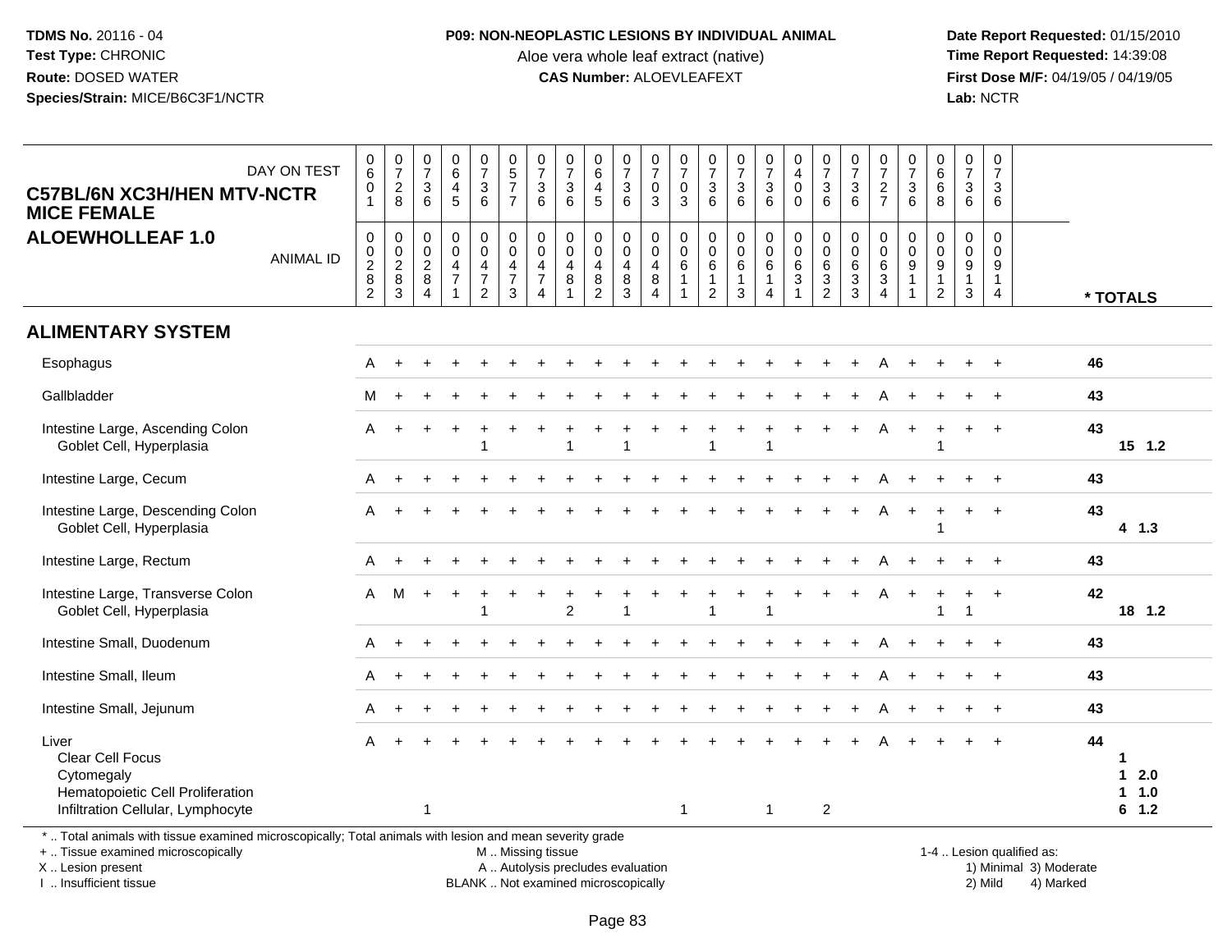**TDMS No.** 20116 - 04
**Test Type:** CHRONIC
**Route:** DOSED WATER
**Species/Strain:** MICE/B6C3F1/NCTR

**P09: NON-NEOPLASTIC LESIONS BY INDIVIDUAL ANIMAL**
Aloe vera whole leaf extract (native)
**CAS Number:** ALOEVLEAFEXT

**Date Report Requested:** 01/15/2010
**Time Report Requested:** 14:39:08
**First Dose M/F:** 04/19/05 / 04/19/05
**Lab:** NCTR

## C57BL/6N XC3H/HEN MTV-NCTR MICE FEMALE
## ALOEWHOLLEAF 1.0

| DAY ON TEST | 0601 | 0728 | 0736 | 0645 | 0736 | 0577 | 0736 | 0736 | 0645 | 0736 | 0703 | 0703 | 0736 | 0736 | 0736 | 0400 | 0736 | 0736 | 0727 | 0736 | 0668 | 0736 | 0736 | |
|---|---|---|---|---|---|---|---|---|---|---|---|---|---|---|---|---|---|---|---|---|---|---|---|---|
| **ANIMAL ID** | 00282 | 00283 | 00284 | 00471 | 00472 | 00473 | 00474 | 00481 | 00482 | 00483 | 00484 | 00611 | 00612 | 00613 | 00614 | 00631 | 00632 | 00633 | 00634 | 00911 | 00912 | 00913 | 00914 | *** TOTALS** |
| **ALIMENTARY SYSTEM** | | | | | | | | | | | | | | | | | | | | | | | | |
| Esophagus | A | + | + | + | + | + | + | + | + | + | + | + | + | + | + | + | + | + | A | + | + | + | + | 46 |
| Gallbladder | M | + | + | + | + | + | + | + | + | + | + | + | + | + | + | + | + | + | A | + | + | + | + | 43 |
| Intestine Large, Ascending Colon | A | + | + | + | + | + | + | + | + | + | + | + | + | + | + | + | + | + | A | + | + | + | + | 43 |
| Goblet Cell, Hyperplasia | | | | | 1 | | | 1 | | 1 | | | 1 | | 1 | | | | | | 1 | | | 15 1.2 |
| Intestine Large, Cecum | A | + | + | + | + | + | + | + | + | + | + | + | + | + | + | + | + | + | A | + | + | + | + | 43 |
| Intestine Large, Descending Colon | A | + | + | + | + | + | + | + | + | + | + | + | + | + | + | + | + | + | A | + | + | + | + | 43 |
| Goblet Cell, Hyperplasia | | | | | | | | | | | | | | | | | | | | | 1 | | | 4 1.3 |
| Intestine Large, Rectum | A | + | + | + | + | + | + | + | + | + | + | + | + | + | + | + | + | + | A | + | + | + | + | 43 |
| Intestine Large, Transverse Colon | A | M | + | + | + | + | + | + | + | + | + | + | + | + | + | + | + | + | A | + | + | + | + | 42 |
| Goblet Cell, Hyperplasia | | | | | 1 | | | 2 | | 1 | | | 1 | | 1 | | | | | | 1 | 1 | | 18 1.2 |
| Intestine Small, Duodenum | A | + | + | + | + | + | + | + | + | + | + | + | + | + | + | + | + | + | A | + | + | + | + | 43 |
| Intestine Small, Ileum | A | + | + | + | + | + | + | + | + | + | + | + | + | + | + | + | + | + | A | + | + | + | + | 43 |
| Intestine Small, Jejunum | A | + | + | + | + | + | + | + | + | + | + | + | + | + | + | + | + | + | A | + | + | + | + | 43 |
| Liver | A | + | + | + | + | + | + | + | + | + | + | + | + | + | + | + | + | + | A | + | + | + | + | 44 |
| Clear Cell Focus | | | | | | | | | | | | | | | | | | | | | | | | 1 |
| Cytomegaly | | | | | | | | | | | | | | | | | | | | | | | | 1 2.0 |
| Hematopoietic Cell Proliferation | | | | | | | | | | | | | | | | | | | | | | | | 1 1.0 |
| Infiltration Cellular, Lymphocyte | | | 1 | | | | | | | | | 1 | | | 1 | | 2 | | | | | | | 6 1.2 |

\* .. Total animals with tissue examined microscopically; Total animals with lesion and mean severity grade
\+ .. Tissue examined microscopically
X .. Lesion present
I .. Insufficient tissue

M .. Missing tissue
A .. Autolysis precludes evaluation
BLANK .. Not examined microscopically

1-4 .. Lesion qualified as:
1) Minimal 3) Moderate
2) Mild 4) Marked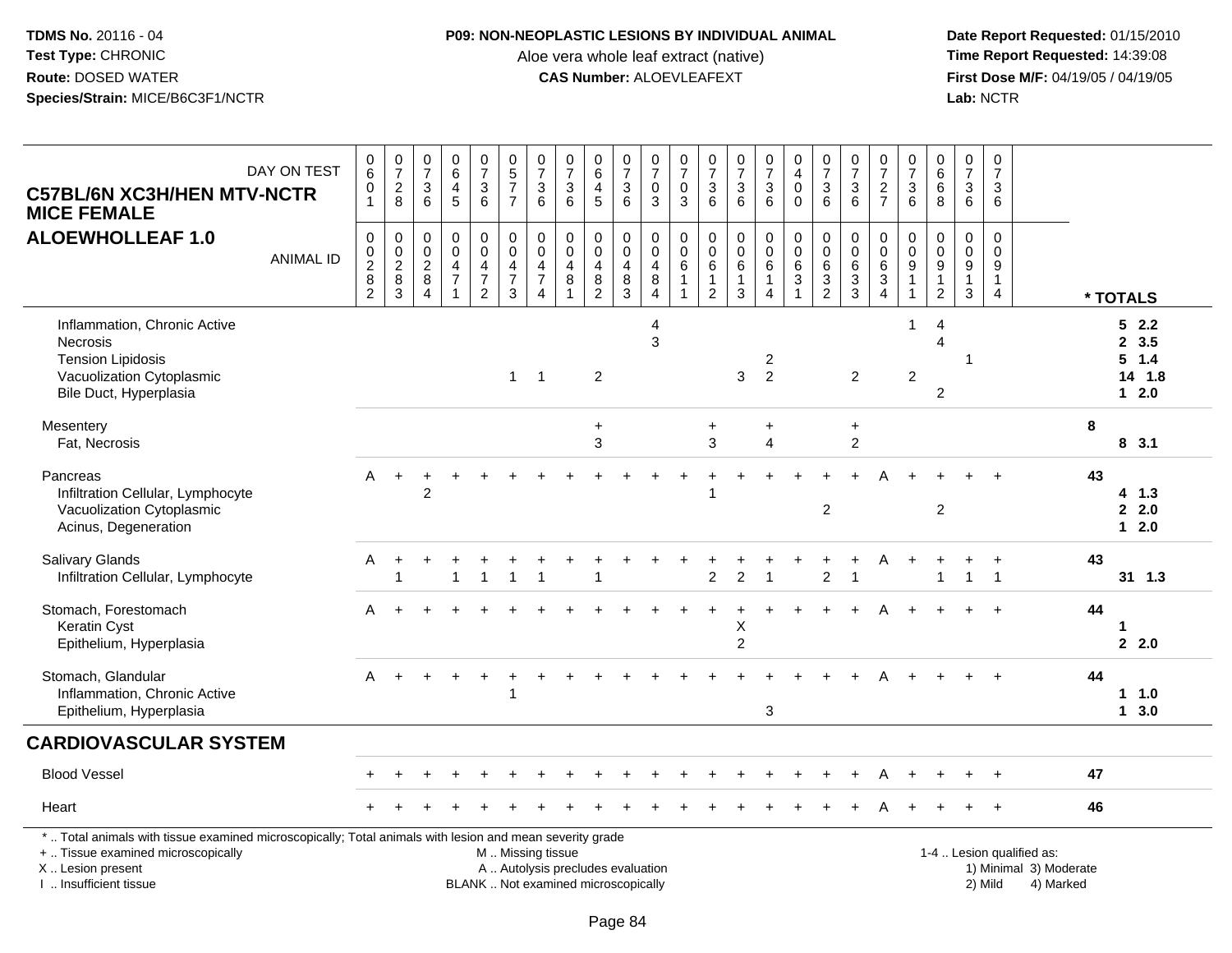**P09: NON-NEOPLASTIC LESIONS BY INDIVIDUAL ANIMAL**

Aloe vera whole leaf extract (native)

**CAS Number:** ALOEVLEAFEXT

**TDMS No.** 20116 - 04
**Test Type:** CHRONIC
**Route:** DOSED WATER
**Species/Strain:** MICE/B6C3F1/NCTR

**Date Report Requested:** 01/15/2010
**Time Report Requested:** 14:39:08
**First Dose M/F:** 04/19/05 / 04/19/05
**Lab:** NCTR

| C57BL/6N XC3H/HEN MTV-NCTR MICE FEMALE — ALOEWHOLLEAF 1.0 — DAY ON TEST | 0601 | 0728 | 0736 | 0645 | 0736 | 0577 | 0736 | 0736 | 0645 | 0736 | 0703 | 0703 | 0736 | 0736 | 0736 | 0400 | 0736 | 0736 | 0727 | 0736 | 0668 | 0736 | 0736 | * TOTALS |
|---|---|---|---|---|---|---|---|---|---|---|---|---|---|---|---|---|---|---|---|---|---|---|---|---|
| ANIMAL ID | 0282 | 0283 | 0284 | 0471 | 0472 | 0473 | 0474 | 0481 | 0482 | 0483 | 0484 | 0611 | 0612 | 0613 | 0614 | 0631 | 0632 | 0633 | 0634 | 0911 | 0912 | 0913 | 0914 | |
| Inflammation, Chronic Active | | | | | | | | | | | 4 | | | | | | | | | 1 | 4 | | | 5 2.2 |
| Necrosis | | | | | | | | | | | 3 | | | | | | | | | | 4 | | | 2 3.5 |
| Tension Lipidosis | | | | | | | | | | | | | | | 2 | | | | | | | 1 | | 5 1.4 |
| Vacuolization Cytoplasmic | | | | | | 1 | 1 | | 2 | | | | | 3 | 2 | | | 2 | | 2 | | | | 14 1.8 |
| Bile Duct, Hyperplasia | | | | | | | | | | | | | | | | | | | | | 2 | | | 1 2.0 |
| Mesentery | | | | | | | | | + | | | | + | | + | | | + | | | | | | 8 |
| Fat, Necrosis | | | | | | | | | 3 | | | | 3 | | 4 | | | 2 | | | | | | 8 3.1 |
| Pancreas | A | + | + | + | + | + | + | + | + | + | + | + | + | + | + | + | + | + | A | + | + | + | + | 43 |
| Infiltration Cellular, Lymphocyte | | | 2 | | | | | | | | | | 1 | | | | | | | | | | | 4 1.3 |
| Vacuolization Cytoplasmic | | | | | | | | | | | | | | | | | 2 | | | | 2 | | | 2 2.0 |
| Acinus, Degeneration | | | | | | | | | | | | | | | | | | | | | | | | 1 2.0 |
| Salivary Glands | A | + | + | + | + | + | + | + | + | + | + | + | + | + | + | + | + | + | A | + | + | + | + | 43 |
| Infiltration Cellular, Lymphocyte | | 1 | | 1 | 1 | 1 | 1 | | 1 | | | | 2 | 2 | 1 | | 2 | 1 | | | 1 | 1 | 1 | 31 1.3 |
| Stomach, Forestomach | A | + | + | + | + | + | + | + | + | + | + | + | + | + | + | + | + | + | A | + | + | + | + | 44 |
| Keratin Cyst | | | | | | | | | | | | | | X | | | | | | | | | | 1 |
| Epithelium, Hyperplasia | | | | | | | | | | | | | | 2 | | | | | | | | | | 2 2.0 |
| Stomach, Glandular | A | + | + | + | + | + | + | + | + | + | + | + | + | + | + | + | + | + | A | + | + | + | + | 44 |
| Inflammation, Chronic Active | | | | | | 1 | | | | | | | | | | | | | | | | | | 1 1.0 |
| Epithelium, Hyperplasia | | | | | | | | | | | | | | | 3 | | | | | | | | | 1 3.0 |
| **CARDIOVASCULAR SYSTEM** | | | | | | | | | | | | | | | | | | | | | | | | |
| Blood Vessel | + | + | + | + | + | + | + | + | + | + | + | + | + | + | + | + | + | + | A | + | + | + | + | 47 |
| Heart | + | + | + | + | + | + | + | + | + | + | + | + | + | + | + | + | + | + | A | + | + | + | + | 46 |

* .. Total animals with tissue examined microscopically; Total animals with lesion and mean severity grade
+ .. Tissue examined microscopically
X .. Lesion present
I .. Insufficient tissue

M .. Missing tissue
A .. Autolysis precludes evaluation
BLANK .. Not examined microscopically

1-4 .. Lesion qualified as:
1) Minimal 3) Moderate
2) Mild 4) Marked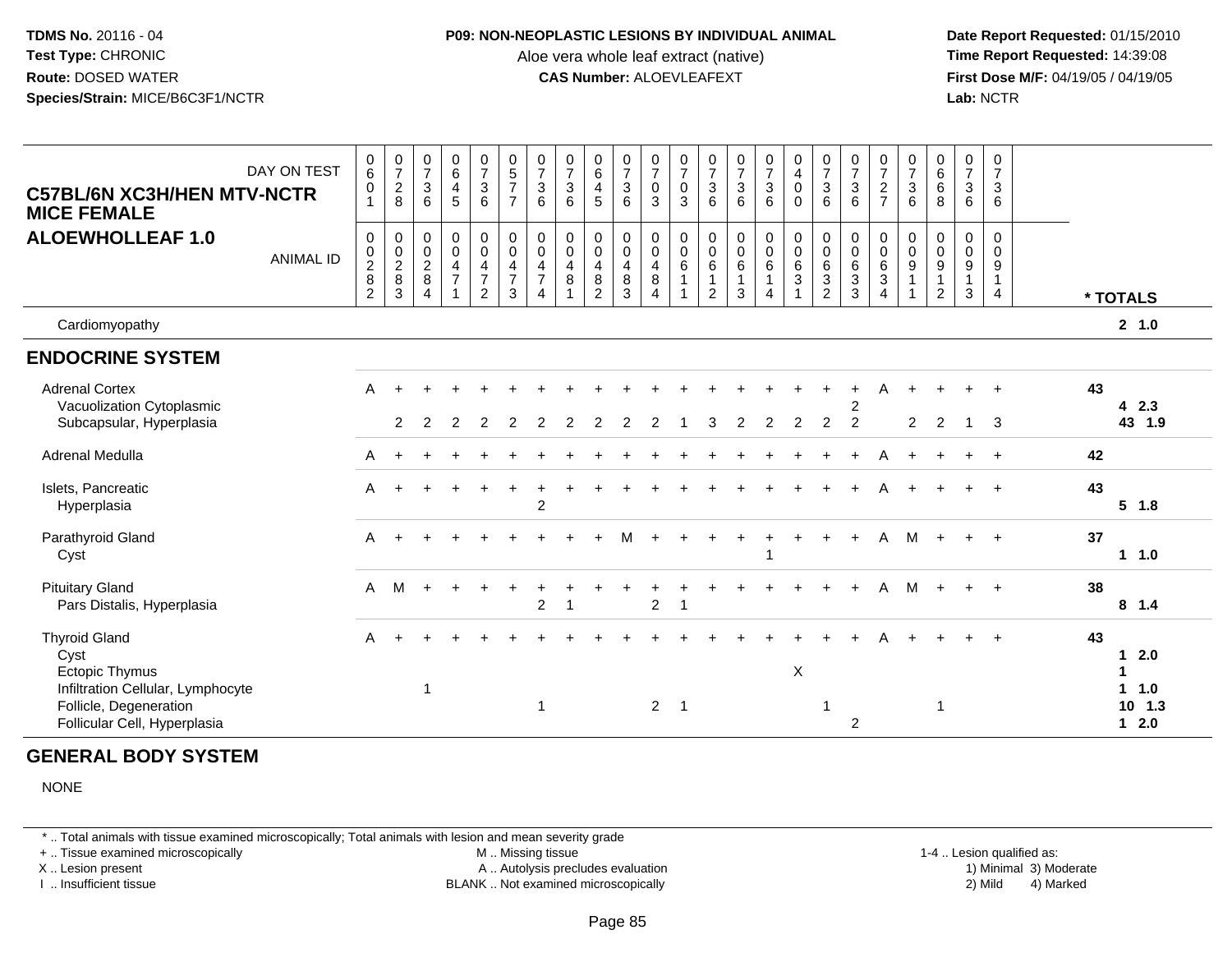**TDMS No.** 20116 - 04
**Test Type:** CHRONIC
**Route:** DOSED WATER
**Species/Strain:** MICE/B6C3F1/NCTR

**P09: NON-NEOPLASTIC LESIONS BY INDIVIDUAL ANIMAL**
Aloe vera whole leaf extract (native)
**CAS Number:** ALOEVLEAFEXT

**Date Report Requested:** 01/15/2010
**Time Report Requested:** 14:39:08
**First Dose M/F:** 04/19/05 / 04/19/05
**Lab:** NCTR

## C57BL/6N XC3H/HEN MTV-NCTR MICE FEMALE
## ALOEWHOLLEAF 1.0

| DAY ON TEST | 0601 | 0728 | 0736 | 0645 | 0736 | 0577 | 0736 | 0736 | 0645 | 0736 | 0703 | 0703 | 0736 | 0736 | 0736 | 0400 | 0736 | 0736 | 0727 | 0736 | 0668 | 0736 | 0736 | |
|---|---|---|---|---|---|---|---|---|---|---|---|---|---|---|---|---|---|---|---|---|---|---|---|---|
| ANIMAL ID | 00282 | 00283 | 00284 | 00471 | 00472 | 00473 | 00474 | 00481 | 00482 | 00483 | 00484 | 00611 | 00612 | 00613 | 00614 | 00631 | 00632 | 00633 | 00634 | 00911 | 00912 | 00913 | 00914 | * TOTALS |
| Cardiomyopathy | | | | | | | | | | | | | | | | | | | | | | | | 2 1.0 |
| **ENDOCRINE SYSTEM** | | | | | | | | | | | | | | | | | | | | | | | | |
| Adrenal Cortex | A | + | + | + | + | + | + | + | + | + | + | + | + | + | + | + | + | + | A | + | + | + | + | 43 |
| Vacuolization Cytoplasmic | | | | | | | | | | | | | | | | | | 2 | | | | | | 4 2.3 |
| Subcapsular, Hyperplasia | | 2 | 2 | 2 | 2 | 2 | 2 | 2 | 2 | 2 | 2 | 1 | 3 | 2 | 2 | 2 | 2 | 2 | | 2 | 2 | 1 | 3 | 43 1.9 |
| Adrenal Medulla | A | + | + | + | + | + | + | + | + | + | + | + | + | + | + | + | + | + | A | + | + | + | + | 42 |
| Islets, Pancreatic | A | + | + | + | + | + | + | + | + | + | + | + | + | + | + | + | + | + | A | + | + | + | + | 43 |
| Hyperplasia | | | | | | | 2 | | | | | | | | | | | | | | | | | 5 1.8 |
| Parathyroid Gland | A | + | + | + | + | + | + | + | + | M | + | + | + | + | + | + | + | + | A | M | + | + | + | 37 |
| Cyst | | | | | | | | | | | | | | | 1 | | | | | | | | | 1 1.0 |
| Pituitary Gland | A | M | + | + | + | + | + | + | + | + | + | + | + | + | + | + | + | + | A | M | + | + | + | 38 |
| Pars Distalis, Hyperplasia | | | | | | | 2 | 1 | | | 2 | 1 | | | | | | | | | | | | 8 1.4 |
| Thyroid Gland | A | + | + | + | + | + | + | + | + | + | + | + | + | + | + | + | + | + | A | + | + | + | + | 43 |
| Cyst | | | | | | | | | | | | | | | | | | | | | | | | 1 2.0 |
| Ectopic Thymus | | | | | | | | | | | | | | | | X | | | | | | | | 1 |
| Infiltration Cellular, Lymphocyte | | | 1 | | | | | | | | | | | | | | | | | | | | | 1 1.0 |
| Follicle, Degeneration | | | | | | | 1 | | | | 2 | 1 | | | | | 1 | | | | 1 | | | 10 1.3 |
| Follicular Cell, Hyperplasia | | | | | | | | | | | | | | | | | | 2 | | | | | | 1 2.0 |

## GENERAL BODY SYSTEM

NONE

\* .. Total animals with tissue examined microscopically; Total animals with lesion and mean severity grade
\+ .. Tissue examined microscopically
X .. Lesion present
I .. Insufficient tissue

M .. Missing tissue
A .. Autolysis precludes evaluation
BLANK .. Not examined microscopically

1-4 .. Lesion qualified as:
1) Minimal 3) Moderate
2) Mild 4) Marked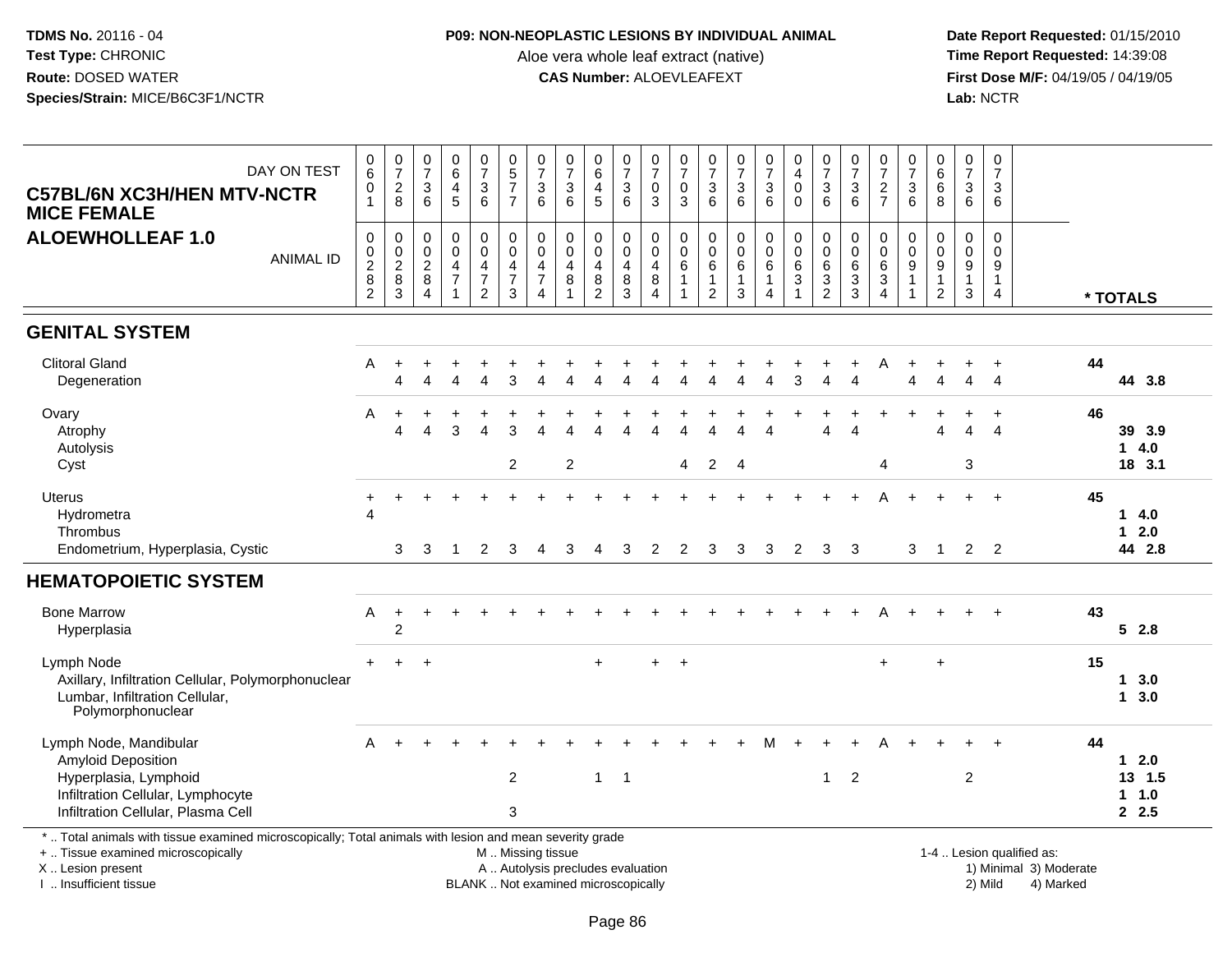TDMS No. 20116 - 04
Test Type: CHRONIC
Route: DOSED WATER
Species/Strain: MICE/B6C3F1/NCTR

**P09: NON-NEOPLASTIC LESIONS BY INDIVIDUAL ANIMAL**
Aloe vera whole leaf extract (native)
**CAS Number:** ALOEVLEAFEXT

Date Report Requested: 01/15/2010
Time Report Requested: 14:39:08
First Dose M/F: 04/19/05 / 04/19/05
Lab: NCTR

## C57BL/6N XC3H/HEN MTV-NCTR MICE FEMALE
## ALOEWHOLLEAF 1.0

| DAY ON TEST | 0601 | 0728 | 0736 | 0645 | 0736 | 0577 | 0736 | 0736 | 0645 | 0736 | 0703 | 0703 | 0736 | 0736 | 0736 | 0400 | 0736 | 0736 | 0727 | 0736 | 0668 | 0736 | 0736 | |
|---|---|---|---|---|---|---|---|---|---|---|---|---|---|---|---|---|---|---|---|---|---|---|---|---|
| **ANIMAL ID** | 00282 | 00283 | 00284 | 00471 | 00472 | 00473 | 00474 | 00481 | 00482 | 00483 | 00484 | 00611 | 00612 | 00613 | 00614 | 00631 | 00632 | 00633 | 00634 | 00911 | 00912 | 00913 | 00914 | *** TOTALS** |
| **GENITAL SYSTEM** | | | | | | | | | | | | | | | | | | | | | | | | |
| Clitoral Gland | A | + | + | + | + | + | + | + | + | + | + | + | + | + | + | + | + | + | A | + | + | + | + | 44 |
| Degeneration | | 4 | 4 | 4 | 4 | 3 | 4 | 4 | 4 | 4 | 4 | 4 | 4 | 4 | 4 | 3 | 4 | 4 | | 4 | 4 | 4 | 4 | 44 3.8 |
| Ovary | A | + | + | + | + | + | + | + | + | + | + | + | + | + | + | + | + | + | + | + | + | + | + | 46 |
| Atrophy | | 4 | 4 | 3 | 4 | 3 | 4 | 4 | 4 | 4 | 4 | 4 | 4 | 4 | 4 | | 4 | 4 | | | 4 | 4 | 4 | 39 3.9 |
| Autolysis | | | | | | | | | | | | | | | | | | | | | | | | 1 4.0 |
| Cyst | | | | | | 2 | | 2 | | | | 4 | 2 | 4 | | | | | 4 | | | 3 | | 18 3.1 |
| Uterus | + | + | + | + | + | + | + | + | + | + | + | + | + | + | + | + | + | + | A | + | + | + | + | 45 |
| Hydrometra | 4 | | | | | | | | | | | | | | | | | | | | | | | 1 4.0 |
| Thrombus | | | | | | | | | | | | | | | | | | | | | | | | 1 2.0 |
| Endometrium, Hyperplasia, Cystic | | 3 | 3 | 1 | 2 | 3 | 4 | 3 | 4 | 3 | 2 | 2 | 3 | 3 | 3 | 2 | 3 | 3 | | 3 | 1 | 2 | 2 | 44 2.8 |
| **HEMATOPOIETIC SYSTEM** | | | | | | | | | | | | | | | | | | | | | | | | |
| Bone Marrow | A | + | + | + | + | + | + | + | + | + | + | + | + | + | + | + | + | + | A | + | + | + | + | 43 |
| Hyperplasia | | 2 | | | | | | | | | | | | | | | | | | | | | | 5 2.8 |
| Lymph Node | + | + | + | | | | | | + | | + | + | | | | | | | + | | + | | | 15 |
| Axillary, Infiltration Cellular, Polymorphonuclear | | | | | | | | | | | | | | | | | | | | | | | | 1 3.0 |
| Lumbar, Infiltration Cellular, Polymorphonuclear | | | | | | | | | | | | | | | | | | | | | | | | 1 3.0 |
| Lymph Node, Mandibular | A | + | + | + | + | + | + | + | + | + | + | + | + | + | M | + | + | + | A | + | + | + | + | 44 |
| Amyloid Deposition | | | | | | | | | | | | | | | | | | | | | | | | 1 2.0 |
| Hyperplasia, Lymphoid | | | | | | 2 | | | 1 | 1 | | | | | | | 1 | 2 | | | | 2 | | 13 1.5 |
| Infiltration Cellular, Lymphocyte | | | | | | | | | | | | | | | | | | | | | | | | 1 1.0 |
| Infiltration Cellular, Plasma Cell | | | | | | 3 | | | | | | | | | | | | | | | | | | 2 2.5 |

* .. Total animals with tissue examined microscopically; Total animals with lesion and mean severity grade
+ .. Tissue examined microscopically
X .. Lesion present
I .. Insufficient tissue

M .. Missing tissue
A .. Autolysis precludes evaluation
BLANK .. Not examined microscopically

1-4 .. Lesion qualified as:
1) Minimal 3) Moderate
2) Mild 4) Marked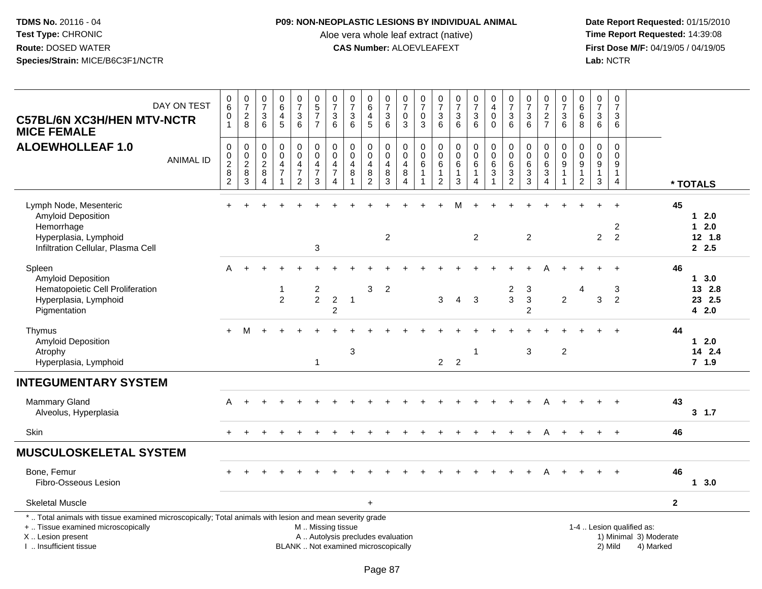**TDMS No.** 20116 - 04
**Test Type:** CHRONIC
**Route:** DOSED WATER
**Species/Strain:** MICE/B6C3F1/NCTR

**P09: NON-NEOPLASTIC LESIONS BY INDIVIDUAL ANIMAL**
Aloe vera whole leaf extract (native)
**CAS Number:** ALOEVLEAFEXT

**Date Report Requested:** 01/15/2010
**Time Report Requested:** 14:39:08
**First Dose M/F:** 04/19/05 / 04/19/05
**Lab:** NCTR

## C57BL/6N XC3H/HEN MTV-NCTR MICE FEMALE
## ALOEWHOLLEAF 1.0

| DAY ON TEST | 0601 | 0728 | 0736 | 0645 | 0736 | 0577 | 0736 | 0736 | 0645 | 0736 | 0703 | 0703 | 0736 | 0736 | 0736 | 0400 | 0736 | 0736 | 0727 | 0736 | 0668 | 0736 | 0736 | |
|---|---|---|---|---|---|---|---|---|---|---|---|---|---|---|---|---|---|---|---|---|---|---|---|---|
| **ANIMAL ID** | 00282 | 00283 | 00284 | 00471 | 00472 | 00473 | 00474 | 00481 | 00482 | 00483 | 00484 | 00611 | 00612 | 00613 | 00614 | 00631 | 00632 | 00633 | 00634 | 00911 | 00912 | 00913 | 00914 | *** TOTALS** |
| Lymph Node, Mesenteric | + | + | + | + | + | + | + | + | + | + | + | + | + | M | + | + | + | + | + | + | + | + | + | 45 |
| Amyloid Deposition | | | | | | | | | | | | | | | | | | | | | | | | 1 2.0 |
| Hemorrhage | | | | | | | | | | | | | | | | | | | | | | | 2 | 1 2.0 |
| Hyperplasia, Lymphoid | | | | | | | | | | 2 | | | | | 2 | | | 2 | | | | 2 | 2 | 12 1.8 |
| Infiltration Cellular, Plasma Cell | | | | | | 3 | | | | | | | | | | | | | | | | | | 2 2.5 |
| Spleen | A | + | + | + | + | + | + | + | + | + | + | + | + | + | + | + | + | + | A | + | + | + | + | 46 |
| Amyloid Deposition | | | | | | | | | | | | | | | | | | | | | | | | 1 3.0 |
| Hematopoietic Cell Proliferation | | | | 1 | | 2 | | | 3 | 2 | | | | | | | 2 | 3 | | | 4 | | 3 | 13 2.8 |
| Hyperplasia, Lymphoid | | | | 2 | | 2 | 2 | 1 | | | | | 3 | 4 | 3 | | 3 | 3 | | 2 | | 3 | 2 | 23 2.5 |
| Pigmentation | | | | | | | 2 | | | | | | | | | | | 2 | | | | | | 4 2.0 |
| Thymus | + | M | + | + | + | + | + | + | + | + | + | + | + | + | + | + | + | + | + | + | + | + | + | 44 |
| Amyloid Deposition | | | | | | | | | | | | | | | | | | | | | | | | 1 2.0 |
| Atrophy | | | | | | | | 3 | | | | | | | 1 | | | 3 | | 2 | | | | 14 2.4 |
| Hyperplasia, Lymphoid | | | | | | 1 | | | | | | | 2 | 2 | | | | | | | | | | 7 1.9 |
| **INTEGUMENTARY SYSTEM** | | | | | | | | | | | | | | | | | | | | | | | | |
| Mammary Gland | A | + | + | + | + | + | + | + | + | + | + | + | + | + | + | + | + | + | A | + | + | + | + | 43 |
| Alveolus, Hyperplasia | | | | | | | | | | | | | | | | | | | | | | | | 3 1.7 |
| Skin | + | + | + | + | + | + | + | + | + | + | + | + | + | + | + | + | + | + | A | + | + | + | + | 46 |
| **MUSCULOSKELETAL SYSTEM** | | | | | | | | | | | | | | | | | | | | | | | | |
| Bone, Femur | + | + | + | + | + | + | + | + | + | + | + | + | + | + | + | + | + | + | A | + | + | + | + | 46 |
| Fibro-Osseous Lesion | | | | | | | | | | | | | | | | | | | | | | | | 1 3.0 |
| Skeletal Muscle | | | | | | | | | + | | | | | | | | | | | | | | | 2 |

\* .. Total animals with tissue examined microscopically; Total animals with lesion and mean severity grade
+ .. Tissue examined microscopically
X .. Lesion present
I .. Insufficient tissue

M .. Missing tissue
A .. Autolysis precludes evaluation
BLANK .. Not examined microscopically

1-4 .. Lesion qualified as:
1) Minimal 3) Moderate
2) Mild 4) Marked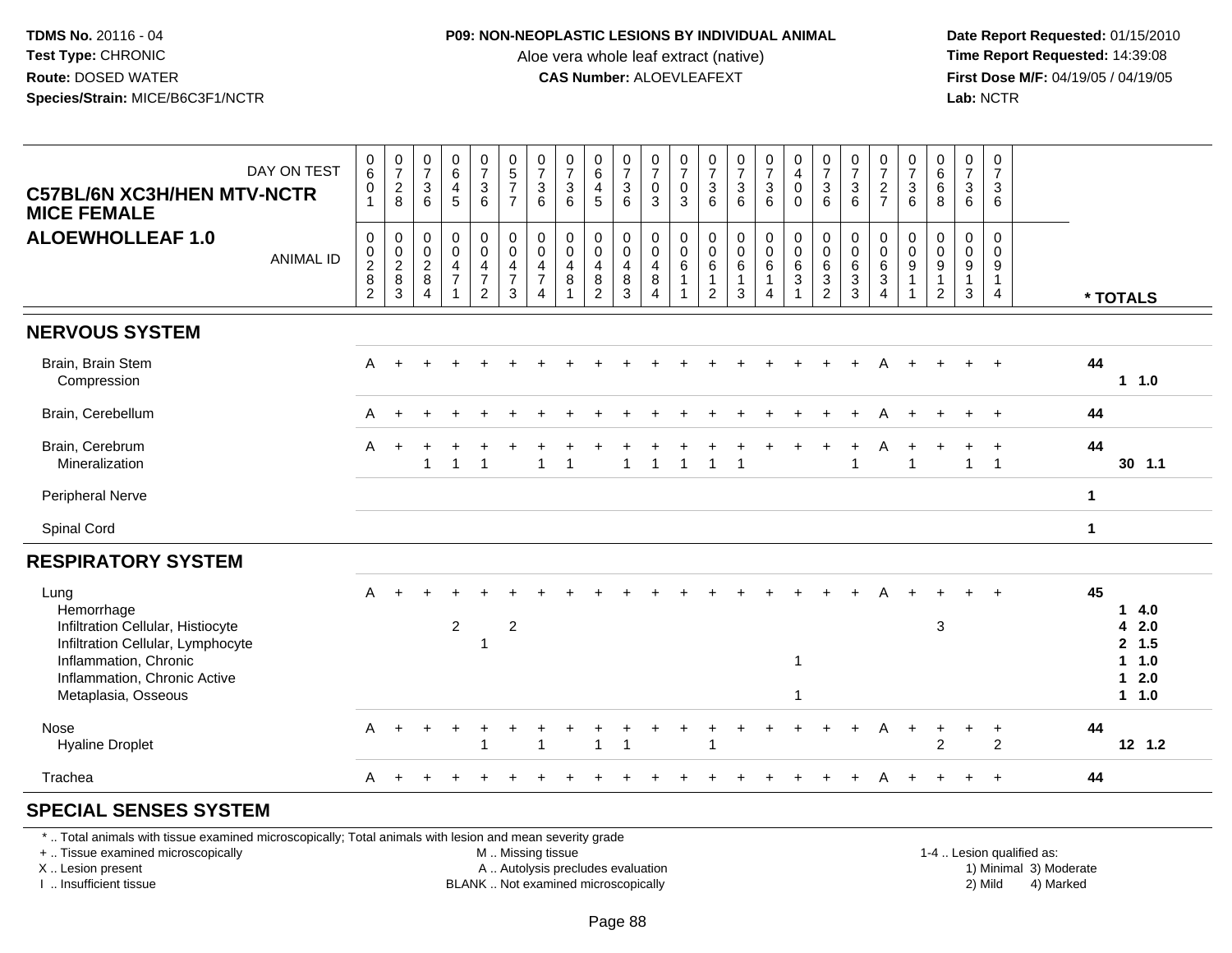**TDMS No.** 20116 - 04
**Test Type:** CHRONIC
**Route:** DOSED WATER
**Species/Strain:** MICE/B6C3F1/NCTR

**P09: NON-NEOPLASTIC LESIONS BY INDIVIDUAL ANIMAL**
Aloe vera whole leaf extract (native)
**CAS Number:** ALOEVLEAFEXT

**Date Report Requested:** 01/15/2010
**Time Report Requested:** 14:39:08
**First Dose M/F:** 04/19/05 / 04/19/05
**Lab:** NCTR

**C57BL/6N XC3H/HEN MTV-NCTR MICE FEMALE**
**ALOEWHOLLEAF 1.0**

| DAY ON TEST | 0601 | 0728 | 0736 | 0645 | 0736 | 0577 | 0736 | 0736 | 0645 | 0736 | 0703 | 0703 | 0736 | 0736 | 0736 | 0400 | 0736 | 0736 | 0727 | 0736 | 0668 | 0736 | 0736 | |
|---|---|---|---|---|---|---|---|---|---|---|---|---|---|---|---|---|---|---|---|---|---|---|---|---|
| **ANIMAL ID** | 0282 | 0283 | 0284 | 0471 | 0472 | 0473 | 0474 | 0481 | 0482 | 0483 | 0484 | 0611 | 0612 | 0613 | 0614 | 0631 | 0632 | 0633 | 0634 | 0911 | 0912 | 0913 | 0914 | *** TOTALS** |
| **NERVOUS SYSTEM** | | | | | | | | | | | | | | | | | | | | | | | | |
| Brain, Brain Stem | A | + | + | + | + | + | + | + | + | + | + | + | + | + | + | + | + | + | A | + | + | + | + | 44 |
| Compression | | | | | | | | | | | | | | | | | | | | | | | | 1 1.0 |
| Brain, Cerebellum | A | + | + | + | + | + | + | + | + | + | + | + | + | + | + | + | + | + | A | + | + | + | + | 44 |
| Brain, Cerebrum | A | + | + | + | + | + | + | + | + | + | + | + | + | + | + | + | + | + | A | + | + | + | + | 44 |
| Mineralization | | | 1 | 1 | 1 | | 1 | 1 | | 1 | 1 | 1 | 1 | 1 | | | | 1 | | 1 | | 1 | 1 | 30 1.1 |
| Peripheral Nerve | | | | | | | | | | | | | | | | | | | | | | | | 1 |
| Spinal Cord | | | | | | | | | | | | | | | | | | | | | | | | 1 |
| **RESPIRATORY SYSTEM** | | | | | | | | | | | | | | | | | | | | | | | | |
| Lung | A | + | + | + | + | + | + | + | + | + | + | + | + | + | + | + | + | + | A | + | + | + | + | 45 |
| Hemorrhage | | | | | | | | | | | | | | | | | | | | | | | | 1 4.0 |
| Infiltration Cellular, Histiocyte | | | | 2 | | 2 | | | | | | | | | | | | | | | 3 | | | 4 2.0 |
| Infiltration Cellular, Lymphocyte | | | | | 1 | | | | | | | | | | | | | | | | | | | 2 1.5 |
| Inflammation, Chronic | | | | | | | | | | | | | | | | 1 | | | | | | | | 1 1.0 |
| Inflammation, Chronic Active | | | | | | | | | | | | | | | | | | | | | | | | 1 2.0 |
| Metaplasia, Osseous | | | | | | | | | | | | | | | | 1 | | | | | | | | 1 1.0 |
| Nose | A | + | + | + | + | + | + | + | + | + | + | + | + | + | + | + | + | + | A | + | + | + | + | 44 |
| Hyaline Droplet | | | | | 1 | | 1 | | 1 | 1 | | | 1 | | | | | | | | 2 | | 2 | 12 1.2 |
| Trachea | A | + | + | + | + | + | + | + | + | + | + | + | + | + | + | + | + | + | A | + | + | + | + | 44 |
| **SPECIAL SENSES SYSTEM** | | | | | | | | | | | | | | | | | | | | | | | | |

\* .. Total animals with tissue examined microscopically; Total animals with lesion and mean severity grade
+ .. Tissue examined microscopically
X .. Lesion present
I .. Insufficient tissue
M .. Missing tissue
A .. Autolysis precludes evaluation
BLANK .. Not examined microscopically
1-4 .. Lesion qualified as: 1) Minimal 2) Mild 3) Moderate 4) Marked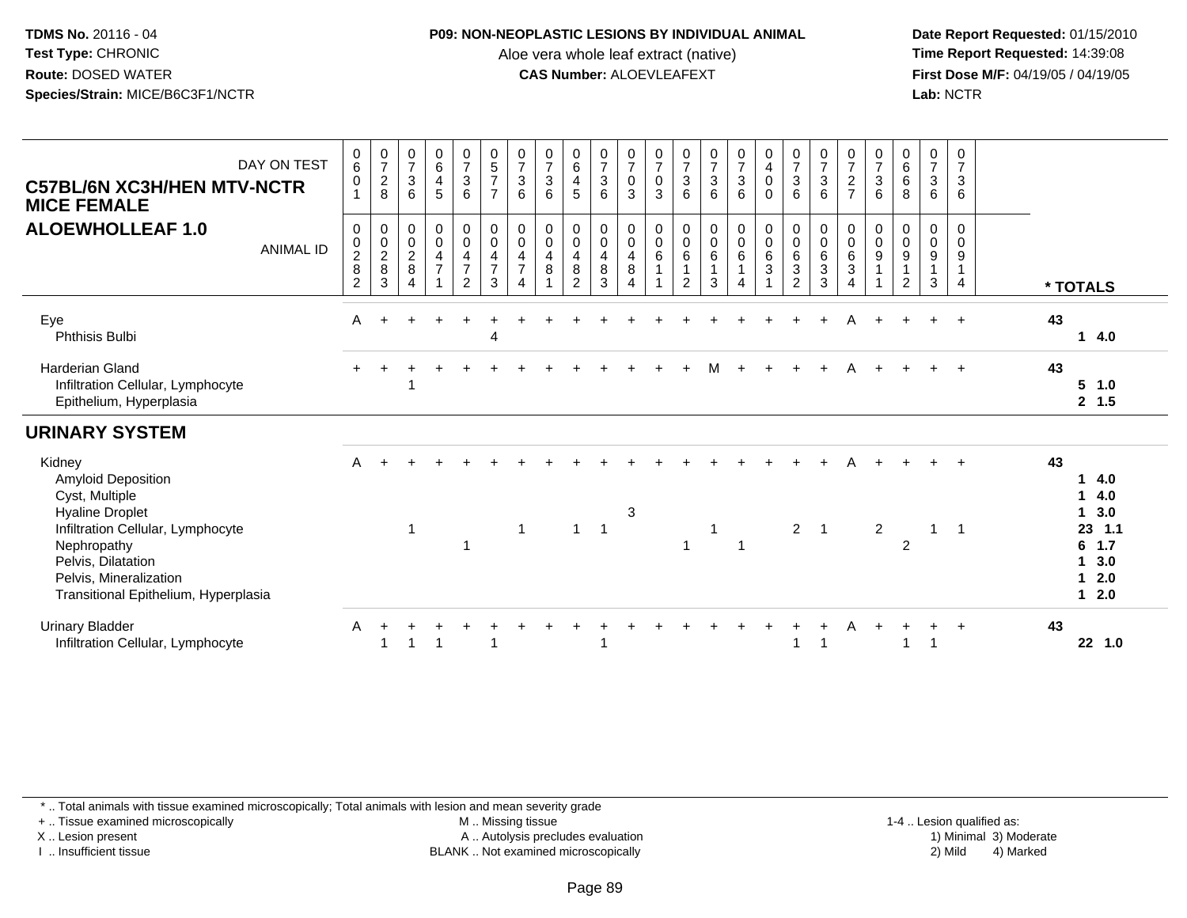**TDMS No.** 20116 - 04
**Test Type:** CHRONIC
**Route:** DOSED WATER
**Species/Strain:** MICE/B6C3F1/NCTR

**P09: NON-NEOPLASTIC LESIONS BY INDIVIDUAL ANIMAL**
Aloe vera whole leaf extract (native)
**CAS Number:** ALOEVLEAFEXT

**Date Report Requested:** 01/15/2010
**Time Report Requested:** 14:39:08
**First Dose M/F:** 04/19/05 / 04/19/05
**Lab:** NCTR

## C57BL/6N XC3H/HEN MTV-NCTR MICE FEMALE
## ALOEWHOLLEAF 1.0

| DAY ON TEST | 0601 | 0728 | 0736 | 0645 | 0736 | 0577 | 0736 | 0736 | 0645 | 0736 | 0703 | 0703 | 0736 | 0736 | 0736 | 0400 | 0736 | 0736 | 0727 | 0736 | 0668 | 0736 | 0736 | * TOTALS |
|---|---|---|---|---|---|---|---|---|---|---|---|---|---|---|---|---|---|---|---|---|---|---|---|---|
| **ANIMAL ID** | 0282 | 0283 | 0284 | 0471 | 0472 | 0473 | 0474 | 0481 | 0482 | 0483 | 0484 | 0611 | 0612 | 0613 | 0614 | 0631 | 0632 | 0633 | 0634 | 0911 | 0912 | 0913 | 0914 | |
| Eye | A | + | + | + | + | + | + | + | + | + | + | + | + | + | + | + | + | + | A | + | + | + | + | 43 |
| Phthisis Bulbi | | | | | | 4 | | | | | | | | | | | | | | | | | | 1 4.0 |
| Harderian Gland | + | + | + | + | + | + | + | + | + | + | + | + | + | M | + | + | + | + | A | + | + | + | + | 43 |
| Infiltration Cellular, Lymphocyte | | | 1 | | | | | | | | | | | | | | | | | | | | | 5 1.0 |
| Epithelium, Hyperplasia | | | | | | | | | | | | | | | | | | | | | | | | 2 1.5 |
| **URINARY SYSTEM** | | | | | | | | | | | | | | | | | | | | | | | | |
| Kidney | A | + | + | + | + | + | + | + | + | + | + | + | + | + | + | + | + | + | A | + | + | + | + | 43 |
| Amyloid Deposition | | | | | | | | | | | | | | | | | | | | | | | | 1 4.0 |
| Cyst, Multiple | | | | | | | | | | | | | | | | | | | | | | | | 1 4.0 |
| Hyaline Droplet | | | | | | | | | | | 3 | | | | | | | | | | | | | 1 3.0 |
| Infiltration Cellular, Lymphocyte | | | 1 | | | | 1 | | 1 | 1 | | | | 1 | | | 2 | 1 | | 2 | | 1 | 1 | 23 1.1 |
| Nephropathy | | | | | 1 | | | | | | | | 1 | | 1 | | | | | | 2 | | | 6 1.7 |
| Pelvis, Dilatation | | | | | | | | | | | | | | | | | | | | | | | | 1 3.0 |
| Pelvis, Mineralization | | | | | | | | | | | | | | | | | | | | | | | | 1 2.0 |
| Transitional Epithelium, Hyperplasia | | | | | | | | | | | | | | | | | | | | | | | | 1 2.0 |
| Urinary Bladder | A | + | + | + | + | + | + | + | + | + | + | + | + | + | + | + | + | + | A | + | + | + | + | 43 |
| Infiltration Cellular, Lymphocyte | | 1 | 1 | 1 | | 1 | | | | 1 | | | | | | | 1 | 1 | | | 1 | 1 | | 22 1.0 |

\* .. Total animals with tissue examined microscopically; Total animals with lesion and mean severity grade
\+ .. Tissue examined microscopically
X .. Lesion present
I .. Insufficient tissue

M .. Missing tissue
A .. Autolysis precludes evaluation
BLANK .. Not examined microscopically

1-4 .. Lesion qualified as:
1) Minimal 3) Moderate
2) Mild 4) Marked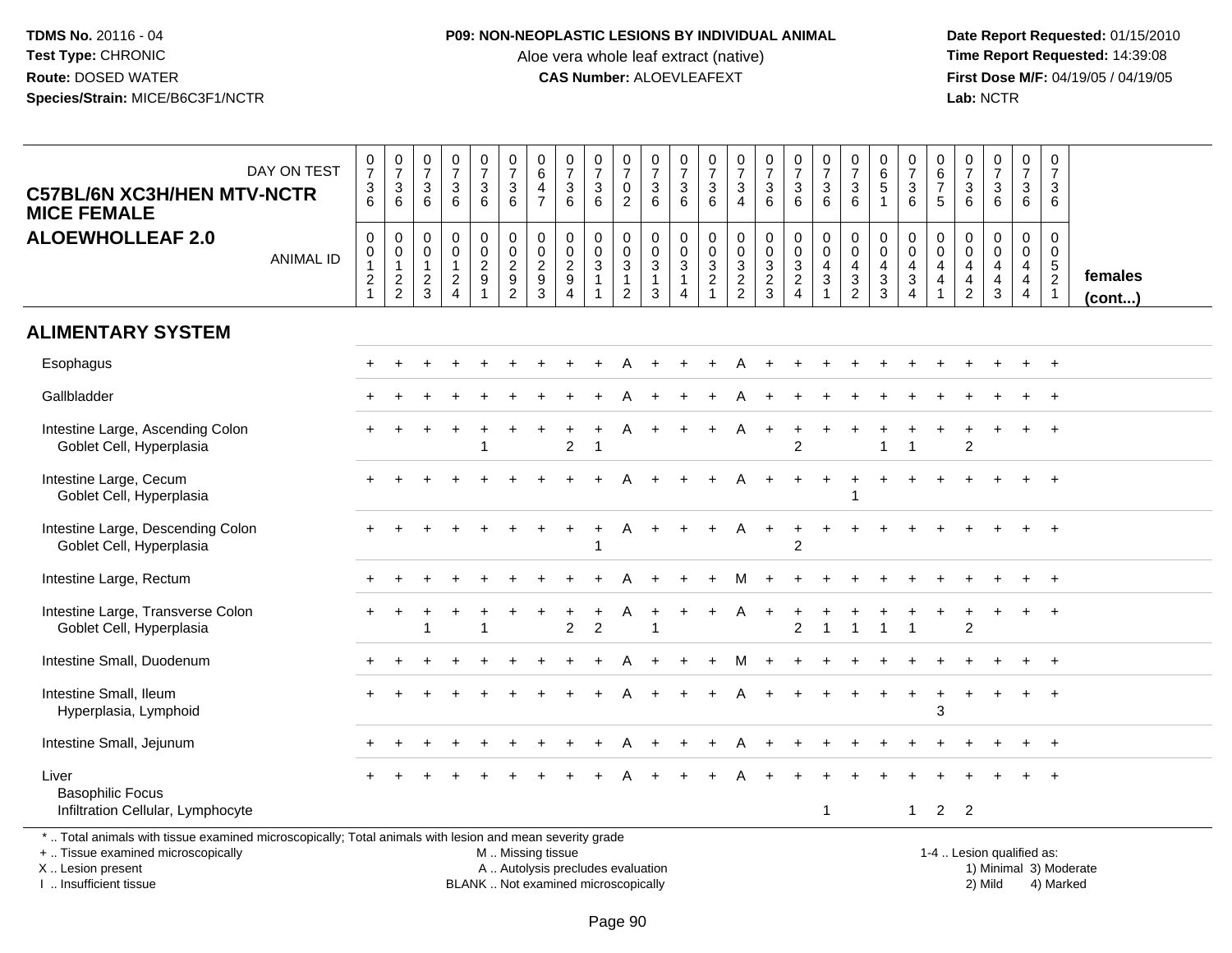**TDMS No.** 20116 - 04
**Test Type:** CHRONIC
**Route:** DOSED WATER
**Species/Strain:** MICE/B6C3F1/NCTR

**P09: NON-NEOPLASTIC LESIONS BY INDIVIDUAL ANIMAL**
Aloe vera whole leaf extract (native)
**CAS Number:** ALOEVLEAFEXT

**Date Report Requested:** 01/15/2010
**Time Report Requested:** 14:39:08
**First Dose M/F:** 04/19/05 / 04/19/05
**Lab:** NCTR

## C57BL/6N XC3H/HEN MTV-NCTR MICE FEMALE ALOEWHOLLEAF 2.0

| DAY ON TEST | 0736 | 0736 | 0736 | 0736 | 0736 | 0736 | 0647 | 0736 | 0736 | 0702 | 0736 | 0736 | 0736 | 0734 | 0736 | 0736 | 0736 | 0736 | 0651 | 0736 | 0675 | 0736 | 0736 | 0736 | 0736 | |
|---|---|---|---|---|---|---|---|---|---|---|---|---|---|---|---|---|---|---|---|---|---|---|---|---|---|---|
| **ANIMAL ID** | 00121 | 00122 | 00123 | 00124 | 00291 | 00292 | 00293 | 00294 | 00311 | 00312 | 00313 | 00314 | 00321 | 00322 | 00323 | 00324 | 00431 | 00432 | 00433 | 00434 | 00441 | 00442 | 00443 | 00444 | 00521 | **females (cont...)** |
| **ALIMENTARY SYSTEM** | | | | | | | | | | | | | | | | | | | | | | | | | | |
| Esophagus | + | + | + | + | + | + | + | + | + | A | + | + | + | A | + | + | + | + | + | + | + | + | + | + | + | |
| Gallbladder | + | + | + | + | + | + | + | + | + | A | + | + | + | A | + | + | + | + | + | + | + | + | + | + | + | |
| Intestine Large, Ascending Colon | + | + | + | + | + | + | + | + | + | A | + | + | + | A | + | + | + | + | + | + | + | + | + | + | + | |
| Goblet Cell, Hyperplasia | | | | | 1 | | | 2 | 1 | | | | | | | 2 | | | 1 | 1 | | 2 | | | | |
| Intestine Large, Cecum | + | + | + | + | + | + | + | + | + | A | + | + | + | A | + | + | + | + | + | + | + | + | + | + | + | |
| Goblet Cell, Hyperplasia | | | | | | | | | | | | | | | | | | 1 | | | | | | | | |
| Intestine Large, Descending Colon | + | + | + | + | + | + | + | + | + | A | + | + | + | A | + | + | + | + | + | + | + | + | + | + | + | |
| Goblet Cell, Hyperplasia | | | | | | | | | 1 | | | | | | | 2 | | | | | | | | | | |
| Intestine Large, Rectum | + | + | + | + | + | + | + | + | + | A | + | + | + | M | + | + | + | + | + | + | + | + | + | + | + | |
| Intestine Large, Transverse Colon | + | + | + | + | + | + | + | + | + | A | + | + | + | A | + | + | + | + | + | + | + | + | + | + | + | |
| Goblet Cell, Hyperplasia | | | 1 | | 1 | | | 2 | 2 | | 1 | | | | | 2 | 1 | 1 | 1 | 1 | | 2 | | | | |
| Intestine Small, Duodenum | + | + | + | + | + | + | + | + | + | A | + | + | + | M | + | + | + | + | + | + | + | + | + | + | + | |
| Intestine Small, Ileum | + | + | + | + | + | + | + | + | + | A | + | + | + | A | + | + | + | + | + | + | + | + | + | + | + | |
| Hyperplasia, Lymphoid | | | | | | | | | | | | | | | | | | | | | 3 | | | | | |
| Intestine Small, Jejunum | + | + | + | + | + | + | + | + | + | A | + | + | + | A | + | + | + | + | + | + | + | + | + | + | + | |
| Liver | + | + | + | + | + | + | + | + | + | A | + | + | + | A | + | + | + | + | + | + | + | + | + | + | + | |
| Basophilic Focus | | | | | | | | | | | | | | | | | | | | | | | | | | |
| Infiltration Cellular, Lymphocyte | | | | | | | | | | | | | | | | | 1 | | | 1 | 2 | 2 | | | | |

\* .. Total animals with tissue examined microscopically; Total animals with lesion and mean severity grade
\+ .. Tissue examined microscopically
X .. Lesion present
I .. Insufficient tissue

M .. Missing tissue
A .. Autolysis precludes evaluation
BLANK .. Not examined microscopically

1-4 .. Lesion qualified as:
1) Minimal 3) Moderate
2) Mild 4) Marked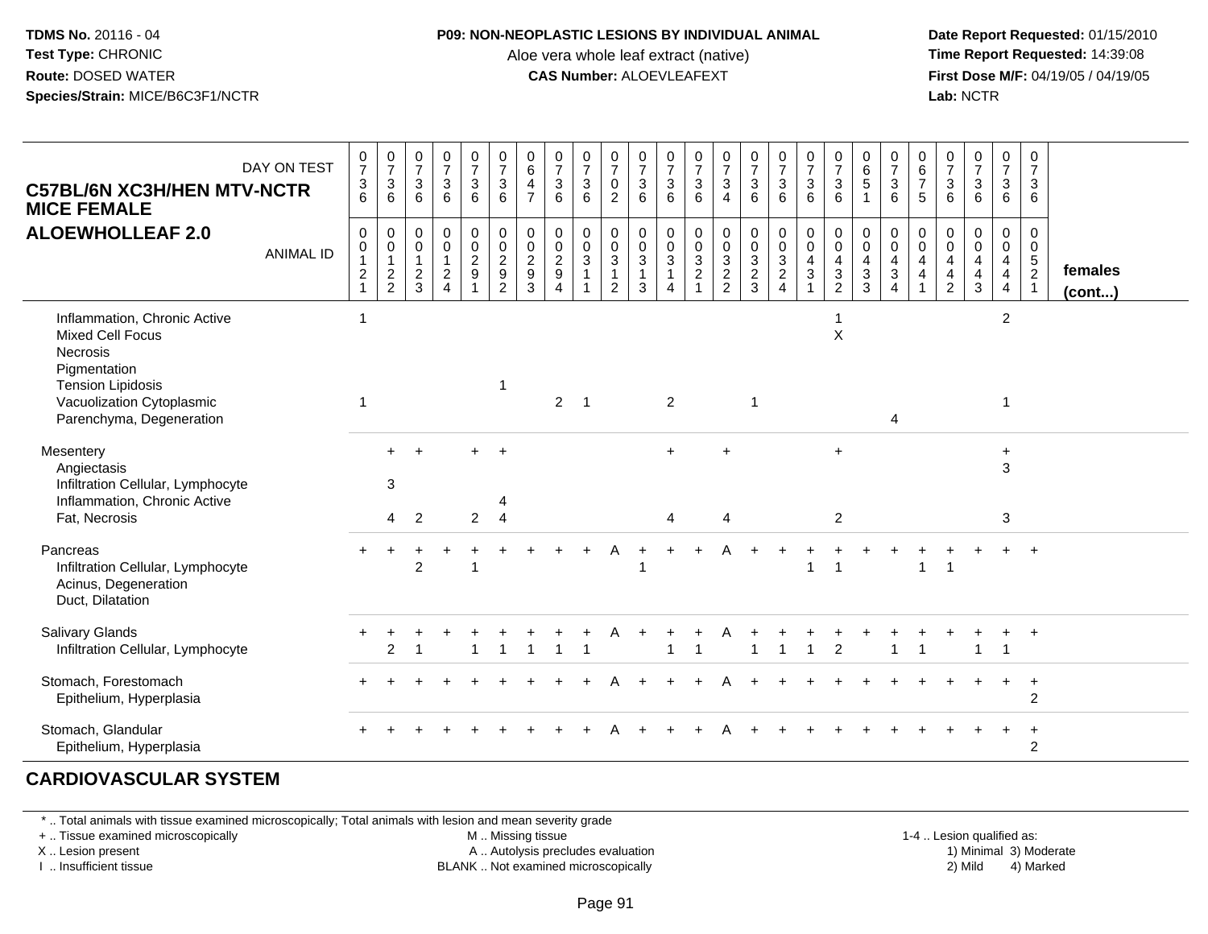TDMS No. 20116 - 04
Test Type: CHRONIC
Route: DOSED WATER
Species/Strain: MICE/B6C3F1/NCTR

**P09: NON-NEOPLASTIC LESIONS BY INDIVIDUAL ANIMAL**
Aloe vera whole leaf extract (native)
**CAS Number:** ALOEVLEAFEXT

Date Report Requested: 01/15/2010
Time Report Requested: 14:39:08
First Dose M/F: 04/19/05 / 04/19/05
Lab: NCTR

**C57BL/6N XC3H/HEN MTV-NCTR MICE FEMALE**
**ALOEWHOLLEAF 2.0**

| DAY ON TEST | 0736 | 0736 | 0736 | 0736 | 0736 | 0736 | 0647 | 0736 | 0736 | 0702 | 0736 | 0736 | 0736 | 0734 | 0736 | 0736 | 0736 | 0736 | 0651 | 0736 | 0675 | 0736 | 0736 | 0736 | 0736 | |
|---|---|---|---|---|---|---|---|---|---|---|---|---|---|---|---|---|---|---|---|---|---|---|---|---|---|---|
| **ANIMAL ID** | 00121 | 00122 | 00123 | 00124 | 00291 | 00292 | 00293 | 00294 | 00311 | 00312 | 00313 | 00314 | 00321 | 00322 | 00323 | 00324 | 00431 | 00432 | 00433 | 00434 | 00441 | 00442 | 00443 | 00444 | 00521 | **females (cont...)** |
| Inflammation, Chronic Active | 1 | | | | | | | | | | | | | | | | | 1 | | | | | | 2 | | |
| Mixed Cell Focus | | | | | | | | | | | | | | | | | | X | | | | | | | | |
| Necrosis | | | | | | | | | | | | | | | | | | | | | | | | | | |
| Pigmentation | | | | | | | | | | | | | | | | | | | | | | | | | | |
| Tension Lipidosis | | | | | | 1 | | | | | | | | | | | | | | | | | | | | |
| Vacuolization Cytoplasmic | 1 | | | | | | | 2 | 1 | | | 2 | | | 1 | | | | | | | | | 1 | | |
| Parenchyma, Degeneration | | | | | | | | | | | | | | | | | | | | 4 | | | | | | |
| Mesentery | | + | + | | + | + | | | | | | + | | + | | | | + | | | | | | + | | |
| Angiectasis | | | | | | | | | | | | | | | | | | | | | | | | 3 | | |
| Infiltration Cellular, Lymphocyte | | 3 | | | | | | | | | | | | | | | | | | | | | | | | |
| Inflammation, Chronic Active | | | | | | 4 | | | | | | | | | | | | | | | | | | | | |
| Fat, Necrosis | | 4 | 2 | | 2 | 4 | | | | | | 4 | | 4 | | | | 2 | | | | | | 3 | | |
| Pancreas | + | + | + | + | + | + | + | + | + | A | + | + | + | A | + | + | + | + | + | + | + | + | + | + | + | |
| Infiltration Cellular, Lymphocyte | | | 2 | | 1 | | | | | | 1 | | | | | | 1 | 1 | | | 1 | 1 | | | | |
| Acinus, Degeneration | | | | | | | | | | | | | | | | | | | | | | | | | | |
| Duct, Dilatation | | | | | | | | | | | | | | | | | | | | | | | | | | |
| Salivary Glands | + | + | + | + | + | + | + | + | + | A | + | + | + | A | + | + | + | + | + | + | + | + | + | + | + | |
| Infiltration Cellular, Lymphocyte | | 2 | 1 | | 1 | 1 | 1 | 1 | 1 | | | 1 | 1 | | 1 | 1 | 1 | 2 | | 1 | 1 | | 1 | 1 | | |
| Stomach, Forestomach | + | + | + | + | + | + | + | + | + | A | + | + | + | A | + | + | + | + | + | + | + | + | + | + | + | |
| Epithelium, Hyperplasia | | | | | | | | | | | | | | | | | | | | | | | | | 2 | |
| Stomach, Glandular | + | + | + | + | + | + | + | + | + | A | + | + | + | A | + | + | + | + | + | + | + | + | + | + | + | |
| Epithelium, Hyperplasia | | | | | | | | | | | | | | | | | | | | | | | | | 2 | |

**CARDIOVASCULAR SYSTEM**

\* .. Total animals with tissue examined microscopically; Total animals with lesion and mean severity grade
+ .. Tissue examined microscopically
X .. Lesion present
I .. Insufficient tissue

M .. Missing tissue
A .. Autolysis precludes evaluation
BLANK .. Not examined microscopically

1-4 .. Lesion qualified as:
1) Minimal 3) Moderate
2) Mild 4) Marked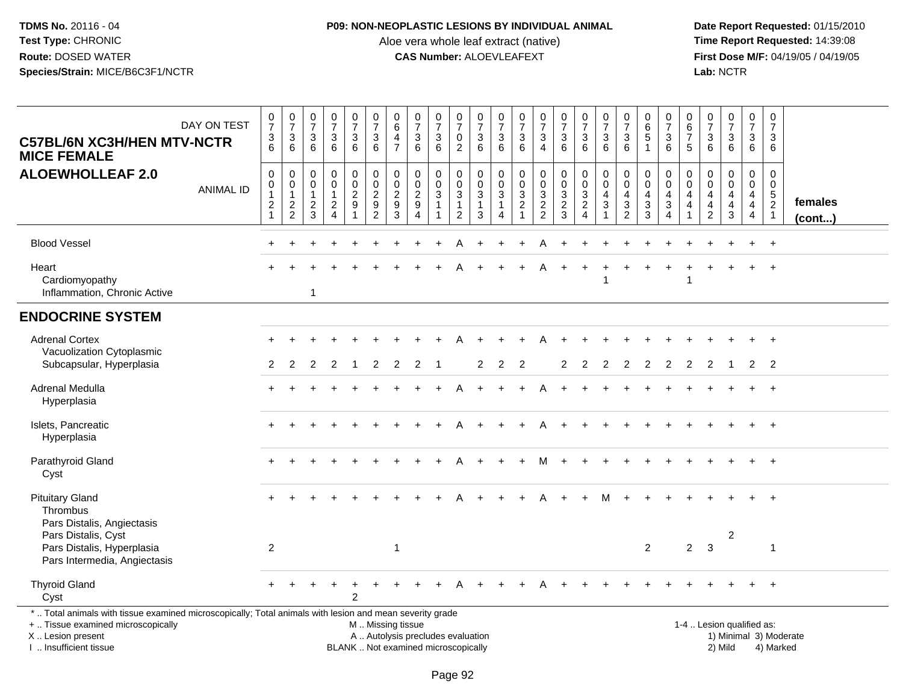**TDMS No.** 20116 - 04
**Test Type:** CHRONIC
**Route:** DOSED WATER
**Species/Strain:** MICE/B6C3F1/NCTR

**P09: NON-NEOPLASTIC LESIONS BY INDIVIDUAL ANIMAL**
Aloe vera whole leaf extract (native)
**CAS Number:** ALOEVLEAFEXT

**Date Report Requested:** 01/15/2010
**Time Report Requested:** 14:39:08
**First Dose M/F:** 04/19/05 / 04/19/05
**Lab:** NCTR

| C57BL/6N XC3H/HEN MTV-NCTR MICE FEMALE ALOEWHOLLEAF 2.0 — DAY ON TEST | 0736 | 0736 | 0736 | 0736 | 0736 | 0736 | 0647 | 0736 | 0736 | 0702 | 0736 | 0736 | 0736 | 0734 | 0736 | 0736 | 0736 | 0736 | 0651 | 0736 | 0675 | 0736 | 0736 | 0736 | 0736 | |
|---|---|---|---|---|---|---|---|---|---|---|---|---|---|---|---|---|---|---|---|---|---|---|---|---|---|---|
| ANIMAL ID | 00121 | 00122 | 00123 | 00124 | 00291 | 00292 | 00293 | 00294 | 00311 | 00312 | 00313 | 00314 | 00321 | 00322 | 00323 | 00324 | 00431 | 00432 | 00433 | 00434 | 00441 | 00442 | 00443 | 00444 | 00521 | females (cont...) |
| Blood Vessel | + | + | + | + | + | + | + | + | + | A | + | + | + | A | + | + | + | + | + | + | + | + | + | + | + | |
| Heart | + | + | + | + | + | + | + | + | + | A | + | + | + | A | + | + | + | + | + | + | + | + | + | + | + | |
| Cardiomyopathy | | | | | | | | | | | | | | | | | 1 | | | | 1 | | | | | |
| Inflammation, Chronic Active | | | 1 | | | | | | | | | | | | | | | | | | | | | | | |
| **ENDOCRINE SYSTEM** | | | | | | | | | | | | | | | | | | | | | | | | | | |
| Adrenal Cortex | + | + | + | + | + | + | + | + | + | A | + | + | + | A | + | + | + | + | + | + | + | + | + | + | + | |
| Vacuolization Cytoplasmic | | | | | | | | | | | | | | | | | | | | | | | | | | |
| Subcapsular, Hyperplasia | 2 | 2 | 2 | 2 | 1 | 2 | 2 | 2 | 1 | | 2 | 2 | 2 | | 2 | 2 | 2 | 2 | 2 | 2 | 2 | 2 | 1 | 2 | 2 | |
| Adrenal Medulla | + | + | + | + | + | + | + | + | + | A | + | + | + | A | + | + | + | + | + | + | + | + | + | + | + | |
| Hyperplasia | | | | | | | | | | | | | | | | | | | | | | | | | | |
| Islets, Pancreatic | + | + | + | + | + | + | + | + | + | A | + | + | + | A | + | + | + | + | + | + | + | + | + | + | + | |
| Hyperplasia | | | | | | | | | | | | | | | | | | | | | | | | | | |
| Parathyroid Gland | + | + | + | + | + | + | + | + | + | A | + | + | + | M | + | + | + | + | + | + | + | + | + | + | + | |
| Cyst | | | | | | | | | | | | | | | | | | | | | | | | | | |
| Pituitary Gland | + | + | + | + | + | + | + | + | + | A | + | + | + | A | + | + | M | + | + | + | + | + | + | + | + | |
| Thrombus | | | | | | | | | | | | | | | | | | | | | | | | | | |
| Pars Distalis, Angiectasis | | | | | | | | | | | | | | | | | | | | | | | | | | |
| Pars Distalis, Cyst | | | | | | | | | | | | | | | | | | | | | | | 2 | | | |
| Pars Distalis, Hyperplasia | 2 | | | | | | 1 | | | | | | | | | | | | 2 | | 2 | 3 | | | 1 | |
| Pars Intermedia, Angiectasis | | | | | | | | | | | | | | | | | | | | | | | | | | |
| Thyroid Gland | + | + | + | + | + | + | + | + | + | A | + | + | + | A | + | + | + | + | + | + | + | + | + | + | + | |
| Cyst | | | | | 2 | | | | | | | | | | | | | | | | | | | | | |

* .. Total animals with tissue examined microscopically; Total animals with lesion and mean severity grade
+ .. Tissue examined microscopically
X .. Lesion present
I .. Insufficient tissue

M .. Missing tissue
A .. Autolysis precludes evaluation
BLANK .. Not examined microscopically

1-4 .. Lesion qualified as:
1) Minimal 3) Moderate
2) Mild 4) Marked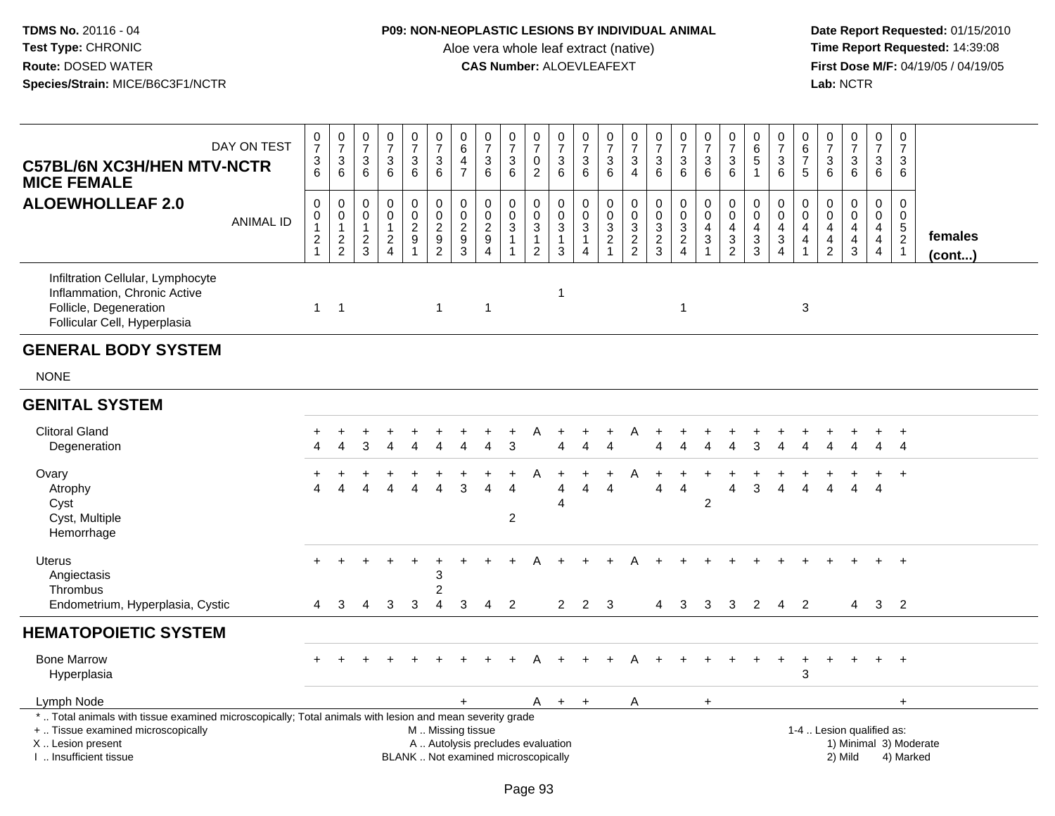**TDMS No.** 20116 - 04
**Test Type:** CHRONIC
**Route:** DOSED WATER
**Species/Strain:** MICE/B6C3F1/NCTR

**P09: NON-NEOPLASTIC LESIONS BY INDIVIDUAL ANIMAL**
Aloe vera whole leaf extract (native)
**CAS Number:** ALOEVLEAFEXT

**Date Report Requested:** 01/15/2010
**Time Report Requested:** 14:39:08
**First Dose M/F:** 04/19/05 / 04/19/05
**Lab:** NCTR

## C57BL/6N XC3H/HEN MTV-NCTR MICE FEMALE
## ALOEWHOLLEAF 2.0

| DAY ON TEST | 0736 | 0736 | 0736 | 0736 | 0736 | 0736 | 0647 | 0736 | 0736 | 0702 | 0736 | 0736 | 0736 | 0734 | 0736 | 0736 | 0736 | 0736 | 0651 | 0736 | 0675 | 0736 | 0736 | 0736 | 0736 | |
|---|---|---|---|---|---|---|---|---|---|---|---|---|---|---|---|---|---|---|---|---|---|---|---|---|---|---|
| **ANIMAL ID** | 00121 | 00122 | 00123 | 00124 | 00291 | 00292 | 00293 | 00294 | 00311 | 00312 | 00313 | 00314 | 00321 | 00322 | 00323 | 00324 | 00431 | 00432 | 00433 | 00434 | 00441 | 00442 | 00443 | 00444 | 00521 | **females (cont...)** |
| Infiltration Cellular, Lymphocyte | | | | | | | | | | | | | | | | | | | | | | | | | | |
| Inflammation, Chronic Active | | | | | | | | | | | 1 | | | | | | | | | | | | | | | |
| Follicle, Degeneration | 1 | 1 | | | | 1 | | 1 | | | | | | | | 1 | | | | | 3 | | | | | |
| Follicular Cell, Hyperplasia | | | | | | | | | | | | | | | | | | | | | | | | | | |
| **GENERAL BODY SYSTEM** | | | | | | | | | | | | | | | | | | | | | | | | | | |
| NONE | | | | | | | | | | | | | | | | | | | | | | | | | | |
| **GENITAL SYSTEM** | | | | | | | | | | | | | | | | | | | | | | | | | | |
| Clitoral Gland | + | + | + | + | + | + | + | + | + | A | + | + | + | A | + | + | + | + | + | + | + | + | + | + | + | |
| Degeneration | 4 | 4 | 3 | 4 | 4 | 4 | 4 | 4 | 3 | | 4 | 4 | 4 | | 4 | 4 | 4 | 4 | 3 | 4 | 4 | 4 | 4 | 4 | 4 | |
| Ovary | + | + | + | + | + | + | + | + | + | A | + | + | + | A | + | + | + | + | + | + | + | + | + | + | + | |
| Atrophy | 4 | 4 | 4 | 4 | 4 | 4 | 3 | 4 | 4 | | 4 | 4 | 4 | | 4 | 4 | | 4 | 3 | 4 | 4 | 4 | 4 | 4 | | |
| Cyst | | | | | | | | | | | 4 | | | | | | 2 | | | | | | | | | |
| Cyst, Multiple | | | | | | | | | 2 | | | | | | | | | | | | | | | | | |
| Hemorrhage | | | | | | | | | | | | | | | | | | | | | | | | | | |
| Uterus | + | + | + | + | + | + | + | + | + | A | + | + | + | A | + | + | + | + | + | + | + | + | + | + | + | |
| Angiectasis | | | | | | 3 | | | | | | | | | | | | | | | | | | | | |
| Thrombus | | | | | | 2 | | | | | | | | | | | | | | | | | | | | |
| Endometrium, Hyperplasia, Cystic | 4 | 3 | 4 | 3 | 3 | 4 | 3 | 4 | 2 | | 2 | 2 | 3 | | 4 | 3 | 3 | 3 | 2 | 4 | 2 | | 4 | 3 | 2 | |
| **HEMATOPOIETIC SYSTEM** | | | | | | | | | | | | | | | | | | | | | | | | | | |
| Bone Marrow | + | + | + | + | + | + | + | + | + | A | + | + | + | A | + | + | + | + | + | + | + | + | + | + | + | |
| Hyperplasia | | | | | | | | | | | | | | | | | | | | | 3 | | | | | |
| Lymph Node | | | | | | | + | | | A | + | + | | A | | | + | | | | | | | | + | |

\* .. Total animals with tissue examined microscopically; Total animals with lesion and mean severity grade
\+ .. Tissue examined microscopically
X .. Lesion present
I .. Insufficient tissue

M .. Missing tissue
A .. Autolysis precludes evaluation
BLANK .. Not examined microscopically

1-4 .. Lesion qualified as:
1) Minimal 3) Moderate
2) Mild 4) Marked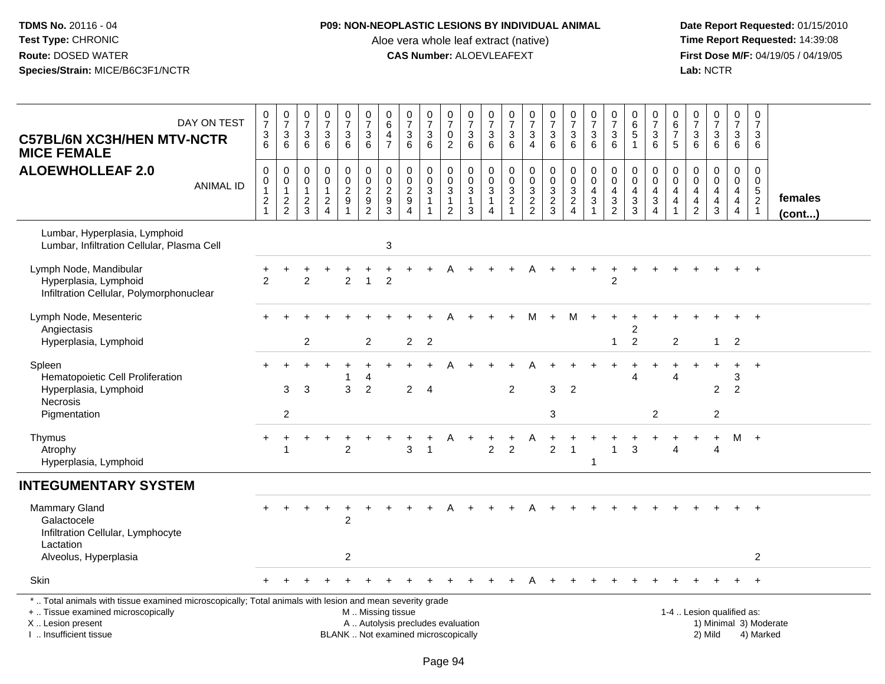**TDMS No.** 20116 - 04
**Test Type:** CHRONIC
**Route:** DOSED WATER
**Species/Strain:** MICE/B6C3F1/NCTR

**P09: NON-NEOPLASTIC LESIONS BY INDIVIDUAL ANIMAL**
Aloe vera whole leaf extract (native)
**CAS Number:** ALOEVLEAFEXT

**Date Report Requested:** 01/15/2010
**Time Report Requested:** 14:39:08
**First Dose M/F:** 04/19/05 / 04/19/05
**Lab:** NCTR

**C57BL/6N XC3H/HEN MTV-NCTR MICE FEMALE**
**ALOEWHOLLEAF 2.0**

| DAY ON TEST | 0736 | 0736 | 0736 | 0736 | 0736 | 0736 | 0647 | 0736 | 0736 | 0702 | 0736 | 0736 | 0736 | 0734 | 0736 | 0736 | 0736 | 0736 | 0651 | 0736 | 0675 | 0736 | 0736 | 0736 | 0736 | |
|---|---|---|---|---|---|---|---|---|---|---|---|---|---|---|---|---|---|---|---|---|---|---|---|---|---|---|
| **ANIMAL ID** | 0121 | 0122 | 0123 | 0124 | 0291 | 0292 | 0293 | 0294 | 0311 | 0312 | 0313 | 0314 | 0321 | 0322 | 0323 | 0324 | 0431 | 0432 | 0433 | 0434 | 0441 | 0442 | 0443 | 0444 | 0521 | **females (cont...)** |
| Lumbar, Hyperplasia, Lymphoid | | | | | | | | | | | | | | | | | | | | | | | | | | |
| Lumbar, Infiltration Cellular, Plasma Cell | | | | | | | 3 | | | | | | | | | | | | | | | | | | | |
| Lymph Node, Mandibular | + | + | + | + | + | + | + | + | + | A | + | + | + | A | + | + | + | + | + | + | + | + | + | + | + | |
| Hyperplasia, Lymphoid | 2 | | 2 | | 2 | 1 | 2 | | | | | | | | | | | 2 | | | | | | | | |
| Infiltration Cellular, Polymorphonuclear | | | | | | | | | | | | | | | | | | | | | | | | | | |
| Lymph Node, Mesenteric | + | + | + | + | + | + | + | + | + | A | + | + | + | M | + | M | + | + | + | + | + | + | + | + | + | |
| Angiectasis | | | | | | | | | | | | | | | | | | | 2 | | | | | | | |
| Hyperplasia, Lymphoid | | | 2 | | | 2 | | 2 | 2 | | | | | | | | | 1 | 2 | | 2 | | 1 | 2 | | |
| Spleen | + | + | + | + | + | + | + | + | + | A | + | + | + | A | + | + | + | + | + | + | + | + | + | + | + | |
| Hematopoietic Cell Proliferation | | | | | 1 | 4 | | | | | | | | | | | | | 4 | | 4 | | | 3 | | |
| Hyperplasia, Lymphoid | | 3 | 3 | | 3 | 2 | | 2 | 4 | | | | 2 | | 3 | 2 | | | | | | | 2 | 2 | | |
| Necrosis | | | | | | | | | | | | | | | | | | | | | | | | | | |
| Pigmentation | | 2 | | | | | | | | | | | | | 3 | | | | | 2 | | | 2 | | | |
| Thymus | + | + | + | + | + | + | + | + | + | A | + | + | + | A | + | + | + | + | + | + | + | + | + | M | + | |
| Atrophy | | 1 | | | 2 | | | 3 | 1 | | | 2 | 2 | | 2 | 1 | | 1 | 3 | | 4 | | 4 | | | |
| Hyperplasia, Lymphoid | | | | | | | | | | | | | | | | | 1 | | | | | | | | | |
| **INTEGUMENTARY SYSTEM** | | | | | | | | | | | | | | | | | | | | | | | | | | |
| Mammary Gland | + | + | + | + | + | + | + | + | + | A | + | + | + | A | + | + | + | + | + | + | + | + | + | + | + | |
| Galactocele | | | | | 2 | | | | | | | | | | | | | | | | | | | | | |
| Infiltration Cellular, Lymphocyte | | | | | | | | | | | | | | | | | | | | | | | | | | |
| Lactation | | | | | | | | | | | | | | | | | | | | | | | | | | |
| Alveolus, Hyperplasia | | | | | 2 | | | | | | | | | | | | | | | | | | | | 2 | |
| Skin | + | + | + | + | + | + | + | + | + | + | + | + | + | A | + | + | + | + | + | + | + | + | + | + | + | |

\* .. Total animals with tissue examined microscopically; Total animals with lesion and mean severity grade
+ .. Tissue examined microscopically
X .. Lesion present
I .. Insufficient tissue

M .. Missing tissue
A .. Autolysis precludes evaluation
BLANK .. Not examined microscopically

1-4 .. Lesion qualified as:
1) Minimal 3) Moderate
2) Mild 4) Marked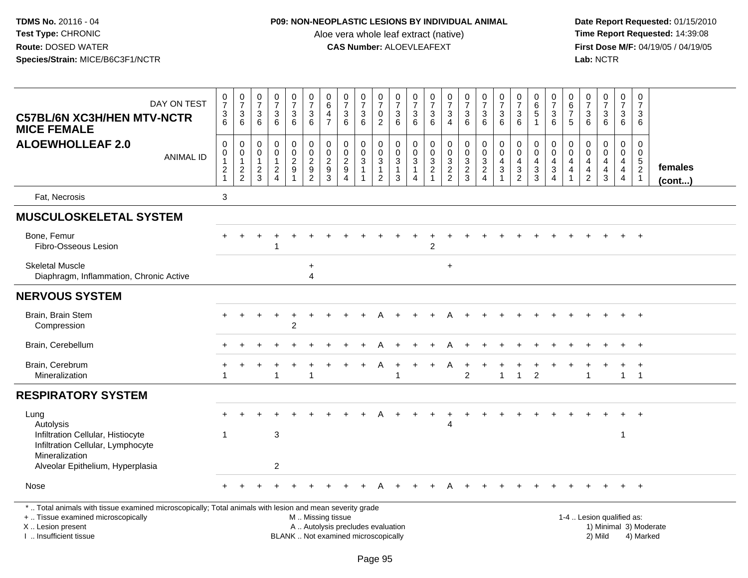**TDMS No.** 20116 - 04
**Test Type:** CHRONIC
**Route:** DOSED WATER
**Species/Strain:** MICE/B6C3F1/NCTR

**P09: NON-NEOPLASTIC LESIONS BY INDIVIDUAL ANIMAL**
Aloe vera whole leaf extract (native)
**CAS Number:** ALOEVLEAFEXT

**Date Report Requested:** 01/15/2010
**Time Report Requested:** 14:39:08
**First Dose M/F:** 04/19/05 / 04/19/05
**Lab:** NCTR

**C57BL/6N XC3H/HEN MTV-NCTR MICE FEMALE**
**ALOEWHOLLEAF 2.0**

| DAY ON TEST | 0736 | 0736 | 0736 | 0736 | 0736 | 0736 | 0647 | 0736 | 0736 | 0702 | 0736 | 0736 | 0736 | 0734 | 0736 | 0736 | 0736 | 0736 | 0651 | 0736 | 0675 | 0736 | 0736 | 0736 | 0736 | |
|---|---|---|---|---|---|---|---|---|---|---|---|---|---|---|---|---|---|---|---|---|---|---|---|---|---|---|
| **ANIMAL ID** | 00121 | 00122 | 00123 | 00124 | 00291 | 00292 | 00293 | 00294 | 00311 | 00312 | 00313 | 00314 | 00321 | 00322 | 00323 | 00324 | 00431 | 00432 | 00433 | 00434 | 00441 | 00442 | 00443 | 00444 | 00521 | **females (cont...)** |
| Fat, Necrosis | 3 | | | | | | | | | | | | | | | | | | | | | | | | | |
| **MUSCULOSKELETAL SYSTEM** | | | | | | | | | | | | | | | | | | | | | | | | | | |
| Bone, Femur | + | + | + | + | + | + | + | + | + | + | + | + | + | + | + | + | + | + | + | + | + | + | + | + | + | |
| Fibro-Osseous Lesion | | | | 1 | | | | | | | | | 2 | | | | | | | | | | | | | |
| Skeletal Muscle | | | | | | + | | | | | | | | + | | | | | | | | | | | | |
| Diaphragm, Inflammation, Chronic Active | | | | | | 4 | | | | | | | | | | | | | | | | | | | | |
| **NERVOUS SYSTEM** | | | | | | | | | | | | | | | | | | | | | | | | | | |
| Brain, Brain Stem | + | + | + | + | + | + | + | + | + | A | + | + | + | A | + | + | + | + | + | + | + | + | + | + | + | |
| Compression | | | | | | 2 | | | | | | | | | | | | | | | | | | | | |
| Brain, Cerebellum | + | + | + | + | + | + | + | + | + | A | + | + | + | A | + | + | + | + | + | + | + | + | + | + | + | |
| Brain, Cerebrum | + | + | + | + | + | + | + | + | + | A | + | + | + | A | + | + | + | + | + | + | + | + | + | + | + | |
| Mineralization | 1 | | | 1 | | 1 | | | | | 1 | | | | 2 | | 1 | 1 | 2 | | | 1 | | 1 | 1 | |
| **RESPIRATORY SYSTEM** | | | | | | | | | | | | | | | | | | | | | | | | | | |
| Lung | + | + | + | + | + | + | + | + | + | A | + | + | + | + | + | + | + | + | + | + | + | + | + | + | + | |
| Autolysis | | | | | | | | | | | | | | 4 | | | | | | | | | | | | |
| Infiltration Cellular, Histiocyte | 1 | | | 3 | | | | | | | | | | | | | | | | | | | | 1 | | |
| Infiltration Cellular, Lymphocyte | | | | | | | | | | | | | | | | | | | | | | | | | | |
| Mineralization | | | | | | | | | | | | | | | | | | | | | | | | | | |
| Alveolar Epithelium, Hyperplasia | | | | 2 | | | | | | | | | | | | | | | | | | | | | | |
| Nose | + | + | + | + | + | + | + | + | + | A | + | + | + | A | + | + | + | + | + | + | + | + | + | + | + | |

\* .. Total animals with tissue examined microscopically; Total animals with lesion and mean severity grade
+ .. Tissue examined microscopically
X .. Lesion present
I .. Insufficient tissue

M .. Missing tissue
A .. Autolysis precludes evaluation
BLANK .. Not examined microscopically

1-4 .. Lesion qualified as:
1) Minimal 3) Moderate
2) Mild 4) Marked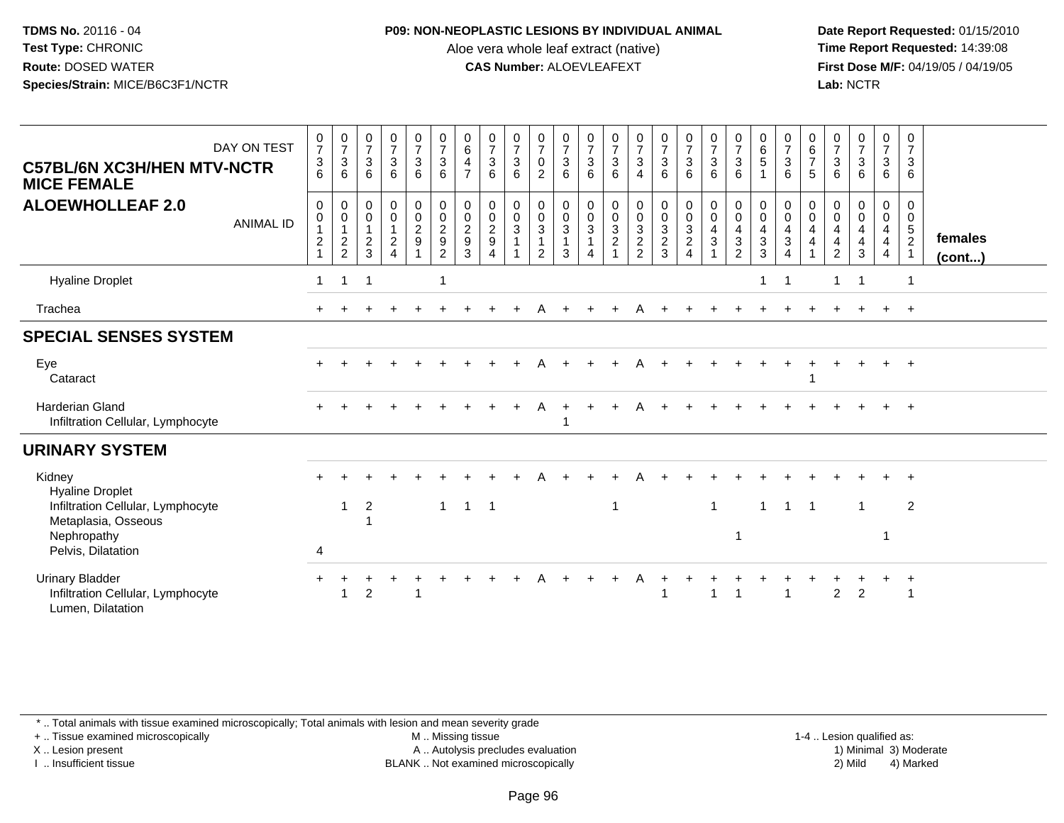**TDMS No.** 20116 - 04
**Test Type:** CHRONIC
**Route:** DOSED WATER
**Species/Strain:** MICE/B6C3F1/NCTR

**P09: NON-NEOPLASTIC LESIONS BY INDIVIDUAL ANIMAL**
Aloe vera whole leaf extract (native)
**CAS Number:** ALOEVLEAFEXT

**Date Report Requested:** 01/15/2010
**Time Report Requested:** 14:39:08
**First Dose M/F:** 04/19/05 / 04/19/05
**Lab:** NCTR

**C57BL/6N XC3H/HEN MTV-NCTR MICE FEMALE**
**ALOEWHOLLEAF 2.0**

| DAY ON TEST | 0736 | 0736 | 0736 | 0736 | 0736 | 0736 | 0647 | 0736 | 0736 | 0702 | 0736 | 0736 | 0736 | 0734 | 0736 | 0736 | 0736 | 0736 | 0651 | 0736 | 0675 | 0736 | 0736 | 0736 | 0736 | |
|---|---|---|---|---|---|---|---|---|---|---|---|---|---|---|---|---|---|---|---|---|---|---|---|---|---|---|
| **ANIMAL ID** | 00121 | 00122 | 00123 | 00124 | 00291 | 00292 | 00293 | 00294 | 00311 | 00312 | 00313 | 00314 | 00321 | 00322 | 00323 | 00324 | 00431 | 00432 | 00433 | 00434 | 00441 | 00442 | 00443 | 00444 | 00521 | **females (cont...)** |
| Hyaline Droplet | 1 | 1 | 1 | | | 1 | | | | | | | | | | | | | 1 | 1 | | 1 | 1 | | 1 | |
| Trachea | + | + | + | + | + | + | + | + | + | A | + | + | + | A | + | + | + | + | + | + | + | + | + | + | + | |
| **SPECIAL SENSES SYSTEM** | | | | | | | | | | | | | | | | | | | | | | | | | | |
| Eye | + | + | + | + | + | + | + | + | + | A | + | + | + | A | + | + | + | + | + | + | + | + | + | + | + | |
| Cataract | | | | | | | | | | | | | | | | | | | | | 1 | | | | | |
| Harderian Gland | + | + | + | + | + | + | + | + | + | A | + | + | + | A | + | + | + | + | + | + | + | + | + | + | + | |
| Infiltration Cellular, Lymphocyte | | | | | | | | | | | 1 | | | | | | | | | | | | | | | |
| **URINARY SYSTEM** | | | | | | | | | | | | | | | | | | | | | | | | | | |
| Kidney | + | + | + | + | + | + | + | + | + | A | + | + | + | A | + | + | + | + | + | + | + | + | + | + | + | |
| Hyaline Droplet | | | | | | | | | | | | | | | | | | | | | | | | | | |
| Infiltration Cellular, Lymphocyte | | 1 | 2 | | | 1 | 1 | 1 | | | | | 1 | | | | 1 | | 1 | 1 | 1 | | 1 | | 2 | |
| Metaplasia, Osseous | | | 1 | | | | | | | | | | | | | | | | | | | | | | | |
| Nephropathy | | | | | | | | | | | | | | | | | | 1 | | | | | | 1 | | |
| Pelvis, Dilatation | 4 | | | | | | | | | | | | | | | | | | | | | | | | | |
| Urinary Bladder | + | + | + | + | + | + | + | + | + | A | + | + | + | A | + | + | + | + | + | + | + | + | + | + | + | |
| Infiltration Cellular, Lymphocyte | | 1 | 2 | | 1 | | | | | | | | | | 1 | | 1 | 1 | | 1 | | 2 | 2 | | 1 | |
| Lumen, Dilatation | | | | | | | | | | | | | | | | | | | | | | | | | | |

* .. Total animals with tissue examined microscopically; Total animals with lesion and mean severity grade
+ .. Tissue examined microscopically
X .. Lesion present
I .. Insufficient tissue

M .. Missing tissue
A .. Autolysis precludes evaluation
BLANK .. Not examined microscopically

1-4 .. Lesion qualified as:
1) Minimal 3) Moderate
2) Mild 4) Marked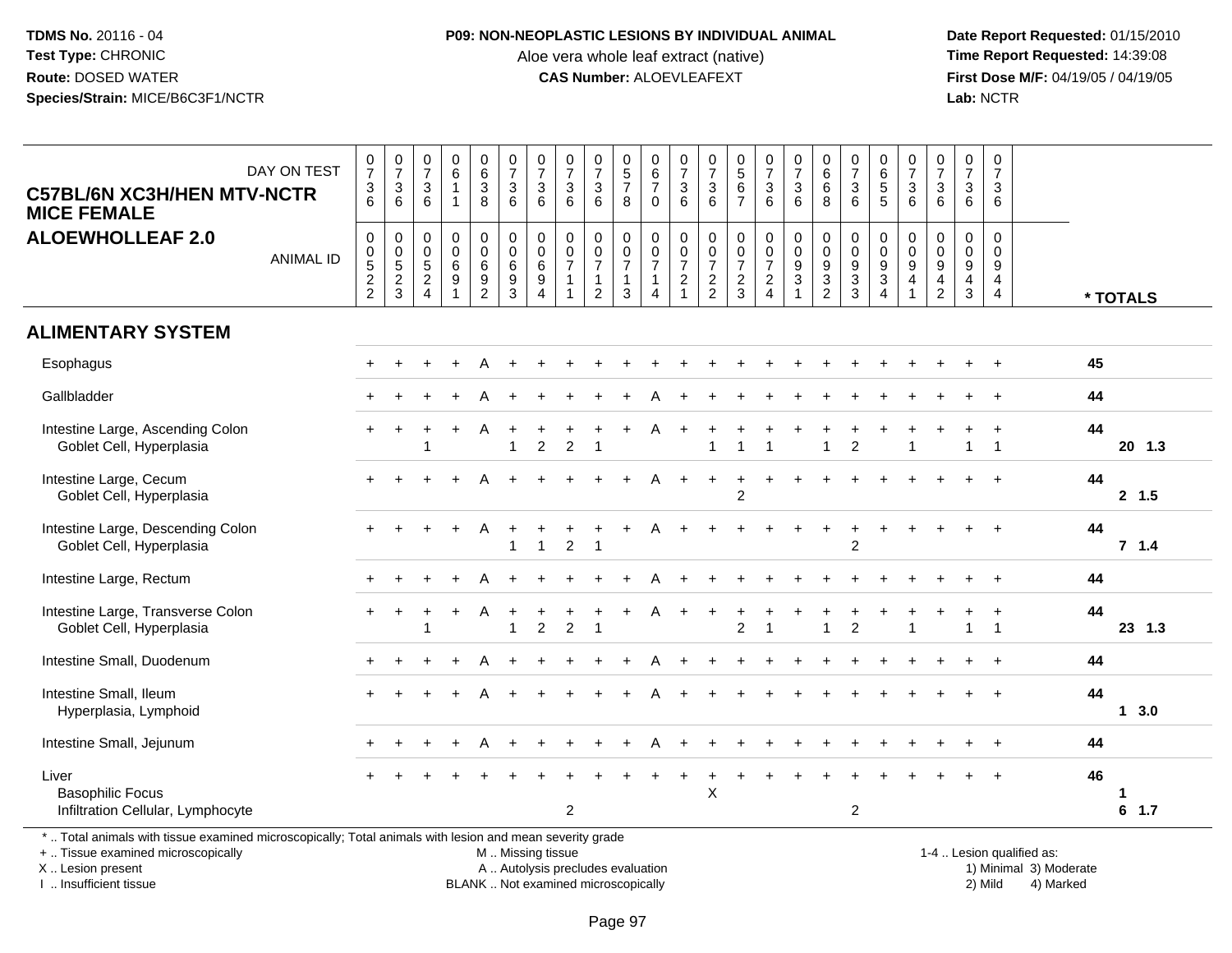**TDMS No.** 20116 - 04
**Test Type:** CHRONIC
**Route:** DOSED WATER
**Species/Strain:** MICE/B6C3F1/NCTR

**P09: NON-NEOPLASTIC LESIONS BY INDIVIDUAL ANIMAL**
Aloe vera whole leaf extract (native)
**CAS Number:** ALOEVLEAFEXT

**Date Report Requested:** 01/15/2010
**Time Report Requested:** 14:39:08
**First Dose M/F:** 04/19/05 / 04/19/05
**Lab:** NCTR

**C57BL/6N XC3H/HEN MTV-NCTR MICE FEMALE**
**ALOEWHOLLEAF 2.0**

| DAY ON TEST | 0736 | 0736 | 0736 | 0611 | 0638 | 0736 | 0736 | 0736 | 0736 | 0578 | 0670 | 0736 | 0736 | 0567 | 0736 | 0736 | 0668 | 0736 | 0655 | 0736 | 0736 | 0736 | 0736 | |
|---|---|---|---|---|---|---|---|---|---|---|---|---|---|---|---|---|---|---|---|---|---|---|---|---|
| **ANIMAL ID** | 0522 | 0523 | 0524 | 0691 | 0692 | 0693 | 0694 | 0711 | 0712 | 0713 | 0714 | 0721 | 0722 | 0723 | 0724 | 0931 | 0932 | 0933 | 0934 | 0941 | 0942 | 0943 | 0944 | *** TOTALS** |
| **ALIMENTARY SYSTEM** | | | | | | | | | | | | | | | | | | | | | | | | |
| Esophagus | + | + | + | + | A | + | + | + | + | + | + | + | + | + | + | + | + | + | + | + | + | + | + | 45 |
| Gallbladder | + | + | + | + | A | + | + | + | + | + | A | + | + | + | + | + | + | + | + | + | + | + | + | 44 |
| Intestine Large, Ascending Colon | + | + | + | + | A | + | + | + | + | + | A | + | + | + | + | + | + | + | + | + | + | + | + | 44 |
| Goblet Cell, Hyperplasia | | | 1 | | | 1 | 2 | 2 | 1 | | | | 1 | 1 | 1 | | 1 | 2 | | 1 | | 1 | 1 | 20 1.3 |
| Intestine Large, Cecum | + | + | + | + | A | + | + | + | + | + | A | + | + | + | + | + | + | + | + | + | + | + | + | 44 |
| Goblet Cell, Hyperplasia | | | | | | | | | | | | | | 2 | | | | | | | | | | 2 1.5 |
| Intestine Large, Descending Colon | + | + | + | + | A | + | + | + | + | + | A | + | + | + | + | + | + | + | + | + | + | + | + | 44 |
| Goblet Cell, Hyperplasia | | | | | | 1 | 1 | 2 | 1 | | | | | | | | | 2 | | | | | | 7 1.4 |
| Intestine Large, Rectum | + | + | + | + | A | + | + | + | + | + | A | + | + | + | + | + | + | + | + | + | + | + | + | 44 |
| Intestine Large, Transverse Colon | + | + | + | + | A | + | + | + | + | + | A | + | + | + | + | + | + | + | + | + | + | + | + | 44 |
| Goblet Cell, Hyperplasia | | | 1 | | | 1 | 2 | 2 | 1 | | | | | 2 | 1 | | 1 | 2 | | 1 | | 1 | 1 | 23 1.3 |
| Intestine Small, Duodenum | + | + | + | + | A | + | + | + | + | + | A | + | + | + | + | + | + | + | + | + | + | + | + | 44 |
| Intestine Small, Ileum | + | + | + | + | A | + | + | + | + | + | A | + | + | + | + | + | + | + | + | + | + | + | + | 44 |
| Hyperplasia, Lymphoid | | | | | | | | | | | | | | | | | | | | | | | | 1 3.0 |
| Intestine Small, Jejunum | + | + | + | + | A | + | + | + | + | + | A | + | + | + | + | + | + | + | + | + | + | + | + | 44 |
| Liver | + | + | + | + | + | + | + | + | + | + | + | + | + | + | + | + | + | + | + | + | + | + | + | 46 |
| Basophilic Focus | | | | | | | | | | | | | X | | | | | | | | | | | 1 |
| Infiltration Cellular, Lymphocyte | | | | | | | | 2 | | | | | | | | | | 2 | | | | | | 6 1.7 |

\* .. Total animals with tissue examined microscopically; Total animals with lesion and mean severity grade
\+ .. Tissue examined microscopically
X .. Lesion present
I .. Insufficient tissue

M .. Missing tissue
A .. Autolysis precludes evaluation
BLANK .. Not examined microscopically

1-4 .. Lesion qualified as:
1) Minimal 3) Moderate
2) Mild 4) Marked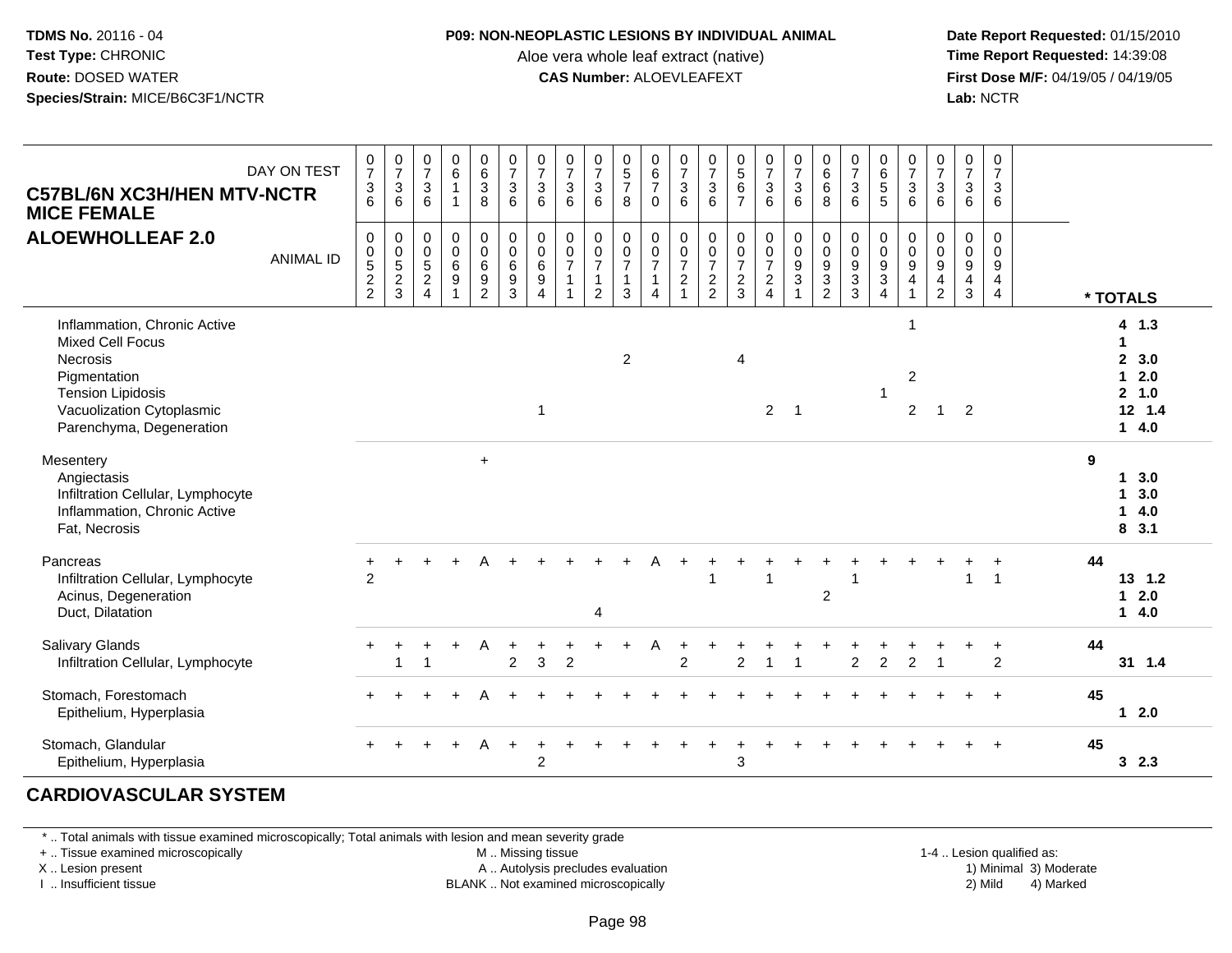**TDMS No.** 20116 - 04
**Test Type:** CHRONIC
**Route:** DOSED WATER
**Species/Strain:** MICE/B6C3F1/NCTR

**P09: NON-NEOPLASTIC LESIONS BY INDIVIDUAL ANIMAL**
Aloe vera whole leaf extract (native)
**CAS Number:** ALOEVLEAFEXT

**Date Report Requested:** 01/15/2010
**Time Report Requested:** 14:39:08
**First Dose M/F:** 04/19/05 / 04/19/05
**Lab:** NCTR

**C57BL/6N XC3H/HEN MTV-NCTR MICE FEMALE**
**ALOEWHOLLEAF 2.0**

| DAY ON TEST | 0736 | 0736 | 0736 | 0611 | 0638 | 0736 | 0736 | 0736 | 0736 | 0578 | 0670 | 0736 | 0736 | 0567 | 0736 | 0736 | 0668 | 0736 | 0655 | 0736 | 0736 | 0736 | 0736 | |
|---|---|---|---|---|---|---|---|---|---|---|---|---|---|---|---|---|---|---|---|---|---|---|---|---|
| ANIMAL ID | 00522 | 00523 | 00524 | 00691 | 00692 | 00693 | 00694 | 00711 | 00712 | 00713 | 00714 | 00721 | 00722 | 00723 | 00724 | 00931 | 00932 | 00933 | 00934 | 00941 | 00942 | 00943 | 00944 | * TOTALS |
| Inflammation, Chronic Active | | | | | | | | | | | | | | | | | | | | 1 | | | | 4 1.3 |
| Mixed Cell Focus | | | | | | | | | | | | | | | | | | | | | | | | 1 |
| Necrosis | | | | | | | | | | 2 | | | | 4 | | | | | | | | | | 2 3.0 |
| Pigmentation | | | | | | | | | | | | | | | | | | | | 2 | | | | 1 2.0 |
| Tension Lipidosis | | | | | | | | | | | | | | | | | | | 1 | | | | | 2 1.0 |
| Vacuolization Cytoplasmic | | | | | | | 1 | | | | | | | | 2 | 1 | | | | 2 | 1 | 2 | | 12 1.4 |
| Parenchyma, Degeneration | | | | | | | | | | | | | | | | | | | | | | | | 1 4.0 |
| Mesentery | | | | | + | | | | | | | | | | | | | | | | | | | 9 |
| Angiectasis | | | | | | | | | | | | | | | | | | | | | | | | 1 3.0 |
| Infiltration Cellular, Lymphocyte | | | | | | | | | | | | | | | | | | | | | | | | 1 3.0 |
| Inflammation, Chronic Active | | | | | | | | | | | | | | | | | | | | | | | | 1 4.0 |
| Fat, Necrosis | | | | | | | | | | | | | | | | | | | | | | | | 8 3.1 |
| Pancreas | + | + | + | + | A | + | + | + | + | + | A | + | + | + | + | + | + | + | + | + | + | + | + | 44 |
| Infiltration Cellular, Lymphocyte | 2 | | | | | | | | | | | | 1 | | 1 | | | 1 | | | | 1 | 1 | 13 1.2 |
| Acinus, Degeneration | | | | | | | | | | | | | | | | | 2 | | | | | | | 1 2.0 |
| Duct, Dilatation | | | | | | | | | 4 | | | | | | | | | | | | | | | 1 4.0 |
| Salivary Glands | + | + | + | + | A | + | + | + | + | + | A | + | + | + | + | + | + | + | + | + | + | + | + | 44 |
| Infiltration Cellular, Lymphocyte | | 1 | 1 | | | 2 | 3 | 2 | | | | 2 | | 2 | 1 | 1 | | 2 | 2 | 2 | 1 | | 2 | 31 1.4 |
| Stomach, Forestomach | + | + | + | + | A | + | + | + | + | + | + | + | + | + | + | + | + | + | + | + | + | + | + | 45 |
| Epithelium, Hyperplasia | | | | | | | | | | | | | | | | | | | | | | | | 1 2.0 |
| Stomach, Glandular | + | + | + | + | A | + | + | + | + | + | + | + | + | + | + | + | + | + | + | + | + | + | + | 45 |
| Epithelium, Hyperplasia | | | | | | | 2 | | | | | | | 3 | | | | | | | | | | 3 2.3 |

## CARDIOVASCULAR SYSTEM

* .. Total animals with tissue examined microscopically; Total animals with lesion and mean severity grade
+ .. Tissue examined microscopically
X .. Lesion present
I .. Insufficient tissue
M .. Missing tissue
A .. Autolysis precludes evaluation
BLANK .. Not examined microscopically
1-4 .. Lesion qualified as: 1) Minimal 2) Mild 3) Moderate 4) Marked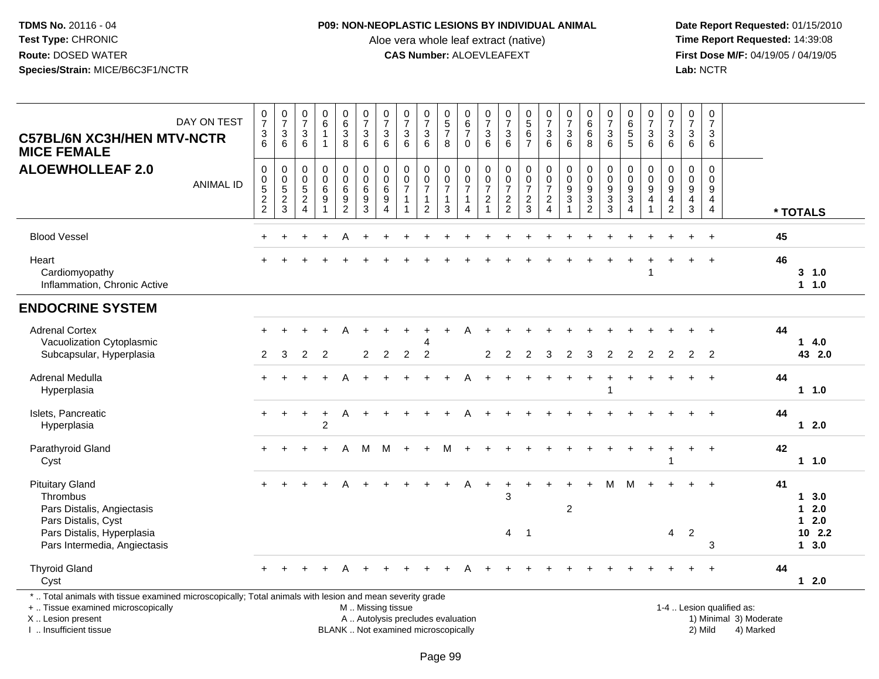**TDMS No.** 20116 - 04
**Test Type:** CHRONIC
**Route:** DOSED WATER
**Species/Strain:** MICE/B6C3F1/NCTR

**P09: NON-NEOPLASTIC LESIONS BY INDIVIDUAL ANIMAL**
Aloe vera whole leaf extract (native)
**CAS Number:** ALOEVLEAFEXT

**Date Report Requested:** 01/15/2010
**Time Report Requested:** 14:39:08
**First Dose M/F:** 04/19/05 / 04/19/05
**Lab:** NCTR

**C57BL/6N XC3H/HEN MTV-NCTR MICE FEMALE**
**ALOEWHOLLEAF 2.0**

| DAY ON TEST | 736 | 736 | 736 | 611 | 638 | 736 | 736 | 736 | 736 | 578 | 670 | 736 | 736 | 567 | 736 | 736 | 668 | 736 | 655 | 736 | 736 | 736 | 736 | |
|---|---|---|---|---|---|---|---|---|---|---|---|---|---|---|---|---|---|---|---|---|---|---|---|---|
| **ANIMAL ID** | 0522 | 0523 | 0524 | 0691 | 0692 | 0693 | 0694 | 0711 | 0712 | 0713 | 0714 | 0721 | 0722 | 0723 | 0724 | 0931 | 0932 | 0933 | 0934 | 0941 | 0942 | 0943 | 0944 | *** TOTALS** |
| Blood Vessel | + | + | + | + | A | + | + | + | + | + | + | + | + | + | + | + | + | + | + | + | + | + | + | 45 |
| Heart | + | + | + | + | + | + | + | + | + | + | + | + | + | + | + | + | + | + | + | + | + | + | + | 46 |
| Cardiomyopathy | | | | | | | | | | | | | | | | | | | | 1 | | | | 3 1.0 |
| Inflammation, Chronic Active | | | | | | | | | | | | | | | | | | | | | | | | 1 1.0 |
| **ENDOCRINE SYSTEM** | | | | | | | | | | | | | | | | | | | | | | | | |
| Adrenal Cortex | + | + | + | + | A | + | + | + | + | + | A | + | + | + | + | + | + | + | + | + | + | + | + | 44 |
| Vacuolization Cytoplasmic | | | | | | | | | 4 | | | | | | | | | | | | | | | 1 4.0 |
| Subcapsular, Hyperplasia | 2 | 3 | 2 | 2 | | 2 | 2 | 2 | 2 | | | 2 | 2 | 2 | 3 | 2 | 3 | 2 | 2 | 2 | 2 | 2 | 2 | 43 2.0 |
| Adrenal Medulla | + | + | + | + | A | + | + | + | + | + | A | + | + | + | + | + | + | + | + | + | + | + | + | 44 |
| Hyperplasia | | | | | | | | | | | | | | | | | | 1 | | | | | | 1 1.0 |
| Islets, Pancreatic | + | + | + | + | A | + | + | + | + | + | A | + | + | + | + | + | + | + | + | + | + | + | + | 44 |
| Hyperplasia | | | | 2 | | | | | | | | | | | | | | | | | | | | 1 2.0 |
| Parathyroid Gland | + | + | + | + | A | M | M | + | + | M | + | + | + | + | + | + | + | + | + | + | + | + | + | 42 |
| Cyst | | | | | | | | | | | | | | | | | | | | | 1 | | | 1 1.0 |
| Pituitary Gland | + | + | + | + | A | + | + | + | + | + | A | + | + | + | + | + | + | M | M | + | + | + | + | 41 |
| Thrombus | | | | | | | | | | | | | 3 | | | | | | | | | | | 1 3.0 |
| Pars Distalis, Angiectasis | | | | | | | | | | | | | | | | 2 | | | | | | | | 1 2.0 |
| Pars Distalis, Cyst | | | | | | | | | | | | | | | | | | | | | | | | 1 2.0 |
| Pars Distalis, Hyperplasia | | | | | | | | | | | | | 4 | 1 | | | | | | | 4 | 2 | | 10 2.2 |
| Pars Intermedia, Angiectasis | | | | | | | | | | | | | | | | | | | | | | | 3 | 1 3.0 |
| Thyroid Gland | + | + | + | + | A | + | + | + | + | + | A | + | + | + | + | + | + | + | + | + | + | + | + | 44 |
| Cyst | | | | | | | | | | | | | | | | | | | | | | | | 1 2.0 |

\* .. Total animals with tissue examined microscopically; Total animals with lesion and mean severity grade
\+ .. Tissue examined microscopically
X .. Lesion present
I .. Insufficient tissue
M .. Missing tissue
A .. Autolysis precludes evaluation
BLANK .. Not examined microscopically
1-4 .. Lesion qualified as: 1) Minimal 2) Mild 3) Moderate 4) Marked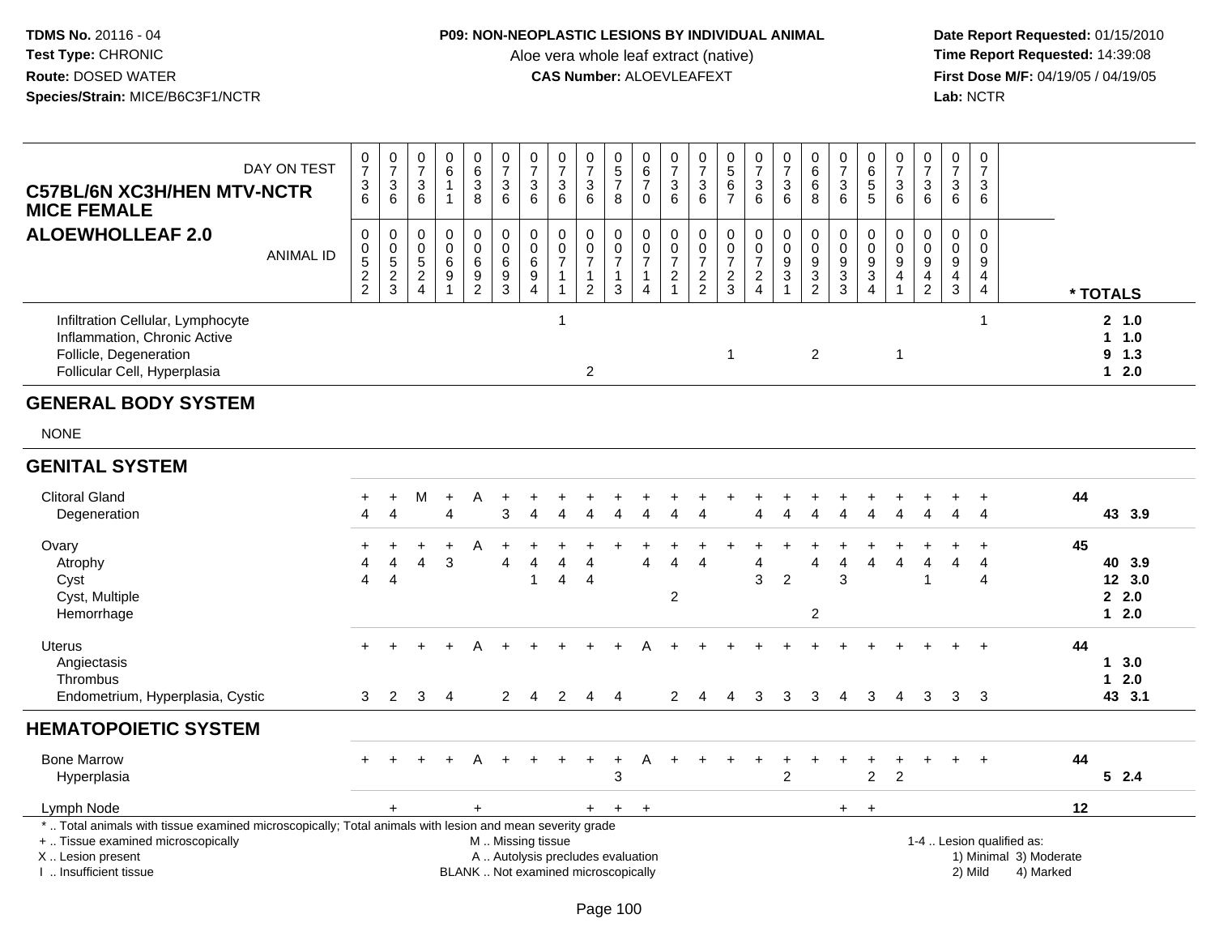**TDMS No.** 20116 - 04
**Test Type:** CHRONIC
**Route:** DOSED WATER
**Species/Strain:** MICE/B6C3F1/NCTR

**P09: NON-NEOPLASTIC LESIONS BY INDIVIDUAL ANIMAL**
Aloe vera whole leaf extract (native)
**CAS Number:** ALOEVLEAFEXT

**Date Report Requested:** 01/15/2010
**Time Report Requested:** 14:39:08
**First Dose M/F:** 04/19/05 / 04/19/05
**Lab:** NCTR

**C57BL/6N XC3H/HEN MTV-NCTR MICE FEMALE**
**ALOEWHOLLEAF 2.0**

| DAY ON TEST | 0736 | 0736 | 0736 | 0611 | 0638 | 0736 | 0736 | 0736 | 0736 | 0578 | 0670 | 0736 | 0736 | 0567 | 0736 | 0736 | 0668 | 0736 | 0655 | 0736 | 0736 | 0736 | 0736 | |
|---|---|---|---|---|---|---|---|---|---|---|---|---|---|---|---|---|---|---|---|---|---|---|---|---|
| **ANIMAL ID** | 00522 | 00523 | 00524 | 00691 | 00692 | 00693 | 00694 | 00711 | 00712 | 00713 | 00714 | 00721 | 00722 | 00723 | 00724 | 00931 | 00932 | 00933 | 00934 | 00941 | 00942 | 00943 | 00944 | *** TOTALS** |
| Infiltration Cellular, Lymphocyte | | | | | | | | 1 | | | | | | | | | | | | | | | 1 | 2 1.0 |
| Inflammation, Chronic Active | | | | | | | | | | | | | | | | | | | | | | | | 1 1.0 |
| Follicle, Degeneration | | | | | | | | | | | | | | 1 | | | 2 | | | 1 | | | | 9 1.3 |
| Follicular Cell, Hyperplasia | | | | | | | | | 2 | | | | | | | | | | | | | | | 1 2.0 |
| **GENERAL BODY SYSTEM** | | | | | | | | | | | | | | | | | | | | | | | | |
| NONE | | | | | | | | | | | | | | | | | | | | | | | | |
| **GENITAL SYSTEM** | | | | | | | | | | | | | | | | | | | | | | | | |
| Clitoral Gland | + | + | M | + | A | + | + | + | + | + | + | + | + | + | + | + | + | + | + | + | + | + | + | 44 |
| Degeneration | 4 | 4 | | 4 | | 3 | 4 | 4 | 4 | 4 | 4 | 4 | 4 | | 4 | 4 | 4 | 4 | 4 | 4 | 4 | 4 | 4 | 43 3.9 |
| Ovary | + | + | + | + | A | + | + | + | + | + | + | + | + | + | + | + | + | + | + | + | + | + | + | 45 |
| Atrophy | 4 | 4 | 4 | 3 | | 4 | 4 | 4 | 4 | | 4 | 4 | 4 | | 4 | | 4 | 4 | 4 | 4 | 4 | 4 | 4 | 40 3.9 |
| Cyst | 4 | 4 | | | | | 1 | 4 | 4 | | | | | | 3 | 2 | | 3 | | | 1 | | 4 | 12 3.0 |
| Cyst, Multiple | | | | | | | | | | | | 2 | | | | | | | | | | | | 2 2.0 |
| Hemorrhage | | | | | | | | | | | | | | | | | 2 | | | | | | | 1 2.0 |
| Uterus | + | + | + | + | A | + | + | + | + | + | A | + | + | + | + | + | + | + | + | + | + | + | + | 44 |
| Angiectasis | | | | | | | | | | | | | | | | | | | | | | | | 1 3.0 |
| Thrombus | | | | | | | | | | | | | | | | | | | | | | | | 1 2.0 |
| Endometrium, Hyperplasia, Cystic | 3 | 2 | 3 | 4 | | 2 | 4 | 2 | 4 | 4 | | 2 | 4 | 4 | 3 | 3 | 3 | 4 | 3 | 4 | 3 | 3 | 3 | 43 3.1 |
| **HEMATOPOIETIC SYSTEM** | | | | | | | | | | | | | | | | | | | | | | | | |
| Bone Marrow | + | + | + | + | A | + | + | + | + | + | A | + | + | + | + | + | + | + | + | + | + | + | + | 44 |
| Hyperplasia | | | | | | | | | | 3 | | | | | | 2 | | | 2 | 2 | | | | 5 2.4 |
| Lymph Node | | + | | | + | | | | + | + | + | | | | | | | + | + | | | | | 12 |

\* .. Total animals with tissue examined microscopically; Total animals with lesion and mean severity grade
\+ .. Tissue examined microscopically
X .. Lesion present
I .. Insufficient tissue

M .. Missing tissue
A .. Autolysis precludes evaluation
BLANK .. Not examined microscopically

1-4 .. Lesion qualified as:
1) Minimal 2) Mild 3) Moderate 4) Marked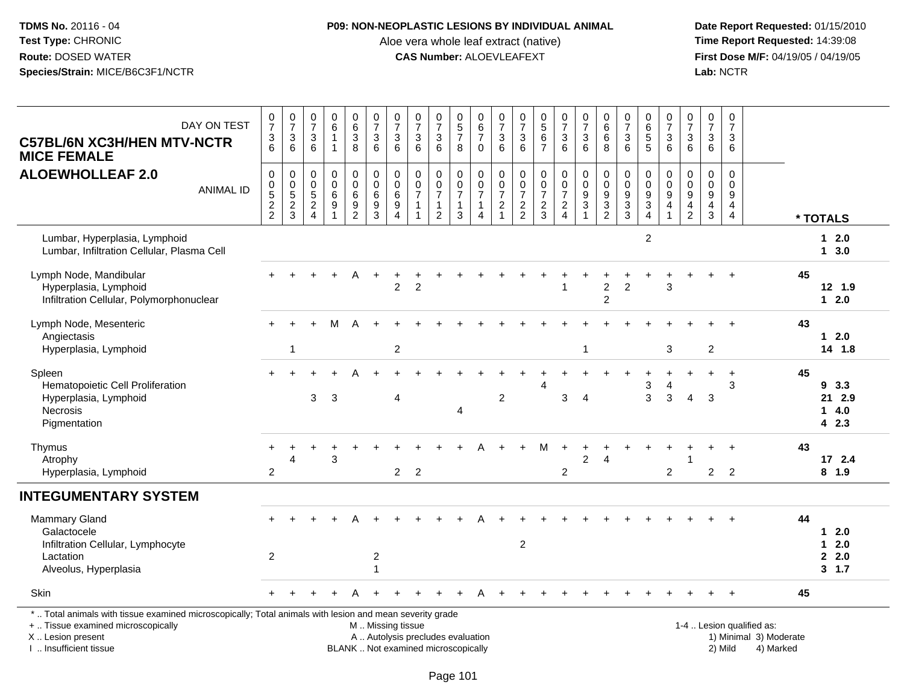**TDMS No.** 20116 - 04
**Test Type:** CHRONIC
**Route:** DOSED WATER
**Species/Strain:** MICE/B6C3F1/NCTR

**P09: NON-NEOPLASTIC LESIONS BY INDIVIDUAL ANIMAL**
Aloe vera whole leaf extract (native)
**CAS Number:** ALOEVLEAFEXT

**Date Report Requested:** 01/15/2010
**Time Report Requested:** 14:39:08
**First Dose M/F:** 04/19/05 / 04/19/05
**Lab:** NCTR

**C57BL/6N XC3H/HEN MTV-NCTR MICE FEMALE**
**ALOEWHOLLEAF 2.0**

| DAY ON TEST | 0736 | 0736 | 0736 | 0611 | 0638 | 0736 | 0736 | 0736 | 0736 | 0578 | 0670 | 0736 | 0736 | 0567 | 0736 | 0736 | 0668 | 0736 | 0655 | 0736 | 0736 | 0736 | 0736 | |
|---|---|---|---|---|---|---|---|---|---|---|---|---|---|---|---|---|---|---|---|---|---|---|---|---|
| **ANIMAL ID** | 00522 | 00523 | 00524 | 00691 | 00692 | 00693 | 00694 | 00711 | 00712 | 00713 | 00714 | 00721 | 00722 | 00723 | 00724 | 00931 | 00932 | 00933 | 00934 | 00941 | 00942 | 00943 | 00944 | *** TOTALS** |
| Lumbar, Hyperplasia, Lymphoid | | | | | | | | | | | | | | | | | | | 2 | | | | | 1 2.0 |
| Lumbar, Infiltration Cellular, Plasma Cell | | | | | | | | | | | | | | | | | | | | | | | | 1 3.0 |
| Lymph Node, Mandibular | + | + | + | + | A | + | + | + | + | + | + | + | + | + | + | + | + | + | + | + | + | + | + | 45 |
| Hyperplasia, Lymphoid | | | | | | | 2 | 2 | | | | | | | 1 | | 2 | 2 | | 3 | | | | 12 1.9 |
| Infiltration Cellular, Polymorphonuclear | | | | | | | | | | | | | | | | | 2 | | | | | | | 1 2.0 |
| Lymph Node, Mesenteric | + | + | + | M | A | + | + | + | + | + | + | + | + | + | + | + | + | + | + | + | + | + | + | 43 |
| Angiectasis | | | | | | | | | | | | | | | | | | | | | | | | 1 2.0 |
| Hyperplasia, Lymphoid | | 1 | | | | | 2 | | | | | | | | | 1 | | | | 3 | | 2 | | 14 1.8 |
| Spleen | + | + | + | + | A | + | + | + | + | + | + | + | + | + | + | + | + | + | + | + | + | + | + | 45 |
| Hematopoietic Cell Proliferation | | | | | | | | | | | | | | 4 | | | | | 3 | 4 | | | 3 | 9 3.3 |
| Hyperplasia, Lymphoid | | | 3 | 3 | | | 4 | | | | | 2 | | | 3 | 4 | | | 3 | 3 | 4 | 3 | | 21 2.9 |
| Necrosis | | | | | | | | | | 4 | | | | | | | | | | | | | | 1 4.0 |
| Pigmentation | | | | | | | | | | | | | | | | | | | | | | | | 4 2.3 |
| Thymus | + | + | + | + | + | + | + | + | + | + | A | + | + | M | + | + | + | + | + | + | + | + | + | 43 |
| Atrophy | | 4 | | 3 | | | | | | | | | | | | 2 | 4 | | | | 1 | | | 17 2.4 |
| Hyperplasia, Lymphoid | 2 | | | | | | 2 | 2 | | | | | | | 2 | | | | | 2 | | 2 | 2 | 8 1.9 |

## INTEGUMENTARY SYSTEM

| | | | | | | | | | | | | | | | | | | | | | | | | |
|---|---|---|---|---|---|---|---|---|---|---|---|---|---|---|---|---|---|---|---|---|---|---|---|---|
| Mammary Gland | + | + | + | + | A | + | + | + | + | + | A | + | + | + | + | + | + | + | + | + | + | + | + | 44 |
| Galactocele | | | | | | | | | | | | | | | | | | | | | | | | 1 2.0 |
| Infiltration Cellular, Lymphocyte | | | | | | | | | | | | | 2 | | | | | | | | | | | 1 2.0 |
| Lactation | 2 | | | | | 2 | | | | | | | | | | | | | | | | | | 2 2.0 |
| Alveolus, Hyperplasia | | | | | | 1 | | | | | | | | | | | | | | | | | | 3 1.7 |
| Skin | + | + | + | + | A | + | + | + | + | + | A | + | + | + | + | + | + | + | + | + | + | + | + | 45 |

\* .. Total animals with tissue examined microscopically; Total animals with lesion and mean severity grade
+ .. Tissue examined microscopically
X .. Lesion present
I .. Insufficient tissue
M .. Missing tissue
A .. Autolysis precludes evaluation
BLANK .. Not examined microscopically
1-4 .. Lesion qualified as: 1) Minimal 2) Mild 3) Moderate 4) Marked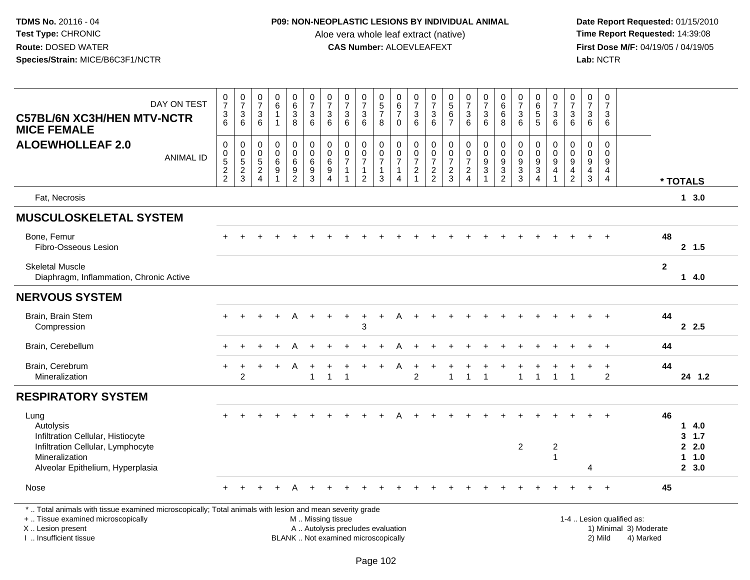**TDMS No.** 20116 - 04
**Test Type:** CHRONIC
**Route:** DOSED WATER
**Species/Strain:** MICE/B6C3F1/NCTR

**P09: NON-NEOPLASTIC LESIONS BY INDIVIDUAL ANIMAL**
Aloe vera whole leaf extract (native)
**CAS Number:** ALOEVLEAFEXT

**Date Report Requested:** 01/15/2010
**Time Report Requested:** 14:39:08
**First Dose M/F:** 04/19/05 / 04/19/05
**Lab:** NCTR

**C57BL/6N XC3H/HEN MTV-NCTR MICE FEMALE**
**ALOEWHOLLEAF 2.0**

| DAY ON TEST | 736 | 736 | 736 | 611 | 638 | 736 | 736 | 736 | 736 | 578 | 670 | 736 | 736 | 567 | 736 | 736 | 668 | 736 | 655 | 736 | 736 | 736 | 736 | |
|---|---|---|---|---|---|---|---|---|---|---|---|---|---|---|---|---|---|---|---|---|---|---|---|---|
| **ANIMAL ID** | 00522 | 00523 | 00524 | 00691 | 00692 | 00693 | 00694 | 00711 | 00712 | 00713 | 00714 | 00721 | 00722 | 00723 | 00724 | 00931 | 00932 | 00933 | 00934 | 00941 | 00942 | 00943 | 00944 | *** TOTALS** |
| Fat, Necrosis | | | | | | | | | | | | | | | | | | | | | | | | 1 3.0 |
| **MUSCULOSKELETAL SYSTEM** | | | | | | | | | | | | | | | | | | | | | | | | |
| Bone, Femur | + | + | + | + | + | + | + | + | + | + | + | + | + | + | + | + | + | + | + | + | + | + | + | 48 |
| Fibro-Osseous Lesion | | | | | | | | | | | | | | | | | | | | | | | | 2 1.5 |
| Skeletal Muscle | | | | | | | | | | | | | | | | | | | | | | | | 2 |
| Diaphragm, Inflammation, Chronic Active | | | | | | | | | | | | | | | | | | | | | | | | 1 4.0 |
| **NERVOUS SYSTEM** | | | | | | | | | | | | | | | | | | | | | | | | |
| Brain, Brain Stem | + | + | + | + | A | + | + | + | + | + | A | + | + | + | + | + | + | + | + | + | + | + | + | 44 |
| Compression | | | | | | | | | 3 | | | | | | | | | | | | | | | 2 2.5 |
| Brain, Cerebellum | + | + | + | + | A | + | + | + | + | + | A | + | + | + | + | + | + | + | + | + | + | + | + | 44 |
| Brain, Cerebrum | + | + | + | + | A | + | + | + | + | + | A | + | + | + | + | + | + | + | + | + | + | + | + | 44 |
| Mineralization | | 2 | | | | 1 | 1 | 1 | | | | 2 | | 1 | 1 | 1 | | 1 | 1 | 1 | 1 | | 2 | 24 1.2 |
| **RESPIRATORY SYSTEM** | | | | | | | | | | | | | | | | | | | | | | | | |
| Lung | + | + | + | + | + | + | + | + | + | + | A | + | + | + | + | + | + | + | + | + | + | + | + | 46 |
| Autolysis | | | | | | | | | | | | | | | | | | | | | | | | 1 4.0 |
| Infiltration Cellular, Histiocyte | | | | | | | | | | | | | | | | | | | | | | | | 3 1.7 |
| Infiltration Cellular, Lymphocyte | | | | | | | | | | | | | | | | | | 2 | | 2 | | | | 2 2.0 |
| Mineralization | | | | | | | | | | | | | | | | | | | | 1 | | | | 1 1.0 |
| Alveolar Epithelium, Hyperplasia | | | | | | | | | | | | | | | | | | | | | | 4 | | 2 3.0 |
| Nose | + | + | + | + | A | + | + | + | + | + | + | + | + | + | + | + | + | + | + | + | + | + | + | 45 |

\* .. Total animals with tissue examined microscopically; Total animals with lesion and mean severity grade
+ .. Tissue examined microscopically
X .. Lesion present
I .. Insufficient tissue

M .. Missing tissue
A .. Autolysis precludes evaluation
BLANK .. Not examined microscopically

1-4 .. Lesion qualified as:
1) Minimal 3) Moderate
2) Mild 4) Marked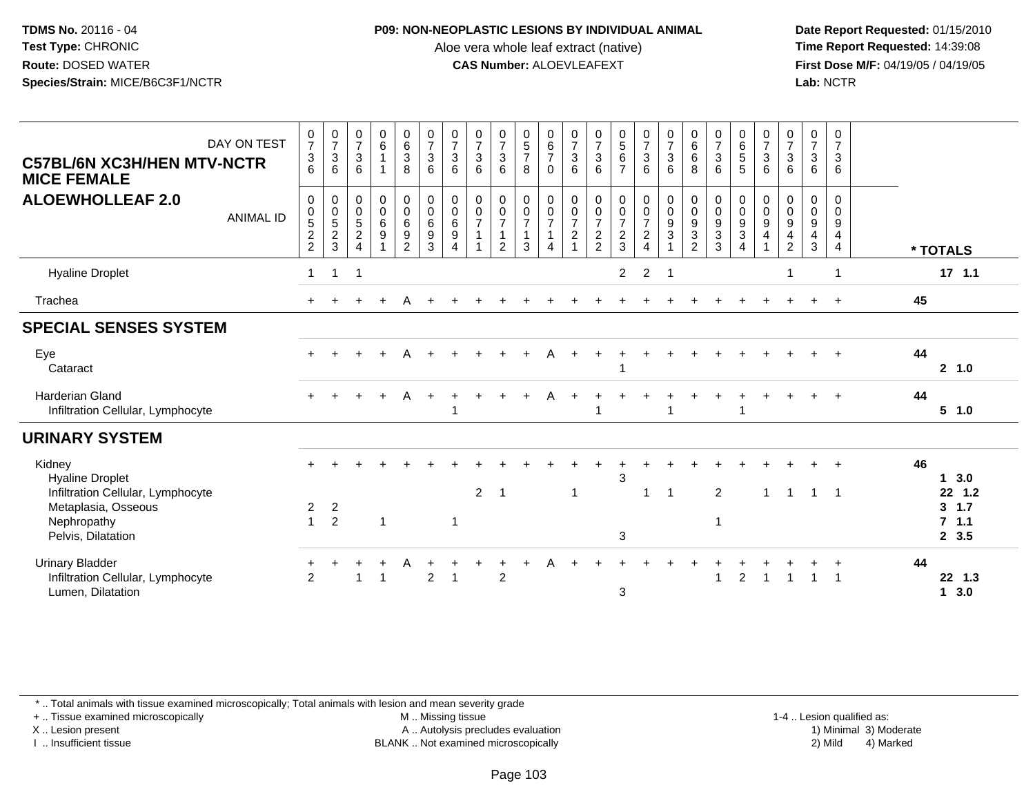**TDMS No.** 20116 - 04
**Test Type:** CHRONIC
**Route:** DOSED WATER
**Species/Strain:** MICE/B6C3F1/NCTR

**P09: NON-NEOPLASTIC LESIONS BY INDIVIDUAL ANIMAL**
Aloe vera whole leaf extract (native)
**CAS Number:** ALOEVLEAFEXT

**Date Report Requested:** 01/15/2010
**Time Report Requested:** 14:39:08
**First Dose M/F:** 04/19/05 / 04/19/05
**Lab:** NCTR

## C57BL/6N XC3H/HEN MTV-NCTR MICE FEMALE
## ALOEWHOLLEAF 2.0

| DAY ON TEST | 736 | 736 | 736 | 611 | 638 | 736 | 736 | 736 | 736 | 578 | 670 | 736 | 736 | 567 | 736 | 736 | 668 | 736 | 655 | 736 | 736 | 736 | 736 | |
|---|---|---|---|---|---|---|---|---|---|---|---|---|---|---|---|---|---|---|---|---|---|---|---|---|
| **ANIMAL ID** | 00522 | 00523 | 00524 | 00691 | 00692 | 00693 | 00694 | 00711 | 00712 | 00713 | 00714 | 00721 | 00722 | 00723 | 00724 | 00931 | 00932 | 00933 | 00934 | 00941 | 00942 | 00943 | 00944 | *** TOTALS** |
| Hyaline Droplet | 1 | 1 | 1 | | | | | | | | | | | 2 | 2 | 1 | | | | | 1 | | 1 | **17 1.1** |
| Trachea | + | + | + | + | A | + | + | + | + | + | + | + | + | + | + | + | + | + | + | + | + | + | + | **45** |
| **SPECIAL SENSES SYSTEM** | | | | | | | | | | | | | | | | | | | | | | | | |
| Eye | + | + | + | + | A | + | + | + | + | + | A | + | + | + | + | + | + | + | + | + | + | + | + | **44** |
| Cataract | | | | | | | | | | | | | | 1 | | | | | | | | | | **2 1.0** |
| Harderian Gland | + | + | + | + | A | + | + | + | + | + | A | + | + | + | + | + | + | + | + | + | + | + | + | **44** |
| Infiltration Cellular, Lymphocyte | | | | | | | 1 | | | | | | 1 | | | 1 | | | 1 | | | | | **5 1.0** |
| **URINARY SYSTEM** | | | | | | | | | | | | | | | | | | | | | | | | |
| Kidney | + | + | + | + | + | + | + | + | + | + | + | + | + | + | + | + | + | + | + | + | + | + | + | **46** |
| Hyaline Droplet | | | | | | | | | | | | | | 3 | | | | | | | | | | **1 3.0** |
| Infiltration Cellular, Lymphocyte | | | | | | | | 2 | 1 | | | 1 | | | 1 | 1 | | 2 | | 1 | 1 | 1 | 1 | **22 1.2** |
| Metaplasia, Osseous | 2 | 2 | | | | | | | | | | | | | | | | | | | | | | **3 1.7** |
| Nephropathy | 1 | 2 | | 1 | | | 1 | | | | | | | | | | | 1 | | | | | | **7 1.1** |
| Pelvis, Dilatation | | | | | | | | | | | | | | 3 | | | | | | | | | | **2 3.5** |
| Urinary Bladder | + | + | + | + | A | + | + | + | + | + | A | + | + | + | + | + | + | + | + | + | + | + | + | **44** |
| Infiltration Cellular, Lymphocyte | 2 | | 1 | 1 | | 2 | 1 | | 2 | | | | | | | | | 1 | 2 | 1 | 1 | 1 | 1 | **22 1.3** |
| Lumen, Dilatation | | | | | | | | | | | | | | 3 | | | | | | | | | | **1 3.0** |

\* .. Total animals with tissue examined microscopically; Total animals with lesion and mean severity grade
+ .. Tissue examined microscopically
X .. Lesion present
I .. Insufficient tissue
M .. Missing tissue
A .. Autolysis precludes evaluation
BLANK .. Not examined microscopically
1-4 .. Lesion qualified as:
1) Minimal 3) Moderate
2) Mild 4) Marked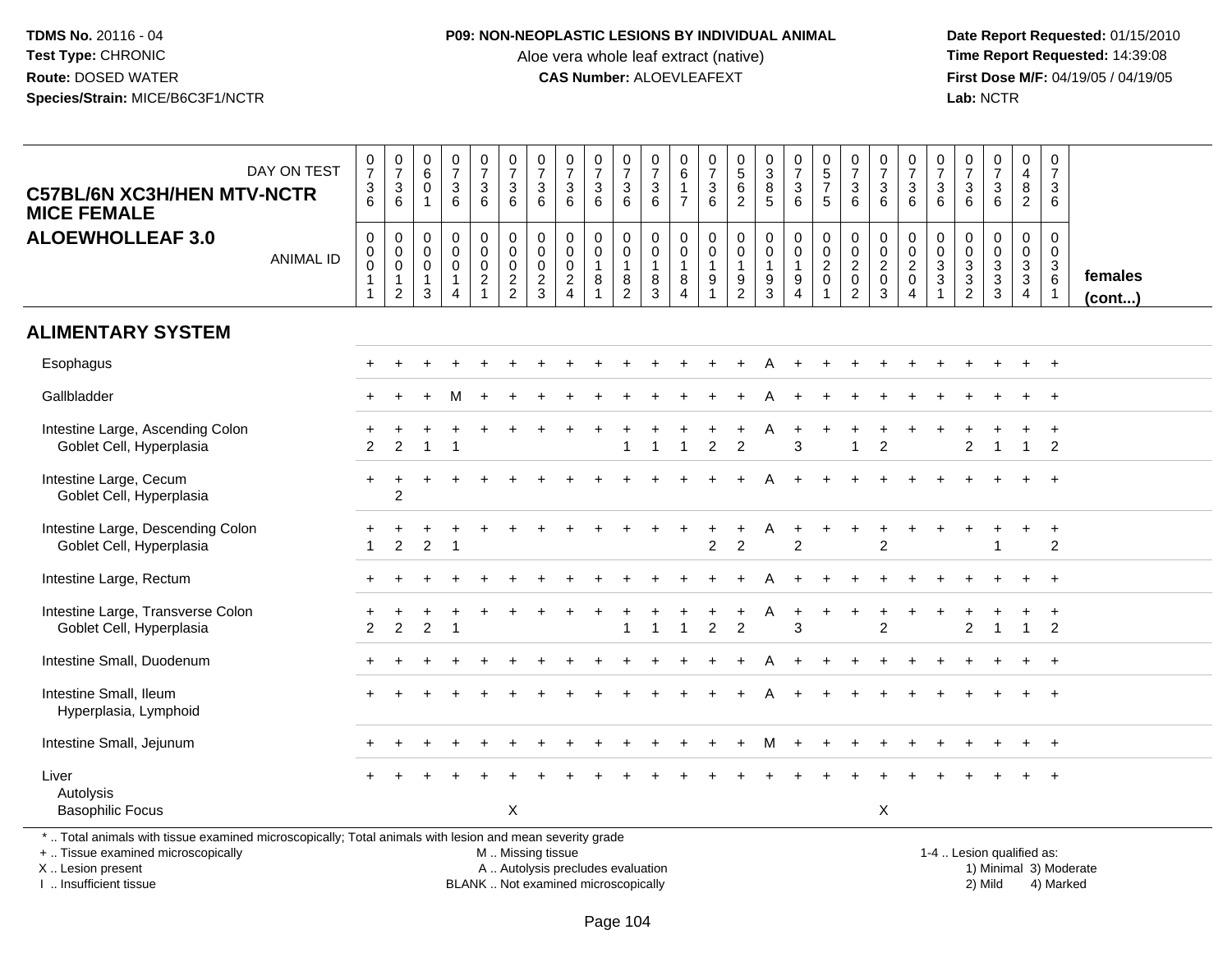**TDMS No.** 20116 - 04
**Test Type:** CHRONIC
**Route:** DOSED WATER
**Species/Strain:** MICE/B6C3F1/NCTR

**P09: NON-NEOPLASTIC LESIONS BY INDIVIDUAL ANIMAL**
Aloe vera whole leaf extract (native)
**CAS Number:** ALOEVLEAFEXT

**Date Report Requested:** 01/15/2010
**Time Report Requested:** 14:39:08
**First Dose M/F:** 04/19/05 / 04/19/05
**Lab:** NCTR

**C57BL/6N XC3H/HEN MTV-NCTR MICE FEMALE**
**ALOEWHOLLEAF 3.0**

| DAY ON TEST | 0736 | 0736 | 0601 | 0736 | 0736 | 0736 | 0736 | 0736 | 0736 | 0736 | 0736 | 0617 | 0736 | 0562 | 0385 | 0736 | 0575 | 0736 | 0736 | 0736 | 0736 | 0736 | 0736 | 0482 | 0736 | |
|---|---|---|---|---|---|---|---|---|---|---|---|---|---|---|---|---|---|---|---|---|---|---|---|---|---|---|
| **ANIMAL ID** | 00011 | 00012 | 00013 | 00014 | 00021 | 00022 | 00023 | 00024 | 00181 | 00182 | 00183 | 00184 | 00191 | 00192 | 00193 | 00194 | 00201 | 00202 | 00203 | 00204 | 00331 | 00332 | 00333 | 00334 | 00361 | **females (cont...)** |
| **ALIMENTARY SYSTEM** | | | | | | | | | | | | | | | | | | | | | | | | | | |
| Esophagus | + | + | + | + | + | + | + | + | + | + | + | + | + | + | A | + | + | + | + | + | + | + | + | + | + | |
| Gallbladder | + | + | + | M | + | + | + | + | + | + | + | + | + | + | A | + | + | + | + | + | + | + | + | + | + | |
| Intestine Large, Ascending Colon | + | + | + | + | + | + | + | + | + | + | + | + | + | + | A | + | + | + | + | + | + | + | + | + | + | |
| Goblet Cell, Hyperplasia | 2 | 2 | 1 | 1 | | | | | | 1 | 1 | 1 | 2 | 2 | | 3 | | 1 | 2 | | | 2 | 1 | 1 | 2 | |
| Intestine Large, Cecum | + | + | + | + | + | + | + | + | + | + | + | + | + | + | A | + | + | + | + | + | + | + | + | + | + | |
| Goblet Cell, Hyperplasia | | 2 | | | | | | | | | | | | | | | | | | | | | | | | |
| Intestine Large, Descending Colon | + | + | + | + | + | + | + | + | + | + | + | + | + | + | A | + | + | + | + | + | + | + | + | + | + | |
| Goblet Cell, Hyperplasia | 1 | 2 | 2 | 1 | | | | | | | | | 2 | 2 | | 2 | | | 2 | | | | 1 | | 2 | |
| Intestine Large, Rectum | + | + | + | + | + | + | + | + | + | + | + | + | + | + | A | + | + | + | + | + | + | + | + | + | + | |
| Intestine Large, Transverse Colon | + | + | + | + | + | + | + | + | + | + | + | + | + | + | A | + | + | + | + | + | + | + | + | + | + | |
| Goblet Cell, Hyperplasia | 2 | 2 | 2 | 1 | | | | | | 1 | 1 | 1 | 2 | 2 | | 3 | | | 2 | | | 2 | 1 | 1 | 2 | |
| Intestine Small, Duodenum | + | + | + | + | + | + | + | + | + | + | + | + | + | + | A | + | + | + | + | + | + | + | + | + | + | |
| Intestine Small, Ileum | + | + | + | + | + | + | + | + | + | + | + | + | + | + | A | + | + | + | + | + | + | + | + | + | + | |
| Hyperplasia, Lymphoid | | | | | | | | | | | | | | | | | | | | | | | | | | |
| Intestine Small, Jejunum | + | + | + | + | + | + | + | + | + | + | + | + | + | + | M | + | + | + | + | + | + | + | + | + | + | |
| Liver | + | + | + | + | + | + | + | + | + | + | + | + | + | + | + | + | + | + | + | + | + | + | + | + | + | |
| Autolysis | | | | | | | | | | | | | | | | | | | | | | | | | | |
| Basophilic Focus | | | | | | X | | | | | | | | | | | | | X | | | | | | | |

\* .. Total animals with tissue examined microscopically; Total animals with lesion and mean severity grade
\+ .. Tissue examined microscopically
X .. Lesion present
I .. Insufficient tissue

M .. Missing tissue
A .. Autolysis precludes evaluation
BLANK .. Not examined microscopically

1-4 .. Lesion qualified as:
1) Minimal 3) Moderate
2) Mild 4) Marked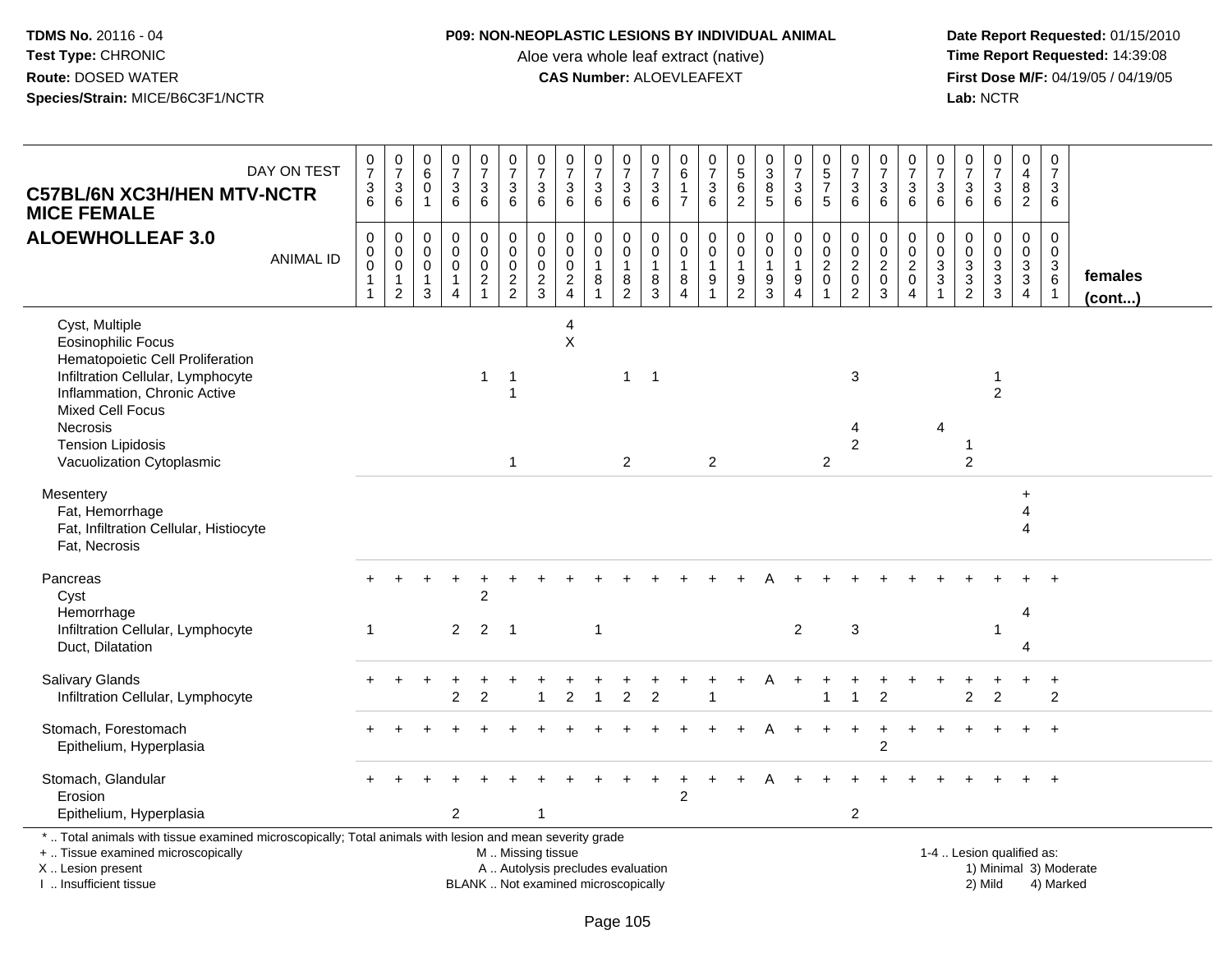**TDMS No.** 20116 - 04
**Test Type:** CHRONIC
**Route:** DOSED WATER
**Species/Strain:** MICE/B6C3F1/NCTR

**P09: NON-NEOPLASTIC LESIONS BY INDIVIDUAL ANIMAL**
Aloe vera whole leaf extract (native)
**CAS Number:** ALOEVLEAFEXT

**Date Report Requested:** 01/15/2010
**Time Report Requested:** 14:39:08
**First Dose M/F:** 04/19/05 / 04/19/05
**Lab:** NCTR

| C57BL/6N XC3H/HEN MTV-NCTR MICE FEMALE ALOEWHOLLEAF 3.0 — DAY ON TEST | 0736 | 0736 | 0601 | 0736 | 0736 | 0736 | 0736 | 0736 | 0736 | 0736 | 0736 | 0617 | 0736 | 0562 | 0385 | 0736 | 0575 | 0736 | 0736 | 0736 | 0736 | 0736 | 0736 | 0482 | 0736 | |
|---|---|---|---|---|---|---|---|---|---|---|---|---|---|---|---|---|---|---|---|---|---|---|---|---|---|---|
| **ANIMAL ID** | 00011 | 00012 | 00013 | 00014 | 00021 | 00022 | 00023 | 00024 | 00181 | 00182 | 00183 | 00184 | 00191 | 00192 | 00193 | 00194 | 00201 | 00202 | 00203 | 00204 | 00331 | 00332 | 00333 | 00334 | 00361 | **females (cont...)** |
| Cyst, Multiple | | | | | | | | 4 | | | | | | | | | | | | | | | | | | |
| Eosinophilic Focus | | | | | | | | X | | | | | | | | | | | | | | | | | | |
| Hematopoietic Cell Proliferation | | | | | | | | | | | | | | | | | | | | | | | | | | |
| Infiltration Cellular, Lymphocyte | | | | | 1 | 1 | | | | 1 | 1 | | | | | | | 3 | | | | | 1 | | | |
| Inflammation, Chronic Active | | | | | | 1 | | | | | | | | | | | | | | | | | 2 | | | |
| Mixed Cell Focus | | | | | | | | | | | | | | | | | | | | | | | | | | |
| Necrosis | | | | | | | | | | | | | | | | | | 4 | | | 4 | | | | | |
| Tension Lipidosis | | | | | | | | | | | | | | | | | | 2 | | | | 1 | | | | |
| Vacuolization Cytoplasmic | | | | | | 1 | | | | 2 | | | 2 | | | | 2 | | | | | 2 | | | | |
| Mesentery | | | | | | | | | | | | | | | | | | | | | | | | + | | |
| Fat, Hemorrhage | | | | | | | | | | | | | | | | | | | | | | | | 4 | | |
| Fat, Infiltration Cellular, Histiocyte | | | | | | | | | | | | | | | | | | | | | | | | 4 | | |
| Fat, Necrosis | | | | | | | | | | | | | | | | | | | | | | | | | | |
| Pancreas | + | + | + | + | + | + | + | + | + | + | + | + | + | + | A | + | + | + | + | + | + | + | + | + | + | |
| Cyst | | | | | 2 | | | | | | | | | | | | | | | | | | | | | |
| Hemorrhage | | | | | | | | | | | | | | | | | | | | | | | | 4 | | |
| Infiltration Cellular, Lymphocyte | 1 | | | 2 | 2 | 1 | | | 1 | | | | | | | 2 | | 3 | | | | | 1 | | | |
| Duct, Dilatation | | | | | | | | | | | | | | | | | | | | | | | | 4 | | |
| Salivary Glands | + | + | + | + | + | + | + | + | + | + | + | + | + | + | A | + | + | + | + | + | + | + | + | + | + | |
| Infiltration Cellular, Lymphocyte | | | | 2 | 2 | | 1 | 2 | 1 | 2 | 2 | | 1 | | | | 1 | 1 | 2 | | | 2 | 2 | | 2 | |
| Stomach, Forestomach | + | + | + | + | + | + | + | + | + | + | + | + | + | + | A | + | + | + | + | + | + | + | + | + | + | |
| Epithelium, Hyperplasia | | | | | | | | | | | | | | | | | | | 2 | | | | | | | |
| Stomach, Glandular | + | + | + | + | + | + | + | + | + | + | + | + | + | + | A | + | + | + | + | + | + | + | + | + | + | |
| Erosion | | | | | | | | | | | | 2 | | | | | | | | | | | | | | |
| Epithelium, Hyperplasia | | | | 2 | | | 1 | | | | | | | | | | | 2 | | | | | | | | |

\* .. Total animals with tissue examined microscopically; Total animals with lesion and mean severity grade
+ .. Tissue examined microscopically
X .. Lesion present
I .. Insufficient tissue

M .. Missing tissue
A .. Autolysis precludes evaluation
BLANK .. Not examined microscopically

1-4 .. Lesion qualified as:
1) Minimal 3) Moderate
2) Mild 4) Marked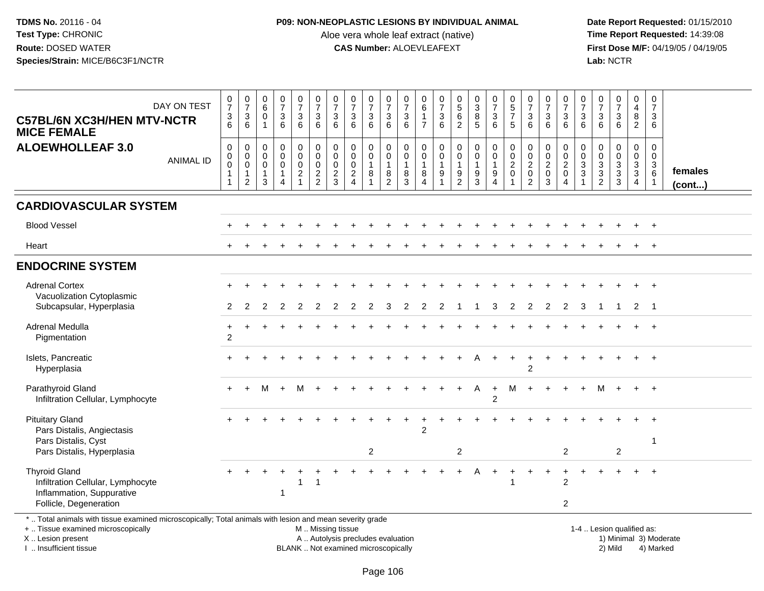TDMS No. 20116 - 04
Test Type: CHRONIC
Route: DOSED WATER
Species/Strain: MICE/B6C3F1/NCTR

**P09: NON-NEOPLASTIC LESIONS BY INDIVIDUAL ANIMAL**
Aloe vera whole leaf extract (native)
**CAS Number:** ALOEVLEAFEXT

Date Report Requested: 01/15/2010
Time Report Requested: 14:39:08
First Dose M/F: 04/19/05 / 04/19/05
Lab: NCTR

**C57BL/6N XC3H/HEN MTV-NCTR MICE FEMALE**
**ALOEWHOLLEAF 3.0**

| DAY ON TEST | 0736 | 0736 | 0601 | 0736 | 0736 | 0736 | 0736 | 0736 | 0736 | 0736 | 0736 | 0617 | 0736 | 0562 | 0385 | 0736 | 0575 | 0736 | 0736 | 0736 | 0736 | 0736 | 0736 | 0482 | 0736 | |
|---|---|---|---|---|---|---|---|---|---|---|---|---|---|---|---|---|---|---|---|---|---|---|---|---|---|---|
| ANIMAL ID | 00011 | 00012 | 00013 | 00014 | 00021 | 00022 | 00023 | 00024 | 00181 | 00182 | 00183 | 00184 | 00191 | 00192 | 00193 | 00194 | 00201 | 00202 | 00203 | 00204 | 00331 | 00332 | 00333 | 00334 | 00361 | females (cont...) |
| **CARDIOVASCULAR SYSTEM** | | | | | | | | | | | | | | | | | | | | | | | | | | |
| Blood Vessel | + | + | + | + | + | + | + | + | + | + | + | + | + | + | + | + | + | + | + | + | + | + | + | + | + | |
| Heart | + | + | + | + | + | + | + | + | + | + | + | + | + | + | + | + | + | + | + | + | + | + | + | + | + | |
| **ENDOCRINE SYSTEM** | | | | | | | | | | | | | | | | | | | | | | | | | | |
| Adrenal Cortex | + | + | + | + | + | + | + | + | + | + | + | + | + | + | + | + | + | + | + | + | + | + | + | + | + | |
| Vacuolization Cytoplasmic | | | | | | | | | | | | | | | | | | | | | | | | | | |
| Subcapsular, Hyperplasia | 2 | 2 | 2 | 2 | 2 | 2 | 2 | 2 | 2 | 3 | 2 | 2 | 2 | 1 | 1 | 3 | 2 | 2 | 2 | 2 | 3 | 1 | 1 | 2 | 1 | |
| Adrenal Medulla | + | + | + | + | + | + | + | + | + | + | + | + | + | + | + | + | + | + | + | + | + | + | + | + | + | |
| Pigmentation | 2 | | | | | | | | | | | | | | | | | | | | | | | | | |
| Islets, Pancreatic | + | + | + | + | + | + | + | + | + | + | + | + | + | + | A | + | + | + | + | + | + | + | + | + | + | |
| Hyperplasia | | | | | | | | | | | | | | | | | | 2 | | | | | | | | |
| Parathyroid Gland | + | + | M | + | M | + | + | + | + | + | + | + | + | + | A | + | M | + | + | + | + | M | + | + | + | |
| Infiltration Cellular, Lymphocyte | | | | | | | | | | | | | | | | 2 | | | | | | | | | | |
| Pituitary Gland | + | + | + | + | + | + | + | + | + | + | + | + | + | + | + | + | + | + | + | + | + | + | + | + | + | |
| Pars Distalis, Angiectasis | | | | | | | | | | | | 2 | | | | | | | | | | | | | | |
| Pars Distalis, Cyst | | | | | | | | | | | | | | | | | | | | | | | | | 1 | |
| Pars Distalis, Hyperplasia | | | | | | | | | 2 | | | | | 2 | | | | | | 2 | | | 2 | | | |
| Thyroid Gland | + | + | + | + | + | + | + | + | + | + | + | + | + | + | A | + | + | + | + | + | + | + | + | + | + | |
| Infiltration Cellular, Lymphocyte | | | | | 1 | 1 | | | | | | | | | | | 1 | | | 2 | | | | | | |
| Inflammation, Suppurative | | | | 1 | | | | | | | | | | | | | | | | | | | | | | |
| Follicle, Degeneration | | | | | | | | | | | | | | | | | | | | 2 | | | | | | |

\* .. Total animals with tissue examined microscopically; Total animals with lesion and mean severity grade
\+ .. Tissue examined microscopically
X .. Lesion present
I .. Insufficient tissue

M .. Missing tissue
A .. Autolysis precludes evaluation
BLANK .. Not examined microscopically

1-4 .. Lesion qualified as:
1) Minimal 3) Moderate
2) Mild 4) Marked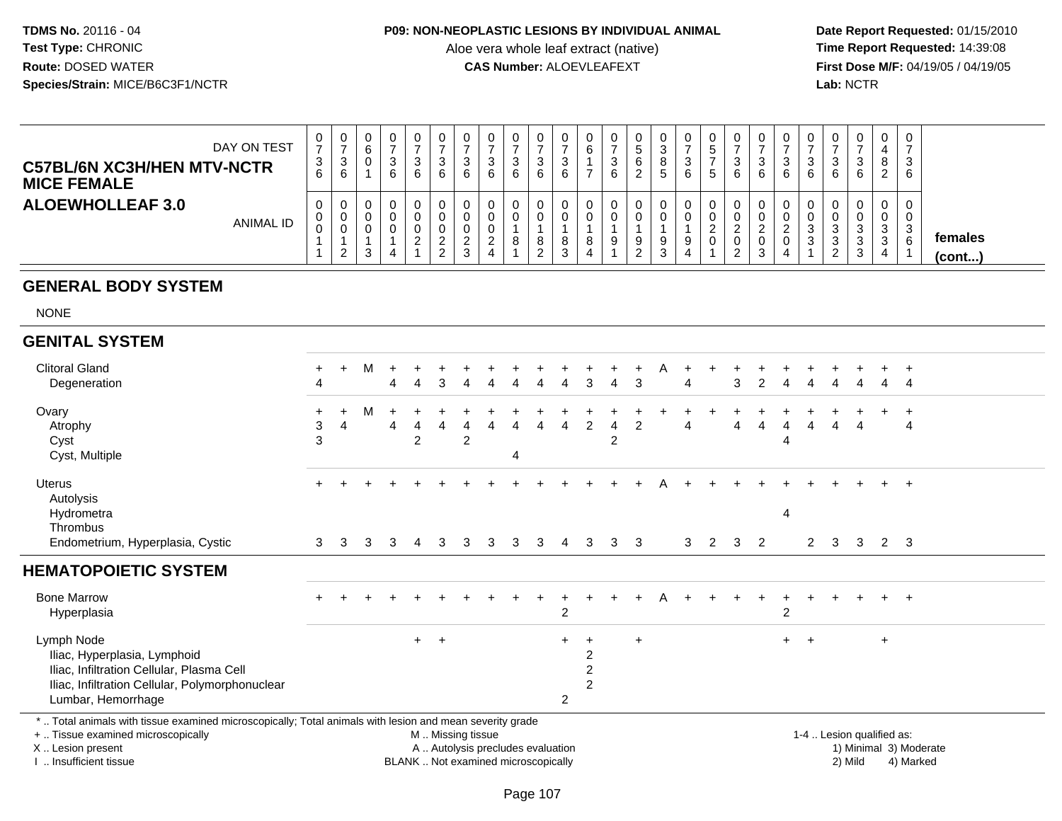**TDMS No.** 20116 - 04
**Test Type:** CHRONIC
**Route:** DOSED WATER
**Species/Strain:** MICE/B6C3F1/NCTR

**P09: NON-NEOPLASTIC LESIONS BY INDIVIDUAL ANIMAL**
Aloe vera whole leaf extract (native)
**CAS Number:** ALOEVLEAFEXT

**Date Report Requested:** 01/15/2010
**Time Report Requested:** 14:39:08
**First Dose M/F:** 04/19/05 / 04/19/05
**Lab:** NCTR

**C57BL/6N XC3H/HEN MTV-NCTR MICE FEMALE**
**ALOEWHOLLEAF 3.0**

| DAY ON TEST | 0736 | 0736 | 0601 | 0736 | 0736 | 0736 | 0736 | 0736 | 0736 | 0736 | 0736 | 0617 | 0736 | 0562 | 0385 | 0736 | 0575 | 0736 | 0736 | 0736 | 0736 | 0736 | 0736 | 0482 | 0736 | |
|---|---|---|---|---|---|---|---|---|---|---|---|---|---|---|---|---|---|---|---|---|---|---|---|---|---|---|
| ANIMAL ID | 00011 | 00012 | 00013 | 00014 | 00021 | 00022 | 00023 | 00024 | 00181 | 00182 | 00183 | 00184 | 00191 | 00192 | 00193 | 00194 | 00201 | 00202 | 00203 | 00204 | 00331 | 00332 | 00333 | 00334 | 00361 | **females (cont...)** |
| **GENERAL BODY SYSTEM** | | | | | | | | | | | | | | | | | | | | | | | | | | |
| NONE | | | | | | | | | | | | | | | | | | | | | | | | | | |
| **GENITAL SYSTEM** | | | | | | | | | | | | | | | | | | | | | | | | | | |
| Clitoral Gland | + | + | M | + | + | + | + | + | + | + | + | + | + | + | A | + | + | + | + | + | + | + | + | + | + | |
| Degeneration | 4 | | | 4 | 4 | 3 | 4 | 4 | 4 | 4 | 4 | 3 | 4 | 3 | | 4 | | 3 | 2 | 4 | 4 | 4 | 4 | 4 | 4 | |
| Ovary | + | + | M | + | + | + | + | + | + | + | + | + | + | + | + | + | + | + | + | + | + | + | + | + | + | |
| Atrophy | 3 | 4 | | 4 | 4 | 4 | 4 | 4 | 4 | 4 | 4 | 2 | 4 | 2 | | 4 | | 4 | 4 | 4 | 4 | 4 | 4 | | 4 | |
| Cyst | 3 | | | | 2 | | 2 | | | | | | 2 | | | | | | | 4 | | | | | | |
| Cyst, Multiple | | | | | | | | | 4 | | | | | | | | | | | | | | | | | |
| Uterus | + | + | + | + | + | + | + | + | + | + | + | + | + | + | A | + | + | + | + | + | + | + | + | + | + | |
| Autolysis | | | | | | | | | | | | | | | | | | | | | | | | | | |
| Hydrometra | | | | | | | | | | | | | | | | | | | | 4 | | | | | | |
| Thrombus | | | | | | | | | | | | | | | | | | | | | | | | | | |
| Endometrium, Hyperplasia, Cystic | 3 | 3 | 3 | 3 | 4 | 3 | 3 | 3 | 3 | 3 | 4 | 3 | 3 | 3 | | 3 | 2 | 3 | 2 | | 2 | 3 | 3 | 2 | 3 | |
| **HEMATOPOIETIC SYSTEM** | | | | | | | | | | | | | | | | | | | | | | | | | | |
| Bone Marrow | + | + | + | + | + | + | + | + | + | + | + | + | + | + | A | + | + | + | + | + | + | + | + | + | + | |
| Hyperplasia | | | | | | | | | | | 2 | | | | | | | | | 2 | | | | | | |
| Lymph Node | | | | | + | + | | | | | + | + | | + | | | | | | + | + | | | + | | |
| Iliac, Hyperplasia, Lymphoid | | | | | | | | | | | | 2 | | | | | | | | | | | | | | |
| Iliac, Infiltration Cellular, Plasma Cell | | | | | | | | | | | | 2 | | | | | | | | | | | | | | |
| Iliac, Infiltration Cellular, Polymorphonuclear | | | | | | | | | | | | 2 | | | | | | | | | | | | | | |
| Lumbar, Hemorrhage | | | | | | | | | | | 2 | | | | | | | | | | | | | | | |

\* .. Total animals with tissue examined microscopically; Total animals with lesion and mean severity grade
+ .. Tissue examined microscopically
X .. Lesion present
I .. Insufficient tissue

M .. Missing tissue
A .. Autolysis precludes evaluation
BLANK .. Not examined microscopically

1-4 .. Lesion qualified as:
1) Minimal 3) Moderate
2) Mild 4) Marked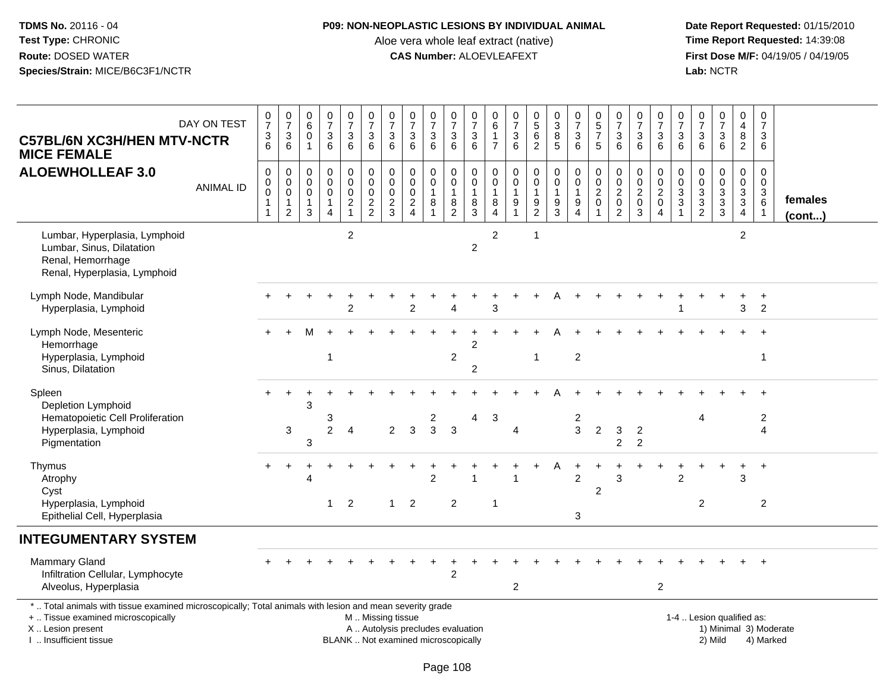**TDMS No.** 20116 - 04
**Test Type:** CHRONIC
**Route:** DOSED WATER
**Species/Strain:** MICE/B6C3F1/NCTR

**P09: NON-NEOPLASTIC LESIONS BY INDIVIDUAL ANIMAL**
Aloe vera whole leaf extract (native)
**CAS Number:** ALOEVLEAFEXT

**Date Report Requested:** 01/15/2010
**Time Report Requested:** 14:39:08
**First Dose M/F:** 04/19/05 / 04/19/05
**Lab:** NCTR

## C57BL/6N XC3H/HEN MTV-NCTR MICE FEMALE
## ALOEWHOLLEAF 3.0

| DAY ON TEST | 0736 | 0736 | 0601 | 0736 | 0736 | 0736 | 0736 | 0736 | 0736 | 0736 | 0736 | 0617 | 0736 | 0562 | 0385 | 0736 | 0575 | 0736 | 0736 | 0736 | 0736 | 0736 | 0736 | 0482 | 0736 | |
|---|---|---|---|---|---|---|---|---|---|---|---|---|---|---|---|---|---|---|---|---|---|---|---|---|---|---|
| **ANIMAL ID** | 00011 | 00012 | 00013 | 00014 | 00021 | 00022 | 00023 | 00024 | 00181 | 00182 | 00183 | 00184 | 00191 | 00192 | 00193 | 00194 | 00201 | 00202 | 00203 | 00204 | 00331 | 00332 | 00333 | 00334 | 00361 | **females (cont...)** |
| Lumbar, Hyperplasia, Lymphoid | | | | | 2 | | | | | | | 2 | | 1 | | | | | | | | | | 2 | | |
| Lumbar, Sinus, Dilatation | | | | | | | | | | | 2 | | | | | | | | | | | | | | | |
| Renal, Hemorrhage | | | | | | | | | | | | | | | | | | | | | | | | | | |
| Renal, Hyperplasia, Lymphoid | | | | | | | | | | | | | | | | | | | | | | | | | | |
| Lymph Node, Mandibular | + | + | + | + | + | + | + | + | + | + | + | + | + | + | A | + | + | + | + | + | + | + | + | + | + | |
| Hyperplasia, Lymphoid | | | | | 2 | | | 2 | | 4 | | 3 | | | | | | | | | 1 | | | 3 | 2 | |
| Lymph Node, Mesenteric | + | + | M | + | + | + | + | + | + | + | + | + | + | + | A | + | + | + | + | + | + | + | + | + | + | |
| Hemorrhage | | | | | | | | | | | 2 | | | | | | | | | | | | | | | |
| Hyperplasia, Lymphoid | | | | 1 | | | | | | 2 | | | | 1 | | 2 | | | | | | | | | 1 | |
| Sinus, Dilatation | | | | | | | | | | | 2 | | | | | | | | | | | | | | | |
| Spleen | + | + | + | + | + | + | + | + | + | + | + | + | + | + | A | + | + | + | + | + | + | + | + | + | + | |
| Depletion Lymphoid | | | 3 | | | | | | | | | | | | | | | | | | | | | | | |
| Hematopoietic Cell Proliferation | | | | 3 | | | | | 2 | | 4 | 3 | | | | 2 | | | | | | 4 | | | 2 | |
| Hyperplasia, Lymphoid | | 3 | | 2 | 4 | | 2 | 3 | 3 | 3 | | | 4 | | | 3 | 2 | 3 | 2 | | | | | | 4 | |
| Pigmentation | | | 3 | | | | | | | | | | | | | | | 2 | 2 | | | | | | | |
| Thymus | + | + | + | + | + | + | + | + | + | + | + | + | + | + | A | + | + | + | + | + | + | + | + | + | + | |
| Atrophy | | | 4 | | | | | | 2 | | 1 | | 1 | | | 2 | | 3 | | | 2 | | | 3 | | |
| Cyst | | | | | | | | | | | | | | | | | 2 | | | | | | | | | |
| Hyperplasia, Lymphoid | | | | 1 | 2 | | 1 | 2 | | 2 | | 1 | | | | | | | | | | 2 | | | 2 | |
| Epithelial Cell, Hyperplasia | | | | | | | | | | | | | | | | 3 | | | | | | | | | | |
| **INTEGUMENTARY SYSTEM** | | | | | | | | | | | | | | | | | | | | | | | | | | |
| Mammary Gland | + | + | + | + | + | + | + | + | + | + | + | + | + | + | + | + | + | + | + | + | + | + | + | + | + | |
| Infiltration Cellular, Lymphocyte | | | | | | | | | | 2 | | | | | | | | | | | | | | | | |
| Alveolus, Hyperplasia | | | | | | | | | | | | | 2 | | | | | | | 2 | | | | | | |

* .. Total animals with tissue examined microscopically; Total animals with lesion and mean severity grade
+ .. Tissue examined microscopically
X .. Lesion present
I .. Insufficient tissue

M .. Missing tissue
A .. Autolysis precludes evaluation
BLANK .. Not examined microscopically

1-4 .. Lesion qualified as:
1) Minimal 3) Moderate
2) Mild 4) Marked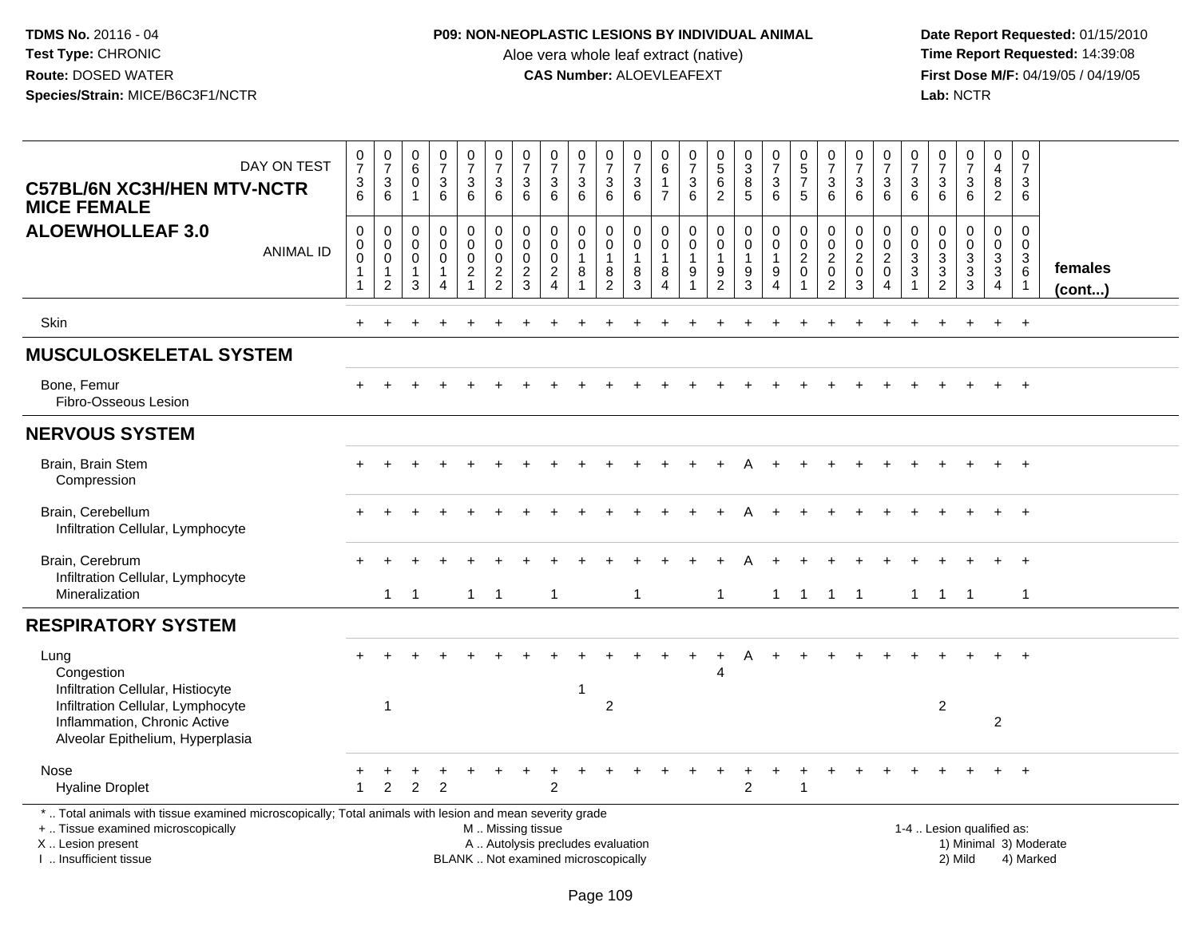**TDMS No.** 20116 - 04
**Test Type:** CHRONIC
**Route:** DOSED WATER
**Species/Strain:** MICE/B6C3F1/NCTR

**P09: NON-NEOPLASTIC LESIONS BY INDIVIDUAL ANIMAL**
Aloe vera whole leaf extract (native)
**CAS Number:** ALOEVLEAFEXT

**Date Report Requested:** 01/15/2010
**Time Report Requested:** 14:39:08
**First Dose M/F:** 04/19/05 / 04/19/05
**Lab:** NCTR

## C57BL/6N XC3H/HEN MTV-NCTR MICE FEMALE
## ALOEWHOLLEAF 3.0

| DAY ON TEST | 0736 | 0736 | 0601 | 0736 | 0736 | 0736 | 0736 | 0736 | 0736 | 0736 | 0736 | 0617 | 0736 | 0562 | 0385 | 0736 | 0575 | 0736 | 0736 | 0736 | 0736 | 0736 | 0736 | 0482 | 0736 | |
|---|---|---|---|---|---|---|---|---|---|---|---|---|---|---|---|---|---|---|---|---|---|---|---|---|---|---|
| **ANIMAL ID** | 00011 | 00012 | 00013 | 00014 | 00021 | 00022 | 00023 | 00024 | 00181 | 00182 | 00183 | 00184 | 00191 | 00192 | 00193 | 00194 | 00201 | 00202 | 00203 | 00204 | 00331 | 00332 | 00333 | 00334 | 00361 | **females (cont...)** |
| Skin | + | + | + | + | + | + | + | + | + | + | + | + | + | + | + | + | + | + | + | + | + | + | + | + | + | |
| **MUSCULOSKELETAL SYSTEM** | | | | | | | | | | | | | | | | | | | | | | | | | | |
| Bone, Femur | + | + | + | + | + | + | + | + | + | + | + | + | + | + | + | + | + | + | + | + | + | + | + | + | + | |
| Fibro-Osseous Lesion | | | | | | | | | | | | | | | | | | | | | | | | | | |
| **NERVOUS SYSTEM** | | | | | | | | | | | | | | | | | | | | | | | | | | |
| Brain, Brain Stem | + | + | + | + | + | + | + | + | + | + | + | + | + | + | A | + | + | + | + | + | + | + | + | + | + | |
| Compression | | | | | | | | | | | | | | | | | | | | | | | | | | |
| Brain, Cerebellum | + | + | + | + | + | + | + | + | + | + | + | + | + | + | A | + | + | + | + | + | + | + | + | + | + | |
| Infiltration Cellular, Lymphocyte | | | | | | | | | | | | | | | | | | | | | | | | | | |
| Brain, Cerebrum | + | + | + | + | + | + | + | + | + | + | + | + | + | + | A | + | + | + | + | + | + | + | + | + | + | |
| Infiltration Cellular, Lymphocyte | | | | | | | | | | | | | | | | | | | | | | | | | | |
| Mineralization | | 1 | 1 | | 1 | 1 | | 1 | | | 1 | | | 1 | | 1 | 1 | 1 | 1 | | 1 | 1 | 1 | | 1 | |
| **RESPIRATORY SYSTEM** | | | | | | | | | | | | | | | | | | | | | | | | | | |
| Lung | + | + | + | + | + | + | + | + | + | + | + | + | + | + | A | + | + | + | + | + | + | + | + | + | + | |
| Congestion | | | | | | | | | | | | | | 4 | | | | | | | | | | | | |
| Infiltration Cellular, Histiocyte | | | | | | | | | 1 | | | | | | | | | | | | | | | | | |
| Infiltration Cellular, Lymphocyte | | 1 | | | | | | | | 2 | | | | | | | | | | | | 2 | | | | |
| Inflammation, Chronic Active | | | | | | | | | | | | | | | | | | | | | | | | 2 | | |
| Alveolar Epithelium, Hyperplasia | | | | | | | | | | | | | | | | | | | | | | | | | | |
| Nose | + | + | + | + | + | + | + | + | + | + | + | + | + | + | + | + | + | + | + | + | + | + | + | + | + | |
| Hyaline Droplet | 1 | 2 | 2 | 2 | | | | 2 | | | | | | | 2 | | 1 | | | | | | | | | |

\* .. Total animals with tissue examined microscopically; Total animals with lesion and mean severity grade
+ .. Tissue examined microscopically
X .. Lesion present
I .. Insufficient tissue

M .. Missing tissue
A .. Autolysis precludes evaluation
BLANK .. Not examined microscopically

1-4 .. Lesion qualified as:
1) Minimal 3) Moderate
2) Mild 4) Marked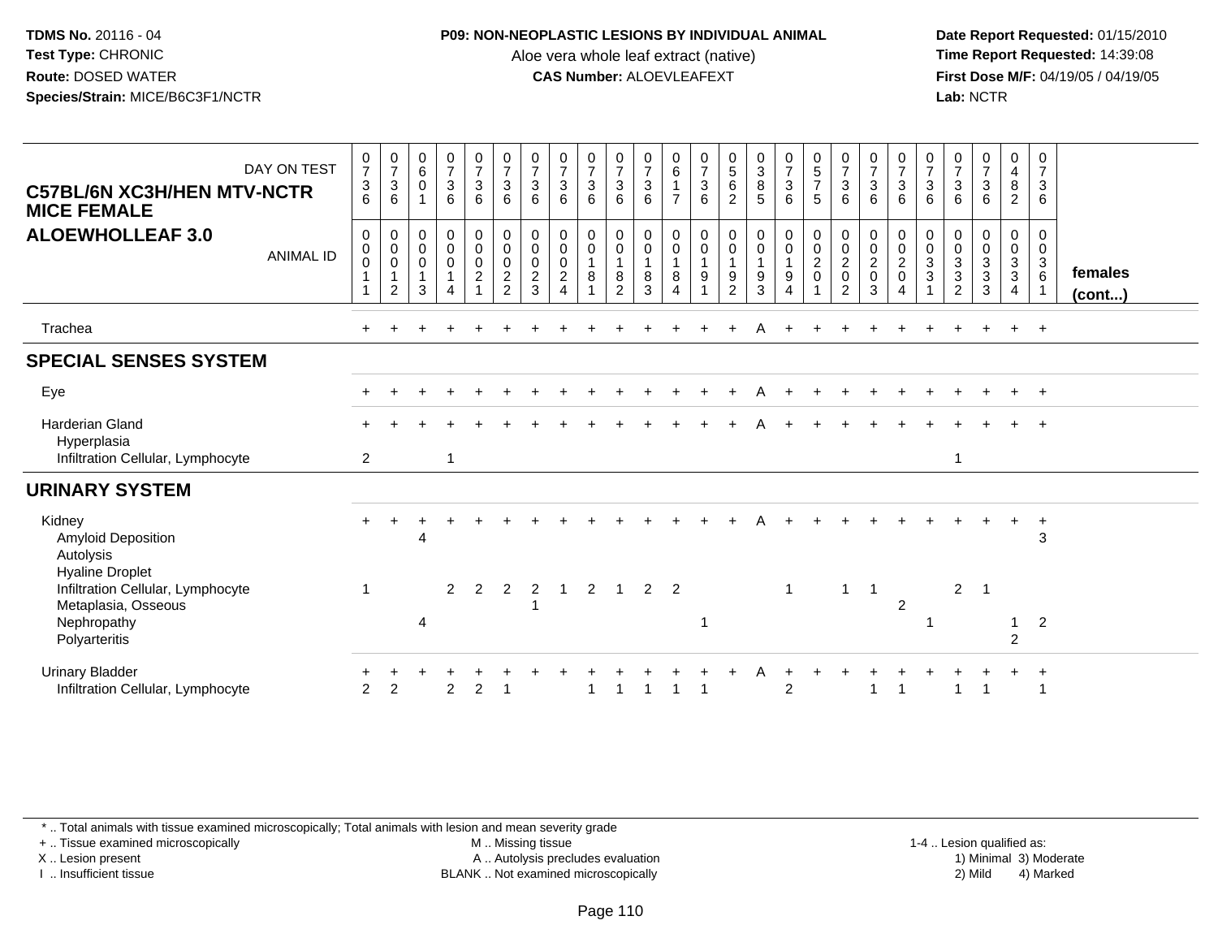**TDMS No.** 20116 - 04
**Test Type:** CHRONIC
**Route:** DOSED WATER
**Species/Strain:** MICE/B6C3F1/NCTR

**P09: NON-NEOPLASTIC LESIONS BY INDIVIDUAL ANIMAL**
Aloe vera whole leaf extract (native)
**CAS Number:** ALOEVLEAFEXT

**Date Report Requested:** 01/15/2010
**Time Report Requested:** 14:39:08
**First Dose M/F:** 04/19/05 / 04/19/05
**Lab:** NCTR

## C57BL/6N XC3H/HEN MTV-NCTR MICE FEMALE
## ALOEWHOLLEAF 3.0

| DAY ON TEST | 0736 | 0736 | 0601 | 0736 | 0736 | 0736 | 0736 | 0736 | 0736 | 0736 | 0736 | 0617 | 0736 | 0562 | 0385 | 0736 | 0575 | 0736 | 0736 | 0736 | 0736 | 0736 | 0736 | 0482 | 0736 | |
|---|---|---|---|---|---|---|---|---|---|---|---|---|---|---|---|---|---|---|---|---|---|---|---|---|---|---|
| **ANIMAL ID** | 00011 | 00012 | 00013 | 00014 | 00021 | 00022 | 00023 | 00024 | 00181 | 00182 | 00183 | 00184 | 00191 | 00192 | 00193 | 00194 | 00201 | 00202 | 00203 | 00204 | 00331 | 00332 | 00333 | 00334 | 00361 | **females (cont...)** |
| Trachea | + | + | + | + | + | + | + | + | + | + | + | + | + | + | A | + | + | + | + | + | + | + | + | + | + | |
| **SPECIAL SENSES SYSTEM** | | | | | | | | | | | | | | | | | | | | | | | | | | |
| Eye | + | + | + | + | + | + | + | + | + | + | + | + | + | + | A | + | + | + | + | + | + | + | + | + | + | |
| Harderian Gland | + | + | + | + | + | + | + | + | + | + | + | + | + | + | A | + | + | + | + | + | + | + | + | + | + | |
| Hyperplasia | | | | | | | | | | | | | | | | | | | | | | | | | | |
| Infiltration Cellular, Lymphocyte | 2 | | | 1 | | | | | | | | | | | | | | | | | | 1 | | | | |
| **URINARY SYSTEM** | | | | | | | | | | | | | | | | | | | | | | | | | | |
| Kidney | + | + | + | + | + | + | + | + | + | + | + | + | + | + | A | + | + | + | + | + | + | + | + | + | + | |
| Amyloid Deposition | | | 4 | | | | | | | | | | | | | | | | | | | | | | 3 | |
| Autolysis | | | | | | | | | | | | | | | | | | | | | | | | | | |
| Hyaline Droplet | | | | | | | | | | | | | | | | | | | | | | | | | | |
| Infiltration Cellular, Lymphocyte | 1 | | | 2 | 2 | 2 | 2 | 1 | 2 | 1 | 2 | 2 | | | | 1 | | 1 | 1 | | | 2 | 1 | | | |
| Metaplasia, Osseous | | | | | | | 1 | | | | | | | | | | | | | 2 | | | | | | |
| Nephropathy | | | 4 | | | | | | | | | | 1 | | | | | | | | 1 | | | 1 | 2 | |
| Polyarteritis | | | | | | | | | | | | | | | | | | | | | | | | 2 | | |
| Urinary Bladder | + | + | + | + | + | + | + | + | + | + | + | + | + | + | A | + | + | + | + | + | + | + | + | + | + | |
| Infiltration Cellular, Lymphocyte | 2 | 2 | | 2 | 2 | 1 | | | 1 | 1 | 1 | 1 | 1 | | | 2 | | | 1 | 1 | | 1 | 1 | | 1 | |

\* .. Total animals with tissue examined microscopically; Total animals with lesion and mean severity grade
+ .. Tissue examined microscopically
X .. Lesion present
I .. Insufficient tissue
M .. Missing tissue
A .. Autolysis precludes evaluation
BLANK .. Not examined microscopically
1-4 .. Lesion qualified as: 1) Minimal 2) Mild 3) Moderate 4) Marked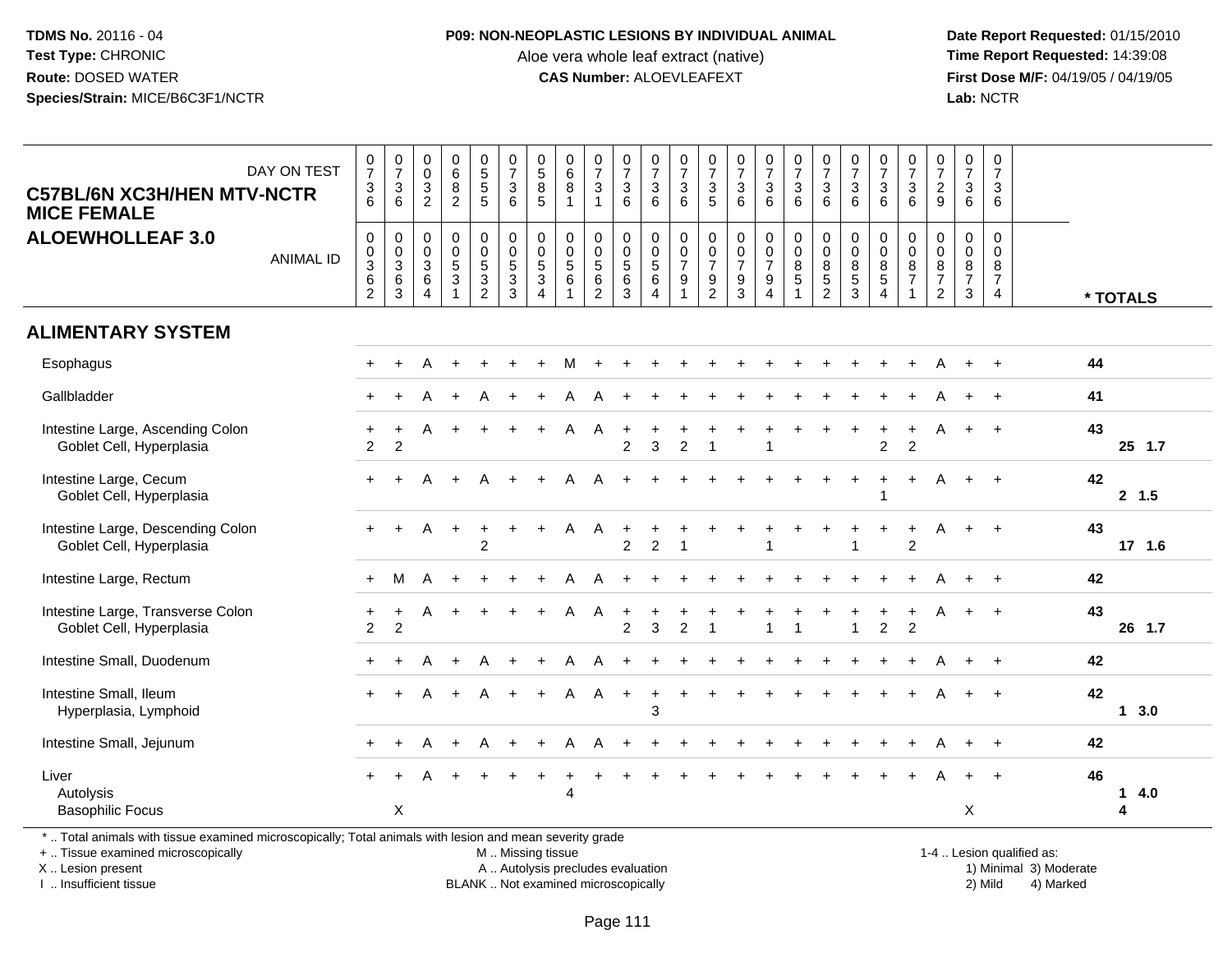**TDMS No.** 20116 - 04
**Test Type:** CHRONIC
**Route:** DOSED WATER
**Species/Strain:** MICE/B6C3F1/NCTR

**P09: NON-NEOPLASTIC LESIONS BY INDIVIDUAL ANIMAL**
Aloe vera whole leaf extract (native)
**CAS Number:** ALOEVLEAFEXT

**Date Report Requested:** 01/15/2010
**Time Report Requested:** 14:39:08
**First Dose M/F:** 04/19/05 / 04/19/05
**Lab:** NCTR

## C57BL/6N XC3H/HEN MTV-NCTR MICE FEMALE
## ALOEWHOLLEAF 3.0

| DAY ON TEST | 0736 | 0736 | 0032 | 0682 | 0555 | 0736 | 0585 | 0681 | 0731 | 0736 | 0736 | 0736 | 0735 | 0736 | 0736 | 0736 | 0736 | 0736 | 0736 | 0736 | 0729 | 0736 | 0736 | |
|---|---|---|---|---|---|---|---|---|---|---|---|---|---|---|---|---|---|---|---|---|---|---|---|---|
| **ANIMAL ID** | 0362 | 0363 | 0364 | 0531 | 0532 | 0533 | 0534 | 0561 | 0562 | 0563 | 0564 | 0791 | 0792 | 0793 | 0794 | 0851 | 0852 | 0853 | 0854 | 0871 | 0872 | 0873 | 0874 | *** TOTALS** |
| **ALIMENTARY SYSTEM** | | | | | | | | | | | | | | | | | | | | | | | | |
| Esophagus | + | + | A | + | + | + | + | M | + | + | + | + | + | + | + | + | + | + | + | + | A | + | + | 44 |
| Gallbladder | + | + | A | + | A | + | + | A | A | + | + | + | + | + | + | + | + | + | + | + | A | + | + | 41 |
| Intestine Large, Ascending Colon | + | + | A | + | + | + | + | A | A | + | + | + | + | + | + | + | + | + | + | + | A | + | + | 43 |
| Goblet Cell, Hyperplasia | 2 | 2 | | | | | | | | 2 | 3 | 2 | 1 | | 1 | | | | 2 | 2 | | | | 25 1.7 |
| Intestine Large, Cecum | + | + | A | + | A | + | + | A | A | + | + | + | + | + | + | + | + | + | + | + | A | + | + | 42 |
| Goblet Cell, Hyperplasia | | | | | | | | | | | | | | | | | | | 1 | | | | | 2 1.5 |
| Intestine Large, Descending Colon | + | + | A | + | + | + | + | A | A | + | + | + | + | + | + | + | + | + | + | + | A | + | + | 43 |
| Goblet Cell, Hyperplasia | | | | | 2 | | | | | 2 | 2 | 1 | | | 1 | | | 1 | | 2 | | | | 17 1.6 |
| Intestine Large, Rectum | + | M | A | + | + | + | + | A | A | + | + | + | + | + | + | + | + | + | + | + | A | + | + | 42 |
| Intestine Large, Transverse Colon | + | + | A | + | + | + | + | A | A | + | + | + | + | + | + | + | + | + | + | + | A | + | + | 43 |
| Goblet Cell, Hyperplasia | 2 | 2 | | | | | | | | 2 | 3 | 2 | 1 | | 1 | 1 | | 1 | 2 | 2 | | | | 26 1.7 |
| Intestine Small, Duodenum | + | + | A | + | A | + | + | A | A | + | + | + | + | + | + | + | + | + | + | + | A | + | + | 42 |
| Intestine Small, Ileum | + | + | A | + | A | + | + | A | A | + | + | + | + | + | + | + | + | + | + | + | A | + | + | 42 |
| Hyperplasia, Lymphoid | | | | | | | | | | | 3 | | | | | | | | | | | | | 1 3.0 |
| Intestine Small, Jejunum | + | + | A | + | A | + | + | A | A | + | + | + | + | + | + | + | + | + | + | + | A | + | + | 42 |
| Liver | + | + | A | + | + | + | + | + | + | + | + | + | + | + | + | + | + | + | + | + | A | + | + | 46 |
| Autolysis | | | | | | | | 4 | | | | | | | | | | | | | | | | 1 4.0 |
| Basophilic Focus | | X | | | | | | | | | | | | | | | | | | | | X | | 4 |

* .. Total animals with tissue examined microscopically; Total animals with lesion and mean severity grade
+ .. Tissue examined microscopically
X .. Lesion present
I .. Insufficient tissue

M .. Missing tissue
A .. Autolysis precludes evaluation
BLANK .. Not examined microscopically

1-4 .. Lesion qualified as:
1) Minimal 3) Moderate
2) Mild 4) Marked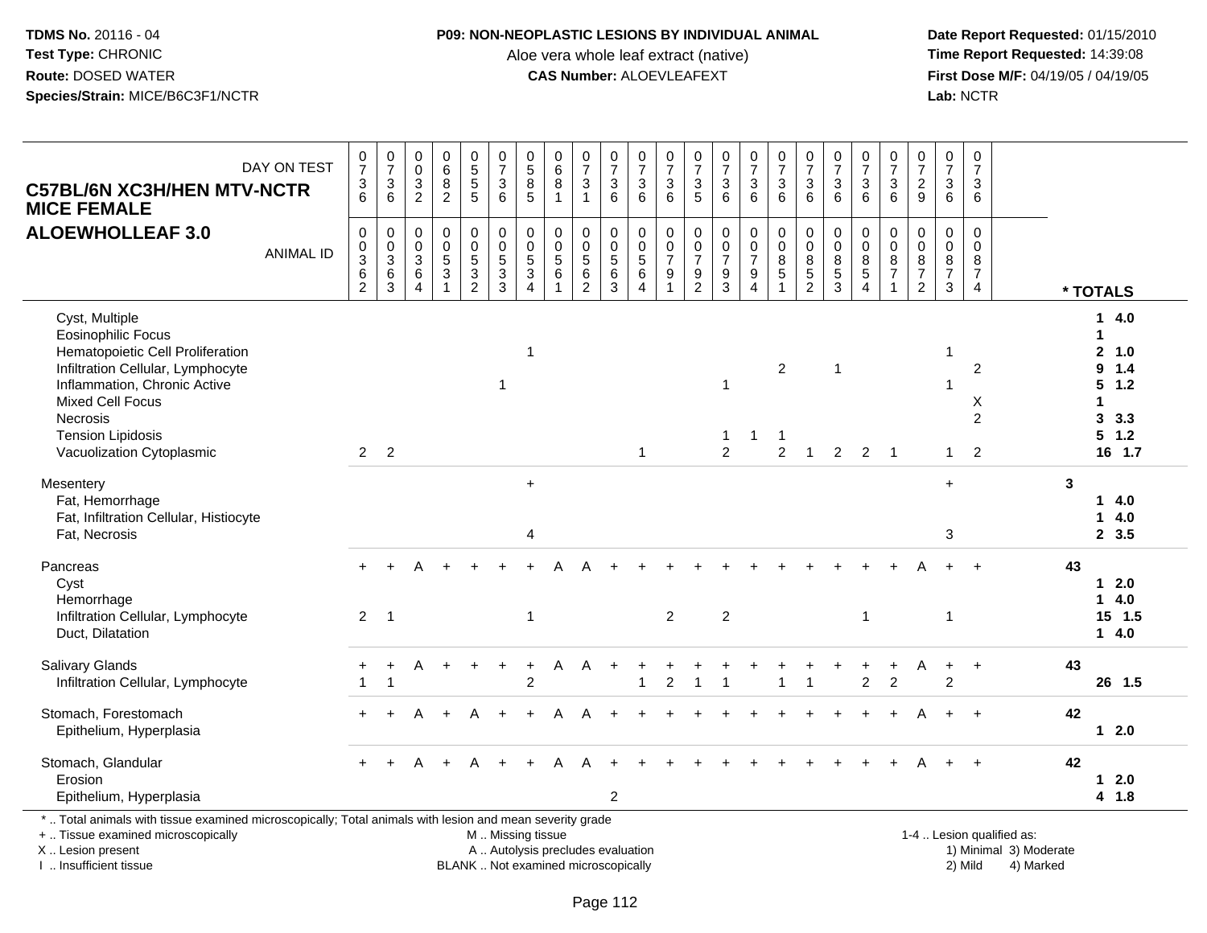**TDMS No.** 20116 - 04
**Test Type:** CHRONIC
**Route:** DOSED WATER
**Species/Strain:** MICE/B6C3F1/NCTR

**P09: NON-NEOPLASTIC LESIONS BY INDIVIDUAL ANIMAL**
Aloe vera whole leaf extract (native)
**CAS Number:** ALOEVLEAFEXT

**Date Report Requested:** 01/15/2010
**Time Report Requested:** 14:39:08
**First Dose M/F:** 04/19/05 / 04/19/05
**Lab:** NCTR

**C57BL/6N XC3H/HEN MTV-NCTR MICE FEMALE**
**ALOEWHOLLEAF 3.0**

| DAY ON TEST | 0736 | 0736 | 0032 | 0682 | 0555 | 0736 | 0585 | 0681 | 0731 | 0736 | 0736 | 0736 | 0735 | 0736 | 0736 | 0736 | 0736 | 0736 | 0736 | 0736 | 0729 | 0736 | 0736 | |
|---|---|---|---|---|---|---|---|---|---|---|---|---|---|---|---|---|---|---|---|---|---|---|---|---|
| **ANIMAL ID** | 0362 | 0363 | 0364 | 0531 | 0532 | 0533 | 0534 | 0561 | 0562 | 0563 | 0564 | 0791 | 0792 | 0793 | 0794 | 0851 | 0852 | 0853 | 0854 | 0871 | 0872 | 0873 | 0874 | *** TOTALS** |
| Cyst, Multiple | | | | | | | | | | | | | | | | | | | | | | | | 1 4.0 |
| Eosinophilic Focus | | | | | | | | | | | | | | | | | | | | | | | | 1 |
| Hematopoietic Cell Proliferation | | | | | | | 1 | | | | | | | | | | | | | | | 1 | | 2 1.0 |
| Infiltration Cellular, Lymphocyte | | | | | | | | | | | | | | | | 2 | | 1 | | | | | 2 | 9 1.4 |
| Inflammation, Chronic Active | | | | | | 1 | | | | | | | | 1 | | | | | | | | 1 | | 5 1.2 |
| Mixed Cell Focus | | | | | | | | | | | | | | | | | | | | | | | X | 1 |
| Necrosis | | | | | | | | | | | | | | | | | | | | | | | 2 | 3 3.3 |
| Tension Lipidosis | | | | | | | | | | | | | | 1 | 1 | 1 | | | | | | | | 5 1.2 |
| Vacuolization Cytoplasmic | 2 | 2 | | | | | | | | | 1 | | | 2 | | 2 | 1 | 2 | 2 | 1 | | 1 | 2 | 16 1.7 |
| Mesentery | | | | | | | + | | | | | | | | | | | | | | | + | | 3 |
| Fat, Hemorrhage | | | | | | | | | | | | | | | | | | | | | | | | 1 4.0 |
| Fat, Infiltration Cellular, Histiocyte | | | | | | | | | | | | | | | | | | | | | | | | 1 4.0 |
| Fat, Necrosis | | | | | | | 4 | | | | | | | | | | | | | | | 3 | | 2 3.5 |
| Pancreas | + | + | A | + | + | + | + | A | A | + | + | + | + | + | + | + | + | + | + | + | A | + | + | 43 |
| Cyst | | | | | | | | | | | | | | | | | | | | | | | | 1 2.0 |
| Hemorrhage | | | | | | | | | | | | | | | | | | | | | | | | 1 4.0 |
| Infiltration Cellular, Lymphocyte | 2 | 1 | | | | | 1 | | | | | 2 | | 2 | | | | | 1 | | | 1 | | 15 1.5 |
| Duct, Dilatation | | | | | | | | | | | | | | | | | | | | | | | | 1 4.0 |
| Salivary Glands | + | + | A | + | + | + | + | A | A | + | + | + | + | + | + | + | + | + | + | + | A | + | + | 43 |
| Infiltration Cellular, Lymphocyte | 1 | 1 | | | | | 2 | | | | 1 | 2 | 1 | 1 | | 1 | 1 | | 2 | 2 | | 2 | | 26 1.5 |
| Stomach, Forestomach | + | + | A | + | A | + | + | A | A | + | + | + | + | + | + | + | + | + | + | + | A | + | + | 42 |
| Epithelium, Hyperplasia | | | | | | | | | | | | | | | | | | | | | | | | 1 2.0 |
| Stomach, Glandular | + | + | A | + | A | + | + | A | A | + | + | + | + | + | + | + | + | + | + | + | A | + | + | 42 |
| Erosion | | | | | | | | | | | | | | | | | | | | | | | | 1 2.0 |
| Epithelium, Hyperplasia | | | | | | | | | | 2 | | | | | | | | | | | | | | 4 1.8 |

* .. Total animals with tissue examined microscopically; Total animals with lesion and mean severity grade
+ .. Tissue examined microscopically
X .. Lesion present
I .. Insufficient tissue

M .. Missing tissue
A .. Autolysis precludes evaluation
BLANK .. Not examined microscopically

1-4 .. Lesion qualified as:
1) Minimal 3) Moderate
2) Mild 4) Marked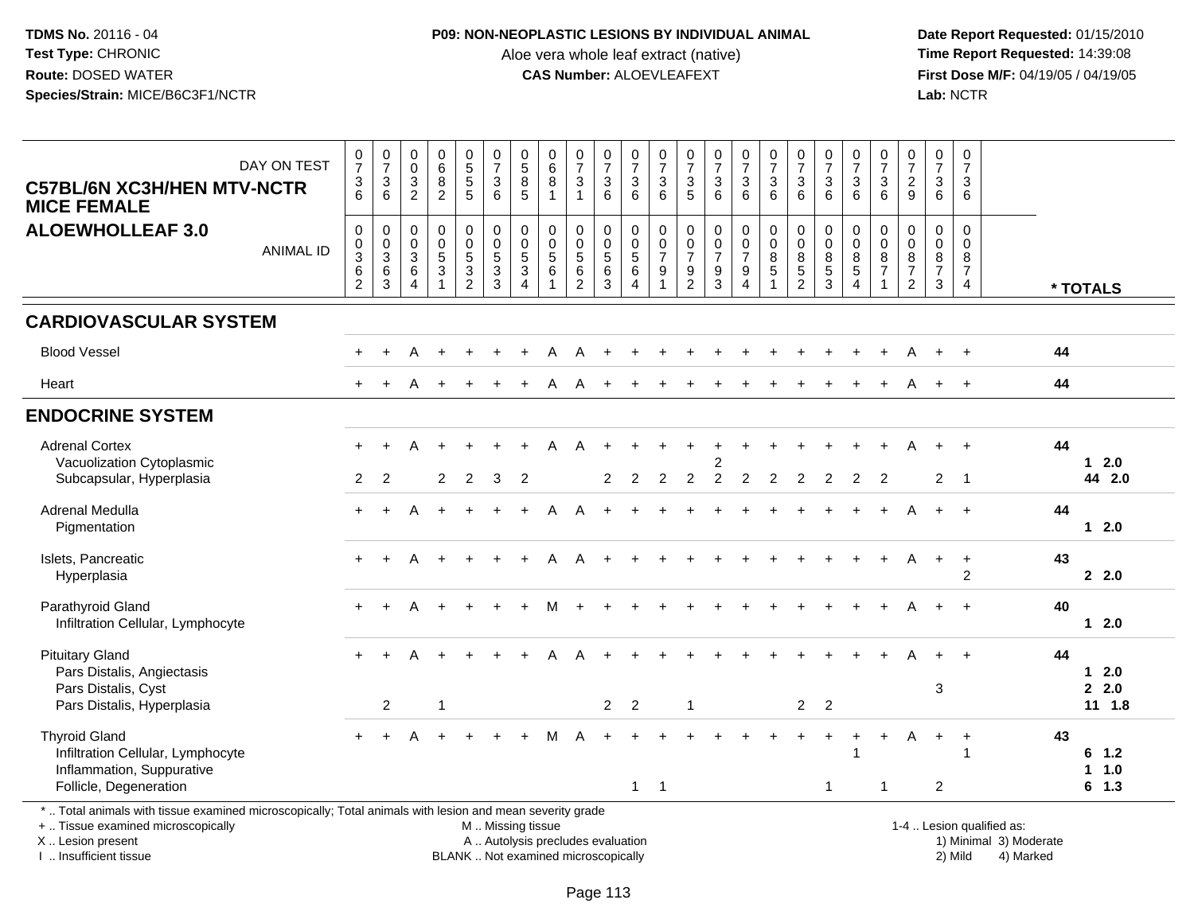**TDMS No.** 20116 - 04
**Test Type:** CHRONIC
**Route:** DOSED WATER
**Species/Strain:** MICE/B6C3F1/NCTR

**P09: NON-NEOPLASTIC LESIONS BY INDIVIDUAL ANIMAL**
Aloe vera whole leaf extract (native)
**CAS Number:** ALOEVLEAFEXT

**Date Report Requested:** 01/15/2010
**Time Report Requested:** 14:39:08
**First Dose M/F:** 04/19/05 / 04/19/05
**Lab:** NCTR

## C57BL/6N XC3H/HEN MTV-NCTR MICE FEMALE
## ALOEWHOLLEAF 3.0

| DAY ON TEST | 0736 | 0736 | 0032 | 0682 | 0555 | 0736 | 0585 | 0681 | 0731 | 0736 | 0736 | 0736 | 0735 | 0736 | 0736 | 0736 | 0736 | 0736 | 0736 | 0736 | 0729 | 0736 | 0736 | |
|---|---|---|---|---|---|---|---|---|---|---|---|---|---|---|---|---|---|---|---|---|---|---|---|---|
| **ANIMAL ID** | 00362 | 00363 | 00364 | 00531 | 00532 | 00533 | 00534 | 00561 | 00562 | 00563 | 00564 | 00791 | 00792 | 00793 | 00794 | 00851 | 00852 | 00853 | 00854 | 00871 | 00872 | 00873 | 00874 | *** TOTALS** |
| **CARDIOVASCULAR SYSTEM** | | | | | | | | | | | | | | | | | | | | | | | | |
| Blood Vessel | + | + | A | + | + | + | + | A | A | + | + | + | + | + | + | + | + | + | + | + | A | + | + | 44 |
| Heart | + | + | A | + | + | + | + | A | A | + | + | + | + | + | + | + | + | + | + | + | A | + | + | 44 |
| **ENDOCRINE SYSTEM** | | | | | | | | | | | | | | | | | | | | | | | | |
| Adrenal Cortex | + | + | A | + | + | + | + | A | A | + | + | + | + | + | + | + | + | + | + | + | A | + | + | 44 |
| Vacuolization Cytoplasmic | | | | | | | | | | | | | | 2 | | | | | | | | | | 1 2.0 |
| Subcapsular, Hyperplasia | 2 | 2 | | 2 | 2 | 3 | 2 | | | 2 | 2 | 2 | 2 | 2 | 2 | 2 | 2 | 2 | 2 | 2 | | 2 | 1 | 44 2.0 |
| Adrenal Medulla | + | + | A | + | + | + | + | A | A | + | + | + | + | + | + | + | + | + | + | + | A | + | + | 44 |
| Pigmentation | | | | | | | | | | | | | | | | | | | | | | | | 1 2.0 |
| Islets, Pancreatic | + | + | A | + | + | + | + | A | A | + | + | + | + | + | + | + | + | + | + | + | A | + | + | 43 |
| Hyperplasia | | | | | | | | | | | | | | | | | | | | | | | 2 | 2 2.0 |
| Parathyroid Gland | + | + | A | + | + | + | + | M | + | + | + | + | + | + | + | + | + | + | + | + | A | + | + | 40 |
| Infiltration Cellular, Lymphocyte | | | | | | | | | | | | | | | | | | | | | | | | 1 2.0 |
| Pituitary Gland | + | + | A | + | + | + | + | A | A | + | + | + | + | + | + | + | + | + | + | + | A | + | + | 44 |
| Pars Distalis, Angiectasis | | | | | | | | | | | | | | | | | | | | | | | | 1 2.0 |
| Pars Distalis, Cyst | | | | | | | | | | | | | | | | | | | | | | 3 | | 2 2.0 |
| Pars Distalis, Hyperplasia | | 2 | | 1 | | | | | | 2 | 2 | | 1 | | | | 2 | 2 | | | | | | 11 1.8 |
| Thyroid Gland | + | + | A | + | + | + | + | M | A | + | + | + | + | + | + | + | + | + | + | + | A | + | + | 43 |
| Infiltration Cellular, Lymphocyte | | | | | | | | | | | | | | | | | | | 1 | | | | 1 | 6 1.2 |
| Inflammation, Suppurative | | | | | | | | | | | | | | | | | | | | | | | | 1 1.0 |
| Follicle, Degeneration | | | | | | | | | | | 1 | 1 | | | | | | 1 | | 1 | | 2 | | 6 1.3 |

\* .. Total animals with tissue examined microscopically; Total animals with lesion and mean severity grade
\+ .. Tissue examined microscopically
X .. Lesion present
I .. Insufficient tissue

M .. Missing tissue
A .. Autolysis precludes evaluation
BLANK .. Not examined microscopically

1-4 .. Lesion qualified as:
1) Minimal 3) Moderate
2) Mild 4) Marked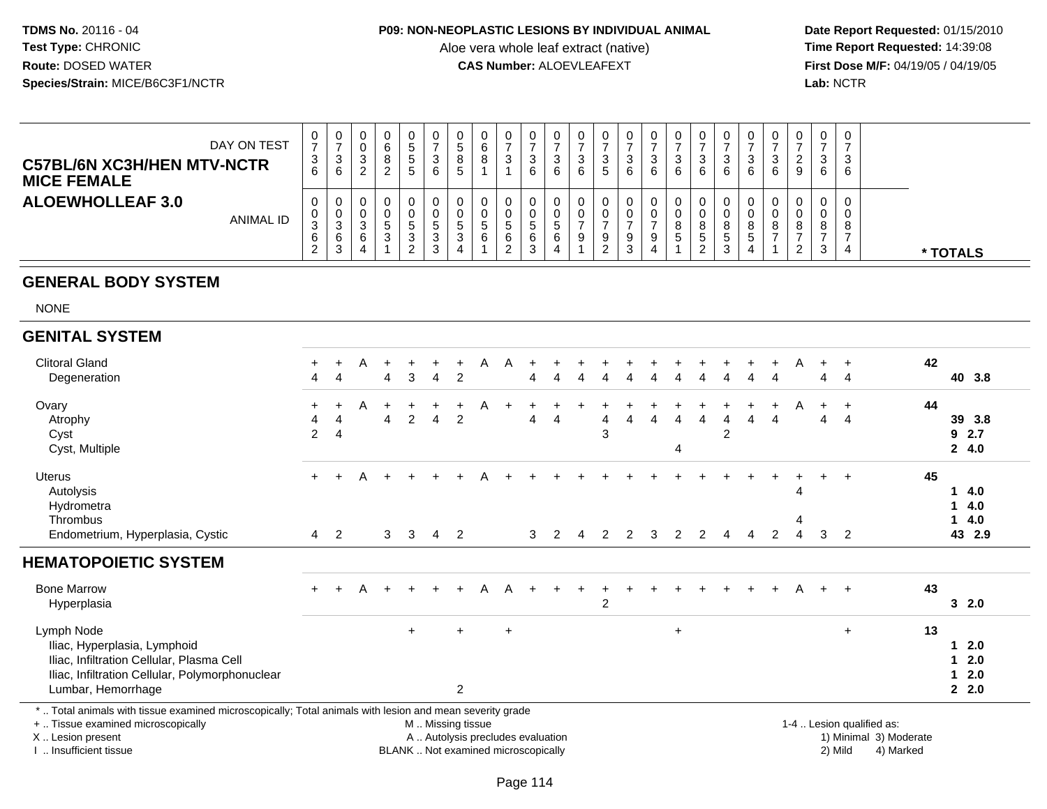**TDMS No.** 20116 - 04
**Test Type:** CHRONIC
**Route:** DOSED WATER
**Species/Strain:** MICE/B6C3F1/NCTR

**P09: NON-NEOPLASTIC LESIONS BY INDIVIDUAL ANIMAL**
Aloe vera whole leaf extract (native)
**CAS Number:** ALOEVLEAFEXT

**Date Report Requested:** 01/15/2010
**Time Report Requested:** 14:39:08
**First Dose M/F:** 04/19/05 / 04/19/05
**Lab:** NCTR

**C57BL/6N XC3H/HEN MTV-NCTR MICE FEMALE**
**ALOEWHOLLEAF 3.0**

| DAY ON TEST | 0736 | 0736 | 0032 | 0682 | 0555 | 0736 | 0585 | 0681 | 0731 | 0736 | 0736 | 0736 | 0735 | 0736 | 0736 | 0736 | 0736 | 0736 | 0736 | 0736 | 0729 | 0736 | 0736 | |
|---|---|---|---|---|---|---|---|---|---|---|---|---|---|---|---|---|---|---|---|---|---|---|---|---|
| **ANIMAL ID** | 0362 | 0363 | 0364 | 0531 | 0532 | 0533 | 0534 | 0561 | 0562 | 0563 | 0564 | 0791 | 0792 | 0793 | 0794 | 0851 | 0852 | 0853 | 0854 | 0871 | 0872 | 0873 | 0874 | *** TOTALS** |
| **GENERAL BODY SYSTEM** | | | | | | | | | | | | | | | | | | | | | | | | |
| NONE | | | | | | | | | | | | | | | | | | | | | | | | |
| **GENITAL SYSTEM** | | | | | | | | | | | | | | | | | | | | | | | | |
| Clitoral Gland | + | + | A | + | + | + | + | A | A | + | + | + | + | + | + | + | + | + | + | + | A | + | + | 42 |
| Degeneration | 4 | 4 | | 4 | 3 | 4 | 2 | | | 4 | 4 | 4 | 4 | 4 | 4 | 4 | 4 | 4 | 4 | 4 | | 4 | 4 | 40 3.8 |
| Ovary | + | + | A | + | + | + | + | A | + | + | + | + | + | + | + | + | + | + | + | + | A | + | + | 44 |
| Atrophy | 4 | 4 | | 4 | 2 | 4 | 2 | | | 4 | 4 | | 4 | 4 | 4 | 4 | 4 | 4 | 4 | 4 | | 4 | 4 | 39 3.8 |
| Cyst | 2 | 4 | | | | | | | | | | | 3 | | | | | 2 | | | | | | 9 2.7 |
| Cyst, Multiple | | | | | | | | | | | | | | | | 4 | | | | | | | | 2 4.0 |
| Uterus | + | + | A | + | + | + | + | A | + | + | + | + | + | + | + | + | + | + | + | + | + | + | + | 45 |
| Autolysis | | | | | | | | | | | | | | | | | | | | | 4 | | | 1 4.0 |
| Hydrometra | | | | | | | | | | | | | | | | | | | | | | | | 1 4.0 |
| Thrombus | | | | | | | | | | | | | | | | | | | | | 4 | | | 1 4.0 |
| Endometrium, Hyperplasia, Cystic | 4 | 2 | | 3 | 3 | 4 | 2 | | | 3 | 2 | 4 | 2 | 2 | 3 | 2 | 2 | 4 | 4 | 2 | 4 | 3 | 2 | 43 2.9 |
| **HEMATOPOIETIC SYSTEM** | | | | | | | | | | | | | | | | | | | | | | | | |
| Bone Marrow | + | + | A | + | + | + | + | A | A | + | + | + | + | + | + | + | + | + | + | + | A | + | + | 43 |
| Hyperplasia | | | | | | | | | | | | | 2 | | | | | | | | | | | 3 2.0 |
| Lymph Node | | | | | + | | + | | + | | | | | | | + | | | | | | | + | 13 |
| Iliac, Hyperplasia, Lymphoid | | | | | | | | | | | | | | | | | | | | | | | | 1 2.0 |
| Iliac, Infiltration Cellular, Plasma Cell | | | | | | | | | | | | | | | | | | | | | | | | 1 2.0 |
| Iliac, Infiltration Cellular, Polymorphonuclear | | | | | | | | | | | | | | | | | | | | | | | | 1 2.0 |
| Lumbar, Hemorrhage | | | | | | | 2 | | | | | | | | | | | | | | | | | 2 2.0 |

\* .. Total animals with tissue examined microscopically; Total animals with lesion and mean severity grade
+ .. Tissue examined microscopically
X .. Lesion present
I .. Insufficient tissue

M .. Missing tissue
A .. Autolysis precludes evaluation
BLANK .. Not examined microscopically

1-4 .. Lesion qualified as:
1) Minimal 3) Moderate
2) Mild 4) Marked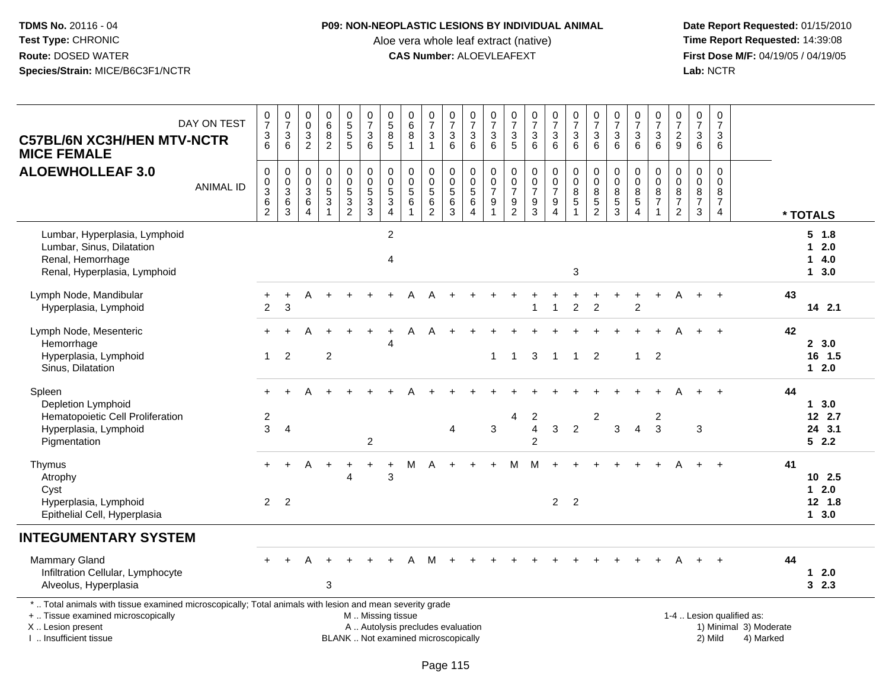**TDMS No.** 20116 - 04
**Test Type:** CHRONIC
**Route:** DOSED WATER
**Species/Strain:** MICE/B6C3F1/NCTR

**P09: NON-NEOPLASTIC LESIONS BY INDIVIDUAL ANIMAL**
Aloe vera whole leaf extract (native)
**CAS Number:** ALOEVLEAFEXT

**Date Report Requested:** 01/15/2010
**Time Report Requested:** 14:39:08
**First Dose M/F:** 04/19/05 / 04/19/05
**Lab:** NCTR

## C57BL/6N XC3H/HEN MTV-NCTR MICE FEMALE
## ALOEWHOLLEAF 3.0

| DAY ON TEST | 0736 | 0736 | 0032 | 0682 | 0555 | 0736 | 0585 | 0681 | 0731 | 0736 | 0736 | 0736 | 0735 | 0736 | 0736 | 0736 | 0736 | 0736 | 0736 | 0736 | 0729 | 0736 | 0736 | |
|---|---|---|---|---|---|---|---|---|---|---|---|---|---|---|---|---|---|---|---|---|---|---|---|---|
| **ANIMAL ID** | 00362 | 00363 | 00364 | 00531 | 00532 | 00533 | 00534 | 00561 | 00562 | 00563 | 00564 | 00791 | 00792 | 00793 | 00794 | 00851 | 00852 | 00853 | 00854 | 00871 | 00872 | 00873 | 00874 | **\* TOTALS** |
| Lumbar, Hyperplasia, Lymphoid | | | | | | | 2 | | | | | | | | | | | | | | | | | 5 1.8 |
| Lumbar, Sinus, Dilatation | | | | | | | | | | | | | | | | | | | | | | | | 1 2.0 |
| Renal, Hemorrhage | | | | | | | 4 | | | | | | | | | | | | | | | | | 1 4.0 |
| Renal, Hyperplasia, Lymphoid | | | | | | | | | | | | | | | | 3 | | | | | | | | 1 3.0 |
| Lymph Node, Mandibular | + | + | A | + | + | + | + | A | A | + | + | + | + | + | + | + | + | + | + | + | A | + | + | 43 |
| Hyperplasia, Lymphoid | 2 | 3 | | | | | | | | | | | | 1 | 1 | 2 | 2 | | 2 | | | | | 14 2.1 |
| Lymph Node, Mesenteric | + | + | A | + | + | + | + | A | A | + | + | + | + | + | + | + | + | + | + | + | A | + | + | 42 |
| Hemorrhage | | | | | | | 4 | | | | | | | | | | | | | | | | | 2 3.0 |
| Hyperplasia, Lymphoid | 1 | 2 | | 2 | | | | | | | | 1 | 1 | 3 | 1 | 1 | 2 | | 1 | 2 | | | | 16 1.5 |
| Sinus, Dilatation | | | | | | | | | | | | | | | | | | | | | | | | 1 2.0 |
| Spleen | + | + | A | + | + | + | + | A | + | + | + | + | + | + | + | + | + | + | + | + | A | + | + | 44 |
| Depletion Lymphoid | | | | | | | | | | | | | | | | | | | | | | | | 1 3.0 |
| Hematopoietic Cell Proliferation | 2 | | | | | | | | | | | | 4 | 2 | | | 2 | | | 2 | | | | 12 2.7 |
| Hyperplasia, Lymphoid | 3 | 4 | | | | | | | | 4 | | 3 | | 4 | 3 | 2 | | 3 | 4 | 3 | | 3 | | 24 3.1 |
| Pigmentation | | | | | | 2 | | | | | | | | 2 | | | | | | | | | | 5 2.2 |
| Thymus | + | + | A | + | + | + | + | M | A | + | + | + | M | M | + | + | + | + | + | + | A | + | + | 41 |
| Atrophy | | | | | 4 | | 3 | | | | | | | | | | | | | | | | | 10 2.5 |
| Cyst | | | | | | | | | | | | | | | | | | | | | | | | 1 2.0 |
| Hyperplasia, Lymphoid | 2 | 2 | | | | | | | | | | | | | 2 | 2 | | | | | | | | 12 1.8 |
| Epithelial Cell, Hyperplasia | | | | | | | | | | | | | | | | | | | | | | | | 1 3.0 |
| **INTEGUMENTARY SYSTEM** | | | | | | | | | | | | | | | | | | | | | | | | |
| Mammary Gland | + | + | A | + | + | + | + | A | M | + | + | + | + | + | + | + | + | + | + | + | A | + | + | 44 |
| Infiltration Cellular, Lymphocyte | | | | | | | | | | | | | | | | | | | | | | | | 1 2.0 |
| Alveolus, Hyperplasia | | | | 3 | | | | | | | | | | | | | | | | | | | | 3 2.3 |

\* .. Total animals with tissue examined microscopically; Total animals with lesion and mean severity grade
+ .. Tissue examined microscopically
X .. Lesion present
I .. Insufficient tissue

M .. Missing tissue
A .. Autolysis precludes evaluation
BLANK .. Not examined microscopically

1-4 .. Lesion qualified as:
1) Minimal 3) Moderate
2) Mild 4) Marked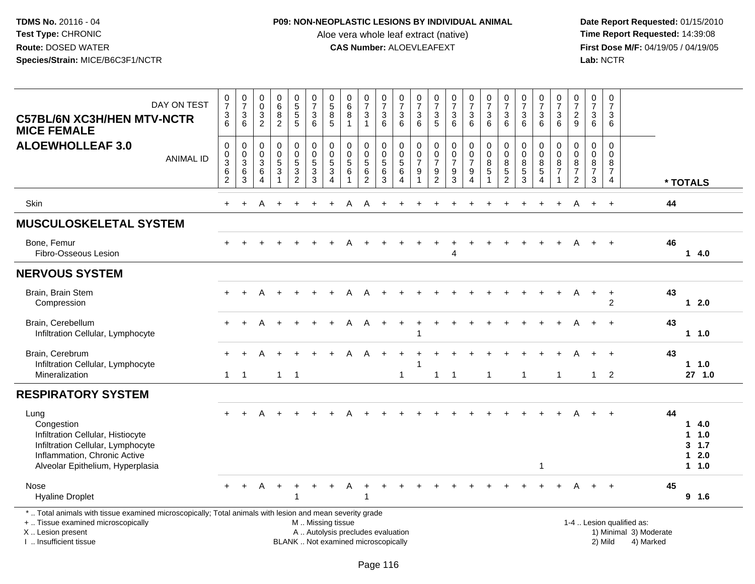**TDMS No.** 20116 - 04
**Test Type:** CHRONIC
**Route:** DOSED WATER
**Species/Strain:** MICE/B6C3F1/NCTR

**P09: NON-NEOPLASTIC LESIONS BY INDIVIDUAL ANIMAL**
Aloe vera whole leaf extract (native)
**CAS Number:** ALOEVLEAFEXT

**Date Report Requested:** 01/15/2010
**Time Report Requested:** 14:39:08
**First Dose M/F:** 04/19/05 / 04/19/05
**Lab:** NCTR

## C57BL/6N XC3H/HEN MTV-NCTR MICE FEMALE
## ALOEWHOLLEAF 3.0

| DAY ON TEST | 0736 | 0736 | 0032 | 0682 | 0555 | 0736 | 0585 | 0681 | 0731 | 0736 | 0736 | 0736 | 0735 | 0736 | 0736 | 0736 | 0736 | 0736 | 0736 | 0736 | 0729 | 0736 | 0736 | |
|---|---|---|---|---|---|---|---|---|---|---|---|---|---|---|---|---|---|---|---|---|---|---|---|---|
| **ANIMAL ID** | 00362 | 00363 | 00364 | 00531 | 00532 | 00533 | 00534 | 00561 | 00562 | 00563 | 00564 | 00791 | 00792 | 00793 | 00794 | 00851 | 00852 | 00853 | 00854 | 00871 | 00872 | 00873 | 00874 | *** TOTALS** |
| Skin | + | + | A | + | + | + | + | A | A | + | + | + | + | + | + | + | + | + | + | + | A | + | + | 44 |
| **MUSCULOSKELETAL SYSTEM** | | | | | | | | | | | | | | | | | | | | | | | | |
| Bone, Femur | + | + | + | + | + | + | + | A | + | + | + | + | + | + | + | + | + | + | + | + | A | + | + | 46 |
| Fibro-Osseous Lesion | | | | | | | | | | | | | | 4 | | | | | | | | | | 1 4.0 |
| **NERVOUS SYSTEM** | | | | | | | | | | | | | | | | | | | | | | | | |
| Brain, Brain Stem | + | + | A | + | + | + | + | A | A | + | + | + | + | + | + | + | + | + | + | + | A | + | + | 43 |
| Compression | | | | | | | | | | | | | | | | | | | | | | | 2 | 1 2.0 |
| Brain, Cerebellum | + | + | A | + | + | + | + | A | A | + | + | + | + | + | + | + | + | + | + | + | A | + | + | 43 |
| Infiltration Cellular, Lymphocyte | | | | | | | | | | | | 1 | | | | | | | | | | | | 1 1.0 |
| Brain, Cerebrum | + | + | A | + | + | + | + | A | A | + | + | + | + | + | + | + | + | + | + | + | A | + | + | 43 |
| Infiltration Cellular, Lymphocyte | | | | | | | | | | | | 1 | | | | | | | | | | | | 1 1.0 |
| Mineralization | 1 | 1 | | 1 | 1 | | | | | | 1 | | 1 | 1 | | 1 | | 1 | | 1 | | 1 | 2 | 27 1.0 |
| **RESPIRATORY SYSTEM** | | | | | | | | | | | | | | | | | | | | | | | | |
| Lung | + | + | A | + | + | + | + | A | + | + | + | + | + | + | + | + | + | + | + | + | A | + | + | 44 |
| Congestion | | | | | | | | | | | | | | | | | | | | | | | | 1 4.0 |
| Infiltration Cellular, Histiocyte | | | | | | | | | | | | | | | | | | | | | | | | 1 1.0 |
| Infiltration Cellular, Lymphocyte | | | | | | | | | | | | | | | | | | | | | | | | 3 1.7 |
| Inflammation, Chronic Active | | | | | | | | | | | | | | | | | | | | | | | | 1 2.0 |
| Alveolar Epithelium, Hyperplasia | | | | | | | | | | | | | | | | | | | 1 | | | | | 1 1.0 |
| Nose | + | + | A | + | + | + | + | A | + | + | + | + | + | + | + | + | + | + | + | + | A | + | + | 45 |
| Hyaline Droplet | | | | | 1 | | | | 1 | | | | | | | | | | | | | | | 9 1.6 |

\* .. Total animals with tissue examined microscopically; Total animals with lesion and mean severity grade
+ .. Tissue examined microscopically
X .. Lesion present
I .. Insufficient tissue

M .. Missing tissue
A .. Autolysis precludes evaluation
BLANK .. Not examined microscopically

1-4 .. Lesion qualified as:
1) Minimal 3) Moderate
2) Mild 4) Marked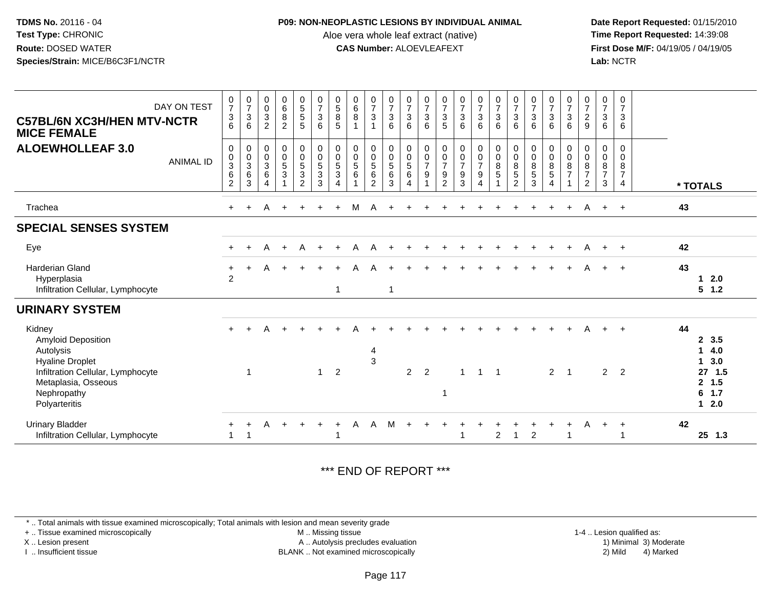**TDMS No.** 20116 - 04
**Test Type:** CHRONIC
**Route:** DOSED WATER
**Species/Strain:** MICE/B6C3F1/NCTR

**P09: NON-NEOPLASTIC LESIONS BY INDIVIDUAL ANIMAL**
Aloe vera whole leaf extract (native)
**CAS Number:** ALOEVLEAFEXT

**Date Report Requested:** 01/15/2010
**Time Report Requested:** 14:39:08
**First Dose M/F:** 04/19/05 / 04/19/05
**Lab:** NCTR

**C57BL/6N XC3H/HEN MTV-NCTR MICE FEMALE**
**ALOEWHOLLEAF 3.0**

| DAY ON TEST | 0736 | 0736 | 0032 | 0682 | 0555 | 0736 | 0585 | 0681 | 0731 | 0736 | 0736 | 0736 | 0735 | 0736 | 0736 | 0736 | 0736 | 0736 | 0736 | 0736 | 0729 | 0736 | 0736 | |
|---|---|---|---|---|---|---|---|---|---|---|---|---|---|---|---|---|---|---|---|---|---|---|---|---|
| ANIMAL ID | 00362 | 00363 | 00364 | 00531 | 00532 | 00533 | 00534 | 00561 | 00562 | 00563 | 00564 | 00791 | 00792 | 00793 | 00794 | 00851 | 00852 | 00853 | 00854 | 00871 | 00872 | 00873 | 00874 | * TOTALS |
| Trachea | + | + | A | + | + | + | + | M | A | + | + | + | + | + | + | + | + | + | + | + | A | + | + | 43 |
| **SPECIAL SENSES SYSTEM** | | | | | | | | | | | | | | | | | | | | | | | | |
| Eye | + | + | A | + | A | + | + | A | A | + | + | + | + | + | + | + | + | + | + | + | A | + | + | 42 |
| Harderian Gland | + | + | A | + | + | + | + | A | A | + | + | + | + | + | + | + | + | + | + | + | A | + | + | 43 |
| Hyperplasia | 2 | | | | | | | | | | | | | | | | | | | | | | | 1 2.0 |
| Infiltration Cellular, Lymphocyte | | | | | | | 1 | | | 1 | | | | | | | | | | | | | | 5 1.2 |
| **URINARY SYSTEM** | | | | | | | | | | | | | | | | | | | | | | | | |
| Kidney | + | + | A | + | + | + | + | A | + | + | + | + | + | + | + | + | + | + | + | + | A | + | + | 44 |
| Amyloid Deposition | | | | | | | | | | | | | | | | | | | | | | | | 2 3.5 |
| Autolysis | | | | | | | | | 4 | | | | | | | | | | | | | | | 1 4.0 |
| Hyaline Droplet | | | | | | | | | 3 | | | | | | | | | | | | | | | 1 3.0 |
| Infiltration Cellular, Lymphocyte | | 1 | | | | 1 | 2 | | | | 2 | 2 | | 1 | 1 | 1 | | | 2 | 1 | | 2 | 2 | 27 1.5 |
| Metaplasia, Osseous | | | | | | | | | | | | | | | | | | | | | | | | 2 1.5 |
| Nephropathy | | | | | | | | | | | | | 1 | | | | | | | | | | | 6 1.7 |
| Polyarteritis | | | | | | | | | | | | | | | | | | | | | | | | 1 2.0 |
| Urinary Bladder | + | + | A | + | + | + | + | A | A | M | + | + | + | + | + | + | + | + | + | + | A | + | + | 42 |
| Infiltration Cellular, Lymphocyte | 1 | 1 | | | | | 1 | | | | | | | 1 | | 2 | 1 | 2 | | 1 | | | 1 | 25 1.3 |

*** END OF REPORT ***

* .. Total animals with tissue examined microscopically; Total animals with lesion and mean severity grade
+ .. Tissue examined microscopically
X .. Lesion present
I .. Insufficient tissue
M .. Missing tissue
A .. Autolysis precludes evaluation
BLANK .. Not examined microscopically
1-4 .. Lesion qualified as:
1) Minimal 3) Moderate
2) Mild 4) Marked